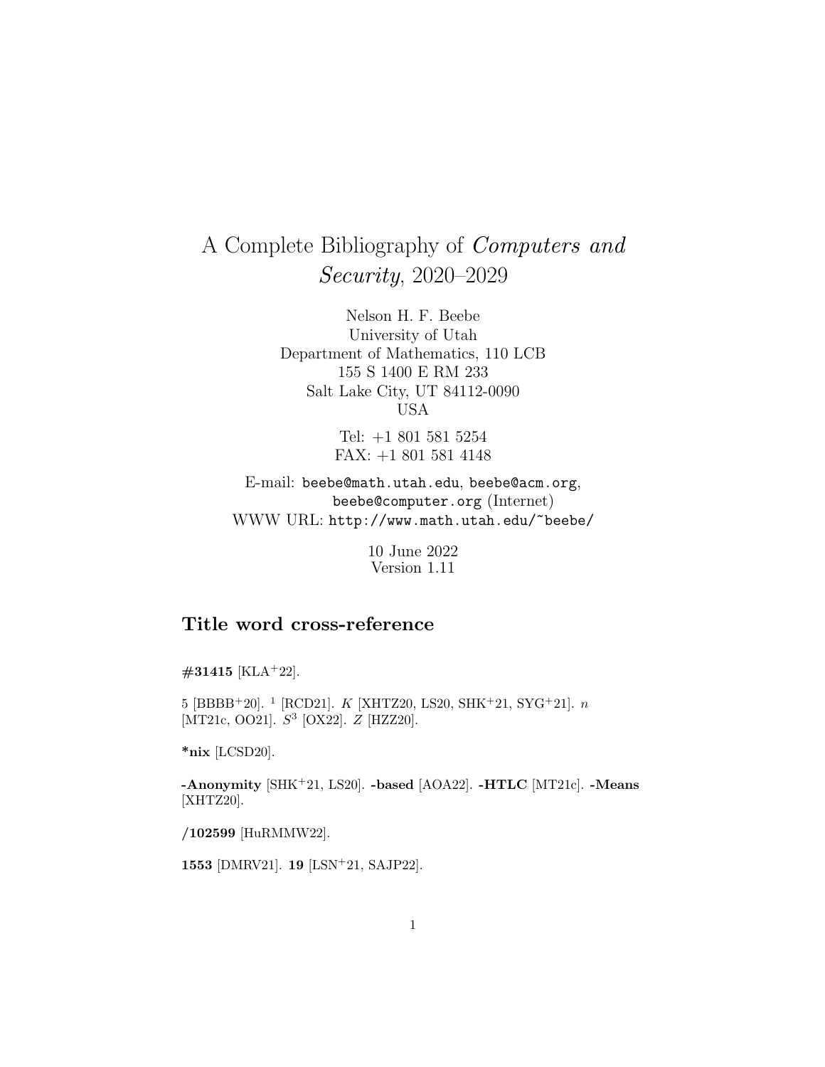# A Complete Bibliography of *Computers and Security*, 2020–2029

Nelson H. F. Beebe
University of Utah
Department of Mathematics, 110 LCB
155 S 1400 E RM 233
Salt Lake City, UT 84112-0090
USA

Tel: +1 801 581 5254
FAX: +1 801 581 4148

E-mail: `beebe@math.utah.edu`, `beebe@acm.org`, `beebe@computer.org` (Internet)
WWW URL: `http://www.math.utah.edu/~beebe/`

10 June 2022
Version 1.11

## Title word cross-reference

**#31415** [KLA+22].

5 [BBBB+20]. $^1$ [RCD21]. $K$ [XHTZ20, LS20, SHK+21, SYG+21]. $n$ [MT21c, OO21]. $S^3$ [OX22]. $Z$ [HZZ20].

***nix** [LCSD20].

**-Anonymity** [SHK+21, LS20]. **-based** [AOA22]. **-HTLC** [MT21c]. **-Means** [XHTZ20].

**/102599** [HuRMMW22].

**1553** [DMRV21]. **19** [LSN+21, SAJP22].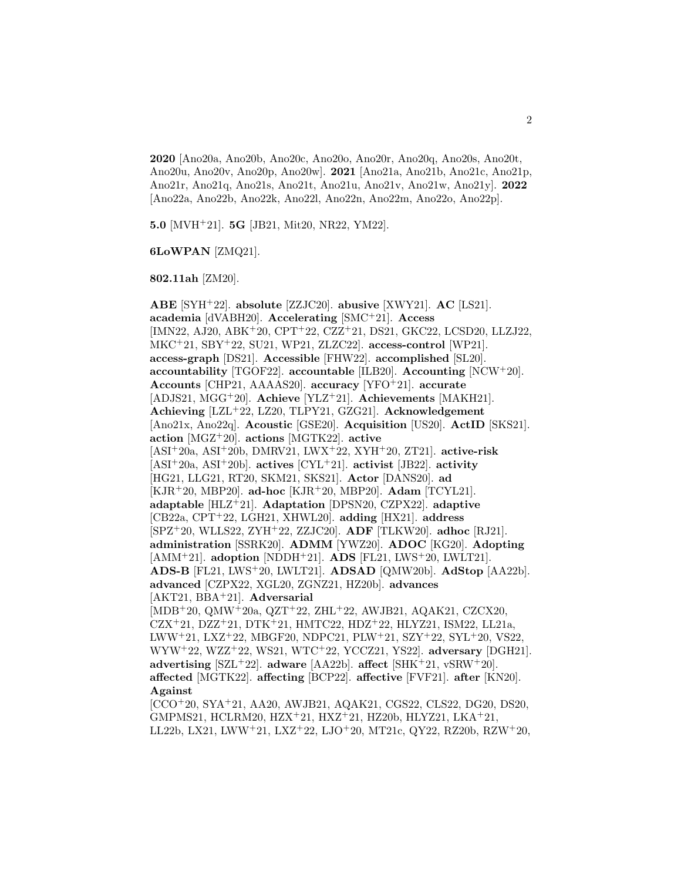**2020** [Ano20a, Ano20b, Ano20c, Ano20o, Ano20r, Ano20q, Ano20s, Ano20t, Ano20u, Ano20v, Ano20p, Ano20w]. **2021** [Ano21a, Ano21b, Ano21c, Ano21p, Ano21r, Ano21q, Ano21s, Ano21t, Ano21u, Ano21v, Ano21w, Ano21y]. **2022** [Ano22a, Ano22b, Ano22k, Ano22l, Ano22n, Ano22m, Ano22o, Ano22p].

**5.0** [MVH+21]. **5G** [JB21, Mit20, NR22, YM22].

**6LoWPAN** [ZMQ21].

**802.11ah** [ZM20].

**ABE** [SYH+22]. **absolute** [ZZJC20]. **abusive** [XWY21]. **AC** [LS21]. **academia** [dVABH20]. **Accelerating** [SMC+21]. **Access** [IMN22, AJ20, ABK+20, CPT+22, CZZ+21, DS21, GKC22, LCSD20, LLZJ22, MKC+21, SBY+22, SU21, WP21, ZLZC22]. **access-control** [WP21]. **access-graph** [DS21]. **Accessible** [FHW22]. **accomplished** [SL20]. **accountability** [TGOF22]. **accountable** [ILB20]. **Accounting** [NCW+20]. **Accounts** [CHP21, AAAAS20]. **accuracy** [YFO+21]. **accurate** [ADJS21, MGG+20]. **Achieve** [YLZ+21]. **Achievements** [MAKH21]. **Achieving** [LZL+22, LZ20, TLPY21, GZG21]. **Acknowledgement** [Ano21x, Ano22q]. **Acoustic** [GSE20]. **Acquisition** [US20]. **ActID** [SKS21]. **action** [MGZ+20]. **actions** [MGTK22]. **active** [ASI+20a, ASI+20b, DMRV21, LWX+22, XYH+20, ZT21]. **active-risk** [ASI+20a, ASI+20b]. **actives** [CYL+21]. **activist** [JB22]. **activity** [HG21, LLG21, RT20, SKM21, SKS21]. **Actor** [DANS20]. **ad** [KJR+20, MBP20]. **ad-hoc** [KJR+20, MBP20]. **Adam** [TCYL21]. **adaptable** [HLZ+21]. **Adaptation** [DPSN20, CZPX22]. **adaptive** [CB22a, CPT+22, LGH21, XHWL20]. **adding** [HX21]. **address** [SPZ+20, WLLS22, ZYH+22, ZZJC20]. **ADF** [TLKW20]. **adhoc** [RJ21]. **administration** [SSRK20]. **ADMM** [YWZ20]. **ADOC** [KG20]. **Adopting** [AMM+21]. **adoption** [NDDH+21]. **ADS** [FL21, LWS+20, LWLT21]. **ADS-B** [FL21, LWS+20, LWLT21]. **ADSAD** [QMW20b]. **AdStop** [AA22b]. **advanced** [CZPX22, XGL20, ZGNZ21, HZ20b]. **advances** [AKT21, BBA+21]. **Adversarial** [MDB+20, QMW+20a, QZT+22, ZHL+22, AWJB21, AQAK21, CZCX20, CZX+21, DZZ+21, DTK+21, HMTC22, HDZ+22, HLYZ21, ISM22, LL21a, LWW+21, LXZ+22, MBGF20, NDPC21, PLW+21, SZY+22, SYL+20, VS22, WYW+22, WZZ+22, WS21, WTC+22, YCCZ21, YS22]. **adversary** [DGH21]. **advertising** [SZL+22]. **adware** [AA22b]. **affect** [SHK+21, vSRW+20]. **affected** [MGTK22]. **affecting** [BCP22]. **affective** [FVF21]. **after** [KN20]. **Against** [CCO+20, SYA+21, AA20, AWJB21, AQAK21, CGS22, CLS22, DG20, DS20, GMPMS21, HCLRM20, HZX+21, HXZ+21, HZ20b, HLYZ21, LKA+21, LL22b, LX21, LWW+21, LXZ+22, LJO+20, MT21c, QY22, RZ20b, RZW+20,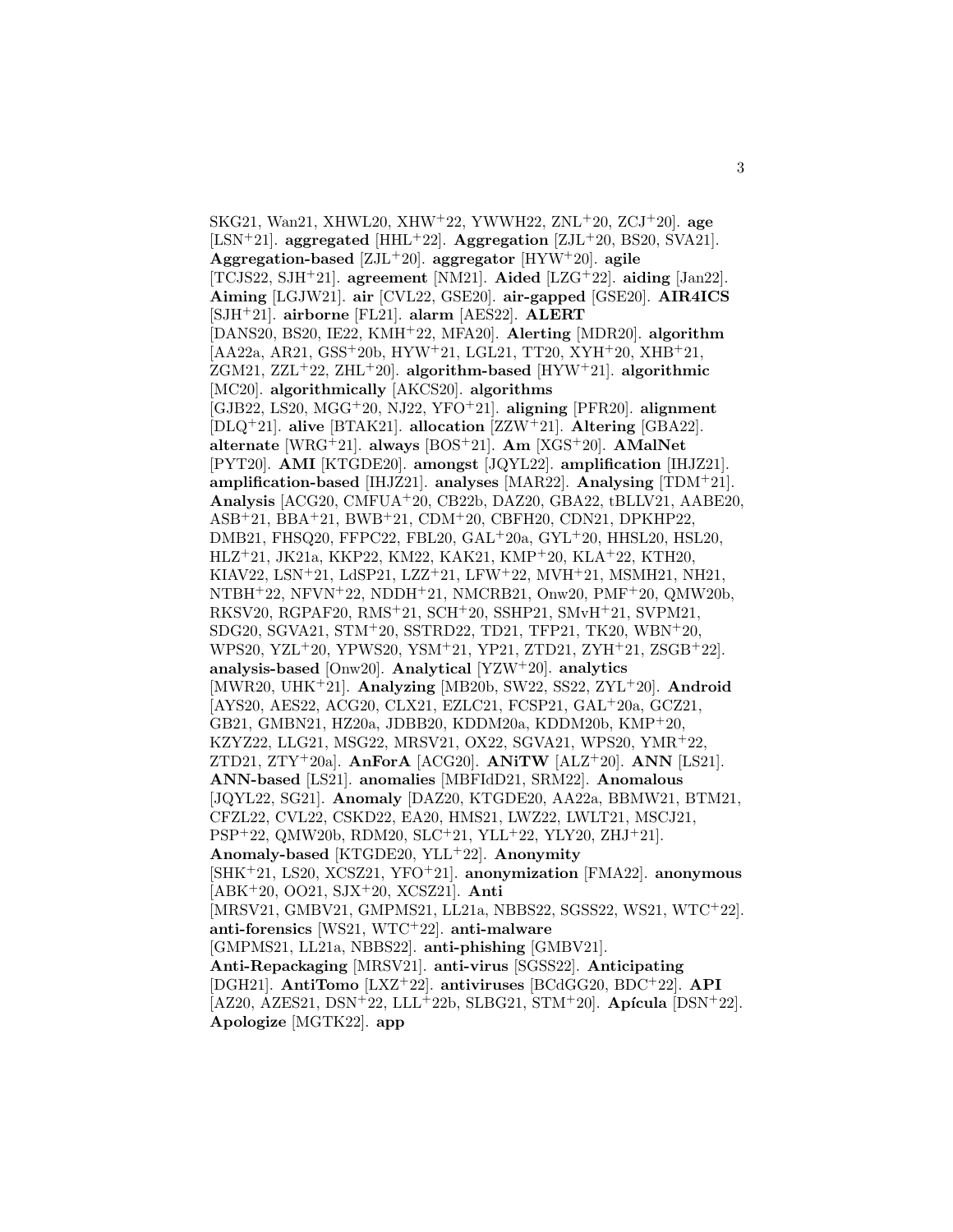SKG21, Wan21, XHWL20, XHW[+]22, YWWH22, ZNL[+]20, ZCJ[+]20]. **age** [LSN[+]21]. **aggregated** [HHL[+]22]. **Aggregation** [ZJL[+]20, BS20, SVA21]. **Aggregation-based** [ZJL[+]20]. **aggregator** [HYW[+]20]. **agile** [TCJS22, SJH[+]21]. **agreement** [NM21]. **Aided** [LZG[+]22]. **aiding** [Jan22]. **Aiming** [LGJW21]. **air** [CVL22, GSE20]. **air-gapped** [GSE20]. **AIR4ICS** [SJH[+]21]. **airborne** [FL21]. **alarm** [AES22]. **ALERT** [DANS20, BS20, IE22, KMH[+]22, MFA20]. **Alerting** [MDR20]. **algorithm** [AA22a, AR21, GSS[+]20b, HYW[+]21, LGL21, TT20, XYH[+]20, XHB[+]21, ZGM21, ZZL[+]22, ZHL[+]20]. **algorithm-based** [HYW[+]21]. **algorithmic** [MC20]. **algorithmically** [AKCS20]. **algorithms** [GJB22, LS20, MGG[+]20, NJ22, YFO[+]21]. **aligning** [PFR20]. **alignment** [DLQ[+]21]. **alive** [BTAK21]. **allocation** [ZZW[+]21]. **Altering** [GBA22]. **alternate** [WRG[+]21]. **always** [BOS[+]21]. **Am** [XGS[+]20]. **AMalNet** [PYT20]. **AMI** [KTGDE20]. **amongst** [JQYL22]. **amplification** [IHJZ21]. **amplification-based** [IHJZ21]. **analyses** [MAR22]. **Analysing** [TDM[+]21]. **Analysis** [ACG20, CMFUA[+]20, CB22b, DAZ20, GBA22, tBLLV21, AABE20, ASB[+]21, BBA[+]21, BWB[+]21, CDM[+]20, CBFH20, CDN21, DPKHP22, DMB21, FHSQ20, FFPC22, FBL20, GAL[+]20a, GYL[+]20, HHSL20, HSL20, HLZ[+]21, JK21a, KKP22, KM22, KAK21, KMP[+]20, KLA[+]22, KTH20, KIAV22, LSN[+]21, LdSP21, LZZ[+]21, LFW[+]22, MVH[+]21, MSMH21, NH21, NTBH[+]22, NFVN[+]22, NDDH[+]21, NMCRB21, Onw20, PMF[+]20, QMW20b, RKSV20, RGPAF20, RMS[+]21, SCH[+]20, SSHP21, SMvH[+]21, SVPM21, SDG20, SGVA21, STM[+]20, SSTRD22, TD21, TFP21, TK20, WBN[+]20, WPS20, YZL[+]20, YPWS20, YSM[+]21, YP21, ZTD21, ZYH[+]21, ZSGB[+]22]. **analysis-based** [Onw20]. **Analytical** [YZW[+]20]. **analytics** [MWR20, UHK[+]21]. **Analyzing** [MB20b, SW22, SS22, ZYL[+]20]. **Android** [AYS20, AES22, ACG20, CLX21, EZLC21, FCSP21, GAL[+]20a, GCZ21, GB21, GMBN21, HZ20a, JDBB20, KDDM20a, KDDM20b, KMP[+]20, KZYZ22, LLG21, MSG22, MRSV21, OX22, SGVA21, WPS20, YMR[+]22, ZTD21, ZTY[+]20a]. **AnForA** [ACG20]. **ANiTW** [ALZ[+]20]. **ANN** [LS21]. **ANN-based** [LS21]. **anomalies** [MBFIdD21, SRM22]. **Anomalous** [JQYL22, SG21]. **Anomaly** [DAZ20, KTGDE20, AA22a, BBMW21, BTM21, CFZL22, CVL22, CSKD22, EA20, HMS21, LWZ22, LWLT21, MSCJ21, PSP[+]22, QMW20b, RDM20, SLC[+]21, YLL[+]22, YLY20, ZHJ[+]21]. **Anomaly-based** [KTGDE20, YLL[+]22]. **Anonymity** [SHK[+]21, LS20, XCSZ21, YFO[+]21]. **anonymization** [FMA22]. **anonymous** [ABK[+]20, OO21, SJX[+]20, XCSZ21]. **Anti** [MRSV21, GMBV21, GMPMS21, LL21a, NBBS22, SGSS22, WS21, WTC[+]22]. **anti-forensics** [WS21, WTC[+]22]. **anti-malware** [GMPMS21, LL21a, NBBS22]. **anti-phishing** [GMBV21]. **Anti-Repackaging** [MRSV21]. **anti-virus** [SGSS22]. **Anticipating** [DGH21]. **AntiTomo** [LXZ[+]22]. **antiviruses** [BCdGG20, BDC[+]22]. **API** [AZ20, AZES21, DSN[+]22, LLL[+]22b, SLBG21, STM[+]20]. **Apícula** [DSN[+]22]. **Apologize** [MGTK22]. **app**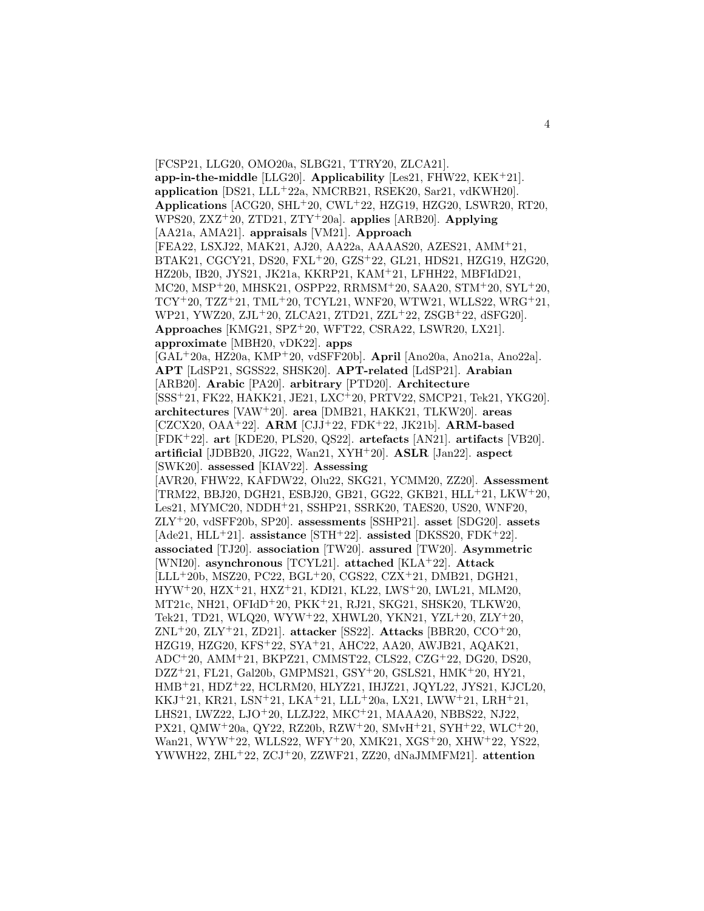[FCSP21, LLG20, OMO20a, SLBG21, TTRY20, ZLCA21]. **app-in-the-middle** [LLG20]. **Applicability** [Les21, FHW22, KEK+21]. **application** [DS21, LLL+22a, NMCRB21, RSEK20, Sar21, vdKWH20]. **Applications** [ACG20, SHL+20, CWL+22, HZG19, HZG20, LSWR20, RT20, WPS20, ZXZ+20, ZTD21, ZTY+20a]. **applies** [ARB20]. **Applying** [AA21a, AMA21]. **appraisals** [VM21]. **Approach** [FEA22, LSXJ22, MAK21, AJ20, AA22a, AAAAS20, AZES21, AMM+21, BTAK21, CGCY21, DS20, FXL+20, GZS+22, GL21, HDS21, HZG19, HZG20, HZ20b, IB20, JYS21, JK21a, KKRP21, KAM+21, LFHH22, MBFIdD21, MC20, MSP+20, MHSK21, OSPP22, RRMSM+20, SAA20, STM+20, SYL+20, TCY+20, TZZ+21, TML+20, TCYL21, WNF20, WTW21, WLLS22, WRG+21, WP21, YWZ20, ZJL+20, ZLCA21, ZTD21, ZZL+22, ZSGB+22, dSFG20]. **Approaches** [KMG21, SPZ+20, WFT22, CSRA22, LSWR20, LX21]. **approximate** [MBH20, vDK22]. **apps** [GAL+20a, HZ20a, KMP+20, vdSFF20b]. **April** [Ano20a, Ano21a, Ano22a]. **APT** [LdSP21, SGSS22, SHSK20]. **APT-related** [LdSP21]. **Arabian** [ARB20]. **Arabic** [PA20]. **arbitrary** [PTD20]. **Architecture** [SSS+21, FK22, HAKK21, JE21, LXC+20, PRTV22, SMCP21, Tek21, YKG20]. **architectures** [VAW+20]. **area** [DMB21, HAKK21, TLKW20]. **areas** [CZCX20, OAA+22]. **ARM** [CJJ+22, FDK+22, JK21b]. **ARM-based** [FDK+22]. **art** [KDE20, PLS20, QS22]. **artefacts** [AN21]. **artifacts** [VB20]. **artificial** [JDBB20, JIG22, Wan21, XYH+20]. **ASLR** [Jan22]. **aspect** [SWK20]. **assessed** [KIAV22]. **Assessing** [AVR20, FHW22, KAFDW22, Olu22, SKG21, YCMM20, ZZ20]. **Assessment** [TRM22, BBJ20, DGH21, ESBJ20, GB21, GG22, GKB21, HLL+21, LKW+20, Les21, MYMC20, NDDH+21, SSHP21, SSRK20, TAES20, US20, WNF20, ZLY+20, vdSFF20b, SP20]. **assessments** [SSHP21]. **asset** [SDG20]. **assets** [Ade21, HLL+21]. **assistance** [STH+22]. **assisted** [DKSS20, FDK+22]. **associated** [TJ20]. **association** [TW20]. **assured** [TW20]. **Asymmetric** [WNI20]. **asynchronous** [TCYL21]. **attached** [KLA+22]. **Attack** [LLL+20b, MSZ20, PC22, BGL+20, CGS22, CZX+21, DMB21, DGH21, HYW+20, HZX+21, HXZ+21, KDI21, KL22, LWS+20, LWL21, MLM20, MT21c, NH21, OFIdD+20, PKK+21, RJ21, SKG21, SHSK20, TLKW20, Tek21, TD21, WLQ20, WYW+22, XHWL20, YKN21, YZL+20, ZLY+20, ZNL+20, ZLY+21, ZD21]. **attacker** [SS22]. **Attacks** [BBR20, CCO+20, HZG19, HZG20, KFS+22, SYA+21, AHC22, AA20, AWJB21, AQAK21, ADC+20, AMM+21, BKPZ21, CMMST22, CLS22, CZG+22, DG20, DS20, DZZ+21, FL21, Gal20b, GMPMS21, GSY+20, GSLS21, HMK+20, HY21, HMB+21, HDZ+22, HCLRM20, HLYZ21, IHJZ21, JQYL22, JYS21, KJCL20, KKJ+21, KR21, LSN+21, LKA+21, LLL+20a, LX21, LWW+21, LRH+21, LHS21, LWZ22, LJO+20, LLZJ22, MKC+21, MAAA20, NBBS22, NJ22, PX21, QMW+20a, QY22, RZ20b, RZW+20, SMvH+21, SYH+22, WLC+20, Wan21, WYW+22, WLLS22, WFY+20, XMK21, XGS+20, XHW+22, YS22, YWWH22, ZHL+22, ZCJ+20, ZZWF21, ZZ20, dNaJMMFM21]. **attention**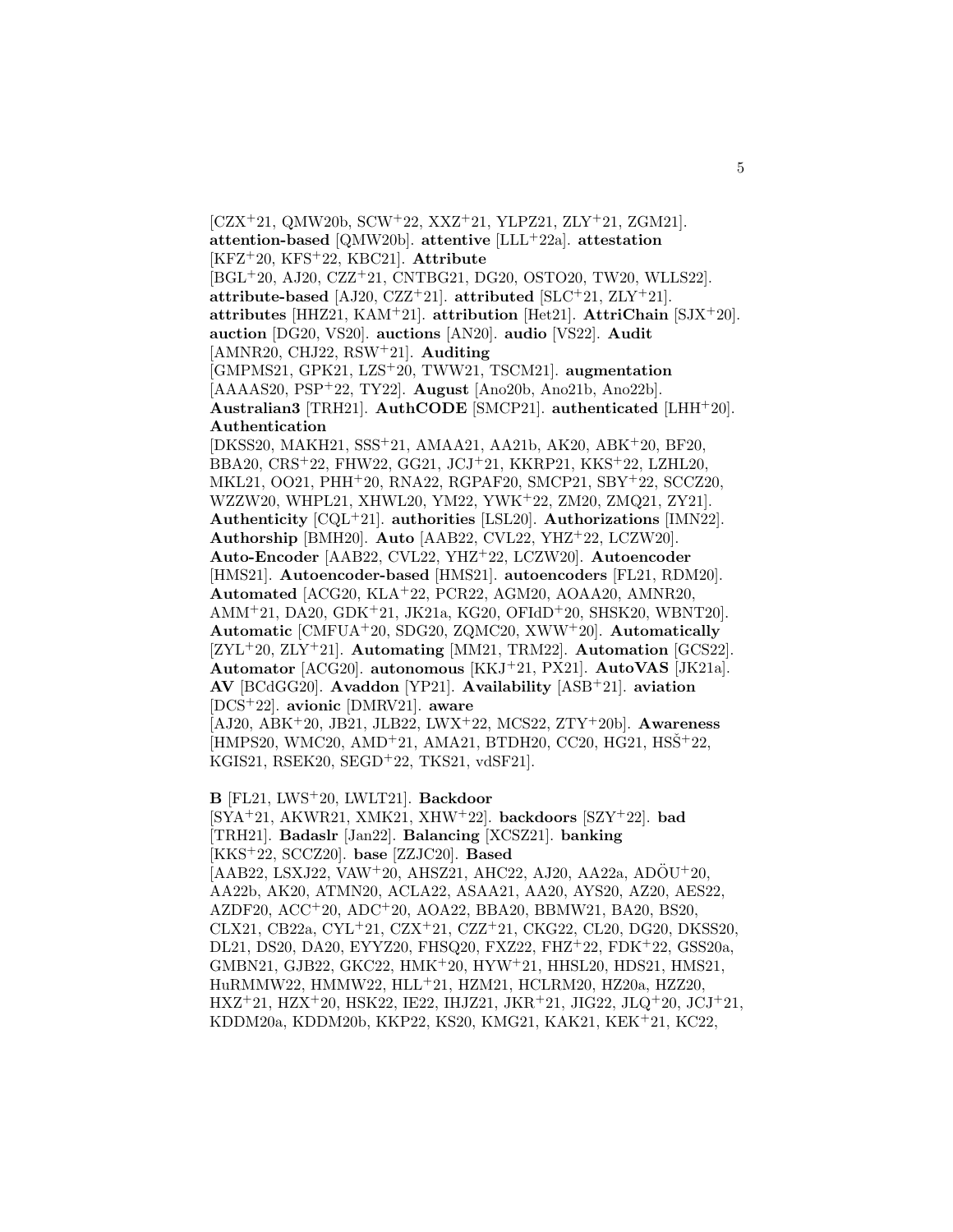[CZX[+]21, QMW20b, SCW[+]22, XXZ[+]21, YLPZ21, ZLY[+]21, ZGM21]. **attention-based** [QMW20b]. **attentive** [LLL[+]22a]. **attestation** [KFZ[+]20, KFS[+]22, KBC21]. **Attribute** [BGL[+]20, AJ20, CZZ[+]21, CNTBG21, DG20, OSTO20, TW20, WLLS22]. **attribute-based** [AJ20, CZZ[+]21]. **attributed** [SLC[+]21, ZLY[+]21]. **attributes** [HHZ21, KAM[+]21]. **attribution** [Het21]. **AttriChain** [SJX[+]20]. **auction** [DG20, VS20]. **auctions** [AN20]. **audio** [VS22]. **Audit** [AMNR20, CHJ22, RSW[+]21]. **Auditing** [GMPMS21, GPK21, LZS[+]20, TWW21, TSCM21]. **augmentation** [AAAAS20, PSP[+]22, TY22]. **August** [Ano20b, Ano21b, Ano22b]. **Australian3** [TRH21]. **AuthCODE** [SMCP21]. **authenticated** [LHH[+]20]. **Authentication** [DKSS20, MAKH21, SSS[+]21, AMAA21, AA21b, AK20, ABK[+]20, BF20, BBA20, CRS[+]22, FHW22, GG21, JCJ[+]21, KKRP21, KKS[+]22, LZHL20, MKL21, OO21, PHH[+]20, RNA22, RGPAF20, SMCP21, SBY[+]22, SCCZ20, WZZW20, WHPL21, XHWL20, YM22, YWK[+]22, ZM20, ZMQ21, ZY21]. **Authenticity** [CQL[+]21]. **authorities** [LSL20]. **Authorizations** [IMN22]. **Authorship** [BMH20]. **Auto** [AAB22, CVL22, YHZ[+]22, LCZW20]. **Auto-Encoder** [AAB22, CVL22, YHZ[+]22, LCZW20]. **Autoencoder** [HMS21]. **Autoencoder-based** [HMS21]. **autoencoders** [FL21, RDM20]. **Automated** [ACG20, KLA[+]22, PCR22, AGM20, AOAA20, AMNR20, AMM[+]21, DA20, GDK[+]21, JK21a, KG20, OFIdD[+]20, SHSK20, WBNT20]. **Automatic** [CMFUA[+]20, SDG20, ZQMC20, XWW[+]20]. **Automatically** [ZYL[+]20, ZLY[+]21]. **Automating** [MM21, TRM22]. **Automation** [GCS22]. **Automator** [ACG20]. **autonomous** [KKJ[+]21, PX21]. **AutoVAS** [JK21a]. **AV** [BCdGG20]. **Avaddon** [YP21]. **Availability** [ASB[+]21]. **aviation** [DCS[+]22]. **avionic** [DMRV21]. **aware** [AJ20, ABK[+]20, JB21, JLB22, LWX[+]22, MCS22, ZTY[+]20b]. **Awareness** [HMPS20, WMC20, AMD[+]21, AMA21, BTDH20, CC20, HG21, HSŠ[+]22, KGIS21, RSEK20, SEGD[+]22, TKS21, vdSF21].

**B** [FL21, LWS[+]20, LWLT21]. **Backdoor** [SYA[+]21, AKWR21, XMK21, XHW[+]22]. **backdoors** [SZY[+]22]. **bad** [TRH21]. **Badaslr** [Jan22]. **Balancing** [XCSZ21]. **banking** [KKS[+]22, SCCZ20]. **base** [ZZJC20]. **Based** [AAB22, LSXJ22, VAW[+]20, AHSZ21, AHC22, AJ20, AA22a, ADÖU[+]20, AA22b, AK20, ATMN20, ACLA22, ASAA21, AA20, AYS20, AZ20, AES22, AZDF20, ACC[+]20, ADC[+]20, AOA22, BBA20, BBMW21, BA20, BS20, CLX21, CB22a, CYL[+]21, CZX[+]21, CZZ[+]21, CKG22, CL20, DG20, DKSS20, DL21, DS20, DA20, EYYZ20, FHSQ20, FXZ22, FHZ[+]22, FDK[+]22, GSS20a, GMBN21, GJB22, GKC22, HMK[+]20, HYW[+]21, HHSL20, HDS21, HMS21, HuRMMW22, HMMW22, HLL[+]21, HZM21, HCLRM20, HZ20a, HZZ20, HXZ[+]21, HZX[+]20, HSK22, IE22, IHJZ21, JKR[+]21, JIG22, JLQ[+]20, JCJ[+]21, KDDM20a, KDDM20b, KKP22, KS20, KMG21, KAK21, KEK[+]21, KC22,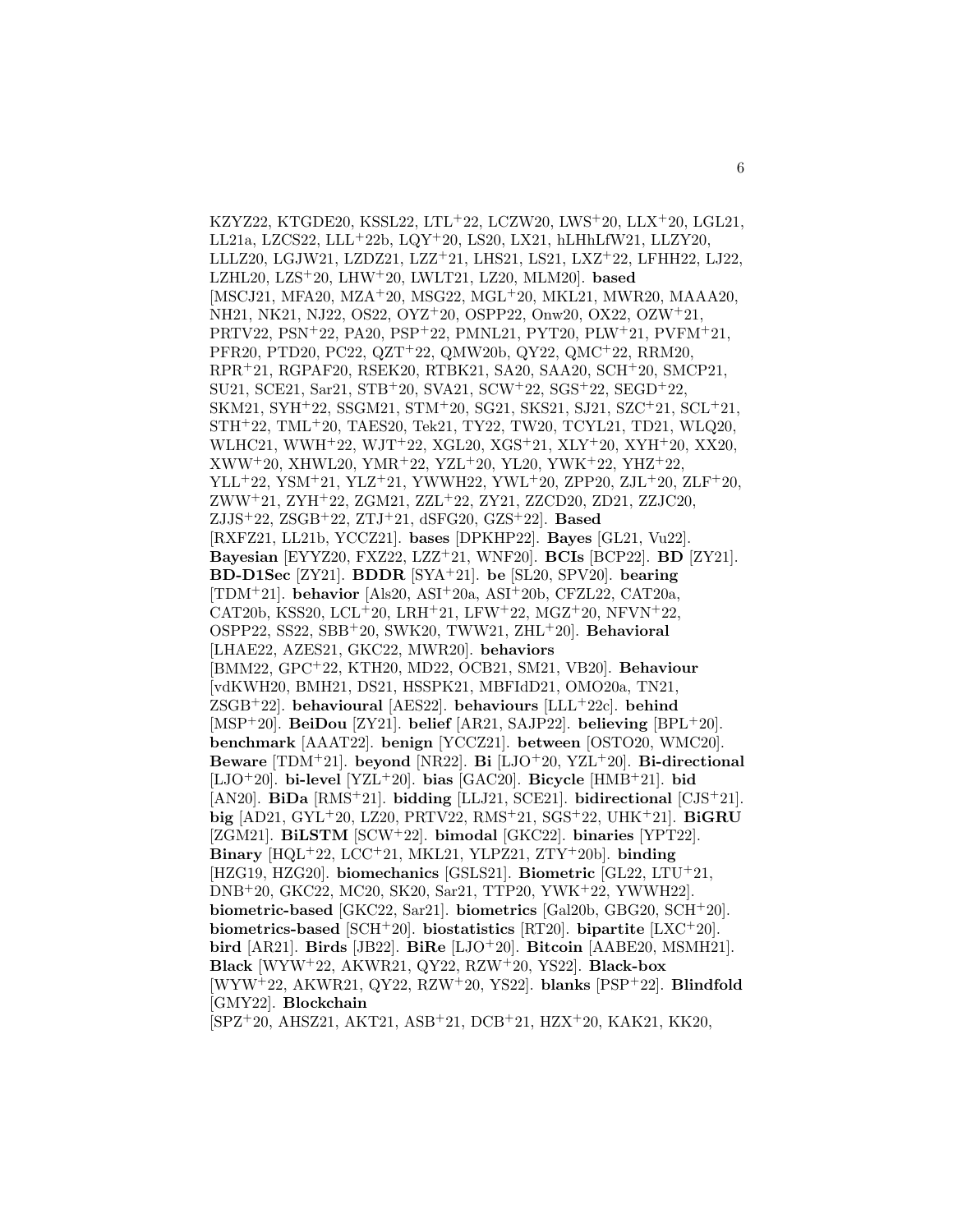KZYZ22, KTGDE20, KSSL22, LTL+22, LCZW20, LWS+20, LLX+20, LGL21, LL21a, LZCS22, LLL+22b, LQY+20, LS20, LX21, hLHhLfW21, LLZY20, LLLZ20, LGJW21, LZDZ21, LZZ+21, LHS21, LS21, LXZ+22, LFHH22, LJ22, LZHL20, LZS+20, LHW+20, LWLT21, LZ20, MLM20]. **based** [MSCJ21, MFA20, MZA+20, MSG22, MGL+20, MKL21, MWR20, MAAA20, NH21, NK21, NJ22, OS22, OYZ+20, OSPP22, Onw20, OX22, OZW+21, PRTV22, PSN+22, PA20, PSP+22, PMNL21, PYT20, PLW+21, PVFM+21, PFR20, PTD20, PC22, QZT+22, QMW20b, QY22, QMC+22, RRM20, RPR+21, RGPAF20, RSEK20, RTBK21, SA20, SAA20, SCH+20, SMCP21, SU21, SCE21, Sar21, STB+20, SVA21, SCW+22, SGS+22, SEGD+22, SKM21, SYH+22, SSGM21, STM+20, SG21, SKS21, SJ21, SZC+21, SCL+21, STH+22, TML+20, TAES20, Tek21, TY22, TW20, TCYL21, TD21, WLQ20, WLHC21, WWH+22, WJT+22, XGL20, XGS+21, XLY+20, XYH+20, XX20, XWW+20, XHWL20, YMR+22, YZL+20, YL20, YWK+22, YHZ+22, YLL+22, YSM+21, YLZ+21, YWWH22, YWL+20, ZPP20, ZJL+20, ZLF+20, ZWW+21, ZYH+22, ZGM21, ZZL+22, ZY21, ZZCD20, ZD21, ZZJC20, ZJJS+22, ZSGB+22, ZTJ+21, dSFG20, GZS+22]. **Based** [RXFZ21, LL21b, YCCZ21]. **bases** [DPKHP22]. **Bayes** [GL21, Vu22]. **Bayesian** [EYYZ20, FXZ22, LZZ+21, WNF20]. **BCIs** [BCP22]. **BD** [ZY21]. **BD-D1Sec** [ZY21]. **BDDR** [SYA+21]. **be** [SL20, SPV20]. **bearing** [TDM+21]. **behavior** [Als20, ASI+20a, ASI+20b, CFZL22, CAT20a, CAT20b, KSS20, LCL+20, LRH+21, LFW+22, MGZ+20, NFVN+22, OSPP22, SS22, SBB+20, SWK20, TWW21, ZHL+20]. **Behavioral** [LHAE22, AZES21, GKC22, MWR20]. **behaviors** [BMM22, GPC+22, KTH20, MD22, OCB21, SM21, VB20]. **Behaviour** [vdKWH20, BMH21, DS21, HSSPK21, MBFIdD21, OMO20a, TN21, ZSGB+22]. **behavioural** [AES22]. **behaviours** [LLL+22c]. **behind** [MSP+20]. **BeiDou** [ZY21]. **belief** [AR21, SAJP22]. **believing** [BPL+20]. **benchmark** [AAAT22]. **benign** [YCCZ21]. **between** [OSTO20, WMC20]. **Beware** [TDM+21]. **beyond** [NR22]. **Bi** [LJO+20, YZL+20]. **Bi-directional** [LJO+20]. **bi-level** [YZL+20]. **bias** [GAC20]. **Bicycle** [HMB+21]. **bid** [AN20]. **BiDa** [RMS+21]. **bidding** [LLJ21, SCE21]. **bidirectional** [CJS+21]. **big** [AD21, GYL+20, LZ20, PRTV22, RMS+21, SGS+22, UHK+21]. **BiGRU** [ZGM21]. **BiLSTM** [SCW+22]. **bimodal** [GKC22]. **binaries** [YPT22]. **Binary** [HQL+22, LCC+21, MKL21, YLPZ21, ZTY+20b]. **binding** [HZG19, HZG20]. **biomechanics** [GSLS21]. **Biometric** [GL22, LTU+21, DNB+20, GKC22, MC20, SK20, Sar21, TTP20, YWK+22, YWWH22]. **biometric-based** [GKC22, Sar21]. **biometrics** [Gal20b, GBG20, SCH+20]. **biometrics-based** [SCH+20]. **biostatistics** [RT20]. **bipartite** [LXC+20]. **bird** [AR21]. **Birds** [JB22]. **BiRe** [LJO+20]. **Bitcoin** [AABE20, MSMH21]. **Black** [WYW+22, AKWR21, QY22, RZW+20, YS22]. **Black-box** [WYW+22, AKWR21, QY22, RZW+20, YS22]. **blanks** [PSP+22]. **Blindfold** [GMY22]. **Blockchain** [SPZ+20, AHSZ21, AKT21, ASB+21, DCB+21, HZX+20, KAK21, KK20,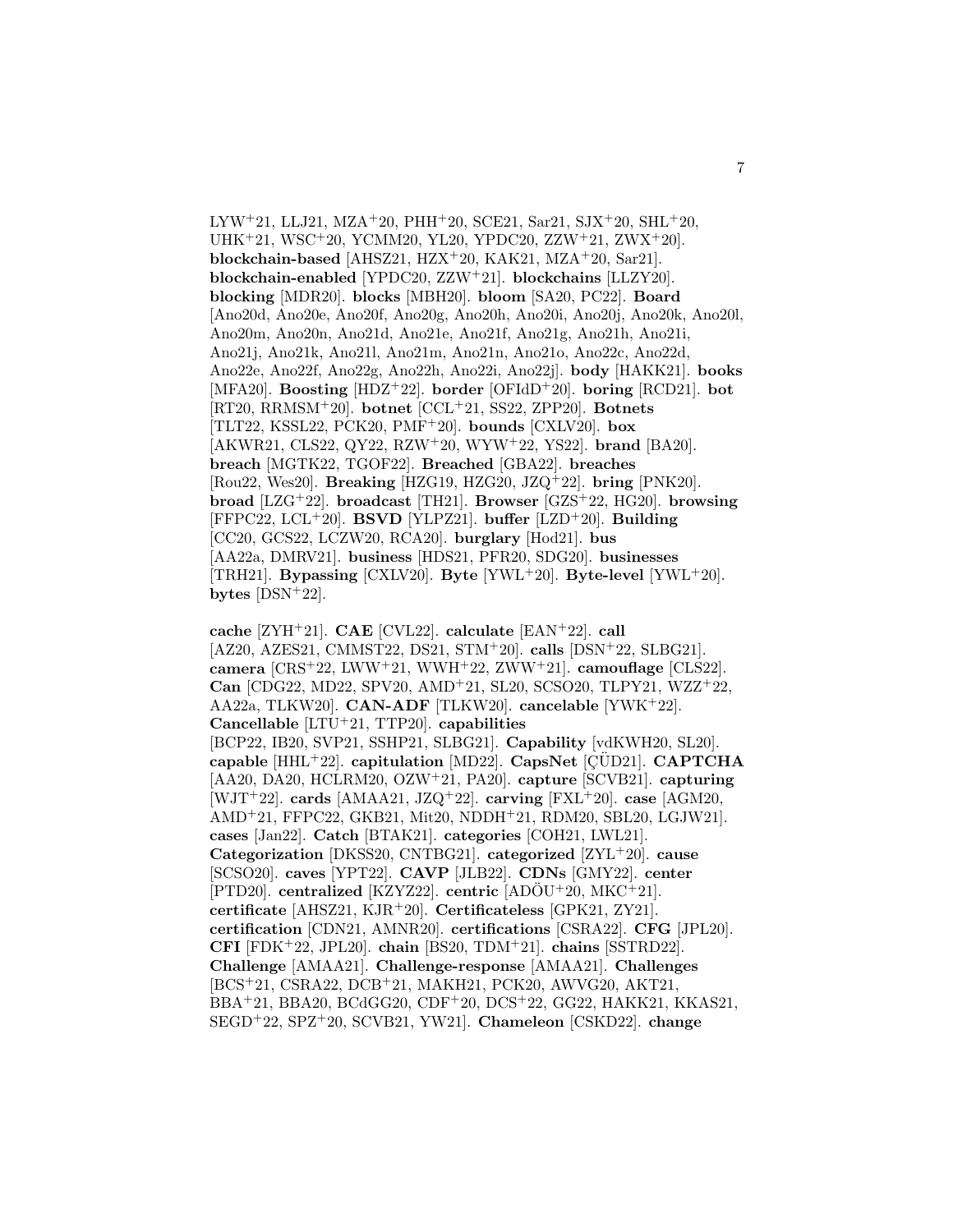LYW+21, LLJ21, MZA+20, PHH+20, SCE21, Sar21, SJX+20, SHL+20, UHK+21, WSC+20, YCMM20, YL20, YPDC20, ZZW+21, ZWX+20]. **blockchain-based** [AHSZ21, HZX+20, KAK21, MZA+20, Sar21]. **blockchain-enabled** [YPDC20, ZZW+21]. **blockchains** [LLZY20]. **blocking** [MDR20]. **blocks** [MBH20]. **bloom** [SA20, PC22]. **Board** [Ano20d, Ano20e, Ano20f, Ano20g, Ano20h, Ano20i, Ano20j, Ano20k, Ano20l, Ano20m, Ano20n, Ano21d, Ano21e, Ano21f, Ano21g, Ano21h, Ano21i, Ano21j, Ano21k, Ano21l, Ano21m, Ano21n, Ano21o, Ano22c, Ano22d, Ano22e, Ano22f, Ano22g, Ano22h, Ano22i, Ano22j]. **body** [HAKK21]. **books** [MFA20]. **Boosting** [HDZ+22]. **border** [OFIdD+20]. **boring** [RCD21]. **bot** [RT20, RRMSM+20]. **botnet** [CCL+21, SS22, ZPP20]. **Botnets** [TLT22, KSSL22, PCK20, PMF+20]. **bounds** [CXLV20]. **box** [AKWR21, CLS22, QY22, RZW+20, WYW+22, YS22]. **brand** [BA20]. **breach** [MGTK22, TGOF22]. **Breached** [GBA22]. **breaches** [Rou22, Wes20]. **Breaking** [HZG19, HZG20, JZQ+22]. **bring** [PNK20]. **broad** [LZG+22]. **broadcast** [TH21]. **Browser** [GZS+22, HG20]. **browsing** [FFPC22, LCL+20]. **BSVD** [YLPZ21]. **buffer** [LZD+20]. **Building** [CC20, GCS22, LCZW20, RCA20]. **burglary** [Hod21]. **bus** [AA22a, DMRV21]. **business** [HDS21, PFR20, SDG20]. **businesses** [TRH21]. **Bypassing** [CXLV20]. **Byte** [YWL+20]. **Byte-level** [YWL+20]. **bytes** [DSN+22].

**cache** [ZYH+21]. **CAE** [CVL22]. **calculate** [EAN+22]. **call** [AZ20, AZES21, CMMST22, DS21, STM+20]. **calls** [DSN+22, SLBG21]. **camera** [CRS+22, LWW+21, WWH+22, ZWW+21]. **camouflage** [CLS22]. **Can** [CDG22, MD22, SPV20, AMD+21, SL20, SCSO20, TLPY21, WZZ+22, AA22a, TLKW20]. **CAN-ADF** [TLKW20]. **cancelable** [YWK+22]. **Cancellable** [LTU+21, TTP20]. **capabilities** [BCP22, IB20, SVP21, SSHP21, SLBG21]. **Capability** [vdKWH20, SL20]. **capable** [HHL+22]. **capitulation** [MD22]. **CapsNet** [ÇÜD21]. **CAPTCHA** [AA20, DA20, HCLRM20, OZW+21, PA20]. **capture** [SCVB21]. **capturing** [WJT+22]. **cards** [AMAA21, JZQ+22]. **carving** [FXL+20]. **case** [AGM20, AMD+21, FFPC22, GKB21, Mit20, NDDH+21, RDM20, SBL20, LGJW21]. **cases** [Jan22]. **Catch** [BTAK21]. **categories** [COH21, LWL21]. **Categorization** [DKSS20, CNTBG21]. **categorized** [ZYL+20]. **cause** [SCSO20]. **caves** [YPT22]. **CAVP** [JLB22]. **CDNs** [GMY22]. **center** [PTD20]. **centralized** [KZYZ22]. **centric** [ADÖU+20, MKC+21]. **certificate** [AHSZ21, KJR+20]. **Certificateless** [GPK21, ZY21]. **certification** [CDN21, AMNR20]. **certifications** [CSRA22]. **CFG** [JPL20]. **CFI** [FDK+22, JPL20]. **chain** [BS20, TDM+21]. **chains** [SSTRD22]. **Challenge** [AMAA21]. **Challenge-response** [AMAA21]. **Challenges** [BCS+21, CSRA22, DCB+21, MAKH21, PCK20, AWVG20, AKT21, BBA+21, BBA20, BCdGG20, CDF+20, DCS+22, GG22, HAKK21, KKAS21, SEGD+22, SPZ+20, SCVB21, YW21]. **Chameleon** [CSKD22]. **change**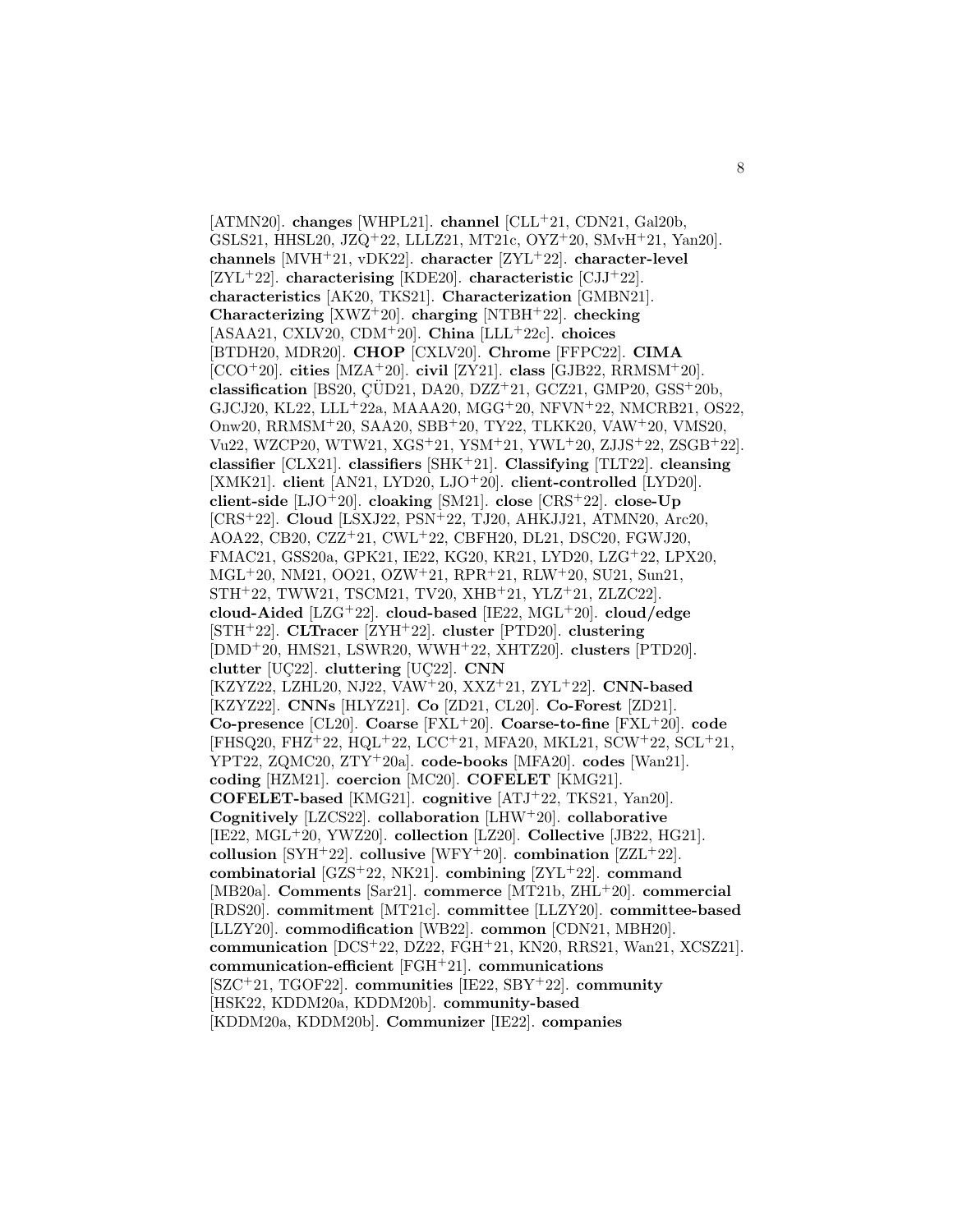[ATMN20]. **changes** [WHPL21]. **channel** [CLL+21, CDN21, Gal20b, GSLS21, HHSL20, JZQ+22, LLLZ21, MT21c, OYZ+20, SMvH+21, Yan20]. **channels** [MVH+21, vDK22]. **character** [ZYL+22]. **character-level** [ZYL+22]. **characterising** [KDE20]. **characteristic** [CJJ+22]. **characteristics** [AK20, TKS21]. **Characterization** [GMBN21]. **Characterizing** [XWZ+20]. **charging** [NTBH+22]. **checking** [ASAA21, CXLV20, CDM+20]. **China** [LLL+22c]. **choices** [BTDH20, MDR20]. **CHOP** [CXLV20]. **Chrome** [FFPC22]. **CIMA** [CCO+20]. **cities** [MZA+20]. **civil** [ZY21]. **class** [GJB22, RRMSM+20]. **classification** [BS20, ÇÜD21, DA20, DZZ+21, GCZ21, GMP20, GSS+20b, GJCJ20, KL22, LLL+22a, MAAA20, MGG+20, NFVN+22, NMCRB21, OS22, Onw20, RRMSM+20, SAA20, SBB+20, TY22, TLKK20, VAW+20, VMS20, Vu22, WZCP20, WTW21, XGS+21, YSM+21, YWL+20, ZJJS+22, ZSGB+22]. **classifier** [CLX21]. **classifiers** [SHK+21]. **Classifying** [TLT22]. **cleansing** [XMK21]. **client** [AN21, LYD20, LJO+20]. **client-controlled** [LYD20]. **client-side** [LJO+20]. **cloaking** [SM21]. **close** [CRS+22]. **close-Up** [CRS+22]. **Cloud** [LSXJ22, PSN+22, TJ20, AHKJJ21, ATMN20, Arc20, AOA22, CB20, CZZ+21, CWL+22, CBFH20, DL21, DSC20, FGWJ20, FMAC21, GSS20a, GPK21, IE22, KG20, KR21, LYD20, LZG+22, LPX20, MGL+20, NM21, OO21, OZW+21, RPR+21, RLW+20, SU21, Sun21, STH+22, TWW21, TSCM21, TV20, XHB+21, YLZ+21, ZLZC22]. **cloud-Aided** [LZG+22]. **cloud-based** [IE22, MGL+20]. **cloud/edge** [STH+22]. **CLTracer** [ZYH+22]. **cluster** [PTD20]. **clustering** [DMD+20, HMS21, LSWR20, WWH+22, XHTZ20]. **clusters** [PTD20]. **clutter** [UÇ22]. **cluttering** [UÇ22]. **CNN** [KZYZ22, LZHL20, NJ22, VAW+20, XXZ+21, ZYL+22]. **CNN-based** [KZYZ22]. **CNNs** [HLYZ21]. **Co** [ZD21, CL20]. **Co-Forest** [ZD21]. **Co-presence** [CL20]. **Coarse** [FXL+20]. **Coarse-to-fine** [FXL+20]. **code** [FHSQ20, FHZ+22, HQL+22, LCC+21, MFA20, MKL21, SCW+22, SCL+21, YPT22, ZQMC20, ZTY+20a]. **code-books** [MFA20]. **codes** [Wan21]. **coding** [HZM21]. **coercion** [MC20]. **COFELET** [KMG21]. **COFELET-based** [KMG21]. **cognitive** [ATJ+22, TKS21, Yan20]. **Cognitively** [LZCS22]. **collaboration** [LHW+20]. **collaborative** [IE22, MGL+20, YWZ20]. **collection** [LZ20]. **Collective** [JB22, HG21]. **collusion** [SYH+22]. **collusive** [WFY+20]. **combination** [ZZL+22]. **combinatorial** [GZS+22, NK21]. **combining** [ZYL+22]. **command** [MB20a]. **Comments** [Sar21]. **commerce** [MT21b, ZHL+20]. **commercial** [RDS20]. **commitment** [MT21c]. **committee** [LLZY20]. **committee-based** [LLZY20]. **commodification** [WB22]. **common** [CDN21, MBH20]. **communication** [DCS+22, DZ22, FGH+21, KN20, RRS21, Wan21, XCSZ21]. **communication-efficient** [FGH+21]. **communications** [SZC+21, TGOF22]. **communities** [IE22, SBY+22]. **community** [HSK22, KDDM20a, KDDM20b]. **community-based** [KDDM20a, KDDM20b]. **Communizer** [IE22]. **companies**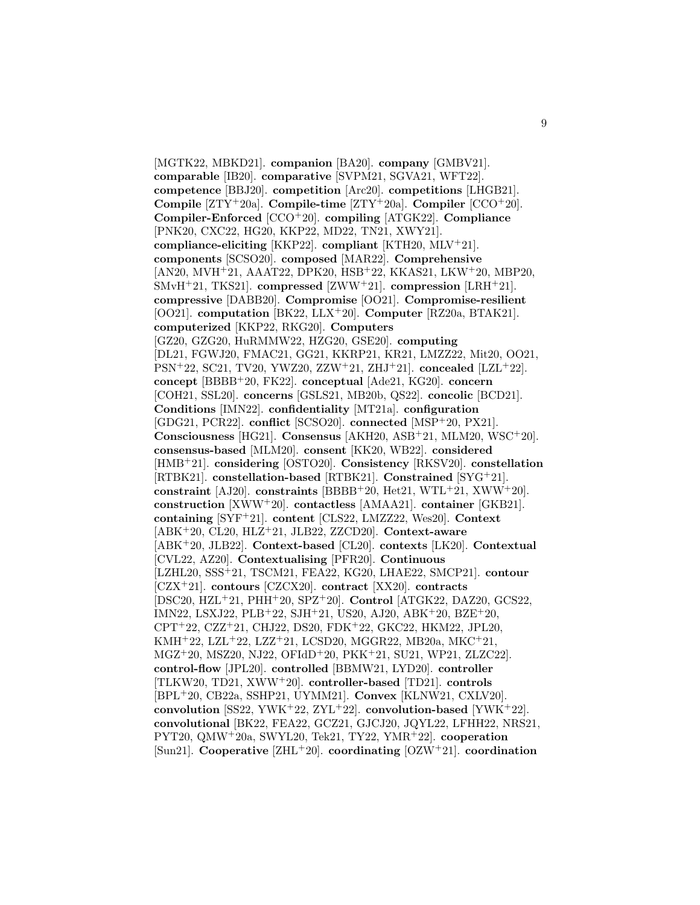[MGTK22, MBKD21]. **companion** [BA20]. **company** [GMBV21]. **comparable** [IB20]. **comparative** [SVPM21, SGVA21, WFT22]. **competence** [BBJ20]. **competition** [Arc20]. **competitions** [LHGB21]. **Compile** [ZTY+20a]. **Compile-time** [ZTY+20a]. **Compiler** [CCO+20]. **Compiler-Enforced** [CCO+20]. **compiling** [ATGK22]. **Compliance** [PNK20, CXC22, HG20, KKP22, MD22, TN21, XWY21]. **compliance-eliciting** [KKP22]. **compliant** [KTH20, MLV+21]. **components** [SCSO20]. **composed** [MAR22]. **Comprehensive** [AN20, MVH+21, AAAT22, DPK20, HSB+22, KKAS21, LKW+20, MBP20, SMvH+21, TKS21]. **compressed** [ZWW+21]. **compression** [LRH+21]. **compressive** [DABB20]. **Compromise** [OO21]. **Compromise-resilient** [OO21]. **computation** [BK22, LLX+20]. **Computer** [RZ20a, BTAK21]. **computerized** [KKP22, RKG20]. **Computers** [GZ20, GZG20, HuRMMW22, HZG20, GSE20]. **computing** [DL21, FGWJ20, FMAC21, GG21, KKRP21, KR21, LMZZ22, Mit20, OO21, PSN+22, SC21, TV20, YWZ20, ZZW+21, ZHJ+21]. **concealed** [LZL+22]. **concept** [BBBB+20, FK22]. **conceptual** [Ade21, KG20]. **concern** [COH21, SSL20]. **concerns** [GSLS21, MB20b, QS22]. **concolic** [BCD21]. **Conditions** [IMN22]. **confidentiality** [MT21a]. **configuration** [GDG21, PCR22]. **conflict** [SCSO20]. **connected** [MSP+20, PX21]. **Consciousness** [HG21]. **Consensus** [AKH20, ASB+21, MLM20, WSC+20]. **consensus-based** [MLM20]. **consent** [KK20, WB22]. **considered** [HMB+21]. **considering** [OSTO20]. **Consistency** [RKSV20]. **constellation** [RTBK21]. **constellation-based** [RTBK21]. **Constrained** [SYG+21]. **constraint** [AJ20]. **constraints** [BBBB+20, Het21, WTL+21, XWW+20]. **construction** [XWW+20]. **contactless** [AMAA21]. **container** [GKB21]. **containing** [SYF+21]. **content** [CLS22, LMZZ22, Wes20]. **Context** [ABK+20, CL20, HLZ+21, JLB22, ZZCD20]. **Context-aware** [ABK+20, JLB22]. **Context-based** [CL20]. **contexts** [LK20]. **Contextual** [CVL22, AZ20]. **Contextualising** [PFR20]. **Continuous** [LZHL20, SSS+21, TSCM21, FEA22, KG20, LHAE22, SMCP21]. **contour** [CZX+21]. **contours** [CZCX20]. **contract** [XX20]. **contracts** [DSC20, HZL+21, PHH+20, SPZ+20]. **Control** [ATGK22, DAZ20, GCS22, IMN22, LSXJ22, PLB+22, SJH+21, US20, AJ20, ABK+20, BZE+20, CPT+22, CZZ+21, CHJ22, DS20, FDK+22, GKC22, HKM22, JPL20, KMH+22, LZL+22, LZZ+21, LCSD20, MGGR22, MB20a, MKC+21, MGZ+20, MSZ20, NJ22, OFIdD+20, PKK+21, SU21, WP21, ZLZC22]. **control-flow** [JPL20]. **controlled** [BBMW21, LYD20]. **controller** [TLKW20, TD21, XWW+20]. **controller-based** [TD21]. **controls** [BPL+20, CB22a, SSHP21, UYMM21]. **Convex** [KLNW21, CXLV20]. **convolution** [SS22, YWK+22, ZYL+22]. **convolution-based** [YWK+22]. **convolutional** [BK22, FEA22, GCZ21, GJCJ20, JQYL22, LFHH22, NRS21, PYT20, QMW+20a, SWYL20, Tek21, TY22, YMR+22]. **cooperation** [Sun21]. **Cooperative** [ZHL+20]. **coordinating** [OZW+21]. **coordination**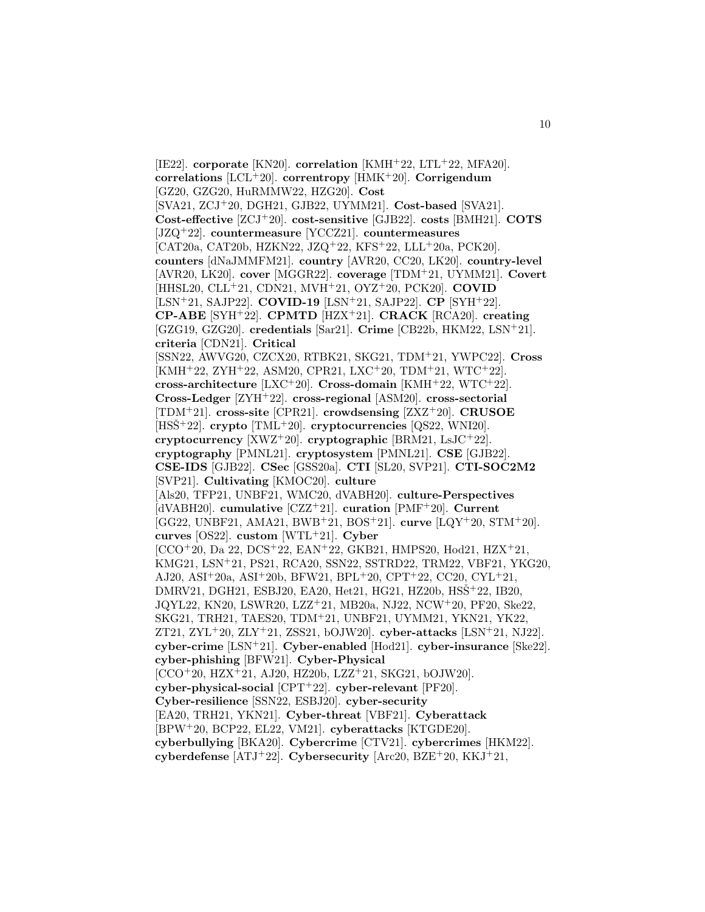[IE22]. **corporate** [KN20]. **correlation** [KMH+22, LTL+22, MFA20]. **correlations** [LCL+20]. **correntropy** [HMK+20]. **Corrigendum** [GZ20, GZG20, HuRMMW22, HZG20]. **Cost** [SVA21, ZCJ+20, DGH21, GJB22, UYMM21]. **Cost-based** [SVA21]. **Cost-effective** [ZCJ+20]. **cost-sensitive** [GJB22]. **costs** [BMH21]. **COTS** [JZQ+22]. **countermeasure** [YCCZ21]. **countermeasures** [CAT20a, CAT20b, HZKN22, JZQ+22, KFS+22, LLL+20a, PCK20]. **counters** [dNaJMMFM21]. **country** [AVR20, CC20, LK20]. **country-level** [AVR20, LK20]. **cover** [MGGR22]. **coverage** [TDM+21, UYMM21]. **Covert** [HHSL20, CLL+21, CDN21, MVH+21, OYZ+20, PCK20]. **COVID** [LSN+21, SAJP22]. **COVID-19** [LSN+21, SAJP22]. **CP** [SYH+22]. **CP-ABE** [SYH+22]. **CPMTD** [HZX+21]. **CRACK** [RCA20]. **creating** [GZG19, GZG20]. **credentials** [Sar21]. **Crime** [CB22b, HKM22, LSN+21]. **criteria** [CDN21]. **Critical** [SSN22, AWVG20, CZCX20, RTBK21, SKG21, TDM+21, YWPC22]. **Cross** [KMH+22, ZYH+22, ASM20, CPR21, LXC+20, TDM+21, WTC+22]. **cross-architecture** [LXC+20]. **Cross-domain** [KMH+22, WTC+22]. **Cross-Ledger** [ZYH+22]. **cross-regional** [ASM20]. **cross-sectorial** [TDM+21]. **cross-site** [CPR21]. **crowdsensing** [ZXZ+20]. **CRUSOE** [HSŠ+22]. **crypto** [TML+20]. **cryptocurrencies** [QS22, WNI20]. **cryptocurrency** [XWZ+20]. **cryptographic** [BRM21, LsJC+22]. **cryptography** [PMNL21]. **cryptosystem** [PMNL21]. **CSE** [GJB22]. **CSE-IDS** [GJB22]. **CSec** [GSS20a]. **CTI** [SL20, SVP21]. **CTI-SOC2M2** [SVP21]. **Cultivating** [KMOC20]. **culture** [Als20, TFP21, UNBF21, WMC20, dVABH20]. **culture-Perspectives** [dVABH20]. **cumulative** [CZZ+21]. **curation** [PMF+20]. **Current** [GG22, UNBF21, AMA21, BWB+21, BOS+21]. **curve** [LQY+20, STM+20]. **curves** [OS22]. **custom** [WTL+21]. **Cyber** [CCO+20, Da 22, DCS+22, EAN+22, GKB21, HMPS20, Hod21, HZX+21, KMG21, LSN+21, PS21, RCA20, SSN22, SSTRD22, TRM22, VBF21, YKG20, AJ20, ASI+20a, ASI+20b, BFW21, BPL+20, CPT+22, CC20, CYL+21, DMRV21, DGH21, ESBJ20, EA20, Het21, HG21, HZ20b, HSŠ+22, IB20, JQYL22, KN20, LSWR20, LZZ+21, MB20a, NJ22, NCW+20, PF20, Ske22, SKG21, TRH21, TAES20, TDM+21, UNBF21, UYMM21, YKN21, YK22, ZT21, ZYL+20, ZLY+21, ZSS21, bOJW20]. **cyber-attacks** [LSN+21, NJ22]. **cyber-crime** [LSN+21]. **Cyber-enabled** [Hod21]. **cyber-insurance** [Ske22]. **cyber-phishing** [BFW21]. **Cyber-Physical** [CCO+20, HZX+21, AJ20, HZ20b, LZZ+21, SKG21, bOJW20]. **cyber-physical-social** [CPT+22]. **cyber-relevant** [PF20]. **Cyber-resilience** [SSN22, ESBJ20]. **cyber-security** [EA20, TRH21, YKN21]. **Cyber-threat** [VBF21]. **Cyberattack** [BPW+20, BCP22, EL22, VM21]. **cyberattacks** [KTGDE20]. **cyberbullying** [BKA20]. **Cybercrime** [CTV21]. **cybercrimes** [HKM22]. **cyberdefense** [ATJ+22]. **Cybersecurity** [Arc20, BZE+20, KKJ+21,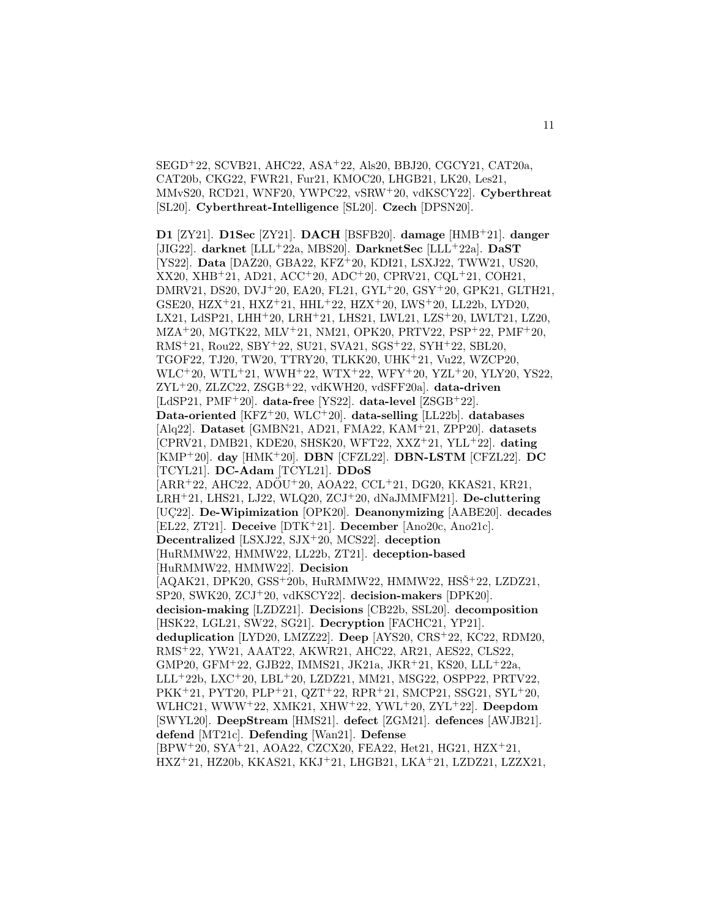SEGD[+]22, SCVB21, AHC22, ASA[+]22, Als20, BBJ20, CGCY21, CAT20a, CAT20b, CKG22, FWR21, Fur21, KMOC20, LHGB21, LK20, Les21, MMvS20, RCD21, WNF20, YWPC22, vSRW[+]20, vdKSCY22]. **Cyberthreat** [SL20]. **Cyberthreat-Intelligence** [SL20]. **Czech** [DPSN20].

**D1** [ZY21]. **D1Sec** [ZY21]. **DACH** [BSFB20]. **damage** [HMB[+]21]. **danger** [JIG22]. **darknet** [LLL[+]22a, MBS20]. **DarknetSec** [LLL[+]22a]. **DaST** [YS22]. **Data** [DAZ20, GBA22, KFZ[+]20, KDI21, LSXJ22, TWW21, US20, XX20, XHB[+]21, AD21, ACC[+]20, ADC[+]20, CPRV21, CQL[+]21, COH21, DMRV21, DS20, DVJ[+]20, EA20, FL21, GYL[+]20, GSY[+]20, GPK21, GLTH21, GSE20, HZX[+]21, HXZ[+]21, HHL[+]22, HZX[+]20, LWS[+]20, LL22b, LYD20, LX21, LdSP21, LHH[+]20, LRH[+]21, LHS21, LWL21, LZS[+]20, LWLT21, LZ20, MZA[+]20, MGTK22, MLV[+]21, NM21, OPK20, PRTV22, PSP[+]22, PMF[+]20, RMS[+]21, Rou22, SBY[+]22, SU21, SVA21, SGS[+]22, SYH[+]22, SBL20, TGOF22, TJ20, TW20, TTRY20, TLKK20, UHK[+]21, Vu22, WZCP20, WLC[+]20, WTL[+]21, WWH[+]22, WTX[+]22, WFY[+]20, YZL[+]20, YLY20, YS22, ZYL[+]20, ZLZC22, ZSGB[+]22, vdKWH20, vdSFF20a]. **data-driven** [LdSP21, PMF[+]20]. **data-free** [YS22]. **data-level** [ZSGB[+]22]. **Data-oriented** [KFZ[+]20, WLC[+]20]. **data-selling** [LL22b]. **databases** [Alq22]. **Dataset** [GMBN21, AD21, FMA22, KAM[+]21, ZPP20]. **datasets** [CPRV21, DMB21, KDE20, SHSK20, WFT22, XXZ[+]21, YLL[+]22]. **dating** [KMP[+]20]. **day** [HMK[+]20]. **DBN** [CFZL22]. **DBN-LSTM** [CFZL22]. **DC** [TCYL21]. **DC-Adam** [TCYL21]. **DDoS** [ARR[+]22, AHC22, ADÖU[+]20, AOA22, CCL[+]21, DG20, KKAS21, KR21, LRH[+]21, LHS21, LJ22, WLQ20, ZCJ[+]20, dNaJMMFM21]. **De-cluttering** [UÇ22]. **De-Wipimization** [OPK20]. **Deanonymizing** [AABE20]. **decades** [EL22, ZT21]. **Deceive** [DTK[+]21]. **December** [Ano20c, Ano21c]. **Decentralized** [LSXJ22, SJX[+]20, MCS22]. **deception** [HuRMMW22, HMMW22, LL22b, ZT21]. **deception-based** [HuRMMW22, HMMW22]. **Decision** [AQAK21, DPK20, GSS[+]20b, HuRMMW22, HMMW22, HSŠ[+]22, LZDZ21, SP20, SWK20, ZCJ[+]20, vdKSCY22]. **decision-makers** [DPK20]. **decision-making** [LZDZ21]. **Decisions** [CB22b, SSL20]. **decomposition** [HSK22, LGL21, SW22, SG21]. **Decryption** [FACHC21, YP21]. **deduplication** [LYD20, LMZZ22]. **Deep** [AYS20, CRS[+]22, KC22, RDM20, RMS[+]22, YW21, AAAT22, AKWR21, AHC22, AR21, AES22, CLS22, GMP20, GFM[+]22, GJB22, IMMS21, JK21a, JKR[+]21, KS20, LLL[+]22a, LLL[+]22b, LXC[+]20, LBL[+]20, LZDZ21, MM21, MSG22, OSPP22, PRTV22, PKK[+]21, PYT20, PLP[+]21, QZT[+]22, RPR[+]21, SMCP21, SSG21, SYL[+]20, WLHC21, WWW[+]22, XMK21, XHW[+]22, YWL[+]20, ZYL[+]22]. **Deepdom** [SWYL20]. **DeepStream** [HMS21]. **defect** [ZGM21]. **defences** [AWJB21]. **defend** [MT21c]. **Defending** [Wan21]. **Defense** [BPW[+]20, SYA[+]21, AOA22, CZCX20, FEA22, Het21, HG21, HZX[+]21, HXZ[+]21, HZ20b, KKAS21, KKJ[+]21, LHGB21, LKA[+]21, LZDZ21, LZZX21,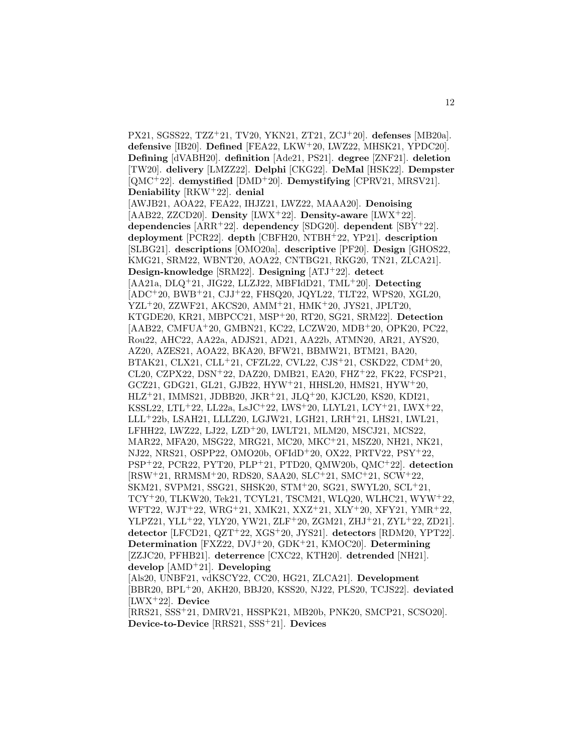PX21, SGSS22, TZZ[+]21, TV20, YKN21, ZT21, ZCJ[+]20]. **defenses** [MB20a]. **defensive** [IB20]. **Defined** [FEA22, LKW[+]20, LWZ22, MHSK21, YPDC20]. **Defining** [dVABH20]. **definition** [Ade21, PS21]. **degree** [ZNF21]. **deletion** [TW20]. **delivery** [LMZZ22]. **Delphi** [CKG22]. **DeMal** [HSK22]. **Dempster** [QMC[+]22]. **demystified** [DMD[+]20]. **Demystifying** [CPRV21, MRSV21]. **Deniability** [RKW[+]22]. **denial** [AWJB21, AOA22, FEA22, IHJZ21, LWZ22, MAAA20]. **Denoising** [AAB22, ZZCD20]. **Density** [LWX[+]22]. **Density-aware** [LWX[+]22]. **dependencies** [ARR[+]22]. **dependency** [SDG20]. **dependent** [SBY[+]22]. **deployment** [PCR22]. **depth** [CBFH20, NTBH[+]22, YP21]. **description** [SLBG21]. **descriptions** [OMO20a]. **descriptive** [PF20]. **Design** [GHOS22, KMG21, SRM22, WBNT20, AOA22, CNTBG21, RKG20, TN21, ZLCA21]. **Design-knowledge** [SRM22]. **Designing** [ATJ[+]22]. **detect** [AA21a, DLQ[+]21, JIG22, LLZJ22, MBFIdD21, TML[+]20]. **Detecting** [ADC[+]20, BWB[+]21, CJJ[+]22, FHSQ20, JQYL22, TLT22, WPS20, XGL20, YZL[+]20, ZZWF21, AKCS20, AMM[+]21, HMK[+]20, JYS21, JPLT20, KTGDE20, KR21, MBPCC21, MSP[+]20, RT20, SG21, SRM22]. **Detection** [AAB22, CMFUA[+]20, GMBN21, KC22, LCZW20, MDB[+]20, OPK20, PC22, Rou22, AHC22, AA22a, ADJS21, AD21, AA22b, ATMN20, AR21, AYS20, AZ20, AZES21, AOA22, BKA20, BFW21, BBMW21, BTM21, BA20, BTAK21, CLX21, CLL[+]21, CFZL22, CVL22, CJS[+]21, CSKD22, CDM[+]20, CL20, CZPX22, DSN[+]22, DAZ20, DMB21, EA20, FHZ[+]22, FK22, FCSP21, GCZ21, GDG21, GL21, GJB22, HYW[+]21, HHSL20, HMS21, HYW[+]20, HLZ[+]21, IMMS21, JDBB20, JKR[+]21, JLQ[+]20, KJCL20, KS20, KDI21, KSSL22, LTL[+]22, LL22a, LsJC[+]22, LWS[+]20, LLYL21, LCY[+]21, LWX[+]22, LLL[+]22b, LSAH21, LLLZ20, LGJW21, LGH21, LRH[+]21, LHS21, LWL21, LFHH22, LWZ22, LJ22, LZD[+]20, LWLT21, MLM20, MSCJ21, MCS22, MAR22, MFA20, MSG22, MRG21, MC20, MKC[+]21, MSZ20, NH21, NK21, NJ22, NRS21, OSPP22, OMO20b, OFIdD[+]20, OX22, PRTV22, PSY[+]22, PSP[+]22, PCR22, PYT20, PLP[+]21, PTD20, QMW20b, QMC[+]22]. **detection** [RSW[+]21, RRMSM[+]20, RDS20, SAA20, SLC[+]21, SMC[+]21, SCW[+]22, SKM21, SVPM21, SSG21, SHSK20, STM[+]20, SG21, SWYL20, SCL[+]21, TCY[+]20, TLKW20, Tek21, TCYL21, TSCM21, WLQ20, WLHC21, WYW[+]22, WFT22, WJT[+]22, WRG[+]21, XMK21, XXZ[+]21, XLY[+]20, XFY21, YMR[+]22, YLPZ21, YLL[+]22, YLY20, YW21, ZLF[+]20, ZGM21, ZHJ[+]21, ZYL[+]22, ZD21]. **detector** [LFCD21, QZT[+]22, XGS[+]20, JYS21]. **detectors** [RDM20, YPT22]. **Determination** [FXZ22, DVJ[+]20, GDK[+]21, KMOC20]. **Determining** [ZZJC20, PFHB21]. **deterrence** [CXC22, KTH20]. **detrended** [NH21]. **develop** [AMD[+]21]. **Developing** [Als20, UNBF21, vdKSCY22, CC20, HG21, ZLCA21]. **Development** [BBR20, BPL[+]20, AKH20, BBJ20, KSS20, NJ22, PLS20, TCJS22]. **deviated** [LWX[+]22]. **Device** [RRS21, SSS[+]21, DMRV21, HSSPK21, MB20b, PNK20, SMCP21, SCSO20]. **Device-to-Device** [RRS21, SSS[+]21]. **Devices**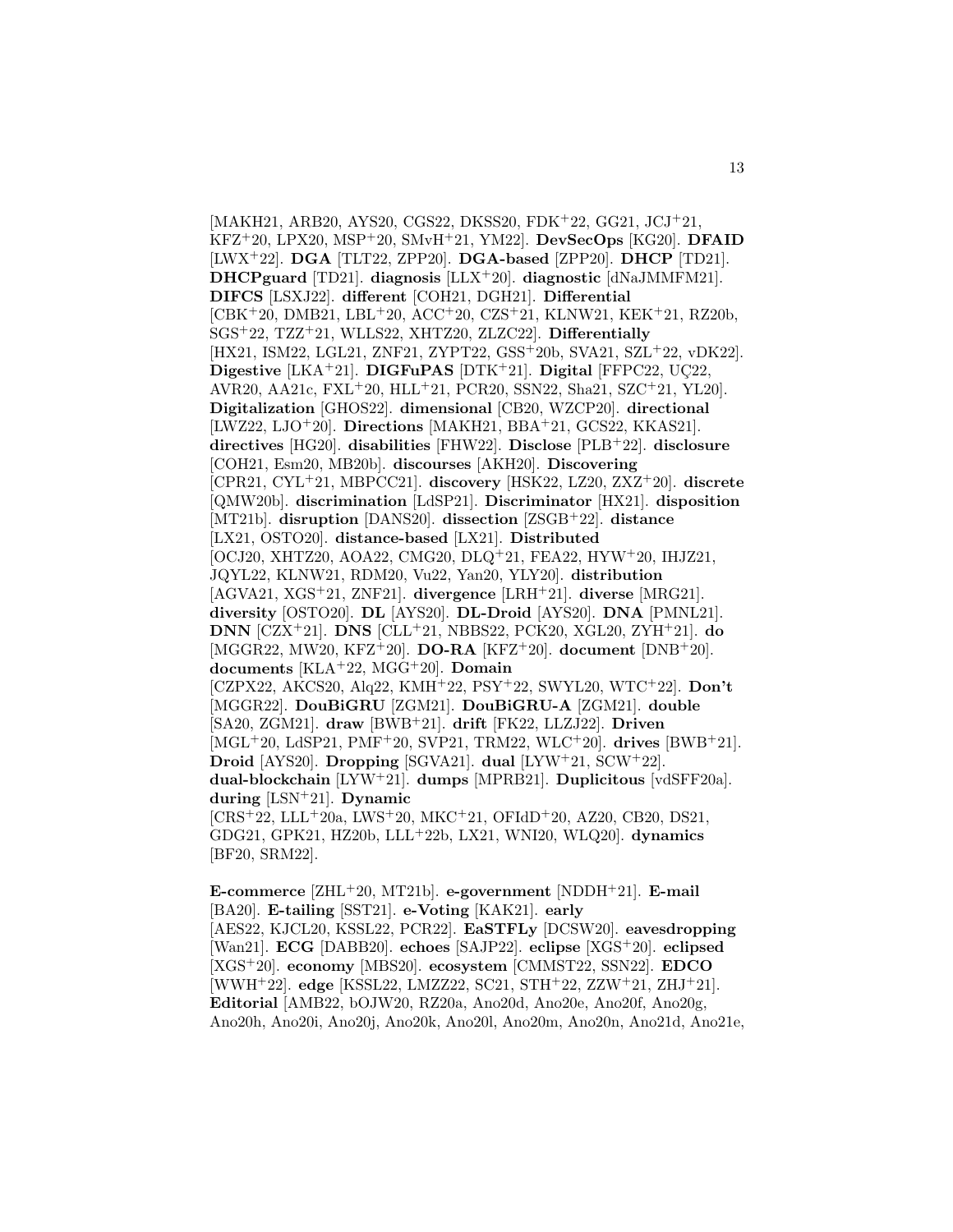[MAKH21, ARB20, AYS20, CGS22, DKSS20, FDK[+]22, GG21, JCJ[+]21, KFZ[+]20, LPX20, MSP[+]20, SMvH[+]21, YM22]. **DevSecOps** [KG20]. **DFAID** [LWX[+]22]. **DGA** [TLT22, ZPP20]. **DGA-based** [ZPP20]. **DHCP** [TD21]. **DHCPguard** [TD21]. **diagnosis** [LLX[+]20]. **diagnostic** [dNaJMMFM21]. **DIFCS** [LSXJ22]. **different** [COH21, DGH21]. **Differential** [CBK[+]20, DMB21, LBL[+]20, ACC[+]20, CZS[+]21, KLNW21, KEK[+]21, RZ20b, SGS[+]22, TZZ[+]21, WLLS22, XHTZ20, ZLZC22]. **Differentially** [HX21, ISM22, LGL21, ZNF21, ZYPT22, GSS[+]20b, SVA21, SZL[+]22, vDK22]. **Digestive** [LKA[+]21]. **DIGFuPAS** [DTK[+]21]. **Digital** [FFPC22, UÇ22, AVR20, AA21c, FXL[+]20, HLL[+]21, PCR20, SSN22, Sha21, SZC[+]21, YL20]. **Digitalization** [GHOS22]. **dimensional** [CB20, WZCP20]. **directional** [LWZ22, LJO[+]20]. **Directions** [MAKH21, BBA[+]21, GCS22, KKAS21]. **directives** [HG20]. **disabilities** [FHW22]. **Disclose** [PLB[+]22]. **disclosure** [COH21, Esm20, MB20b]. **discourses** [AKH20]. **Discovering** [CPR21, CYL[+]21, MBPCC21]. **discovery** [HSK22, LZ20, ZXZ[+]20]. **discrete** [QMW20b]. **discrimination** [LdSP21]. **Discriminator** [HX21]. **disposition** [MT21b]. **disruption** [DANS20]. **dissection** [ZSGB[+]22]. **distance** [LX21, OSTO20]. **distance-based** [LX21]. **Distributed** [OCJ20, XHTZ20, AOA22, CMG20, DLQ[+]21, FEA22, HYW[+]20, IHJZ21, JQYL22, KLNW21, RDM20, Vu22, Yan20, YLY20]. **distribution** [AGVA21, XGS[+]21, ZNF21]. **divergence** [LRH[+]21]. **diverse** [MRG21]. **diversity** [OSTO20]. **DL** [AYS20]. **DL-Droid** [AYS20]. **DNA** [PMNL21]. **DNN** [CZX[+]21]. **DNS** [CLL[+]21, NBBS22, PCK20, XGL20, ZYH[+]21]. **do** [MGGR22, MW20, KFZ[+]20]. **DO-RA** [KFZ[+]20]. **document** [DNB[+]20]. **documents** [KLA[+]22, MGG[+]20]. **Domain** [CZPX22, AKCS20, Alq22, KMH[+]22, PSY[+]22, SWYL20, WTC[+]22]. **Don't** [MGGR22]. **DouBiGRU** [ZGM21]. **DouBiGRU-A** [ZGM21]. **double** [SA20, ZGM21]. **draw** [BWB[+]21]. **drift** [FK22, LLZJ22]. **Driven** [MGL[+]20, LdSP21, PMF[+]20, SVP21, TRM22, WLC[+]20]. **drives** [BWB[+]21]. **Droid** [AYS20]. **Dropping** [SGVA21]. **dual** [LYW[+]21, SCW[+]22]. **dual-blockchain** [LYW[+]21]. **dumps** [MPRB21]. **Duplicitous** [vdSFF20a]. **during** [LSN[+]21]. **Dynamic** [CRS[+]22, LLL[+]20a, LWS[+]20, MKC[+]21, OFIdD[+]20, AZ20, CB20, DS21, GDG21, GPK21, HZ20b, LLL[+]22b, LX21, WNI20, WLQ20]. **dynamics** [BF20, SRM22].

**E-commerce** [ZHL[+]20, MT21b]. **e-government** [NDDH[+]21]. **E-mail** [BA20]. **E-tailing** [SST21]. **e-Voting** [KAK21]. **early** [AES22, KJCL20, KSSL22, PCR22]. **EaSTFLy** [DCSW20]. **eavesdropping** [Wan21]. **ECG** [DABB20]. **echoes** [SAJP22]. **eclipse** [XGS[+]20]. **eclipsed** [XGS[+]20]. **economy** [MBS20]. **ecosystem** [CMMST22, SSN22]. **EDCO** [WWH[+]22]. **edge** [KSSL22, LMZZ22, SC21, STH[+]22, ZZW[+]21, ZHJ[+]21]. **Editorial** [AMB22, bOJW20, RZ20a, Ano20d, Ano20e, Ano20f, Ano20g, Ano20h, Ano20i, Ano20j, Ano20k, Ano20l, Ano20m, Ano20n, Ano21d, Ano21e,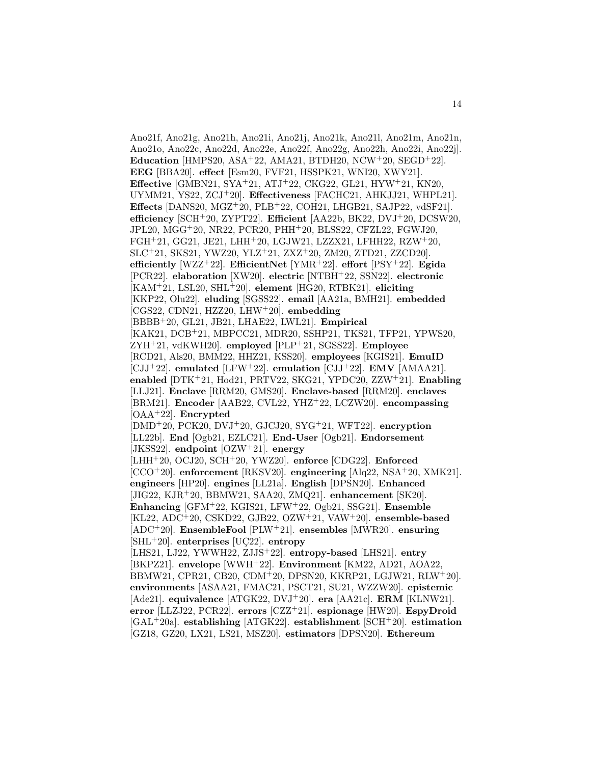Ano21f, Ano21g, Ano21h, Ano21i, Ano21j, Ano21k, Ano21l, Ano21m, Ano21n, Ano21o, Ano22c, Ano22d, Ano22e, Ano22f, Ano22g, Ano22h, Ano22i, Ano22j]. **Education** [HMPS20, ASA+22, AMA21, BTDH20, NCW+20, SEGD+22]. **EEG** [BBA20]. **effect** [Esm20, FVF21, HSSPK21, WNI20, XWY21]. **Effective** [GMBN21, SYA+21, ATJ+22, CKG22, GL21, HYW+21, KN20, UYMM21, YS22, ZCJ+20]. **Effectiveness** [FACHC21, AHKJJ21, WHPL21]. **Effects** [DANS20, MGZ+20, PLB+22, COH21, LHGB21, SAJP22, vdSF21]. **efficiency** [SCH+20, ZYPT22]. **Efficient** [AA22b, BK22, DVJ+20, DCSW20, JPL20, MGG+20, NR22, PCR20, PHH+20, BLSS22, CFZL22, FGWJ20, FGH+21, GG21, JE21, LHH+20, LGJW21, LZZX21, LFHH22, RZW+20, SLC+21, SKS21, YWZ20, YLZ+21, ZXZ+20, ZM20, ZTD21, ZZCD20]. **efficiently** [WZZ+22]. **EfficientNet** [YMR+22]. **effort** [PSY+22]. **Egida** [PCR22]. **elaboration** [XW20]. **electric** [NTBH+22, SSN22]. **electronic** [KAM+21, LSL20, SHL+20]. **element** [HG20, RTBK21]. **eliciting** [KKP22, Olu22]. **eluding** [SGSS22]. **email** [AA21a, BMH21]. **embedded** [CGS22, CDN21, HZZ20, LHW+20]. **embedding** [BBBB+20, GL21, JB21, LHAE22, LWL21]. **Empirical** [KAK21, DCB+21, MBPCC21, MDR20, SSHP21, TKS21, TFP21, YPWS20, ZYH+21, vdKWH20]. **employed** [PLP+21, SGSS22]. **Employee** [RCD21, Als20, BMM22, HHZ21, KSS20]. **employees** [KGIS21]. **EmuID** [CJJ+22]. **emulated** [LFW+22]. **emulation** [CJJ+22]. **EMV** [AMAA21]. **enabled** [DTK+21, Hod21, PRTV22, SKG21, YPDC20, ZZW+21]. **Enabling** [LLJ21]. **Enclave** [RRM20, GMS20]. **Enclave-based** [RRM20]. **enclaves** [BRM21]. **Encoder** [AAB22, CVL22, YHZ+22, LCZW20]. **encompassing** [OAA+22]. **Encrypted** [DMD+20, PCK20, DVJ+20, GJCJ20, SYG+21, WFT22]. **encryption** [LL22b]. **End** [Ogb21, EZLC21]. **End-User** [Ogb21]. **Endorsement** [JKSS22]. **endpoint** [OZW+21]. **energy** [LHH+20, OCJ20, SCH+20, YWZ20]. **enforce** [CDG22]. **Enforced** [CCO+20]. **enforcement** [RKSV20]. **engineering** [Alq22, NSA+20, XMK21]. **engineers** [HP20]. **engines** [LL21a]. **English** [DPSN20]. **Enhanced** [JIG22, KJR+20, BBMW21, SAA20, ZMQ21]. **enhancement** [SK20]. **Enhancing** [GFM+22, KGIS21, LFW+22, Ogb21, SSG21]. **Ensemble** [KL22, ADC+20, CSKD22, GJB22, OZW+21, VAW+20]. **ensemble-based** [ADC+20]. **EnsembleFool** [PLW+21]. **ensembles** [MWR20]. **ensuring** [SHL+20]. **enterprises** [UÇ22]. **entropy** [LHS21, LJ22, YWWH22, ZJJS+22]. **entropy-based** [LHS21]. **entry** [BKPZ21]. **envelope** [WWH+22]. **Environment** [KM22, AD21, AOA22, BBMW21, CPR21, CB20, CDM+20, DPSN20, KKRP21, LGJW21, RLW+20]. **environments** [ASAA21, FMAC21, PSCT21, SU21, WZZW20]. **epistemic** [Ade21]. **equivalence** [ATGK22, DVJ+20]. **era** [AA21c]. **ERM** [KLNW21]. **error** [LLZJ22, PCR22]. **errors** [CZZ+21]. **espionage** [HW20]. **EspyDroid** [GAL+20a]. **establishing** [ATGK22]. **establishment** [SCH+20]. **estimation** [GZ18, GZ20, LX21, LS21, MSZ20]. **estimators** [DPSN20]. **Ethereum**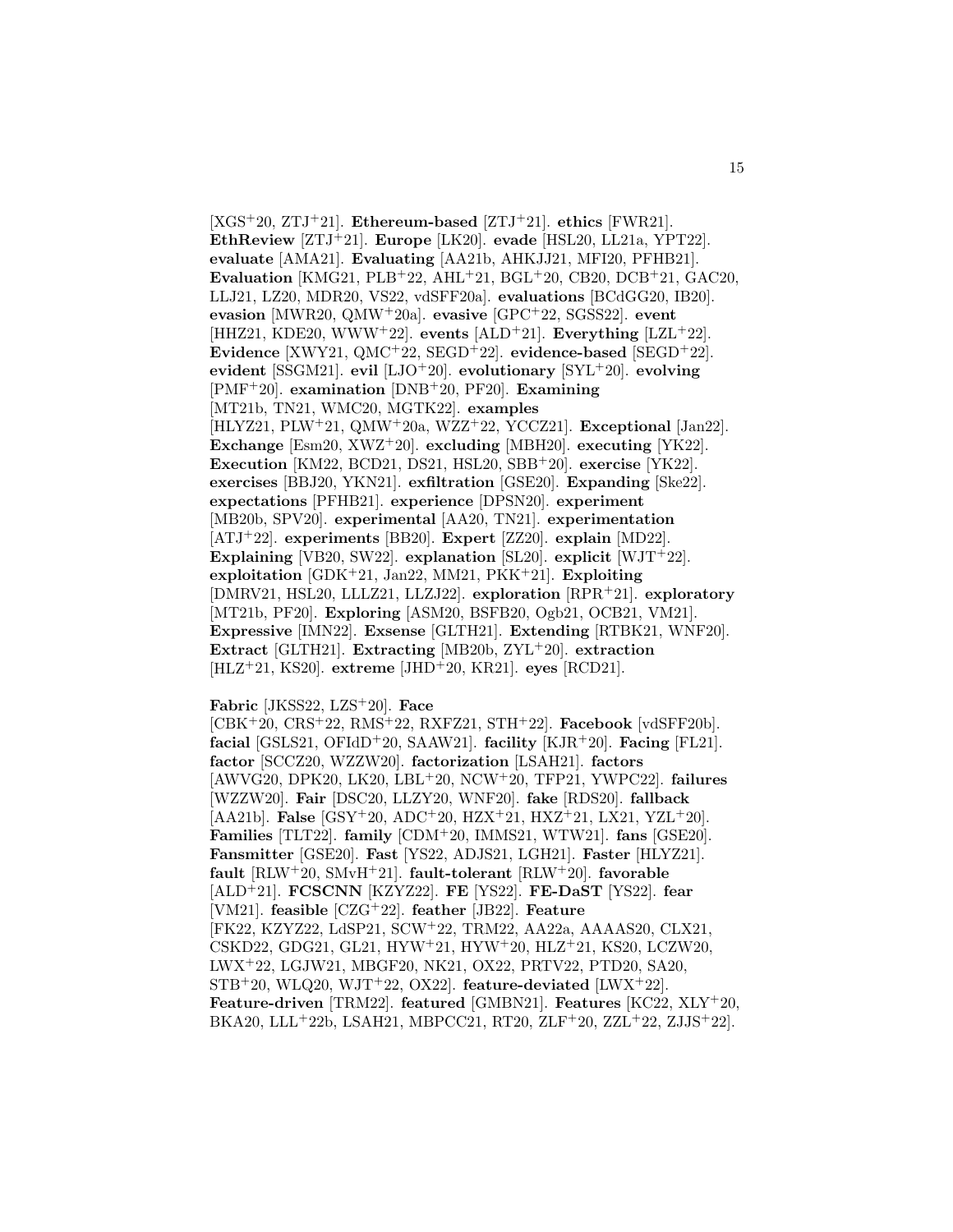[XGS[+]20, ZTJ[+]21]. **Ethereum-based** [ZTJ[+]21]. **ethics** [FWR21]. **EthReview** [ZTJ[+]21]. **Europe** [LK20]. **evade** [HSL20, LL21a, YPT22]. **evaluate** [AMA21]. **Evaluating** [AA21b, AHKJJ21, MFI20, PFHB21]. **Evaluation** [KMG21, PLB[+]22, AHL[+]21, BGL[+]20, CB20, DCB[+]21, GAC20, LLJ21, LZ20, MDR20, VS22, vdSFF20a]. **evaluations** [BCdGG20, IB20]. **evasion** [MWR20, QMW[+]20a]. **evasive** [GPC[+]22, SGSS22]. **event** [HHZ21, KDE20, WWW[+]22]. **events** [ALD[+]21]. **Everything** [LZL[+]22]. **Evidence** [XWY21, QMC[+]22, SEGD[+]22]. **evidence-based** [SEGD[+]22]. **evident** [SSGM21]. **evil** [LJO[+]20]. **evolutionary** [SYL[+]20]. **evolving** [PMF[+]20]. **examination** [DNB[+]20, PF20]. **Examining** [MT21b, TN21, WMC20, MGTK22]. **examples** [HLYZ21, PLW[+]21, QMW[+]20a, WZZ[+]22, YCCZ21]. **Exceptional** [Jan22]. **Exchange** [Esm20, XWZ[+]20]. **excluding** [MBH20]. **executing** [YK22]. **Execution** [KM22, BCD21, DS21, HSL20, SBB[+]20]. **exercise** [YK22]. **exercises** [BBJ20, YKN21]. **exfiltration** [GSE20]. **Expanding** [Ske22]. **expectations** [PFHB21]. **experience** [DPSN20]. **experiment** [MB20b, SPV20]. **experimental** [AA20, TN21]. **experimentation** [ATJ[+]22]. **experiments** [BB20]. **Expert** [ZZ20]. **explain** [MD22]. **Explaining** [VB20, SW22]. **explanation** [SL20]. **explicit** [WJT[+]22]. **exploitation** [GDK[+]21, Jan22, MM21, PKK[+]21]. **Exploiting** [DMRV21, HSL20, LLLZ21, LLZJ22]. **exploration** [RPR[+]21]. **exploratory** [MT21b, PF20]. **Exploring** [ASM20, BSFB20, Ogb21, OCB21, VM21]. **Expressive** [IMN22]. **Exsense** [GLTH21]. **Extending** [RTBK21, WNF20]. **Extract** [GLTH21]. **Extracting** [MB20b, ZYL[+]20]. **extraction** [HLZ[+]21, KS20]. **extreme** [JHD[+]20, KR21]. **eyes** [RCD21].

**Fabric** [JKSS22, LZS[+]20]. **Face** [CBK[+]20, CRS[+]22, RMS[+]22, RXFZ21, STH[+]22]. **Facebook** [vdSFF20b]. **facial** [GSLS21, OFIdD[+]20, SAAW21]. **facility** [KJR[+]20]. **Facing** [FL21]. **factor** [SCCZ20, WZZW20]. **factorization** [LSAH21]. **factors** [AWVG20, DPK20, LK20, LBL[+]20, NCW[+]20, TFP21, YWPC22]. **failures** [WZZW20]. **Fair** [DSC20, LLZY20, WNF20]. **fake** [RDS20]. **fallback** [AA21b]. **False** [GSY[+]20, ADC[+]20, HZX[+]21, HXZ[+]21, LX21, YZL[+]20]. **Families** [TLT22]. **family** [CDM[+]20, IMMS21, WTW21]. **fans** [GSE20]. **Fansmitter** [GSE20]. **Fast** [YS22, ADJS21, LGH21]. **Faster** [HLYZ21]. **fault** [RLW[+]20, SMvH[+]21]. **fault-tolerant** [RLW[+]20]. **favorable** [ALD[+]21]. **FCSCNN** [KZYZ22]. **FE** [YS22]. **FE-DaST** [YS22]. **fear** [VM21]. **feasible** [CZG[+]22]. **feather** [JB22]. **Feature** [FK22, KZYZ22, LdSP21, SCW[+]22, TRM22, AA22a, AAAAS20, CLX21, CSKD22, GDG21, GL21, HYW[+]21, HYW[+]20, HLZ[+]21, KS20, LCZW20, LWX[+]22, LGJW21, MBGF20, NK21, OX22, PRTV22, PTD20, SA20, STB[+]20, WLQ20, WJT[+]22, OX22]. **feature-deviated** [LWX[+]22]. **Feature-driven** [TRM22]. **featured** [GMBN21]. **Features** [KC22, XLY[+]20, BKA20, LLL[+]22b, LSAH21, MBPCC21, RT20, ZLF[+]20, ZZL[+]22, ZJJS[+]22].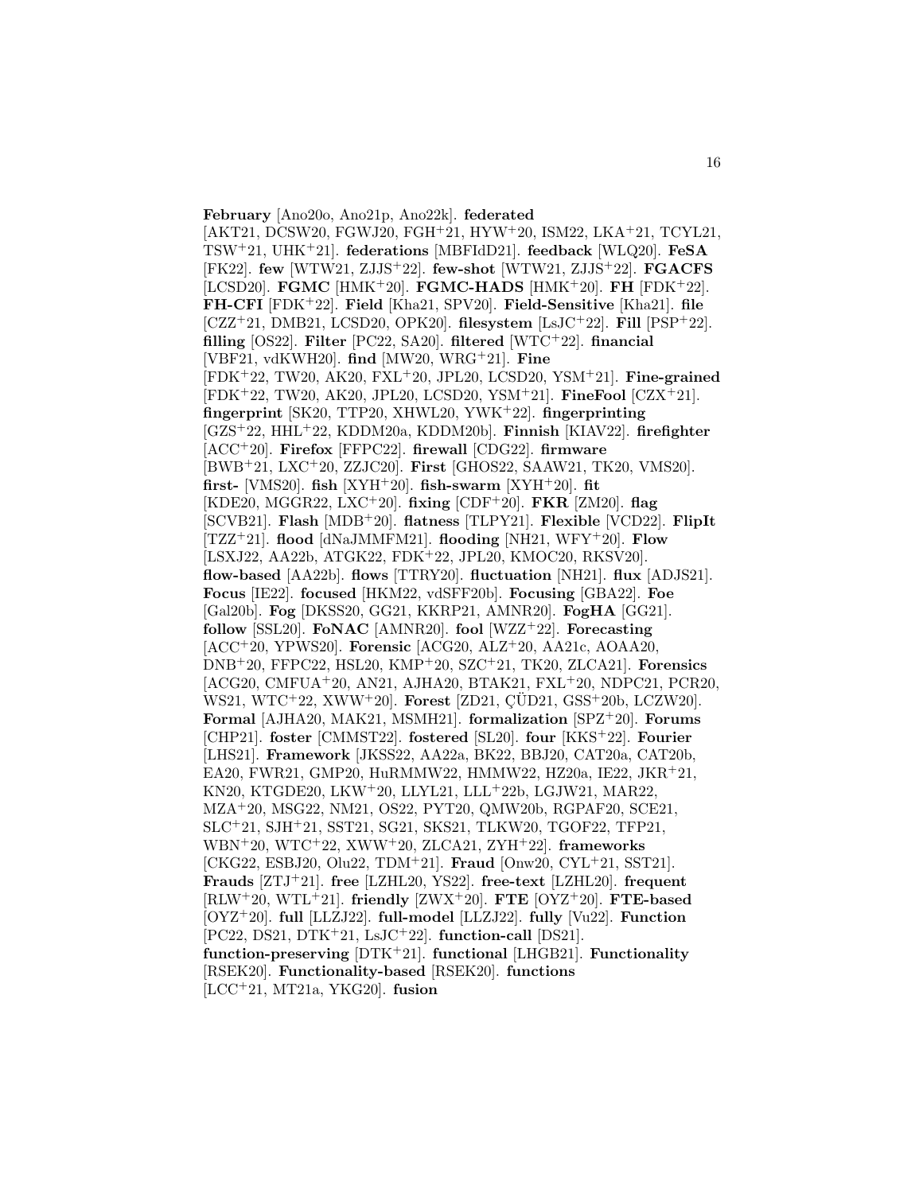**February** [Ano20o, Ano21p, Ano22k]. **federated** [AKT21, DCSW20, FGWJ20, FGH+21, HYW+20, ISM22, LKA+21, TCYL21, TSW+21, UHK+21]. **federations** [MBFIdD21]. **feedback** [WLQ20]. **FeSA** [FK22]. **few** [WTW21, ZJJS+22]. **few-shot** [WTW21, ZJJS+22]. **FGACFS** [LCSD20]. **FGMC** [HMK+20]. **FGMC-HADS** [HMK+20]. **FH** [FDK+22]. **FH-CFI** [FDK+22]. **Field** [Kha21, SPV20]. **Field-Sensitive** [Kha21]. **file** [CZZ+21, DMB21, LCSD20, OPK20]. **filesystem** [LsJC+22]. **Fill** [PSP+22]. **filling** [OS22]. **Filter** [PC22, SA20]. **filtered** [WTC+22]. **financial** [VBF21, vdKWH20]. **find** [MW20, WRG+21]. **Fine** [FDK+22, TW20, AK20, FXL+20, JPL20, LCSD20, YSM+21]. **Fine-grained** [FDK+22, TW20, AK20, JPL20, LCSD20, YSM+21]. **FineFool** [CZX+21]. **fingerprint** [SK20, TTP20, XHWL20, YWK+22]. **fingerprinting** [GZS+22, HHL+22, KDDM20a, KDDM20b]. **Finnish** [KIAV22]. **firefighter** [ACC+20]. **Firefox** [FFPC22]. **firewall** [CDG22]. **firmware** [BWB+21, LXC+20, ZZJC20]. **First** [GHOS22, SAAW21, TK20, VMS20]. **first-** [VMS20]. **fish** [XYH+20]. **fish-swarm** [XYH+20]. **fit** [KDE20, MGGR22, LXC+20]. **fixing** [CDF+20]. **FKR** [ZM20]. **flag** [SCVB21]. **Flash** [MDB+20]. **flatness** [TLPY21]. **Flexible** [VCD22]. **FlipIt** [TZZ+21]. **flood** [dNaJMMFM21]. **flooding** [NH21, WFY+20]. **Flow** [LSXJ22, AA22b, ATGK22, FDK+22, JPL20, KMOC20, RKSV20]. **flow-based** [AA22b]. **flows** [TTRY20]. **fluctuation** [NH21]. **flux** [ADJS21]. **Focus** [IE22]. **focused** [HKM22, vdSFF20b]. **Focusing** [GBA22]. **Foe** [Gal20b]. **Fog** [DKSS20, GG21, KKRP21, AMNR20]. **FogHA** [GG21]. **follow** [SSL20]. **FoNAC** [AMNR20]. **fool** [WZZ+22]. **Forecasting** [ACC+20, YPWS20]. **Forensic** [ACG20, ALZ+20, AA21c, AOAA20, DNB+20, FFPC22, HSL20, KMP+20, SZC+21, TK20, ZLCA21]. **Forensics** [ACG20, CMFUA+20, AN21, AJHA20, BTAK21, FXL+20, NDPC21, PCR20, WS21, WTC+22, XWW+20]. **Forest** [ZD21, ÇÜD21, GSS+20b, LCZW20]. **Formal** [AJHA20, MAK21, MSMH21]. **formalization** [SPZ+20]. **Forums** [CHP21]. **foster** [CMMST22]. **fostered** [SL20]. **four** [KKS+22]. **Fourier** [LHS21]. **Framework** [JKSS22, AA22a, BK22, BBJ20, CAT20a, CAT20b, EA20, FWR21, GMP20, HuRMMW22, HMMW22, HZ20a, IE22, JKR+21, KN20, KTGDE20, LKW+20, LLYL21, LLL+22b, LGJW21, MAR22, MZA+20, MSG22, NM21, OS22, PYT20, QMW20b, RGPAF20, SCE21, SLC+21, SJH+21, SST21, SG21, SKS21, TLKW20, TGOF22, TFP21, WBN+20, WTC+22, XWW+20, ZLCA21, ZYH+22]. **frameworks** [CKG22, ESBJ20, Olu22, TDM+21]. **Fraud** [Onw20, CYL+21, SST21]. **Frauds** [ZTJ+21]. **free** [LZHL20, YS22]. **free-text** [LZHL20]. **frequent** [RLW+20, WTL+21]. **friendly** [ZWX+20]. **FTE** [OYZ+20]. **FTE-based** [OYZ+20]. **full** [LLZJ22]. **full-model** [LLZJ22]. **fully** [Vu22]. **Function** [PC22, DS21, DTK+21, LsJC+22]. **function-call** [DS21]. **function-preserving** [DTK+21]. **functional** [LHGB21]. **Functionality** [RSEK20]. **Functionality-based** [RSEK20]. **functions** [LCC+21, MT21a, YKG20]. **fusion**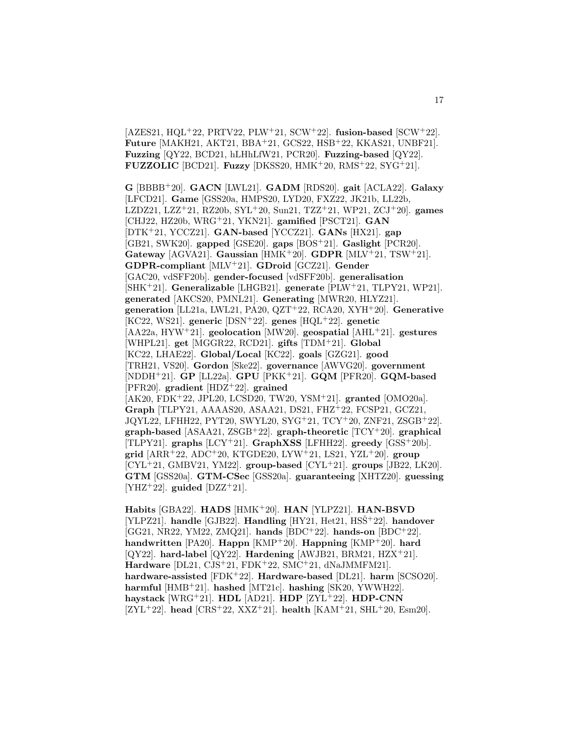[AZES21, HQL[+]22, PRTV22, PLW[+]21, SCW[+]22]. **fusion-based** [SCW[+]22]. **Future** [MAKH21, AKT21, BBA[+]21, GCS22, HSB[+]22, KKAS21, UNBF21]. **Fuzzing** [QY22, BCD21, hLHhLfW21, PCR20]. **Fuzzing-based** [QY22]. **FUZZOLIC** [BCD21]. **Fuzzy** [DKSS20, HMK[+]20, RMS[+]22, SYG[+]21].

**G** [BBBB[+]20]. **GACN** [LWL21]. **GADM** [RDS20]. **gait** [ACLA22]. **Galaxy** [LFCD21]. **Game** [GSS20a, HMPS20, LYD20, FXZ22, JK21b, LL22b, LZDZ21, LZZ[+]21, RZ20b, SYL[+]20, Sun21, TZZ[+]21, WP21, ZCJ[+]20]. **games** [CHJ22, HZ20b, WRG[+]21, YKN21]. **gamified** [PSCT21]. **GAN** [DTK[+]21, YCCZ21]. **GAN-based** [YCCZ21]. **GANs** [HX21]. **gap** [GB21, SWK20]. **gapped** [GSE20]. **gaps** [BOS[+]21]. **Gaslight** [PCR20]. **Gateway** [AGVA21]. **Gaussian** [HMK[+]20]. **GDPR** [MLV[+]21, TSW[+]21]. **GDPR-compliant** [MLV[+]21]. **GDroid** [GCZ21]. **Gender** [GAC20, vdSFF20b]. **gender-focused** [vdSFF20b]. **generalisation** [SHK[+]21]. **Generalizable** [LHGB21]. **generate** [PLW[+]21, TLPY21, WP21]. **generated** [AKCS20, PMNL21]. **Generating** [MWR20, HLYZ21]. **generation** [LL21a, LWL21, PA20, QZT[+]22, RCA20, XYH[+]20]. **Generative** [KC22, WS21]. **generic** [DSN[+]22]. **genes** [HQL[+]22]. **genetic** [AA22a, HYW[+]21]. **geolocation** [MW20]. **geospatial** [AHL[+]21]. **gestures** [WHPL21]. **get** [MGGR22, RCD21]. **gifts** [TDM[+]21]. **Global** [KC22, LHAE22]. **Global/Local** [KC22]. **goals** [GZG21]. **good** [TRH21, VS20]. **Gordon** [Ske22]. **governance** [AWVG20]. **government** [NDDH[+]21]. **GP** [LL22a]. **GPU** [PKK[+]21]. **GQM** [PFR20]. **GQM-based** [PFR20]. **gradient** [HDZ[+]22]. **grained** [AK20, FDK[+]22, JPL20, LCSD20, TW20, YSM[+]21]. **granted** [OMO20a]. **Graph** [TLPY21, AAAAS20, ASAA21, DS21, FHZ[+]22, FCSP21, GCZ21, JQYL22, LFHH22, PYT20, SWYL20, SYG[+]21, TCY[+]20, ZNF21, ZSGB[+]22]. **graph-based** [ASAA21, ZSGB[+]22]. **graph-theoretic** [TCY[+]20]. **graphical** [TLPY21]. **graphs** [LCY[+]21]. **GraphXSS** [LFHH22]. **greedy** [GSS[+]20b]. **grid** [ARR[+]22, ADC[+]20, KTGDE20, LYW[+]21, LS21, YZL[+]20]. **group** [CYL[+]21, GMBV21, YM22]. **group-based** [CYL[+]21]. **groups** [JB22, LK20]. **GTM** [GSS20a]. **GTM-CSec** [GSS20a]. **guaranteeing** [XHTZ20]. **guessing** [YHZ[+]22]. **guided** [DZZ[+]21].

**Habits** [GBA22]. **HADS** [HMK[+]20]. **HAN** [YLPZ21]. **HAN-BSVD** [YLPZ21]. **handle** [GJB22]. **Handling** [HY21, Het21, HSŠ[+]22]. **handover** [GG21, NR22, YM22, ZMQ21]. **hands** [BDC[+]22]. **hands-on** [BDC[+]22]. **handwritten** [PA20]. **Happn** [KMP[+]20]. **Happning** [KMP[+]20]. **hard** [QY22]. **hard-label** [QY22]. **Hardening** [AWJB21, BRM21, HZX[+]21]. **Hardware** [DL21, CJS[+]21, FDK[+]22, SMC[+]21, dNaJMMFM21]. **hardware-assisted** [FDK[+]22]. **Hardware-based** [DL21]. **harm** [SCSO20]. **harmful** [HMB[+]21]. **hashed** [MT21c]. **hashing** [SK20, YWWH22]. **haystack** [WRG[+]21]. **HDL** [AD21]. **HDP** [ZYL[+]22]. **HDP-CNN** [ZYL[+]22]. **head** [CRS[+]22, XXZ[+]21]. **health** [KAM[+]21, SHL[+]20, Esm20].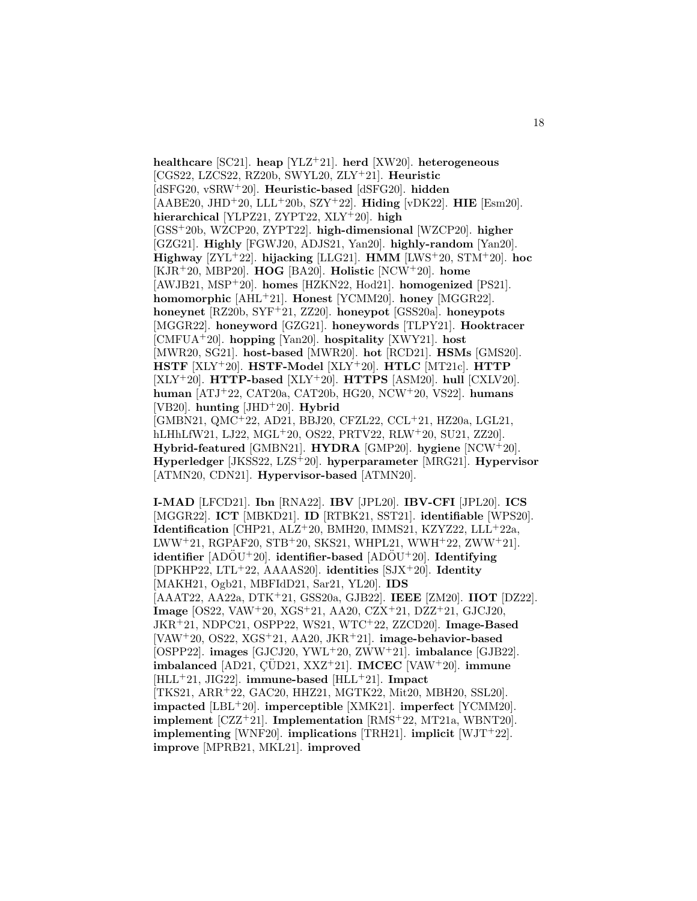**healthcare** [SC21]. **heap** [YLZ+21]. **herd** [XW20]. **heterogeneous** [CGS22, LZCS22, RZ20b, SWYL20, ZLY+21]. **Heuristic** [dSFG20, vSRW+20]. **Heuristic-based** [dSFG20]. **hidden** [AABE20, JHD+20, LLL+20b, SZY+22]. **Hiding** [vDK22]. **HIE** [Esm20]. **hierarchical** [YLPZ21, ZYPT22, XLY+20]. **high** [GSS+20b, WZCP20, ZYPT22]. **high-dimensional** [WZCP20]. **higher** [GZG21]. **Highly** [FGWJ20, ADJS21, Yan20]. **highly-random** [Yan20]. **Highway** [ZYL+22]. **hijacking** [LLG21]. **HMM** [LWS+20, STM+20]. **hoc** [KJR+20, MBP20]. **HOG** [BA20]. **Holistic** [NCW+20]. **home** [AWJB21, MSP+20]. **homes** [HZKN22, Hod21]. **homogenized** [PS21]. **homomorphic** [AHL+21]. **Honest** [YCMM20]. **honey** [MGGR22]. **honeynet** [RZ20b, SYF+21, ZZ20]. **honeypot** [GSS20a]. **honeypots** [MGGR22]. **honeyword** [GZG21]. **honeywords** [TLPY21]. **Hooktracer** [CMFUA+20]. **hopping** [Yan20]. **hospitality** [XWY21]. **host** [MWR20, SG21]. **host-based** [MWR20]. **hot** [RCD21]. **HSMs** [GMS20]. **HSTF** [XLY+20]. **HSTF-Model** [XLY+20]. **HTLC** [MT21c]. **HTTP** [XLY+20]. **HTTP-based** [XLY+20]. **HTTPS** [ASM20]. **hull** [CXLV20]. **human** [ATJ+22, CAT20a, CAT20b, HG20, NCW+20, VS22]. **humans** [VB20]. **hunting** [JHD+20]. **Hybrid** [GMBN21, QMC+22, AD21, BBJ20, CFZL22, CCL+21, HZ20a, LGL21, hLHhLfW21, LJ22, MGL+20, OS22, PRTV22, RLW+20, SU21, ZZ20]. **Hybrid-featured** [GMBN21]. **HYDRA** [GMP20]. **hygiene** [NCW+20]. **Hyperledger** [JKSS22, LZS+20]. **hyperparameter** [MRG21]. **Hypervisor** [ATMN20, CDN21]. **Hypervisor-based** [ATMN20].

**I-MAD** [LFCD21]. **Ibn** [RNA22]. **IBV** [JPL20]. **IBV-CFI** [JPL20]. **ICS** [MGGR22]. **ICT** [MBKD21]. **ID** [RTBK21, SST21]. **identifiable** [WPS20]. **Identification** [CHP21, ALZ+20, BMH20, IMMS21, KZYZ22, LLL+22a, LWW+21, RGPAF20, STB+20, SKS21, WHPL21, WWH+22, ZWW+21]. **identifier** [ADÖU+20]. **identifier-based** [ADÖU+20]. **Identifying** [DPKHP22, LTL+22, AAAAS20]. **identities** [SJX+20]. **Identity** [MAKH21, Ogb21, MBFIdD21, Sar21, YL20]. **IDS** [AAAT22, AA22a, DTK+21, GSS20a, GJB22]. **IEEE** [ZM20]. **IIOT** [DZ22]. **Image** [OS22, VAW+20, XGS+21, AA20, CZX+21, DZZ+21, GJCJ20, JKR+21, NDPC21, OSPP22, WS21, WTC+22, ZZCD20]. **Image-Based** [VAW+20, OS22, XGS+21, AA20, JKR+21]. **image-behavior-based** [OSPP22]. **images** [GJCJ20, YWL+20, ZWW+21]. **imbalance** [GJB22]. **imbalanced** [AD21, ÇÜD21, XXZ+21]. **IMCEC** [VAW+20]. **immune** [HLL+21, JIG22]. **immune-based** [HLL+21]. **Impact** [TKS21, ARR+22, GAC20, HHZ21, MGTK22, Mit20, MBH20, SSL20]. **impacted** [LBL+20]. **imperceptible** [XMK21]. **imperfect** [YCMM20]. **implement** [CZZ+21]. **Implementation** [RMS+22, MT21a, WBNT20]. **implementing** [WNF20]. **implications** [TRH21]. **implicit** [WJT+22]. **improve** [MPRB21, MKL21]. **improved**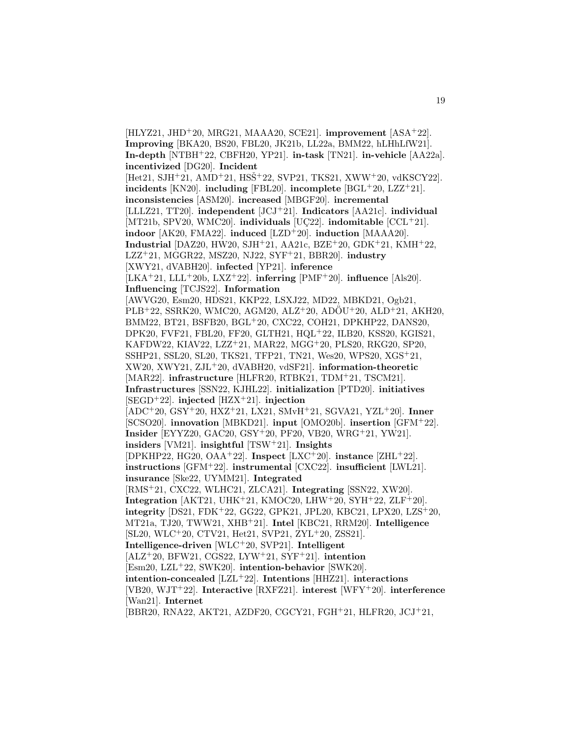[HLYZ21, JHD[+]20, MRG21, MAAA20, SCE21]. **improvement** [ASA[+]22]. **Improving** [BKA20, BS20, FBL20, JK21b, LL22a, BMM22, hLHhLfW21]. **In-depth** [NTBH[+]22, CBFH20, YP21]. **in-task** [TN21]. **in-vehicle** [AA22a]. **incentivized** [DG20]. **Incident** [Het21, SJH[+]21, AMD[+]21, HSŠ[+]22, SVP21, TKS21, XWW[+]20, vdKSCY22]. **incidents** [KN20]. **including** [FBL20]. **incomplete** [BGL[+]20, LZZ[+]21]. **inconsistencies** [ASM20]. **increased** [MBGF20]. **incremental** [LLLZ21, TT20]. **independent** [JCJ[+]21]. **Indicators** [AA21c]. **individual** [MT21b, SPV20, WMC20]. **individuals** [UÇ22]. **indomitable** [CCL[+]21]. **indoor** [AK20, FMA22]. **induced** [LZD[+]20]. **induction** [MAAA20]. **Industrial** [DAZ20, HW20, SJH[+]21, AA21c, BZE[+]20, GDK[+]21, KMH[+]22, LZZ[+]21, MGGR22, MSZ20, NJ22, SYF[+]21, BBR20]. **industry** [XWY21, dVABH20]. **infected** [YP21]. **inference** [LKA[+]21, LLL[+]20b, LXZ[+]22]. **inferring** [PMF[+]20]. **influence** [Als20]. **Influencing** [TCJS22]. **Information** [AWVG20, Esm20, HDS21, KKP22, LSXJ22, MD22, MBKD21, Ogb21, PLB[+]22, SSRK20, WMC20, AGM20, ALZ[+]20, ADÖU[+]20, ALD[+]21, AKH20, BMM22, BT21, BSFB20, BGL[+]20, CXC22, COH21, DPKHP22, DANS20, DPK20, FVF21, FBL20, FF20, GLTH21, HQL[+]22, ILB20, KSS20, KGIS21, KAFDW22, KIAV22, LZZ[+]21, MAR22, MGG[+]20, PLS20, RKG20, SP20, SSHP21, SSL20, SL20, TKS21, TFP21, TN21, Wes20, WPS20, XGS[+]21, XW20, XWY21, ZJL[+]20, dVABH20, vdSF21]. **information-theoretic** [MAR22]. **infrastructure** [HLFR20, RTBK21, TDM[+]21, TSCM21]. **Infrastructures** [SSN22, KJHL22]. **initialization** [PTD20]. **initiatives** [SEGD[+]22]. **injected** [HZX[+]21]. **injection** [ADC[+]20, GSY[+]20, HXZ[+]21, LX21, SMvH[+]21, SGVA21, YZL[+]20]. **Inner** [SCSO20]. **innovation** [MBKD21]. **input** [OMO20b]. **insertion** [GFM[+]22]. **Insider** [EYYZ20, GAC20, GSY[+]20, PF20, VB20, WRG[+]21, YW21]. **insiders** [VM21]. **insightful** [TSW[+]21]. **Insights** [DPKHP22, HG20, OAA[+]22]. **Inspect** [LXC[+]20]. **instance** [ZHL[+]22]. **instructions** [GFM[+]22]. **instrumental** [CXC22]. **insufficient** [LWL21]. **insurance** [Ske22, UYMM21]. **Integrated** [RMS[+]21, CXC22, WLHC21, ZLCA21]. **Integrating** [SSN22, XW20]. **Integration** [AKT21, UHK[+]21, KMOC20, LHW[+]20, SYH[+]22, ZLF[+]20]. **integrity** [DS21, FDK[+]22, GG22, GPK21, JPL20, KBC21, LPX20, LZS[+]20, MT21a, TJ20, TWW21, XHB[+]21]. **Intel** [KBC21, RRM20]. **Intelligence** [SL20, WLC[+]20, CTV21, Het21, SVP21, ZYL[+]20, ZSS21]. **Intelligence-driven** [WLC[+]20, SVP21]. **Intelligent** [ALZ[+]20, BFW21, CGS22, LYW[+]21, SYF[+]21]. **intention** [Esm20, LZL[+]22, SWK20]. **intention-behavior** [SWK20]. **intention-concealed** [LZL[+]22]. **Intentions** [HHZ21]. **interactions** [VB20, WJT[+]22]. **Interactive** [RXFZ21]. **interest** [WFY[+]20]. **interference** [Wan21]. **Internet** [BBR20, RNA22, AKT21, AZDF20, CGCY21, FGH[+]21, HLFR20, JCJ[+]21,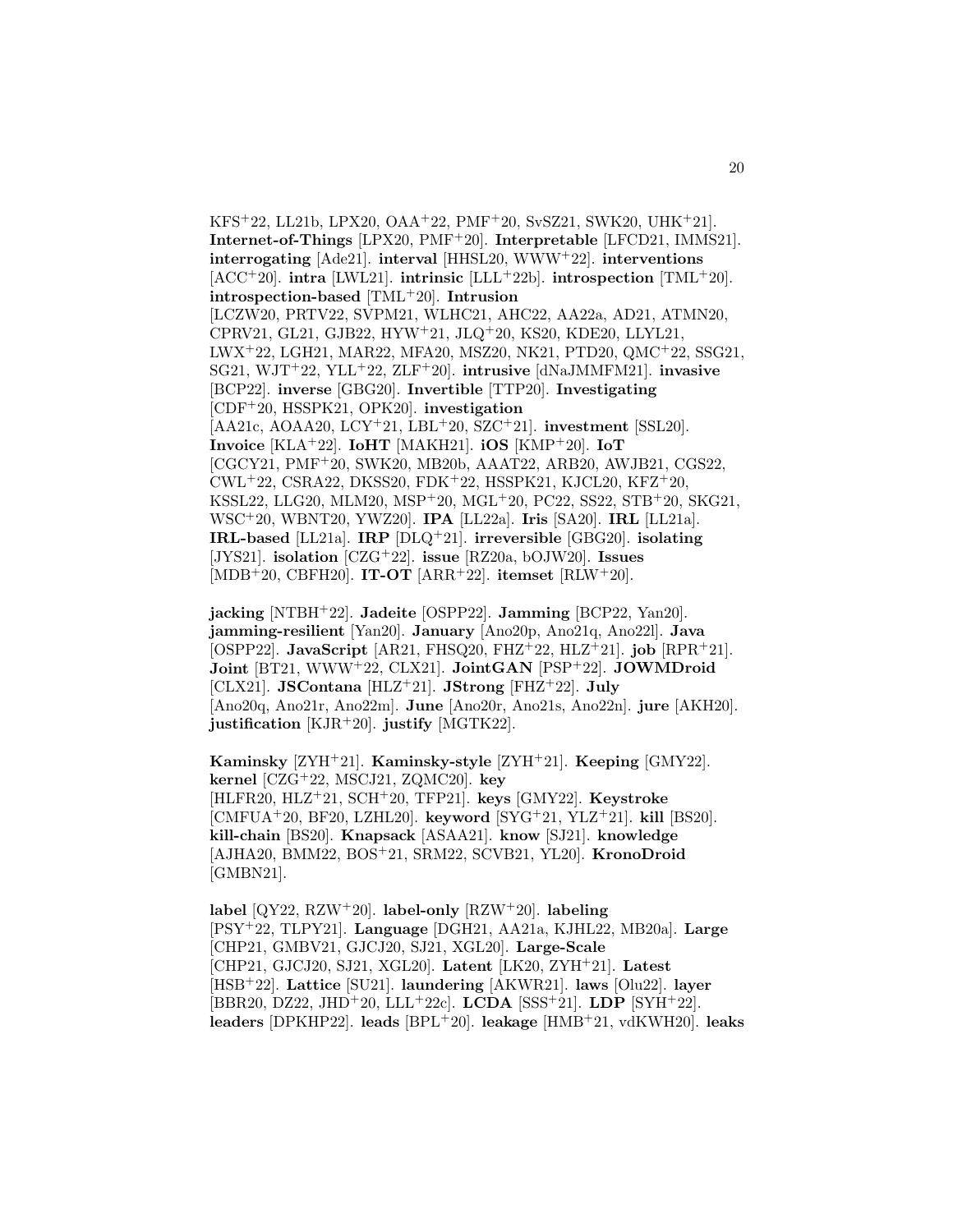KFS[+]22, LL21b, LPX20, OAA[+]22, PMF[+]20, SvSZ21, SWK20, UHK[+]21]. **Internet-of-Things** [LPX20, PMF[+]20]. **Interpretable** [LFCD21, IMMS21]. **interrogating** [Ade21]. **interval** [HHSL20, WWW[+]22]. **interventions** [ACC[+]20]. **intra** [LWL21]. **intrinsic** [LLL[+]22b]. **introspection** [TML[+]20]. **introspection-based** [TML[+]20]. **Intrusion** [LCZW20, PRTV22, SVPM21, WLHC21, AHC22, AA22a, AD21, ATMN20, CPRV21, GL21, GJB22, HYW[+]21, JLQ[+]20, KS20, KDE20, LLYL21, LWX[+]22, LGH21, MAR22, MFA20, MSZ20, NK21, PTD20, QMC[+]22, SSG21, SG21, WJT[+]22, YLL[+]22, ZLF[+]20]. **intrusive** [dNaJMMFM21]. **invasive** [BCP22]. **inverse** [GBG20]. **Invertible** [TTP20]. **Investigating** [CDF[+]20, HSSPK21, OPK20]. **investigation** [AA21c, AOAA20, LCY[+]21, LBL[+]20, SZC[+]21]. **investment** [SSL20]. **Invoice** [KLA[+]22]. **IoHT** [MAKH21]. **iOS** [KMP[+]20]. **IoT** [CGCY21, PMF[+]20, SWK20, MB20b, AAAT22, ARB20, AWJB21, CGS22, CWL[+]22, CSRA22, DKSS20, FDK[+]22, HSSPK21, KJCL20, KFZ[+]20, KSSL22, LLG20, MLM20, MSP[+]20, MGL[+]20, PC22, SS22, STB[+]20, SKG21, WSC[+]20, WBNT20, YWZ20]. **IPA** [LL22a]. **Iris** [SA20]. **IRL** [LL21a]. **IRL-based** [LL21a]. **IRP** [DLQ[+]21]. **irreversible** [GBG20]. **isolating** [JYS21]. **isolation** [CZG[+]22]. **issue** [RZ20a, bOJW20]. **Issues** [MDB[+]20, CBFH20]. **IT-OT** [ARR[+]22]. **itemset** [RLW[+]20].

**jacking** [NTBH[+]22]. **Jadeite** [OSPP22]. **Jamming** [BCP22, Yan20]. **jamming-resilient** [Yan20]. **January** [Ano20p, Ano21q, Ano22l]. **Java** [OSPP22]. **JavaScript** [AR21, FHSQ20, FHZ[+]22, HLZ[+]21]. **job** [RPR[+]21]. **Joint** [BT21, WWW[+]22, CLX21]. **JointGAN** [PSP[+]22]. **JOWMDroid** [CLX21]. **JSContana** [HLZ[+]21]. **JStrong** [FHZ[+]22]. **July** [Ano20q, Ano21r, Ano22m]. **June** [Ano20r, Ano21s, Ano22n]. **jure** [AKH20]. **justification** [KJR[+]20]. **justify** [MGTK22].

**Kaminsky** [ZYH[+]21]. **Kaminsky-style** [ZYH[+]21]. **Keeping** [GMY22]. **kernel** [CZG[+]22, MSCJ21, ZQMC20]. **key** [HLFR20, HLZ[+]21, SCH[+]20, TFP21]. **keys** [GMY22]. **Keystroke** [CMFUA[+]20, BF20, LZHL20]. **keyword** [SYG[+]21, YLZ[+]21]. **kill** [BS20]. **kill-chain** [BS20]. **Knapsack** [ASAA21]. **know** [SJ21]. **knowledge** [AJHA20, BMM22, BOS[+]21, SRM22, SCVB21, YL20]. **KronoDroid** [GMBN21].

**label** [QY22, RZW[+]20]. **label-only** [RZW[+]20]. **labeling** [PSY[+]22, TLPY21]. **Language** [DGH21, AA21a, KJHL22, MB20a]. **Large** [CHP21, GMBV21, GJCJ20, SJ21, XGL20]. **Large-Scale** [CHP21, GJCJ20, SJ21, XGL20]. **Latent** [LK20, ZYH[+]21]. **Latest** [HSB[+]22]. **Lattice** [SU21]. **laundering** [AKWR21]. **laws** [Olu22]. **layer** [BBR20, DZ22, JHD[+]20, LLL[+]22c]. **LCDA** [SSS[+]21]. **LDP** [SYH[+]22]. **leaders** [DPKHP22]. **leads** [BPL[+]20]. **leakage** [HMB[+]21, vdKWH20]. **leaks**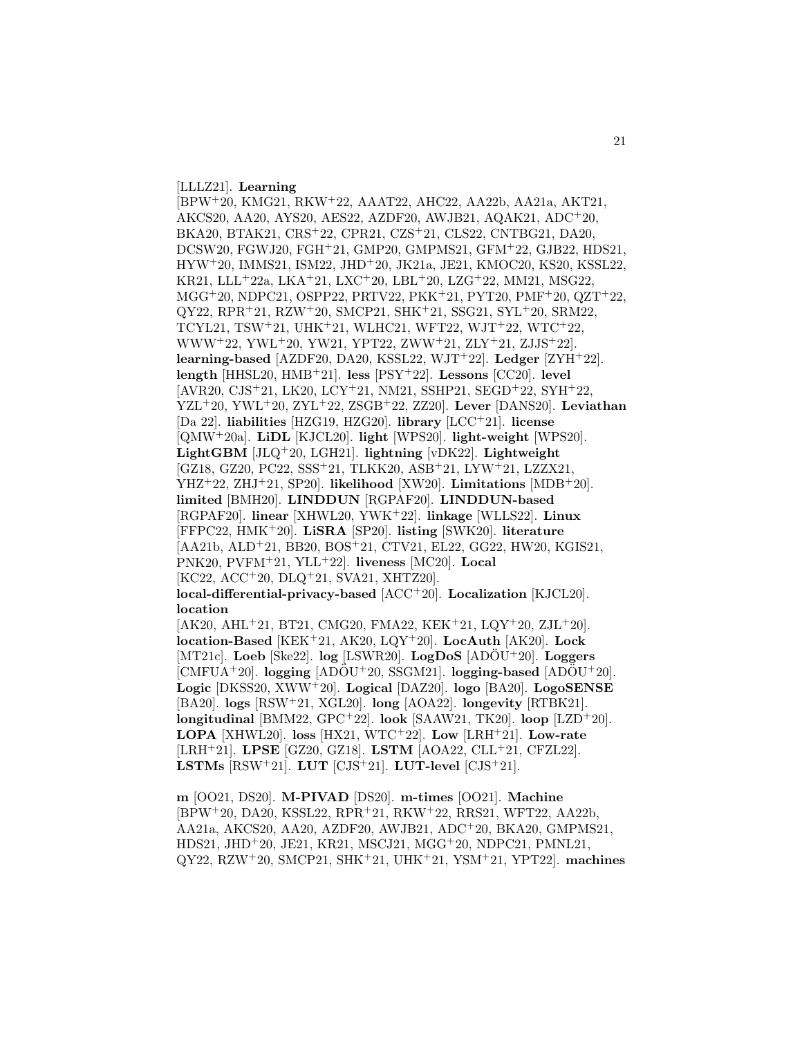[LLLZ21]. **Learning** [BPW+20, KMG21, RKW+22, AAAT22, AHC22, AA22b, AA21a, AKT21, AKCS20, AA20, AYS20, AES22, AZDF20, AWJB21, AQAK21, ADC+20, BKA20, BTAK21, CRS+22, CPR21, CZS+21, CLS22, CNTBG21, DA20, DCSW20, FGWJ20, FGH+21, GMP20, GMPMS21, GFM+22, GJB22, HDS21, HYW+20, IMMS21, ISM22, JHD+20, JK21a, JE21, KMOC20, KS20, KSSL22, KR21, LLL+22a, LKA+21, LXC+20, LBL+20, LZG+22, MM21, MSG22, MGG+20, NDPC21, OSPP22, PRTV22, PKK+21, PYT20, PMF+20, QZT+22, QY22, RPR+21, RZW+20, SMCP21, SHK+21, SSG21, SYL+20, SRM22, TCYL21, TSW+21, UHK+21, WLHC21, WFT22, WJT+22, WTC+22, WWW+22, YWL+20, YW21, YPT22, ZWW+21, ZLY+21, ZJJS+22]. **learning-based** [AZDF20, DA20, KSSL22, WJT+22]. **Ledger** [ZYH+22]. **length** [HHSL20, HMB+21]. **less** [PSY+22]. **Lessons** [CC20]. **level** [AVR20, CJS+21, LK20, LCY+21, NM21, SSHP21, SEGD+22, SYH+22, YZL+20, YWL+20, ZYL+22, ZSGB+22, ZZ20]. **Lever** [DANS20]. **Leviathan** [Da 22]. **liabilities** [HZG19, HZG20]. **library** [LCC+21]. **license** [QMW+20a]. **LiDL** [KJCL20]. **light** [WPS20]. **light-weight** [WPS20]. **LightGBM** [JLQ+20, LGH21]. **lightning** [vDK22]. **Lightweight** [GZ18, GZ20, PC22, SSS+21, TLKK20, ASB+21, LYW+21, LZZX21, YHZ+22, ZHJ+21, SP20]. **likelihood** [XW20]. **Limitations** [MDB+20]. **limited** [BMH20]. **LINDDUN** [RGPAF20]. **LINDDUN-based** [RGPAF20]. **linear** [XHWL20, YWK+22]. **linkage** [WLLS22]. **Linux** [FFPC22, HMK+20]. **LiSRA** [SP20]. **listing** [SWK20]. **literature** [AA21b, ALD+21, BB20, BOS+21, CTV21, EL22, GG22, HW20, KGIS21, PNK20, PVFM+21, YLL+22]. **liveness** [MC20]. **Local** [KC22, ACC+20, DLQ+21, SVA21, XHTZ20]. **local-differential-privacy-based** [ACC+20]. **Localization** [KJCL20]. **location** [AK20, AHL+21, BT21, CMG20, FMA22, KEK+21, LQY+20, ZJL+20]. **location-Based** [KEK+21, AK20, LQY+20]. **LocAuth** [AK20]. **Lock** [MT21c]. **Loeb** [Ske22]. **log** [LSWR20]. **LogDoS** [ADÖU+20]. **Loggers** [CMFUA+20]. **logging** [ADÖU+20, SSGM21]. **logging-based** [ADÖU+20]. **Logic** [DKSS20, XWW+20]. **Logical** [DAZ20]. **logo** [BA20]. **LogoSENSE** [BA20]. **logs** [RSW+21, XGL20]. **long** [AOA22]. **longevity** [RTBK21]. **longitudinal** [BMM22, GPC+22]. **look** [SAAW21, TK20]. **loop** [LZD+20]. **LOPA** [XHWL20]. **loss** [HX21, WTC+22]. **Low** [LRH+21]. **Low-rate** [LRH+21]. **LPSE** [GZ20, GZ18]. **LSTM** [AOA22, CLL+21, CFZL22]. **LSTMs** [RSW+21]. **LUT** [CJS+21]. **LUT-level** [CJS+21].

**m** [OO21, DS20]. **M-PIVAD** [DS20]. **m-times** [OO21]. **Machine** [BPW+20, DA20, KSSL22, RPR+21, RKW+22, RRS21, WFT22, AA22b, AA21a, AKCS20, AA20, AZDF20, AWJB21, ADC+20, BKA20, GMPMS21, HDS21, JHD+20, JE21, KR21, MSCJ21, MGG+20, NDPC21, PMNL21, QY22, RZW+20, SMCP21, SHK+21, UHK+21, YSM+21, YPT22]. **machines**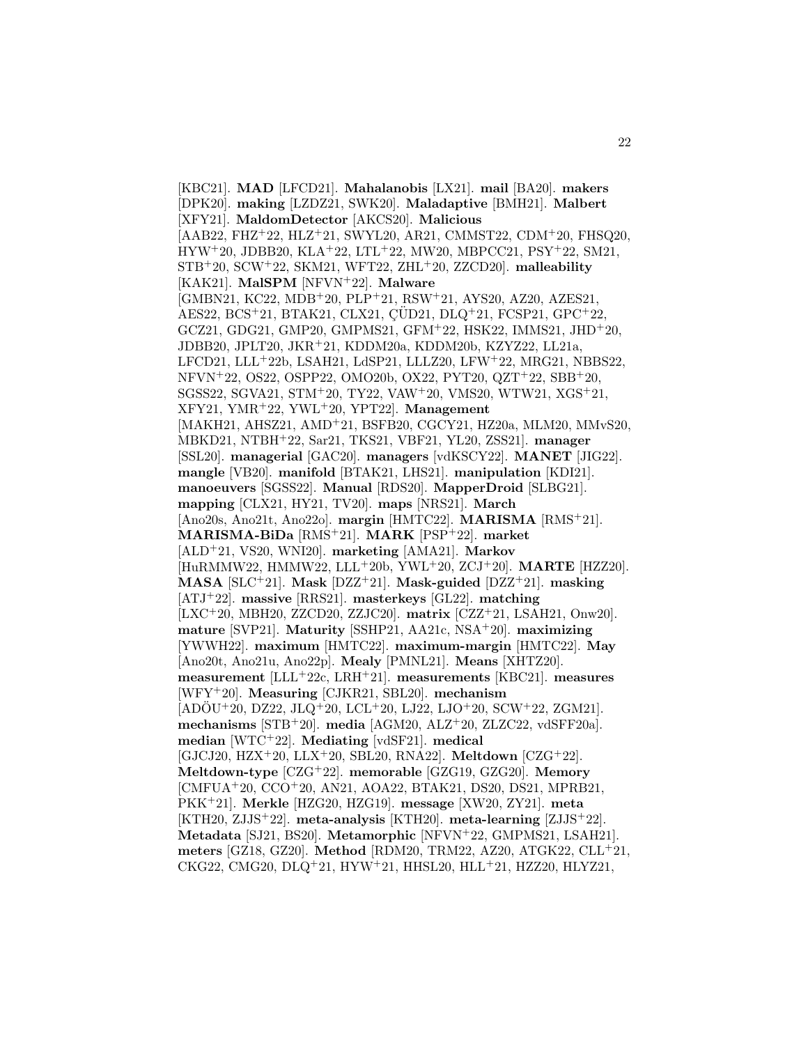[KBC21]. **MAD** [LFCD21]. **Mahalanobis** [LX21]. **mail** [BA20]. **makers** [DPK20]. **making** [LZDZ21, SWK20]. **Maladaptive** [BMH21]. **Malbert** [XFY21]. **MaldomDetector** [AKCS20]. **Malicious** [AAB22, FHZ+22, HLZ+21, SWYL20, AR21, CMMST22, CDM+20, FHSQ20, HYW+20, JDBB20, KLA+22, LTL+22, MW20, MBPCC21, PSY+22, SM21, STB+20, SCW+22, SKM21, WFT22, ZHL+20, ZZCD20]. **malleability** [KAK21]. **MalSPM** [NFVN+22]. **Malware** [GMBN21, KC22, MDB+20, PLP+21, RSW+21, AYS20, AZ20, AZES21, AES22, BCS+21, BTAK21, CLX21, ÇÜD21, DLQ+21, FCSP21, GPC+22, GCZ21, GDG21, GMP20, GMPMS21, GFM+22, HSK22, IMMS21, JHD+20, JDBB20, JPLT20, JKR+21, KDDM20a, KDDM20b, KZYZ22, LL21a, LFCD21, LLL+22b, LSAH21, LdSP21, LLLZ20, LFW+22, MRG21, NBBS22, NFVN+22, OS22, OSPP22, OMO20b, OX22, PYT20, QZT+22, SBB+20, SGSS22, SGVA21, STM+20, TY22, VAW+20, VMS20, WTW21, XGS+21, XFY21, YMR+22, YWL+20, YPT22]. **Management** [MAKH21, AHSZ21, AMD+21, BSFB20, CGCY21, HZ20a, MLM20, MMvS20, MBKD21, NTBH+22, Sar21, TKS21, VBF21, YL20, ZSS21]. **manager** [SSL20]. **managerial** [GAC20]. **managers** [vdKSCY22]. **MANET** [JIG22]. **mangle** [VB20]. **manifold** [BTAK21, LHS21]. **manipulation** [KDI21]. **manoeuvers** [SGSS22]. **Manual** [RDS20]. **MapperDroid** [SLBG21]. **mapping** [CLX21, HY21, TV20]. **maps** [NRS21]. **March** [Ano20s, Ano21t, Ano22o]. **margin** [HMTC22]. **MARISMA** [RMS+21]. **MARISMA-BiDa** [RMS+21]. **MARK** [PSP+22]. **market** [ALD+21, VS20, WNI20]. **marketing** [AMA21]. **Markov** [HuRMMW22, HMMW22, LLL+20b, YWL+20, ZCJ+20]. **MARTE** [HZZ20]. **MASA** [SLC+21]. **Mask** [DZZ+21]. **Mask-guided** [DZZ+21]. **masking** [ATJ+22]. **massive** [RRS21]. **masterkeys** [GL22]. **matching** [LXC+20, MBH20, ZZCD20, ZZJC20]. **matrix** [CZZ+21, LSAH21, Onw20]. **mature** [SVP21]. **Maturity** [SSHP21, AA21c, NSA+20]. **maximizing** [YWWH22]. **maximum** [HMTC22]. **maximum-margin** [HMTC22]. **May** [Ano20t, Ano21u, Ano22p]. **Mealy** [PMNL21]. **Means** [XHTZ20]. **measurement** [LLL+22c, LRH+21]. **measurements** [KBC21]. **measures** [WFY+20]. **Measuring** [CJKR21, SBL20]. **mechanism** [ADÖU+20, DZ22, JLQ+20, LCL+20, LJ22, LJO+20, SCW+22, ZGM21]. **mechanisms** [STB+20]. **media** [AGM20, ALZ+20, ZLZC22, vdSFF20a]. **median** [WTC+22]. **Mediating** [vdSF21]. **medical** [GJCJ20, HZX+20, LLX+20, SBL20, RNA22]. **Meltdown** [CZG+22]. **Meltdown-type** [CZG+22]. **memorable** [GZG19, GZG20]. **Memory** [CMFUA+20, CCO+20, AN21, AOA22, BTAK21, DS20, DS21, MPRB21, PKK+21]. **Merkle** [HZG20, HZG19]. **message** [XW20, ZY21]. **meta** [KTH20, ZJJS+22]. **meta-analysis** [KTH20]. **meta-learning** [ZJJS+22]. **Metadata** [SJ21, BS20]. **Metamorphic** [NFVN+22, GMPMS21, LSAH21]. **meters** [GZ18, GZ20]. **Method** [RDM20, TRM22, AZ20, ATGK22, CLL+21, CKG22, CMG20, DLQ+21, HYW+21, HHSL20, HLL+21, HZZ20, HLYZ21,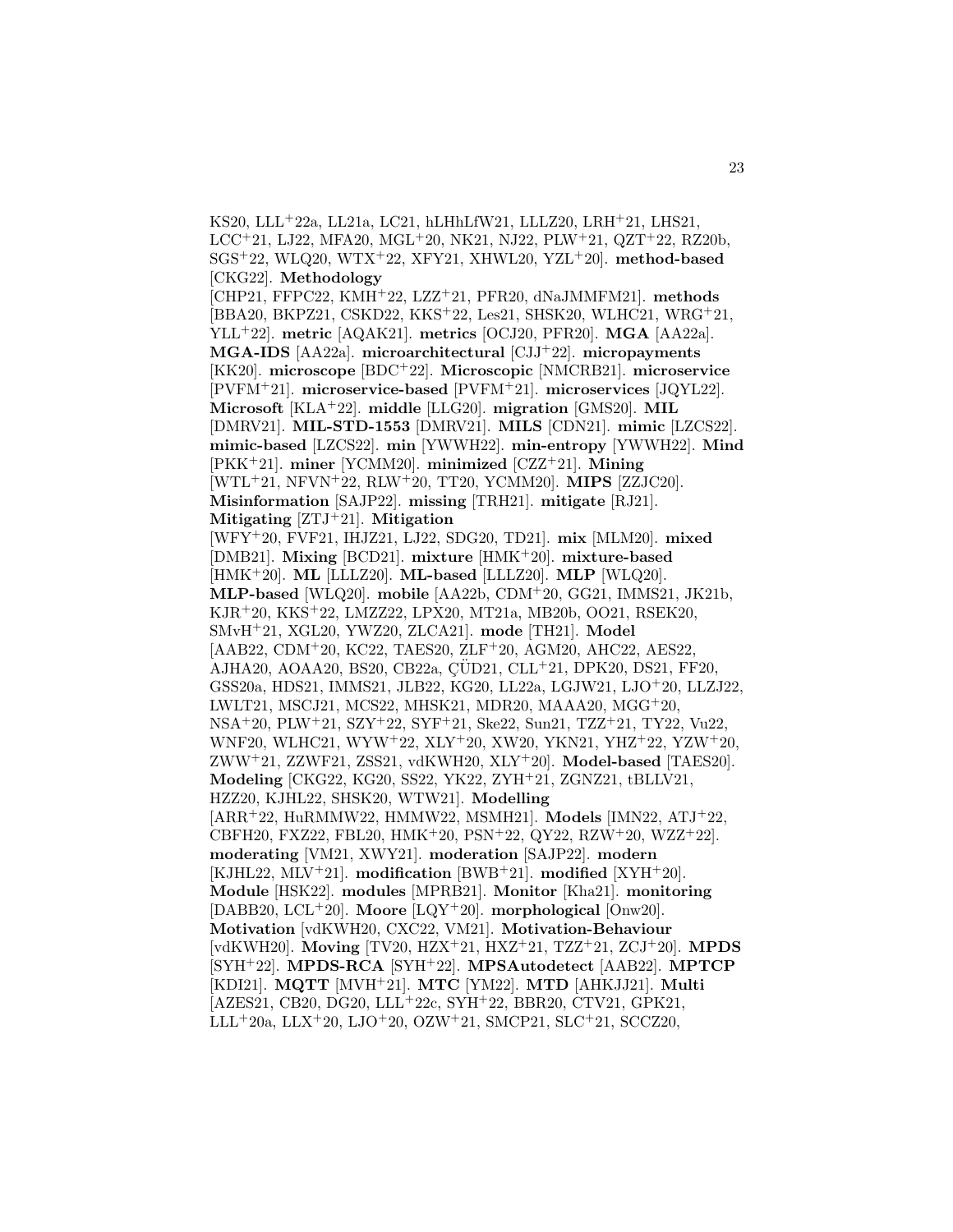KS20, LLL[+]22a, LL21a, LC21, hLHhLfW21, LLLZ20, LRH[+]21, LHS21, LCC[+]21, LJ22, MFA20, MGL[+]20, NK21, NJ22, PLW[+]21, QZT[+]22, RZ20b, SGS[+]22, WLQ20, WTX[+]22, XFY21, XHWL20, YZL[+]20]. **method-based** [CKG22]. **Methodology** [CHP21, FFPC22, KMH[+]22, LZZ[+]21, PFR20, dNaJMMFM21]. **methods** [BBA20, BKPZ21, CSKD22, KKS[+]22, Les21, SHSK20, WLHC21, WRG[+]21, YLL[+]22]. **metric** [AQAK21]. **metrics** [OCJ20, PFR20]. **MGA** [AA22a]. **MGA-IDS** [AA22a]. **microarchitectural** [CJJ[+]22]. **micropayments** [KK20]. **microscope** [BDC[+]22]. **Microscopic** [NMCRB21]. **microservice** [PVFM[+]21]. **microservice-based** [PVFM[+]21]. **microservices** [JQYL22]. **Microsoft** [KLA[+]22]. **middle** [LLG20]. **migration** [GMS20]. **MIL** [DMRV21]. **MIL-STD-1553** [DMRV21]. **MILS** [CDN21]. **mimic** [LZCS22]. **mimic-based** [LZCS22]. **min** [YWWH22]. **min-entropy** [YWWH22]. **Mind** [PKK[+]21]. **miner** [YCMM20]. **minimized** [CZZ[+]21]. **Mining** [WTL[+]21, NFVN[+]22, RLW[+]20, TT20, YCMM20]. **MIPS** [ZZJC20]. **Misinformation** [SAJP22]. **missing** [TRH21]. **mitigate** [RJ21]. **Mitigating** [ZTJ[+]21]. **Mitigation** [WFY[+]20, FVF21, IHJZ21, LJ22, SDG20, TD21]. **mix** [MLM20]. **mixed** [DMB21]. **Mixing** [BCD21]. **mixture** [HMK[+]20]. **mixture-based** [HMK[+]20]. **ML** [LLLZ20]. **ML-based** [LLLZ20]. **MLP** [WLQ20]. **MLP-based** [WLQ20]. **mobile** [AA22b, CDM[+]20, GG21, IMMS21, JK21b, KJR[+]20, KKS[+]22, LMZZ22, LPX20, MT21a, MB20b, OO21, RSEK20, SMvH[+]21, XGL20, YWZ20, ZLCA21]. **mode** [TH21]. **Model** [AAB22, CDM[+]20, KC22, TAES20, ZLF[+]20, AGM20, AHC22, AES22, AJHA20, AOAA20, BS20, CB22a, ÇÜD21, CLL[+]21, DPK20, DS21, FF20, GSS20a, HDS21, IMMS21, JLB22, KG20, LL22a, LGJW21, LJO[+]20, LLZJ22, LWLT21, MSCJ21, MCS22, MHSK21, MDR20, MAAA20, MGG[+]20, NSA[+]20, PLW[+]21, SZY[+]22, SYF[+]21, Ske22, Sun21, TZZ[+]21, TY22, Vu22, WNF20, WLHC21, WYW[+]22, XLY[+]20, XW20, YKN21, YHZ[+]22, YZW[+]20, ZWW[+]21, ZZWF21, ZSS21, vdKWH20, XLY[+]20]. **Model-based** [TAES20]. **Modeling** [CKG22, KG20, SS22, YK22, ZYH[+]21, ZGNZ21, tBLLV21, HZZ20, KJHL22, SHSK20, WTW21]. **Modelling** [ARR[+]22, HuRMMW22, HMMW22, MSMH21]. **Models** [IMN22, ATJ[+]22, CBFH20, FXZ22, FBL20, HMK[+]20, PSN[+]22, QY22, RZW[+]20, WZZ[+]22]. **moderating** [VM21, XWY21]. **moderation** [SAJP22]. **modern** [KJHL22, MLV[+]21]. **modification** [BWB[+]21]. **modified** [XYH[+]20]. **Module** [HSK22]. **modules** [MPRB21]. **Monitor** [Kha21]. **monitoring** [DABB20, LCL[+]20]. **Moore** [LQY[+]20]. **morphological** [Onw20]. **Motivation** [vdKWH20, CXC22, VM21]. **Motivation-Behaviour** [vdKWH20]. **Moving** [TV20, HZX[+]21, HXZ[+]21, TZZ[+]21, ZCJ[+]20]. **MPDS** [SYH[+]22]. **MPDS-RCA** [SYH[+]22]. **MPSAutodetect** [AAB22]. **MPTCP** [KDI21]. **MQTT** [MVH[+]21]. **MTC** [YM22]. **MTD** [AHKJJ21]. **Multi** [AZES21, CB20, DG20, LLL[+]22c, SYH[+]22, BBR20, CTV21, GPK21, LLL[+]20a, LLX[+]20, LJO[+]20, OZW[+]21, SMCP21, SLC[+]21, SCCZ20,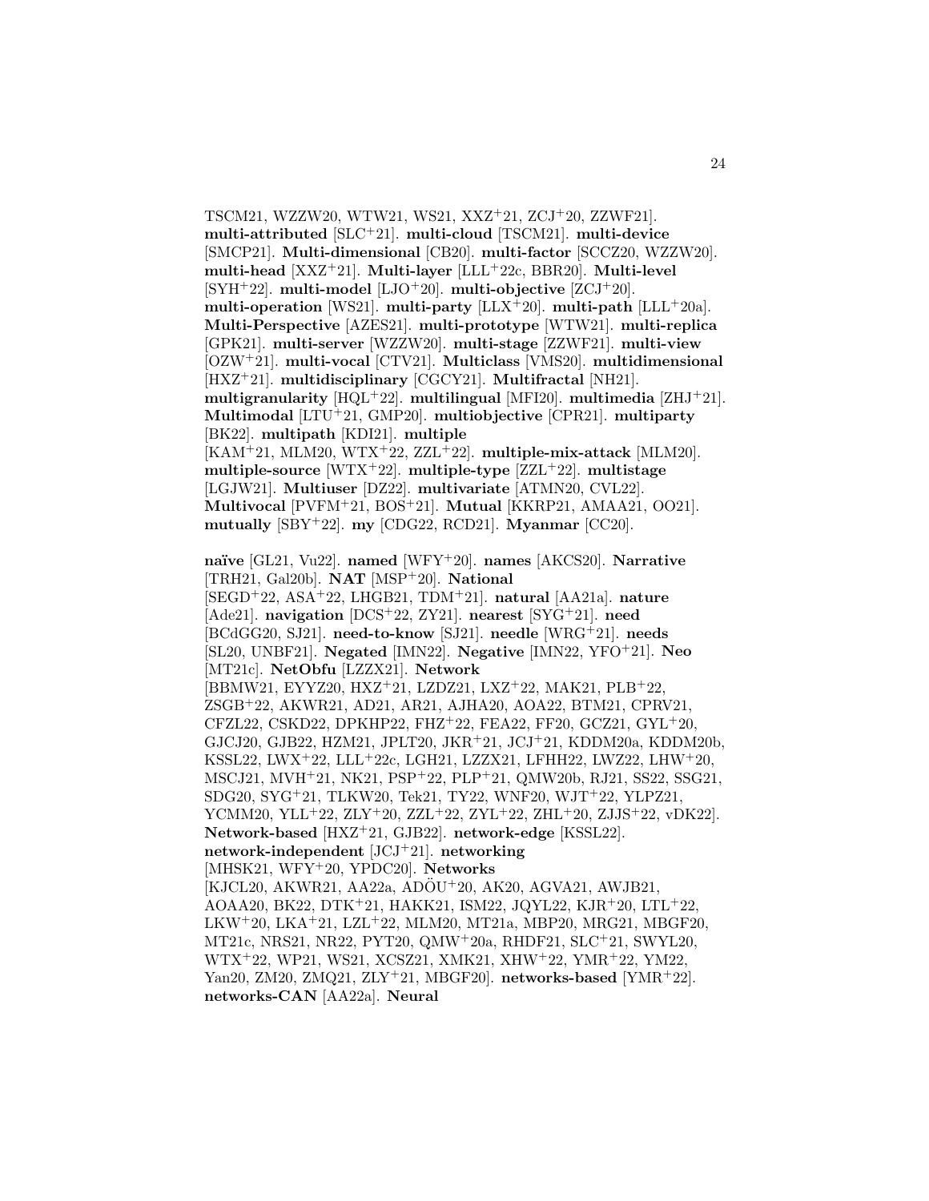TSCM21, WZZW20, WTW21, WS21, XXZ+21, ZCJ+20, ZZWF21]. **multi-attributed** [SLC+21]. **multi-cloud** [TSCM21]. **multi-device** [SMCP21]. **Multi-dimensional** [CB20]. **multi-factor** [SCCZ20, WZZW20]. **multi-head** [XXZ+21]. **Multi-layer** [LLL+22c, BBR20]. **Multi-level** [SYH+22]. **multi-model** [LJO+20]. **multi-objective** [ZCJ+20]. **multi-operation** [WS21]. **multi-party** [LLX+20]. **multi-path** [LLL+20a]. **Multi-Perspective** [AZES21]. **multi-prototype** [WTW21]. **multi-replica** [GPK21]. **multi-server** [WZZW20]. **multi-stage** [ZZWF21]. **multi-view** [OZW+21]. **multi-vocal** [CTV21]. **Multiclass** [VMS20]. **multidimensional** [HXZ+21]. **multidisciplinary** [CGCY21]. **Multifractal** [NH21]. **multigranularity** [HQL+22]. **multilingual** [MFI20]. **multimedia** [ZHJ+21]. **Multimodal** [LTU+21, GMP20]. **multiobjective** [CPR21]. **multiparty** [BK22]. **multipath** [KDI21]. **multiple** [KAM+21, MLM20, WTX+22, ZZL+22]. **multiple-mix-attack** [MLM20]. **multiple-source** [WTX+22]. **multiple-type** [ZZL+22]. **multistage** [LGJW21]. **Multiuser** [DZ22]. **multivariate** [ATMN20, CVL22]. **Multivocal** [PVFM+21, BOS+21]. **Mutual** [KKRP21, AMAA21, OO21]. **mutually** [SBY+22]. **my** [CDG22, RCD21]. **Myanmar** [CC20].

**naïve** [GL21, Vu22]. **named** [WFY+20]. **names** [AKCS20]. **Narrative** [TRH21, Gal20b]. **NAT** [MSP+20]. **National** [SEGD+22, ASA+22, LHGB21, TDM+21]. **natural** [AA21a]. **nature** [Ade21]. **navigation** [DCS+22, ZY21]. **nearest** [SYG+21]. **need** [BCdGG20, SJ21]. **need-to-know** [SJ21]. **needle** [WRG+21]. **needs** [SL20, UNBF21]. **Negated** [IMN22]. **Negative** [IMN22, YFO+21]. **Neo** [MT21c]. **NetObfu** [LZZX21]. **Network** [BBMW21, EYYZ20, HXZ+21, LZDZ21, LXZ+22, MAK21, PLB+22, ZSGB+22, AKWR21, AD21, AR21, AJHA20, AOA22, BTM21, CPRV21, CFZL22, CSKD22, DPKHP22, FHZ+22, FEA22, FF20, GCZ21, GYL+20, GJCJ20, GJB22, HZM21, JPLT20, JKR+21, JCJ+21, KDDM20a, KDDM20b, KSSL22, LWX+22, LLL+22c, LGH21, LZZX21, LFHH22, LWZ22, LHW+20, MSCJ21, MVH+21, NK21, PSP+22, PLP+21, QMW20b, RJ21, SS22, SSG21, SDG20, SYG+21, TLKW20, Tek21, TY22, WNF20, WJT+22, YLPZ21, YCMM20, YLL+22, ZLY+20, ZZL+22, ZYL+22, ZHL+20, ZJJS+22, vDK22]. **Network-based** [HXZ+21, GJB22]. **network-edge** [KSSL22]. **network-independent** [JCJ+21]. **networking** [MHSK21, WFY+20, YPDC20]. **Networks** [KJCL20, AKWR21, AA22a, ADÖU+20, AK20, AGVA21, AWJB21, AOAA20, BK22, DTK+21, HAKK21, ISM22, JQYL22, KJR+20, LTL+22, LKW+20, LKA+21, LZL+22, MLM20, MT21a, MBP20, MRG21, MBGF20, MT21c, NRS21, NR22, PYT20, QMW+20a, RHDF21, SLC+21, SWYL20, WTX+22, WP21, WS21, XCSZ21, XMK21, XHW+22, YMR+22, YM22, Yan20, ZM20, ZMQ21, ZLY+21, MBGF20]. **networks-based** [YMR+22]. **networks-CAN** [AA22a]. **Neural**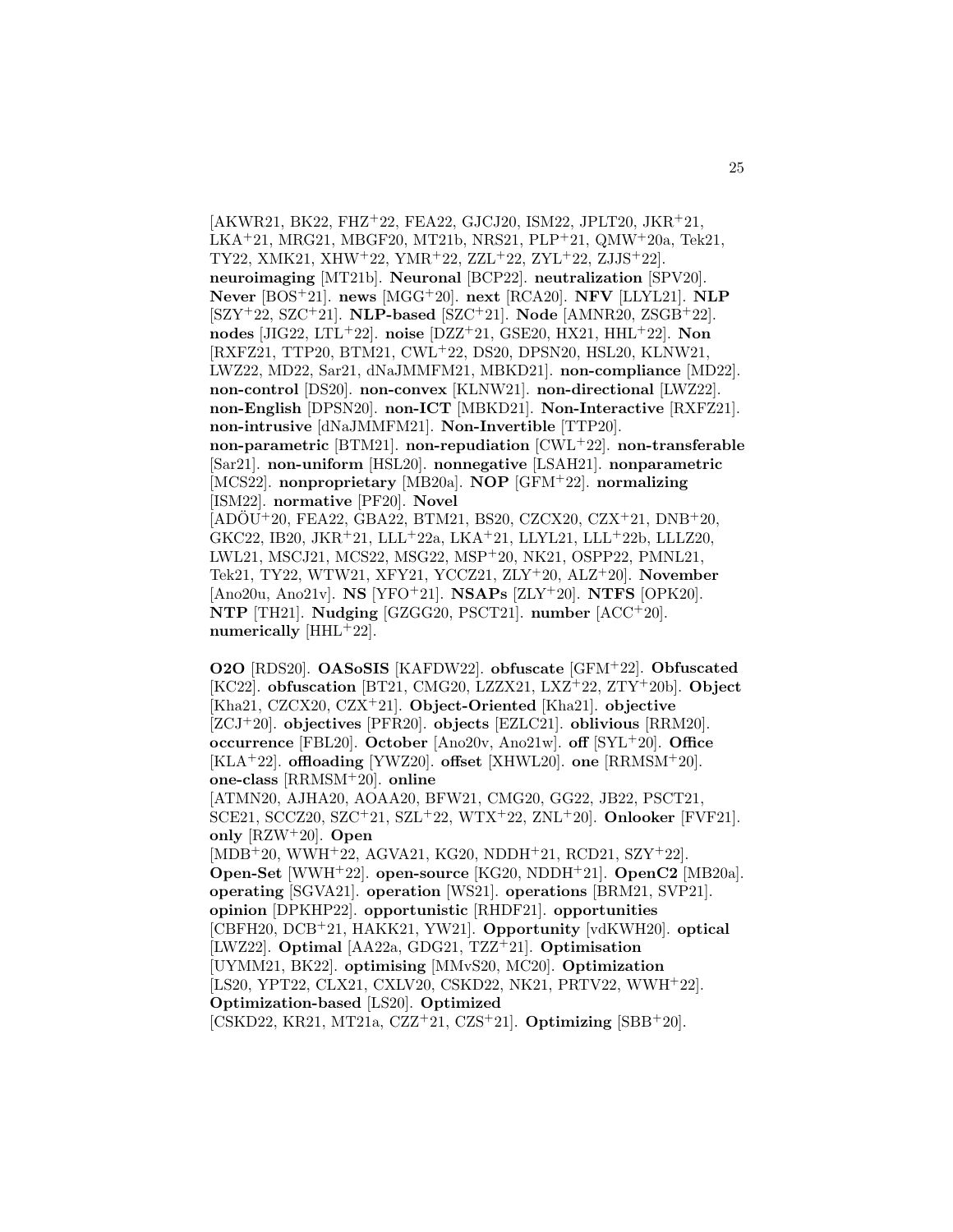[AKWR21, BK22, FHZ[+]22, FEA22, GJCJ20, ISM22, JPLT20, JKR[+]21, LKA[+]21, MRG21, MBGF20, MT21b, NRS21, PLP[+]21, QMW[+]20a, Tek21, TY22, XMK21, XHW[+]22, YMR[+]22, ZZL[+]22, ZYL[+]22, ZJJS[+]22]. **neuroimaging** [MT21b]. **Neuronal** [BCP22]. **neutralization** [SPV20]. **Never** [BOS[+]21]. **news** [MGG[+]20]. **next** [RCA20]. **NFV** [LLYL21]. **NLP** [SZY[+]22, SZC[+]21]. **NLP-based** [SZC[+]21]. **Node** [AMNR20, ZSGB[+]22]. **nodes** [JIG22, LTL[+]22]. **noise** [DZZ[+]21, GSE20, HX21, HHL[+]22]. **Non** [RXFZ21, TTP20, BTM21, CWL[+]22, DS20, DPSN20, HSL20, KLNW21, LWZ22, MD22, Sar21, dNaJMMFM21, MBKD21]. **non-compliance** [MD22]. **non-control** [DS20]. **non-convex** [KLNW21]. **non-directional** [LWZ22]. **non-English** [DPSN20]. **non-ICT** [MBKD21]. **Non-Interactive** [RXFZ21]. **non-intrusive** [dNaJMMFM21]. **Non-Invertible** [TTP20]. **non-parametric** [BTM21]. **non-repudiation** [CWL[+]22]. **non-transferable** [Sar21]. **non-uniform** [HSL20]. **nonnegative** [LSAH21]. **nonparametric** [MCS22]. **nonproprietary** [MB20a]. **NOP** [GFM[+]22]. **normalizing** [ISM22]. **normative** [PF20]. **Novel** [ADÖU[+]20, FEA22, GBA22, BTM21, BS20, CZCX20, CZX[+]21, DNB[+]20, GKC22, IB20, JKR[+]21, LLL[+]22a, LKA[+]21, LLYL21, LLL[+]22b, LLLZ20, LWL21, MSCJ21, MCS22, MSG22, MSP[+]20, NK21, OSPP22, PMNL21, Tek21, TY22, WTW21, XFY21, YCCZ21, ZLY[+]20, ALZ[+]20]. **November** [Ano20u, Ano21v]. **NS** [YFO[+]21]. **NSAPs** [ZLY[+]20]. **NTFS** [OPK20]. **NTP** [TH21]. **Nudging** [GZGG20, PSCT21]. **number** [ACC[+]20]. **numerically** [HHL[+]22].

**O2O** [RDS20]. **OASoSIS** [KAFDW22]. **obfuscate** [GFM[+]22]. **Obfuscated** [KC22]. **obfuscation** [BT21, CMG20, LZZX21, LXZ[+]22, ZTY[+]20b]. **Object** [Kha21, CZCX20, CZX[+]21]. **Object-Oriented** [Kha21]. **objective** [ZCJ[+]20]. **objectives** [PFR20]. **objects** [EZLC21]. **oblivious** [RRM20]. **occurrence** [FBL20]. **October** [Ano20v, Ano21w]. **off** [SYL[+]20]. **Office** [KLA[+]22]. **offloading** [YWZ20]. **offset** [XHWL20]. **one** [RRMSM[+]20]. **one-class** [RRMSM[+]20]. **online** [ATMN20, AJHA20, AOAA20, BFW21, CMG20, GG22, JB22, PSCT21, SCE21, SCCZ20, SZC[+]21, SZL[+]22, WTX[+]22, ZNL[+]20]. **Onlooker** [FVF21]. **only** [RZW[+]20]. **Open** [MDB[+]20, WWH[+]22, AGVA21, KG20, NDDH[+]21, RCD21, SZY[+]22]. **Open-Set** [WWH[+]22]. **open-source** [KG20, NDDH[+]21]. **OpenC2** [MB20a]. **operating** [SGVA21]. **operation** [WS21]. **operations** [BRM21, SVP21]. **opinion** [DPKHP22]. **opportunistic** [RHDF21]. **opportunities** [CBFH20, DCB[+]21, HAKK21, YW21]. **Opportunity** [vdKWH20]. **optical** [LWZ22]. **Optimal** [AA22a, GDG21, TZZ[+]21]. **Optimisation** [UYMM21, BK22]. **optimising** [MMvS20, MC20]. **Optimization** [LS20, YPT22, CLX21, CXLV20, CSKD22, NK21, PRTV22, WWH[+]22]. **Optimization-based** [LS20]. **Optimized** [CSKD22, KR21, MT21a, CZZ[+]21, CZS[+]21]. **Optimizing** [SBB[+]20].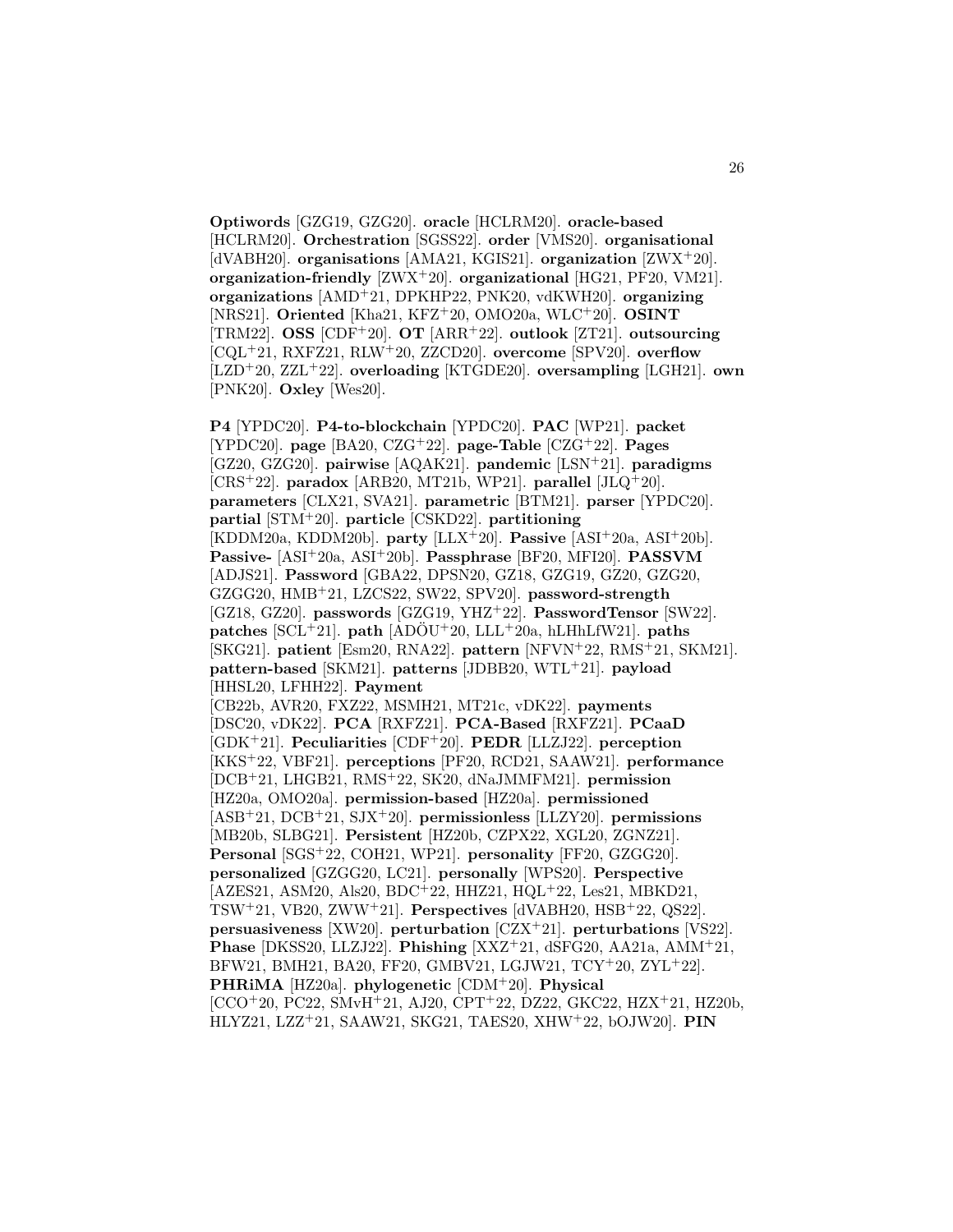**Optiwords** [GZG19, GZG20]. **oracle** [HCLRM20]. **oracle-based** [HCLRM20]. **Orchestration** [SGSS22]. **order** [VMS20]. **organisational** [dVABH20]. **organisations** [AMA21, KGIS21]. **organization** [ZWX+20]. **organization-friendly** [ZWX+20]. **organizational** [HG21, PF20, VM21]. **organizations** [AMD+21, DPKHP22, PNK20, vdKWH20]. **organizing** [NRS21]. **Oriented** [Kha21, KFZ+20, OMO20a, WLC+20]. **OSINT** [TRM22]. **OSS** [CDF+20]. **OT** [ARR+22]. **outlook** [ZT21]. **outsourcing** [CQL+21, RXFZ21, RLW+20, ZZCD20]. **overcome** [SPV20]. **overflow** [LZD+20, ZZL+22]. **overloading** [KTGDE20]. **oversampling** [LGH21]. **own** [PNK20]. **Oxley** [Wes20].

**P4** [YPDC20]. **P4-to-blockchain** [YPDC20]. **PAC** [WP21]. **packet** [YPDC20]. **page** [BA20, CZG+22]. **page-Table** [CZG+22]. **Pages** [GZ20, GZG20]. **pairwise** [AQAK21]. **pandemic** [LSN+21]. **paradigms** [CRS+22]. **paradox** [ARB20, MT21b, WP21]. **parallel** [JLQ+20]. **parameters** [CLX21, SVA21]. **parametric** [BTM21]. **parser** [YPDC20]. **partial** [STM+20]. **particle** [CSKD22]. **partitioning** [KDDM20a, KDDM20b]. **party** [LLX+20]. **Passive** [ASI+20a, ASI+20b]. **Passive-** [ASI+20a, ASI+20b]. **Passphrase** [BF20, MFI20]. **PASSVM** [ADJS21]. **Password** [GBA22, DPSN20, GZ18, GZG19, GZ20, GZG20, GZGG20, HMB+21, LZCS22, SW22, SPV20]. **password-strength** [GZ18, GZ20]. **passwords** [GZG19, YHZ+22]. **PasswordTensor** [SW22]. **patches** [SCL+21]. **path** [ADÖU+20, LLL+20a, hLHhLfW21]. **paths** [SKG21]. **patient** [Esm20, RNA22]. **pattern** [NFVN+22, RMS+21, SKM21]. **pattern-based** [SKM21]. **patterns** [JDBB20, WTL+21]. **payload** [HHSL20, LFHH22]. **Payment** [CB22b, AVR20, FXZ22, MSMH21, MT21c, vDK22]. **payments** [DSC20, vDK22]. **PCA** [RXFZ21]. **PCA-Based** [RXFZ21]. **PCaaD** [GDK+21]. **Peculiarities** [CDF+20]. **PEDR** [LLZJ22]. **perception** [KKS+22, VBF21]. **perceptions** [PF20, RCD21, SAAW21]. **performance** [DCB+21, LHGB21, RMS+22, SK20, dNaJMMFM21]. **permission** [HZ20a, OMO20a]. **permission-based** [HZ20a]. **permissioned** [ASB+21, DCB+21, SJX+20]. **permissionless** [LLZY20]. **permissions** [MB20b, SLBG21]. **Persistent** [HZ20b, CZPX22, XGL20, ZGNZ21]. **Personal** [SGS+22, COH21, WP21]. **personality** [FF20, GZGG20]. **personalized** [GZGG20, LC21]. **personally** [WPS20]. **Perspective** [AZES21, ASM20, Als20, BDC+22, HHZ21, HQL+22, Les21, MBKD21, TSW+21, VB20, ZWW+21]. **Perspectives** [dVABH20, HSB+22, QS22]. **persuasiveness** [XW20]. **perturbation** [CZX+21]. **perturbations** [VS22]. **Phase** [DKSS20, LLZJ22]. **Phishing** [XXZ+21, dSFG20, AA21a, AMM+21, BFW21, BMH21, BA20, FF20, GMBV21, LGJW21, TCY+20, ZYL+22]. **PHRiMA** [HZ20a]. **phylogenetic** [CDM+20]. **Physical** [CCO+20, PC22, SMvH+21, AJ20, CPT+22, DZ22, GKC22, HZX+21, HZ20b, HLYZ21, LZZ+21, SAAW21, SKG21, TAES20, XHW+22, bOJW20]. **PIN**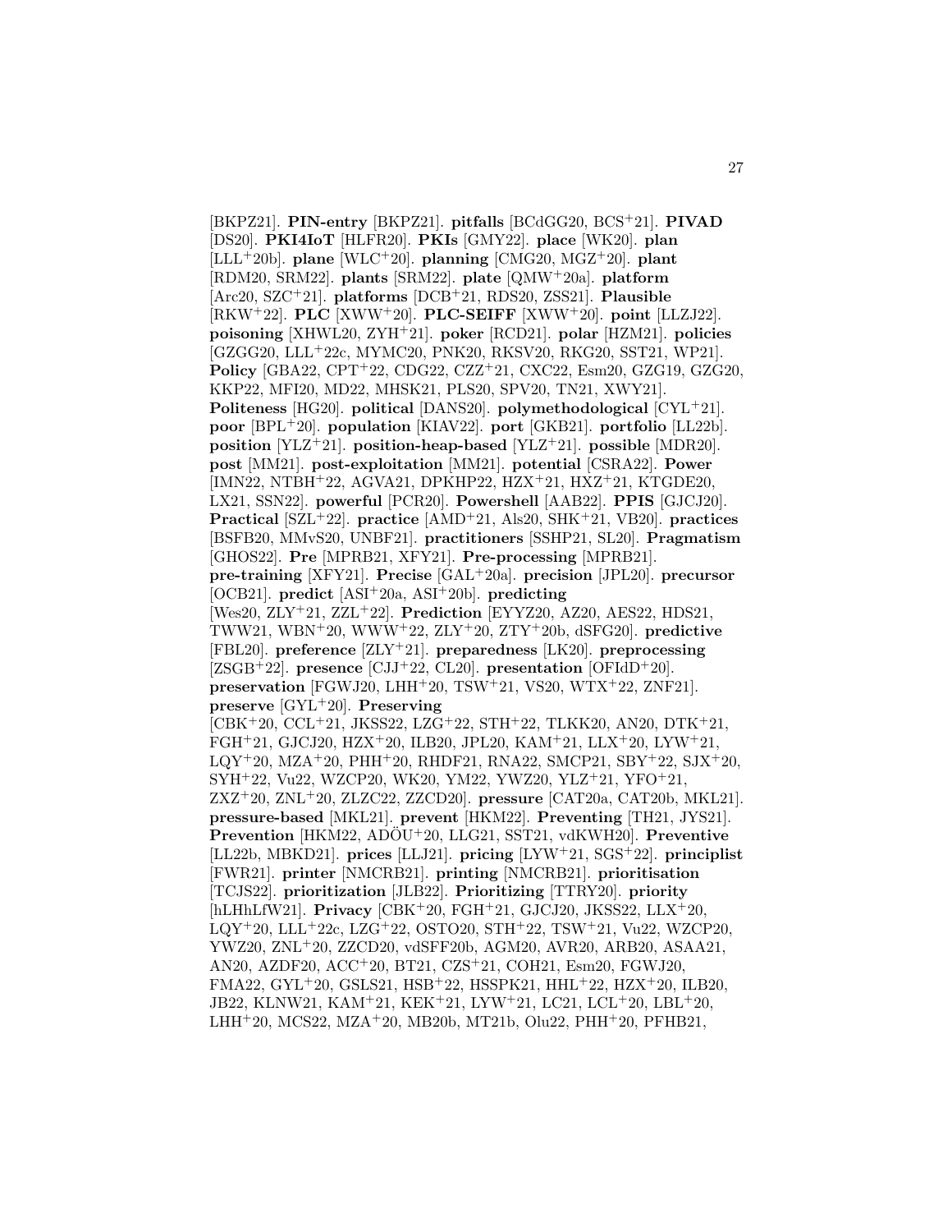[BKPZ21]. **PIN-entry** [BKPZ21]. **pitfalls** [BCdGG20, BCS+21]. **PIVAD** [DS20]. **PKI4IoT** [HLFR20]. **PKIs** [GMY22]. **place** [WK20]. **plan** [LLL+20b]. **plane** [WLC+20]. **planning** [CMG20, MGZ+20]. **plant** [RDM20, SRM22]. **plants** [SRM22]. **plate** [QMW+20a]. **platform** [Arc20, SZC+21]. **platforms** [DCB+21, RDS20, ZSS21]. **Plausible** [RKW+22]. **PLC** [XWW+20]. **PLC-SEIFF** [XWW+20]. **point** [LLZJ22]. **poisoning** [XHWL20, ZYH+21]. **poker** [RCD21]. **polar** [HZM21]. **policies** [GZGG20, LLL+22c, MYMC20, PNK20, RKSV20, RKG20, SST21, WP21]. **Policy** [GBA22, CPT+22, CDG22, CZZ+21, CXC22, Esm20, GZG19, GZG20, KKP22, MFI20, MD22, MHSK21, PLS20, SPV20, TN21, XWY21]. **Politeness** [HG20]. **political** [DANS20]. **polymethodological** [CYL+21]. **poor** [BPL+20]. **population** [KIAV22]. **port** [GKB21]. **portfolio** [LL22b]. **position** [YLZ+21]. **position-heap-based** [YLZ+21]. **possible** [MDR20]. **post** [MM21]. **post-exploitation** [MM21]. **potential** [CSRA22]. **Power** [IMN22, NTBH+22, AGVA21, DPKHP22, HZX+21, HXZ+21, KTGDE20, LX21, SSN22]. **powerful** [PCR20]. **Powershell** [AAB22]. **PPIS** [GJCJ20]. **Practical** [SZL+22]. **practice** [AMD+21, Als20, SHK+21, VB20]. **practices** [BSFB20, MMvS20, UNBF21]. **practitioners** [SSHP21, SL20]. **Pragmatism** [GHOS22]. **Pre** [MPRB21, XFY21]. **Pre-processing** [MPRB21]. **pre-training** [XFY21]. **Precise** [GAL+20a]. **precision** [JPL20]. **precursor** [OCB21]. **predict** [ASI+20a, ASI+20b]. **predicting** [Wes20, ZLY+21, ZZL+22]. **Prediction** [EYYZ20, AZ20, AES22, HDS21, TWW21, WBN+20, WWW+22, ZLY+20, ZTY+20b, dSFG20]. **predictive** [FBL20]. **preference** [ZLY+21]. **preparedness** [LK20]. **preprocessing** [ZSGB+22]. **presence** [CJJ+22, CL20]. **presentation** [OFIdD+20]. **preservation** [FGWJ20, LHH+20, TSW+21, VS20, WTX+22, ZNF21]. **preserve** [GYL+20]. **Preserving** [CBK+20, CCL+21, JKSS22, LZG+22, STH+22, TLKK20, AN20, DTK+21, FGH+21, GJCJ20, HZX+20, ILB20, JPL20, KAM+21, LLX+20, LYW+21, LQY+20, MZA+20, PHH+20, RHDF21, RNA22, SMCP21, SBY+22, SJX+20, SYH+22, Vu22, WZCP20, WK20, YM22, YWZ20, YLZ+21, YFO+21, ZXZ+20, ZNL+20, ZLZC22, ZZCD20]. **pressure** [CAT20a, CAT20b, MKL21]. **pressure-based** [MKL21]. **prevent** [HKM22]. **Preventing** [TH21, JYS21]. **Prevention** [HKM22, ADÖU+20, LLG21, SST21, vdKWH20]. **Preventive** [LL22b, MBKD21]. **prices** [LLJ21]. **pricing** [LYW+21, SGS+22]. **principlist** [FWR21]. **printer** [NMCRB21]. **printing** [NMCRB21]. **prioritisation** [TCJS22]. **prioritization** [JLB22]. **Prioritizing** [TTRY20]. **priority** [hLHhLfW21]. **Privacy** [CBK+20, FGH+21, GJCJ20, JKSS22, LLX+20, LQY+20, LLL+22c, LZG+22, OSTO20, STH+22, TSW+21, Vu22, WZCP20, YWZ20, ZNL+20, ZZCD20, vdSFF20b, AGM20, AVR20, ARB20, ASAA21, AN20, AZDF20, ACC+20, BT21, CZS+21, COH21, Esm20, FGWJ20, FMA22, GYL+20, GSLS21, HSB+22, HSSPK21, HHL+22, HZX+20, ILB20, JB22, KLNW21, KAM+21, KEK+21, LYW+21, LC21, LCL+20, LBL+20, LHH+20, MCS22, MZA+20, MB20b, MT21b, Olu22, PHH+20, PFHB21,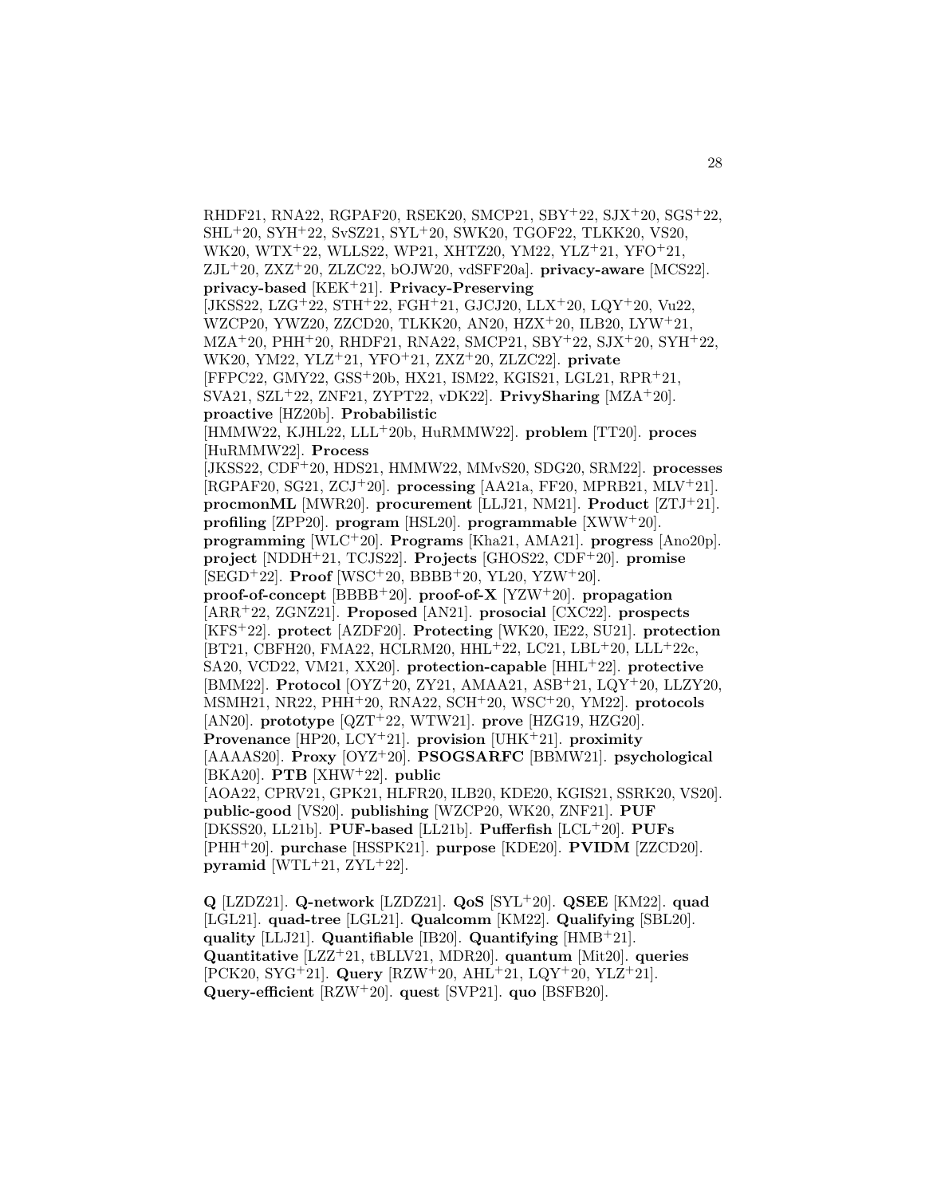RHDF21, RNA22, RGPAF20, RSEK20, SMCP21, SBY+22, SJX+20, SGS+22, SHL+20, SYH+22, SvSZ21, SYL+20, SWK20, TGOF22, TLKK20, VS20, WK20, WTX+22, WLLS22, WP21, XHTZ20, YM22, YLZ+21, YFO+21, ZJL+20, ZXZ+20, ZLZC22, bOJW20, vdSFF20a]. **privacy-aware** [MCS22]. **privacy-based** [KEK+21]. **Privacy-Preserving** [JKSS22, LZG+22, STH+22, FGH+21, GJCJ20, LLX+20, LQY+20, Vu22, WZCP20, YWZ20, ZZCD20, TLKK20, AN20, HZX+20, ILB20, LYW+21, MZA+20, PHH+20, RHDF21, RNA22, SMCP21, SBY+22, SJX+20, SYH+22, WK20, YM22, YLZ+21, YFO+21, ZXZ+20, ZLZC22]. **private** [FFPC22, GMY22, GSS+20b, HX21, ISM22, KGIS21, LGL21, RPR+21, SVA21, SZL+22, ZNF21, ZYPT22, vDK22]. **PrivySharing** [MZA+20]. **proactive** [HZ20b]. **Probabilistic** [HMMW22, KJHL22, LLL+20b, HuRMMW22]. **problem** [TT20]. **proces** [HuRMMW22]. **Process** [JKSS22, CDF+20, HDS21, HMMW22, MMvS20, SDG20, SRM22]. **processes** [RGPAF20, SG21, ZCJ+20]. **processing** [AA21a, FF20, MPRB21, MLV+21]. **procmonML** [MWR20]. **procurement** [LLJ21, NM21]. **Product** [ZTJ+21]. **profiling** [ZPP20]. **program** [HSL20]. **programmable** [XWW+20]. **programming** [WLC+20]. **Programs** [Kha21, AMA21]. **progress** [Ano20p]. **project** [NDDH+21, TCJS22]. **Projects** [GHOS22, CDF+20]. **promise** [SEGD+22]. **Proof** [WSC+20, BBBB+20, YL20, YZW+20]. **proof-of-concept** [BBBB+20]. **proof-of-X** [YZW+20]. **propagation** [ARR+22, ZGNZ21]. **Proposed** [AN21]. **prosocial** [CXC22]. **prospects** [KFS+22]. **protect** [AZDF20]. **Protecting** [WK20, IE22, SU21]. **protection** [BT21, CBFH20, FMA22, HCLRM20, HHL+22, LC21, LBL+20, LLL+22c, SA20, VCD22, VM21, XX20]. **protection-capable** [HHL+22]. **protective** [BMM22]. **Protocol** [OYZ+20, ZY21, AMAA21, ASB+21, LQY+20, LLZY20, MSMH21, NR22, PHH+20, RNA22, SCH+20, WSC+20, YM22]. **protocols** [AN20]. **prototype** [QZT+22, WTW21]. **prove** [HZG19, HZG20]. **Provenance** [HP20, LCY+21]. **provision** [UHK+21]. **proximity** [AAAAS20]. **Proxy** [OYZ+20]. **PSOGSARFC** [BBMW21]. **psychological** [BKA20]. **PTB** [XHW+22]. **public** [AOA22, CPRV21, GPK21, HLFR20, ILB20, KDE20, KGIS21, SSRK20, VS20]. **public-good** [VS20]. **publishing** [WZCP20, WK20, ZNF21]. **PUF** [DKSS20, LL21b]. **PUF-based** [LL21b]. **Pufferfish** [LCL+20]. **PUFs** [PHH+20]. **purchase** [HSSPK21]. **purpose** [KDE20]. **PVIDM** [ZZCD20]. **pyramid** [WTL+21, ZYL+22].

**Q** [LZDZ21]. **Q-network** [LZDZ21]. **QoS** [SYL+20]. **QSEE** [KM22]. **quad** [LGL21]. **quad-tree** [LGL21]. **Qualcomm** [KM22]. **Qualifying** [SBL20]. **quality** [LLJ21]. **Quantifiable** [IB20]. **Quantifying** [HMB+21]. **Quantitative** [LZZ+21, tBLLV21, MDR20]. **quantum** [Mit20]. **queries** [PCK20, SYG+21]. **Query** [RZW+20, AHL+21, LQY+20, YLZ+21]. **Query-efficient** [RZW+20]. **quest** [SVP21]. **quo** [BSFB20].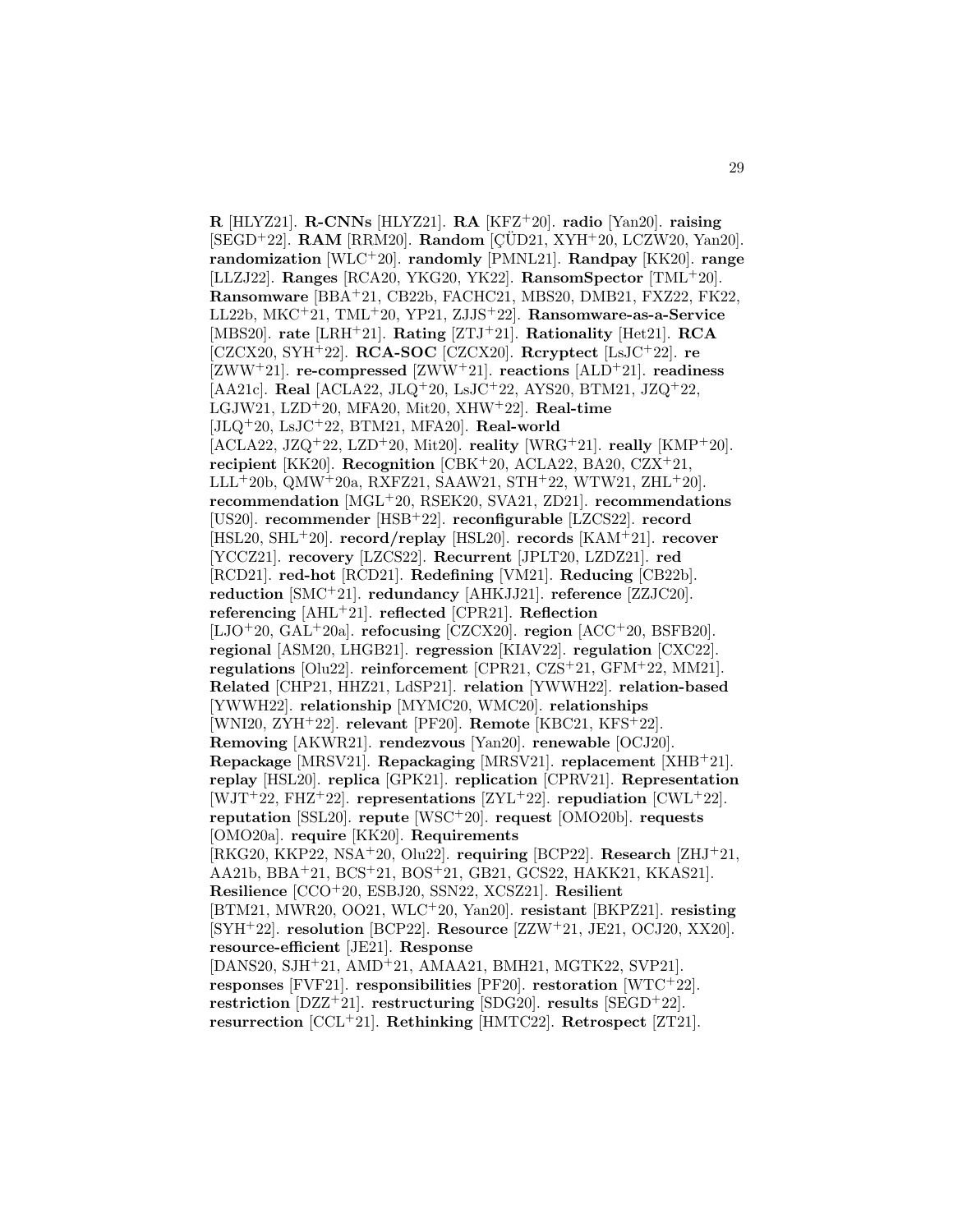**R** [HLYZ21]. **R-CNNs** [HLYZ21]. **RA** [KFZ+20]. **radio** [Yan20]. **raising** [SEGD+22]. **RAM** [RRM20]. **Random** [ÇÜD21, XYH+20, LCZW20, Yan20]. **randomization** [WLC+20]. **randomly** [PMNL21]. **Randpay** [KK20]. **range** [LLZJ22]. **Ranges** [RCA20, YKG20, YK22]. **RansomSpector** [TML+20]. **Ransomware** [BBA+21, CB22b, FACHC21, MBS20, DMB21, FXZ22, FK22, LL22b, MKC+21, TML+20, YP21, ZJJS+22]. **Ransomware-as-a-Service** [MBS20]. **rate** [LRH+21]. **Rating** [ZTJ+21]. **Rationality** [Het21]. **RCA** [CZCX20, SYH+22]. **RCA-SOC** [CZCX20]. **Rcryptect** [LsJC+22]. **re** [ZWW+21]. **re-compressed** [ZWW+21]. **reactions** [ALD+21]. **readiness** [AA21c]. **Real** [ACLA22, JLQ+20, LsJC+22, AYS20, BTM21, JZQ+22, LGJW21, LZD+20, MFA20, Mit20, XHW+22]. **Real-time** [JLQ+20, LsJC+22, BTM21, MFA20]. **Real-world** [ACLA22, JZQ+22, LZD+20, Mit20]. **reality** [WRG+21]. **really** [KMP+20]. **recipient** [KK20]. **Recognition** [CBK+20, ACLA22, BA20, CZX+21, LLL+20b, QMW+20a, RXFZ21, SAAW21, STH+22, WTW21, ZHL+20]. **recommendation** [MGL+20, RSEK20, SVA21, ZD21]. **recommendations** [US20]. **recommender** [HSB+22]. **reconfigurable** [LZCS22]. **record** [HSL20, SHL+20]. **record/replay** [HSL20]. **records** [KAM+21]. **recover** [YCCZ21]. **recovery** [LZCS22]. **Recurrent** [JPLT20, LZDZ21]. **red** [RCD21]. **red-hot** [RCD21]. **Redefining** [VM21]. **Reducing** [CB22b]. **reduction** [SMC+21]. **redundancy** [AHKJJ21]. **reference** [ZZJC20]. **referencing** [AHL+21]. **reflected** [CPR21]. **Reflection** [LJO+20, GAL+20a]. **refocusing** [CZCX20]. **region** [ACC+20, BSFB20]. **regional** [ASM20, LHGB21]. **regression** [KIAV22]. **regulation** [CXC22]. **regulations** [Olu22]. **reinforcement** [CPR21, CZS+21, GFM+22, MM21]. **Related** [CHP21, HHZ21, LdSP21]. **relation** [YWWH22]. **relation-based** [YWWH22]. **relationship** [MYMC20, WMC20]. **relationships** [WNI20, ZYH+22]. **relevant** [PF20]. **Remote** [KBC21, KFS+22]. **Removing** [AKWR21]. **rendezvous** [Yan20]. **renewable** [OCJ20]. **Repackage** [MRSV21]. **Repackaging** [MRSV21]. **replacement** [XHB+21]. **replay** [HSL20]. **replica** [GPK21]. **replication** [CPRV21]. **Representation** [WJT+22, FHZ+22]. **representations** [ZYL+22]. **repudiation** [CWL+22]. **reputation** [SSL20]. **repute** [WSC+20]. **request** [OMO20b]. **requests** [OMO20a]. **require** [KK20]. **Requirements** [RKG20, KKP22, NSA+20, Olu22]. **requiring** [BCP22]. **Research** [ZHJ+21, AA21b, BBA+21, BCS+21, BOS+21, GB21, GCS22, HAKK21, KKAS21]. **Resilience** [CCO+20, ESBJ20, SSN22, XCSZ21]. **Resilient** [BTM21, MWR20, OO21, WLC+20, Yan20]. **resistant** [BKPZ21]. **resisting** [SYH+22]. **resolution** [BCP22]. **Resource** [ZZW+21, JE21, OCJ20, XX20]. **resource-efficient** [JE21]. **Response** [DANS20, SJH+21, AMD+21, AMAA21, BMH21, MGTK22, SVP21]. **responses** [FVF21]. **responsibilities** [PF20]. **restoration** [WTC+22]. **restriction** [DZZ+21]. **restructuring** [SDG20]. **results** [SEGD+22]. **resurrection** [CCL+21]. **Rethinking** [HMTC22]. **Retrospect** [ZT21].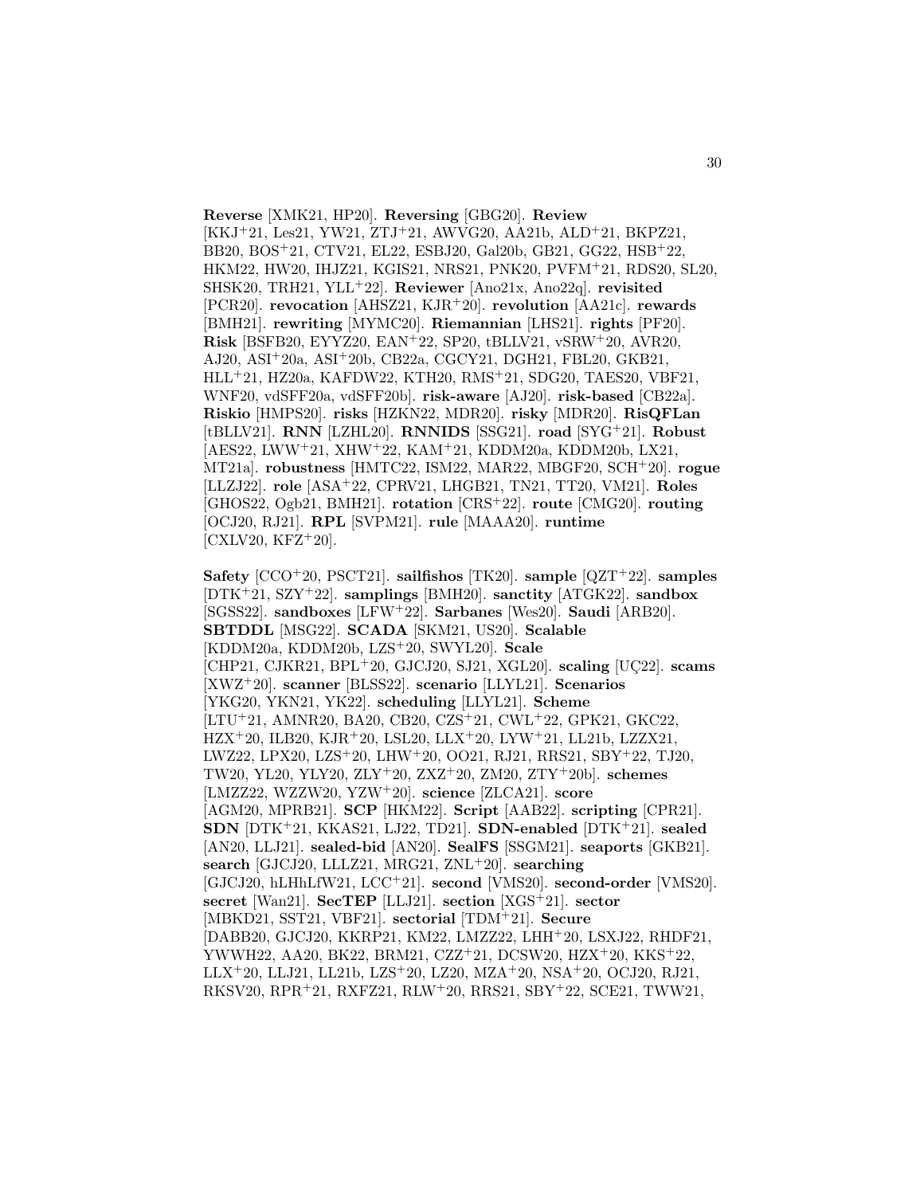**Reverse** [XMK21, HP20]. **Reversing** [GBG20]. **Review** [KKJ+21, Les21, YW21, ZTJ+21, AWVG20, AA21b, ALD+21, BKPZ21, BB20, BOS+21, CTV21, EL22, ESBJ20, Gal20b, GB21, GG22, HSB+22, HKM22, HW20, IHJZ21, KGIS21, NRS21, PNK20, PVFM+21, RDS20, SL20, SHSK20, TRH21, YLL+22]. **Reviewer** [Ano21x, Ano22q]. **revisited** [PCR20]. **revocation** [AHSZ21, KJR+20]. **revolution** [AA21c]. **rewards** [BMH21]. **rewriting** [MYMC20]. **Riemannian** [LHS21]. **rights** [PF20]. **Risk** [BSFB20, EYYZ20, EAN+22, SP20, tBLLV21, vSRW+20, AVR20, AJ20, ASI+20a, ASI+20b, CB22a, CGCY21, DGH21, FBL20, GKB21, HLL+21, HZ20a, KAFDW22, KTH20, RMS+21, SDG20, TAES20, VBF21, WNF20, vdSFF20a, vdSFF20b]. **risk-aware** [AJ20]. **risk-based** [CB22a]. **Riskio** [HMPS20]. **risks** [HZKN22, MDR20]. **risky** [MDR20]. **RisQFLan** [tBLLV21]. **RNN** [LZHL20]. **RNNIDS** [SSG21]. **road** [SYG+21]. **Robust** [AES22, LWW+21, XHW+22, KAM+21, KDDM20a, KDDM20b, LX21, MT21a]. **robustness** [HMTC22, ISM22, MAR22, MBGF20, SCH+20]. **rogue** [LLZJ22]. **role** [ASA+22, CPRV21, LHGB21, TN21, TT20, VM21]. **Roles** [GHOS22, Ogb21, BMH21]. **rotation** [CRS+22]. **route** [CMG20]. **routing** [OCJ20, RJ21]. **RPL** [SVPM21]. **rule** [MAAA20]. **runtime** [CXLV20, KFZ+20].

**Safety** [CCO+20, PSCT21]. **sailfishos** [TK20]. **sample** [QZT+22]. **samples** [DTK+21, SZY+22]. **samplings** [BMH20]. **sanctity** [ATGK22]. **sandbox** [SGSS22]. **sandboxes** [LFW+22]. **Sarbanes** [Wes20]. **Saudi** [ARB20]. **SBTDDL** [MSG22]. **SCADA** [SKM21, US20]. **Scalable** [KDDM20a, KDDM20b, LZS+20, SWYL20]. **Scale** [CHP21, CJKR21, BPL+20, GJCJ20, SJ21, XGL20]. **scaling** [UÇ22]. **scams** [XWZ+20]. **scanner** [BLSS22]. **scenario** [LLYL21]. **Scenarios** [YKG20, YKN21, YK22]. **scheduling** [LLYL21]. **Scheme** [LTU+21, AMNR20, BA20, CB20, CZS+21, CWL+22, GPK21, GKC22, HZX+20, ILB20, KJR+20, LSL20, LLX+20, LYW+21, LL21b, LZZX21, LWZ22, LPX20, LZS+20, LHW+20, OO21, RJ21, RRS21, SBY+22, TJ20, TW20, YL20, YLY20, ZLY+20, ZXZ+20, ZM20, ZTY+20b]. **schemes** [LMZZ22, WZZW20, YZW+20]. **science** [ZLCA21]. **score** [AGM20, MPRB21]. **SCP** [HKM22]. **Script** [AAB22]. **scripting** [CPR21]. **SDN** [DTK+21, KKAS21, LJ22, TD21]. **SDN-enabled** [DTK+21]. **sealed** [AN20, LLJ21]. **sealed-bid** [AN20]. **SealFS** [SSGM21]. **seaports** [GKB21]. **search** [GJCJ20, LLLZ21, MRG21, ZNL+20]. **searching** [GJCJ20, hLHhLfW21, LCC+21]. **second** [VMS20]. **second-order** [VMS20]. **secret** [Wan21]. **SecTEP** [LLJ21]. **section** [XGS+21]. **sector** [MBKD21, SST21, VBF21]. **sectorial** [TDM+21]. **Secure** [DABB20, GJCJ20, KKKRP21, KM22, LMZZ22, LHH+20, LSXJ22, RHDF21, YWWH22, AA20, BK22, BRM21, CZZ+21, DCSW20, HZX+20, KKS+22, LLX+20, LLJ21, LL21b, LZS+20, LZ20, MZA+20, NSA+20, OCJ20, RJ21, RKSV20, RPR+21, RXFZ21, RLW+20, RRS21, SBY+22, SCE21, TWW21,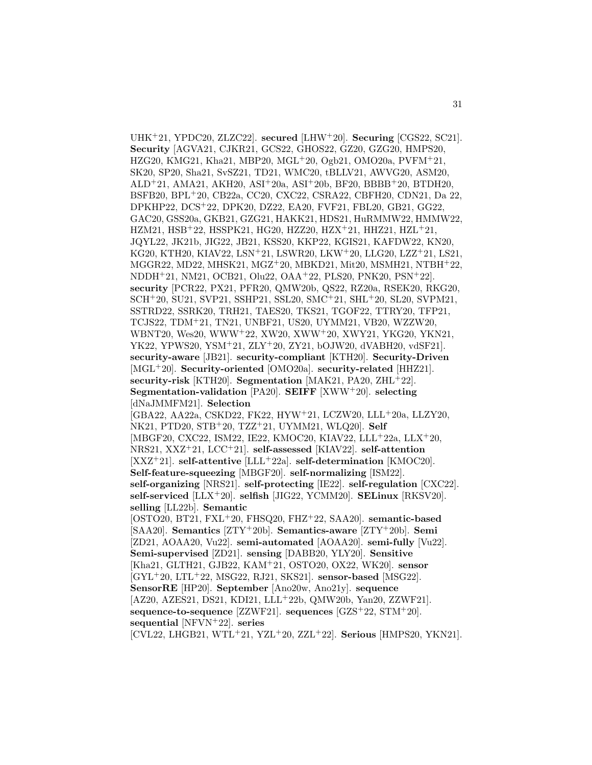UHK[+]21, YPDC20, ZLZC22]. **secured** [LHW[+]20]. **Securing** [CGS22, SC21]. **Security** [AGVA21, CJKR21, GCS22, GHOS22, GZ20, GZG20, HMPS20, HZG20, KMG21, Kha21, MBP20, MGL[+]20, Ogb21, OMO20a, PVFM[+]21, SK20, SP20, Sha21, SvSZ21, TD21, WMC20, tBLLV21, AWVG20, ASM20, ALD[+]21, AMA21, AKH20, ASI[+]20a, ASI[+]20b, BF20, BBBB[+]20, BTDH20, BSFB20, BPL[+]20, CB22a, CC20, CXC22, CSRA22, CBFH20, CDN21, Da 22, DPKHP22, DCS[+]22, DPK20, DZ22, EA20, FVF21, FBL20, GB21, GG22, GAC20, GSS20a, GKB21, GZG21, HAKK21, HDS21, HuRMMW22, HMMW22, HZM21, HSB[+]22, HSSPK21, HG20, HZZ20, HZX[+]21, HHZ21, HZL[+]21, JQYL22, JK21b, JIG22, JB21, KSS20, KKP22, KGIS21, KAFDW22, KN20, KG20, KTH20, KIAV22, LSN[+]21, LSWR20, LKW[+]20, LLG20, LZZ[+]21, LS21, MGGR22, MD22, MHSK21, MGZ[+]20, MBKD21, Mit20, MSMH21, NTBH[+]22, NDDH[+]21, NM21, OCB21, Olu22, OAA[+]22, PLS20, PNK20, PSN[+]22]. **security** [PCR22, PX21, PFR20, QMW20b, QS22, RZ20a, RSEK20, RKG20, SCH[+]20, SU21, SVP21, SSHP21, SSL20, SMC[+]21, SHL[+]20, SL20, SVPM21, SSTRD22, SSRK20, TRH21, TAES20, TKS21, TGOF22, TTRY20, TFP21, TCJS22, TDM[+]21, TN21, UNBF21, US20, UYMM21, VB20, WZZW20, WBNT20, Wes20, WWW[+]22, XW20, XWW[+]20, XWY21, YKG20, YKN21, YK22, YPWS20, YSM[+]21, ZLY[+]20, ZY21, bOJW20, dVABH20, vdSF21]. **security-aware** [JB21]. **security-compliant** [KTH20]. **Security-Driven** [MGL[+]20]. **Security-oriented** [OMO20a]. **security-related** [HHZ21]. **security-risk** [KTH20]. **Segmentation** [MAK21, PA20, ZHL[+]22]. **Segmentation-validation** [PA20]. **SEIFF** [XWW[+]20]. **selecting** [dNaJMMFM21]. **Selection** [GBA22, AA22a, CSKD22, FK22, HYW[+]21, LCZW20, LLL[+]20a, LLZY20, NK21, PTD20, STB[+]20, TZZ[+]21, UYMM21, WLQ20]. **Self** [MBGF20, CXC22, ISM22, IE22, KMOC20, KIAV22, LLL[+]22a, LLX[+]20, NRS21, XXZ[+]21, LCC[+]21]. **self-assessed** [KIAV22]. **self-attention** [XXZ[+]21]. **self-attentive** [LLL[+]22a]. **self-determination** [KMOC20]. **Self-feature-squeezing** [MBGF20]. **self-normalizing** [ISM22]. **self-organizing** [NRS21]. **self-protecting** [IE22]. **self-regulation** [CXC22]. **self-serviced** [LLX[+]20]. **selfish** [JIG22, YCMM20]. **SELinux** [RKSV20]. **selling** [LL22b]. **Semantic** [OSTO20, BT21, FXL[+]20, FHSQ20, FHZ[+]22, SAA20]. **semantic-based** [SAA20]. **Semantics** [ZTY[+]20b]. **Semantics-aware** [ZTY[+]20b]. **Semi** [ZD21, AOAA20, Vu22]. **semi-automated** [AOAA20]. **semi-fully** [Vu22]. **Semi-supervised** [ZD21]. **sensing** [DABB20, YLY20]. **Sensitive** [Kha21, GLTH21, GJB22, KAM[+]21, OSTO20, OX22, WK20]. **sensor** [GYL[+]20, LTL[+]22, MSG22, RJ21, SKS21]. **sensor-based** [MSG22]. **SensorRE** [HP20]. **September** [Ano20w, Ano21y]. **sequence** [AZ20, AZES21, DS21, KDI21, LLL[+]22b, QMW20b, Yan20, ZZWF21]. **sequence-to-sequence** [ZZWF21]. **sequences** [GZS[+]22, STM[+]20]. **sequential** [NFVN[+]22]. **series** [CVL22, LHGB21, WTL[+]21, YZL[+]20, ZZL[+]22]. **Serious** [HMPS20, YKN21].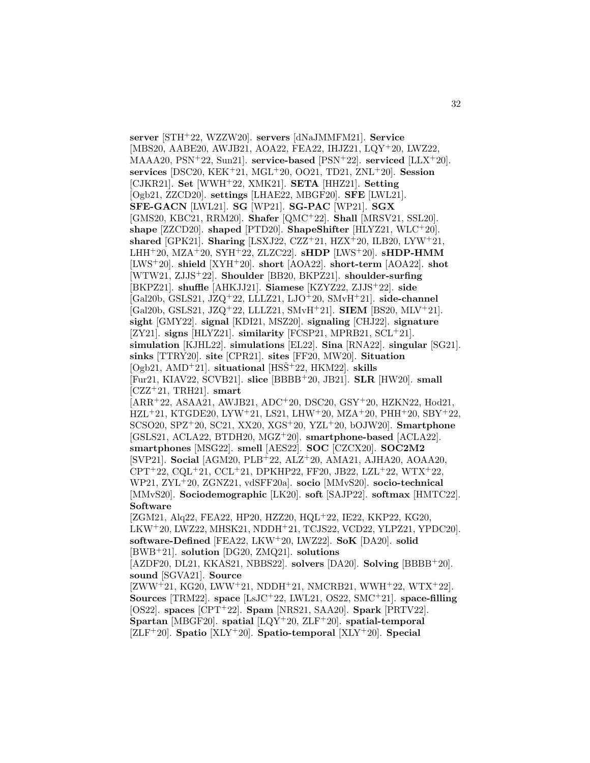**server** [STH[+]22, WZZW20]. **servers** [dNaJMMFM21]. **Service** [MBS20, AABE20, AWJB21, AOA22, FEA22, IHJZ21, LQY[+]20, LWZ22, MAAA20, PSN[+]22, Sun21]. **service-based** [PSN[+]22]. **serviced** [LLX[+]20]. **services** [DSC20, KEK[+]21, MGL[+]20, OO21, TD21, ZNL[+]20]. **Session** [CJKR21]. **Set** [WWH[+]22, XMK21]. **SETA** [HHZ21]. **Setting** [Ogb21, ZZCD20]. **settings** [LHAE22, MBGF20]. **SFE** [LWL21]. **SFE-GACN** [LWL21]. **SG** [WP21]. **SG-PAC** [WP21]. **SGX** [GMS20, KBC21, RRM20]. **Shafer** [QMC[+]22]. **Shall** [MRSV21, SSL20]. **shape** [ZZCD20]. **shaped** [PTD20]. **ShapeShifter** [HLYZ21, WLC[+]20]. **shared** [GPK21]. **Sharing** [LSXJ22, CZZ[+]21, HZX[+]20, ILB20, LYW[+]21, LHH[+]20, MZA[+]20, SYH[+]22, ZLZC22]. **sHDP** [LWS[+]20]. **sHDP-HMM** [LWS[+]20]. **shield** [XYH[+]20]. **short** [AOA22]. **short-term** [AOA22]. **shot** [WTW21, ZJJS[+]22]. **Shoulder** [BB20, BKPZ21]. **shoulder-surfing** [BKPZ21]. **shuffle** [AHKJJ21]. **Siamese** [KZYZ22, ZJJS[+]22]. **side** [Gal20b, GSLS21, JZQ[+]22, LLLZ21, LJO[+]20, SMvH[+]21]. **side-channel** [Gal20b, GSLS21, JZQ[+]22, LLLZ21, SMvH[+]21]. **SIEM** [BS20, MLV[+]21]. **sight** [GMY22]. **signal** [KDI21, MSZ20]. **signaling** [CHJ22]. **signature** [ZY21]. **signs** [HLYZ21]. **similarity** [FCSP21, MPRB21, SCL[+]21]. **simulation** [KJHL22]. **simulations** [EL22]. **Sina** [RNA22]. **singular** [SG21]. **sinks** [TTRY20]. **site** [CPR21]. **sites** [FF20, MW20]. **Situation** [Ogb21, AMD[+]21]. **situational** [HSS[+]22, HKM22]. **skills** [Fur21, KIAV22, SCVB21]. **slice** [BBBB[+]20, JB21]. **SLR** [HW20]. **small** [CZZ[+]21, TRH21]. **smart** [ARR[+]22, ASAA21, AWJB21, ADC[+]20, DSC20, GSY[+]20, HZKN22, Hod21, HZL[+]21, KTGDE20, LYW[+]21, LS21, LHW[+]20, MZA[+]20, PHH[+]20, SBY[+]22, SCSO20, SPZ[+]20, SC21, XX20, XGS[+]20, YZL[+]20, bOJW20]. **Smartphone** [GSLS21, ACLA22, BTDH20, MGZ[+]20]. **smartphone-based** [ACLA22]. **smartphones** [MSG22]. **smell** [AES22]. **SOC** [CZCX20]. **SOC2M2** [SVP21]. **Social** [AGM20, PLB[+]22, ALZ[+]20, AMA21, AJHA20, AOAA20, CPT[+]22, CQL[+]21, CCL[+]21, DPKHP22, FF20, JB22, LZL[+]22, WTX[+]22, WP21, ZYL[+]20, ZGNZ21, vdSFF20a]. **socio** [MMvS20]. **socio-technical** [MMvS20]. **Sociodemographic** [LK20]. **soft** [SAJP22]. **softmax** [HMTC22]. **Software** [ZGM21, Alq22, FEA22, HP20, HZZ20, HQL[+]22, IE22, KKP22, KG20, LKW[+]20, LWZ22, MHSK21, NDDH[+]21, TCJS22, VCD22, YLPZ21, YPDC20]. **software-Defined** [FEA22, LKW[+]20, LWZ22]. **SoK** [DA20]. **solid** [BWB[+]21]. **solution** [DG20, ZMQ21]. **solutions** [AZDF20, DL21, KKAS21, NBBS22]. **solvers** [DA20]. **Solving** [BBBB[+]20]. **sound** [SGVA21]. **Source** [ZWW[+]21, KG20, LWW[+]21, NDDH[+]21, NMCRB21, WWH[+]22, WTX[+]22]. **Sources** [TRM22]. **space** [LsJC[+]22, LWL21, OS22, SMC[+]21]. **space-filling** [OS22]. **spaces** [CPT[+]22]. **Spam** [NRS21, SAA20]. **Spark** [PRTV22]. **Spartan** [MBGF20]. **spatial** [LQY[+]20, ZLF[+]20]. **spatial-temporal** [ZLF[+]20]. **Spatio** [XLY[+]20]. **Spatio-temporal** [XLY[+]20]. **Special**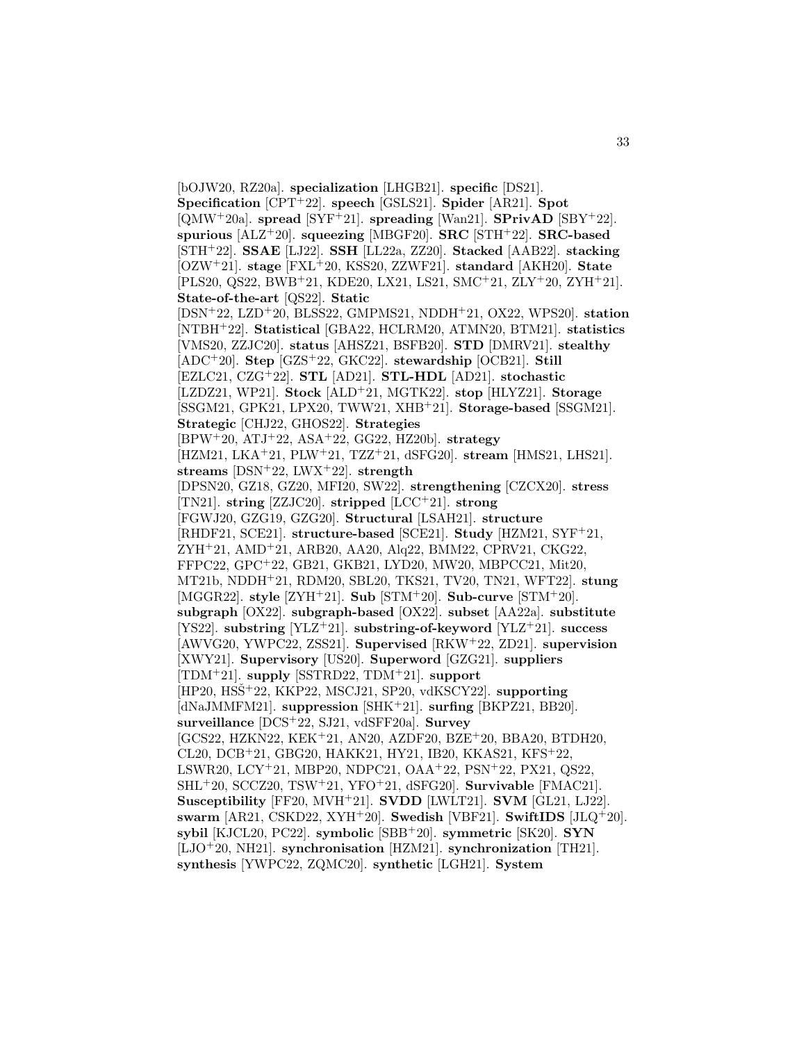[bOJW20, RZ20a]. **specialization** [LHGB21]. **specific** [DS21]. **Specification** [CPT+22]. **speech** [GSLS21]. **Spider** [AR21]. **Spot** [QMW+20a]. **spread** [SYF+21]. **spreading** [Wan21]. **SPrivAD** [SBY+22]. **spurious** [ALZ+20]. **squeezing** [MBGF20]. **SRC** [STH+22]. **SRC-based** [STH+22]. **SSAE** [LJ22]. **SSH** [LL22a, ZZ20]. **Stacked** [AAB22]. **stacking** [OZW+21]. **stage** [FXL+20, KSS20, ZZWF21]. **standard** [AKH20]. **State** [PLS20, QS22, BWB+21, KDE20, LX21, LS21, SMC+21, ZLY+20, ZYH+21]. **State-of-the-art** [QS22]. **Static** [DSN+22, LZD+20, BLSS22, GMPMS21, NDDH+21, OX22, WPS20]. **station** [NTBH+22]. **Statistical** [GBA22, HCLRM20, ATMN20, BTM21]. **statistics** [VMS20, ZZJC20]. **status** [AHSZ21, BSFB20]. **STD** [DMRV21]. **stealthy** [ADC+20]. **Step** [GZS+22, GKC22]. **stewardship** [OCB21]. **Still** [EZLC21, CZG+22]. **STL** [AD21]. **STL-HDL** [AD21]. **stochastic** [LZDZ21, WP21]. **Stock** [ALD+21, MGTK22]. **stop** [HLYZ21]. **Storage** [SSGM21, GPK21, LPX20, TWW21, XHB+21]. **Storage-based** [SSGM21]. **Strategic** [CHJ22, GHOS22]. **Strategies** [BPW+20, ATJ+22, ASA+22, GG22, HZ20b]. **strategy** [HZM21, LKA+21, PLW+21, TZZ+21, dSFG20]. **stream** [HMS21, LHS21]. **streams** [DSN+22, LWX+22]. **strength** [DPSN20, GZ18, GZ20, MFI20, SW22]. **strengthening** [CZCX20]. **stress** [TN21]. **string** [ZZJC20]. **stripped** [LCC+21]. **strong** [FGWJ20, GZG19, GZG20]. **Structural** [LSAH21]. **structure** [RHDF21, SCE21]. **structure-based** [SCE21]. **Study** [HZM21, SYF+21, ZYH+21, AMD+21, ARB20, AA20, Alq22, BMM22, CPRV21, CKG22, FFPC22, GPC+22, GB21, GKB21, LYD20, MW20, MBPCC21, Mit20, MT21b, NDDH+21, RDM20, SBL20, TKS21, TV20, TN21, WFT22]. **stung** [MGGR22]. **style** [ZYH+21]. **Sub** [STM+20]. **Sub-curve** [STM+20]. **subgraph** [OX22]. **subgraph-based** [OX22]. **subset** [AA22a]. **substitute** [YS22]. **substring** [YLZ+21]. **substring-of-keyword** [YLZ+21]. **success** [AWVG20, YWPC22, ZSS21]. **Supervised** [RKW+22, ZD21]. **supervision** [XWY21]. **Supervisory** [US20]. **Superword** [GZG21]. **suppliers** [TDM+21]. **supply** [SSTRD22, TDM+21]. **support** [HP20, HSŠ+22, KKP22, MSCJ21, SP20, vdKSCY22]. **supporting** [dNaJMMFM21]. **suppression** [SHK+21]. **surfing** [BKPZ21, BB20]. **surveillance** [DCS+22, SJ21, vdSFF20a]. **Survey** [GCS22, HZKN22, KEK+21, AN20, AZDF20, BZE+20, BBA20, BTDH20, CL20, DCB+21, GBG20, HAKK21, HY21, IB20, KKAS21, KFS+22, LSWR20, LCY+21, MBP20, NDPC21, OAA+22, PSN+22, PX21, QS22, SHL+20, SCCZ20, TSW+21, YFO+21, dSFG20]. **Survivable** [FMAC21]. **Susceptibility** [FF20, MVH+21]. **SVDD** [LWLT21]. **SVM** [GL21, LJ22]. **swarm** [AR21, CSKD22, XYH+20]. **Swedish** [VBF21]. **SwiftIDS** [JLQ+20]. **sybil** [KJCL20, PC22]. **symbolic** [SBB+20]. **symmetric** [SK20]. **SYN** [LJO+20, NH21]. **synchronisation** [HZM21]. **synchronization** [TH21]. **synthesis** [YWPC22, ZQMC20]. **synthetic** [LGH21]. **System**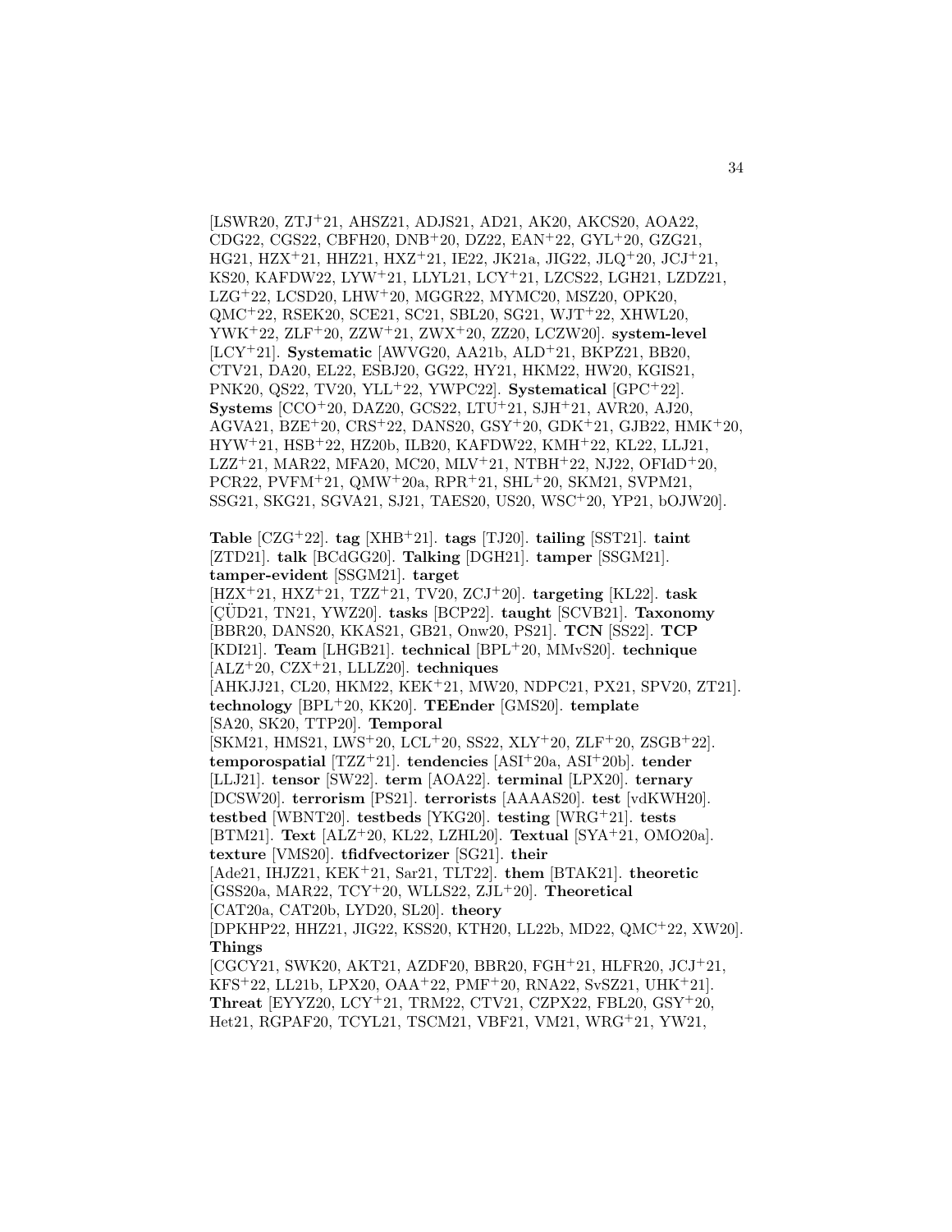[LSWR20, ZTJ+21, AHSZ21, ADJS21, AD21, AK20, AKCS20, AOA22, CDG22, CGS22, CBFH20, DNB+20, DZ22, EAN+22, GYL+20, GZG21, HG21, HZX+21, HHZ21, HXZ+21, IE22, JK21a, JIG22, JLQ+20, JCJ+21, KS20, KAFDW22, LYW+21, LLYL21, LCY+21, LZCS22, LGH21, LZDZ21, LZG+22, LCSD20, LHW+20, MGGR22, MYMC20, MSZ20, OPK20, QMC+22, RSEK20, SCE21, SC21, SBL20, SG21, WJT+22, XHWL20, YWK+22, ZLF+20, ZZW+21, ZWX+20, ZZ20, LCZW20]. **system-level** [LCY+21]. **Systematic** [AWVG20, AA21b, ALD+21, BKPZ21, BB20, CTV21, DA20, EL22, ESBJ20, GG22, HY21, HKM22, HW20, KGIS21, PNK20, QS22, TV20, YLL+22, YWPC22]. **Systematical** [GPC+22]. **Systems** [CCO+20, DAZ20, GCS22, LTU+21, SJH+21, AVR20, AJ20, AGVA21, BZE+20, CRS+22, DANS20, GSY+20, GDK+21, GJB22, HMK+20, HYW+21, HSB+22, HZ20b, ILB20, KAFDW22, KMH+22, KL22, LLJ21, LZZ+21, MAR22, MFA20, MC20, MLV+21, NTBH+22, NJ22, OFIdD+20, PCR22, PVFM+21, QMW+20a, RPR+21, SHL+20, SKM21, SVPM21, SSG21, SKG21, SGVA21, SJ21, TAES20, US20, WSC+20, YP21, bOJW20].

**Table** [CZG+22]. **tag** [XHB+21]. **tags** [TJ20]. **tailing** [SST21]. **taint** [ZTD21]. **talk** [BCdGG20]. **Talking** [DGH21]. **tamper** [SSGM21]. **tamper-evident** [SSGM21]. **target** [HZX+21, HXZ+21, TZZ+21, TV20, ZCJ+20]. **targeting** [KL22]. **task** [ÇÜD21, TN21, YWZ20]. **tasks** [BCP22]. **taught** [SCVB21]. **Taxonomy** [BBR20, DANS20, KKAS21, GB21, Onw20, PS21]. **TCN** [SS22]. **TCP** [KDI21]. **Team** [LHGB21]. **technical** [BPL+20, MMvS20]. **technique** [ALZ+20, CZX+21, LLLZ20]. **techniques** [AHKJJ21, CL20, HKM22, KEK+21, MW20, NDPC21, PX21, SPV20, ZT21]. **technology** [BPL+20, KK20]. **TEEnder** [GMS20]. **template** [SA20, SK20, TTP20]. **Temporal** [SKM21, HMS21, LWS+20, LCL+20, SS22, XLY+20, ZLF+20, ZSGB+22]. **temporospatial** [TZZ+21]. **tendencies** [ASI+20a, ASI+20b]. **tender** [LLJ21]. **tensor** [SW22]. **term** [AOA22]. **terminal** [LPX20]. **ternary** [DCSW20]. **terrorism** [PS21]. **terrorists** [AAAAS20]. **test** [vdKWH20]. **testbed** [WBNT20]. **testbeds** [YKG20]. **testing** [WRG+21]. **tests** [BTM21]. **Text** [ALZ+20, KL22, LZHL20]. **Textual** [SYA+21, OMO20a]. **texture** [VMS20]. **tfidfvectorizer** [SG21]. **their** [Ade21, IHJZ21, KEK+21, Sar21, TLT22]. **them** [BTAK21]. **theoretic** [GSS20a, MAR22, TCY+20, WLLS22, ZJL+20]. **Theoretical** [CAT20a, CAT20b, LYD20, SL20]. **theory** [DPKHP22, HHZ21, JIG22, KSS20, KTH20, LL22b, MD22, QMC+22, XW20]. **Things** [CGCY21, SWK20, AKT21, AZDF20, BBR20, FGH+21, HLFR20, JCJ+21, KFS+22, LL21b, LPX20, OAA+22, PMF+20, RNA22, SvSZ21, UHK+21]. **Threat** [EYYZ20, LCY+21, TRM22, CTV21, CZPX22, FBL20, GSY+20, Het21, RGPAF20, TCYL21, TSCM21, VBF21, VM21, WRG+21, YW21,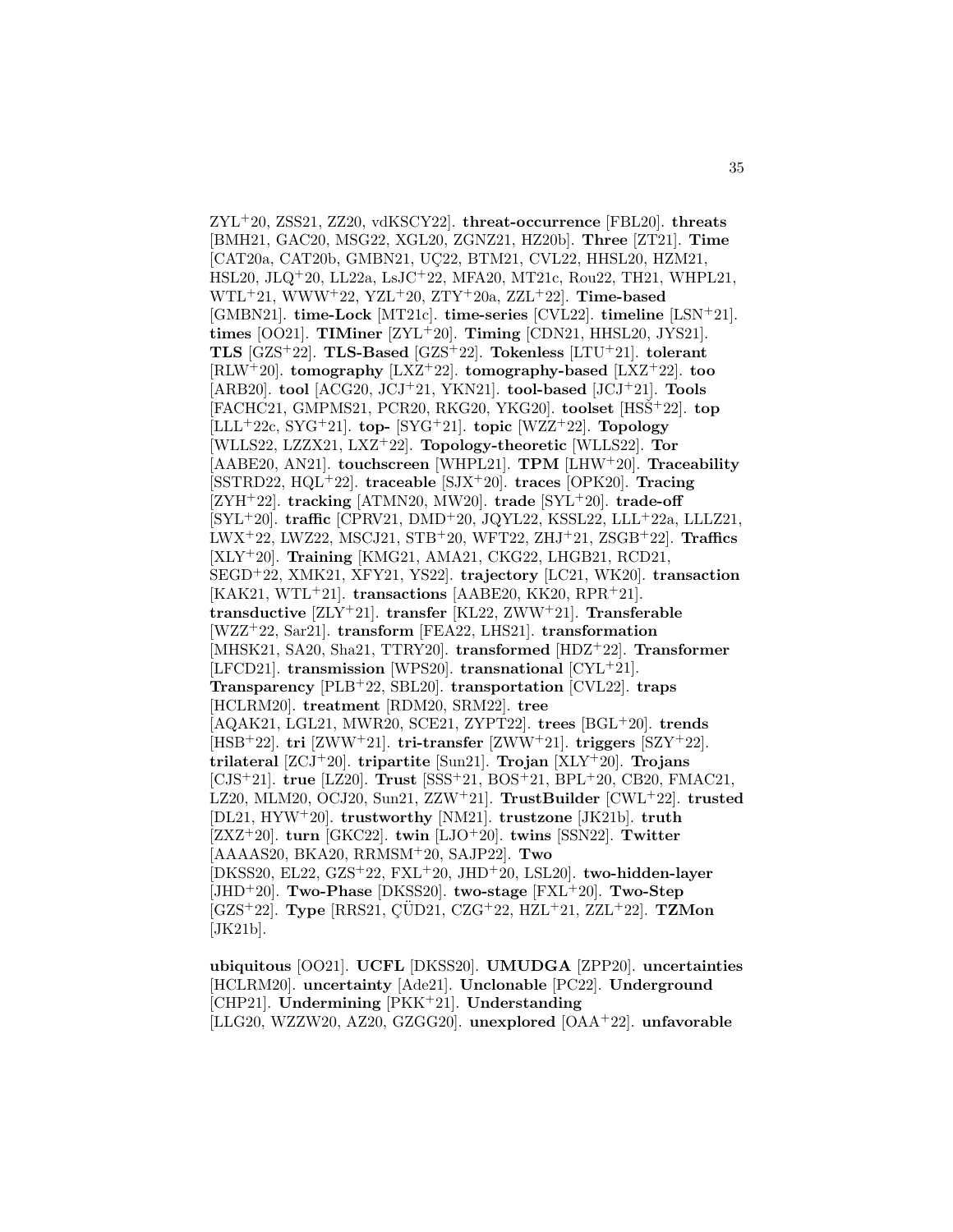ZYL[+]20, ZSS21, ZZ20, vdKSCY22]. **threat-occurrence** [FBL20]. **threats** [BMH21, GAC20, MSG22, XGL20, ZGNZ21, HZ20b]. **Three** [ZT21]. **Time** [CAT20a, CAT20b, GMBN21, UÇ22, BTM21, CVL22, HHSL20, HZM21, HSL20, JLQ[+]20, LL22a, LsJC[+]22, MFA20, MT21c, Rou22, TH21, WHPL21, WTL[+]21, WWW[+]22, YZL[+]20, ZTY[+]20a, ZZL[+]22]. **Time-based** [GMBN21]. **time-Lock** [MT21c]. **time-series** [CVL22]. **timeline** [LSN[+]21]. **times** [OO21]. **TIMiner** [ZYL[+]20]. **Timing** [CDN21, HHSL20, JYS21]. **TLS** [GZS[+]22]. **TLS-Based** [GZS[+]22]. **Tokenless** [LTU[+]21]. **tolerant** [RLW[+]20]. **tomography** [LXZ[+]22]. **tomography-based** [LXZ[+]22]. **too** [ARB20]. **tool** [ACG20, JCJ[+]21, YKN21]. **tool-based** [JCJ[+]21]. **Tools** [FACHC21, GMPMS21, PCR20, RKG20, YKG20]. **toolset** [HSŠ[+]22]. **top** [LLL[+]22c, SYG[+]21]. **top-** [SYG[+]21]. **topic** [WZZ[+]22]. **Topology** [WLLS22, LZZX21, LXZ[+]22]. **Topology-theoretic** [WLLS22]. **Tor** [AABE20, AN21]. **touchscreen** [WHPL21]. **TPM** [LHW[+]20]. **Traceability** [SSTRD22, HQL[+]22]. **traceable** [SJX[+]20]. **traces** [OPK20]. **Tracing** [ZYH[+]22]. **tracking** [ATMN20, MW20]. **trade** [SYL[+]20]. **trade-off** [SYL[+]20]. **traffic** [CPRV21, DMD[+]20, JQYL22, KSSL22, LLL[+]22a, LLLZ21, LWX[+]22, LWZ22, MSCJ21, STB[+]20, WFT22, ZHJ[+]21, ZSGB[+]22]. **Traffics** [XLY[+]20]. **Training** [KMG21, AMA21, CKG22, LHGB21, RCD21, SEGD[+]22, XMK21, XFY21, YS22]. **trajectory** [LC21, WK20]. **transaction** [KAK21, WTL[+]21]. **transactions** [AABE20, KK20, RPR[+]21]. **transductive** [ZLY[+]21]. **transfer** [KL22, ZWW[+]21]. **Transferable** [WZZ[+]22, Sar21]. **transform** [FEA22, LHS21]. **transformation** [MHSK21, SA20, Sha21, TTRY20]. **transformed** [HDZ[+]22]. **Transformer** [LFCD21]. **transmission** [WPS20]. **transnational** [CYL[+]21]. **Transparency** [PLB[+]22, SBL20]. **transportation** [CVL22]. **traps** [HCLRM20]. **treatment** [RDM20, SRM22]. **tree** [AQAK21, LGL21, MWR20, SCE21, ZYPT22]. **trees** [BGL[+]20]. **trends** [HSB[+]22]. **tri** [ZWW[+]21]. **tri-transfer** [ZWW[+]21]. **triggers** [SZY[+]22]. **trilateral** [ZCJ[+]20]. **tripartite** [Sun21]. **Trojan** [XLY[+]20]. **Trojans** [CJS[+]21]. **true** [LZ20]. **Trust** [SSS[+]21, BOS[+]21, BPL[+]20, CB20, FMAC21, LZ20, MLM20, OCJ20, Sun21, ZZW[+]21]. **TrustBuilder** [CWL[+]22]. **trusted** [DL21, HYW[+]20]. **trustworthy** [NM21]. **trustzone** [JK21b]. **truth** [ZXZ[+]20]. **turn** [GKC22]. **twin** [LJO[+]20]. **twins** [SSN22]. **Twitter** [AAAAS20, BKA20, RRMSM[+]20, SAJP22]. **Two** [DKSS20, EL22, GZS[+]22, FXL[+]20, JHD[+]20, LSL20]. **two-hidden-layer** [JHD[+]20]. **Two-Phase** [DKSS20]. **two-stage** [FXL[+]20]. **Two-Step** [GZS[+]22]. **Type** [RRS21, ÇÜD21, CZG[+]22, HZL[+]21, ZZL[+]22]. **TZMon** [JK21b].

**ubiquitous** [OO21]. **UCFL** [DKSS20]. **UMUDGA** [ZPP20]. **uncertainties** [HCLRM20]. **uncertainty** [Ade21]. **Unclonable** [PC22]. **Underground** [CHP21]. **Undermining** [PKK[+]21]. **Understanding** [LLG20, WZZW20, AZ20, GZGG20]. **unexplored** [OAA[+]22]. **unfavorable**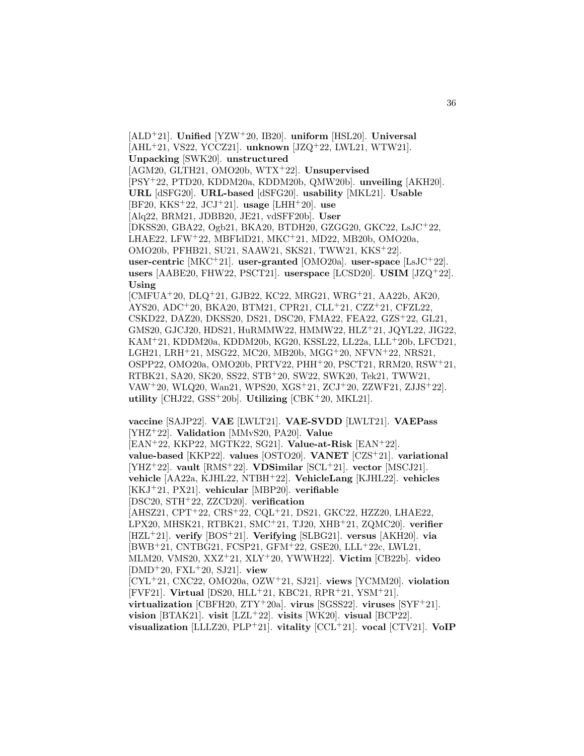[ALD+21]. **Unified** [YZW+20, IB20]. **uniform** [HSL20]. **Universal** [AHL+21, VS22, YCCZ21]. **unknown** [JZQ+22, LWL21, WTW21]. **Unpacking** [SWK20]. **unstructured** [AGM20, GLTH21, OMO20b, WTX+22]. **Unsupervised** [PSY+22, PTD20, KDDM20a, KDDM20b, QMW20b]. **unveiling** [AKH20]. **URL** [dSFG20]. **URL-based** [dSFG20]. **usability** [MKL21]. **Usable** [BF20, KKS+22, JCJ+21]. **usage** [LHH+20]. **use** [Alq22, BRM21, JDBB20, JE21, vdSFF20b]. **User** [DKSS20, GBA22, Ogb21, BKA20, BTDH20, GZGG20, GKC22, LsJC+22, LHAE22, LFW+22, MBFIdD21, MKC+21, MD22, MB20b, OMO20a, OMO20b, PFHB21, SU21, SAAW21, SKS21, TWW21, KKS+22]. **user-centric** [MKC+21]. **user-granted** [OMO20a]. **user-space** [LsJC+22]. **users** [AABE20, FHW22, PSCT21]. **userspace** [LCSD20]. **USIM** [JZQ+22]. **Using** [CMFUA+20, DLQ+21, GJB22, KC22, MRG21, WRG+21, AA22b, AK20, AYS20, ADC+20, BKA20, BTM21, CPR21, CLL+21, CZZ+21, CFZL22, CSKD22, DAZ20, DKSS20, DS21, DSC20, FMA22, FEA22, GZS+22, GL21, GMS20, GJCJ20, HDS21, HuRMMW22, HMMW22, HLZ+21, JQYL22, JIG22, KAM+21, KDDM20a, KDDM20b, KG20, KSSL22, LL22a, LLL+20b, LFCD21, LGH21, LRH+21, MSG22, MC20, MB20b, MGG+20, NFVN+22, NRS21, OSPP22, OMO20a, OMO20b, PRTV22, PHH+20, PSCT21, RRM20, RSW+21, RTBK21, SA20, SK20, SS22, STB+20, SW22, SWK20, Tek21, TWW21, VAW+20, WLQ20, Wan21, WPS20, XGS+21, ZCJ+20, ZZWF21, ZJJS+22]. **utility** [CHJ22, GSS+20b]. **Utilizing** [CBK+20, MKL21].

**vaccine** [SAJP22]. **VAE** [LWLT21]. **VAE-SVDD** [LWLT21]. **VAEPass** [YHZ+22]. **Validation** [MMvS20, PA20]. **Value** [EAN+22, KKP22, MGTK22, SG21]. **Value-at-Risk** [EAN+22]. **value-based** [KKP22]. **values** [OSTO20]. **VANET** [CZS+21]. **variational** [YHZ+22]. **vault** [RMS+22]. **VDSimilar** [SCL+21]. **vector** [MSCJ21]. **vehicle** [AA22a, KJHL22, NTBH+22]. **VehicleLang** [KJHL22]. **vehicles** [KKJ+21, PX21]. **vehicular** [MBP20]. **verifiable** [DSC20, STH+22, ZZCD20]. **verification** [AHSZ21, CPT+22, CRS+22, CQL+21, DS21, GKC22, HZZ20, LHAE22, LPX20, MHSK21, RTBK21, SMC+21, TJ20, XHB+21, ZQMC20]. **verifier** [HZL+21]. **verify** [BOS+21]. **Verifying** [SLBG21]. **versus** [AKH20]. **via** [BWB+21, CNTBG21, FCSP21, GFM+22, GSE20, LLL+22c, LWL21, MLM20, VMS20, XXZ+21, XLY+20, YWWH22]. **Victim** [CB22b]. **video** [DMD+20, FXL+20, SJ21]. **view** [CYL+21, CXC22, OMO20a, OZW+21, SJ21]. **views** [YCMM20]. **violation** [FVF21]. **Virtual** [DS20, HLL+21, KBC21, RPR+21, YSM+21]. **virtualization** [CBFH20, ZTY+20a]. **virus** [SGSS22]. **viruses** [SYF+21]. **vision** [BTAK21]. **visit** [LZL+22]. **visits** [WK20]. **visual** [BCP22]. **visualization** [LLLZ20, PLP+21]. **vitality** [CCL+21]. **vocal** [CTV21]. **VoIP**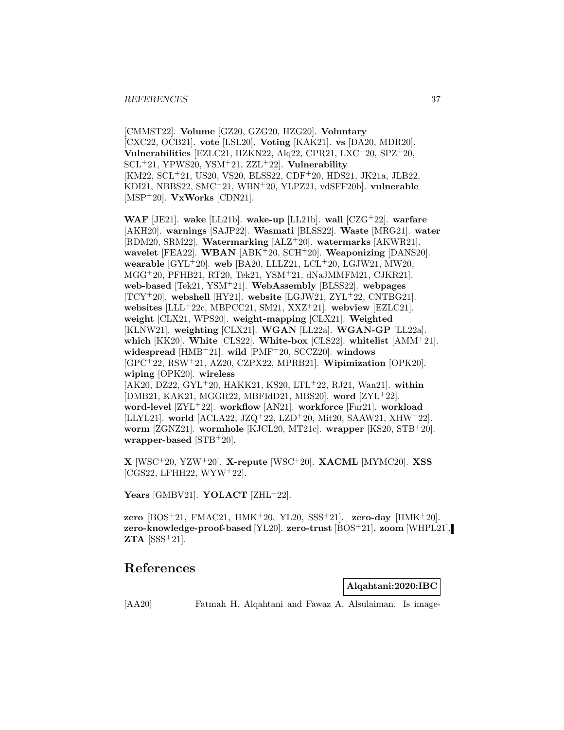[CMMST22]. **Volume** [GZ20, GZG20, HZG20]. **Voluntary** [CXC22, OCB21]. **vote** [LSL20]. **Voting** [KAK21]. **vs** [DA20, MDR20]. **Vulnerabilities** [EZLC21, HZKN22, Alq22, CPR21, LXC+20, SPZ+20, SCL+21, YPWS20, YSM+21, ZZL+22]. **Vulnerability** [KM22, SCL+21, US20, VS20, BLSS22, CDF+20, HDS21, JK21a, JLB22, KDI21, NBBS22, SMC+21, WBN+20, YLPZ21, vdSFF20b]. **vulnerable** [MSP+20]. **VxWorks** [CDN21].

**WAF** [JE21]. **wake** [LL21b]. **wake-up** [LL21b]. **wall** [CZG+22]. **warfare** [AKH20]. **warnings** [SAJP22]. **Wasmati** [BLSS22]. **Waste** [MRG21]. **water** [RDM20, SRM22]. **Watermarking** [ALZ+20]. **watermarks** [AKWR21]. **wavelet** [FEA22]. **WBAN** [ABK+20, SCH+20]. **Weaponizing** [DANS20]. **wearable** [GYL+20]. **web** [BA20, LLLZ21, LCL+20, LGJW21, MW20, MGG+20, PFHB21, RT20, Tek21, YSM+21, dNaJMMFM21, CJKR21]. **web-based** [Tek21, YSM+21]. **WebAssembly** [BLSS22]. **webpages** [TCY+20]. **webshell** [HY21]. **website** [LGJW21, ZYL+22, CNTBG21]. **websites** [LLL+22c, MBPCC21, SM21, XXZ+21]. **webview** [EZLC21]. **weight** [CLX21, WPS20]. **weight-mapping** [CLX21]. **Weighted** [KLNW21]. **weighting** [CLX21]. **WGAN** [LL22a]. **WGAN-GP** [LL22a]. **which** [KK20]. **White** [CLS22]. **White-box** [CLS22]. **whitelist** [AMM+21]. **widespread** [HMB+21]. **wild** [PMF+20, SCCZ20]. **windows** [GPC+22, RSW+21, AZ20, CZPX22, MPRB21]. **Wipimization** [OPK20]. **wiping** [OPK20]. **wireless** [AK20, DZ22, GYL+20, HAKK21, KS20, LTL+22, RJ21, Wan21]. **within** [DMB21, KAK21, MGGR22, MBFIdD21, MBS20]. **word** [ZYL+22]. **word-level** [ZYL+22]. **workflow** [AN21]. **workforce** [Fur21]. **workload** [LLYL21]. **world** [ACLA22, JZQ+22, LZD+20, Mit20, SAAW21, XHW+22]. **worm** [ZGNZ21]. **wormhole** [KJCL20, MT21c]. **wrapper** [KS20, STB+20]. **wrapper-based** [STB+20].

**X** [WSC+20, YZW+20]. **X-repute** [WSC+20]. **XACML** [MYMC20]. **XSS** [CGS22, LFHH22, WYW+22].

**Years** [GMBV21]. **YOLACT** [ZHL+22].

**zero** [BOS+21, FMAC21, HMK+20, YL20, SSS+21]. **zero-day** [HMK+20]. **zero-knowledge-proof-based** [YL20]. **zero-trust** [BOS+21]. **zoom** [WHPL21]. **ZTA** [SSS+21].

## References

**Alqahtani:2020:IBC**

[AA20] Fatmah H. Alqahtani and Fawaz A. Alsulaiman. Is image-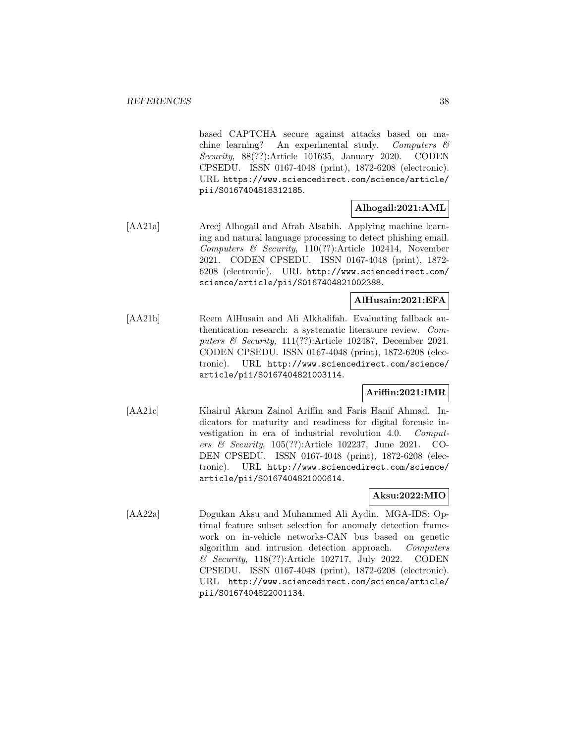based CAPTCHA secure against attacks based on machine learning? An experimental study. *Computers & Security*, 88(??):Article 101635, January 2020. CODEN CPSEDU. ISSN 0167-4048 (print), 1872-6208 (electronic). URL https://www.sciencedirect.com/science/article/pii/S0167404818312185.

**Alhogail:2021:AML**

[AA21a] Areej Alhogail and Afrah Alsabih. Applying machine learning and natural language processing to detect phishing email. *Computers & Security*, 110(??):Article 102414, November 2021. CODEN CPSEDU. ISSN 0167-4048 (print), 1872-6208 (electronic). URL http://www.sciencedirect.com/science/article/pii/S0167404821002388.

**AlHusain:2021:EFA**

[AA21b] Reem AlHusain and Ali Alkhalifah. Evaluating fallback authentication research: a systematic literature review. *Computers & Security*, 111(??):Article 102487, December 2021. CODEN CPSEDU. ISSN 0167-4048 (print), 1872-6208 (electronic). URL http://www.sciencedirect.com/science/article/pii/S0167404821003114.

**Ariffin:2021:IMR**

[AA21c] Khairul Akram Zainol Ariffin and Faris Hanif Ahmad. Indicators for maturity and readiness for digital forensic investigation in era of industrial revolution 4.0. *Computers & Security*, 105(??):Article 102237, June 2021. CODEN CPSEDU. ISSN 0167-4048 (print), 1872-6208 (electronic). URL http://www.sciencedirect.com/science/article/pii/S0167404821000614.

**Aksu:2022:MIO**

[AA22a] Dogukan Aksu and Muhammed Ali Aydin. MGA-IDS: Optimal feature subset selection for anomaly detection framework on in-vehicle networks-CAN bus based on genetic algorithm and intrusion detection approach. *Computers & Security*, 118(??):Article 102717, July 2022. CODEN CPSEDU. ISSN 0167-4048 (print), 1872-6208 (electronic). URL http://www.sciencedirect.com/science/article/pii/S0167404822001134.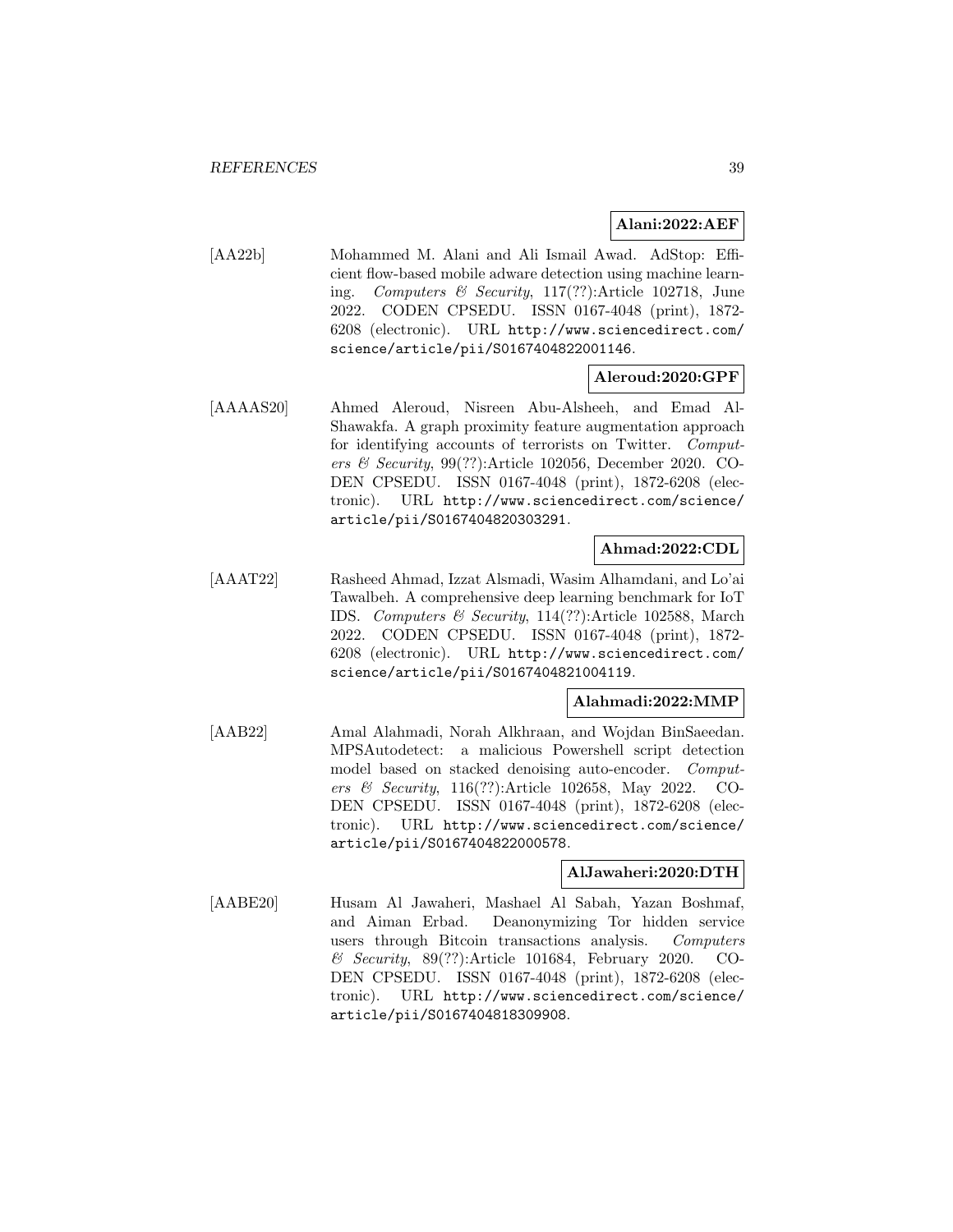**Alani:2022:AEF**

[AA22b] Mohammed M. Alani and Ali Ismail Awad. AdStop: Efficient flow-based mobile adware detection using machine learning. *Computers & Security*, 117(??):Article 102718, June 2022. CODEN CPSEDU. ISSN 0167-4048 (print), 1872-6208 (electronic). URL http://www.sciencedirect.com/science/article/pii/S0167404822001146.

**Aleroud:2020:GPF**

[AAAAS20] Ahmed Aleroud, Nisreen Abu-Alsheeh, and Emad Al-Shawakfa. A graph proximity feature augmentation approach for identifying accounts of terrorists on Twitter. *Computers & Security*, 99(??):Article 102056, December 2020. CODEN CPSEDU. ISSN 0167-4048 (print), 1872-6208 (electronic). URL http://www.sciencedirect.com/science/article/pii/S0167404820303291.

**Ahmad:2022:CDL**

[AAAT22] Rasheed Ahmad, Izzat Alsmadi, Wasim Alhamdani, and Lo'ai Tawalbeh. A comprehensive deep learning benchmark for IoT IDS. *Computers & Security*, 114(??):Article 102588, March 2022. CODEN CPSEDU. ISSN 0167-4048 (print), 1872-6208 (electronic). URL http://www.sciencedirect.com/science/article/pii/S0167404821004119.

**Alahmadi:2022:MMP**

[AAB22] Amal Alahmadi, Norah Alkhraan, and Wojdan BinSaeedan. MPSAutodetect: a malicious Powershell script detection model based on stacked denoising auto-encoder. *Computers & Security*, 116(??):Article 102658, May 2022. CODEN CPSEDU. ISSN 0167-4048 (print), 1872-6208 (electronic). URL http://www.sciencedirect.com/science/article/pii/S0167404822000578.

**AlJawaheri:2020:DTH**

[AABE20] Husam Al Jawaheri, Mashael Al Sabah, Yazan Boshmaf, and Aiman Erbad. Deanonymizing Tor hidden service users through Bitcoin transactions analysis. *Computers & Security*, 89(??):Article 101684, February 2020. CODEN CPSEDU. ISSN 0167-4048 (print), 1872-6208 (electronic). URL http://www.sciencedirect.com/science/article/pii/S0167404818309908.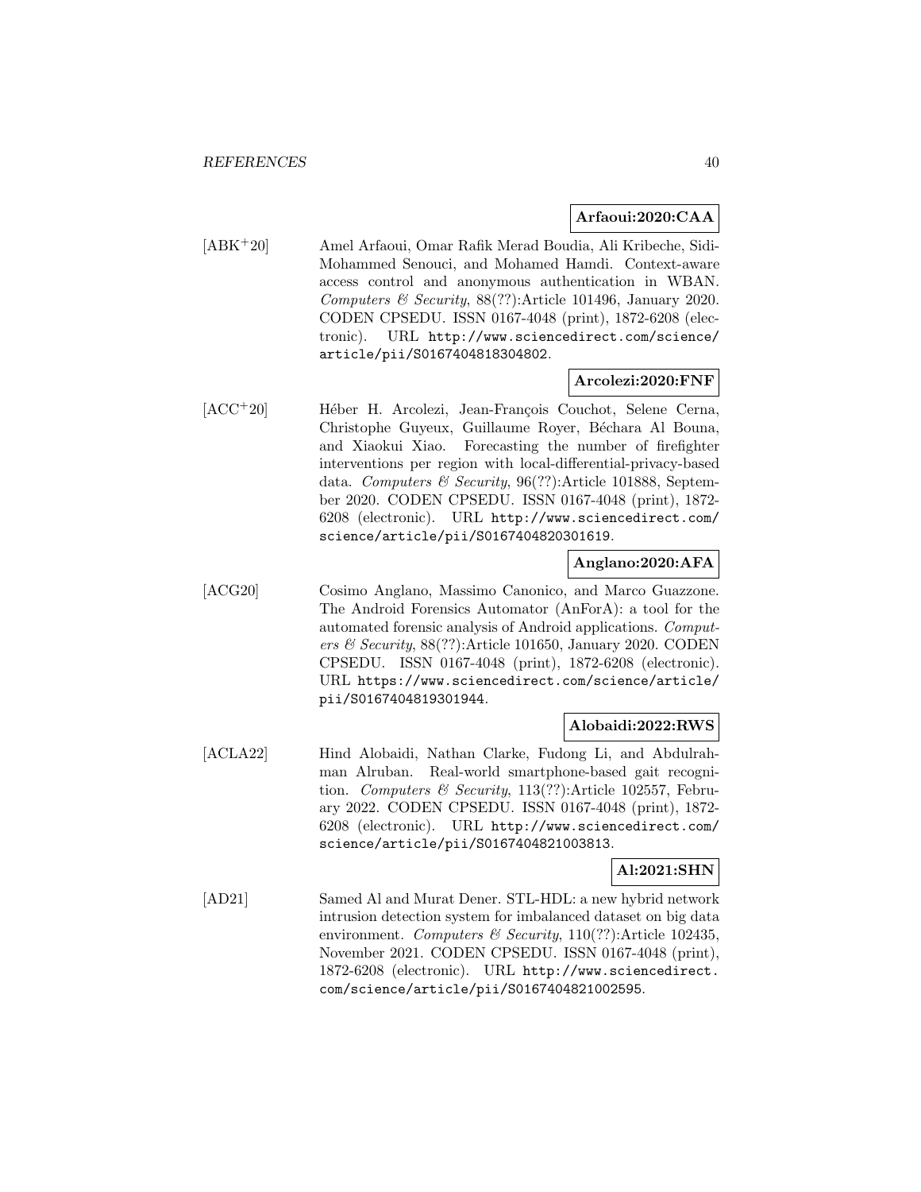**Arfaoui:2020:CAA**

[ABK+20] Amel Arfaoui, Omar Rafik Merad Boudia, Ali Kribeche, Sidi-Mohammed Senouci, and Mohamed Hamdi. Context-aware access control and anonymous authentication in WBAN. *Computers & Security*, 88(??):Article 101496, January 2020. CODEN CPSEDU. ISSN 0167-4048 (print), 1872-6208 (electronic). URL `http://www.sciencedirect.com/science/article/pii/S0167404818304802`.

**Arcolezi:2020:FNF**

[ACC+20] Héber H. Arcolezi, Jean-François Couchot, Selene Cerna, Christophe Guyeux, Guillaume Royer, Béchara Al Bouna, and Xiaokui Xiao. Forecasting the number of firefighter interventions per region with local-differential-privacy-based data. *Computers & Security*, 96(??):Article 101888, September 2020. CODEN CPSEDU. ISSN 0167-4048 (print), 1872-6208 (electronic). URL `http://www.sciencedirect.com/science/article/pii/S0167404820301619`.

**Anglano:2020:AFA**

[ACG20] Cosimo Anglano, Massimo Canonico, and Marco Guazzone. The Android Forensics Automator (AnForA): a tool for the automated forensic analysis of Android applications. *Computers & Security*, 88(??):Article 101650, January 2020. CODEN CPSEDU. ISSN 0167-4048 (print), 1872-6208 (electronic). URL `https://www.sciencedirect.com/science/article/pii/S0167404819301944`.

**Alobaidi:2022:RWS**

[ACLA22] Hind Alobaidi, Nathan Clarke, Fudong Li, and Abdulrahman Alruban. Real-world smartphone-based gait recognition. *Computers & Security*, 113(??):Article 102557, February 2022. CODEN CPSEDU. ISSN 0167-4048 (print), 1872-6208 (electronic). URL `http://www.sciencedirect.com/science/article/pii/S0167404821003813`.

**Al:2021:SHN**

[AD21] Samed Al and Murat Dener. STL-HDL: a new hybrid network intrusion detection system for imbalanced dataset on big data environment. *Computers & Security*, 110(??):Article 102435, November 2021. CODEN CPSEDU. ISSN 0167-4048 (print), 1872-6208 (electronic). URL `http://www.sciencedirect.com/science/article/pii/S0167404821002595`.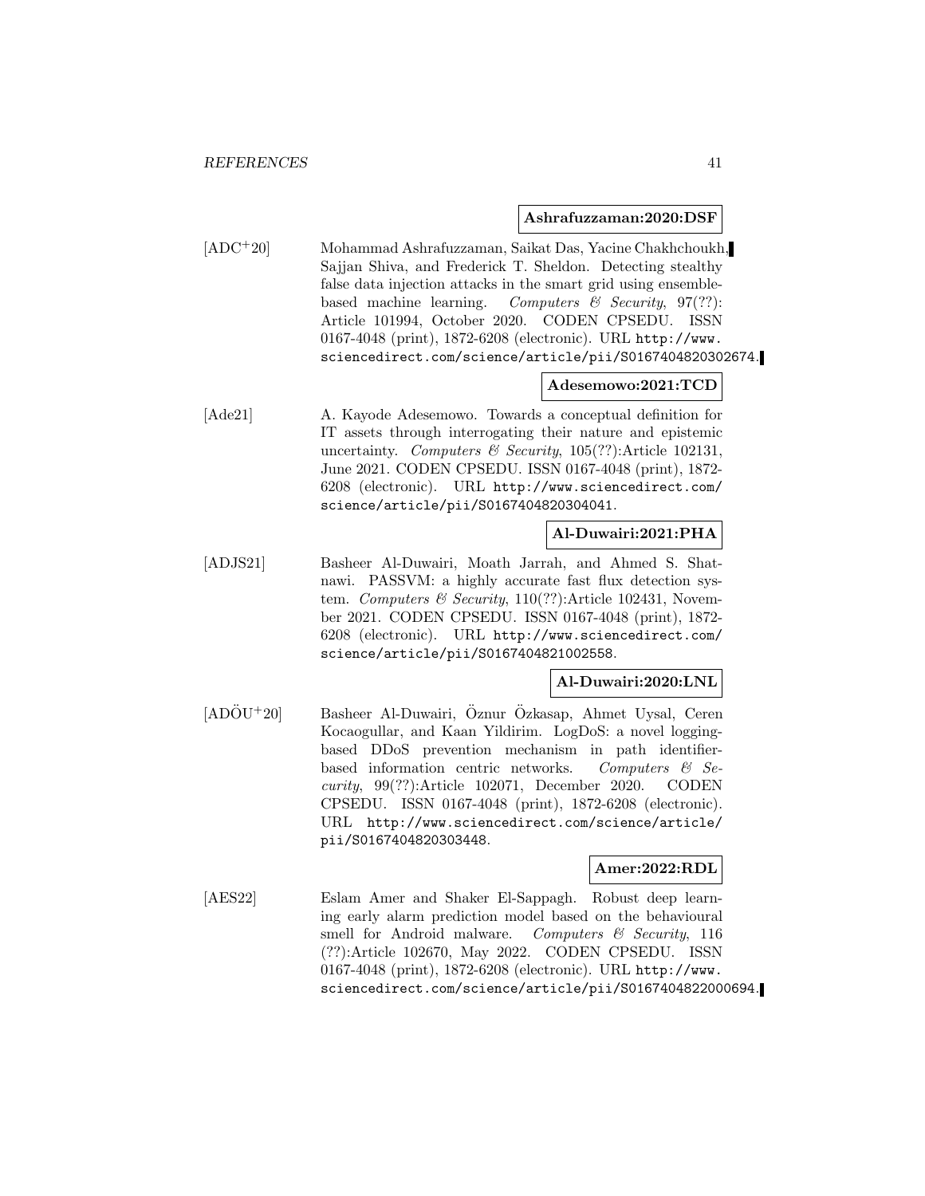**Ashrafuzzaman:2020:DSF**

[ADC+20] Mohammad Ashrafuzzaman, Saikat Das, Yacine Chakhchoukh, Sajjan Shiva, and Frederick T. Sheldon. Detecting stealthy false data injection attacks in the smart grid using ensemble-based machine learning. *Computers & Security*, 97(??): Article 101994, October 2020. CODEN CPSEDU. ISSN 0167-4048 (print), 1872-6208 (electronic). URL `http://www.sciencedirect.com/science/article/pii/S0167404820302674`.

**Adesemowo:2021:TCD**

[Ade21] A. Kayode Adesemowo. Towards a conceptual definition for IT assets through interrogating their nature and epistemic uncertainty. *Computers & Security*, 105(??):Article 102131, June 2021. CODEN CPSEDU. ISSN 0167-4048 (print), 1872-6208 (electronic). URL `http://www.sciencedirect.com/science/article/pii/S0167404820304041`.

**Al-Duwairi:2021:PHA**

[ADJS21] Basheer Al-Duwairi, Moath Jarrah, and Ahmed S. Shatnawi. PASSVM: a highly accurate fast flux detection system. *Computers & Security*, 110(??):Article 102431, November 2021. CODEN CPSEDU. ISSN 0167-4048 (print), 1872-6208 (electronic). URL `http://www.sciencedirect.com/science/article/pii/S0167404821002558`.

**Al-Duwairi:2020:LNL**

[ADÖU+20] Basheer Al-Duwairi, Öznur Özkasap, Ahmet Uysal, Ceren Kocaogullar, and Kaan Yildirim. LogDoS: a novel logging-based DDoS prevention mechanism in path identifier-based information centric networks. *Computers & Security*, 99(??):Article 102071, December 2020. CODEN CPSEDU. ISSN 0167-4048 (print), 1872-6208 (electronic). URL `http://www.sciencedirect.com/science/article/pii/S0167404820303448`.

**Amer:2022:RDL**

[AES22] Eslam Amer and Shaker El-Sappagh. Robust deep learning early alarm prediction model based on the behavioural smell for Android malware. *Computers & Security*, 116 (??):Article 102670, May 2022. CODEN CPSEDU. ISSN 0167-4048 (print), 1872-6208 (electronic). URL `http://www.sciencedirect.com/science/article/pii/S0167404822000694`.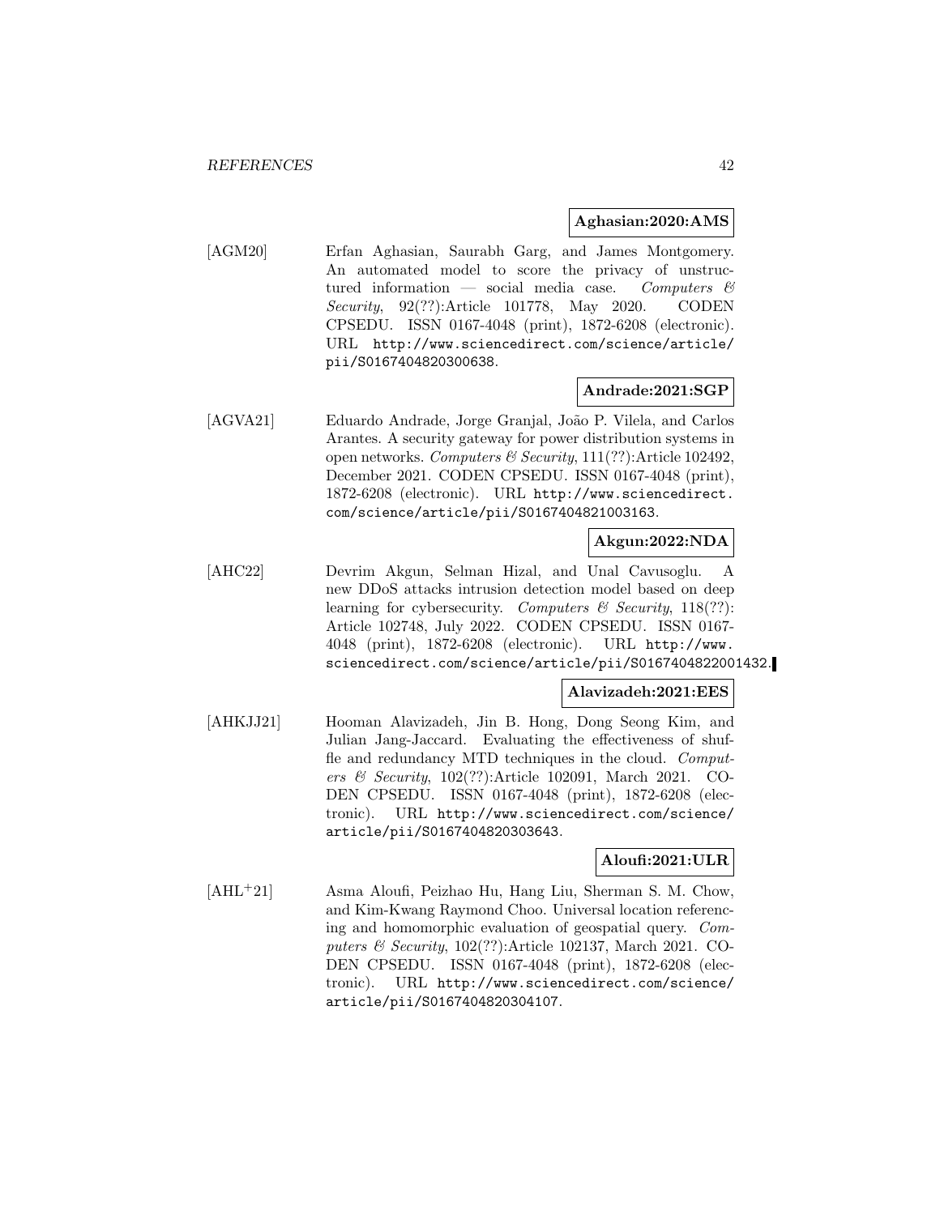**Aghasian:2020:AMS**

[AGM20] Erfan Aghasian, Saurabh Garg, and James Montgomery. An automated model to score the privacy of unstructured information — social media case. *Computers & Security*, 92(??):Article 101778, May 2020. CODEN CPSEDU. ISSN 0167-4048 (print), 1872-6208 (electronic). URL http://www.sciencedirect.com/science/article/pii/S0167404820300638.

**Andrade:2021:SGP**

[AGVA21] Eduardo Andrade, Jorge Granjal, João P. Vilela, and Carlos Arantes. A security gateway for power distribution systems in open networks. *Computers & Security*, 111(??):Article 102492, December 2021. CODEN CPSEDU. ISSN 0167-4048 (print), 1872-6208 (electronic). URL http://www.sciencedirect.com/science/article/pii/S0167404821003163.

**Akgun:2022:NDA**

[AHC22] Devrim Akgun, Selman Hizal, and Unal Cavusoglu. A new DDoS attacks intrusion detection model based on deep learning for cybersecurity. *Computers & Security*, 118(??):Article 102748, July 2022. CODEN CPSEDU. ISSN 0167-4048 (print), 1872-6208 (electronic). URL http://www.sciencedirect.com/science/article/pii/S0167404822001432.

**Alavizadeh:2021:EES**

[AHKJJ21] Hooman Alavizadeh, Jin B. Hong, Dong Seong Kim, and Julian Jang-Jaccard. Evaluating the effectiveness of shuffle and redundancy MTD techniques in the cloud. *Computers & Security*, 102(??):Article 102091, March 2021. CODEN CPSEDU. ISSN 0167-4048 (print), 1872-6208 (electronic). URL http://www.sciencedirect.com/science/article/pii/S0167404820303643.

**Aloufi:2021:ULR**

[AHL+21] Asma Aloufi, Peizhao Hu, Hang Liu, Sherman S. M. Chow, and Kim-Kwang Raymond Choo. Universal location referencing and homomorphic evaluation of geospatial query. *Computers & Security*, 102(??):Article 102137, March 2021. CODEN CPSEDU. ISSN 0167-4048 (print), 1872-6208 (electronic). URL http://www.sciencedirect.com/science/article/pii/S0167404820304107.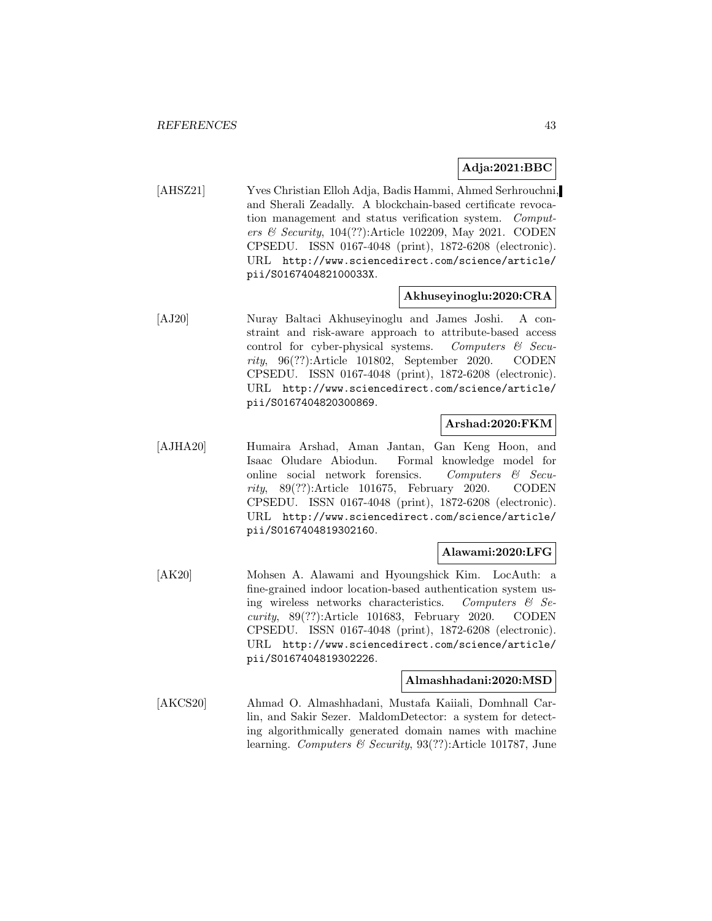**Adja:2021:BBC**

[AHSZ21] Yves Christian Elloh Adja, Badis Hammi, Ahmed Serhrouchni, and Sherali Zeadally. A blockchain-based certificate revocation management and status verification system. *Computers & Security*, 104(??):Article 102209, May 2021. CODEN CPSEDU. ISSN 0167-4048 (print), 1872-6208 (electronic). URL `http://www.sciencedirect.com/science/article/pii/S016740482100033X`.

**Akhuseyinoglu:2020:CRA**

[AJ20] Nuray Baltaci Akhuseyinoglu and James Joshi. A constraint and risk-aware approach to attribute-based access control for cyber-physical systems. *Computers & Security*, 96(??):Article 101802, September 2020. CODEN CPSEDU. ISSN 0167-4048 (print), 1872-6208 (electronic). URL `http://www.sciencedirect.com/science/article/pii/S0167404820300869`.

**Arshad:2020:FKM**

[AJHA20] Humaira Arshad, Aman Jantan, Gan Keng Hoon, and Isaac Oludare Abiodun. Formal knowledge model for online social network forensics. *Computers & Security*, 89(??):Article 101675, February 2020. CODEN CPSEDU. ISSN 0167-4048 (print), 1872-6208 (electronic). URL `http://www.sciencedirect.com/science/article/pii/S0167404819302160`.

**Alawami:2020:LFG**

[AK20] Mohsen A. Alawami and Hyoungshick Kim. LocAuth: a fine-grained indoor location-based authentication system using wireless networks characteristics. *Computers & Security*, 89(??):Article 101683, February 2020. CODEN CPSEDU. ISSN 0167-4048 (print), 1872-6208 (electronic). URL `http://www.sciencedirect.com/science/article/pii/S0167404819302226`.

**Almashhadani:2020:MSD**

[AKCS20] Ahmad O. Almashhadani, Mustafa Kaiiali, Domhnall Carlin, and Sakir Sezer. MaldomDetector: a system for detecting algorithmically generated domain names with machine learning. *Computers & Security*, 93(??):Article 101787, June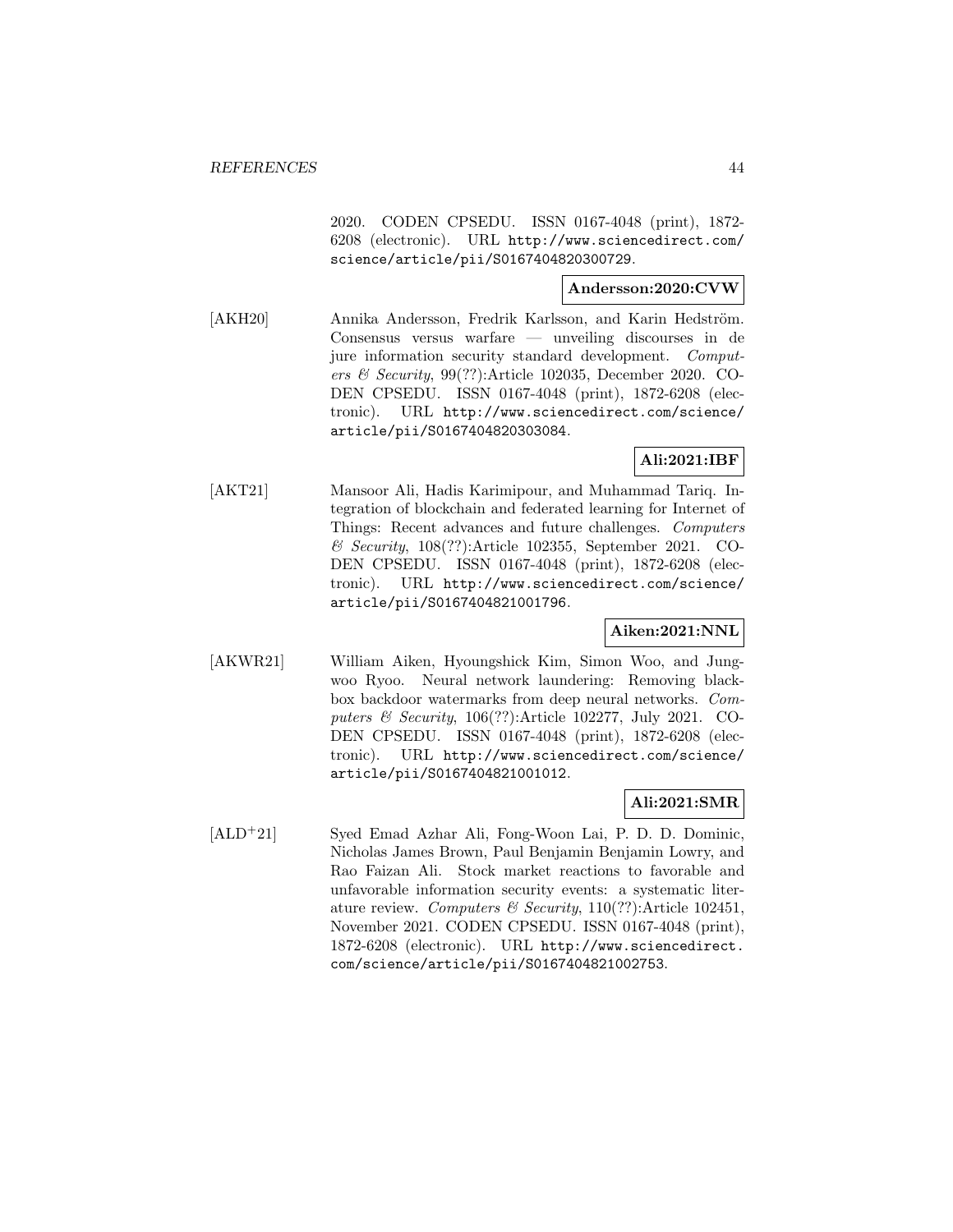2020. CODEN CPSEDU. ISSN 0167-4048 (print), 1872-6208 (electronic). URL http://www.sciencedirect.com/science/article/pii/S0167404820300729.

**Andersson:2020:CVW**

[AKH20] Annika Andersson, Fredrik Karlsson, and Karin Hedström. Consensus versus warfare — unveiling discourses in de jure information security standard development. *Computers & Security*, 99(??):Article 102035, December 2020. CODEN CPSEDU. ISSN 0167-4048 (print), 1872-6208 (electronic). URL http://www.sciencedirect.com/science/article/pii/S0167404820303084.

**Ali:2021:IBF**

[AKT21] Mansoor Ali, Hadis Karimipour, and Muhammad Tariq. Integration of blockchain and federated learning for Internet of Things: Recent advances and future challenges. *Computers & Security*, 108(??):Article 102355, September 2021. CODEN CPSEDU. ISSN 0167-4048 (print), 1872-6208 (electronic). URL http://www.sciencedirect.com/science/article/pii/S0167404821001796.

**Aiken:2021:NNL**

[AKWR21] William Aiken, Hyoungshick Kim, Simon Woo, and Jungwoo Ryoo. Neural network laundering: Removing black-box backdoor watermarks from deep neural networks. *Computers & Security*, 106(??):Article 102277, July 2021. CODEN CPSEDU. ISSN 0167-4048 (print), 1872-6208 (electronic). URL http://www.sciencedirect.com/science/article/pii/S0167404821001012.

**Ali:2021:SMR**

[ALD+21] Syed Emad Azhar Ali, Fong-Woon Lai, P. D. D. Dominic, Nicholas James Brown, Paul Benjamin Benjamin Lowry, and Rao Faizan Ali. Stock market reactions to favorable and unfavorable information security events: a systematic literature review. *Computers & Security*, 110(??):Article 102451, November 2021. CODEN CPSEDU. ISSN 0167-4048 (print), 1872-6208 (electronic). URL http://www.sciencedirect.com/science/article/pii/S0167404821002753.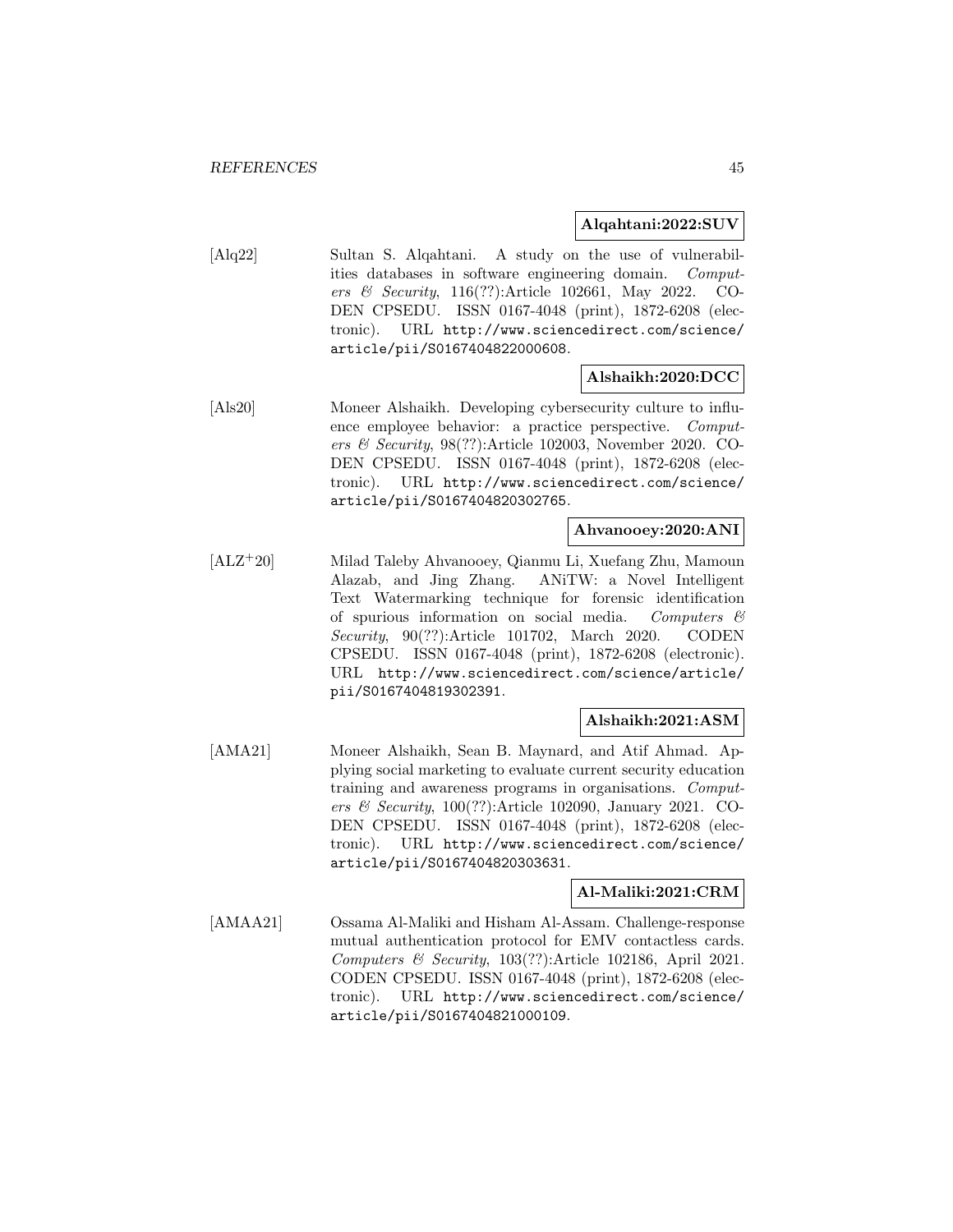**Alqahtani:2022:SUV**

[Alq22] Sultan S. Alqahtani. A study on the use of vulnerabilities databases in software engineering domain. *Computers & Security*, 116(??):Article 102661, May 2022. CODEN CPSEDU. ISSN 0167-4048 (print), 1872-6208 (electronic). URL `http://www.sciencedirect.com/science/article/pii/S0167404822000608`.

**Alshaikh:2020:DCC**

[Als20] Moneer Alshaikh. Developing cybersecurity culture to influence employee behavior: a practice perspective. *Computers & Security*, 98(??):Article 102003, November 2020. CODEN CPSEDU. ISSN 0167-4048 (print), 1872-6208 (electronic). URL `http://www.sciencedirect.com/science/article/pii/S0167404820302765`.

**Ahvanooey:2020:ANI**

[ALZ+20] Milad Taleby Ahvanooey, Qianmu Li, Xuefang Zhu, Mamoun Alazab, and Jing Zhang. ANiTW: a Novel Intelligent Text Watermarking technique for forensic identification of spurious information on social media. *Computers & Security*, 90(??):Article 101702, March 2020. CODEN CPSEDU. ISSN 0167-4048 (print), 1872-6208 (electronic). URL `http://www.sciencedirect.com/science/article/pii/S0167404819302391`.

**Alshaikh:2021:ASM**

[AMA21] Moneer Alshaikh, Sean B. Maynard, and Atif Ahmad. Applying social marketing to evaluate current security education training and awareness programs in organisations. *Computers & Security*, 100(??):Article 102090, January 2021. CODEN CPSEDU. ISSN 0167-4048 (print), 1872-6208 (electronic). URL `http://www.sciencedirect.com/science/article/pii/S0167404820303631`.

**Al-Maliki:2021:CRM**

[AMAA21] Ossama Al-Maliki and Hisham Al-Assam. Challenge-response mutual authentication protocol for EMV contactless cards. *Computers & Security*, 103(??):Article 102186, April 2021. CODEN CPSEDU. ISSN 0167-4048 (print), 1872-6208 (electronic). URL `http://www.sciencedirect.com/science/article/pii/S0167404821000109`.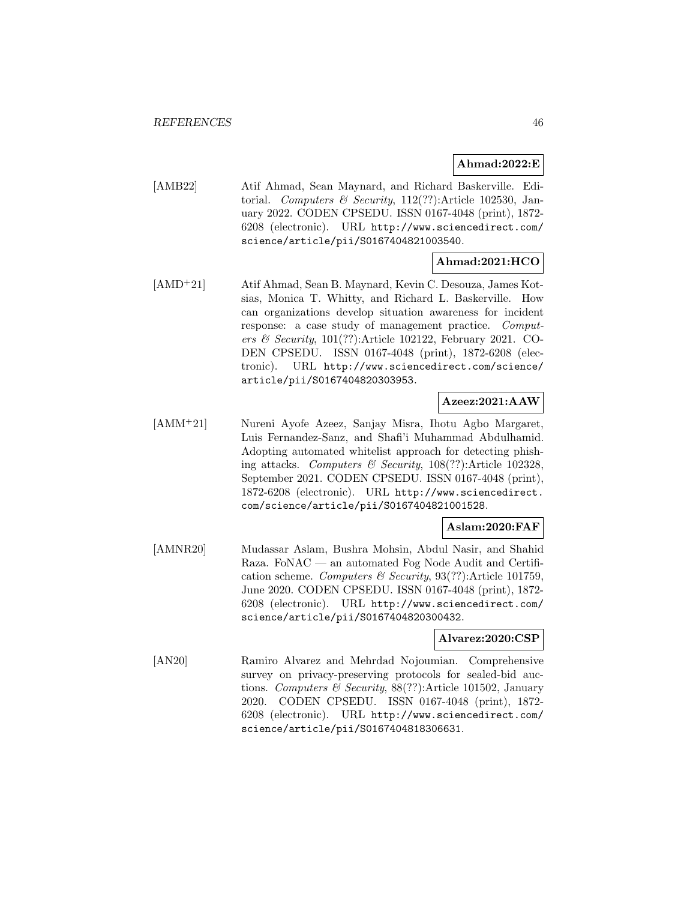**Ahmad:2022:E**

[AMB22] Atif Ahmad, Sean Maynard, and Richard Baskerville. Editorial. *Computers & Security*, 112(??):Article 102530, January 2022. CODEN CPSEDU. ISSN 0167-4048 (print), 1872-6208 (electronic). URL http://www.sciencedirect.com/science/article/pii/S0167404821003540.

**Ahmad:2021:HCO**

[AMD+21] Atif Ahmad, Sean B. Maynard, Kevin C. Desouza, James Kotsias, Monica T. Whitty, and Richard L. Baskerville. How can organizations develop situation awareness for incident response: a case study of management practice. *Computers & Security*, 101(??):Article 102122, February 2021. CODEN CPSEDU. ISSN 0167-4048 (print), 1872-6208 (electronic). URL http://www.sciencedirect.com/science/article/pii/S0167404820303953.

**Azeez:2021:AAW**

[AMM+21] Nureni Ayofe Azeez, Sanjay Misra, Ihotu Agbo Margaret, Luis Fernandez-Sanz, and Shafi'i Muhammad Abdulhamid. Adopting automated whitelist approach for detecting phishing attacks. *Computers & Security*, 108(??):Article 102328, September 2021. CODEN CPSEDU. ISSN 0167-4048 (print), 1872-6208 (electronic). URL http://www.sciencedirect.com/science/article/pii/S0167404821001528.

**Aslam:2020:FAF**

[AMNR20] Mudassar Aslam, Bushra Mohsin, Abdul Nasir, and Shahid Raza. FoNAC — an automated Fog Node Audit and Certification scheme. *Computers & Security*, 93(??):Article 101759, June 2020. CODEN CPSEDU. ISSN 0167-4048 (print), 1872-6208 (electronic). URL http://www.sciencedirect.com/science/article/pii/S0167404820300432.

**Alvarez:2020:CSP**

[AN20] Ramiro Alvarez and Mehrdad Nojoumian. Comprehensive survey on privacy-preserving protocols for sealed-bid auctions. *Computers & Security*, 88(??):Article 101502, January 2020. CODEN CPSEDU. ISSN 0167-4048 (print), 1872-6208 (electronic). URL http://www.sciencedirect.com/science/article/pii/S0167404818306631.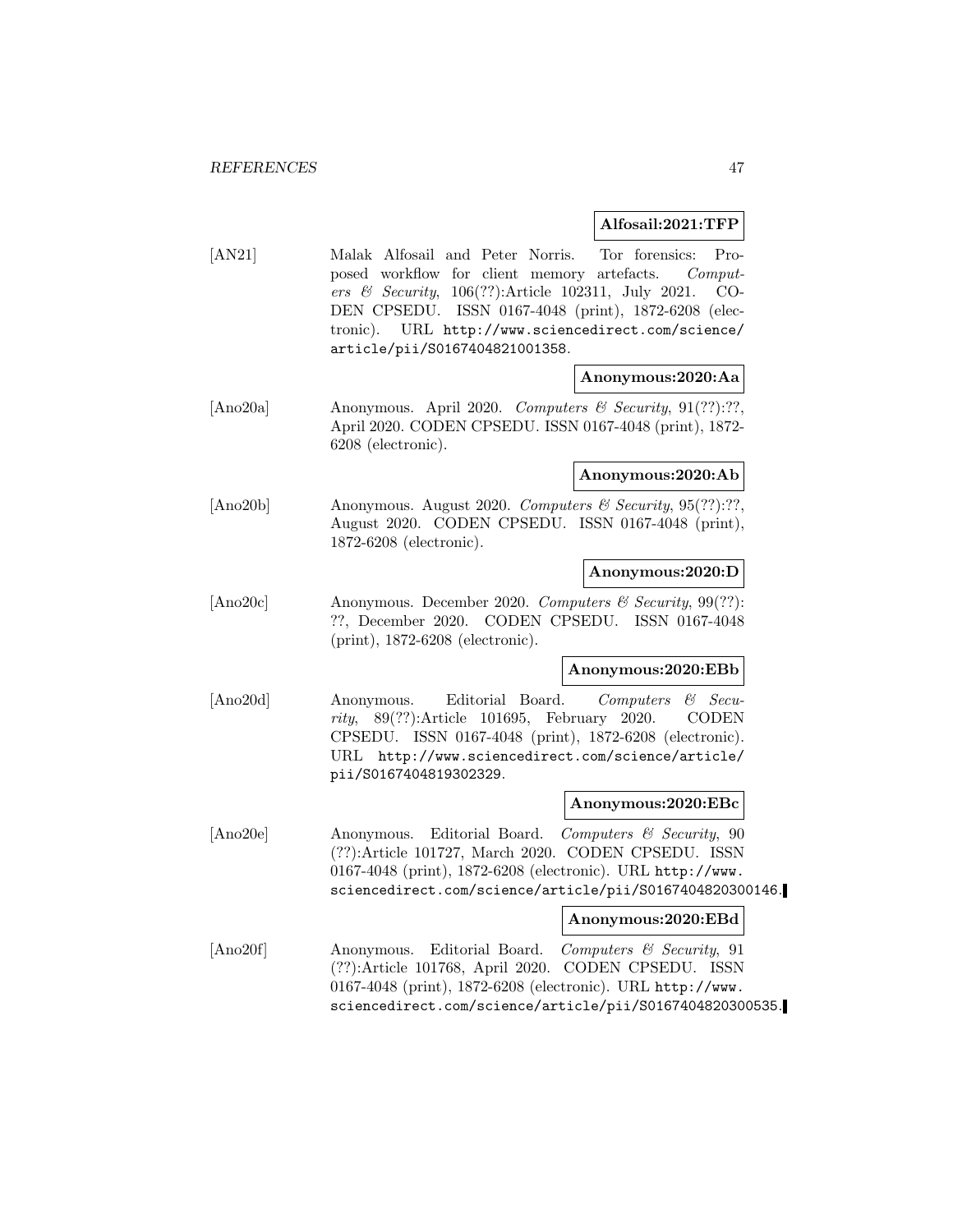**Alfosail:2021:TFP**

[AN21] Malak Alfosail and Peter Norris. Tor forensics: Proposed workflow for client memory artefacts. *Computers & Security*, 106(??):Article 102311, July 2021. CODEN CPSEDU. ISSN 0167-4048 (print), 1872-6208 (electronic). URL http://www.sciencedirect.com/science/article/pii/S0167404821001358.

**Anonymous:2020:Aa**

[Ano20a] Anonymous. April 2020. *Computers & Security*, 91(??):??, April 2020. CODEN CPSEDU. ISSN 0167-4048 (print), 1872-6208 (electronic).

**Anonymous:2020:Ab**

[Ano20b] Anonymous. August 2020. *Computers & Security*, 95(??):??, August 2020. CODEN CPSEDU. ISSN 0167-4048 (print), 1872-6208 (electronic).

**Anonymous:2020:D**

[Ano20c] Anonymous. December 2020. *Computers & Security*, 99(??):??, December 2020. CODEN CPSEDU. ISSN 0167-4048 (print), 1872-6208 (electronic).

**Anonymous:2020:EBb**

[Ano20d] Anonymous. Editorial Board. *Computers & Security*, 89(??):Article 101695, February 2020. CODEN CPSEDU. ISSN 0167-4048 (print), 1872-6208 (electronic). URL http://www.sciencedirect.com/science/article/pii/S0167404819302329.

**Anonymous:2020:EBc**

[Ano20e] Anonymous. Editorial Board. *Computers & Security*, 90 (??):Article 101727, March 2020. CODEN CPSEDU. ISSN 0167-4048 (print), 1872-6208 (electronic). URL http://www.sciencedirect.com/science/article/pii/S0167404820300146.

**Anonymous:2020:EBd**

[Ano20f] Anonymous. Editorial Board. *Computers & Security*, 91 (??):Article 101768, April 2020. CODEN CPSEDU. ISSN 0167-4048 (print), 1872-6208 (electronic). URL http://www.sciencedirect.com/science/article/pii/S0167404820300535.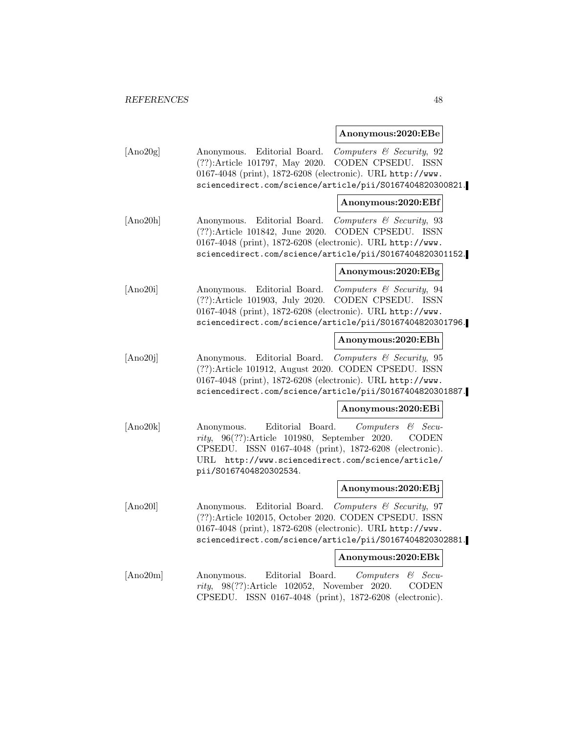**Anonymous:2020:EBe**

[Ano20g] Anonymous. Editorial Board. *Computers & Security*, 92 (??):Article 101797, May 2020. CODEN CPSEDU. ISSN 0167-4048 (print), 1872-6208 (electronic). URL http://www.sciencedirect.com/science/article/pii/S0167404820300821.

**Anonymous:2020:EBf**

[Ano20h] Anonymous. Editorial Board. *Computers & Security*, 93 (??):Article 101842, June 2020. CODEN CPSEDU. ISSN 0167-4048 (print), 1872-6208 (electronic). URL http://www.sciencedirect.com/science/article/pii/S0167404820301152.

**Anonymous:2020:EBg**

[Ano20i] Anonymous. Editorial Board. *Computers & Security*, 94 (??):Article 101903, July 2020. CODEN CPSEDU. ISSN 0167-4048 (print), 1872-6208 (electronic). URL http://www.sciencedirect.com/science/article/pii/S0167404820301796.

**Anonymous:2020:EBh**

[Ano20j] Anonymous. Editorial Board. *Computers & Security*, 95 (??):Article 101912, August 2020. CODEN CPSEDU. ISSN 0167-4048 (print), 1872-6208 (electronic). URL http://www.sciencedirect.com/science/article/pii/S0167404820301887.

**Anonymous:2020:EBi**

[Ano20k] Anonymous. Editorial Board. *Computers & Security*, 96(??):Article 101980, September 2020. CODEN CPSEDU. ISSN 0167-4048 (print), 1872-6208 (electronic). URL http://www.sciencedirect.com/science/article/pii/S0167404820302534.

**Anonymous:2020:EBj**

[Ano20l] Anonymous. Editorial Board. *Computers & Security*, 97 (??):Article 102015, October 2020. CODEN CPSEDU. ISSN 0167-4048 (print), 1872-6208 (electronic). URL http://www.sciencedirect.com/science/article/pii/S0167404820302881.

**Anonymous:2020:EBk**

[Ano20m] Anonymous. Editorial Board. *Computers & Security*, 98(??):Article 102052, November 2020. CODEN CPSEDU. ISSN 0167-4048 (print), 1872-6208 (electronic).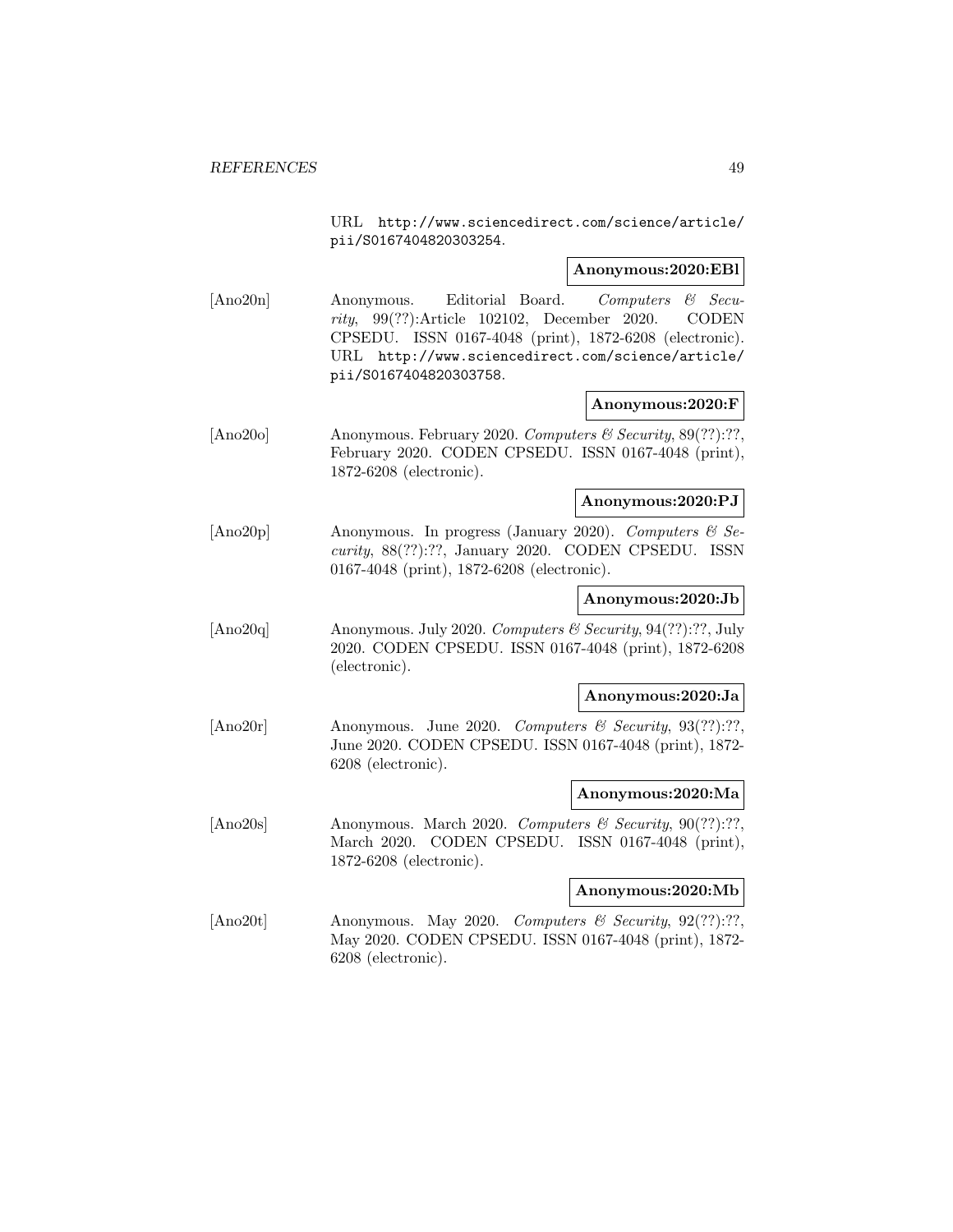URL http://www.sciencedirect.com/science/article/pii/S0167404820303254.

**Anonymous:2020:EBl**

[Ano20n] Anonymous. Editorial Board. *Computers & Security*, 99(??):Article 102102, December 2020. CODEN CPSEDU. ISSN 0167-4048 (print), 1872-6208 (electronic). URL http://www.sciencedirect.com/science/article/pii/S0167404820303758.

**Anonymous:2020:F**

[Ano20o] Anonymous. February 2020. *Computers & Security*, 89(??):??, February 2020. CODEN CPSEDU. ISSN 0167-4048 (print), 1872-6208 (electronic).

**Anonymous:2020:PJ**

[Ano20p] Anonymous. In progress (January 2020). *Computers & Security*, 88(??):??, January 2020. CODEN CPSEDU. ISSN 0167-4048 (print), 1872-6208 (electronic).

**Anonymous:2020:Jb**

[Ano20q] Anonymous. July 2020. *Computers & Security*, 94(??):??, July 2020. CODEN CPSEDU. ISSN 0167-4048 (print), 1872-6208 (electronic).

**Anonymous:2020:Ja**

[Ano20r] Anonymous. June 2020. *Computers & Security*, 93(??):??, June 2020. CODEN CPSEDU. ISSN 0167-4048 (print), 1872-6208 (electronic).

**Anonymous:2020:Ma**

[Ano20s] Anonymous. March 2020. *Computers & Security*, 90(??):??, March 2020. CODEN CPSEDU. ISSN 0167-4048 (print), 1872-6208 (electronic).

**Anonymous:2020:Mb**

[Ano20t] Anonymous. May 2020. *Computers & Security*, 92(??):??, May 2020. CODEN CPSEDU. ISSN 0167-4048 (print), 1872-6208 (electronic).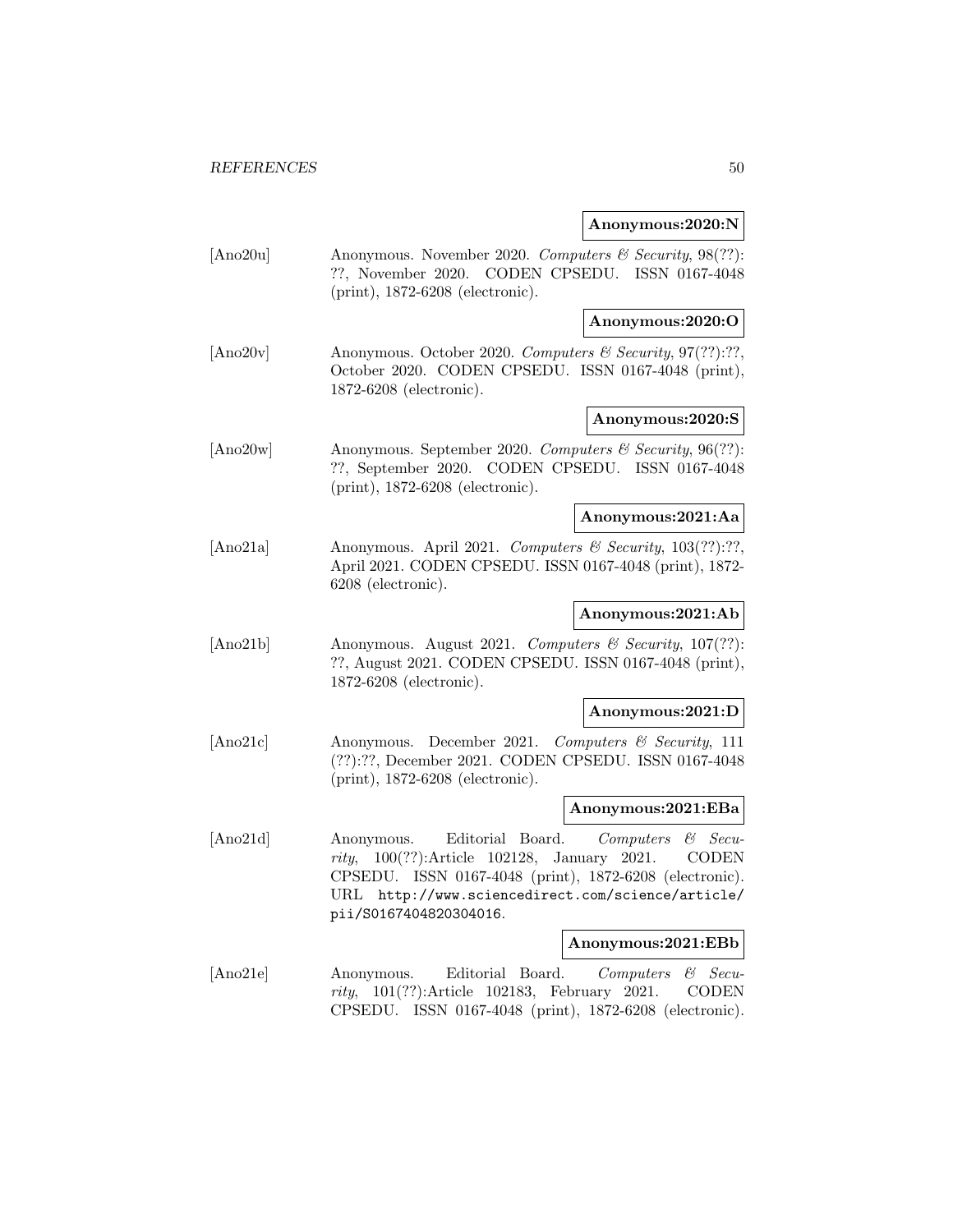**Anonymous:2020:N**

[Ano20u] Anonymous. November 2020. *Computers & Security*, 98(??): ??, November 2020. CODEN CPSEDU. ISSN 0167-4048 (print), 1872-6208 (electronic).

**Anonymous:2020:O**

[Ano20v] Anonymous. October 2020. *Computers & Security*, 97(??):??, October 2020. CODEN CPSEDU. ISSN 0167-4048 (print), 1872-6208 (electronic).

**Anonymous:2020:S**

[Ano20w] Anonymous. September 2020. *Computers & Security*, 96(??): ??, September 2020. CODEN CPSEDU. ISSN 0167-4048 (print), 1872-6208 (electronic).

**Anonymous:2021:Aa**

[Ano21a] Anonymous. April 2021. *Computers & Security*, 103(??):??, April 2021. CODEN CPSEDU. ISSN 0167-4048 (print), 1872-6208 (electronic).

**Anonymous:2021:Ab**

[Ano21b] Anonymous. August 2021. *Computers & Security*, 107(??): ??, August 2021. CODEN CPSEDU. ISSN 0167-4048 (print), 1872-6208 (electronic).

**Anonymous:2021:D**

[Ano21c] Anonymous. December 2021. *Computers & Security*, 111 (??):??, December 2021. CODEN CPSEDU. ISSN 0167-4048 (print), 1872-6208 (electronic).

**Anonymous:2021:EBa**

[Ano21d] Anonymous. Editorial Board. *Computers & Security*, 100(??):Article 102128, January 2021. CODEN CPSEDU. ISSN 0167-4048 (print), 1872-6208 (electronic). URL http://www.sciencedirect.com/science/article/pii/S0167404820304016.

**Anonymous:2021:EBb**

[Ano21e] Anonymous. Editorial Board. *Computers & Security*, 101(??):Article 102183, February 2021. CODEN CPSEDU. ISSN 0167-4048 (print), 1872-6208 (electronic).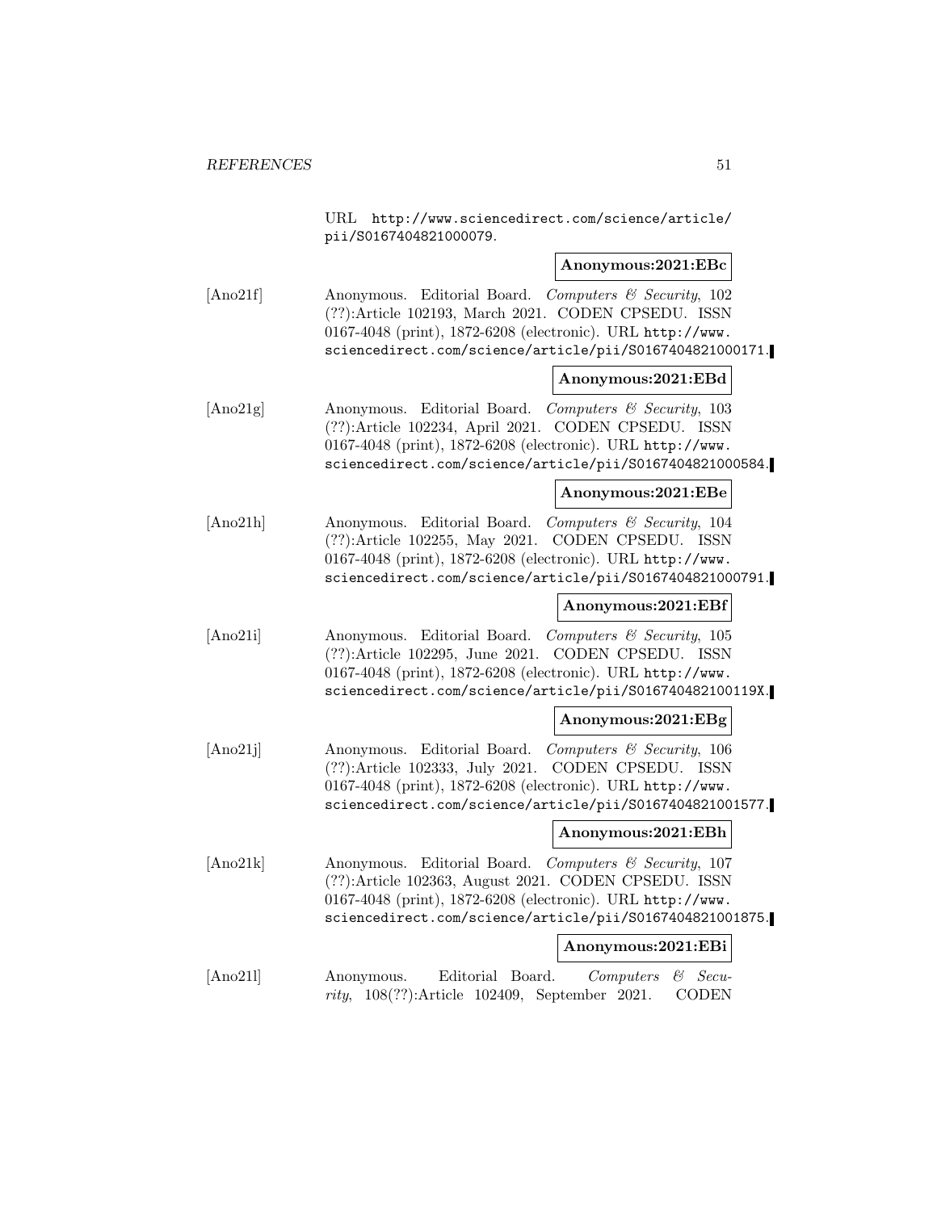URL http://www.sciencedirect.com/science/article/pii/S0167404821000079.

**Anonymous:2021:EBc**

[Ano21f] Anonymous. Editorial Board. *Computers & Security*, 102 (??):Article 102193, March 2021. CODEN CPSEDU. ISSN 0167-4048 (print), 1872-6208 (electronic). URL http://www.sciencedirect.com/science/article/pii/S0167404821000171.

**Anonymous:2021:EBd**

[Ano21g] Anonymous. Editorial Board. *Computers & Security*, 103 (??):Article 102234, April 2021. CODEN CPSEDU. ISSN 0167-4048 (print), 1872-6208 (electronic). URL http://www.sciencedirect.com/science/article/pii/S0167404821000584.

**Anonymous:2021:EBe**

[Ano21h] Anonymous. Editorial Board. *Computers & Security*, 104 (??):Article 102255, May 2021. CODEN CPSEDU. ISSN 0167-4048 (print), 1872-6208 (electronic). URL http://www.sciencedirect.com/science/article/pii/S0167404821000791.

**Anonymous:2021:EBf**

[Ano21i] Anonymous. Editorial Board. *Computers & Security*, 105 (??):Article 102295, June 2021. CODEN CPSEDU. ISSN 0167-4048 (print), 1872-6208 (electronic). URL http://www.sciencedirect.com/science/article/pii/S016740482100119X.

**Anonymous:2021:EBg**

[Ano21j] Anonymous. Editorial Board. *Computers & Security*, 106 (??):Article 102333, July 2021. CODEN CPSEDU. ISSN 0167-4048 (print), 1872-6208 (electronic). URL http://www.sciencedirect.com/science/article/pii/S0167404821001577.

**Anonymous:2021:EBh**

[Ano21k] Anonymous. Editorial Board. *Computers & Security*, 107 (??):Article 102363, August 2021. CODEN CPSEDU. ISSN 0167-4048 (print), 1872-6208 (electronic). URL http://www.sciencedirect.com/science/article/pii/S0167404821001875.

**Anonymous:2021:EBi**

[Ano21l] Anonymous. Editorial Board. *Computers & Security*, 108(??):Article 102409, September 2021. CODEN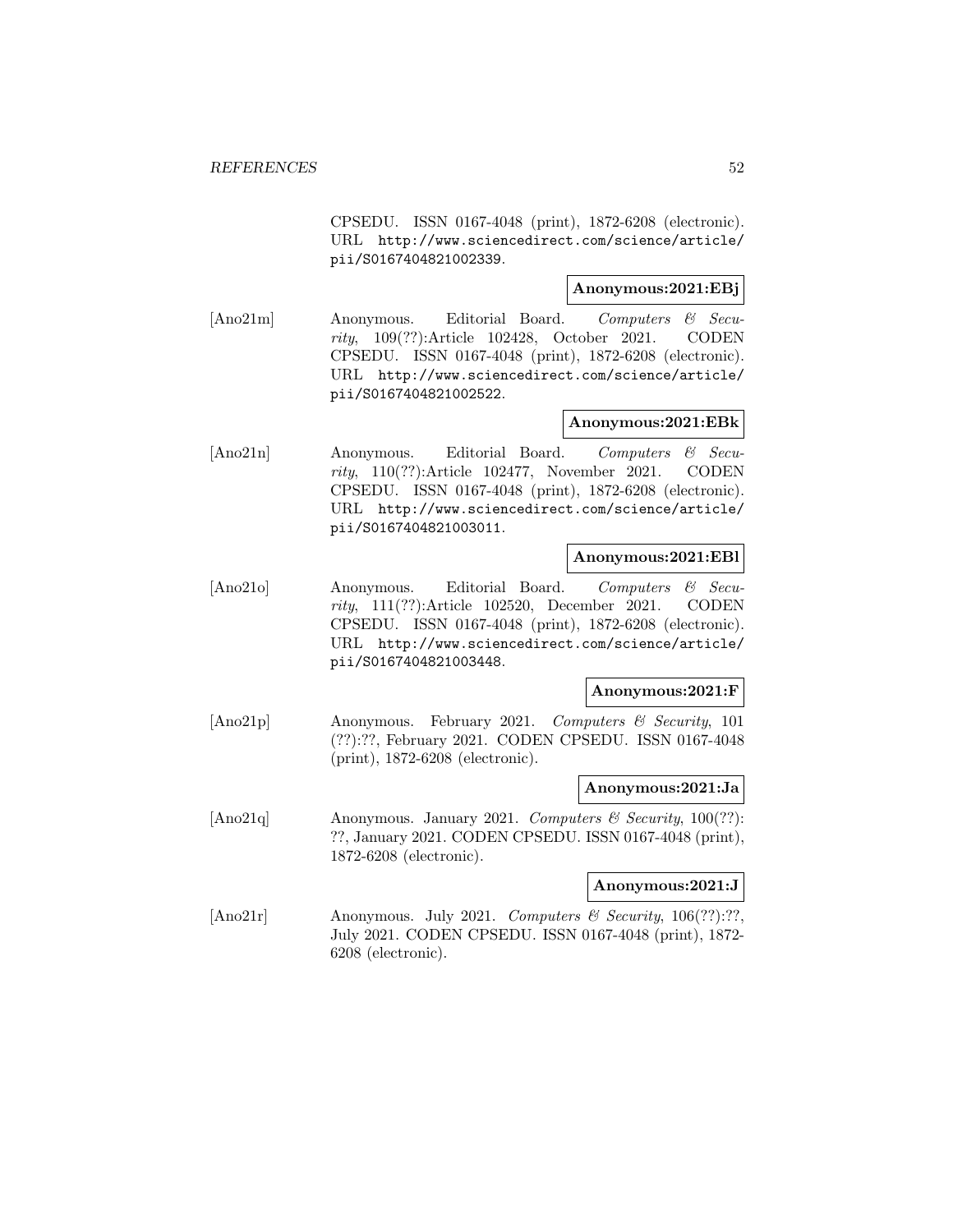CPSEDU. ISSN 0167-4048 (print), 1872-6208 (electronic). URL http://www.sciencedirect.com/science/article/pii/S0167404821002339.

**Anonymous:2021:EBj**

[Ano21m] Anonymous. Editorial Board. *Computers & Security*, 109(??):Article 102428, October 2021. CODEN CPSEDU. ISSN 0167-4048 (print), 1872-6208 (electronic). URL http://www.sciencedirect.com/science/article/pii/S0167404821002522.

**Anonymous:2021:EBk**

[Ano21n] Anonymous. Editorial Board. *Computers & Security*, 110(??):Article 102477, November 2021. CODEN CPSEDU. ISSN 0167-4048 (print), 1872-6208 (electronic). URL http://www.sciencedirect.com/science/article/pii/S0167404821003011.

**Anonymous:2021:EBl**

[Ano21o] Anonymous. Editorial Board. *Computers & Security*, 111(??):Article 102520, December 2021. CODEN CPSEDU. ISSN 0167-4048 (print), 1872-6208 (electronic). URL http://www.sciencedirect.com/science/article/pii/S0167404821003448.

**Anonymous:2021:F**

[Ano21p] Anonymous. February 2021. *Computers & Security*, 101 (??):??, February 2021. CODEN CPSEDU. ISSN 0167-4048 (print), 1872-6208 (electronic).

**Anonymous:2021:Ja**

[Ano21q] Anonymous. January 2021. *Computers & Security*, 100(??):??, January 2021. CODEN CPSEDU. ISSN 0167-4048 (print), 1872-6208 (electronic).

**Anonymous:2021:J**

[Ano21r] Anonymous. July 2021. *Computers & Security*, 106(??):??, July 2021. CODEN CPSEDU. ISSN 0167-4048 (print), 1872-6208 (electronic).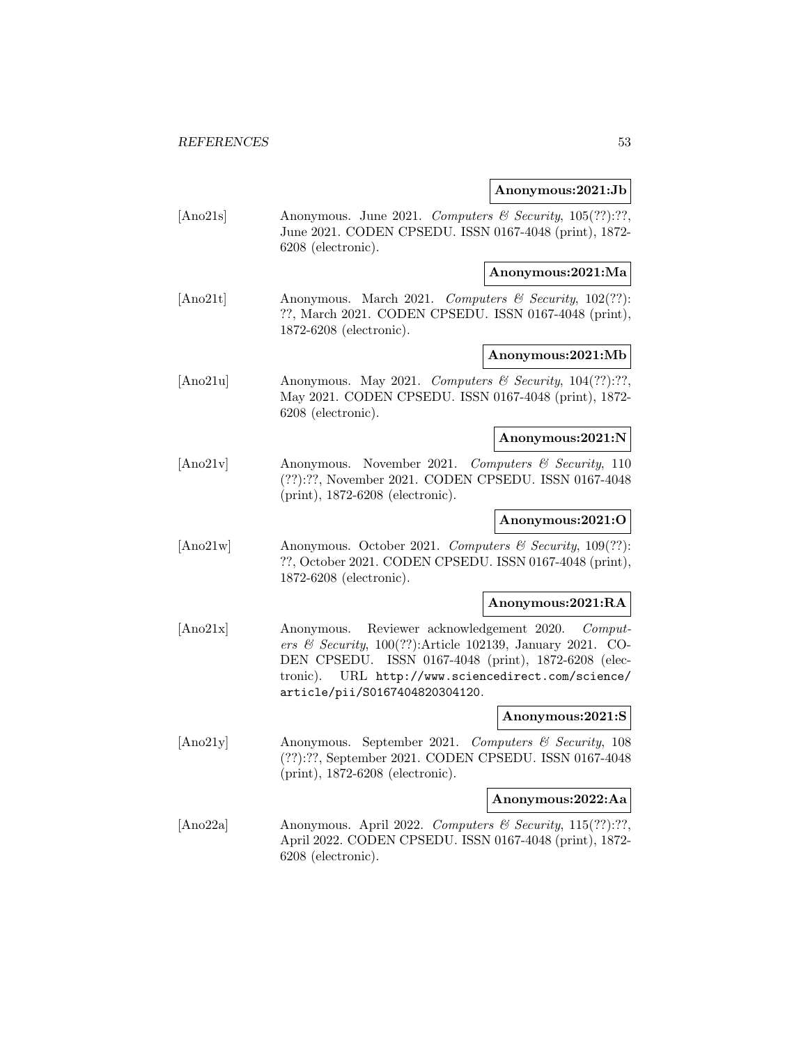**Anonymous:2021:Jb**

[Ano21s] Anonymous. June 2021. *Computers & Security*, 105(??):??, June 2021. CODEN CPSEDU. ISSN 0167-4048 (print), 1872-6208 (electronic).

**Anonymous:2021:Ma**

[Ano21t] Anonymous. March 2021. *Computers & Security*, 102(??): ??, March 2021. CODEN CPSEDU. ISSN 0167-4048 (print), 1872-6208 (electronic).

**Anonymous:2021:Mb**

[Ano21u] Anonymous. May 2021. *Computers & Security*, 104(??):??, May 2021. CODEN CPSEDU. ISSN 0167-4048 (print), 1872-6208 (electronic).

**Anonymous:2021:N**

[Ano21v] Anonymous. November 2021. *Computers & Security*, 110 (??):??, November 2021. CODEN CPSEDU. ISSN 0167-4048 (print), 1872-6208 (electronic).

**Anonymous:2021:O**

[Ano21w] Anonymous. October 2021. *Computers & Security*, 109(??): ??, October 2021. CODEN CPSEDU. ISSN 0167-4048 (print), 1872-6208 (electronic).

**Anonymous:2021:RA**

[Ano21x] Anonymous. Reviewer acknowledgement 2020. *Computers & Security*, 100(??):Article 102139, January 2021. CODEN CPSEDU. ISSN 0167-4048 (print), 1872-6208 (electronic). URL `http://www.sciencedirect.com/science/article/pii/S0167404820304120`.

**Anonymous:2021:S**

[Ano21y] Anonymous. September 2021. *Computers & Security*, 108 (??):??, September 2021. CODEN CPSEDU. ISSN 0167-4048 (print), 1872-6208 (electronic).

**Anonymous:2022:Aa**

[Ano22a] Anonymous. April 2022. *Computers & Security*, 115(??):??, April 2022. CODEN CPSEDU. ISSN 0167-4048 (print), 1872-6208 (electronic).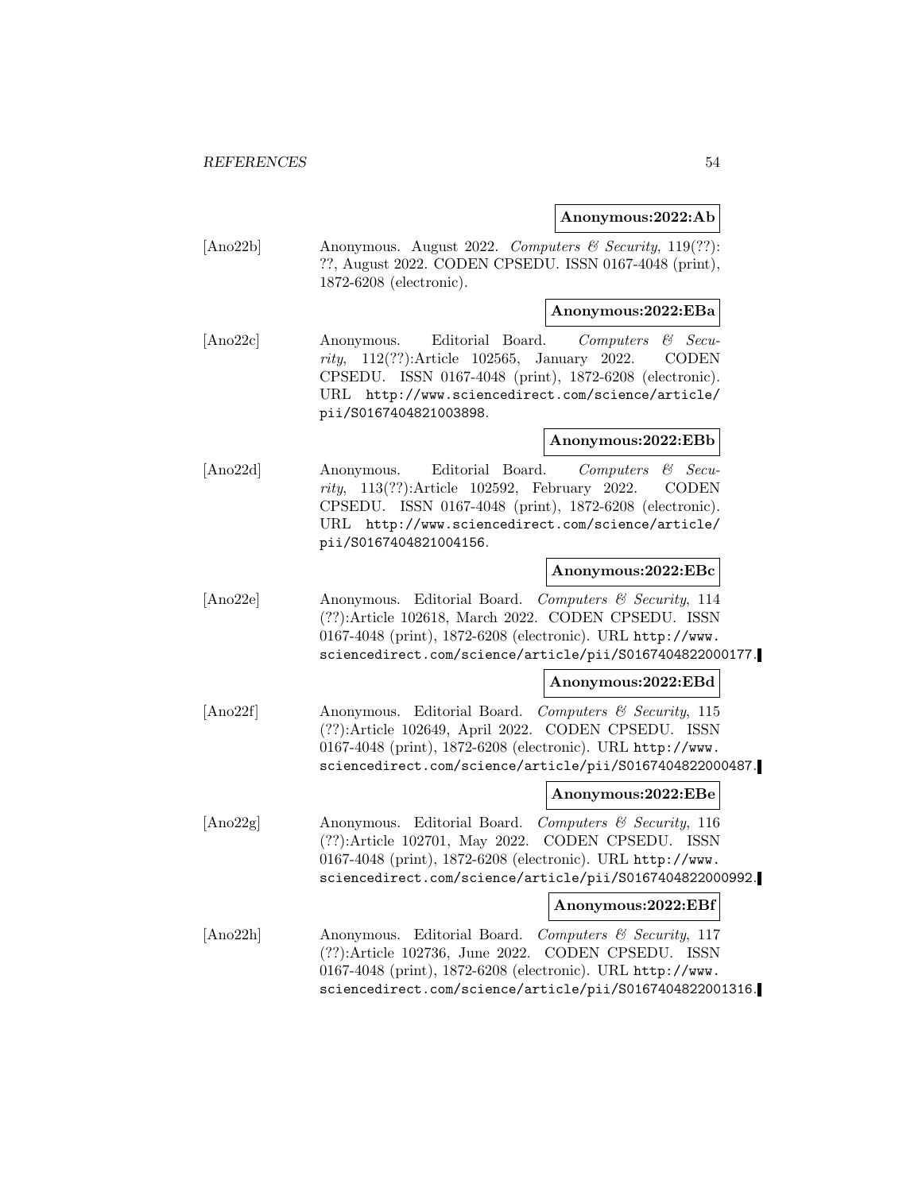**Anonymous:2022:Ab**

[Ano22b] Anonymous. August 2022. *Computers & Security*, 119(??): ??, August 2022. CODEN CPSEDU. ISSN 0167-4048 (print), 1872-6208 (electronic).

**Anonymous:2022:EBa**

[Ano22c] Anonymous. Editorial Board. *Computers & Security*, 112(??):Article 102565, January 2022. CODEN CPSEDU. ISSN 0167-4048 (print), 1872-6208 (electronic). URL http://www.sciencedirect.com/science/article/pii/S0167404821003898.

**Anonymous:2022:EBb**

[Ano22d] Anonymous. Editorial Board. *Computers & Security*, 113(??):Article 102592, February 2022. CODEN CPSEDU. ISSN 0167-4048 (print), 1872-6208 (electronic). URL http://www.sciencedirect.com/science/article/pii/S0167404821004156.

**Anonymous:2022:EBc**

[Ano22e] Anonymous. Editorial Board. *Computers & Security*, 114 (??):Article 102618, March 2022. CODEN CPSEDU. ISSN 0167-4048 (print), 1872-6208 (electronic). URL http://www.sciencedirect.com/science/article/pii/S0167404822000177.

**Anonymous:2022:EBd**

[Ano22f] Anonymous. Editorial Board. *Computers & Security*, 115 (??):Article 102649, April 2022. CODEN CPSEDU. ISSN 0167-4048 (print), 1872-6208 (electronic). URL http://www.sciencedirect.com/science/article/pii/S0167404822000487.

**Anonymous:2022:EBe**

[Ano22g] Anonymous. Editorial Board. *Computers & Security*, 116 (??):Article 102701, May 2022. CODEN CPSEDU. ISSN 0167-4048 (print), 1872-6208 (electronic). URL http://www.sciencedirect.com/science/article/pii/S0167404822000992.

**Anonymous:2022:EBf**

[Ano22h] Anonymous. Editorial Board. *Computers & Security*, 117 (??):Article 102736, June 2022. CODEN CPSEDU. ISSN 0167-4048 (print), 1872-6208 (electronic). URL http://www.sciencedirect.com/science/article/pii/S0167404822001316.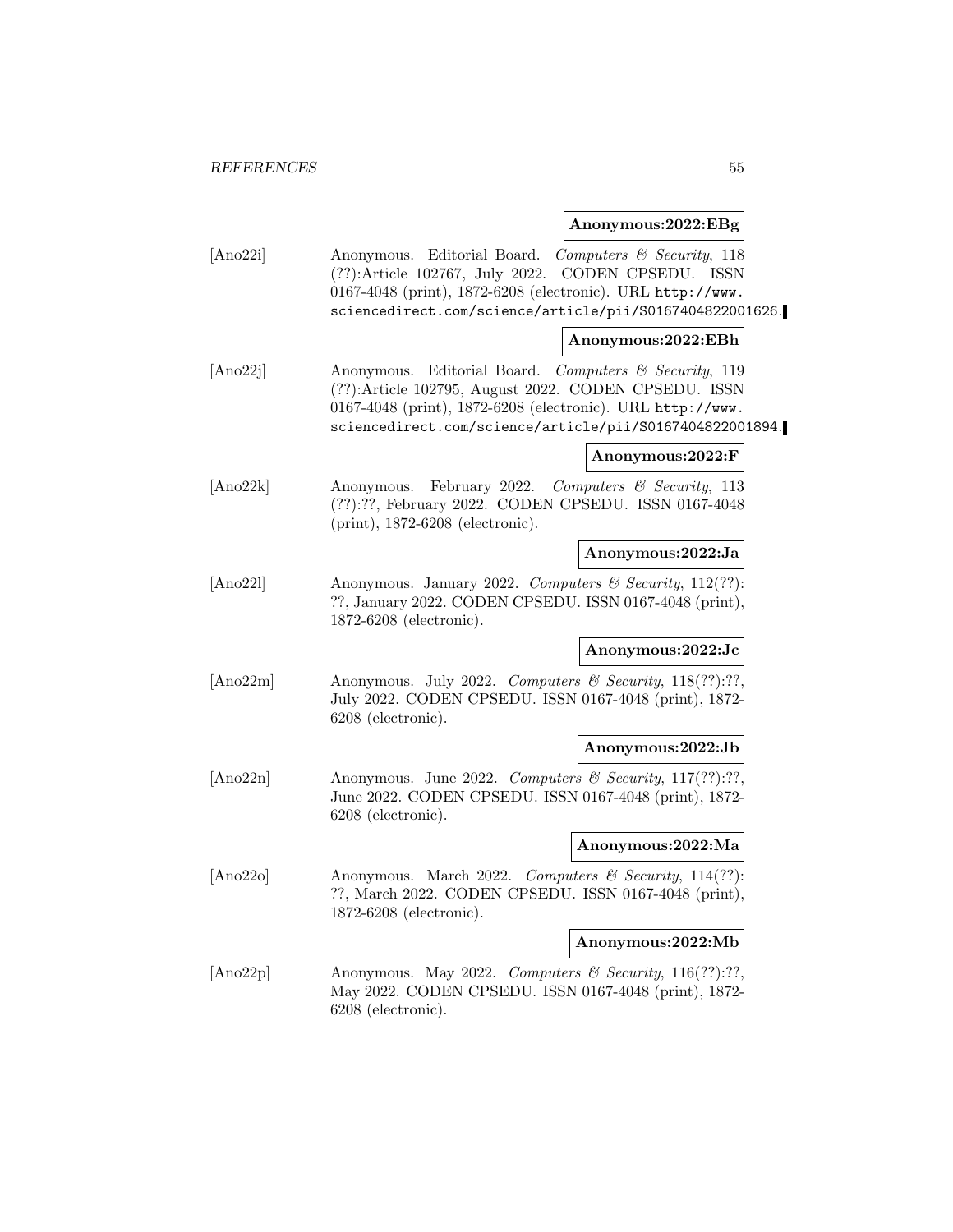**Anonymous:2022:EBg**

[Ano22i] Anonymous. Editorial Board. *Computers & Security*, 118 (??):Article 102767, July 2022. CODEN CPSEDU. ISSN 0167-4048 (print), 1872-6208 (electronic). URL http://www.sciencedirect.com/science/article/pii/S0167404822001626.

**Anonymous:2022:EBh**

[Ano22j] Anonymous. Editorial Board. *Computers & Security*, 119 (??):Article 102795, August 2022. CODEN CPSEDU. ISSN 0167-4048 (print), 1872-6208 (electronic). URL http://www.sciencedirect.com/science/article/pii/S0167404822001894.

**Anonymous:2022:F**

[Ano22k] Anonymous. February 2022. *Computers & Security*, 113 (??):??, February 2022. CODEN CPSEDU. ISSN 0167-4048 (print), 1872-6208 (electronic).

**Anonymous:2022:Ja**

[Ano22l] Anonymous. January 2022. *Computers & Security*, 112(??): ??, January 2022. CODEN CPSEDU. ISSN 0167-4048 (print), 1872-6208 (electronic).

**Anonymous:2022:Jc**

[Ano22m] Anonymous. July 2022. *Computers & Security*, 118(??):??, July 2022. CODEN CPSEDU. ISSN 0167-4048 (print), 1872-6208 (electronic).

**Anonymous:2022:Jb**

[Ano22n] Anonymous. June 2022. *Computers & Security*, 117(??):??, June 2022. CODEN CPSEDU. ISSN 0167-4048 (print), 1872-6208 (electronic).

**Anonymous:2022:Ma**

[Ano22o] Anonymous. March 2022. *Computers & Security*, 114(??): ??, March 2022. CODEN CPSEDU. ISSN 0167-4048 (print), 1872-6208 (electronic).

**Anonymous:2022:Mb**

[Ano22p] Anonymous. May 2022. *Computers & Security*, 116(??):??, May 2022. CODEN CPSEDU. ISSN 0167-4048 (print), 1872-6208 (electronic).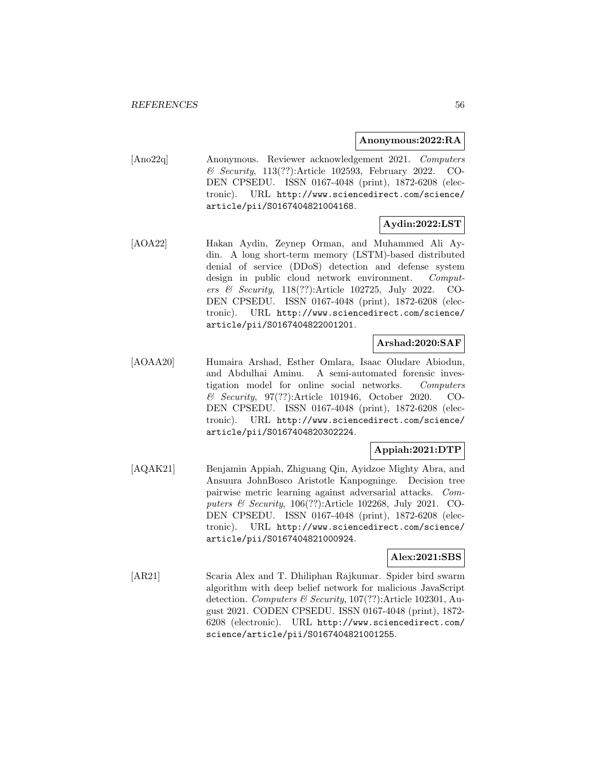**Anonymous:2022:RA**

[Ano22q] Anonymous. Reviewer acknowledgement 2021. *Computers & Security*, 113(??):Article 102593, February 2022. CODEN CPSEDU. ISSN 0167-4048 (print), 1872-6208 (electronic). URL http://www.sciencedirect.com/science/article/pii/S0167404821004168.

**Aydin:2022:LST**

[AOA22] Hakan Aydin, Zeynep Orman, and Muhammed Ali Aydin. A long short-term memory (LSTM)-based distributed denial of service (DDoS) detection and defense system design in public cloud network environment. *Computers & Security*, 118(??):Article 102725, July 2022. CODEN CPSEDU. ISSN 0167-4048 (print), 1872-6208 (electronic). URL http://www.sciencedirect.com/science/article/pii/S0167404822001201.

**Arshad:2020:SAF**

[AOAA20] Humaira Arshad, Esther Omlara, Isaac Oludare Abiodun, and Abdulhai Aminu. A semi-automated forensic investigation model for online social networks. *Computers & Security*, 97(??):Article 101946, October 2020. CODEN CPSEDU. ISSN 0167-4048 (print), 1872-6208 (electronic). URL http://www.sciencedirect.com/science/article/pii/S0167404820302224.

**Appiah:2021:DTP**

[AQAK21] Benjamin Appiah, Zhiguang Qin, Ayidzoe Mighty Abra, and Ansuura JohnBosco Aristotle Kanpogninge. Decision tree pairwise metric learning against adversarial attacks. *Computers & Security*, 106(??):Article 102268, July 2021. CODEN CPSEDU. ISSN 0167-4048 (print), 1872-6208 (electronic). URL http://www.sciencedirect.com/science/article/pii/S0167404821000924.

**Alex:2021:SBS**

[AR21] Scaria Alex and T. Dhiliphan Rajkumar. Spider bird swarm algorithm with deep belief network for malicious JavaScript detection. *Computers & Security*, 107(??):Article 102301, August 2021. CODEN CPSEDU. ISSN 0167-4048 (print), 1872-6208 (electronic). URL http://www.sciencedirect.com/science/article/pii/S0167404821001255.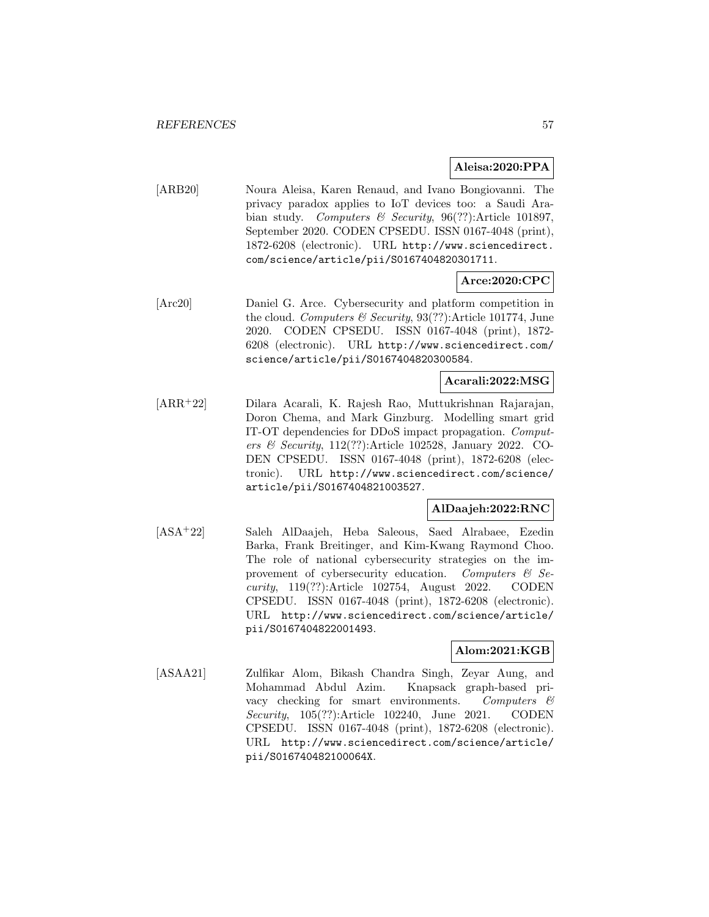**Aleisa:2020:PPA**

[ARB20] Noura Aleisa, Karen Renaud, and Ivano Bongiovanni. The privacy paradox applies to IoT devices too: a Saudi Arabian study. *Computers & Security*, 96(??):Article 101897, September 2020. CODEN CPSEDU. ISSN 0167-4048 (print), 1872-6208 (electronic). URL http://www.sciencedirect.com/science/article/pii/S0167404820301711.

**Arce:2020:CPC**

[Arc20] Daniel G. Arce. Cybersecurity and platform competition in the cloud. *Computers & Security*, 93(??):Article 101774, June 2020. CODEN CPSEDU. ISSN 0167-4048 (print), 1872-6208 (electronic). URL http://www.sciencedirect.com/science/article/pii/S0167404820300584.

**Acarali:2022:MSG**

[ARR+22] Dilara Acarali, K. Rajesh Rao, Muttukrishnan Rajarajan, Doron Chema, and Mark Ginzburg. Modelling smart grid IT-OT dependencies for DDoS impact propagation. *Computers & Security*, 112(??):Article 102528, January 2022. CODEN CPSEDU. ISSN 0167-4048 (print), 1872-6208 (electronic). URL http://www.sciencedirect.com/science/article/pii/S0167404821003527.

**AlDaajeh:2022:RNC**

[ASA+22] Saleh AlDaajeh, Heba Saleous, Saed Alrabaee, Ezedin Barka, Frank Breitinger, and Kim-Kwang Raymond Choo. The role of national cybersecurity strategies on the improvement of cybersecurity education. *Computers & Security*, 119(??):Article 102754, August 2022. CODEN CPSEDU. ISSN 0167-4048 (print), 1872-6208 (electronic). URL http://www.sciencedirect.com/science/article/pii/S0167404822001493.

**Alom:2021:KGB**

[ASAA21] Zulfikar Alom, Bikash Chandra Singh, Zeyar Aung, and Mohammad Abdul Azim. Knapsack graph-based privacy checking for smart environments. *Computers & Security*, 105(??):Article 102240, June 2021. CODEN CPSEDU. ISSN 0167-4048 (print), 1872-6208 (electronic). URL http://www.sciencedirect.com/science/article/pii/S016740482100064X.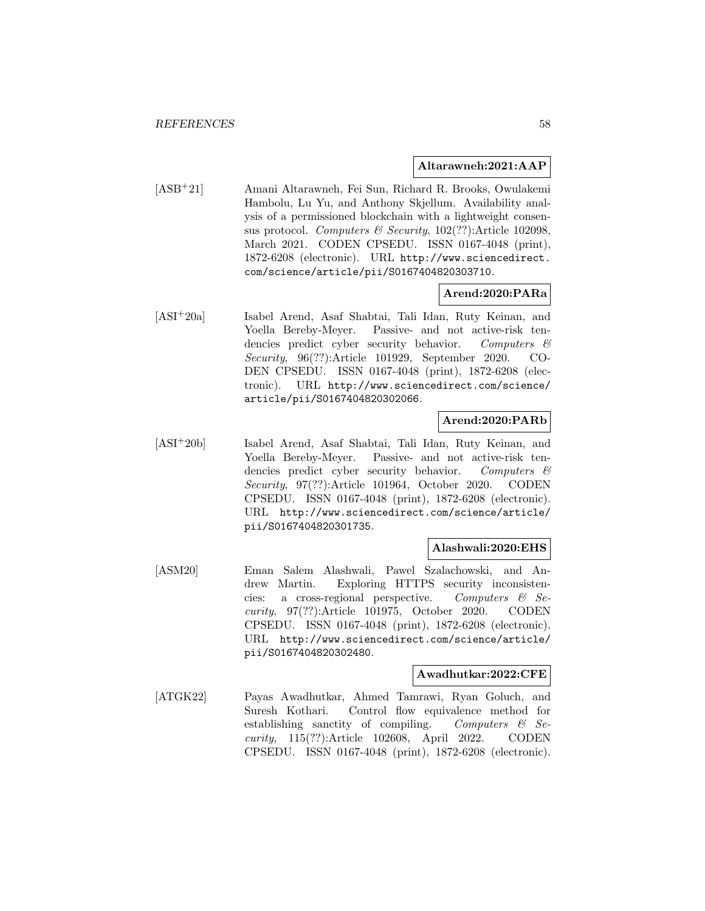**Altarawneh:2021:AAP**

[ASB+21] Amani Altarawneh, Fei Sun, Richard R. Brooks, Owulakemi Hambolu, Lu Yu, and Anthony Skjellum. Availability analysis of a permissioned blockchain with a lightweight consensus protocol. *Computers & Security*, 102(??):Article 102098, March 2021. CODEN CPSEDU. ISSN 0167-4048 (print), 1872-6208 (electronic). URL http://www.sciencedirect.com/science/article/pii/S0167404820303710.

**Arend:2020:PARa**

[ASI+20a] Isabel Arend, Asaf Shabtai, Tali Idan, Ruty Keinan, and Yoella Bereby-Meyer. Passive- and not active-risk tendencies predict cyber security behavior. *Computers & Security*, 96(??):Article 101929, September 2020. CODEN CPSEDU. ISSN 0167-4048 (print), 1872-6208 (electronic). URL http://www.sciencedirect.com/science/article/pii/S0167404820302066.

**Arend:2020:PARb**

[ASI+20b] Isabel Arend, Asaf Shabtai, Tali Idan, Ruty Keinan, and Yoella Bereby-Meyer. Passive- and not active-risk tendencies predict cyber security behavior. *Computers & Security*, 97(??):Article 101964, October 2020. CODEN CPSEDU. ISSN 0167-4048 (print), 1872-6208 (electronic). URL http://www.sciencedirect.com/science/article/pii/S0167404820301735.

**Alashwali:2020:EHS**

[ASM20] Eman Salem Alashwali, Pawel Szalachowski, and Andrew Martin. Exploring HTTPS security inconsistencies: a cross-regional perspective. *Computers & Security*, 97(??):Article 101975, October 2020. CODEN CPSEDU. ISSN 0167-4048 (print), 1872-6208 (electronic). URL http://www.sciencedirect.com/science/article/pii/S0167404820302480.

**Awadhutkar:2022:CFE**

[ATGK22] Payas Awadhutkar, Ahmed Tamrawi, Ryan Goluch, and Suresh Kothari. Control flow equivalence method for establishing sanctity of compiling. *Computers & Security*, 115(??):Article 102608, April 2022. CODEN CPSEDU. ISSN 0167-4048 (print), 1872-6208 (electronic).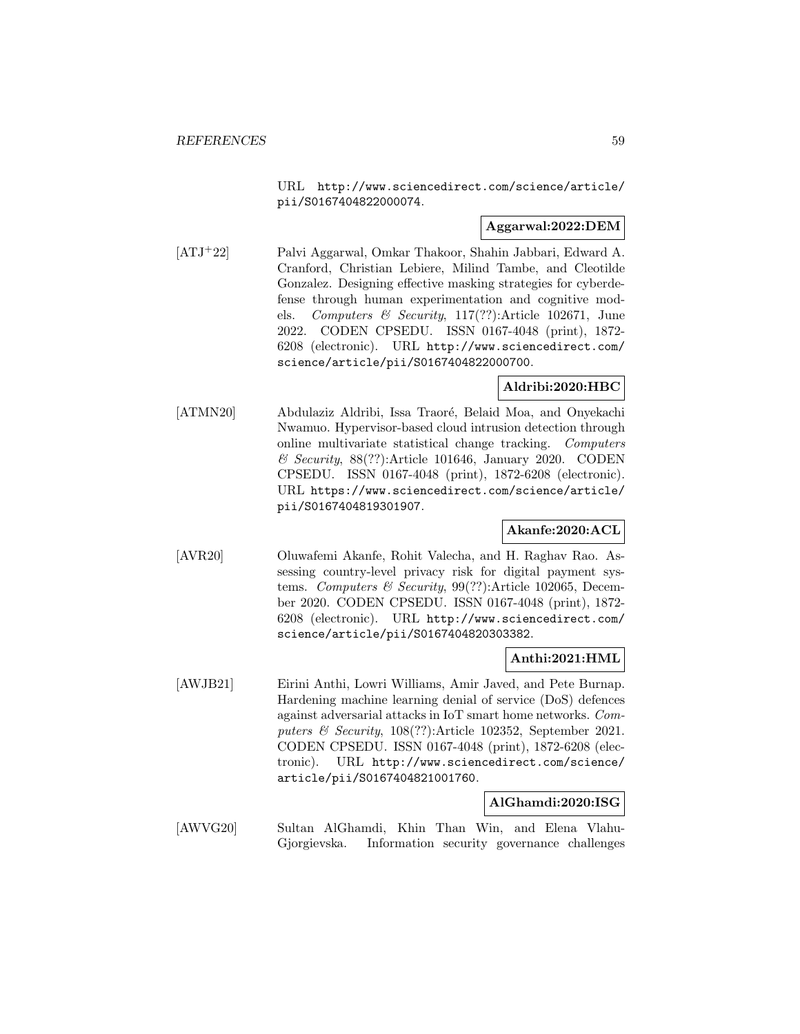URL http://www.sciencedirect.com/science/article/pii/S0167404822000074.

**Aggarwal:2022:DEM**

[ATJ+22] Palvi Aggarwal, Omkar Thakoor, Shahin Jabbari, Edward A. Cranford, Christian Lebiere, Milind Tambe, and Cleotilde Gonzalez. Designing effective masking strategies for cyberdefense through human experimentation and cognitive models. *Computers & Security*, 117(??):Article 102671, June 2022. CODEN CPSEDU. ISSN 0167-4048 (print), 1872-6208 (electronic). URL http://www.sciencedirect.com/science/article/pii/S0167404822000700.

**Aldribi:2020:HBC**

[ATMN20] Abdulaziz Aldribi, Issa Traoré, Belaid Moa, and Onyekachi Nwamuo. Hypervisor-based cloud intrusion detection through online multivariate statistical change tracking. *Computers & Security*, 88(??):Article 101646, January 2020. CODEN CPSEDU. ISSN 0167-4048 (print), 1872-6208 (electronic). URL https://www.sciencedirect.com/science/article/pii/S0167404819301907.

**Akanfe:2020:ACL**

[AVR20] Oluwafemi Akanfe, Rohit Valecha, and H. Raghav Rao. Assessing country-level privacy risk for digital payment systems. *Computers & Security*, 99(??):Article 102065, December 2020. CODEN CPSEDU. ISSN 0167-4048 (print), 1872-6208 (electronic). URL http://www.sciencedirect.com/science/article/pii/S0167404820303382.

**Anthi:2021:HML**

[AWJB21] Eirini Anthi, Lowri Williams, Amir Javed, and Pete Burnap. Hardening machine learning denial of service (DoS) defences against adversarial attacks in IoT smart home networks. *Computers & Security*, 108(??):Article 102352, September 2021. CODEN CPSEDU. ISSN 0167-4048 (print), 1872-6208 (electronic). URL http://www.sciencedirect.com/science/article/pii/S0167404821001760.

**AlGhamdi:2020:ISG**

[AWVG20] Sultan AlGhamdi, Khin Than Win, and Elena Vlahu-Gjorgievska. Information security governance challenges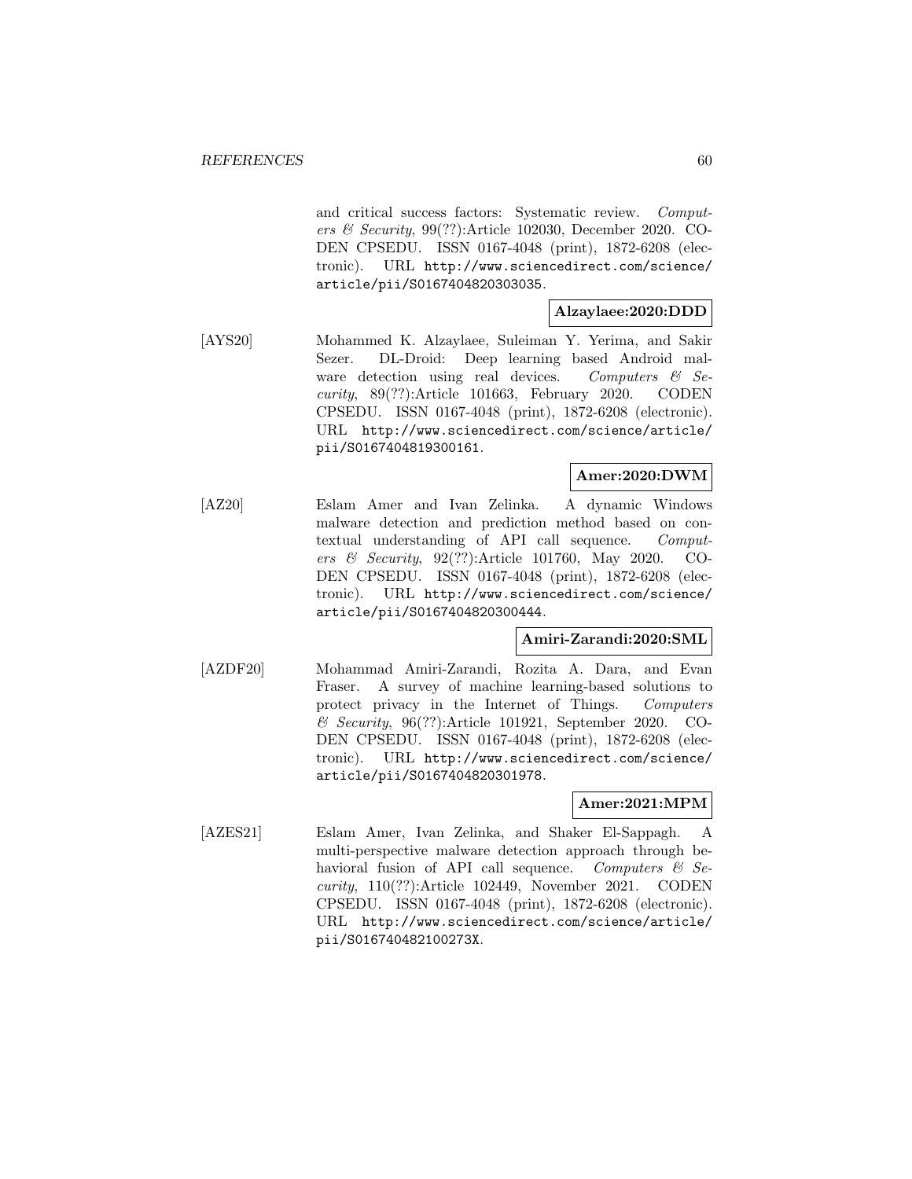and critical success factors: Systematic review. *Computers & Security*, 99(??):Article 102030, December 2020. CODEN CPSEDU. ISSN 0167-4048 (print), 1872-6208 (electronic). URL `http://www.sciencedirect.com/science/article/pii/S0167404820303035`.

**Alzaylaee:2020:DDD**

[AYS20] Mohammed K. Alzaylaee, Suleiman Y. Yerima, and Sakir Sezer. DL-Droid: Deep learning based Android malware detection using real devices. *Computers & Security*, 89(??):Article 101663, February 2020. CODEN CPSEDU. ISSN 0167-4048 (print), 1872-6208 (electronic). URL `http://www.sciencedirect.com/science/article/pii/S0167404819300161`.

**Amer:2020:DWM**

[AZ20] Eslam Amer and Ivan Zelinka. A dynamic Windows malware detection and prediction method based on contextual understanding of API call sequence. *Computers & Security*, 92(??):Article 101760, May 2020. CODEN CPSEDU. ISSN 0167-4048 (print), 1872-6208 (electronic). URL `http://www.sciencedirect.com/science/article/pii/S0167404820300444`.

**Amiri-Zarandi:2020:SML**

[AZDF20] Mohammad Amiri-Zarandi, Rozita A. Dara, and Evan Fraser. A survey of machine learning-based solutions to protect privacy in the Internet of Things. *Computers & Security*, 96(??):Article 101921, September 2020. CODEN CPSEDU. ISSN 0167-4048 (print), 1872-6208 (electronic). URL `http://www.sciencedirect.com/science/article/pii/S0167404820301978`.

**Amer:2021:MPM**

[AZES21] Eslam Amer, Ivan Zelinka, and Shaker El-Sappagh. A multi-perspective malware detection approach through behavioral fusion of API call sequence. *Computers & Security*, 110(??):Article 102449, November 2021. CODEN CPSEDU. ISSN 0167-4048 (print), 1872-6208 (electronic). URL `http://www.sciencedirect.com/science/article/pii/S016740482100273X`.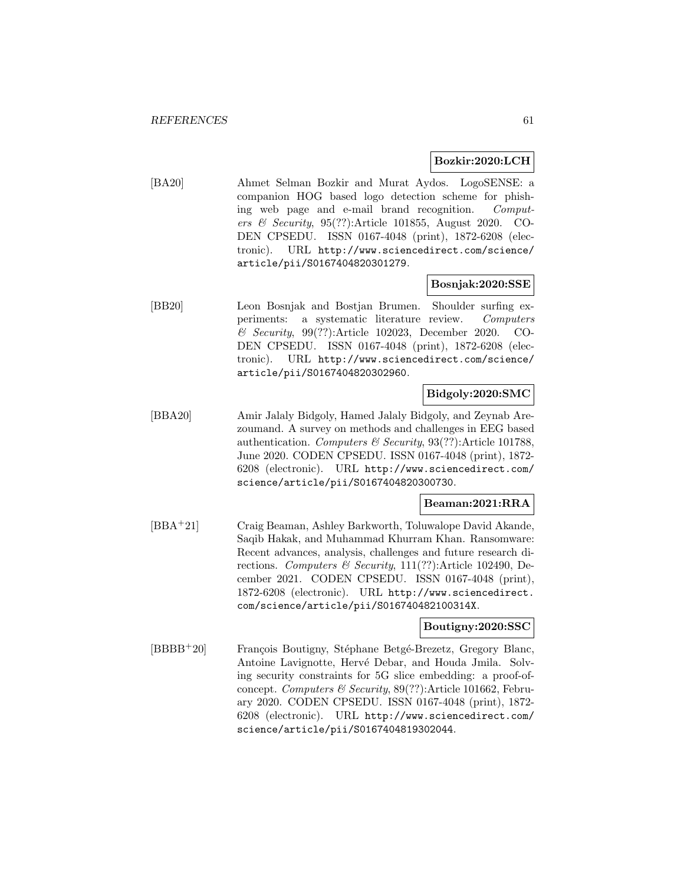**Bozkir:2020:LCH**

[BA20] Ahmet Selman Bozkir and Murat Aydos. LogoSENSE: a companion HOG based logo detection scheme for phishing web page and e-mail brand recognition. *Computers & Security*, 95(??):Article 101855, August 2020. CODEN CPSEDU. ISSN 0167-4048 (print), 1872-6208 (electronic). URL http://www.sciencedirect.com/science/article/pii/S0167404820301279.

**Bosnjak:2020:SSE**

[BB20] Leon Bosnjak and Bostjan Brumen. Shoulder surfing experiments: a systematic literature review. *Computers & Security*, 99(??):Article 102023, December 2020. CODEN CPSEDU. ISSN 0167-4048 (print), 1872-6208 (electronic). URL http://www.sciencedirect.com/science/article/pii/S0167404820302960.

**Bidgoly:2020:SMC**

[BBA20] Amir Jalaly Bidgoly, Hamed Jalaly Bidgoly, and Zeynab Arezoumand. A survey on methods and challenges in EEG based authentication. *Computers & Security*, 93(??):Article 101788, June 2020. CODEN CPSEDU. ISSN 0167-4048 (print), 1872-6208 (electronic). URL http://www.sciencedirect.com/science/article/pii/S0167404820300730.

**Beaman:2021:RRA**

[BBA+21] Craig Beaman, Ashley Barkworth, Toluwalope David Akande, Saqib Hakak, and Muhammad Khurram Khan. Ransomware: Recent advances, analysis, challenges and future research directions. *Computers & Security*, 111(??):Article 102490, December 2021. CODEN CPSEDU. ISSN 0167-4048 (print), 1872-6208 (electronic). URL http://www.sciencedirect.com/science/article/pii/S016740482100314X.

**Boutigny:2020:SSC**

[BBBB+20] François Boutigny, Stéphane Betgé-Brezetz, Gregory Blanc, Antoine Lavignotte, Hervé Debar, and Houda Jmila. Solving security constraints for 5G slice embedding: a proof-of-concept. *Computers & Security*, 89(??):Article 101662, February 2020. CODEN CPSEDU. ISSN 0167-4048 (print), 1872-6208 (electronic). URL http://www.sciencedirect.com/science/article/pii/S0167404819302044.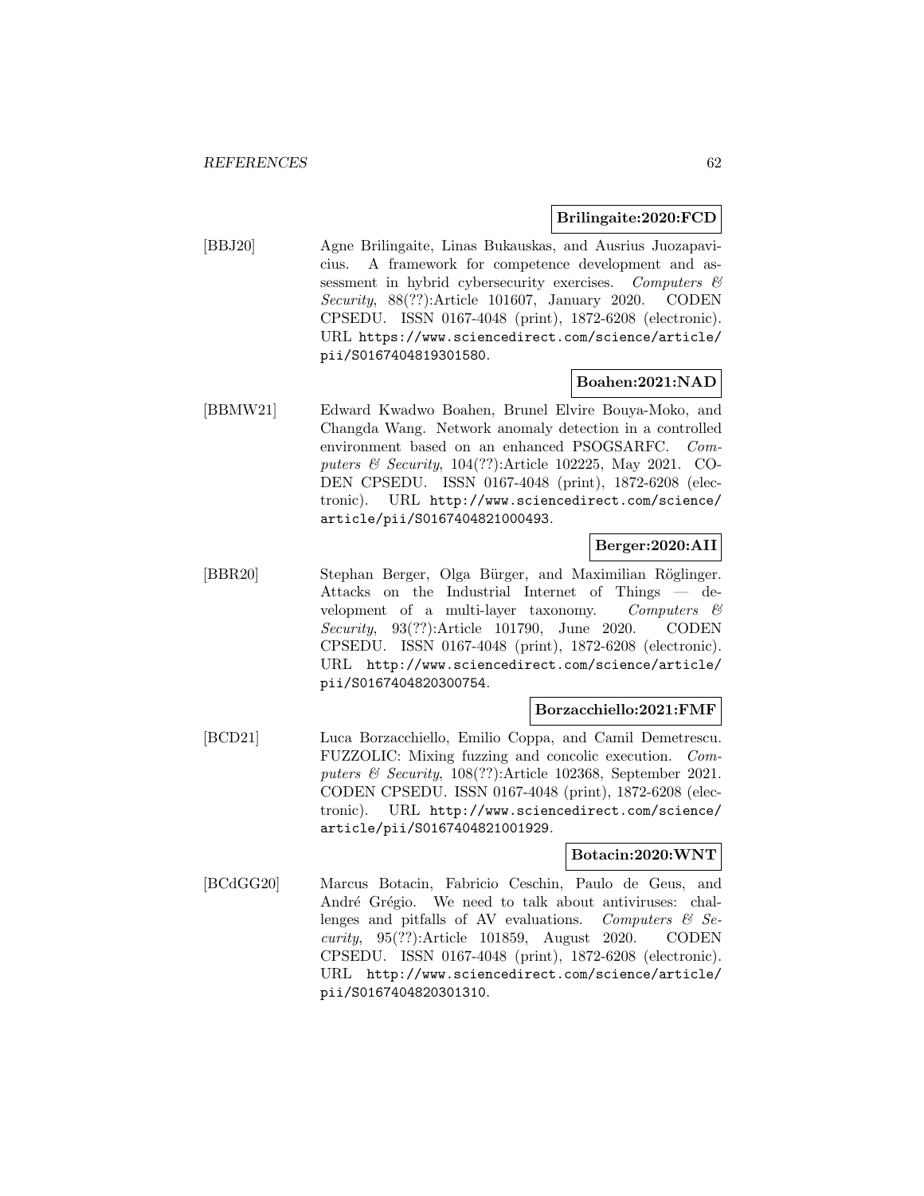**Brilingaite:2020:FCD**

[BBJ20] Agne Brilingaite, Linas Bukauskas, and Ausrius Juozapavicius. A framework for competence development and assessment in hybrid cybersecurity exercises. *Computers & Security*, 88(??):Article 101607, January 2020. CODEN CPSEDU. ISSN 0167-4048 (print), 1872-6208 (electronic). URL `https://www.sciencedirect.com/science/article/pii/S0167404819301580`.

**Boahen:2021:NAD**

[BBMW21] Edward Kwadwo Boahen, Brunel Elvire Bouya-Moko, and Changda Wang. Network anomaly detection in a controlled environment based on an enhanced PSOGSARFC. *Computers & Security*, 104(??):Article 102225, May 2021. CODEN CPSEDU. ISSN 0167-4048 (print), 1872-6208 (electronic). URL `http://www.sciencedirect.com/science/article/pii/S0167404821000493`.

**Berger:2020:AII**

[BBR20] Stephan Berger, Olga Bürger, and Maximilian Röglinger. Attacks on the Industrial Internet of Things — development of a multi-layer taxonomy. *Computers & Security*, 93(??):Article 101790, June 2020. CODEN CPSEDU. ISSN 0167-4048 (print), 1872-6208 (electronic). URL `http://www.sciencedirect.com/science/article/pii/S0167404820300754`.

**Borzacchiello:2021:FMF**

[BCD21] Luca Borzacchiello, Emilio Coppa, and Camil Demetrescu. FUZZOLIC: Mixing fuzzing and concolic execution. *Computers & Security*, 108(??):Article 102368, September 2021. CODEN CPSEDU. ISSN 0167-4048 (print), 1872-6208 (electronic). URL `http://www.sciencedirect.com/science/article/pii/S0167404821001929`.

**Botacin:2020:WNT**

[BCdGG20] Marcus Botacin, Fabricio Ceschin, Paulo de Geus, and André Grégio. We need to talk about antiviruses: challenges and pitfalls of AV evaluations. *Computers & Security*, 95(??):Article 101859, August 2020. CODEN CPSEDU. ISSN 0167-4048 (print), 1872-6208 (electronic). URL `http://www.sciencedirect.com/science/article/pii/S0167404820301310`.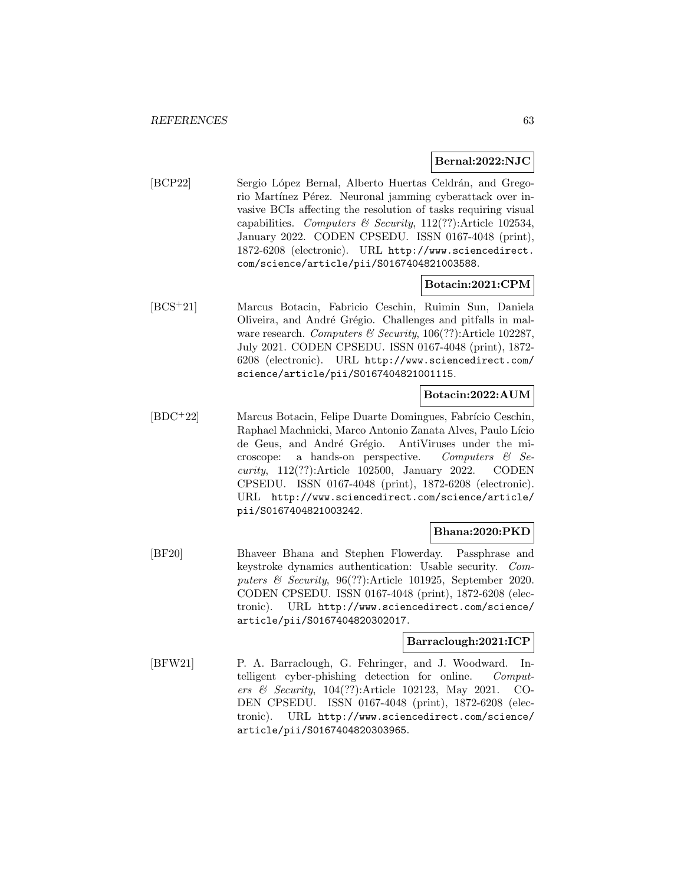**Bernal:2022:NJC**

[BCP22] Sergio López Bernal, Alberto Huertas Celdrán, and Gregorio Martínez Pérez. Neuronal jamming cyberattack over invasive BCIs affecting the resolution of tasks requiring visual capabilities. *Computers & Security*, 112(??):Article 102534, January 2022. CODEN CPSEDU. ISSN 0167-4048 (print), 1872-6208 (electronic). URL http://www.sciencedirect.com/science/article/pii/S0167404821003588.

**Botacin:2021:CPM**

[BCS+21] Marcus Botacin, Fabricio Ceschin, Ruimin Sun, Daniela Oliveira, and André Grégio. Challenges and pitfalls in malware research. *Computers & Security*, 106(??):Article 102287, July 2021. CODEN CPSEDU. ISSN 0167-4048 (print), 1872-6208 (electronic). URL http://www.sciencedirect.com/science/article/pii/S0167404821001115.

**Botacin:2022:AUM**

[BDC+22] Marcus Botacin, Felipe Duarte Domingues, Fabrício Ceschin, Raphael Machnicki, Marco Antonio Zanata Alves, Paulo Lício de Geus, and André Grégio. AntiViruses under the microscope: a hands-on perspective. *Computers & Security*, 112(??):Article 102500, January 2022. CODEN CPSEDU. ISSN 0167-4048 (print), 1872-6208 (electronic). URL http://www.sciencedirect.com/science/article/pii/S0167404821003242.

**Bhana:2020:PKD**

[BF20] Bhaveer Bhana and Stephen Flowerday. Passphrase and keystroke dynamics authentication: Usable security. *Computers & Security*, 96(??):Article 101925, September 2020. CODEN CPSEDU. ISSN 0167-4048 (print), 1872-6208 (electronic). URL http://www.sciencedirect.com/science/article/pii/S0167404820302017.

**Barraclough:2021:ICP**

[BFW21] P. A. Barraclough, G. Fehringer, and J. Woodward. Intelligent cyber-phishing detection for online. *Computers & Security*, 104(??):Article 102123, May 2021. CODEN CPSEDU. ISSN 0167-4048 (print), 1872-6208 (electronic). URL http://www.sciencedirect.com/science/article/pii/S0167404820303965.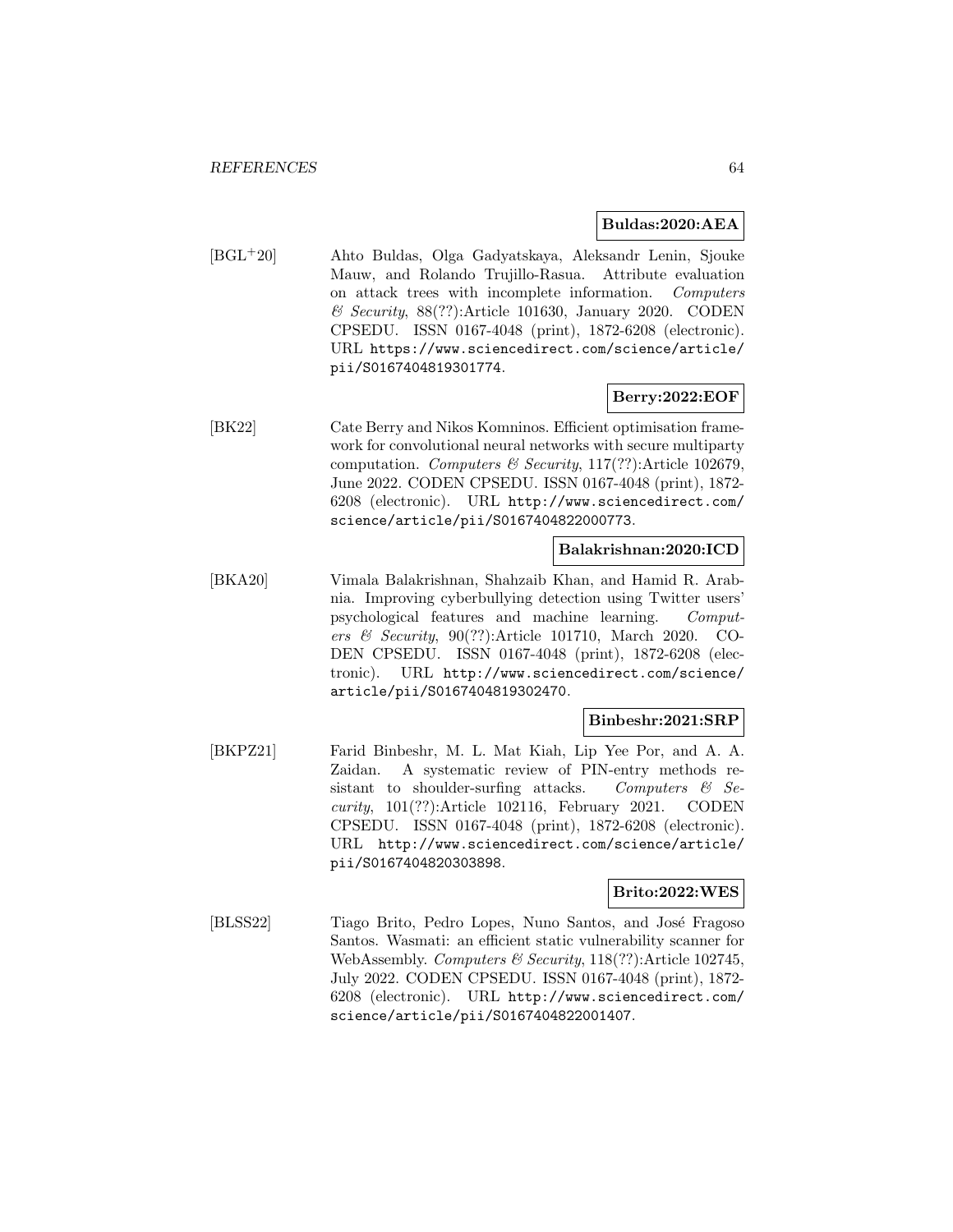**Buldas:2020:AEA**

[BGL+20] Ahto Buldas, Olga Gadyatskaya, Aleksandr Lenin, Sjouke Mauw, and Rolando Trujillo-Rasua. Attribute evaluation on attack trees with incomplete information. *Computers & Security*, 88(??):Article 101630, January 2020. CODEN CPSEDU. ISSN 0167-4048 (print), 1872-6208 (electronic). URL https://www.sciencedirect.com/science/article/pii/S0167404819301774.

**Berry:2022:EOF**

[BK22] Cate Berry and Nikos Komninos. Efficient optimisation framework for convolutional neural networks with secure multiparty computation. *Computers & Security*, 117(??):Article 102679, June 2022. CODEN CPSEDU. ISSN 0167-4048 (print), 1872-6208 (electronic). URL http://www.sciencedirect.com/science/article/pii/S0167404822000773.

**Balakrishnan:2020:ICD**

[BKA20] Vimala Balakrishnan, Shahzaib Khan, and Hamid R. Arabnia. Improving cyberbullying detection using Twitter users' psychological features and machine learning. *Computers & Security*, 90(??):Article 101710, March 2020. CODEN CPSEDU. ISSN 0167-4048 (print), 1872-6208 (electronic). URL http://www.sciencedirect.com/science/article/pii/S0167404819302470.

**Binbeshr:2021:SRP**

[BKPZ21] Farid Binbeshr, M. L. Mat Kiah, Lip Yee Por, and A. A. Zaidan. A systematic review of PIN-entry methods resistant to shoulder-surfing attacks. *Computers & Security*, 101(??):Article 102116, February 2021. CODEN CPSEDU. ISSN 0167-4048 (print), 1872-6208 (electronic). URL http://www.sciencedirect.com/science/article/pii/S0167404820303898.

**Brito:2022:WES**

[BLSS22] Tiago Brito, Pedro Lopes, Nuno Santos, and José Fragoso Santos. Wasmati: an efficient static vulnerability scanner for WebAssembly. *Computers & Security*, 118(??):Article 102745, July 2022. CODEN CPSEDU. ISSN 0167-4048 (print), 1872-6208 (electronic). URL http://www.sciencedirect.com/science/article/pii/S0167404822001407.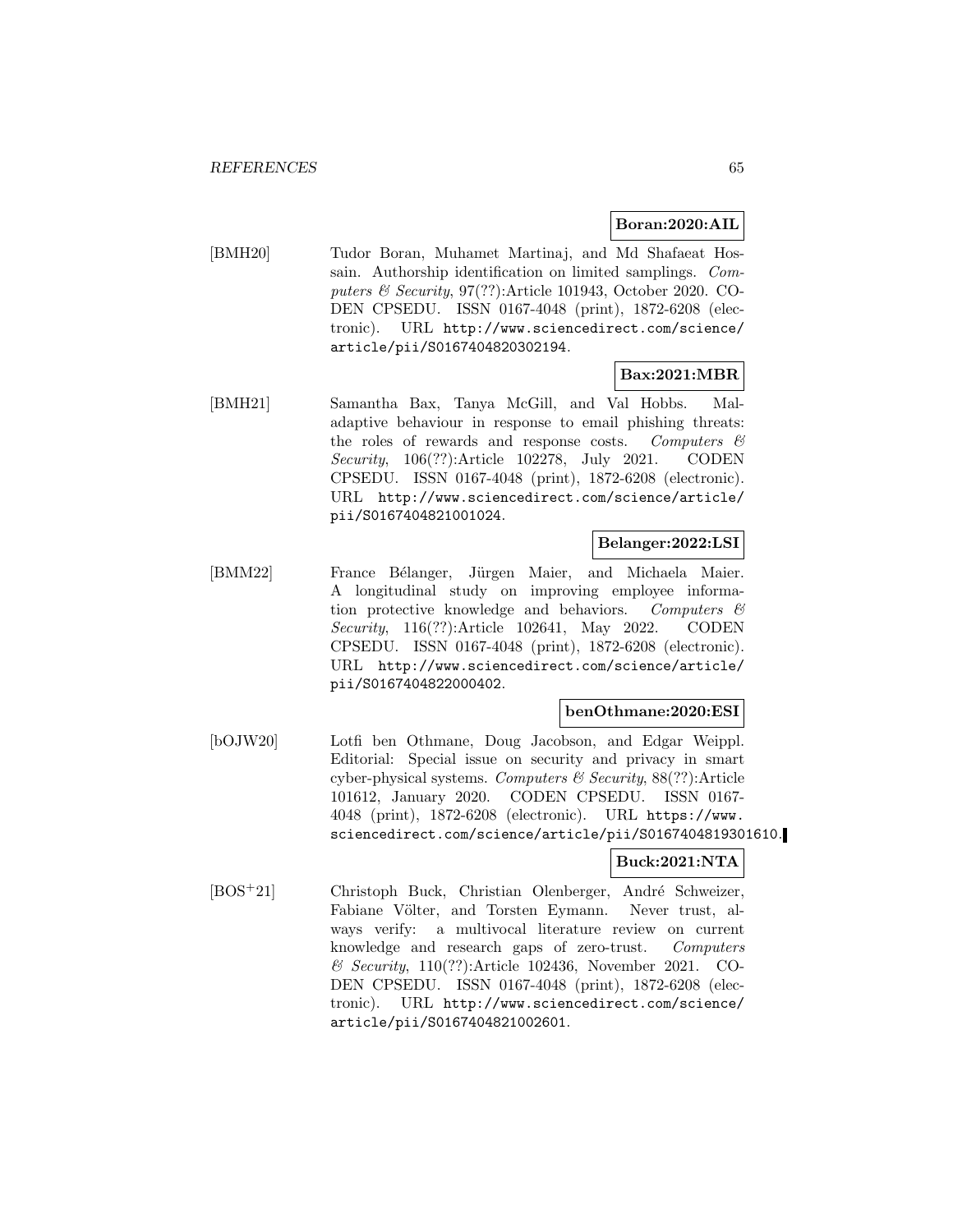**Boran:2020:AIL**

[BMH20] Tudor Boran, Muhamet Martinaj, and Md Shafaeat Hossain. Authorship identification on limited samplings. *Computers & Security*, 97(??):Article 101943, October 2020. CODEN CPSEDU. ISSN 0167-4048 (print), 1872-6208 (electronic). URL http://www.sciencedirect.com/science/article/pii/S0167404820302194.

**Bax:2021:MBR**

[BMH21] Samantha Bax, Tanya McGill, and Val Hobbs. Maladaptive behaviour in response to email phishing threats: the roles of rewards and response costs. *Computers & Security*, 106(??):Article 102278, July 2021. CODEN CPSEDU. ISSN 0167-4048 (print), 1872-6208 (electronic). URL http://www.sciencedirect.com/science/article/pii/S0167404821001024.

**Belanger:2022:LSI**

[BMM22] France Bélanger, Jürgen Maier, and Michaela Maier. A longitudinal study on improving employee information protective knowledge and behaviors. *Computers & Security*, 116(??):Article 102641, May 2022. CODEN CPSEDU. ISSN 0167-4048 (print), 1872-6208 (electronic). URL http://www.sciencedirect.com/science/article/pii/S0167404822000402.

**benOthmane:2020:ESI**

[bOJW20] Lotfi ben Othmane, Doug Jacobson, and Edgar Weippl. Editorial: Special issue on security and privacy in smart cyber-physical systems. *Computers & Security*, 88(??):Article 101612, January 2020. CODEN CPSEDU. ISSN 0167-4048 (print), 1872-6208 (electronic). URL https://www.sciencedirect.com/science/article/pii/S0167404819301610.

**Buck:2021:NTA**

[BOS+21] Christoph Buck, Christian Olenberger, André Schweizer, Fabiane Völter, and Torsten Eymann. Never trust, always verify: a multivocal literature review on current knowledge and research gaps of zero-trust. *Computers & Security*, 110(??):Article 102436, November 2021. CODEN CPSEDU. ISSN 0167-4048 (print), 1872-6208 (electronic). URL http://www.sciencedirect.com/science/article/pii/S0167404821002601.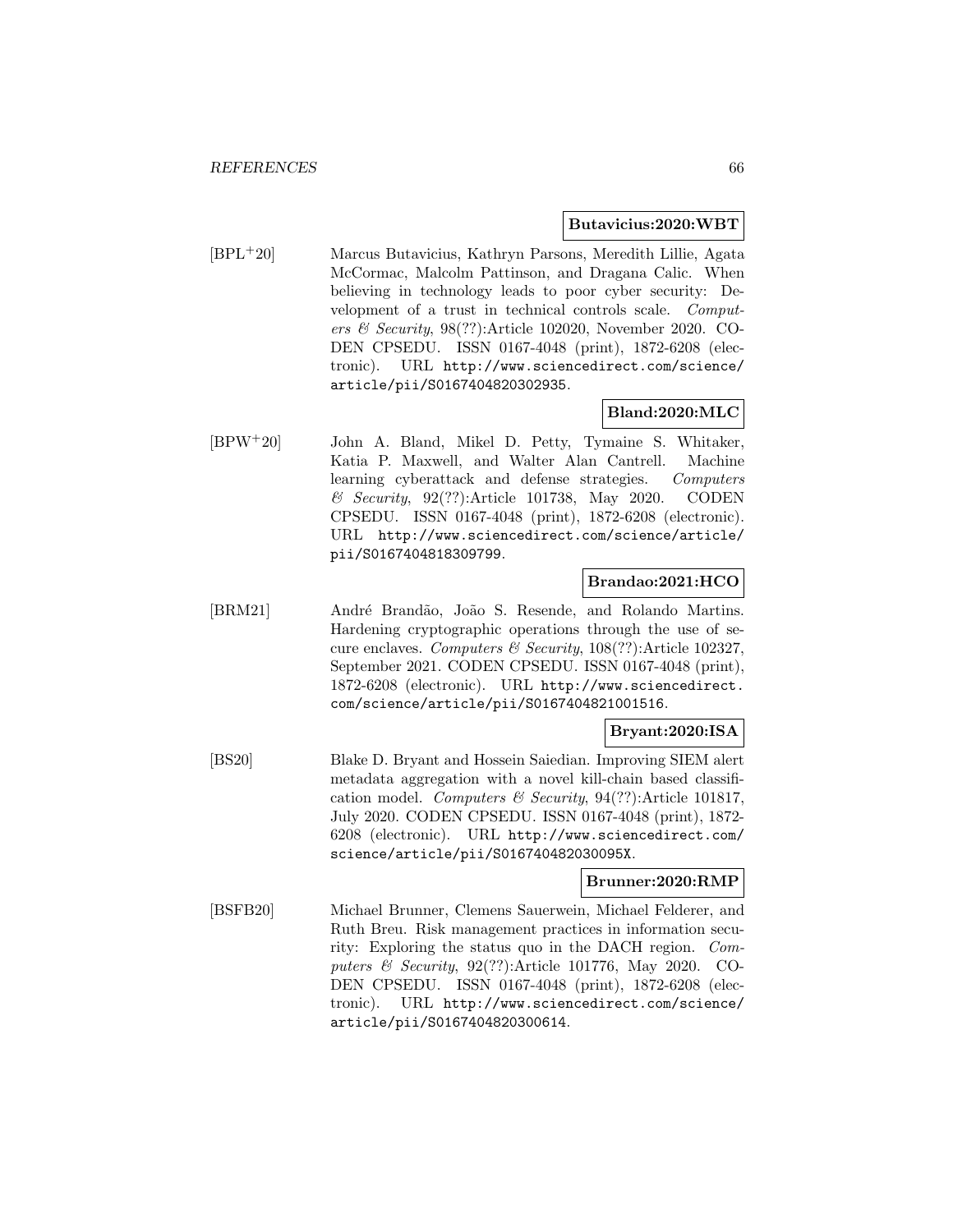**Butavicius:2020:WBT**

[BPL+20] Marcus Butavicius, Kathryn Parsons, Meredith Lillie, Agata McCormac, Malcolm Pattinson, and Dragana Calic. When believing in technology leads to poor cyber security: Development of a trust in technical controls scale. *Computers & Security*, 98(??):Article 102020, November 2020. CODEN CPSEDU. ISSN 0167-4048 (print), 1872-6208 (electronic). URL http://www.sciencedirect.com/science/article/pii/S0167404820302935.

**Bland:2020:MLC**

[BPW+20] John A. Bland, Mikel D. Petty, Tymaine S. Whitaker, Katia P. Maxwell, and Walter Alan Cantrell. Machine learning cyberattack and defense strategies. *Computers & Security*, 92(??):Article 101738, May 2020. CODEN CPSEDU. ISSN 0167-4048 (print), 1872-6208 (electronic). URL http://www.sciencedirect.com/science/article/pii/S0167404818309799.

**Brandao:2021:HCO**

[BRM21] André Brandão, João S. Resende, and Rolando Martins. Hardening cryptographic operations through the use of secure enclaves. *Computers & Security*, 108(??):Article 102327, September 2021. CODEN CPSEDU. ISSN 0167-4048 (print), 1872-6208 (electronic). URL http://www.sciencedirect.com/science/article/pii/S0167404821001516.

**Bryant:2020:ISA**

[BS20] Blake D. Bryant and Hossein Saiedian. Improving SIEM alert metadata aggregation with a novel kill-chain based classification model. *Computers & Security*, 94(??):Article 101817, July 2020. CODEN CPSEDU. ISSN 0167-4048 (print), 1872-6208 (electronic). URL http://www.sciencedirect.com/science/article/pii/S016740482030095X.

**Brunner:2020:RMP**

[BSFB20] Michael Brunner, Clemens Sauerwein, Michael Felderer, and Ruth Breu. Risk management practices in information security: Exploring the status quo in the DACH region. *Computers & Security*, 92(??):Article 101776, May 2020. CODEN CPSEDU. ISSN 0167-4048 (print), 1872-6208 (electronic). URL http://www.sciencedirect.com/science/article/pii/S0167404820300614.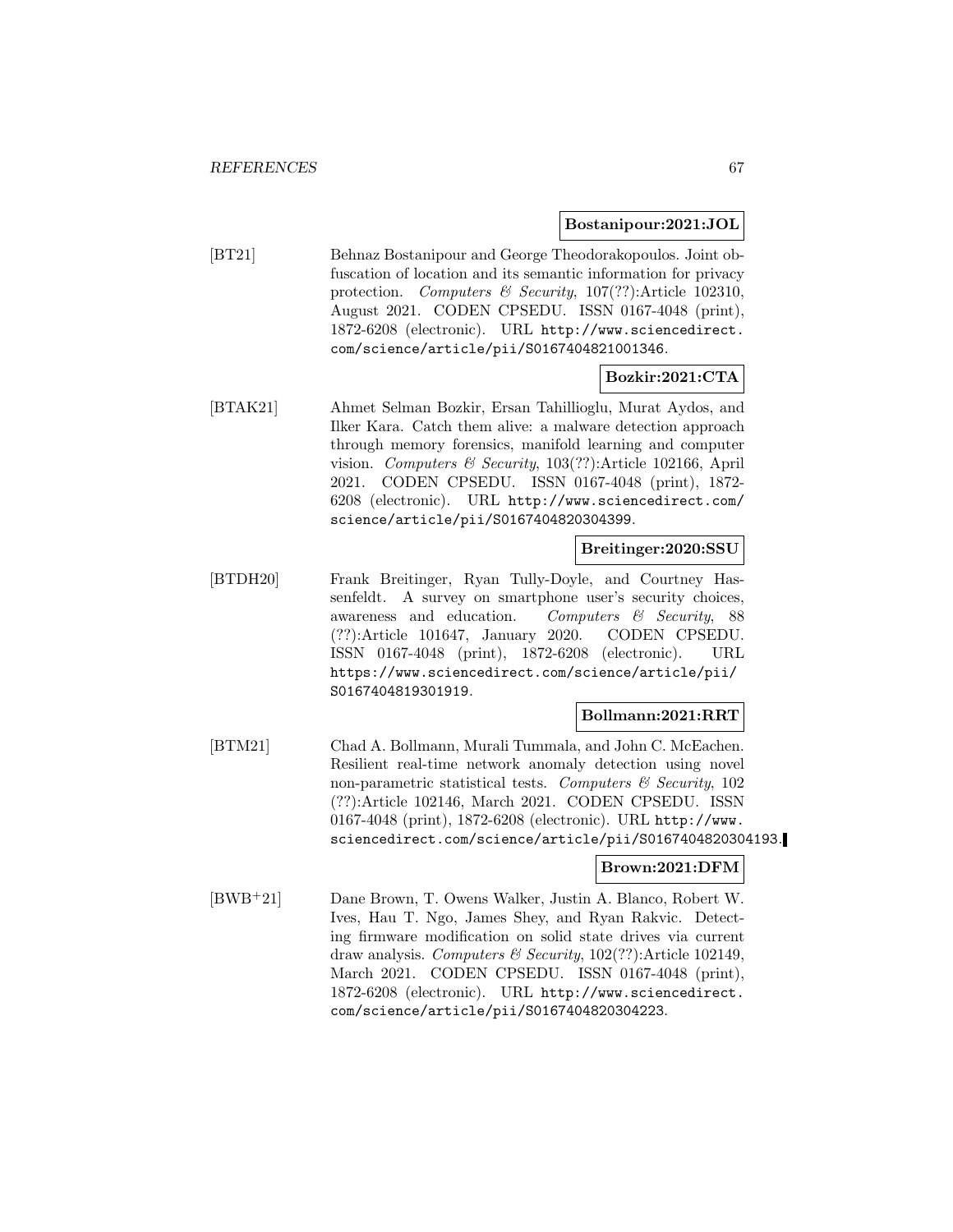**Bostanipour:2021:JOL**

[BT21] Behnaz Bostanipour and George Theodorakopoulos. Joint obfuscation of location and its semantic information for privacy protection. *Computers & Security*, 107(??):Article 102310, August 2021. CODEN CPSEDU. ISSN 0167-4048 (print), 1872-6208 (electronic). URL http://www.sciencedirect.com/science/article/pii/S0167404821001346.

**Bozkir:2021:CTA**

[BTAK21] Ahmet Selman Bozkir, Ersan Tahillioglu, Murat Aydos, and Ilker Kara. Catch them alive: a malware detection approach through memory forensics, manifold learning and computer vision. *Computers & Security*, 103(??):Article 102166, April 2021. CODEN CPSEDU. ISSN 0167-4048 (print), 1872-6208 (electronic). URL http://www.sciencedirect.com/science/article/pii/S0167404820304399.

**Breitinger:2020:SSU**

[BTDH20] Frank Breitinger, Ryan Tully-Doyle, and Courtney Hassenfeldt. A survey on smartphone user's security choices, awareness and education. *Computers & Security*, 88 (??):Article 101647, January 2020. CODEN CPSEDU. ISSN 0167-4048 (print), 1872-6208 (electronic). URL https://www.sciencedirect.com/science/article/pii/S0167404819301919.

**Bollmann:2021:RRT**

[BTM21] Chad A. Bollmann, Murali Tummala, and John C. McEachen. Resilient real-time network anomaly detection using novel non-parametric statistical tests. *Computers & Security*, 102 (??):Article 102146, March 2021. CODEN CPSEDU. ISSN 0167-4048 (print), 1872-6208 (electronic). URL http://www.sciencedirect.com/science/article/pii/S0167404820304193.

**Brown:2021:DFM**

[BWB+21] Dane Brown, T. Owens Walker, Justin A. Blanco, Robert W. Ives, Hau T. Ngo, James Shey, and Ryan Rakvic. Detecting firmware modification on solid state drives via current draw analysis. *Computers & Security*, 102(??):Article 102149, March 2021. CODEN CPSEDU. ISSN 0167-4048 (print), 1872-6208 (electronic). URL http://www.sciencedirect.com/science/article/pii/S0167404820304223.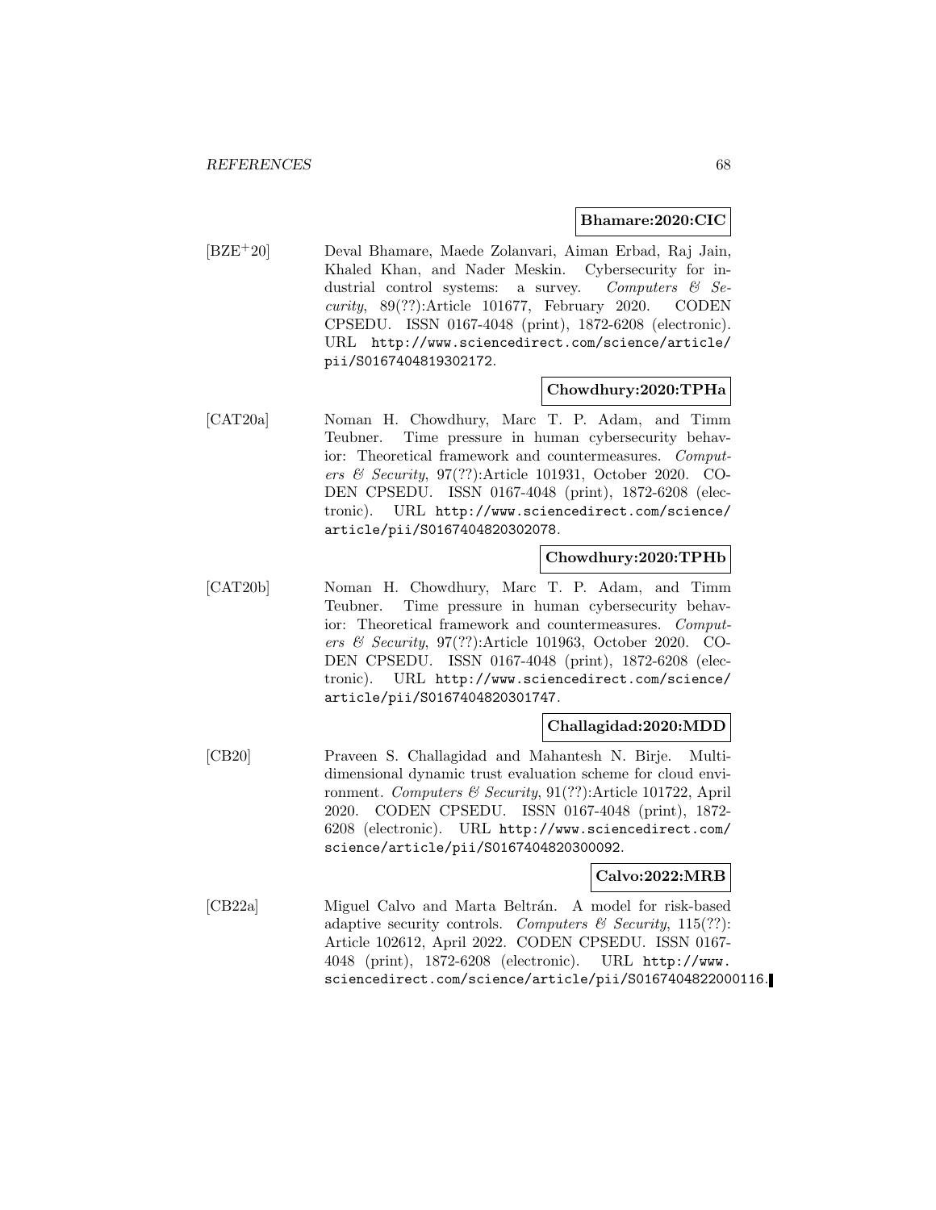**Bhamare:2020:CIC**

[BZE+20] Deval Bhamare, Maede Zolanvari, Aiman Erbad, Raj Jain, Khaled Khan, and Nader Meskin. Cybersecurity for industrial control systems: a survey. *Computers & Security*, 89(??):Article 101677, February 2020. CODEN CPSEDU. ISSN 0167-4048 (print), 1872-6208 (electronic). URL `http://www.sciencedirect.com/science/article/pii/S0167404819302172`.

**Chowdhury:2020:TPHa**

[CAT20a] Noman H. Chowdhury, Marc T. P. Adam, and Timm Teubner. Time pressure in human cybersecurity behavior: Theoretical framework and countermeasures. *Computers & Security*, 97(??):Article 101931, October 2020. CODEN CPSEDU. ISSN 0167-4048 (print), 1872-6208 (electronic). URL `http://www.sciencedirect.com/science/article/pii/S0167404820302078`.

**Chowdhury:2020:TPHb**

[CAT20b] Noman H. Chowdhury, Marc T. P. Adam, and Timm Teubner. Time pressure in human cybersecurity behavior: Theoretical framework and countermeasures. *Computers & Security*, 97(??):Article 101963, October 2020. CODEN CPSEDU. ISSN 0167-4048 (print), 1872-6208 (electronic). URL `http://www.sciencedirect.com/science/article/pii/S0167404820301747`.

**Challagidad:2020:MDD**

[CB20] Praveen S. Challagidad and Mahantesh N. Birje. Multi-dimensional dynamic trust evaluation scheme for cloud environment. *Computers & Security*, 91(??):Article 101722, April 2020. CODEN CPSEDU. ISSN 0167-4048 (print), 1872-6208 (electronic). URL `http://www.sciencedirect.com/science/article/pii/S0167404820300092`.

**Calvo:2022:MRB**

[CB22a] Miguel Calvo and Marta Beltrán. A model for risk-based adaptive security controls. *Computers & Security*, 115(??): Article 102612, April 2022. CODEN CPSEDU. ISSN 0167-4048 (print), 1872-6208 (electronic). URL `http://www.sciencedirect.com/science/article/pii/S0167404822000116`.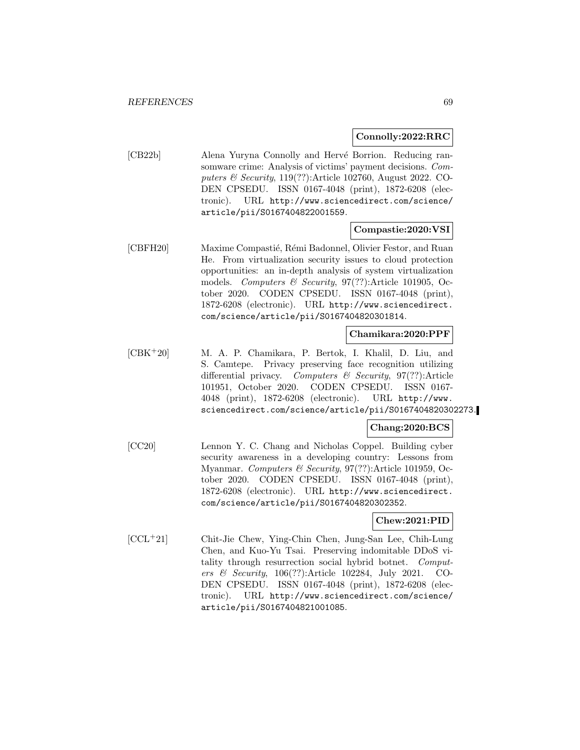**Connolly:2022:RRC**

[CB22b] Alena Yuryna Connolly and Hervé Borrion. Reducing ransomware crime: Analysis of victims' payment decisions. *Computers & Security*, 119(??):Article 102760, August 2022. CODEN CPSEDU. ISSN 0167-4048 (print), 1872-6208 (electronic). URL http://www.sciencedirect.com/science/article/pii/S0167404822001559.

**Compastie:2020:VSI**

[CBFH20] Maxime Compastié, Rémi Badonnel, Olivier Festor, and Ruan He. From virtualization security issues to cloud protection opportunities: an in-depth analysis of system virtualization models. *Computers & Security*, 97(??):Article 101905, October 2020. CODEN CPSEDU. ISSN 0167-4048 (print), 1872-6208 (electronic). URL http://www.sciencedirect.com/science/article/pii/S0167404820301814.

**Chamikara:2020:PPF**

[CBK+20] M. A. P. Chamikara, P. Bertok, I. Khalil, D. Liu, and S. Camtepe. Privacy preserving face recognition utilizing differential privacy. *Computers & Security*, 97(??):Article 101951, October 2020. CODEN CPSEDU. ISSN 0167-4048 (print), 1872-6208 (electronic). URL http://www.sciencedirect.com/science/article/pii/S0167404820302273.

**Chang:2020:BCS**

[CC20] Lennon Y. C. Chang and Nicholas Coppel. Building cyber security awareness in a developing country: Lessons from Myanmar. *Computers & Security*, 97(??):Article 101959, October 2020. CODEN CPSEDU. ISSN 0167-4048 (print), 1872-6208 (electronic). URL http://www.sciencedirect.com/science/article/pii/S0167404820302352.

**Chew:2021:PID**

[CCL+21] Chit-Jie Chew, Ying-Chin Chen, Jung-San Lee, Chih-Lung Chen, and Kuo-Yu Tsai. Preserving indomitable DDoS vitality through resurrection social hybrid botnet. *Computers & Security*, 106(??):Article 102284, July 2021. CODEN CPSEDU. ISSN 0167-4048 (print), 1872-6208 (electronic). URL http://www.sciencedirect.com/science/article/pii/S0167404821001085.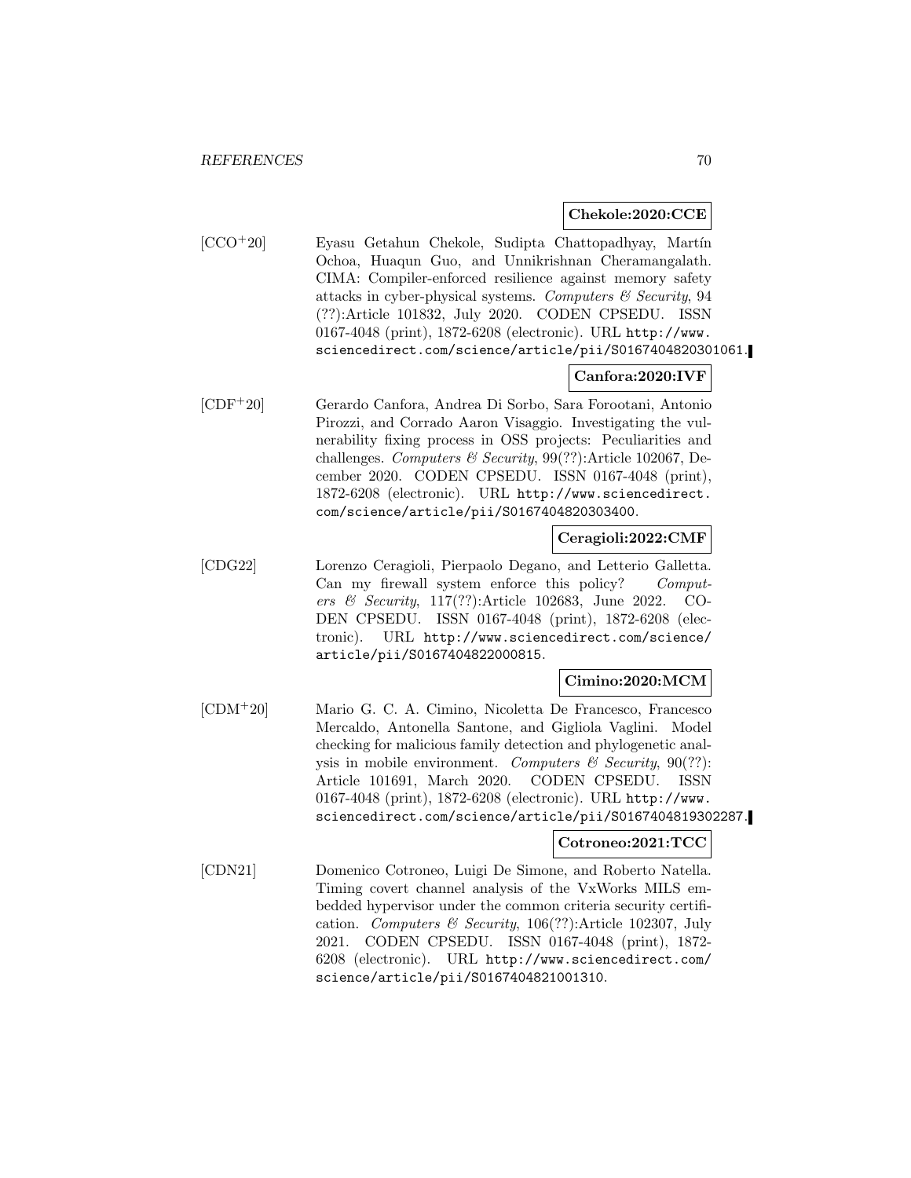**Chekole:2020:CCE**

[CCO+20] Eyasu Getahun Chekole, Sudipta Chattopadhyay, Martín Ochoa, Huaqun Guo, and Unnikrishnan Cheramangalath. CIMA: Compiler-enforced resilience against memory safety attacks in cyber-physical systems. *Computers & Security*, 94 (??):Article 101832, July 2020. CODEN CPSEDU. ISSN 0167-4048 (print), 1872-6208 (electronic). URL http://www.sciencedirect.com/science/article/pii/S0167404820301061.

**Canfora:2020:IVF**

[CDF+20] Gerardo Canfora, Andrea Di Sorbo, Sara Forootani, Antonio Pirozzi, and Corrado Aaron Visaggio. Investigating the vulnerability fixing process in OSS projects: Peculiarities and challenges. *Computers & Security*, 99(??):Article 102067, December 2020. CODEN CPSEDU. ISSN 0167-4048 (print), 1872-6208 (electronic). URL http://www.sciencedirect.com/science/article/pii/S0167404820303400.

**Ceragioli:2022:CMF**

[CDG22] Lorenzo Ceragioli, Pierpaolo Degano, and Letterio Galletta. Can my firewall system enforce this policy? *Computers & Security*, 117(??):Article 102683, June 2022. CODEN CPSEDU. ISSN 0167-4048 (print), 1872-6208 (electronic). URL http://www.sciencedirect.com/science/article/pii/S0167404822000815.

**Cimino:2020:MCM**

[CDM+20] Mario G. C. A. Cimino, Nicoletta De Francesco, Francesco Mercaldo, Antonella Santone, and Gigliola Vaglini. Model checking for malicious family detection and phylogenetic analysis in mobile environment. *Computers & Security*, 90(??): Article 101691, March 2020. CODEN CPSEDU. ISSN 0167-4048 (print), 1872-6208 (electronic). URL http://www.sciencedirect.com/science/article/pii/S0167404819302287.

**Cotroneo:2021:TCC**

[CDN21] Domenico Cotroneo, Luigi De Simone, and Roberto Natella. Timing covert channel analysis of the VxWorks MILS embedded hypervisor under the common criteria security certification. *Computers & Security*, 106(??):Article 102307, July 2021. CODEN CPSEDU. ISSN 0167-4048 (print), 1872-6208 (electronic). URL http://www.sciencedirect.com/science/article/pii/S0167404821001310.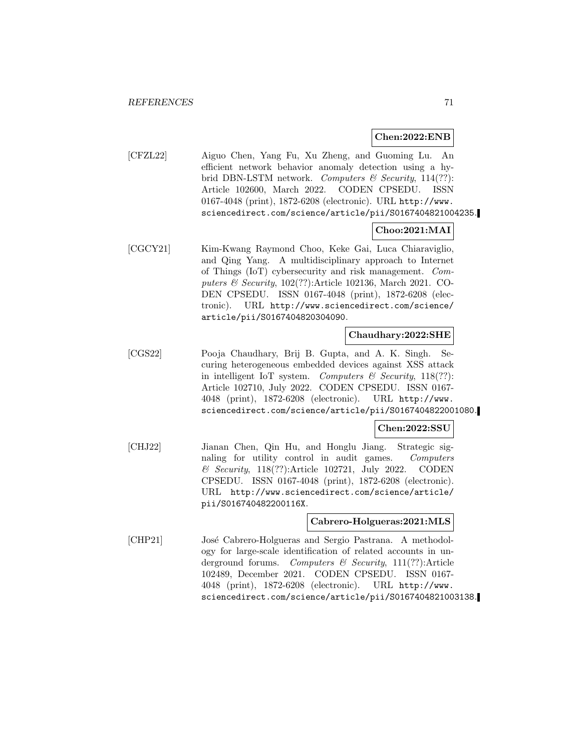**Chen:2022:ENB**

[CFZL22] Aiguo Chen, Yang Fu, Xu Zheng, and Guoming Lu. An efficient network behavior anomaly detection using a hybrid DBN-LSTM network. *Computers & Security*, 114(??): Article 102600, March 2022. CODEN CPSEDU. ISSN 0167-4048 (print), 1872-6208 (electronic). URL http://www.sciencedirect.com/science/article/pii/S0167404821004235.

**Choo:2021:MAI**

[CGCY21] Kim-Kwang Raymond Choo, Keke Gai, Luca Chiaraviglio, and Qing Yang. A multidisciplinary approach to Internet of Things (IoT) cybersecurity and risk management. *Computers & Security*, 102(??):Article 102136, March 2021. CODEN CPSEDU. ISSN 0167-4048 (print), 1872-6208 (electronic). URL http://www.sciencedirect.com/science/article/pii/S0167404820304090.

**Chaudhary:2022:SHE**

[CGS22] Pooja Chaudhary, Brij B. Gupta, and A. K. Singh. Securing heterogeneous embedded devices against XSS attack in intelligent IoT system. *Computers & Security*, 118(??): Article 102710, July 2022. CODEN CPSEDU. ISSN 0167-4048 (print), 1872-6208 (electronic). URL http://www.sciencedirect.com/science/article/pii/S0167404822001080.

**Chen:2022:SSU**

[CHJ22] Jianan Chen, Qin Hu, and Honglu Jiang. Strategic signaling for utility control in audit games. *Computers & Security*, 118(??):Article 102721, July 2022. CODEN CPSEDU. ISSN 0167-4048 (print), 1872-6208 (electronic). URL http://www.sciencedirect.com/science/article/pii/S016740482200116X.

**Cabrero-Holgueras:2021:MLS**

[CHP21] José Cabrero-Holgueras and Sergio Pastrana. A methodology for large-scale identification of related accounts in underground forums. *Computers & Security*, 111(??):Article 102489, December 2021. CODEN CPSEDU. ISSN 0167-4048 (print), 1872-6208 (electronic). URL http://www.sciencedirect.com/science/article/pii/S0167404821003138.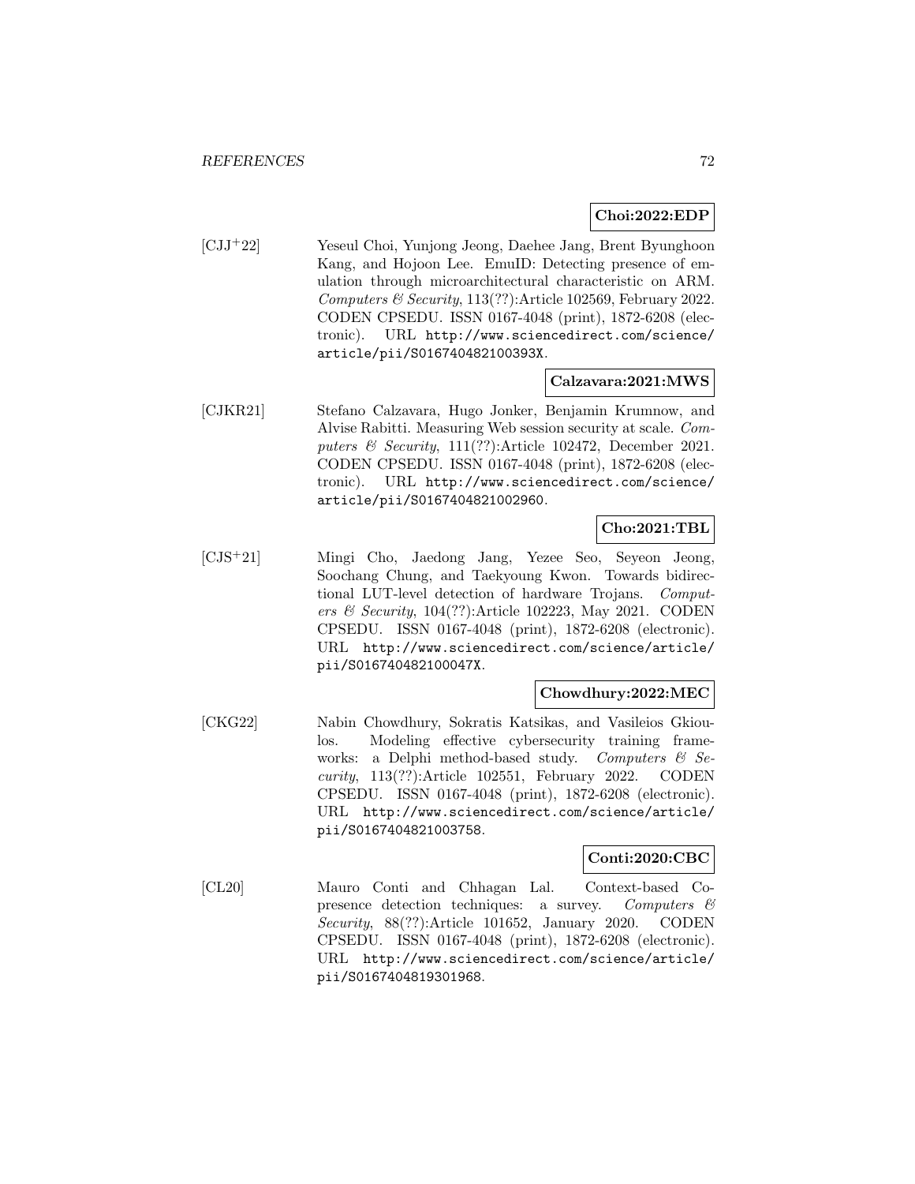**Choi:2022:EDP**

[CJJ+22] Yeseul Choi, Yunjong Jeong, Daehee Jang, Brent Byunghoon Kang, and Hojoon Lee. EmuID: Detecting presence of emulation through microarchitectural characteristic on ARM. *Computers & Security*, 113(??):Article 102569, February 2022. CODEN CPSEDU. ISSN 0167-4048 (print), 1872-6208 (electronic). URL http://www.sciencedirect.com/science/article/pii/S016740482100393X.

**Calzavara:2021:MWS**

[CJKR21] Stefano Calzavara, Hugo Jonker, Benjamin Krumnow, and Alvise Rabitti. Measuring Web session security at scale. *Computers & Security*, 111(??):Article 102472, December 2021. CODEN CPSEDU. ISSN 0167-4048 (print), 1872-6208 (electronic). URL http://www.sciencedirect.com/science/article/pii/S0167404821002960.

**Cho:2021:TBL**

[CJS+21] Mingi Cho, Jaedong Jang, Yezee Seo, Seyeon Jeong, Soochang Chung, and Taekyoung Kwon. Towards bidirectional LUT-level detection of hardware Trojans. *Computers & Security*, 104(??):Article 102223, May 2021. CODEN CPSEDU. ISSN 0167-4048 (print), 1872-6208 (electronic). URL http://www.sciencedirect.com/science/article/pii/S016740482100047X.

**Chowdhury:2022:MEC**

[CKG22] Nabin Chowdhury, Sokratis Katsikas, and Vasileios Gkioulos. Modeling effective cybersecurity training frameworks: a Delphi method-based study. *Computers & Security*, 113(??):Article 102551, February 2022. CODEN CPSEDU. ISSN 0167-4048 (print), 1872-6208 (electronic). URL http://www.sciencedirect.com/science/article/pii/S0167404821003758.

**Conti:2020:CBC**

[CL20] Mauro Conti and Chhagan Lal. Context-based Co-presence detection techniques: a survey. *Computers & Security*, 88(??):Article 101652, January 2020. CODEN CPSEDU. ISSN 0167-4048 (print), 1872-6208 (electronic). URL http://www.sciencedirect.com/science/article/pii/S0167404819301968.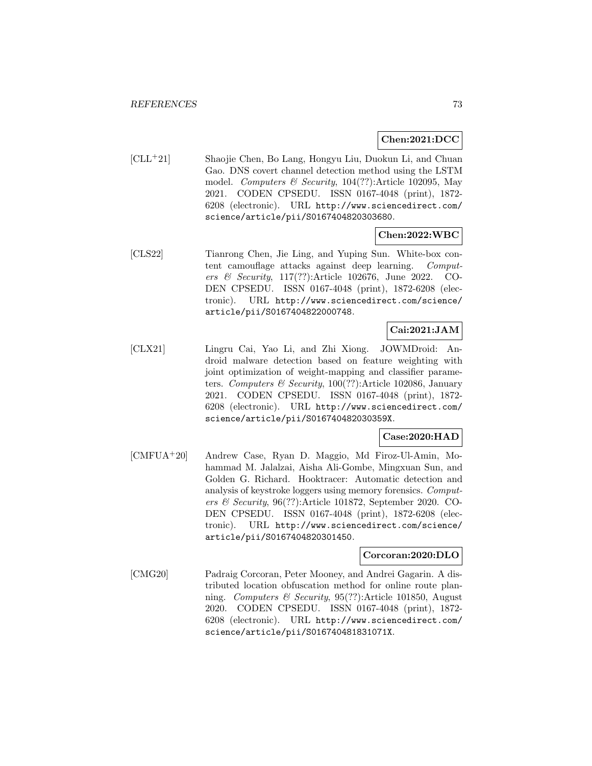**Chen:2021:DCC**

[CLL+21] Shaojie Chen, Bo Lang, Hongyu Liu, Duokun Li, and Chuan Gao. DNS covert channel detection method using the LSTM model. *Computers & Security*, 104(??):Article 102095, May 2021. CODEN CPSEDU. ISSN 0167-4048 (print), 1872-6208 (electronic). URL `http://www.sciencedirect.com/science/article/pii/S0167404820303680`.

**Chen:2022:WBC**

[CLS22] Tianrong Chen, Jie Ling, and Yuping Sun. White-box content camouflage attacks against deep learning. *Computers & Security*, 117(??):Article 102676, June 2022. CODEN CPSEDU. ISSN 0167-4048 (print), 1872-6208 (electronic). URL `http://www.sciencedirect.com/science/article/pii/S0167404822000748`.

**Cai:2021:JAM**

[CLX21] Lingru Cai, Yao Li, and Zhi Xiong. JOWMDroid: Android malware detection based on feature weighting with joint optimization of weight-mapping and classifier parameters. *Computers & Security*, 100(??):Article 102086, January 2021. CODEN CPSEDU. ISSN 0167-4048 (print), 1872-6208 (electronic). URL `http://www.sciencedirect.com/science/article/pii/S016740482030359X`.

**Case:2020:HAD**

[CMFUA+20] Andrew Case, Ryan D. Maggio, Md Firoz-Ul-Amin, Mohammad M. Jalalzai, Aisha Ali-Gombe, Mingxuan Sun, and Golden G. Richard. Hooktracer: Automatic detection and analysis of keystroke loggers using memory forensics. *Computers & Security*, 96(??):Article 101872, September 2020. CODEN CPSEDU. ISSN 0167-4048 (print), 1872-6208 (electronic). URL `http://www.sciencedirect.com/science/article/pii/S0167404820301450`.

**Corcoran:2020:DLO**

[CMG20] Padraig Corcoran, Peter Mooney, and Andrei Gagarin. A distributed location obfuscation method for online route planning. *Computers & Security*, 95(??):Article 101850, August 2020. CODEN CPSEDU. ISSN 0167-4048 (print), 1872-6208 (electronic). URL `http://www.sciencedirect.com/science/article/pii/S016740481831071X`.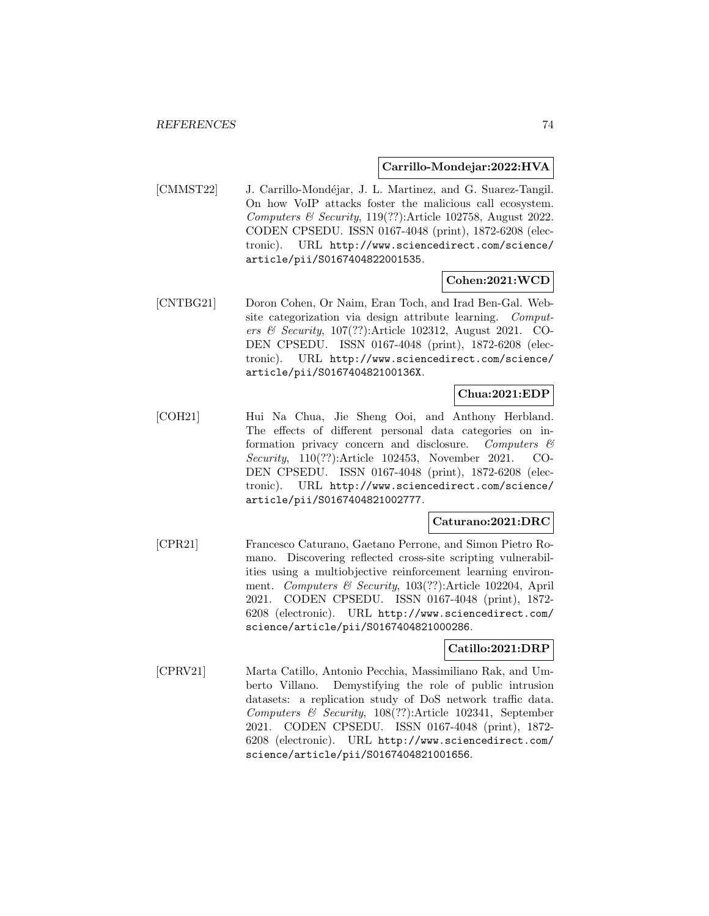**Carrillo-Mondejar:2022:HVA**

[CMMST22] J. Carrillo-Mondéjar, J. L. Martinez, and G. Suarez-Tangil. On how VoIP attacks foster the malicious call ecosystem. *Computers & Security*, 119(??):Article 102758, August 2022. CODEN CPSEDU. ISSN 0167-4048 (print), 1872-6208 (electronic). URL http://www.sciencedirect.com/science/article/pii/S0167404822001535.

**Cohen:2021:WCD**

[CNTBG21] Doron Cohen, Or Naim, Eran Toch, and Irad Ben-Gal. Website categorization via design attribute learning. *Computers & Security*, 107(??):Article 102312, August 2021. CODEN CPSEDU. ISSN 0167-4048 (print), 1872-6208 (electronic). URL http://www.sciencedirect.com/science/article/pii/S016740482100136X.

**Chua:2021:EDP**

[COH21] Hui Na Chua, Jie Sheng Ooi, and Anthony Herbland. The effects of different personal data categories on information privacy concern and disclosure. *Computers & Security*, 110(??):Article 102453, November 2021. CODEN CPSEDU. ISSN 0167-4048 (print), 1872-6208 (electronic). URL http://www.sciencedirect.com/science/article/pii/S0167404821002777.

**Caturano:2021:DRC**

[CPR21] Francesco Caturano, Gaetano Perrone, and Simon Pietro Romano. Discovering reflected cross-site scripting vulnerabilities using a multiobjective reinforcement learning environment. *Computers & Security*, 103(??):Article 102204, April 2021. CODEN CPSEDU. ISSN 0167-4048 (print), 1872-6208 (electronic). URL http://www.sciencedirect.com/science/article/pii/S0167404821000286.

**Catillo:2021:DRP**

[CPRV21] Marta Catillo, Antonio Pecchia, Massimiliano Rak, and Umberto Villano. Demystifying the role of public intrusion datasets: a replication study of DoS network traffic data. *Computers & Security*, 108(??):Article 102341, September 2021. CODEN CPSEDU. ISSN 0167-4048 (print), 1872-6208 (electronic). URL http://www.sciencedirect.com/science/article/pii/S0167404821001656.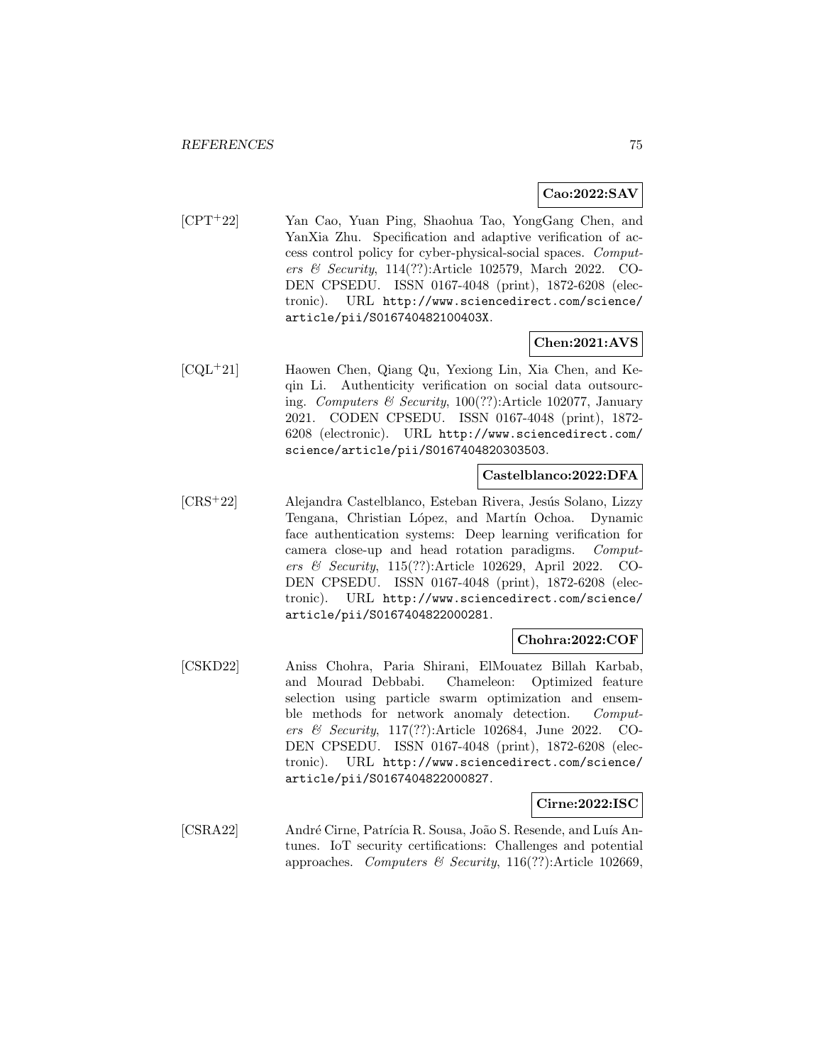**Cao:2022:SAV**

[CPT+22] Yan Cao, Yuan Ping, Shaohua Tao, YongGang Chen, and YanXia Zhu. Specification and adaptive verification of access control policy for cyber-physical-social spaces. *Computers & Security*, 114(??):Article 102579, March 2022. CODEN CPSEDU. ISSN 0167-4048 (print), 1872-6208 (electronic). URL http://www.sciencedirect.com/science/article/pii/S016740482100403X.

**Chen:2021:AVS**

[CQL+21] Haowen Chen, Qiang Qu, Yexiong Lin, Xia Chen, and Keqin Li. Authenticity verification on social data outsourcing. *Computers & Security*, 100(??):Article 102077, January 2021. CODEN CPSEDU. ISSN 0167-4048 (print), 1872-6208 (electronic). URL http://www.sciencedirect.com/science/article/pii/S0167404820303503.

**Castelblanco:2022:DFA**

[CRS+22] Alejandra Castelblanco, Esteban Rivera, Jesús Solano, Lizzy Tengana, Christian López, and Martín Ochoa. Dynamic face authentication systems: Deep learning verification for camera close-up and head rotation paradigms. *Computers & Security*, 115(??):Article 102629, April 2022. CODEN CPSEDU. ISSN 0167-4048 (print), 1872-6208 (electronic). URL http://www.sciencedirect.com/science/article/pii/S0167404822000281.

**Chohra:2022:COF**

[CSKD22] Aniss Chohra, Paria Shirani, ElMouatez Billah Karbab, and Mourad Debbabi. Chameleon: Optimized feature selection using particle swarm optimization and ensemble methods for network anomaly detection. *Computers & Security*, 117(??):Article 102684, June 2022. CODEN CPSEDU. ISSN 0167-4048 (print), 1872-6208 (electronic). URL http://www.sciencedirect.com/science/article/pii/S0167404822000827.

**Cirne:2022:ISC**

[CSRA22] André Cirne, Patrícia R. Sousa, João S. Resende, and Luís Antunes. IoT security certifications: Challenges and potential approaches. *Computers & Security*, 116(??):Article 102669,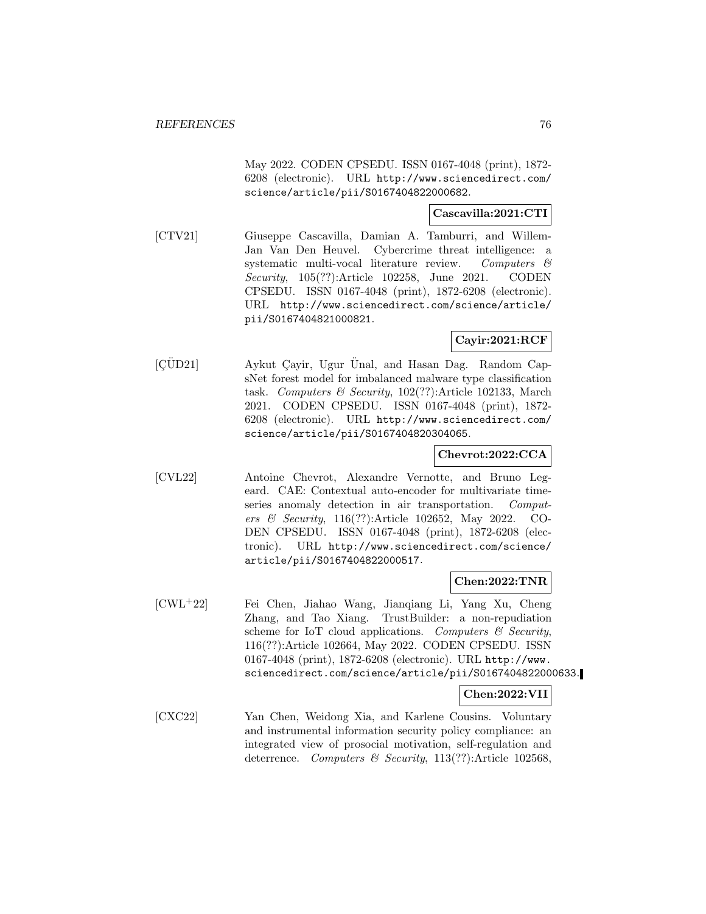May 2022. CODEN CPSEDU. ISSN 0167-4048 (print), 1872-6208 (electronic). URL http://www.sciencedirect.com/science/article/pii/S0167404822000682.

**Cascavilla:2021:CTI**

[CTV21] Giuseppe Cascavilla, Damian A. Tamburri, and Willem-Jan Van Den Heuvel. Cybercrime threat intelligence: a systematic multi-vocal literature review. *Computers & Security*, 105(??):Article 102258, June 2021. CODEN CPSEDU. ISSN 0167-4048 (print), 1872-6208 (electronic). URL http://www.sciencedirect.com/science/article/pii/S0167404821000821.

**Cayir:2021:RCF**

[ÇÜD21] Aykut Çayir, Ugur Ünal, and Hasan Dag. Random CapsNet forest model for imbalanced malware type classification task. *Computers & Security*, 102(??):Article 102133, March 2021. CODEN CPSEDU. ISSN 0167-4048 (print), 1872-6208 (electronic). URL http://www.sciencedirect.com/science/article/pii/S0167404820304065.

**Chevrot:2022:CCA**

[CVL22] Antoine Chevrot, Alexandre Vernotte, and Bruno Legeard. CAE: Contextual auto-encoder for multivariate time-series anomaly detection in air transportation. *Computers & Security*, 116(??):Article 102652, May 2022. CODEN CPSEDU. ISSN 0167-4048 (print), 1872-6208 (electronic). URL http://www.sciencedirect.com/science/article/pii/S0167404822000517.

**Chen:2022:TNR**

[CWL+22] Fei Chen, Jiahao Wang, Jianqiang Li, Yang Xu, Cheng Zhang, and Tao Xiang. TrustBuilder: a non-repudiation scheme for IoT cloud applications. *Computers & Security*, 116(??):Article 102664, May 2022. CODEN CPSEDU. ISSN 0167-4048 (print), 1872-6208 (electronic). URL http://www.sciencedirect.com/science/article/pii/S0167404822000633.

**Chen:2022:VII**

[CXC22] Yan Chen, Weidong Xia, and Karlene Cousins. Voluntary and instrumental information security policy compliance: an integrated view of prosocial motivation, self-regulation and deterrence. *Computers & Security*, 113(??):Article 102568,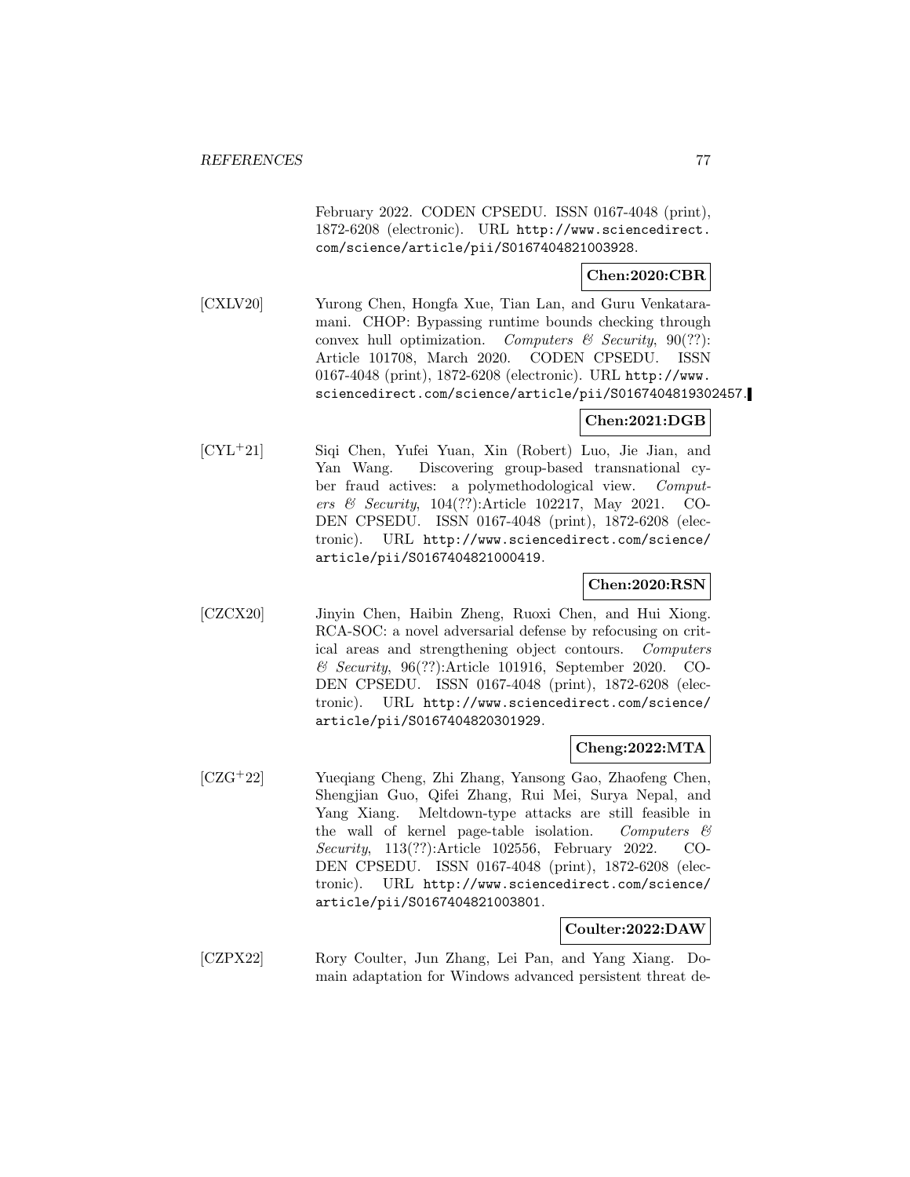February 2022. CODEN CPSEDU. ISSN 0167-4048 (print), 1872-6208 (electronic). URL http://www.sciencedirect.com/science/article/pii/S0167404821003928.

**Chen:2020:CBR**

[CXLV20] Yurong Chen, Hongfa Xue, Tian Lan, and Guru Venkataramani. CHOP: Bypassing runtime bounds checking through convex hull optimization. *Computers & Security*, 90(??): Article 101708, March 2020. CODEN CPSEDU. ISSN 0167-4048 (print), 1872-6208 (electronic). URL http://www.sciencedirect.com/science/article/pii/S0167404819302457.

**Chen:2021:DGB**

[CYL+21] Siqi Chen, Yufei Yuan, Xin (Robert) Luo, Jie Jian, and Yan Wang. Discovering group-based transnational cyber fraud actives: a polymethodological view. *Computers & Security*, 104(??):Article 102217, May 2021. CODEN CPSEDU. ISSN 0167-4048 (print), 1872-6208 (electronic). URL http://www.sciencedirect.com/science/article/pii/S0167404821000419.

**Chen:2020:RSN**

[CZCX20] Jinyin Chen, Haibin Zheng, Ruoxi Chen, and Hui Xiong. RCA-SOC: a novel adversarial defense by refocusing on critical areas and strengthening object contours. *Computers & Security*, 96(??):Article 101916, September 2020. CODEN CPSEDU. ISSN 0167-4048 (print), 1872-6208 (electronic). URL http://www.sciencedirect.com/science/article/pii/S0167404820301929.

**Cheng:2022:MTA**

[CZG+22] Yueqiang Cheng, Zhi Zhang, Yansong Gao, Zhaofeng Chen, Shengjian Guo, Qifei Zhang, Rui Mei, Surya Nepal, and Yang Xiang. Meltdown-type attacks are still feasible in the wall of kernel page-table isolation. *Computers & Security*, 113(??):Article 102556, February 2022. CODEN CPSEDU. ISSN 0167-4048 (print), 1872-6208 (electronic). URL http://www.sciencedirect.com/science/article/pii/S0167404821003801.

**Coulter:2022:DAW**

[CZPX22] Rory Coulter, Jun Zhang, Lei Pan, and Yang Xiang. Domain adaptation for Windows advanced persistent threat de-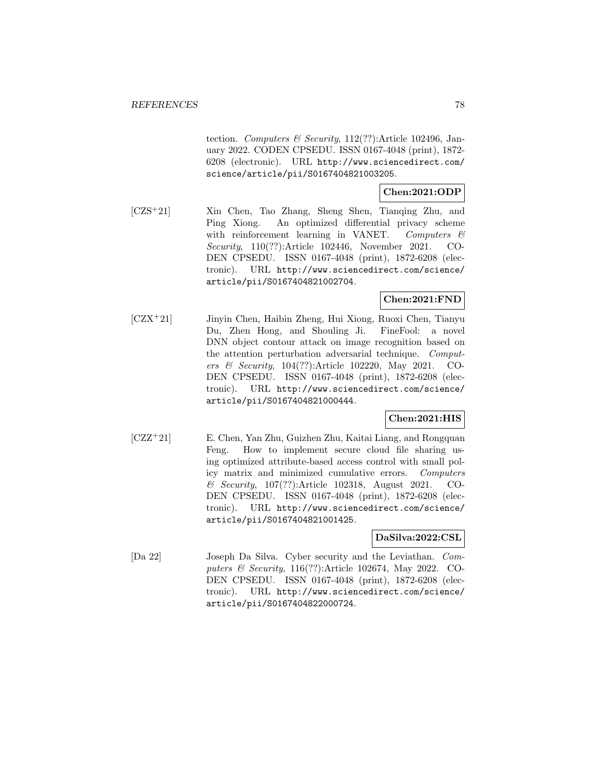tection. *Computers & Security*, 112(??):Article 102496, January 2022. CODEN CPSEDU. ISSN 0167-4048 (print), 1872-6208 (electronic). URL http://www.sciencedirect.com/science/article/pii/S0167404821003205.

**Chen:2021:ODP**

[CZS+21] Xin Chen, Tao Zhang, Sheng Shen, Tianqing Zhu, and Ping Xiong. An optimized differential privacy scheme with reinforcement learning in VANET. *Computers & Security*, 110(??):Article 102446, November 2021. CODEN CPSEDU. ISSN 0167-4048 (print), 1872-6208 (electronic). URL http://www.sciencedirect.com/science/article/pii/S0167404821002704.

**Chen:2021:FND**

[CZX+21] Jinyin Chen, Haibin Zheng, Hui Xiong, Ruoxi Chen, Tianyu Du, Zhen Hong, and Shouling Ji. FineFool: a novel DNN object contour attack on image recognition based on the attention perturbation adversarial technique. *Computers & Security*, 104(??):Article 102220, May 2021. CODEN CPSEDU. ISSN 0167-4048 (print), 1872-6208 (electronic). URL http://www.sciencedirect.com/science/article/pii/S0167404821000444.

**Chen:2021:HIS**

[CZZ+21] E. Chen, Yan Zhu, Guizhen Zhu, Kaitai Liang, and Rongquan Feng. How to implement secure cloud file sharing using optimized attribute-based access control with small policy matrix and minimized cumulative errors. *Computers & Security*, 107(??):Article 102318, August 2021. CODEN CPSEDU. ISSN 0167-4048 (print), 1872-6208 (electronic). URL http://www.sciencedirect.com/science/article/pii/S0167404821001425.

**DaSilva:2022:CSL**

[Da 22] Joseph Da Silva. Cyber security and the Leviathan. *Computers & Security*, 116(??):Article 102674, May 2022. CODEN CPSEDU. ISSN 0167-4048 (print), 1872-6208 (electronic). URL http://www.sciencedirect.com/science/article/pii/S0167404822000724.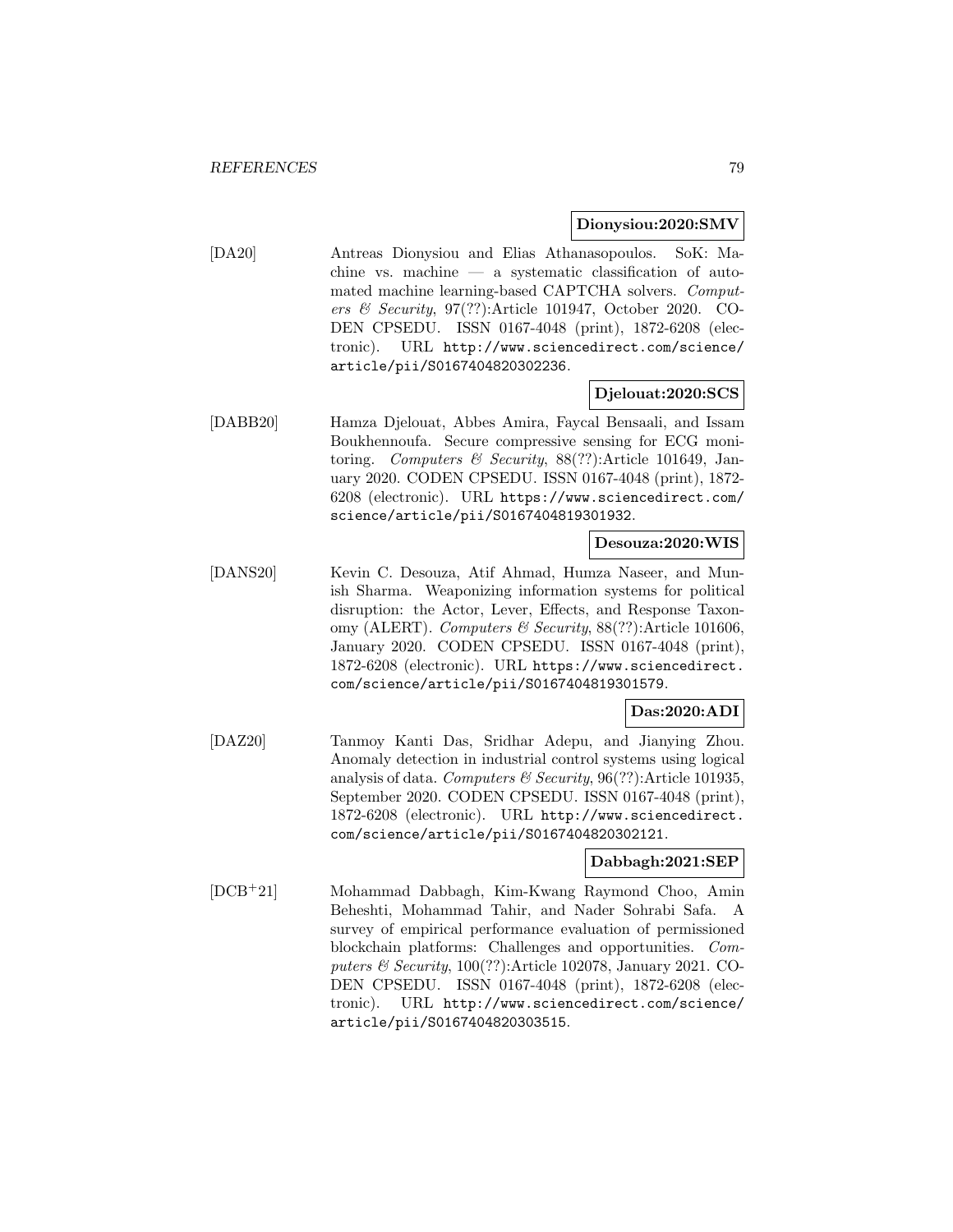**Dionysiou:2020:SMV**

[DA20] Antreas Dionysiou and Elias Athanasopoulos. SoK: Machine vs. machine — a systematic classification of automated machine learning-based CAPTCHA solvers. *Computers & Security*, 97(??):Article 101947, October 2020. CODEN CPSEDU. ISSN 0167-4048 (print), 1872-6208 (electronic). URL http://www.sciencedirect.com/science/article/pii/S0167404820302236.

**Djelouat:2020:SCS**

[DABB20] Hamza Djelouat, Abbes Amira, Faycal Bensaali, and Issam Boukhennoufa. Secure compressive sensing for ECG monitoring. *Computers & Security*, 88(??):Article 101649, January 2020. CODEN CPSEDU. ISSN 0167-4048 (print), 1872-6208 (electronic). URL https://www.sciencedirect.com/science/article/pii/S0167404819301932.

**Desouza:2020:WIS**

[DANS20] Kevin C. Desouza, Atif Ahmad, Humza Naseer, and Munish Sharma. Weaponizing information systems for political disruption: the Actor, Lever, Effects, and Response Taxonomy (ALERT). *Computers & Security*, 88(??):Article 101606, January 2020. CODEN CPSEDU. ISSN 0167-4048 (print), 1872-6208 (electronic). URL https://www.sciencedirect.com/science/article/pii/S0167404819301579.

**Das:2020:ADI**

[DAZ20] Tanmoy Kanti Das, Sridhar Adepu, and Jianying Zhou. Anomaly detection in industrial control systems using logical analysis of data. *Computers & Security*, 96(??):Article 101935, September 2020. CODEN CPSEDU. ISSN 0167-4048 (print), 1872-6208 (electronic). URL http://www.sciencedirect.com/science/article/pii/S0167404820302121.

**Dabbagh:2021:SEP**

[DCB+21] Mohammad Dabbagh, Kim-Kwang Raymond Choo, Amin Beheshti, Mohammad Tahir, and Nader Sohrabi Safa. A survey of empirical performance evaluation of permissioned blockchain platforms: Challenges and opportunities. *Computers & Security*, 100(??):Article 102078, January 2021. CODEN CPSEDU. ISSN 0167-4048 (print), 1872-6208 (electronic). URL http://www.sciencedirect.com/science/article/pii/S0167404820303515.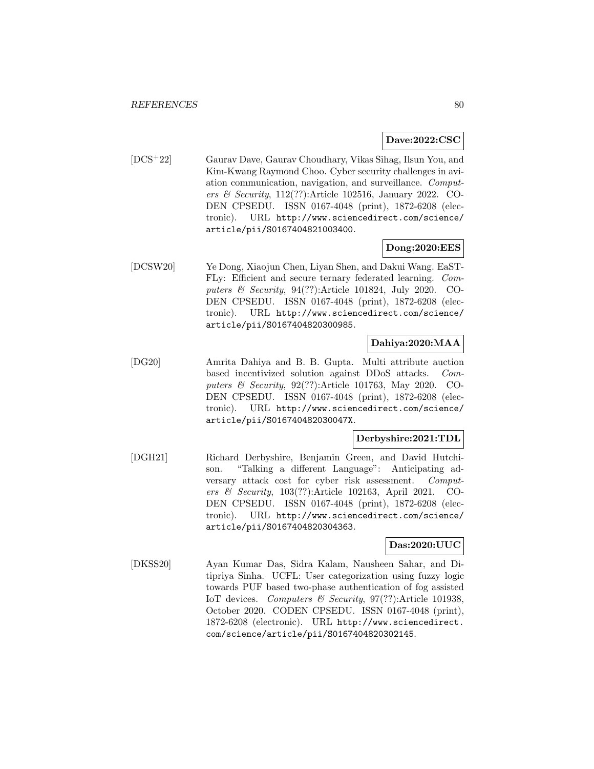**Dave:2022:CSC**

[DCS+22] Gaurav Dave, Gaurav Choudhary, Vikas Sihag, Ilsun You, and Kim-Kwang Raymond Choo. Cyber security challenges in aviation communication, navigation, and surveillance. *Computers & Security*, 112(??):Article 102516, January 2022. CODEN CPSEDU. ISSN 0167-4048 (print), 1872-6208 (electronic). URL http://www.sciencedirect.com/science/article/pii/S0167404821003400.

**Dong:2020:EES**

[DCSW20] Ye Dong, Xiaojun Chen, Liyan Shen, and Dakui Wang. EaSTFLy: Efficient and secure ternary federated learning. *Computers & Security*, 94(??):Article 101824, July 2020. CODEN CPSEDU. ISSN 0167-4048 (print), 1872-6208 (electronic). URL http://www.sciencedirect.com/science/article/pii/S0167404820300985.

**Dahiya:2020:MAA**

[DG20] Amrita Dahiya and B. B. Gupta. Multi attribute auction based incentivized solution against DDoS attacks. *Computers & Security*, 92(??):Article 101763, May 2020. CODEN CPSEDU. ISSN 0167-4048 (print), 1872-6208 (electronic). URL http://www.sciencedirect.com/science/article/pii/S016740482030047X.

**Derbyshire:2021:TDL**

[DGH21] Richard Derbyshire, Benjamin Green, and David Hutchison. "Talking a different Language": Anticipating adversary attack cost for cyber risk assessment. *Computers & Security*, 103(??):Article 102163, April 2021. CODEN CPSEDU. ISSN 0167-4048 (print), 1872-6208 (electronic). URL http://www.sciencedirect.com/science/article/pii/S0167404820304363.

**Das:2020:UUC**

[DKSS20] Ayan Kumar Das, Sidra Kalam, Nausheen Sahar, and Ditipriya Sinha. UCFL: User categorization using fuzzy logic towards PUF based two-phase authentication of fog assisted IoT devices. *Computers & Security*, 97(??):Article 101938, October 2020. CODEN CPSEDU. ISSN 0167-4048 (print), 1872-6208 (electronic). URL http://www.sciencedirect.com/science/article/pii/S0167404820302145.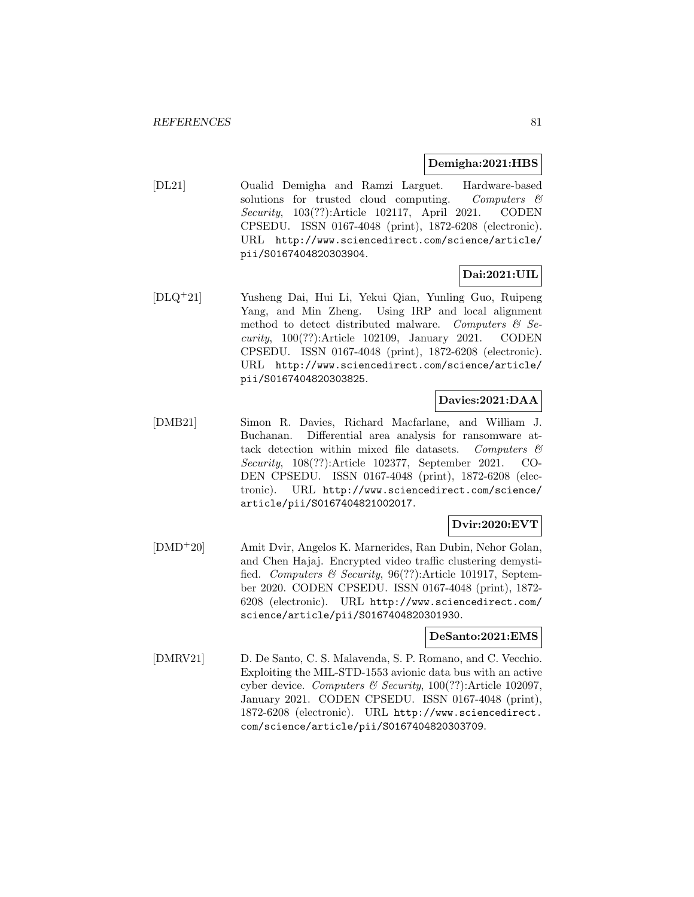**Demigha:2021:HBS**

[DL21] Oualid Demigha and Ramzi Larguet. Hardware-based solutions for trusted cloud computing. *Computers & Security*, 103(??):Article 102117, April 2021. CODEN CPSEDU. ISSN 0167-4048 (print), 1872-6208 (electronic). URL http://www.sciencedirect.com/science/article/pii/S0167404820303904.

**Dai:2021:UIL**

[DLQ+21] Yusheng Dai, Hui Li, Yekui Qian, Yunling Guo, Ruipeng Yang, and Min Zheng. Using IRP and local alignment method to detect distributed malware. *Computers & Security*, 100(??):Article 102109, January 2021. CODEN CPSEDU. ISSN 0167-4048 (print), 1872-6208 (electronic). URL http://www.sciencedirect.com/science/article/pii/S0167404820303825.

**Davies:2021:DAA**

[DMB21] Simon R. Davies, Richard Macfarlane, and William J. Buchanan. Differential area analysis for ransomware attack detection within mixed file datasets. *Computers & Security*, 108(??):Article 102377, September 2021. CODEN CPSEDU. ISSN 0167-4048 (print), 1872-6208 (electronic). URL http://www.sciencedirect.com/science/article/pii/S0167404821002017.

**Dvir:2020:EVT**

[DMD+20] Amit Dvir, Angelos K. Marnerides, Ran Dubin, Nehor Golan, and Chen Hajaj. Encrypted video traffic clustering demystified. *Computers & Security*, 96(??):Article 101917, September 2020. CODEN CPSEDU. ISSN 0167-4048 (print), 1872-6208 (electronic). URL http://www.sciencedirect.com/science/article/pii/S0167404820301930.

**DeSanto:2021:EMS**

[DMRV21] D. De Santo, C. S. Malavenda, S. P. Romano, and C. Vecchio. Exploiting the MIL-STD-1553 avionic data bus with an active cyber device. *Computers & Security*, 100(??):Article 102097, January 2021. CODEN CPSEDU. ISSN 0167-4048 (print), 1872-6208 (electronic). URL http://www.sciencedirect.com/science/article/pii/S0167404820303709.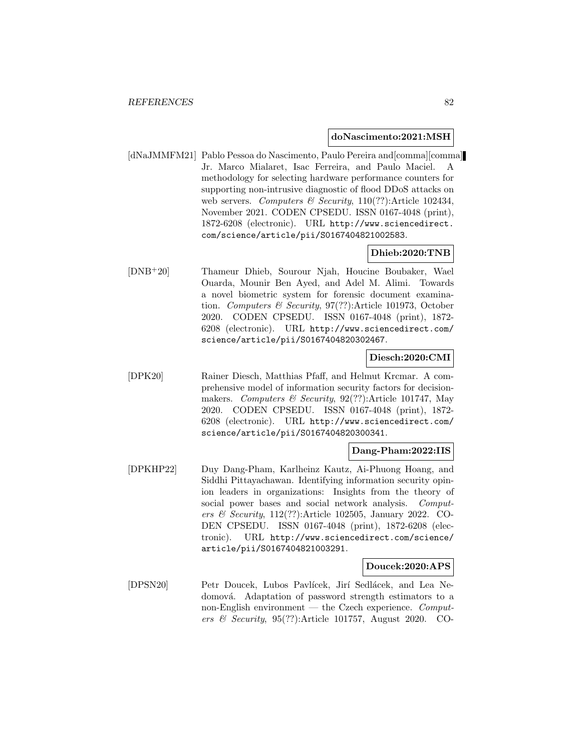**doNascimento:2021:MSH**

[dNaJMMFM21] Pablo Pessoa do Nascimento, Paulo Pereira and[comma][comma] Jr. Marco Mialaret, Isac Ferreira, and Paulo Maciel. A methodology for selecting hardware performance counters for supporting non-intrusive diagnostic of flood DDoS attacks on web servers. *Computers & Security*, 110(??):Article 102434, November 2021. CODEN CPSEDU. ISSN 0167-4048 (print), 1872-6208 (electronic). URL http://www.sciencedirect.com/science/article/pii/S0167404821002583.

**Dhieb:2020:TNB**

[DNB+20] Thameur Dhieb, Sourour Njah, Houcine Boubaker, Wael Ouarda, Mounir Ben Ayed, and Adel M. Alimi. Towards a novel biometric system for forensic document examination. *Computers & Security*, 97(??):Article 101973, October 2020. CODEN CPSEDU. ISSN 0167-4048 (print), 1872-6208 (electronic). URL http://www.sciencedirect.com/science/article/pii/S0167404820302467.

**Diesch:2020:CMI**

[DPK20] Rainer Diesch, Matthias Pfaff, and Helmut Krcmar. A comprehensive model of information security factors for decision-makers. *Computers & Security*, 92(??):Article 101747, May 2020. CODEN CPSEDU. ISSN 0167-4048 (print), 1872-6208 (electronic). URL http://www.sciencedirect.com/science/article/pii/S0167404820300341.

**Dang-Pham:2022:IIS**

[DPKHP22] Duy Dang-Pham, Karlheinz Kautz, Ai-Phuong Hoang, and Siddhi Pittayachawan. Identifying information security opinion leaders in organizations: Insights from the theory of social power bases and social network analysis. *Computers & Security*, 112(??):Article 102505, January 2022. CODEN CPSEDU. ISSN 0167-4048 (print), 1872-6208 (electronic). URL http://www.sciencedirect.com/science/article/pii/S0167404821003291.

**Doucek:2020:APS**

[DPSN20] Petr Doucek, Lubos Pavlícek, Jirí Sedlácek, and Lea Nedomová. Adaptation of password strength estimators to a non-English environment — the Czech experience. *Computers & Security*, 95(??):Article 101757, August 2020. CO-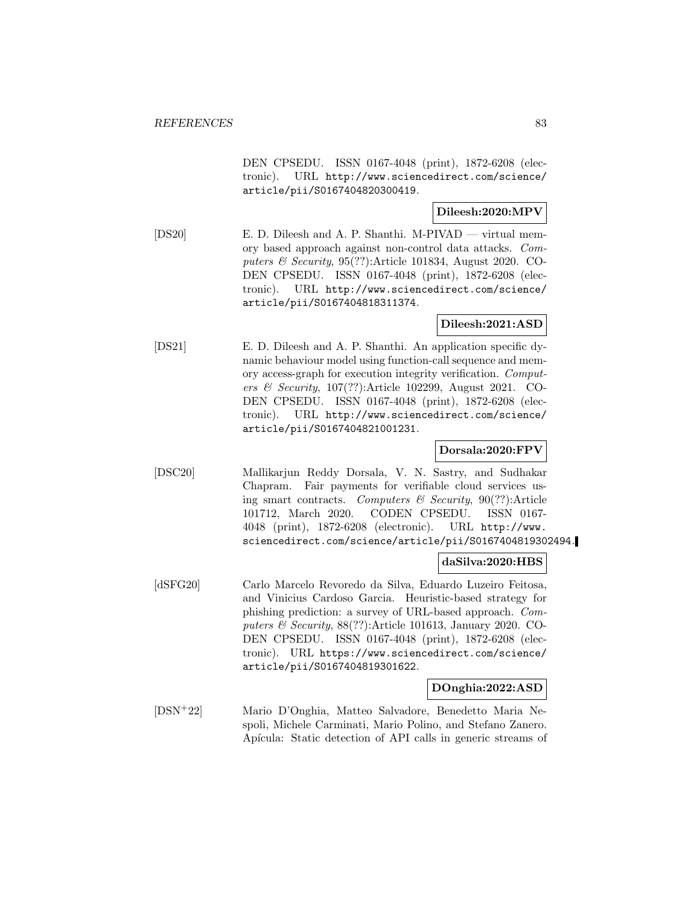DEN CPSEDU. ISSN 0167-4048 (print), 1872-6208 (electronic). URL http://www.sciencedirect.com/science/article/pii/S0167404820300419.

**Dileesh:2020:MPV**

[DS20] E. D. Dileesh and A. P. Shanthi. M-PIVAD — virtual memory based approach against non-control data attacks. *Computers & Security*, 95(??):Article 101834, August 2020. CODEN CPSEDU. ISSN 0167-4048 (print), 1872-6208 (electronic). URL http://www.sciencedirect.com/science/article/pii/S0167404818311374.

**Dileesh:2021:ASD**

[DS21] E. D. Dileesh and A. P. Shanthi. An application specific dynamic behaviour model using function-call sequence and memory access-graph for execution integrity verification. *Computers & Security*, 107(??):Article 102299, August 2021. CODEN CPSEDU. ISSN 0167-4048 (print), 1872-6208 (electronic). URL http://www.sciencedirect.com/science/article/pii/S0167404821001231.

**Dorsala:2020:FPV**

[DSC20] Mallikarjun Reddy Dorsala, V. N. Sastry, and Sudhakar Chapram. Fair payments for verifiable cloud services using smart contracts. *Computers & Security*, 90(??):Article 101712, March 2020. CODEN CPSEDU. ISSN 0167-4048 (print), 1872-6208 (electronic). URL http://www.sciencedirect.com/science/article/pii/S0167404819302494.

**daSilva:2020:HBS**

[dSFG20] Carlo Marcelo Revoredo da Silva, Eduardo Luzeiro Feitosa, and Vinicius Cardoso Garcia. Heuristic-based strategy for phishing prediction: a survey of URL-based approach. *Computers & Security*, 88(??):Article 101613, January 2020. CODEN CPSEDU. ISSN 0167-4048 (print), 1872-6208 (electronic). URL https://www.sciencedirect.com/science/article/pii/S0167404819301622.

**DOnghia:2022:ASD**

[DSN+22] Mario D'Onghia, Matteo Salvadore, Benedetto Maria Nespoli, Michele Carminati, Mario Polino, and Stefano Zanero. Apícula: Static detection of API calls in generic streams of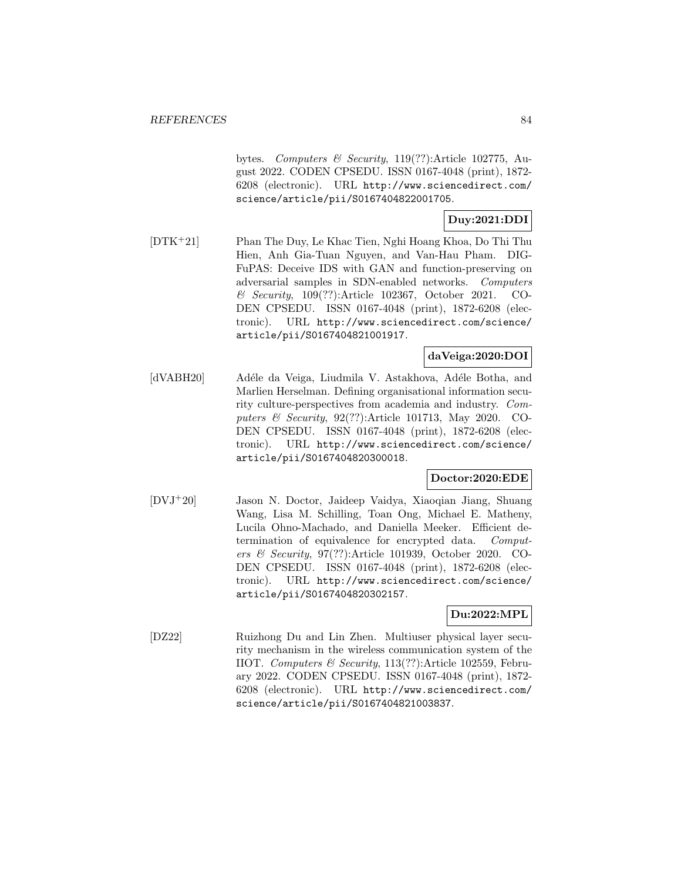bytes. *Computers & Security*, 119(??):Article 102775, August 2022. CODEN CPSEDU. ISSN 0167-4048 (print), 1872-6208 (electronic). URL http://www.sciencedirect.com/science/article/pii/S0167404822001705.

**Duy:2021:DDI**

[DTK+21] Phan The Duy, Le Khac Tien, Nghi Hoang Khoa, Do Thi Thu Hien, Anh Gia-Tuan Nguyen, and Van-Hau Pham. DIG-FuPAS: Deceive IDS with GAN and function-preserving on adversarial samples in SDN-enabled networks. *Computers & Security*, 109(??):Article 102367, October 2021. CODEN CPSEDU. ISSN 0167-4048 (print), 1872-6208 (electronic). URL http://www.sciencedirect.com/science/article/pii/S0167404821001917.

**daVeiga:2020:DOI**

[dVABH20] Adéle da Veiga, Liudmila V. Astakhova, Adéle Botha, and Marlien Herselman. Defining organisational information security culture-perspectives from academia and industry. *Computers & Security*, 92(??):Article 101713, May 2020. CODEN CPSEDU. ISSN 0167-4048 (print), 1872-6208 (electronic). URL http://www.sciencedirect.com/science/article/pii/S0167404820300018.

**Doctor:2020:EDE**

[DVJ+20] Jason N. Doctor, Jaideep Vaidya, Xiaoqian Jiang, Shuang Wang, Lisa M. Schilling, Toan Ong, Michael E. Matheny, Lucila Ohno-Machado, and Daniella Meeker. Efficient determination of equivalence for encrypted data. *Computers & Security*, 97(??):Article 101939, October 2020. CODEN CPSEDU. ISSN 0167-4048 (print), 1872-6208 (electronic). URL http://www.sciencedirect.com/science/article/pii/S0167404820302157.

**Du:2022:MPL**

[DZ22] Ruizhong Du and Lin Zhen. Multiuser physical layer security mechanism in the wireless communication system of the IIOT. *Computers & Security*, 113(??):Article 102559, February 2022. CODEN CPSEDU. ISSN 0167-4048 (print), 1872-6208 (electronic). URL http://www.sciencedirect.com/science/article/pii/S0167404821003837.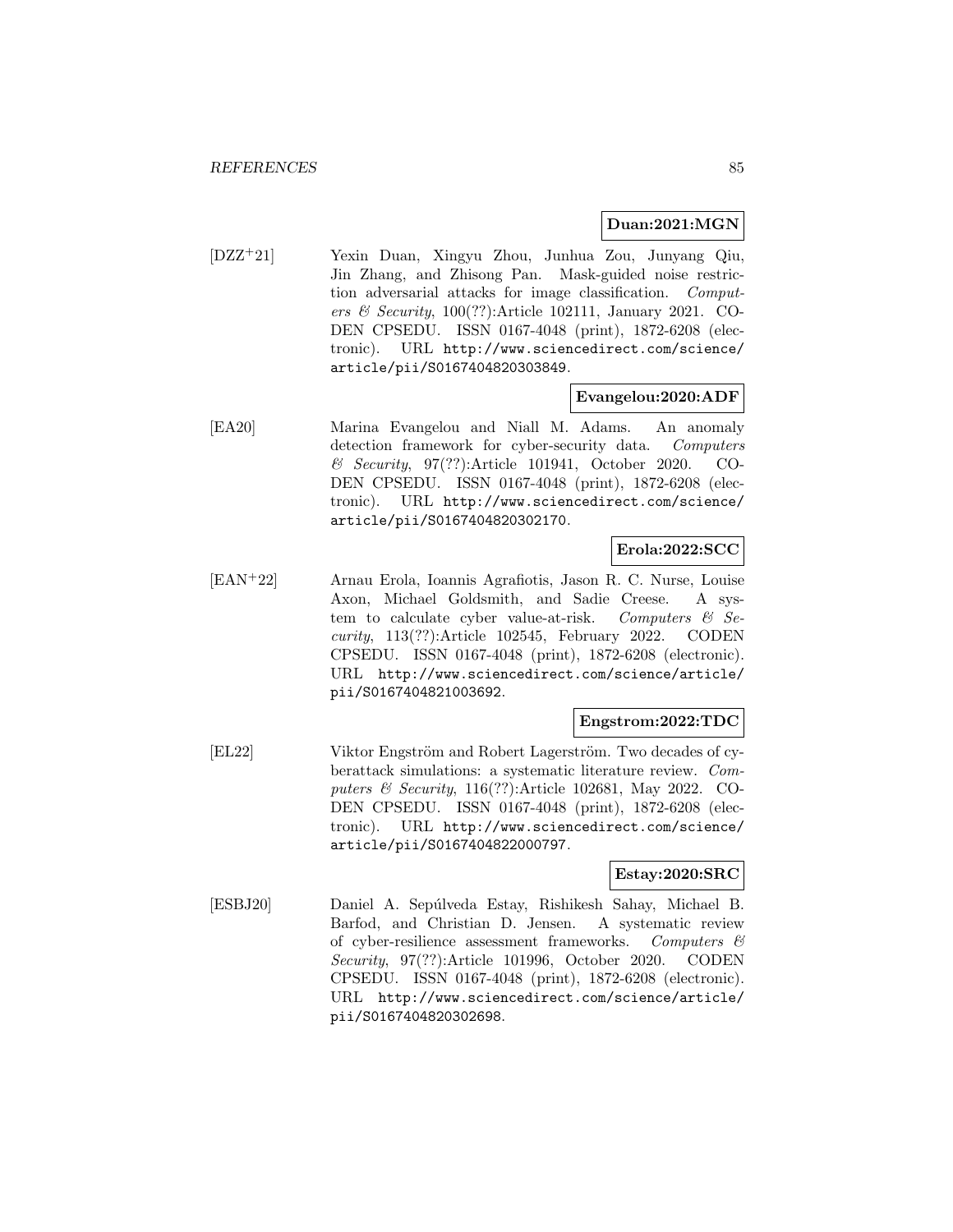**Duan:2021:MGN**

[DZZ+21] Yexin Duan, Xingyu Zhou, Junhua Zou, Junyang Qiu, Jin Zhang, and Zhisong Pan. Mask-guided noise restriction adversarial attacks for image classification. *Computers & Security*, 100(??):Article 102111, January 2021. CODEN CPSEDU. ISSN 0167-4048 (print), 1872-6208 (electronic). URL http://www.sciencedirect.com/science/article/pii/S0167404820303849.

**Evangelou:2020:ADF**

[EA20] Marina Evangelou and Niall M. Adams. An anomaly detection framework for cyber-security data. *Computers & Security*, 97(??):Article 101941, October 2020. CODEN CPSEDU. ISSN 0167-4048 (print), 1872-6208 (electronic). URL http://www.sciencedirect.com/science/article/pii/S0167404820302170.

**Erola:2022:SCC**

[EAN+22] Arnau Erola, Ioannis Agrafiotis, Jason R. C. Nurse, Louise Axon, Michael Goldsmith, and Sadie Creese. A system to calculate cyber value-at-risk. *Computers & Security*, 113(??):Article 102545, February 2022. CODEN CPSEDU. ISSN 0167-4048 (print), 1872-6208 (electronic). URL http://www.sciencedirect.com/science/article/pii/S0167404821003692.

**Engstrom:2022:TDC**

[EL22] Viktor Engström and Robert Lagerström. Two decades of cyberattack simulations: a systematic literature review. *Computers & Security*, 116(??):Article 102681, May 2022. CODEN CPSEDU. ISSN 0167-4048 (print), 1872-6208 (electronic). URL http://www.sciencedirect.com/science/article/pii/S0167404822000797.

**Estay:2020:SRC**

[ESBJ20] Daniel A. Sepúlveda Estay, Rishikesh Sahay, Michael B. Barfod, and Christian D. Jensen. A systematic review of cyber-resilience assessment frameworks. *Computers & Security*, 97(??):Article 101996, October 2020. CODEN CPSEDU. ISSN 0167-4048 (print), 1872-6208 (electronic). URL http://www.sciencedirect.com/science/article/pii/S0167404820302698.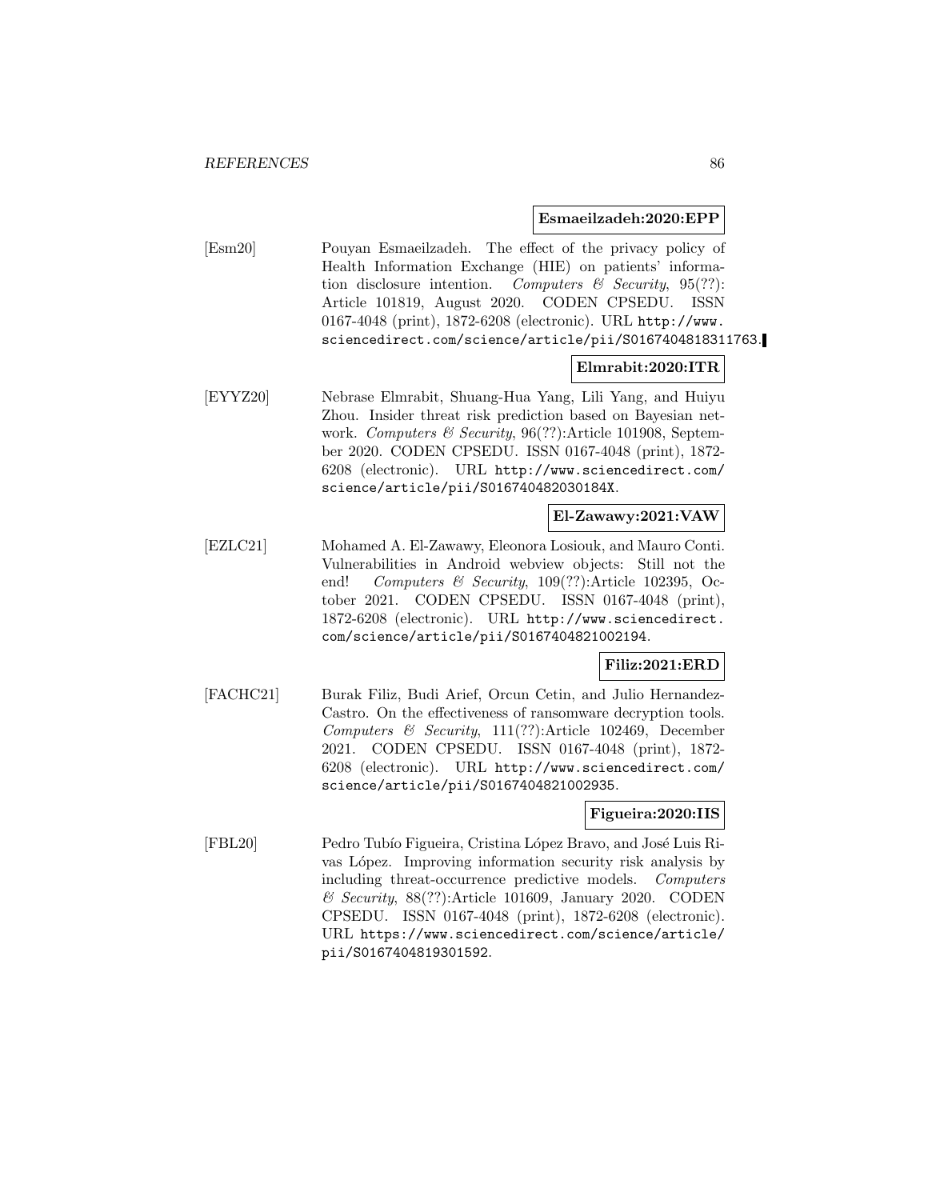**Esmaeilzadeh:2020:EPP**

[Esm20] Pouyan Esmaeilzadeh. The effect of the privacy policy of Health Information Exchange (HIE) on patients' information disclosure intention. *Computers & Security*, 95(??): Article 101819, August 2020. CODEN CPSEDU. ISSN 0167-4048 (print), 1872-6208 (electronic). URL http://www.sciencedirect.com/science/article/pii/S0167404818311763.

**Elmrabit:2020:ITR**

[EYYZ20] Nebrase Elmrabit, Shuang-Hua Yang, Lili Yang, and Huiyu Zhou. Insider threat risk prediction based on Bayesian network. *Computers & Security*, 96(??):Article 101908, September 2020. CODEN CPSEDU. ISSN 0167-4048 (print), 1872-6208 (electronic). URL http://www.sciencedirect.com/science/article/pii/S016740482030184X.

**El-Zawawy:2021:VAW**

[EZLC21] Mohamed A. El-Zawawy, Eleonora Losiouk, and Mauro Conti. Vulnerabilities in Android webview objects: Still not the end! *Computers & Security*, 109(??):Article 102395, October 2021. CODEN CPSEDU. ISSN 0167-4048 (print), 1872-6208 (electronic). URL http://www.sciencedirect.com/science/article/pii/S0167404821002194.

**Filiz:2021:ERD**

[FACHC21] Burak Filiz, Budi Arief, Orcun Cetin, and Julio Hernandez-Castro. On the effectiveness of ransomware decryption tools. *Computers & Security*, 111(??):Article 102469, December 2021. CODEN CPSEDU. ISSN 0167-4048 (print), 1872-6208 (electronic). URL http://www.sciencedirect.com/science/article/pii/S0167404821002935.

**Figueira:2020:IIS**

[FBL20] Pedro Tubío Figueira, Cristina López Bravo, and José Luis Rivas López. Improving information security risk analysis by including threat-occurrence predictive models. *Computers & Security*, 88(??):Article 101609, January 2020. CODEN CPSEDU. ISSN 0167-4048 (print), 1872-6208 (electronic). URL https://www.sciencedirect.com/science/article/pii/S0167404819301592.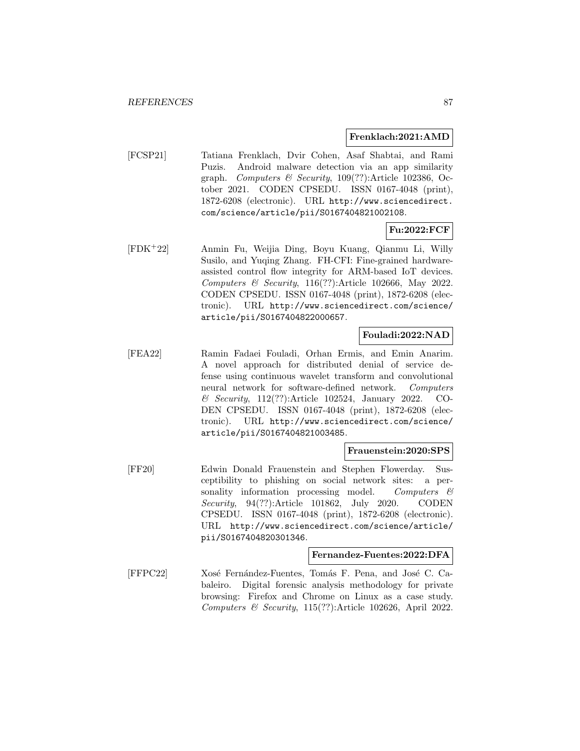**Frenklach:2021:AMD**

[FCSP21] Tatiana Frenklach, Dvir Cohen, Asaf Shabtai, and Rami Puzis. Android malware detection via an app similarity graph. *Computers & Security*, 109(??):Article 102386, October 2021. CODEN CPSEDU. ISSN 0167-4048 (print), 1872-6208 (electronic). URL http://www.sciencedirect.com/science/article/pii/S0167404821002108.

**Fu:2022:FCF**

[FDK+22] Anmin Fu, Weijia Ding, Boyu Kuang, Qianmu Li, Willy Susilo, and Yuqing Zhang. FH-CFI: Fine-grained hardware-assisted control flow integrity for ARM-based IoT devices. *Computers & Security*, 116(??):Article 102666, May 2022. CODEN CPSEDU. ISSN 0167-4048 (print), 1872-6208 (electronic). URL http://www.sciencedirect.com/science/article/pii/S0167404822000657.

**Fouladi:2022:NAD**

[FEA22] Ramin Fadaei Fouladi, Orhan Ermis, and Emin Anarim. A novel approach for distributed denial of service defense using continuous wavelet transform and convolutional neural network for software-defined network. *Computers & Security*, 112(??):Article 102524, January 2022. CODEN CPSEDU. ISSN 0167-4048 (print), 1872-6208 (electronic). URL http://www.sciencedirect.com/science/article/pii/S0167404821003485.

**Frauenstein:2020:SPS**

[FF20] Edwin Donald Frauenstein and Stephen Flowerday. Susceptibility to phishing on social network sites: a personality information processing model. *Computers & Security*, 94(??):Article 101862, July 2020. CODEN CPSEDU. ISSN 0167-4048 (print), 1872-6208 (electronic). URL http://www.sciencedirect.com/science/article/pii/S0167404820301346.

**Fernandez-Fuentes:2022:DFA**

[FFPC22] Xosé Fernández-Fuentes, Tomás F. Pena, and José C. Cabaleiro. Digital forensic analysis methodology for private browsing: Firefox and Chrome on Linux as a case study. *Computers & Security*, 115(??):Article 102626, April 2022.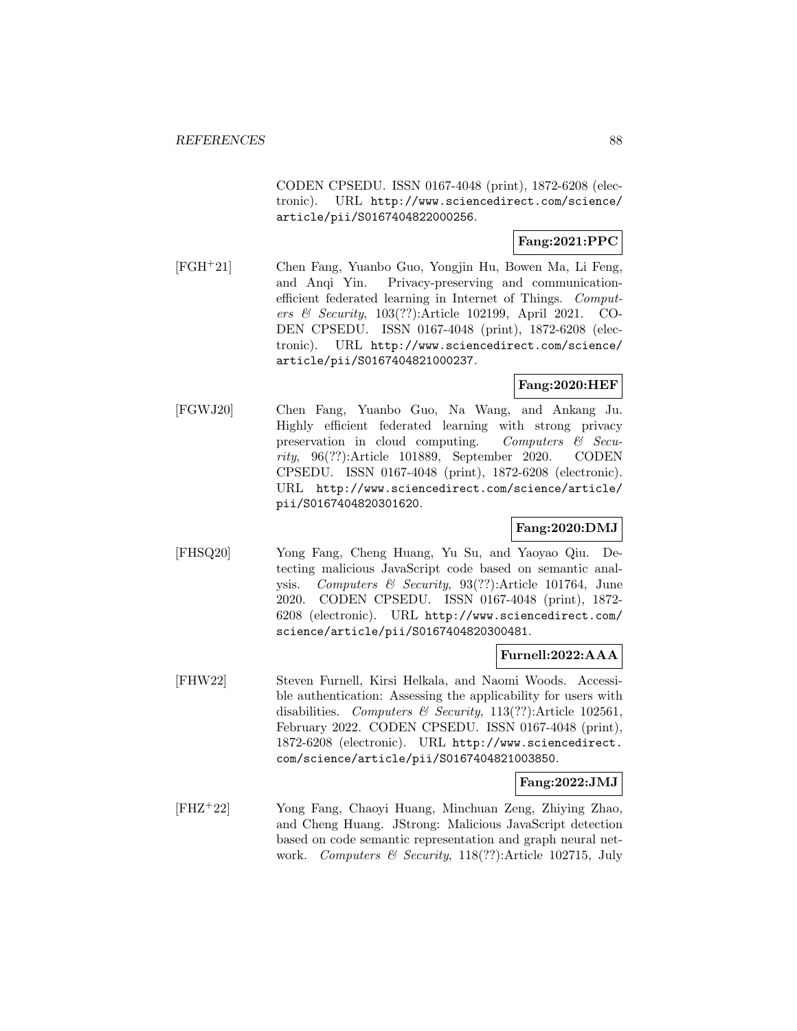CODEN CPSEDU. ISSN 0167-4048 (print), 1872-6208 (electronic). URL http://www.sciencedirect.com/science/article/pii/S0167404822000256.

**Fang:2021:PPC**

[FGH+21] Chen Fang, Yuanbo Guo, Yongjin Hu, Bowen Ma, Li Feng, and Anqi Yin. Privacy-preserving and communication-efficient federated learning in Internet of Things. *Computers & Security*, 103(??):Article 102199, April 2021. CODEN CPSEDU. ISSN 0167-4048 (print), 1872-6208 (electronic). URL http://www.sciencedirect.com/science/article/pii/S0167404821000237.

**Fang:2020:HEF**

[FGWJ20] Chen Fang, Yuanbo Guo, Na Wang, and Ankang Ju. Highly efficient federated learning with strong privacy preservation in cloud computing. *Computers & Security*, 96(??):Article 101889, September 2020. CODEN CPSEDU. ISSN 0167-4048 (print), 1872-6208 (electronic). URL http://www.sciencedirect.com/science/article/pii/S0167404820301620.

**Fang:2020:DMJ**

[FHSQ20] Yong Fang, Cheng Huang, Yu Su, and Yaoyao Qiu. Detecting malicious JavaScript code based on semantic analysis. *Computers & Security*, 93(??):Article 101764, June 2020. CODEN CPSEDU. ISSN 0167-4048 (print), 1872-6208 (electronic). URL http://www.sciencedirect.com/science/article/pii/S0167404820300481.

**Furnell:2022:AAA**

[FHW22] Steven Furnell, Kirsi Helkala, and Naomi Woods. Accessible authentication: Assessing the applicability for users with disabilities. *Computers & Security*, 113(??):Article 102561, February 2022. CODEN CPSEDU. ISSN 0167-4048 (print), 1872-6208 (electronic). URL http://www.sciencedirect.com/science/article/pii/S0167404821003850.

**Fang:2022:JMJ**

[FHZ+22] Yong Fang, Chaoyi Huang, Minchuan Zeng, Zhiying Zhao, and Cheng Huang. JStrong: Malicious JavaScript detection based on code semantic representation and graph neural network. *Computers & Security*, 118(??):Article 102715, July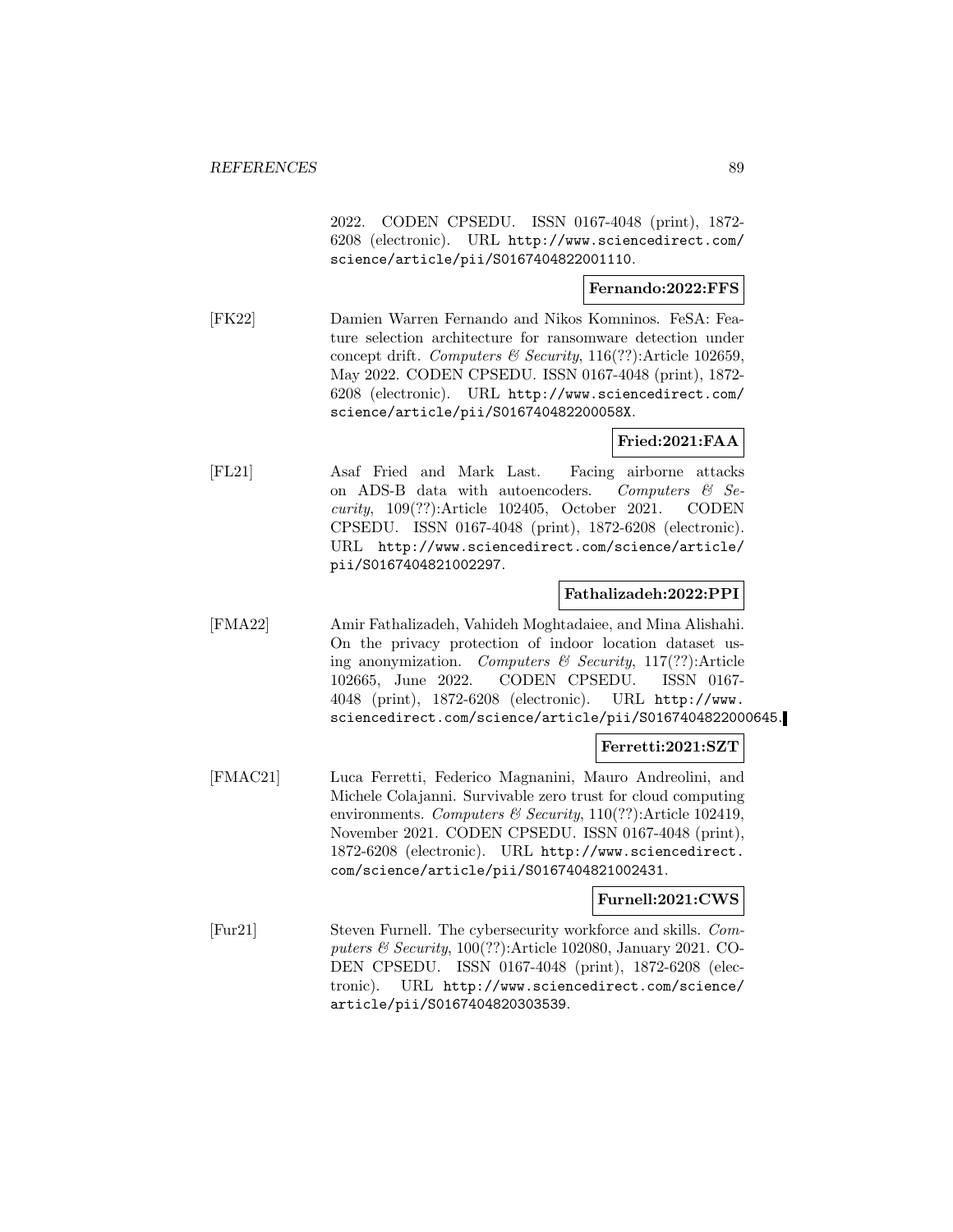2022. CODEN CPSEDU. ISSN 0167-4048 (print), 1872-6208 (electronic). URL http://www.sciencedirect.com/science/article/pii/S0167404822001110.

**Fernando:2022:FFS**

[FK22] Damien Warren Fernando and Nikos Komninos. FeSA: Feature selection architecture for ransomware detection under concept drift. *Computers & Security*, 116(??):Article 102659, May 2022. CODEN CPSEDU. ISSN 0167-4048 (print), 1872-6208 (electronic). URL http://www.sciencedirect.com/science/article/pii/S016740482200058X.

**Fried:2021:FAA**

[FL21] Asaf Fried and Mark Last. Facing airborne attacks on ADS-B data with autoencoders. *Computers & Security*, 109(??):Article 102405, October 2021. CODEN CPSEDU. ISSN 0167-4048 (print), 1872-6208 (electronic). URL http://www.sciencedirect.com/science/article/pii/S0167404821002297.

**Fathalizadeh:2022:PPI**

[FMA22] Amir Fathalizadeh, Vahideh Moghtadaiee, and Mina Alishahi. On the privacy protection of indoor location dataset using anonymization. *Computers & Security*, 117(??):Article 102665, June 2022. CODEN CPSEDU. ISSN 0167-4048 (print), 1872-6208 (electronic). URL http://www.sciencedirect.com/science/article/pii/S0167404822000645.

**Ferretti:2021:SZT**

[FMAC21] Luca Ferretti, Federico Magnanini, Mauro Andreolini, and Michele Colajanni. Survivable zero trust for cloud computing environments. *Computers & Security*, 110(??):Article 102419, November 2021. CODEN CPSEDU. ISSN 0167-4048 (print), 1872-6208 (electronic). URL http://www.sciencedirect.com/science/article/pii/S0167404821002431.

**Furnell:2021:CWS**

[Fur21] Steven Furnell. The cybersecurity workforce and skills. *Computers & Security*, 100(??):Article 102080, January 2021. CODEN CPSEDU. ISSN 0167-4048 (print), 1872-6208 (electronic). URL http://www.sciencedirect.com/science/article/pii/S0167404820303539.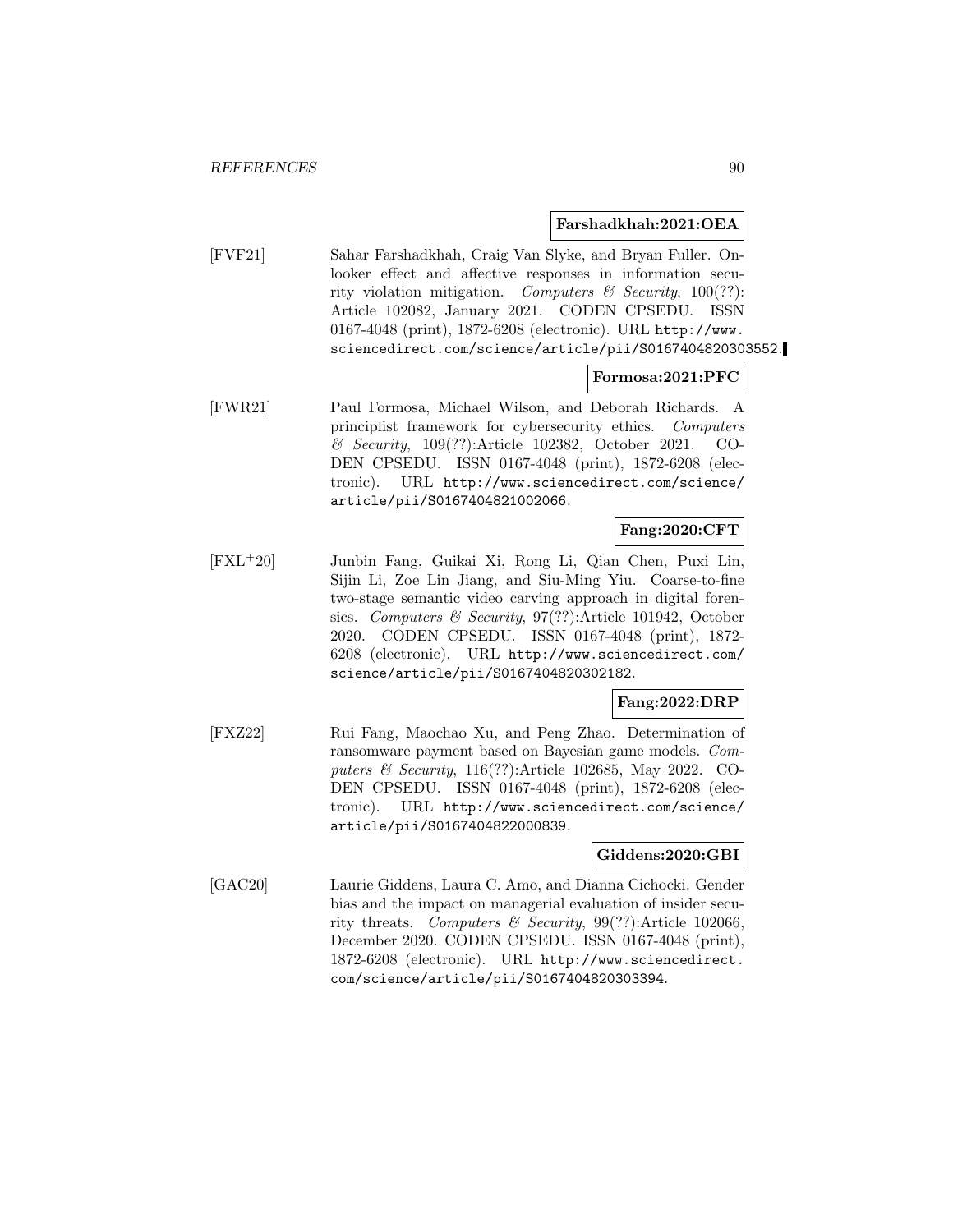**Farshadkhah:2021:OEA**

[FVF21] Sahar Farshadkhah, Craig Van Slyke, and Bryan Fuller. Onlooker effect and affective responses in information security violation mitigation. *Computers & Security*, 100(??): Article 102082, January 2021. CODEN CPSEDU. ISSN 0167-4048 (print), 1872-6208 (electronic). URL http://www.sciencedirect.com/science/article/pii/S0167404820303552.

**Formosa:2021:PFC**

[FWR21] Paul Formosa, Michael Wilson, and Deborah Richards. A principlist framework for cybersecurity ethics. *Computers & Security*, 109(??):Article 102382, October 2021. CODEN CPSEDU. ISSN 0167-4048 (print), 1872-6208 (electronic). URL http://www.sciencedirect.com/science/article/pii/S0167404821002066.

**Fang:2020:CFT**

[FXL+20] Junbin Fang, Guikai Xi, Rong Li, Qian Chen, Puxi Lin, Sijin Li, Zoe Lin Jiang, and Siu-Ming Yiu. Coarse-to-fine two-stage semantic video carving approach in digital forensics. *Computers & Security*, 97(??):Article 101942, October 2020. CODEN CPSEDU. ISSN 0167-4048 (print), 1872-6208 (electronic). URL http://www.sciencedirect.com/science/article/pii/S0167404820302182.

**Fang:2022:DRP**

[FXZ22] Rui Fang, Maochao Xu, and Peng Zhao. Determination of ransomware payment based on Bayesian game models. *Computers & Security*, 116(??):Article 102685, May 2022. CODEN CPSEDU. ISSN 0167-4048 (print), 1872-6208 (electronic). URL http://www.sciencedirect.com/science/article/pii/S0167404822000839.

**Giddens:2020:GBI**

[GAC20] Laurie Giddens, Laura C. Amo, and Dianna Cichocki. Gender bias and the impact on managerial evaluation of insider security threats. *Computers & Security*, 99(??):Article 102066, December 2020. CODEN CPSEDU. ISSN 0167-4048 (print), 1872-6208 (electronic). URL http://www.sciencedirect.com/science/article/pii/S0167404820303394.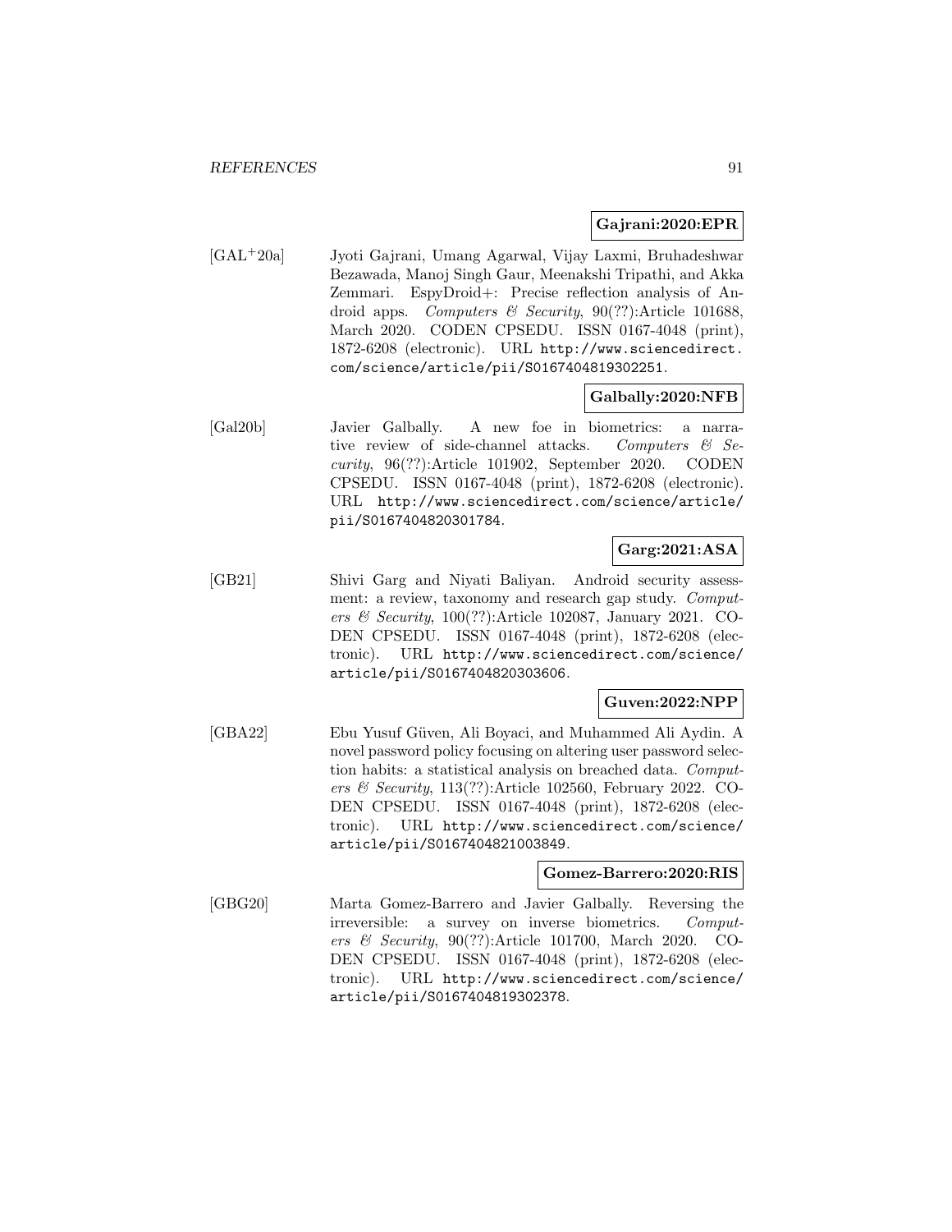**Gajrani:2020:EPR**

[GAL+20a] Jyoti Gajrani, Umang Agarwal, Vijay Laxmi, Bruhadeshwar Bezawada, Manoj Singh Gaur, Meenakshi Tripathi, and Akka Zemmari. EspyDroid+: Precise reflection analysis of Android apps. *Computers & Security*, 90(??):Article 101688, March 2020. CODEN CPSEDU. ISSN 0167-4048 (print), 1872-6208 (electronic). URL `http://www.sciencedirect.com/science/article/pii/S0167404819302251`.

**Galbally:2020:NFB**

[Gal20b] Javier Galbally. A new foe in biometrics: a narrative review of side-channel attacks. *Computers & Security*, 96(??):Article 101902, September 2020. CODEN CPSEDU. ISSN 0167-4048 (print), 1872-6208 (electronic). URL `http://www.sciencedirect.com/science/article/pii/S0167404820301784`.

**Garg:2021:ASA**

[GB21] Shivi Garg and Niyati Baliyan. Android security assessment: a review, taxonomy and research gap study. *Computers & Security*, 100(??):Article 102087, January 2021. CODEN CPSEDU. ISSN 0167-4048 (print), 1872-6208 (electronic). URL `http://www.sciencedirect.com/science/article/pii/S0167404820303606`.

**Guven:2022:NPP**

[GBA22] Ebu Yusuf Güven, Ali Boyaci, and Muhammed Ali Aydin. A novel password policy focusing on altering user password selection habits: a statistical analysis on breached data. *Computers & Security*, 113(??):Article 102560, February 2022. CODEN CPSEDU. ISSN 0167-4048 (print), 1872-6208 (electronic). URL `http://www.sciencedirect.com/science/article/pii/S0167404821003849`.

**Gomez-Barrero:2020:RIS**

[GBG20] Marta Gomez-Barrero and Javier Galbally. Reversing the irreversible: a survey on inverse biometrics. *Computers & Security*, 90(??):Article 101700, March 2020. CODEN CPSEDU. ISSN 0167-4048 (print), 1872-6208 (electronic). URL `http://www.sciencedirect.com/science/article/pii/S0167404819302378`.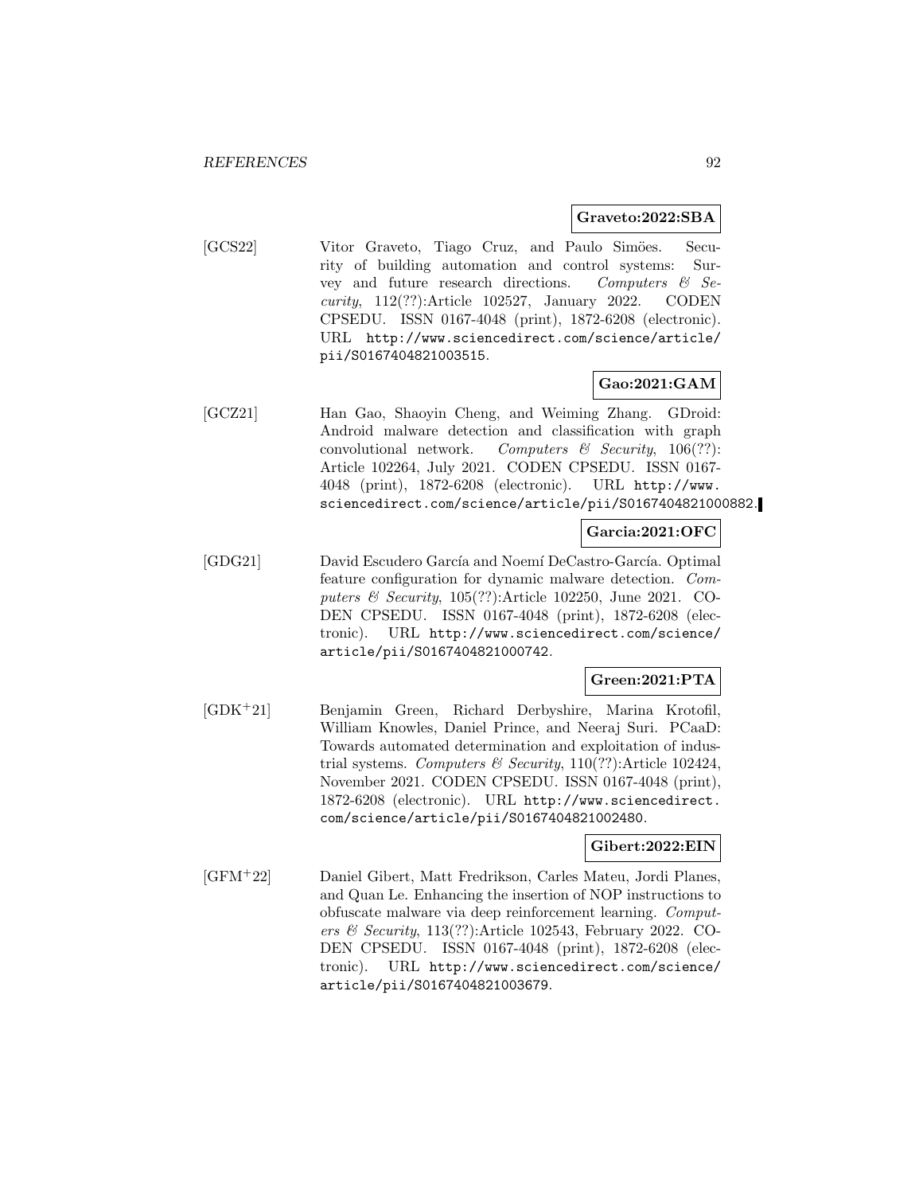**Graveto:2022:SBA**

[GCS22] Vitor Graveto, Tiago Cruz, and Paulo Simöes. Security of building automation and control systems: Survey and future research directions. *Computers & Security*, 112(??):Article 102527, January 2022. CODEN CPSEDU. ISSN 0167-4048 (print), 1872-6208 (electronic). URL http://www.sciencedirect.com/science/article/pii/S0167404821003515.

**Gao:2021:GAM**

[GCZ21] Han Gao, Shaoyin Cheng, and Weiming Zhang. GDroid: Android malware detection and classification with graph convolutional network. *Computers & Security*, 106(??): Article 102264, July 2021. CODEN CPSEDU. ISSN 0167-4048 (print), 1872-6208 (electronic). URL http://www.sciencedirect.com/science/article/pii/S0167404821000882.

**Garcia:2021:OFC**

[GDG21] David Escudero García and Noemí DeCastro-García. Optimal feature configuration for dynamic malware detection. *Computers & Security*, 105(??):Article 102250, June 2021. CODEN CPSEDU. ISSN 0167-4048 (print), 1872-6208 (electronic). URL http://www.sciencedirect.com/science/article/pii/S0167404821000742.

**Green:2021:PTA**

[GDK+21] Benjamin Green, Richard Derbyshire, Marina Krotofil, William Knowles, Daniel Prince, and Neeraj Suri. PCaaD: Towards automated determination and exploitation of industrial systems. *Computers & Security*, 110(??):Article 102424, November 2021. CODEN CPSEDU. ISSN 0167-4048 (print), 1872-6208 (electronic). URL http://www.sciencedirect.com/science/article/pii/S0167404821002480.

**Gibert:2022:EIN**

[GFM+22] Daniel Gibert, Matt Fredrikson, Carles Mateu, Jordi Planes, and Quan Le. Enhancing the insertion of NOP instructions to obfuscate malware via deep reinforcement learning. *Computers & Security*, 113(??):Article 102543, February 2022. CODEN CPSEDU. ISSN 0167-4048 (print), 1872-6208 (electronic). URL http://www.sciencedirect.com/science/article/pii/S0167404821003679.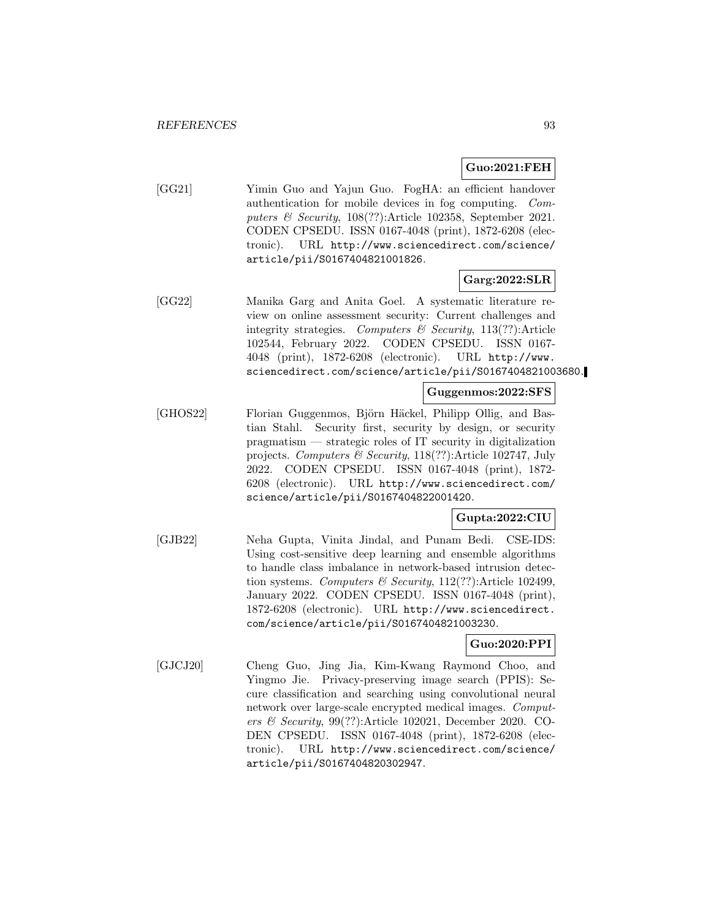**Guo:2021:FEH**

[GG21] Yimin Guo and Yajun Guo. FogHA: an efficient handover authentication for mobile devices in fog computing. *Computers & Security*, 108(??):Article 102358, September 2021. CODEN CPSEDU. ISSN 0167-4048 (print), 1872-6208 (electronic). URL `http://www.sciencedirect.com/science/article/pii/S0167404821001826`.

**Garg:2022:SLR**

[GG22] Manika Garg and Anita Goel. A systematic literature review on online assessment security: Current challenges and integrity strategies. *Computers & Security*, 113(??):Article 102544, February 2022. CODEN CPSEDU. ISSN 0167-4048 (print), 1872-6208 (electronic). URL `http://www.sciencedirect.com/science/article/pii/S0167404821003680`.

**Guggenmos:2022:SFS**

[GHOS22] Florian Guggenmos, Björn Häckel, Philipp Ollig, and Bastian Stahl. Security first, security by design, or security pragmatism — strategic roles of IT security in digitalization projects. *Computers & Security*, 118(??):Article 102747, July 2022. CODEN CPSEDU. ISSN 0167-4048 (print), 1872-6208 (electronic). URL `http://www.sciencedirect.com/science/article/pii/S0167404822001420`.

**Gupta:2022:CIU**

[GJB22] Neha Gupta, Vinita Jindal, and Punam Bedi. CSE-IDS: Using cost-sensitive deep learning and ensemble algorithms to handle class imbalance in network-based intrusion detection systems. *Computers & Security*, 112(??):Article 102499, January 2022. CODEN CPSEDU. ISSN 0167-4048 (print), 1872-6208 (electronic). URL `http://www.sciencedirect.com/science/article/pii/S0167404821003230`.

**Guo:2020:PPI**

[GJCJ20] Cheng Guo, Jing Jia, Kim-Kwang Raymond Choo, and Yingmo Jie. Privacy-preserving image search (PPIS): Secure classification and searching using convolutional neural network over large-scale encrypted medical images. *Computers & Security*, 99(??):Article 102021, December 2020. CODEN CPSEDU. ISSN 0167-4048 (print), 1872-6208 (electronic). URL `http://www.sciencedirect.com/science/article/pii/S0167404820302947`.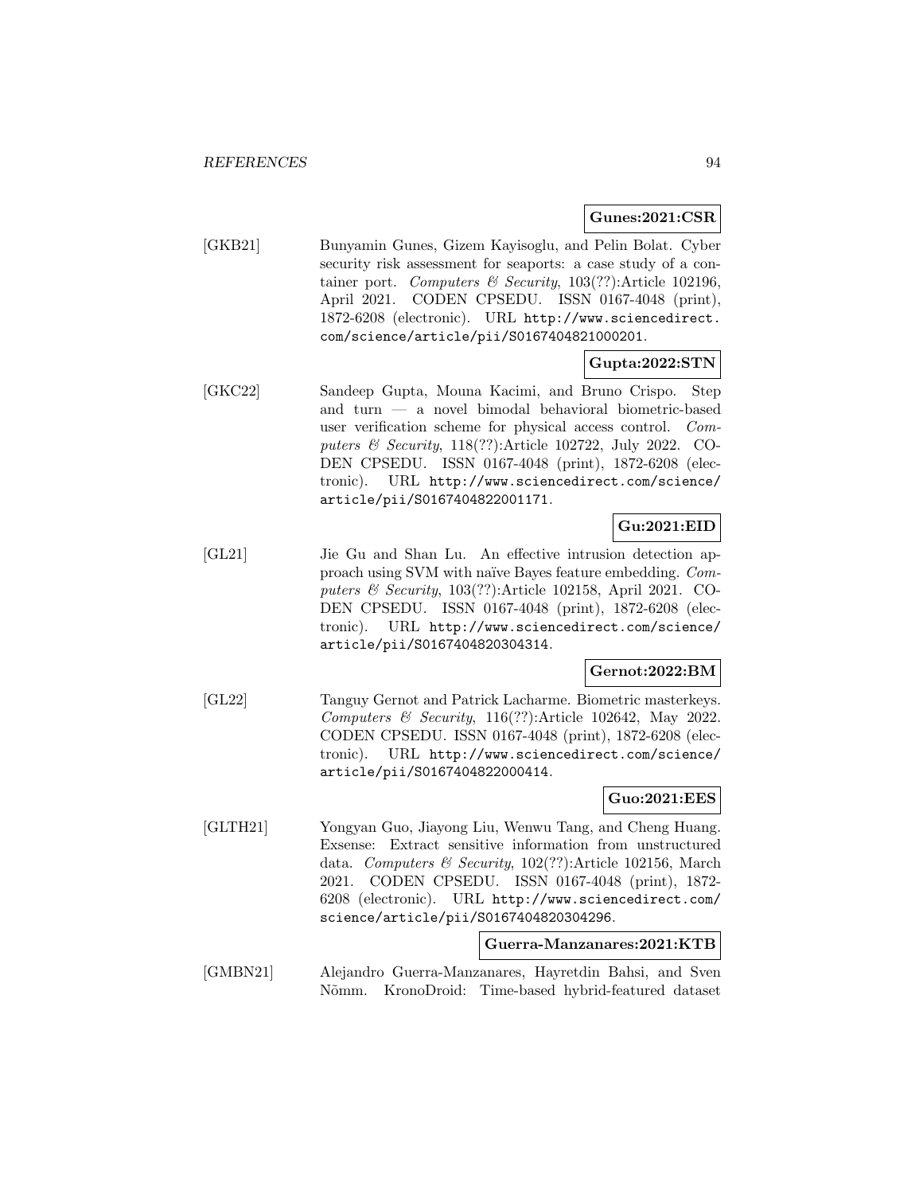**Gunes:2021:CSR**

[GKB21] Bunyamin Gunes, Gizem Kayisoglu, and Pelin Bolat. Cyber security risk assessment for seaports: a case study of a container port. *Computers & Security*, 103(??):Article 102196, April 2021. CODEN CPSEDU. ISSN 0167-4048 (print), 1872-6208 (electronic). URL `http://www.sciencedirect.com/science/article/pii/S0167404821000201`.

**Gupta:2022:STN**

[GKC22] Sandeep Gupta, Mouna Kacimi, and Bruno Crispo. Step and turn — a novel bimodal behavioral biometric-based user verification scheme for physical access control. *Computers & Security*, 118(??):Article 102722, July 2022. CODEN CPSEDU. ISSN 0167-4048 (print), 1872-6208 (electronic). URL `http://www.sciencedirect.com/science/article/pii/S0167404822001171`.

**Gu:2021:EID**

[GL21] Jie Gu and Shan Lu. An effective intrusion detection approach using SVM with naïve Bayes feature embedding. *Computers & Security*, 103(??):Article 102158, April 2021. CODEN CPSEDU. ISSN 0167-4048 (print), 1872-6208 (electronic). URL `http://www.sciencedirect.com/science/article/pii/S0167404820304314`.

**Gernot:2022:BM**

[GL22] Tanguy Gernot and Patrick Lacharme. Biometric masterkeys. *Computers & Security*, 116(??):Article 102642, May 2022. CODEN CPSEDU. ISSN 0167-4048 (print), 1872-6208 (electronic). URL `http://www.sciencedirect.com/science/article/pii/S0167404822000414`.

**Guo:2021:EES**

[GLTH21] Yongyan Guo, Jiayong Liu, Wenwu Tang, and Cheng Huang. Exsense: Extract sensitive information from unstructured data. *Computers & Security*, 102(??):Article 102156, March 2021. CODEN CPSEDU. ISSN 0167-4048 (print), 1872-6208 (electronic). URL `http://www.sciencedirect.com/science/article/pii/S0167404820304296`.

**Guerra-Manzanares:2021:KTB**

[GMBN21] Alejandro Guerra-Manzanares, Hayretdin Bahsi, and Sven Nõmm. KronoDroid: Time-based hybrid-featured dataset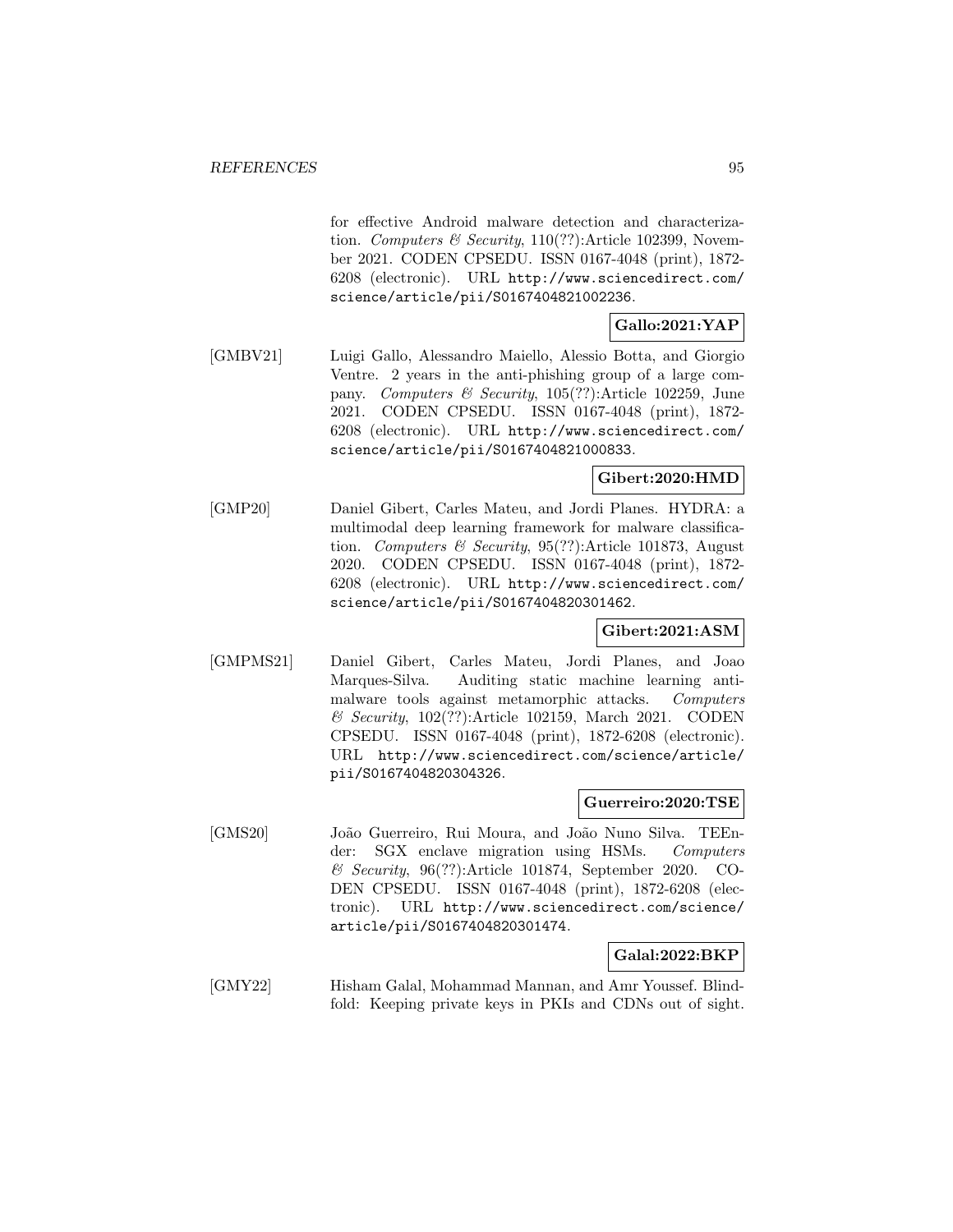for effective Android malware detection and characterization. *Computers & Security*, 110(??):Article 102399, November 2021. CODEN CPSEDU. ISSN 0167-4048 (print), 1872-6208 (electronic). URL http://www.sciencedirect.com/science/article/pii/S0167404821002236.

**Gallo:2021:YAP**

[GMBV21] Luigi Gallo, Alessandro Maiello, Alessio Botta, and Giorgio Ventre. 2 years in the anti-phishing group of a large company. *Computers & Security*, 105(??):Article 102259, June 2021. CODEN CPSEDU. ISSN 0167-4048 (print), 1872-6208 (electronic). URL http://www.sciencedirect.com/science/article/pii/S0167404821000833.

**Gibert:2020:HMD**

[GMP20] Daniel Gibert, Carles Mateu, and Jordi Planes. HYDRA: a multimodal deep learning framework for malware classification. *Computers & Security*, 95(??):Article 101873, August 2020. CODEN CPSEDU. ISSN 0167-4048 (print), 1872-6208 (electronic). URL http://www.sciencedirect.com/science/article/pii/S0167404820301462.

**Gibert:2021:ASM**

[GMPMS21] Daniel Gibert, Carles Mateu, Jordi Planes, and Joao Marques-Silva. Auditing static machine learning anti-malware tools against metamorphic attacks. *Computers & Security*, 102(??):Article 102159, March 2021. CODEN CPSEDU. ISSN 0167-4048 (print), 1872-6208 (electronic). URL http://www.sciencedirect.com/science/article/pii/S0167404820304326.

**Guerreiro:2020:TSE**

[GMS20] João Guerreiro, Rui Moura, and João Nuno Silva. TEEnder: SGX enclave migration using HSMs. *Computers & Security*, 96(??):Article 101874, September 2020. CODEN CPSEDU. ISSN 0167-4048 (print), 1872-6208 (electronic). URL http://www.sciencedirect.com/science/article/pii/S0167404820301474.

**Galal:2022:BKP**

[GMY22] Hisham Galal, Mohammad Mannan, and Amr Youssef. Blindfold: Keeping private keys in PKIs and CDNs out of sight.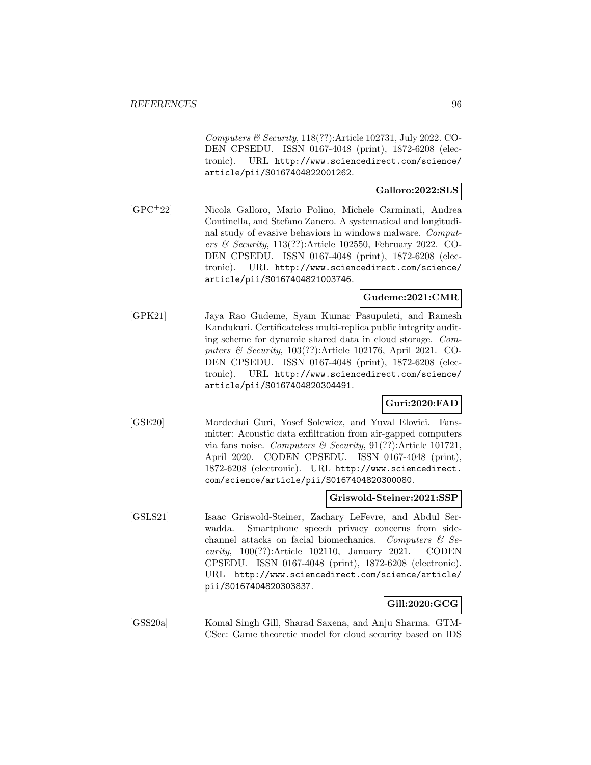*Computers & Security*, 118(??):Article 102731, July 2022. CODEN CPSEDU. ISSN 0167-4048 (print), 1872-6208 (electronic). URL http://www.sciencedirect.com/science/article/pii/S0167404822001262.

**Galloro:2022:SLS**

[GPC[+]22] Nicola Galloro, Mario Polino, Michele Carminati, Andrea Continella, and Stefano Zanero. A systematical and longitudinal study of evasive behaviors in windows malware. *Computers & Security*, 113(??):Article 102550, February 2022. CODEN CPSEDU. ISSN 0167-4048 (print), 1872-6208 (electronic). URL http://www.sciencedirect.com/science/article/pii/S0167404821003746.

**Gudeme:2021:CMR**

[GPK21] Jaya Rao Gudeme, Syam Kumar Pasupuleti, and Ramesh Kandukuri. Certificateless multi-replica public integrity auditing scheme for dynamic shared data in cloud storage. *Computers & Security*, 103(??):Article 102176, April 2021. CODEN CPSEDU. ISSN 0167-4048 (print), 1872-6208 (electronic). URL http://www.sciencedirect.com/science/article/pii/S0167404820304491.

**Guri:2020:FAD**

[GSE20] Mordechai Guri, Yosef Solewicz, and Yuval Elovici. Fansmitter: Acoustic data exfiltration from air-gapped computers via fans noise. *Computers & Security*, 91(??):Article 101721, April 2020. CODEN CPSEDU. ISSN 0167-4048 (print), 1872-6208 (electronic). URL http://www.sciencedirect.com/science/article/pii/S0167404820300080.

**Griswold-Steiner:2021:SSP**

[GSLS21] Isaac Griswold-Steiner, Zachary LeFevre, and Abdul Serwadda. Smartphone speech privacy concerns from side-channel attacks on facial biomechanics. *Computers & Security*, 100(??):Article 102110, January 2021. CODEN CPSEDU. ISSN 0167-4048 (print), 1872-6208 (electronic). URL http://www.sciencedirect.com/science/article/pii/S0167404820303837.

**Gill:2020:GCG**

[GSS20a] Komal Singh Gill, Sharad Saxena, and Anju Sharma. GTM-CSec: Game theoretic model for cloud security based on IDS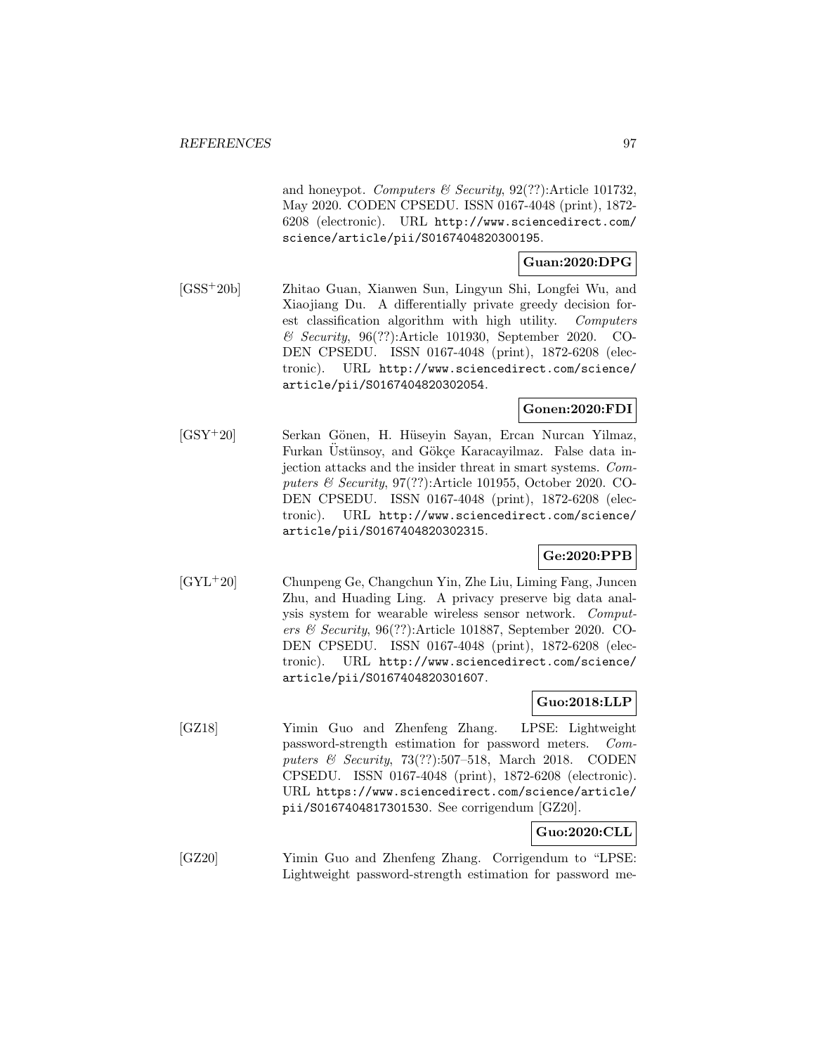and honeypot. *Computers & Security*, 92(??):Article 101732, May 2020. CODEN CPSEDU. ISSN 0167-4048 (print), 1872-6208 (electronic). URL http://www.sciencedirect.com/science/article/pii/S0167404820300195.

**Guan:2020:DPG**

[GSS+20b] Zhitao Guan, Xianwen Sun, Lingyun Shi, Longfei Wu, and Xiaojiang Du. A differentially private greedy decision forest classification algorithm with high utility. *Computers & Security*, 96(??):Article 101930, September 2020. CODEN CPSEDU. ISSN 0167-4048 (print), 1872-6208 (electronic). URL http://www.sciencedirect.com/science/article/pii/S0167404820302054.

**Gonen:2020:FDI**

[GSY+20] Serkan Gönen, H. Hüseyin Sayan, Ercan Nurcan Yilmaz, Furkan Üstünsoy, and Gökçe Karacayilmaz. False data injection attacks and the insider threat in smart systems. *Computers & Security*, 97(??):Article 101955, October 2020. CODEN CPSEDU. ISSN 0167-4048 (print), 1872-6208 (electronic). URL http://www.sciencedirect.com/science/article/pii/S0167404820302315.

**Ge:2020:PPB**

[GYL+20] Chunpeng Ge, Changchun Yin, Zhe Liu, Liming Fang, Juncen Zhu, and Huading Ling. A privacy preserve big data analysis system for wearable wireless sensor network. *Computers & Security*, 96(??):Article 101887, September 2020. CODEN CPSEDU. ISSN 0167-4048 (print), 1872-6208 (electronic). URL http://www.sciencedirect.com/science/article/pii/S0167404820301607.

**Guo:2018:LLP**

[GZ18] Yimin Guo and Zhenfeng Zhang. LPSE: Lightweight password-strength estimation for password meters. *Computers & Security*, 73(??):507–518, March 2018. CODEN CPSEDU. ISSN 0167-4048 (print), 1872-6208 (electronic). URL https://www.sciencedirect.com/science/article/pii/S0167404817301530. See corrigendum [GZ20].

**Guo:2020:CLL**

[GZ20] Yimin Guo and Zhenfeng Zhang. Corrigendum to "LPSE: Lightweight password-strength estimation for password me-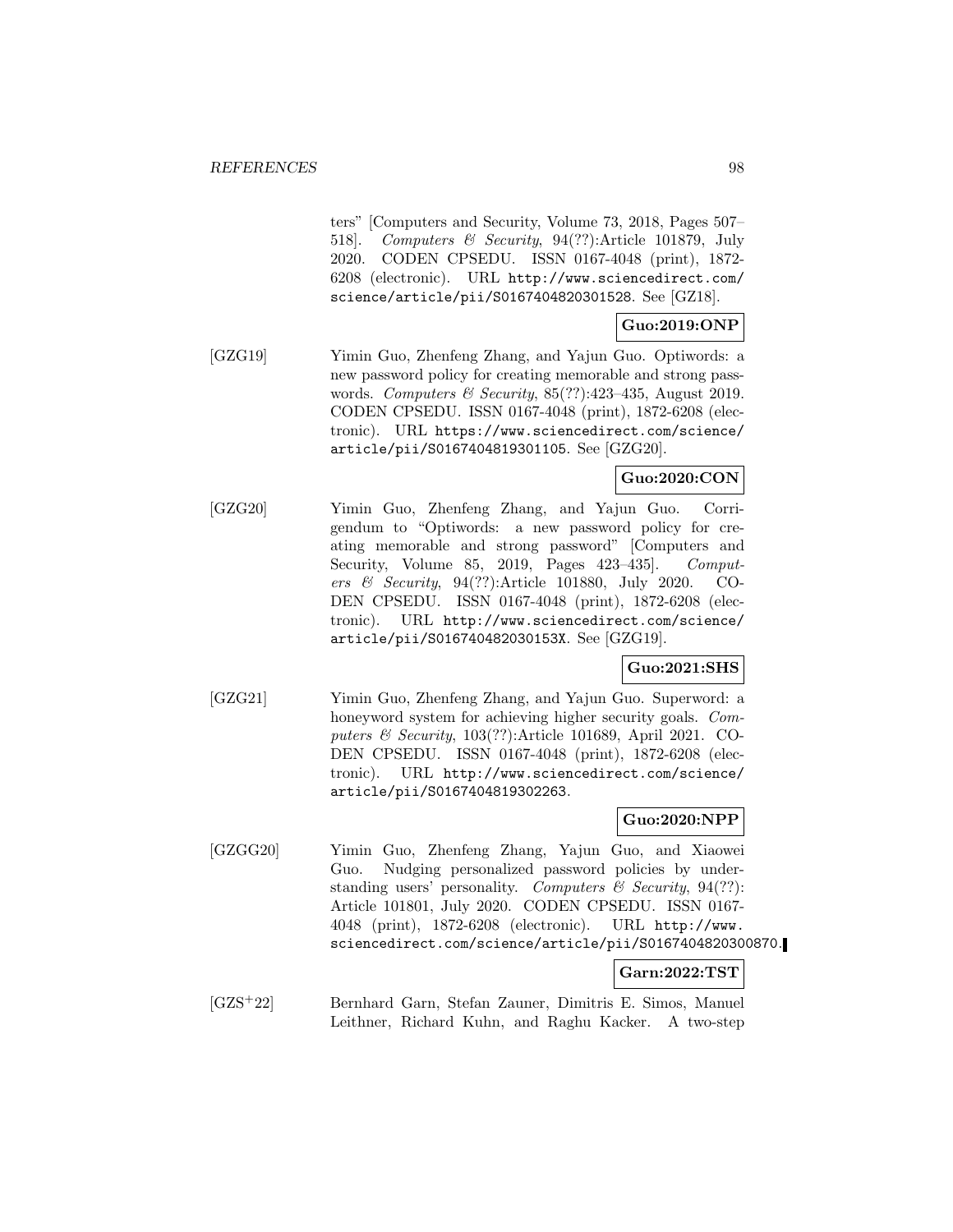ters" [Computers and Security, Volume 73, 2018, Pages 507–518]. *Computers & Security*, 94(??):Article 101879, July 2020. CODEN CPSEDU. ISSN 0167-4048 (print), 1872-6208 (electronic). URL http://www.sciencedirect.com/science/article/pii/S0167404820301528. See [GZ18].

**Guo:2019:ONP**

[GZG19] Yimin Guo, Zhenfeng Zhang, and Yajun Guo. Optiwords: a new password policy for creating memorable and strong passwords. *Computers & Security*, 85(??):423–435, August 2019. CODEN CPSEDU. ISSN 0167-4048 (print), 1872-6208 (electronic). URL https://www.sciencedirect.com/science/article/pii/S0167404819301105. See [GZG20].

**Guo:2020:CON**

[GZG20] Yimin Guo, Zhenfeng Zhang, and Yajun Guo. Corrigendum to "Optiwords: a new password policy for creating memorable and strong password" [Computers and Security, Volume 85, 2019, Pages 423–435]. *Computers & Security*, 94(??):Article 101880, July 2020. CODEN CPSEDU. ISSN 0167-4048 (print), 1872-6208 (electronic). URL http://www.sciencedirect.com/science/article/pii/S016740482030153X. See [GZG19].

**Guo:2021:SHS**

[GZG21] Yimin Guo, Zhenfeng Zhang, and Yajun Guo. Superword: a honeyword system for achieving higher security goals. *Computers & Security*, 103(??):Article 101689, April 2021. CODEN CPSEDU. ISSN 0167-4048 (print), 1872-6208 (electronic). URL http://www.sciencedirect.com/science/article/pii/S0167404819302263.

**Guo:2020:NPP**

[GZGG20] Yimin Guo, Zhenfeng Zhang, Yajun Guo, and Xiaowei Guo. Nudging personalized password policies by understanding users' personality. *Computers & Security*, 94(??):Article 101801, July 2020. CODEN CPSEDU. ISSN 0167-4048 (print), 1872-6208 (electronic). URL http://www.sciencedirect.com/science/article/pii/S0167404820300870.

**Garn:2022:TST**

[GZS+22] Bernhard Garn, Stefan Zauner, Dimitris E. Simos, Manuel Leithner, Richard Kuhn, and Raghu Kacker. A two-step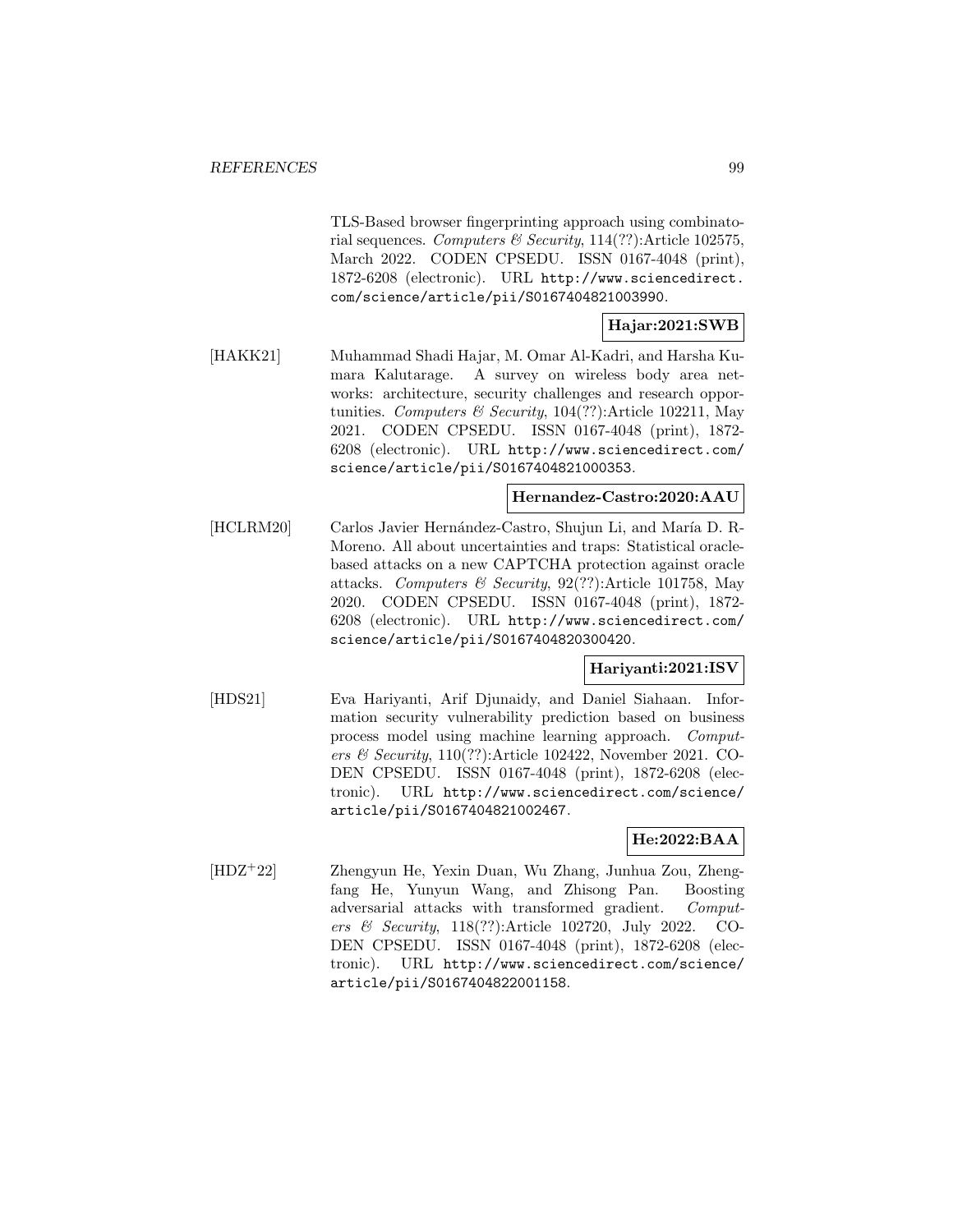TLS-Based browser fingerprinting approach using combinatorial sequences. *Computers & Security*, 114(??):Article 102575, March 2022. CODEN CPSEDU. ISSN 0167-4048 (print), 1872-6208 (electronic). URL http://www.sciencedirect.com/science/article/pii/S0167404821003990.

**Hajar:2021:SWB**

[HAKK21] Muhammad Shadi Hajar, M. Omar Al-Kadri, and Harsha Kumara Kalutarage. A survey on wireless body area networks: architecture, security challenges and research opportunities. *Computers & Security*, 104(??):Article 102211, May 2021. CODEN CPSEDU. ISSN 0167-4048 (print), 1872-6208 (electronic). URL http://www.sciencedirect.com/science/article/pii/S0167404821000353.

**Hernandez-Castro:2020:AAU**

[HCLRM20] Carlos Javier Hernández-Castro, Shujun Li, and María D. R-Moreno. All about uncertainties and traps: Statistical oracle-based attacks on a new CAPTCHA protection against oracle attacks. *Computers & Security*, 92(??):Article 101758, May 2020. CODEN CPSEDU. ISSN 0167-4048 (print), 1872-6208 (electronic). URL http://www.sciencedirect.com/science/article/pii/S0167404820300420.

**Hariyanti:2021:ISV**

[HDS21] Eva Hariyanti, Arif Djunaidy, and Daniel Siahaan. Information security vulnerability prediction based on business process model using machine learning approach. *Computers & Security*, 110(??):Article 102422, November 2021. CODEN CPSEDU. ISSN 0167-4048 (print), 1872-6208 (electronic). URL http://www.sciencedirect.com/science/article/pii/S0167404821002467.

**He:2022:BAA**

[HDZ+22] Zhengyun He, Yexin Duan, Wu Zhang, Junhua Zou, Zhengfang He, Yunyun Wang, and Zhisong Pan. Boosting adversarial attacks with transformed gradient. *Computers & Security*, 118(??):Article 102720, July 2022. CODEN CPSEDU. ISSN 0167-4048 (print), 1872-6208 (electronic). URL http://www.sciencedirect.com/science/article/pii/S0167404822001158.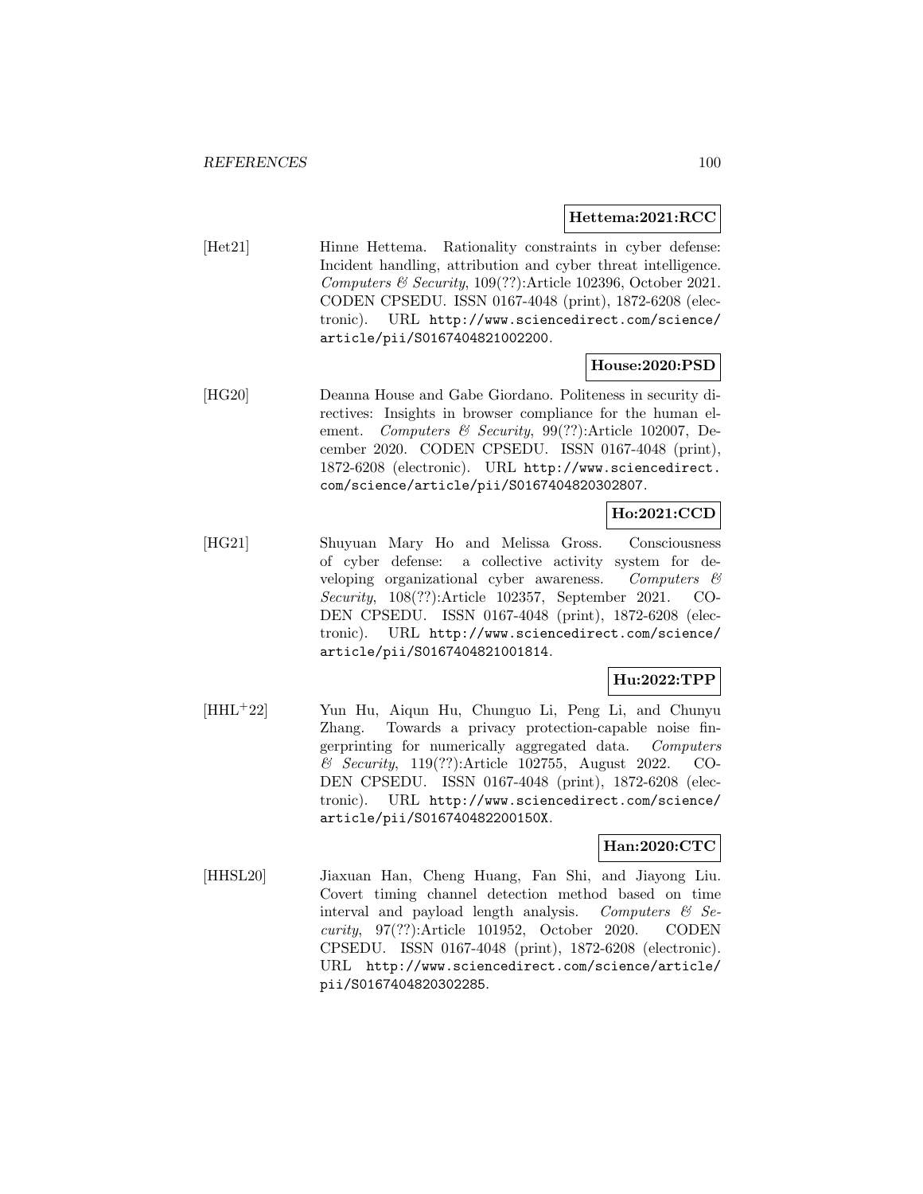**Hettema:2021:RCC**

[Het21] Hinne Hettema. Rationality constraints in cyber defense: Incident handling, attribution and cyber threat intelligence. *Computers & Security*, 109(??):Article 102396, October 2021. CODEN CPSEDU. ISSN 0167-4048 (print), 1872-6208 (electronic). URL http://www.sciencedirect.com/science/article/pii/S0167404821002200.

**House:2020:PSD**

[HG20] Deanna House and Gabe Giordano. Politeness in security directives: Insights in browser compliance for the human element. *Computers & Security*, 99(??):Article 102007, December 2020. CODEN CPSEDU. ISSN 0167-4048 (print), 1872-6208 (electronic). URL http://www.sciencedirect.com/science/article/pii/S0167404820302807.

**Ho:2021:CCD**

[HG21] Shuyuan Mary Ho and Melissa Gross. Consciousness of cyber defense: a collective activity system for developing organizational cyber awareness. *Computers & Security*, 108(??):Article 102357, September 2021. CODEN CPSEDU. ISSN 0167-4048 (print), 1872-6208 (electronic). URL http://www.sciencedirect.com/science/article/pii/S0167404821001814.

**Hu:2022:TPP**

[HHL+22] Yun Hu, Aiqun Hu, Chunguo Li, Peng Li, and Chunyu Zhang. Towards a privacy protection-capable noise fingerprinting for numerically aggregated data. *Computers & Security*, 119(??):Article 102755, August 2022. CODEN CPSEDU. ISSN 0167-4048 (print), 1872-6208 (electronic). URL http://www.sciencedirect.com/science/article/pii/S016740482200150X.

**Han:2020:CTC**

[HHSL20] Jiaxuan Han, Cheng Huang, Fan Shi, and Jiayong Liu. Covert timing channel detection method based on time interval and payload length analysis. *Computers & Security*, 97(??):Article 101952, October 2020. CODEN CPSEDU. ISSN 0167-4048 (print), 1872-6208 (electronic). URL http://www.sciencedirect.com/science/article/pii/S0167404820302285.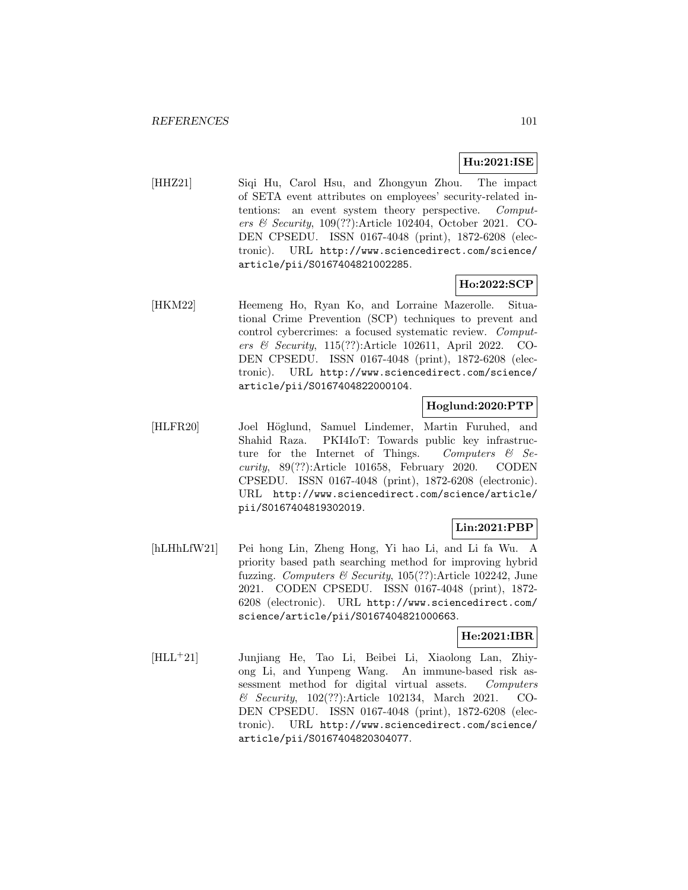**Hu:2021:ISE**

[HHZ21] Siqi Hu, Carol Hsu, and Zhongyun Zhou. The impact of SETA event attributes on employees' security-related intentions: an event system theory perspective. *Computers & Security*, 109(??):Article 102404, October 2021. CODEN CPSEDU. ISSN 0167-4048 (print), 1872-6208 (electronic). URL http://www.sciencedirect.com/science/article/pii/S0167404821002285.

**Ho:2022:SCP**

[HKM22] Heemeng Ho, Ryan Ko, and Lorraine Mazerolle. Situational Crime Prevention (SCP) techniques to prevent and control cybercrimes: a focused systematic review. *Computers & Security*, 115(??):Article 102611, April 2022. CODEN CPSEDU. ISSN 0167-4048 (print), 1872-6208 (electronic). URL http://www.sciencedirect.com/science/article/pii/S0167404822000104.

**Hoglund:2020:PTP**

[HLFR20] Joel Höglund, Samuel Lindemer, Martin Furuhed, and Shahid Raza. PKI4IoT: Towards public key infrastructure for the Internet of Things. *Computers & Security*, 89(??):Article 101658, February 2020. CODEN CPSEDU. ISSN 0167-4048 (print), 1872-6208 (electronic). URL http://www.sciencedirect.com/science/article/pii/S0167404819302019.

**Lin:2021:PBP**

[hLHhLfW21] Pei hong Lin, Zheng Hong, Yi hao Li, and Li fa Wu. A priority based path searching method for improving hybrid fuzzing. *Computers & Security*, 105(??):Article 102242, June 2021. CODEN CPSEDU. ISSN 0167-4048 (print), 1872-6208 (electronic). URL http://www.sciencedirect.com/science/article/pii/S0167404821000663.

**He:2021:IBR**

[HLL+21] Junjiang He, Tao Li, Beibei Li, Xiaolong Lan, Zhiyong Li, and Yunpeng Wang. An immune-based risk assessment method for digital virtual assets. *Computers & Security*, 102(??):Article 102134, March 2021. CODEN CPSEDU. ISSN 0167-4048 (print), 1872-6208 (electronic). URL http://www.sciencedirect.com/science/article/pii/S0167404820304077.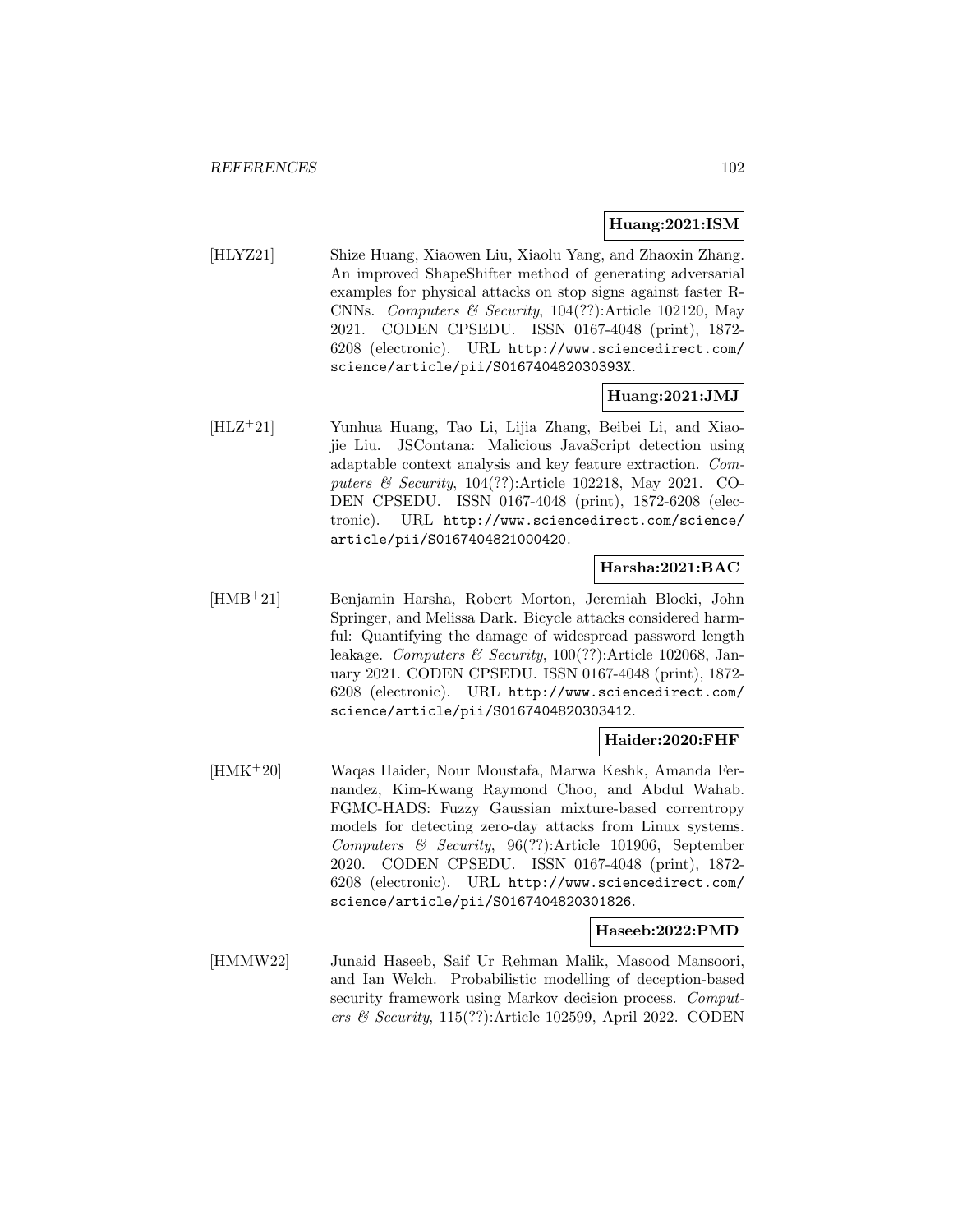**Huang:2021:ISM**

[HLYZ21] Shize Huang, Xiaowen Liu, Xiaolu Yang, and Zhaoxin Zhang. An improved ShapeShifter method of generating adversarial examples for physical attacks on stop signs against faster R-CNNs. *Computers & Security*, 104(??):Article 102120, May 2021. CODEN CPSEDU. ISSN 0167-4048 (print), 1872-6208 (electronic). URL `http://www.sciencedirect.com/science/article/pii/S016740482030393X`.

**Huang:2021:JMJ**

[HLZ+21] Yunhua Huang, Tao Li, Lijia Zhang, Beibei Li, and Xiaojie Liu. JSContana: Malicious JavaScript detection using adaptable context analysis and key feature extraction. *Computers & Security*, 104(??):Article 102218, May 2021. CODEN CPSEDU. ISSN 0167-4048 (print), 1872-6208 (electronic). URL `http://www.sciencedirect.com/science/article/pii/S0167404821000420`.

**Harsha:2021:BAC**

[HMB+21] Benjamin Harsha, Robert Morton, Jeremiah Blocki, John Springer, and Melissa Dark. Bicycle attacks considered harmful: Quantifying the damage of widespread password length leakage. *Computers & Security*, 100(??):Article 102068, January 2021. CODEN CPSEDU. ISSN 0167-4048 (print), 1872-6208 (electronic). URL `http://www.sciencedirect.com/science/article/pii/S0167404820303412`.

**Haider:2020:FHF**

[HMK+20] Waqas Haider, Nour Moustafa, Marwa Keshk, Amanda Fernandez, Kim-Kwang Raymond Choo, and Abdul Wahab. FGMC-HADS: Fuzzy Gaussian mixture-based correntropy models for detecting zero-day attacks from Linux systems. *Computers & Security*, 96(??):Article 101906, September 2020. CODEN CPSEDU. ISSN 0167-4048 (print), 1872-6208 (electronic). URL `http://www.sciencedirect.com/science/article/pii/S0167404820301826`.

**Haseeb:2022:PMD**

[HMMW22] Junaid Haseeb, Saif Ur Rehman Malik, Masood Mansoori, and Ian Welch. Probabilistic modelling of deception-based security framework using Markov decision process. *Computers & Security*, 115(??):Article 102599, April 2022. CODEN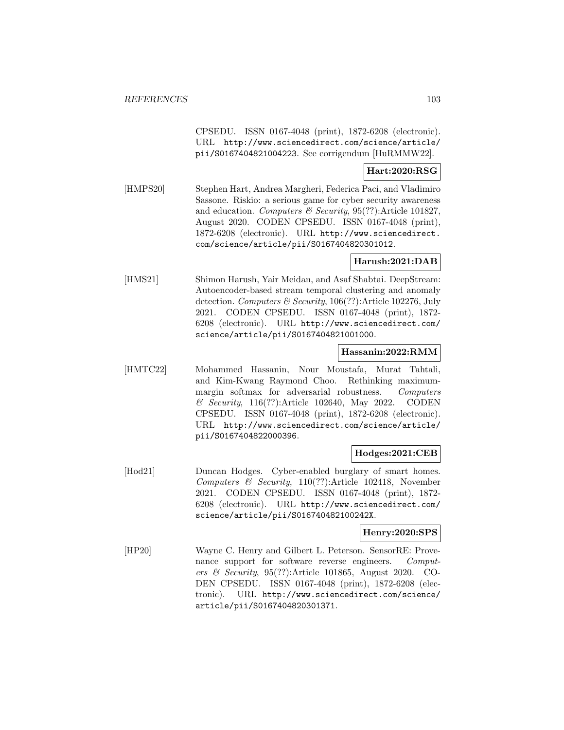CPSEDU. ISSN 0167-4048 (print), 1872-6208 (electronic). URL http://www.sciencedirect.com/science/article/pii/S0167404821004223. See corrigendum [HuRMMW22].

**Hart:2020:RSG**

[HMPS20] Stephen Hart, Andrea Margheri, Federica Paci, and Vladimiro Sassone. Riskio: a serious game for cyber security awareness and education. *Computers & Security*, 95(??):Article 101827, August 2020. CODEN CPSEDU. ISSN 0167-4048 (print), 1872-6208 (electronic). URL http://www.sciencedirect.com/science/article/pii/S0167404820301012.

**Harush:2021:DAB**

[HMS21] Shimon Harush, Yair Meidan, and Asaf Shabtai. DeepStream: Autoencoder-based stream temporal clustering and anomaly detection. *Computers & Security*, 106(??):Article 102276, July 2021. CODEN CPSEDU. ISSN 0167-4048 (print), 1872-6208 (electronic). URL http://www.sciencedirect.com/science/article/pii/S0167404821001000.

**Hassanin:2022:RMM**

[HMTC22] Mohammed Hassanin, Nour Moustafa, Murat Tahtali, and Kim-Kwang Raymond Choo. Rethinking maximum-margin softmax for adversarial robustness. *Computers & Security*, 116(??):Article 102640, May 2022. CODEN CPSEDU. ISSN 0167-4048 (print), 1872-6208 (electronic). URL http://www.sciencedirect.com/science/article/pii/S0167404822000396.

**Hodges:2021:CEB**

[Hod21] Duncan Hodges. Cyber-enabled burglary of smart homes. *Computers & Security*, 110(??):Article 102418, November 2021. CODEN CPSEDU. ISSN 0167-4048 (print), 1872-6208 (electronic). URL http://www.sciencedirect.com/science/article/pii/S016740482100242X.

**Henry:2020:SPS**

[HP20] Wayne C. Henry and Gilbert L. Peterson. SensorRE: Provenance support for software reverse engineers. *Computers & Security*, 95(??):Article 101865, August 2020. CODEN CPSEDU. ISSN 0167-4048 (print), 1872-6208 (electronic). URL http://www.sciencedirect.com/science/article/pii/S0167404820301371.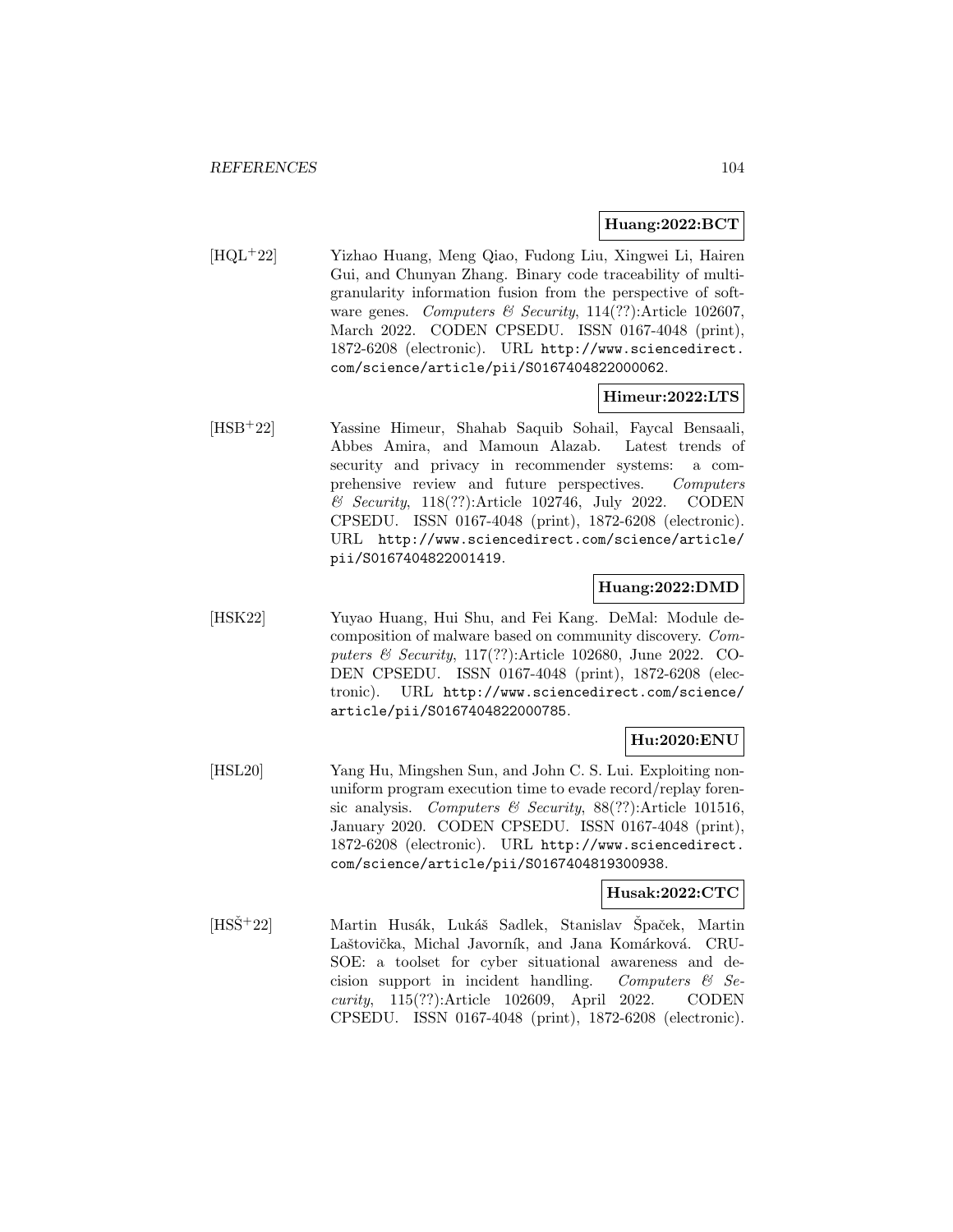**Huang:2022:BCT**

[HQL[+]22] Yizhao Huang, Meng Qiao, Fudong Liu, Xingwei Li, Hairen Gui, and Chunyan Zhang. Binary code traceability of multi-granularity information fusion from the perspective of software genes. *Computers & Security*, 114(??):Article 102607, March 2022. CODEN CPSEDU. ISSN 0167-4048 (print), 1872-6208 (electronic). URL `http://www.sciencedirect.com/science/article/pii/S0167404822000062`.

**Himeur:2022:LTS**

[HSB[+]22] Yassine Himeur, Shahab Saquib Sohail, Faycal Bensaali, Abbes Amira, and Mamoun Alazab. Latest trends of security and privacy in recommender systems: a comprehensive review and future perspectives. *Computers & Security*, 118(??):Article 102746, July 2022. CODEN CPSEDU. ISSN 0167-4048 (print), 1872-6208 (electronic). URL `http://www.sciencedirect.com/science/article/pii/S0167404822001419`.

**Huang:2022:DMD**

[HSK22] Yuyao Huang, Hui Shu, and Fei Kang. DeMal: Module decomposition of malware based on community discovery. *Computers & Security*, 117(??):Article 102680, June 2022. CODEN CPSEDU. ISSN 0167-4048 (print), 1872-6208 (electronic). URL `http://www.sciencedirect.com/science/article/pii/S0167404822000785`.

**Hu:2020:ENU**

[HSL20] Yang Hu, Mingshen Sun, and John C. S. Lui. Exploiting non-uniform program execution time to evade record/replay forensic analysis. *Computers & Security*, 88(??):Article 101516, January 2020. CODEN CPSEDU. ISSN 0167-4048 (print), 1872-6208 (electronic). URL `http://www.sciencedirect.com/science/article/pii/S0167404819300938`.

**Husak:2022:CTC**

[HSŠ[+]22] Martin Husák, Lukáš Sadlek, Stanislav Špaček, Martin Laštovička, Michal Javorník, and Jana Komárková. CRUSOE: a toolset for cyber situational awareness and decision support in incident handling. *Computers & Security*, 115(??):Article 102609, April 2022. CODEN CPSEDU. ISSN 0167-4048 (print), 1872-6208 (electronic).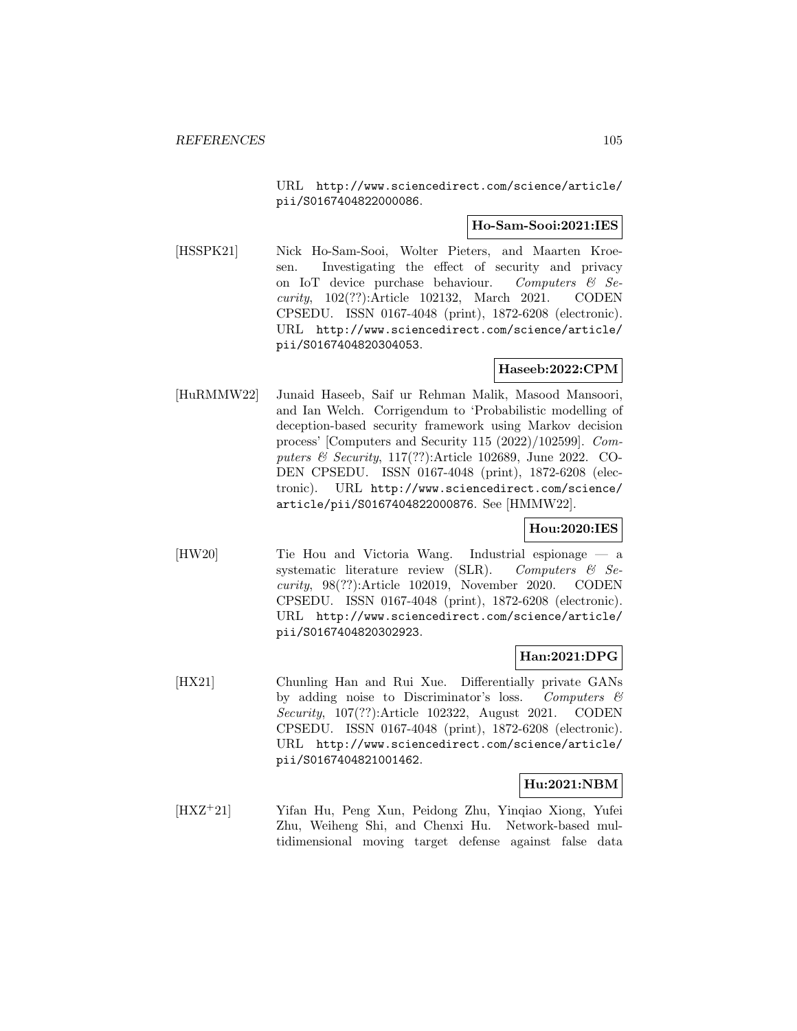URL http://www.sciencedirect.com/science/article/pii/S0167404822000086.

**Ho-Sam-Sooi:2021:IES**

[HSSPK21] Nick Ho-Sam-Sooi, Wolter Pieters, and Maarten Kroesen. Investigating the effect of security and privacy on IoT device purchase behaviour. *Computers & Security*, 102(??):Article 102132, March 2021. CODEN CPSEDU. ISSN 0167-4048 (print), 1872-6208 (electronic). URL http://www.sciencedirect.com/science/article/pii/S0167404820304053.

**Haseeb:2022:CPM**

[HuRMMW22] Junaid Haseeb, Saif ur Rehman Malik, Masood Mansoori, and Ian Welch. Corrigendum to 'Probabilistic modelling of deception-based security framework using Markov decision process' [Computers and Security 115 (2022)/102599]. *Computers & Security*, 117(??):Article 102689, June 2022. CODEN CPSEDU. ISSN 0167-4048 (print), 1872-6208 (electronic). URL http://www.sciencedirect.com/science/article/pii/S0167404822000876. See [HMMW22].

**Hou:2020:IES**

[HW20] Tie Hou and Victoria Wang. Industrial espionage — a systematic literature review (SLR). *Computers & Security*, 98(??):Article 102019, November 2020. CODEN CPSEDU. ISSN 0167-4048 (print), 1872-6208 (electronic). URL http://www.sciencedirect.com/science/article/pii/S0167404820302923.

**Han:2021:DPG**

[HX21] Chunling Han and Rui Xue. Differentially private GANs by adding noise to Discriminator's loss. *Computers & Security*, 107(??):Article 102322, August 2021. CODEN CPSEDU. ISSN 0167-4048 (print), 1872-6208 (electronic). URL http://www.sciencedirect.com/science/article/pii/S0167404821001462.

**Hu:2021:NBM**

[HXZ+21] Yifan Hu, Peng Xun, Peidong Zhu, Yinqiao Xiong, Yufei Zhu, Weiheng Shi, and Chenxi Hu. Network-based multidimensional moving target defense against false data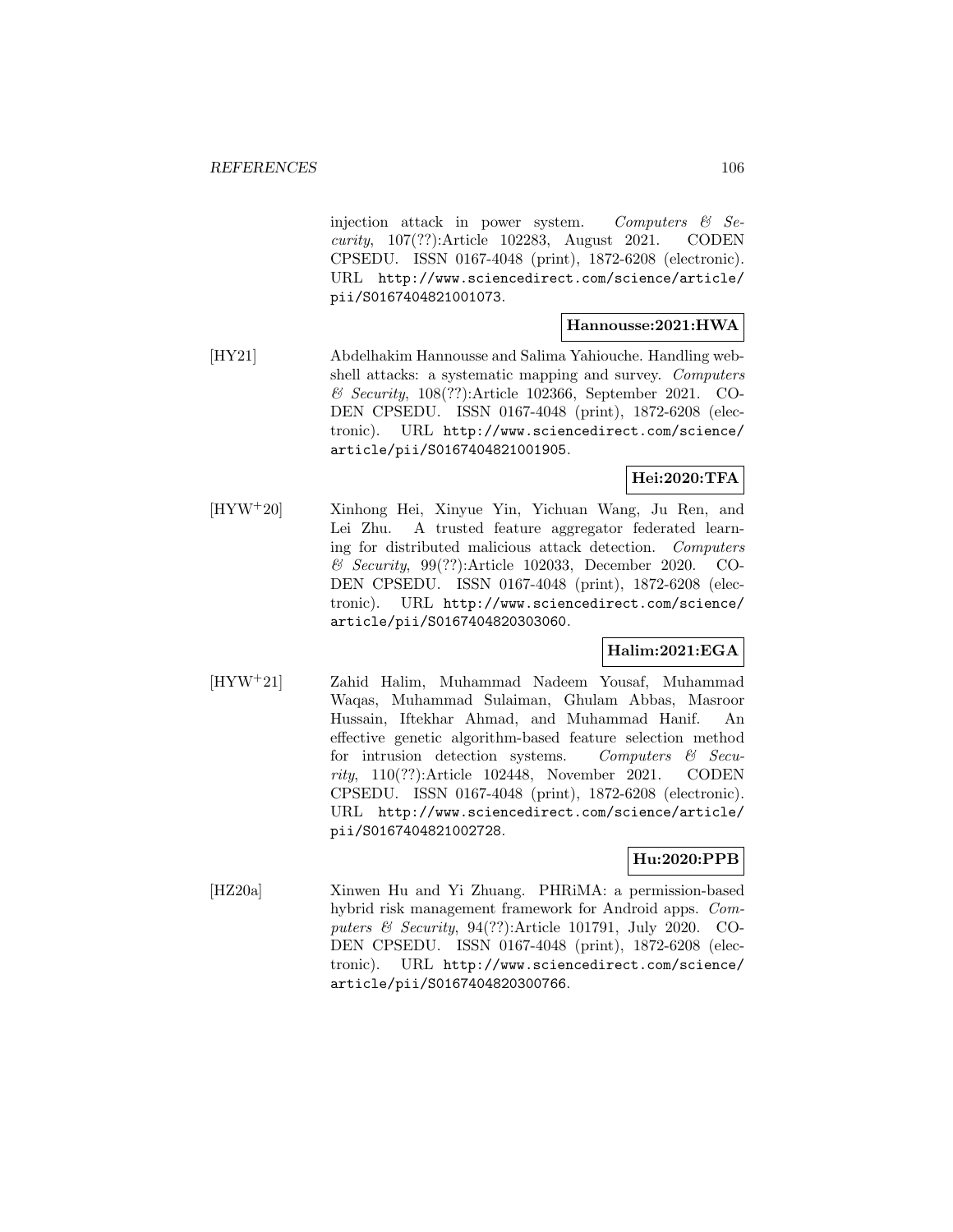injection attack in power system. *Computers & Security*, 107(??):Article 102283, August 2021. CODEN CPSEDU. ISSN 0167-4048 (print), 1872-6208 (electronic). URL http://www.sciencedirect.com/science/article/pii/S0167404821001073.

**Hannousse:2021:HWA**

[HY21] Abdelhakim Hannousse and Salima Yahiouche. Handling webshell attacks: a systematic mapping and survey. *Computers & Security*, 108(??):Article 102366, September 2021. CODEN CPSEDU. ISSN 0167-4048 (print), 1872-6208 (electronic). URL http://www.sciencedirect.com/science/article/pii/S0167404821001905.

**Hei:2020:TFA**

[HYW+20] Xinhong Hei, Xinyue Yin, Yichuan Wang, Ju Ren, and Lei Zhu. A trusted feature aggregator federated learning for distributed malicious attack detection. *Computers & Security*, 99(??):Article 102033, December 2020. CODEN CPSEDU. ISSN 0167-4048 (print), 1872-6208 (electronic). URL http://www.sciencedirect.com/science/article/pii/S0167404820303060.

**Halim:2021:EGA**

[HYW+21] Zahid Halim, Muhammad Nadeem Yousaf, Muhammad Waqas, Muhammad Sulaiman, Ghulam Abbas, Masroor Hussain, Iftekhar Ahmad, and Muhammad Hanif. An effective genetic algorithm-based feature selection method for intrusion detection systems. *Computers & Security*, 110(??):Article 102448, November 2021. CODEN CPSEDU. ISSN 0167-4048 (print), 1872-6208 (electronic). URL http://www.sciencedirect.com/science/article/pii/S0167404821002728.

**Hu:2020:PPB**

[HZ20a] Xinwen Hu and Yi Zhuang. PHRiMA: a permission-based hybrid risk management framework for Android apps. *Computers & Security*, 94(??):Article 101791, July 2020. CODEN CPSEDU. ISSN 0167-4048 (print), 1872-6208 (electronic). URL http://www.sciencedirect.com/science/article/pii/S0167404820300766.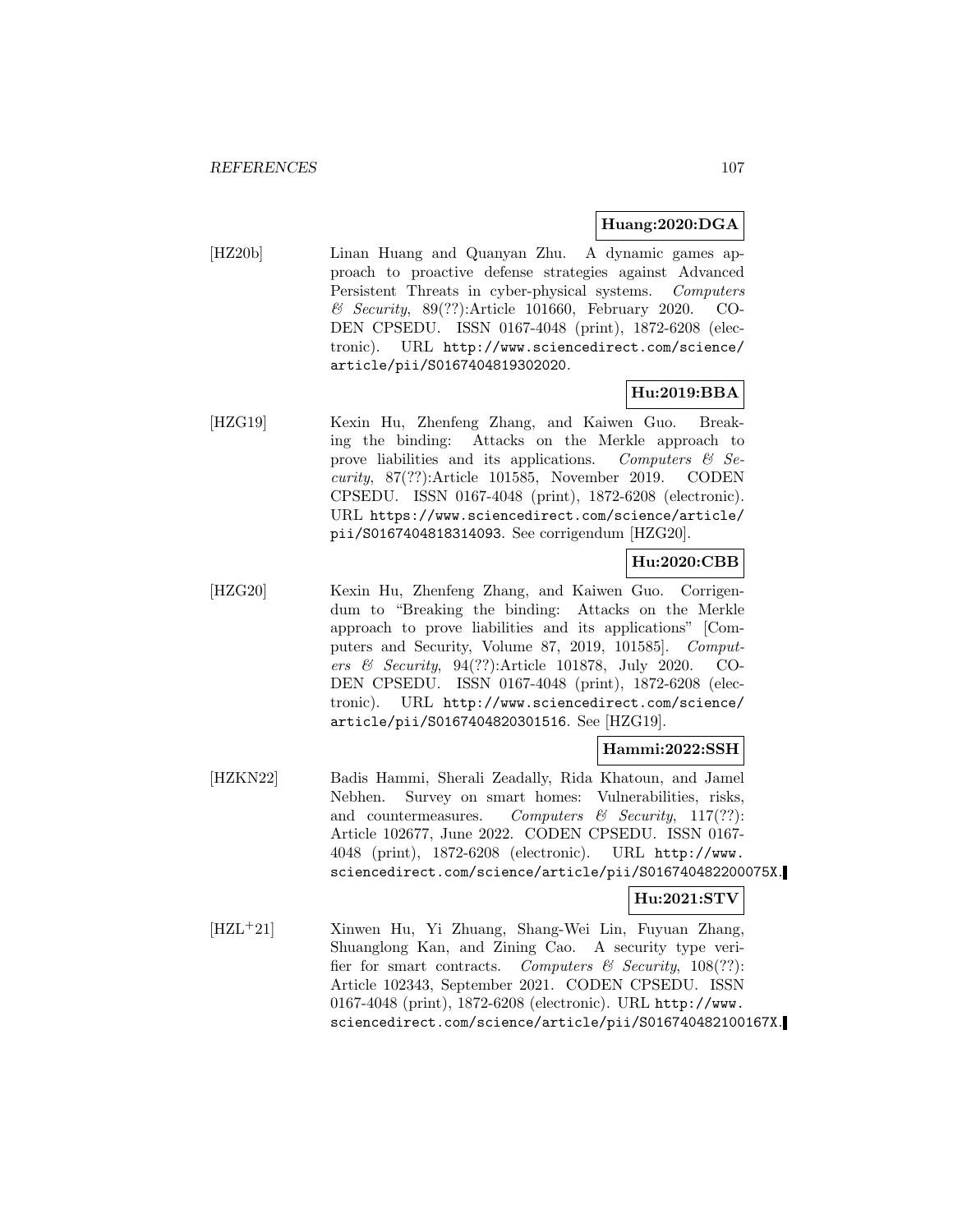**Huang:2020:DGA**

[HZ20b] Linan Huang and Quanyan Zhu. A dynamic games approach to proactive defense strategies against Advanced Persistent Threats in cyber-physical systems. *Computers & Security*, 89(??):Article 101660, February 2020. CODEN CPSEDU. ISSN 0167-4048 (print), 1872-6208 (electronic). URL `http://www.sciencedirect.com/science/article/pii/S0167404819302020`.

**Hu:2019:BBA**

[HZG19] Kexin Hu, Zhenfeng Zhang, and Kaiwen Guo. Breaking the binding: Attacks on the Merkle approach to prove liabilities and its applications. *Computers & Security*, 87(??):Article 101585, November 2019. CODEN CPSEDU. ISSN 0167-4048 (print), 1872-6208 (electronic). URL `https://www.sciencedirect.com/science/article/pii/S0167404818314093`. See corrigendum [HZG20].

**Hu:2020:CBB**

[HZG20] Kexin Hu, Zhenfeng Zhang, and Kaiwen Guo. Corrigendum to "Breaking the binding: Attacks on the Merkle approach to prove liabilities and its applications" [Computers and Security, Volume 87, 2019, 101585]. *Computers & Security*, 94(??):Article 101878, July 2020. CODEN CPSEDU. ISSN 0167-4048 (print), 1872-6208 (electronic). URL `http://www.sciencedirect.com/science/article/pii/S0167404820301516`. See [HZG19].

**Hammi:2022:SSH**

[HZKN22] Badis Hammi, Sherali Zeadally, Rida Khatoun, and Jamel Nebhen. Survey on smart homes: Vulnerabilities, risks, and countermeasures. *Computers & Security*, 117(??): Article 102677, June 2022. CODEN CPSEDU. ISSN 0167-4048 (print), 1872-6208 (electronic). URL `http://www.sciencedirect.com/science/article/pii/S016740482200075X`.

**Hu:2021:STV**

[HZL+21] Xinwen Hu, Yi Zhuang, Shang-Wei Lin, Fuyuan Zhang, Shuanglong Kan, and Zining Cao. A security type verifier for smart contracts. *Computers & Security*, 108(??): Article 102343, September 2021. CODEN CPSEDU. ISSN 0167-4048 (print), 1872-6208 (electronic). URL `http://www.sciencedirect.com/science/article/pii/S016740482100167X`.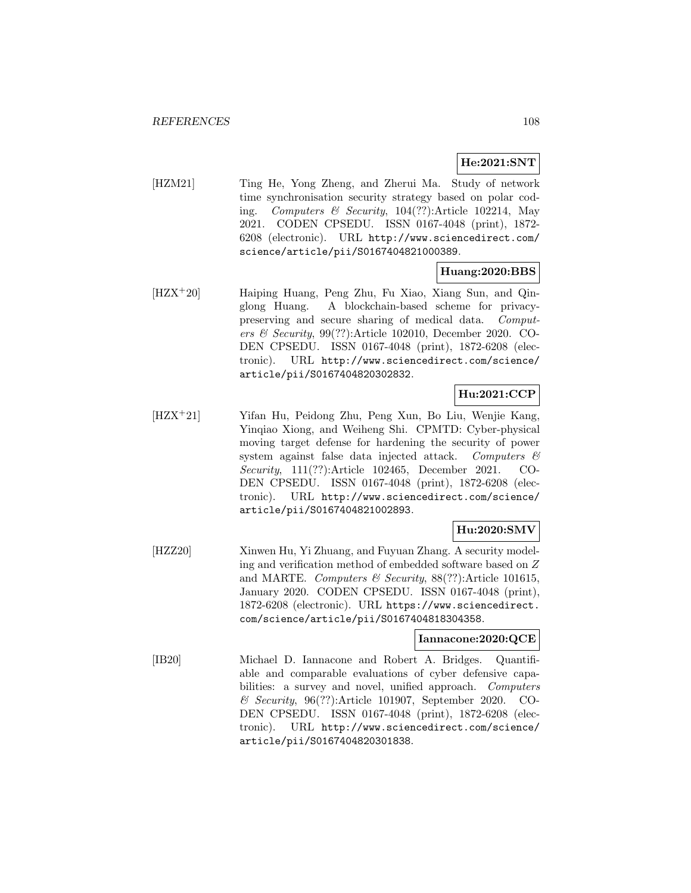**He:2021:SNT**

[HZM21] Ting He, Yong Zheng, and Zherui Ma. Study of network time synchronisation security strategy based on polar coding. *Computers & Security*, 104(??):Article 102214, May 2021. CODEN CPSEDU. ISSN 0167-4048 (print), 1872-6208 (electronic). URL `http://www.sciencedirect.com/science/article/pii/S0167404821000389`.

**Huang:2020:BBS**

[HZX+20] Haiping Huang, Peng Zhu, Fu Xiao, Xiang Sun, and Qinglong Huang. A blockchain-based scheme for privacy-preserving and secure sharing of medical data. *Computers & Security*, 99(??):Article 102010, December 2020. CODEN CPSEDU. ISSN 0167-4048 (print), 1872-6208 (electronic). URL `http://www.sciencedirect.com/science/article/pii/S0167404820302832`.

**Hu:2021:CCP**

[HZX+21] Yifan Hu, Peidong Zhu, Peng Xun, Bo Liu, Wenjie Kang, Yinqiao Xiong, and Weiheng Shi. CPMTD: Cyber-physical moving target defense for hardening the security of power system against false data injected attack. *Computers & Security*, 111(??):Article 102465, December 2021. CODEN CPSEDU. ISSN 0167-4048 (print), 1872-6208 (electronic). URL `http://www.sciencedirect.com/science/article/pii/S0167404821002893`.

**Hu:2020:SMV**

[HZZ20] Xinwen Hu, Yi Zhuang, and Fuyuan Zhang. A security modeling and verification method of embedded software based on *Z* and MARTE. *Computers & Security*, 88(??):Article 101615, January 2020. CODEN CPSEDU. ISSN 0167-4048 (print), 1872-6208 (electronic). URL `https://www.sciencedirect.com/science/article/pii/S0167404818304358`.

**Iannacone:2020:QCE**

[IB20] Michael D. Iannacone and Robert A. Bridges. Quantifiable and comparable evaluations of cyber defensive capabilities: a survey and novel, unified approach. *Computers & Security*, 96(??):Article 101907, September 2020. CODEN CPSEDU. ISSN 0167-4048 (print), 1872-6208 (electronic). URL `http://www.sciencedirect.com/science/article/pii/S0167404820301838`.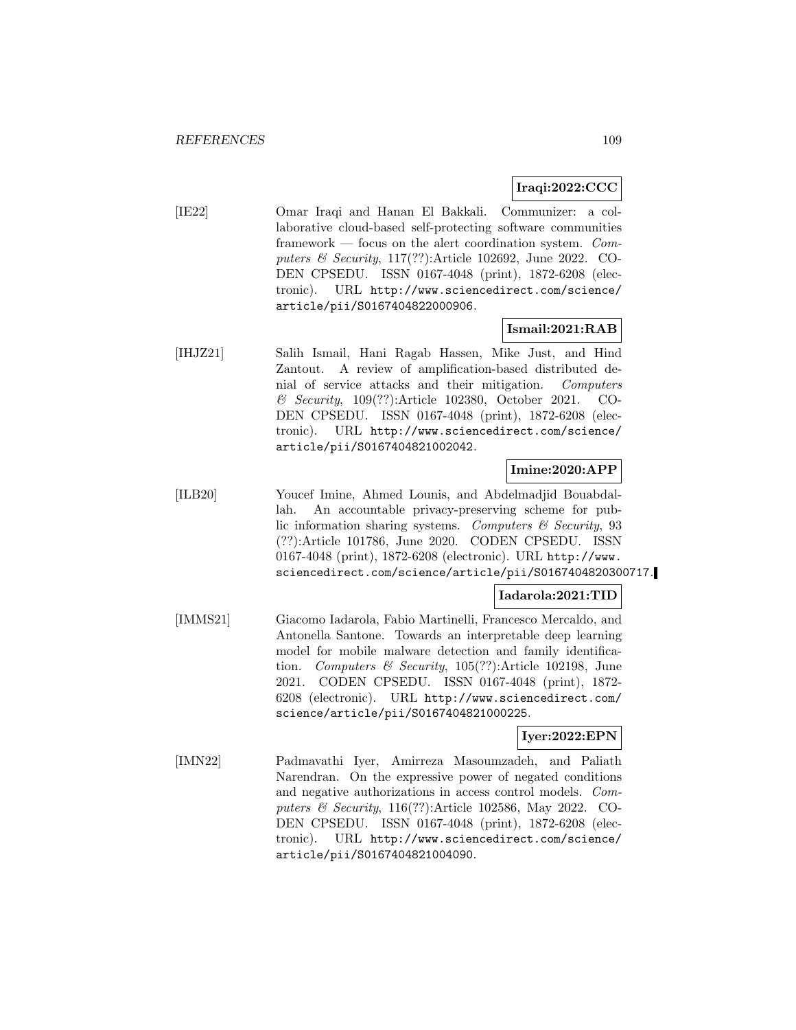**Iraqi:2022:CCC**

[IE22] Omar Iraqi and Hanan El Bakkali. Communizer: a collaborative cloud-based self-protecting software communities framework — focus on the alert coordination system. *Computers & Security*, 117(??):Article 102692, June 2022. CODEN CPSEDU. ISSN 0167-4048 (print), 1872-6208 (electronic). URL http://www.sciencedirect.com/science/article/pii/S0167404822000906.

**Ismail:2021:RAB**

[IHJZ21] Salih Ismail, Hani Ragab Hassen, Mike Just, and Hind Zantout. A review of amplification-based distributed denial of service attacks and their mitigation. *Computers & Security*, 109(??):Article 102380, October 2021. CODEN CPSEDU. ISSN 0167-4048 (print), 1872-6208 (electronic). URL http://www.sciencedirect.com/science/article/pii/S0167404821002042.

**Imine:2020:APP**

[ILB20] Youcef Imine, Ahmed Lounis, and Abdelmadjid Bouabdallah. An accountable privacy-preserving scheme for public information sharing systems. *Computers & Security*, 93 (??):Article 101786, June 2020. CODEN CPSEDU. ISSN 0167-4048 (print), 1872-6208 (electronic). URL http://www.sciencedirect.com/science/article/pii/S0167404820300717.

**Iadarola:2021:TID**

[IMMS21] Giacomo Iadarola, Fabio Martinelli, Francesco Mercaldo, and Antonella Santone. Towards an interpretable deep learning model for mobile malware detection and family identification. *Computers & Security*, 105(??):Article 102198, June 2021. CODEN CPSEDU. ISSN 0167-4048 (print), 1872-6208 (electronic). URL http://www.sciencedirect.com/science/article/pii/S0167404821000225.

**Iyer:2022:EPN**

[IMN22] Padmavathi Iyer, Amirreza Masoumzadeh, and Paliath Narendran. On the expressive power of negated conditions and negative authorizations in access control models. *Computers & Security*, 116(??):Article 102586, May 2022. CODEN CPSEDU. ISSN 0167-4048 (print), 1872-6208 (electronic). URL http://www.sciencedirect.com/science/article/pii/S0167404821004090.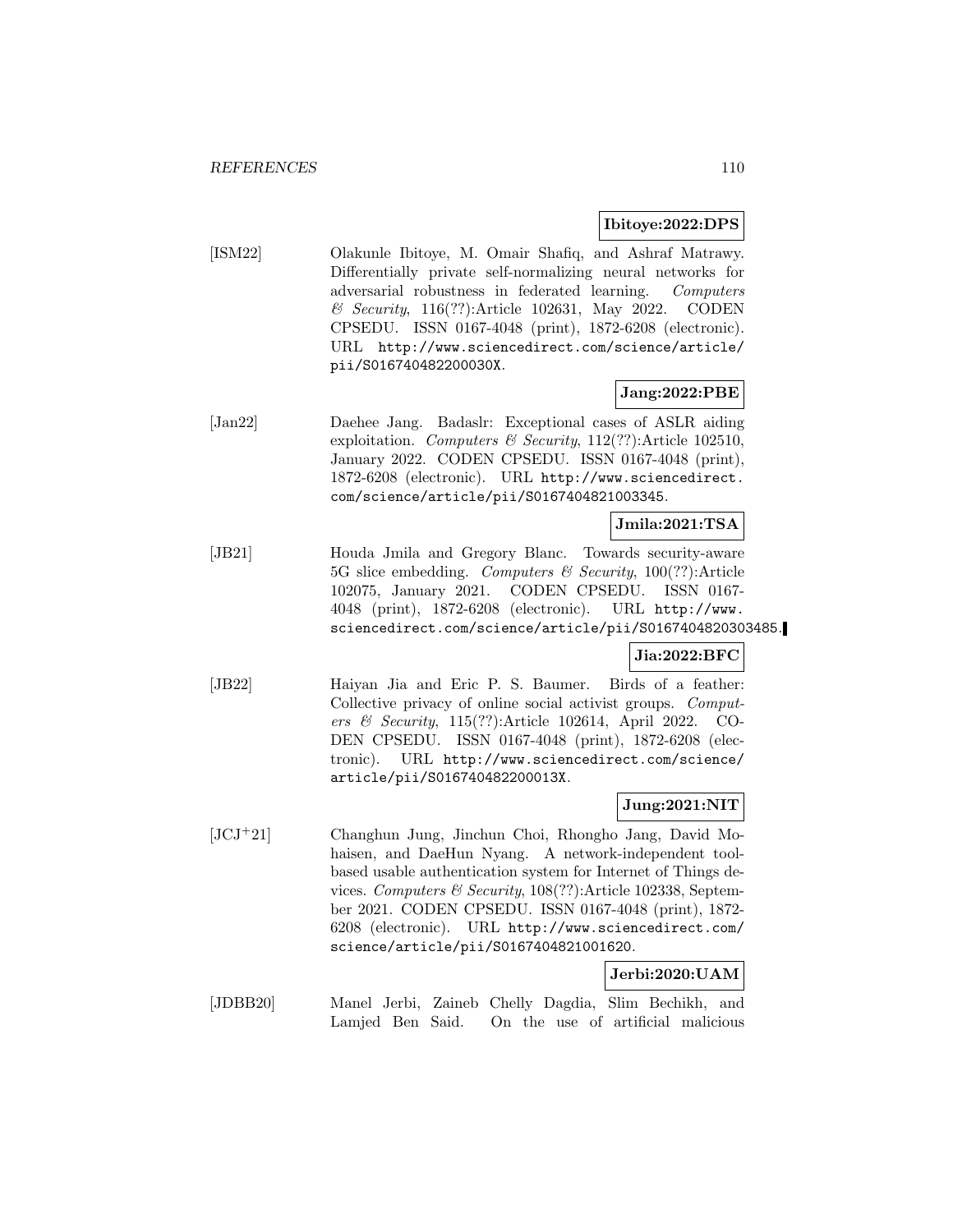**Ibitoye:2022:DPS**

[ISM22] Olakunle Ibitoye, M. Omair Shafiq, and Ashraf Matrawy. Differentially private self-normalizing neural networks for adversarial robustness in federated learning. *Computers & Security*, 116(??):Article 102631, May 2022. CODEN CPSEDU. ISSN 0167-4048 (print), 1872-6208 (electronic). URL http://www.sciencedirect.com/science/article/pii/S016740482200030X.

**Jang:2022:PBE**

[Jan22] Daehee Jang. Badaslr: Exceptional cases of ASLR aiding exploitation. *Computers & Security*, 112(??):Article 102510, January 2022. CODEN CPSEDU. ISSN 0167-4048 (print), 1872-6208 (electronic). URL http://www.sciencedirect.com/science/article/pii/S0167404821003345.

**Jmila:2021:TSA**

[JB21] Houda Jmila and Gregory Blanc. Towards security-aware 5G slice embedding. *Computers & Security*, 100(??):Article 102075, January 2021. CODEN CPSEDU. ISSN 0167-4048 (print), 1872-6208 (electronic). URL http://www.sciencedirect.com/science/article/pii/S0167404820303485.

**Jia:2022:BFC**

[JB22] Haiyan Jia and Eric P. S. Baumer. Birds of a feather: Collective privacy of online social activist groups. *Computers & Security*, 115(??):Article 102614, April 2022. CODEN CPSEDU. ISSN 0167-4048 (print), 1872-6208 (electronic). URL http://www.sciencedirect.com/science/article/pii/S016740482200013X.

**Jung:2021:NIT**

[JCJ+21] Changhun Jung, Jinchun Choi, Rhongho Jang, David Mohaisen, and DaeHun Nyang. A network-independent tool-based usable authentication system for Internet of Things devices. *Computers & Security*, 108(??):Article 102338, September 2021. CODEN CPSEDU. ISSN 0167-4048 (print), 1872-6208 (electronic). URL http://www.sciencedirect.com/science/article/pii/S0167404821001620.

**Jerbi:2020:UAM**

[JDBB20] Manel Jerbi, Zaineb Chelly Dagdia, Slim Bechikh, and Lamjed Ben Said. On the use of artificial malicious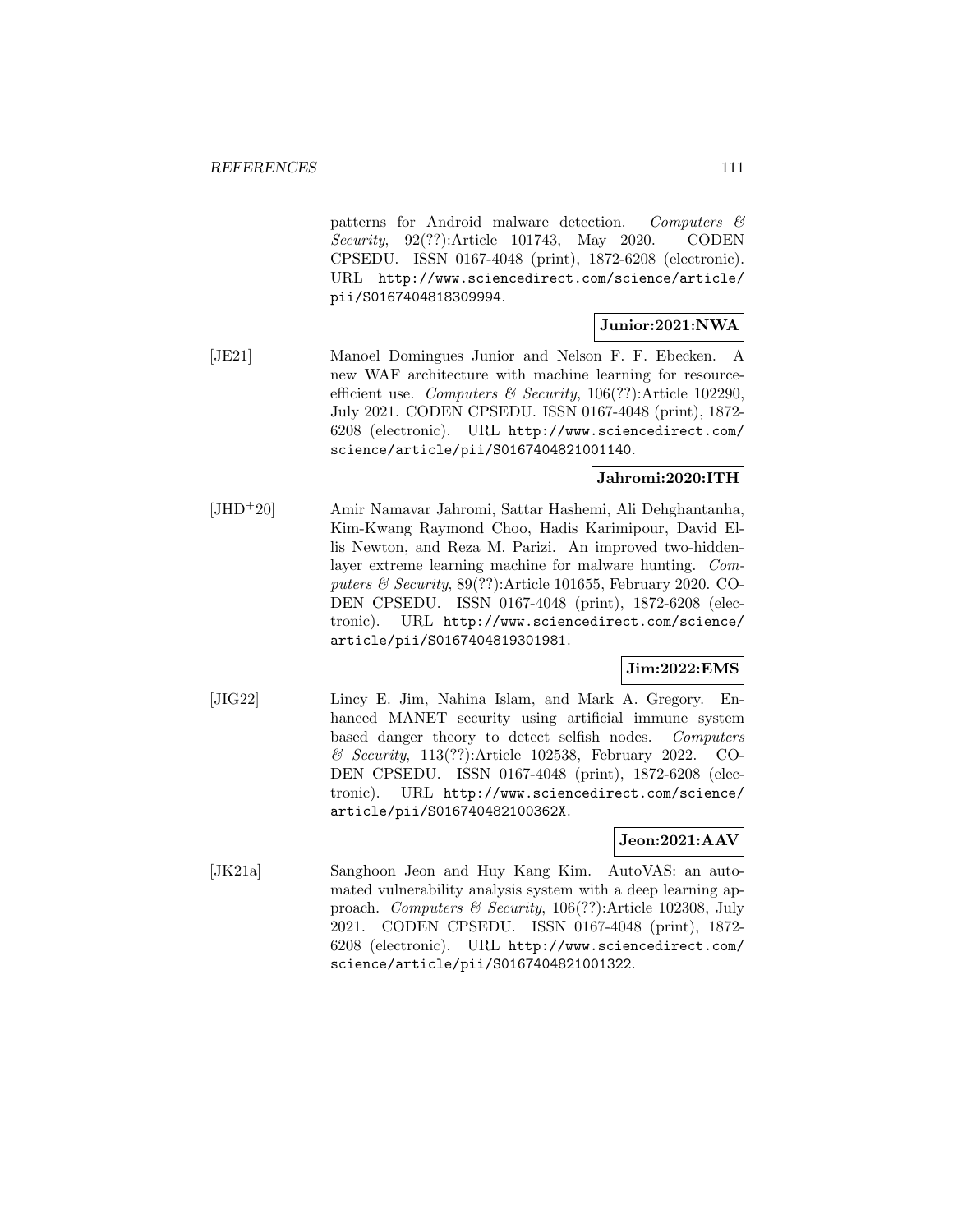patterns for Android malware detection. *Computers & Security*, 92(??):Article 101743, May 2020. CODEN CPSEDU. ISSN 0167-4048 (print), 1872-6208 (electronic). URL http://www.sciencedirect.com/science/article/pii/S0167404818309994.

**Junior:2021:NWA**

[JE21] Manoel Domingues Junior and Nelson F. F. Ebecken. A new WAF architecture with machine learning for resource-efficient use. *Computers & Security*, 106(??):Article 102290, July 2021. CODEN CPSEDU. ISSN 0167-4048 (print), 1872-6208 (electronic). URL http://www.sciencedirect.com/science/article/pii/S0167404821001140.

**Jahromi:2020:ITH**

[JHD+20] Amir Namavar Jahromi, Sattar Hashemi, Ali Dehghantanha, Kim-Kwang Raymond Choo, Hadis Karimipour, David Ellis Newton, and Reza M. Parizi. An improved two-hidden-layer extreme learning machine for malware hunting. *Computers & Security*, 89(??):Article 101655, February 2020. CODEN CPSEDU. ISSN 0167-4048 (print), 1872-6208 (electronic). URL http://www.sciencedirect.com/science/article/pii/S0167404819301981.

**Jim:2022:EMS**

[JIG22] Lincy E. Jim, Nahina Islam, and Mark A. Gregory. Enhanced MANET security using artificial immune system based danger theory to detect selfish nodes. *Computers & Security*, 113(??):Article 102538, February 2022. CODEN CPSEDU. ISSN 0167-4048 (print), 1872-6208 (electronic). URL http://www.sciencedirect.com/science/article/pii/S016740482100362X.

**Jeon:2021:AAV**

[JK21a] Sanghoon Jeon and Huy Kang Kim. AutoVAS: an automated vulnerability analysis system with a deep learning approach. *Computers & Security*, 106(??):Article 102308, July 2021. CODEN CPSEDU. ISSN 0167-4048 (print), 1872-6208 (electronic). URL http://www.sciencedirect.com/science/article/pii/S0167404821001322.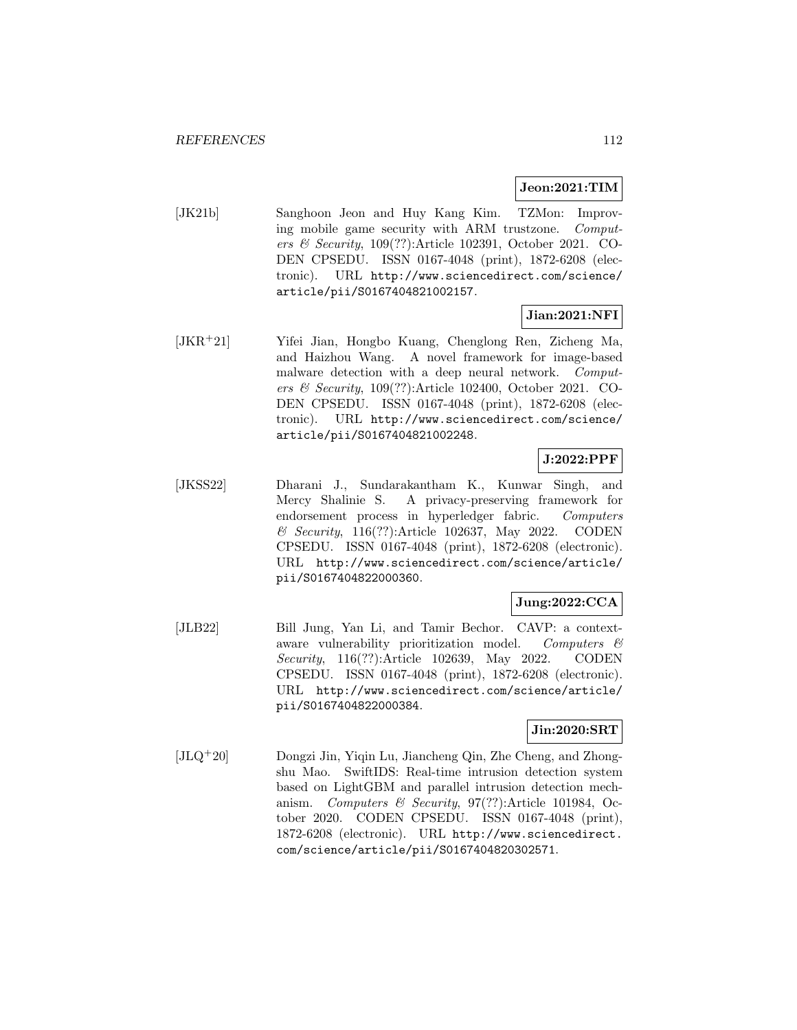**Jeon:2021:TIM**

[JK21b] Sanghoon Jeon and Huy Kang Kim. TZMon: Improving mobile game security with ARM trustzone. *Computers & Security*, 109(??):Article 102391, October 2021. CODEN CPSEDU. ISSN 0167-4048 (print), 1872-6208 (electronic). URL http://www.sciencedirect.com/science/article/pii/S0167404821002157.

**Jian:2021:NFI**

[JKR+21] Yifei Jian, Hongbo Kuang, Chenglong Ren, Zicheng Ma, and Haizhou Wang. A novel framework for image-based malware detection with a deep neural network. *Computers & Security*, 109(??):Article 102400, October 2021. CODEN CPSEDU. ISSN 0167-4048 (print), 1872-6208 (electronic). URL http://www.sciencedirect.com/science/article/pii/S0167404821002248.

**J:2022:PPF**

[JKSS22] Dharani J., Sundarakantham K., Kunwar Singh, and Mercy Shalinie S. A privacy-preserving framework for endorsement process in hyperledger fabric. *Computers & Security*, 116(??):Article 102637, May 2022. CODEN CPSEDU. ISSN 0167-4048 (print), 1872-6208 (electronic). URL http://www.sciencedirect.com/science/article/pii/S0167404822000360.

**Jung:2022:CCA**

[JLB22] Bill Jung, Yan Li, and Tamir Bechor. CAVP: a context-aware vulnerability prioritization model. *Computers & Security*, 116(??):Article 102639, May 2022. CODEN CPSEDU. ISSN 0167-4048 (print), 1872-6208 (electronic). URL http://www.sciencedirect.com/science/article/pii/S0167404822000384.

**Jin:2020:SRT**

[JLQ+20] Dongzi Jin, Yiqin Lu, Jiancheng Qin, Zhe Cheng, and Zhongshu Mao. SwiftIDS: Real-time intrusion detection system based on LightGBM and parallel intrusion detection mechanism. *Computers & Security*, 97(??):Article 101984, October 2020. CODEN CPSEDU. ISSN 0167-4048 (print), 1872-6208 (electronic). URL http://www.sciencedirect.com/science/article/pii/S0167404820302571.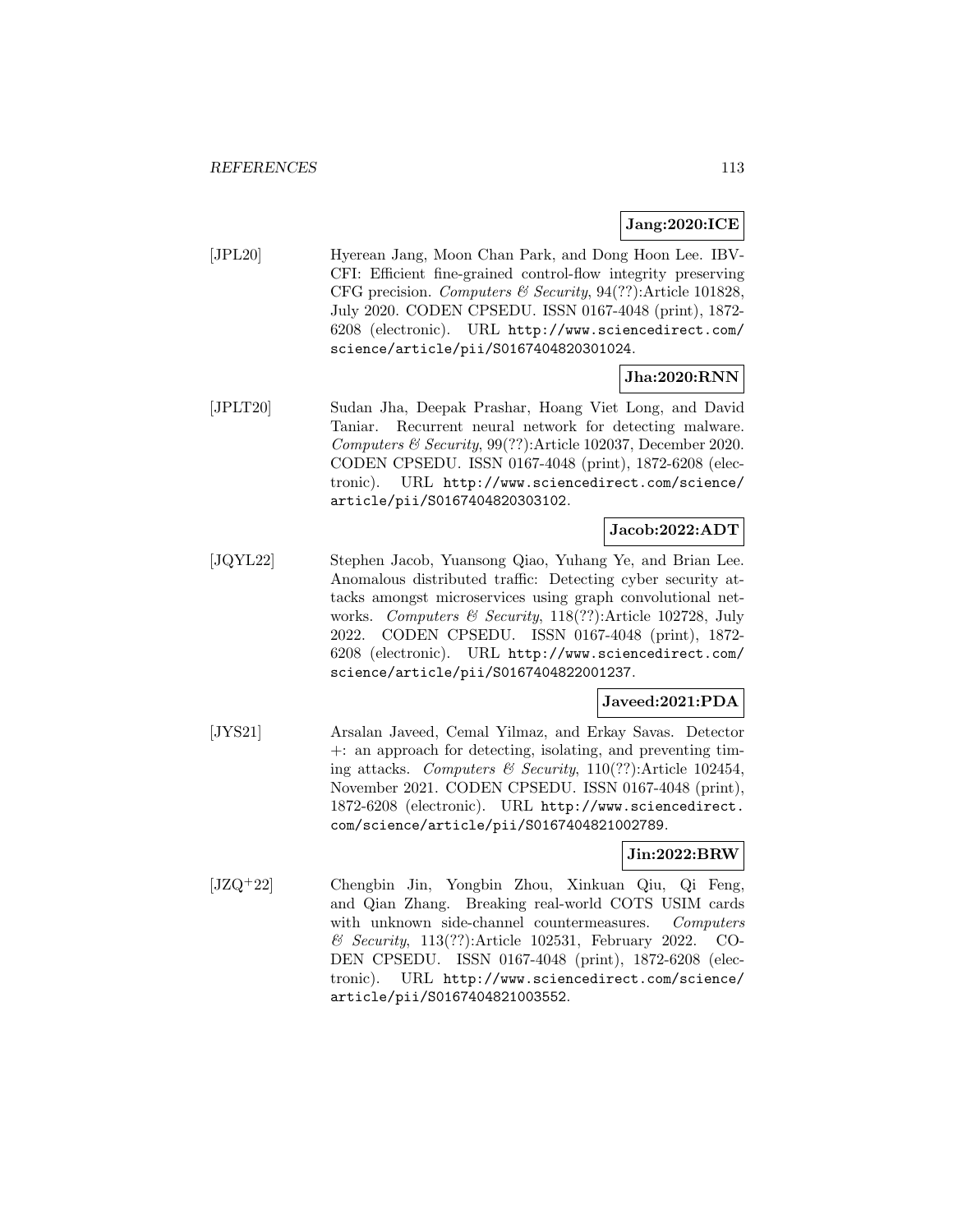**Jang:2020:ICE**

[JPL20] Hyerean Jang, Moon Chan Park, and Dong Hoon Lee. IBV-CFI: Efficient fine-grained control-flow integrity preserving CFG precision. *Computers & Security*, 94(??):Article 101828, July 2020. CODEN CPSEDU. ISSN 0167-4048 (print), 1872-6208 (electronic). URL http://www.sciencedirect.com/science/article/pii/S0167404820301024.

**Jha:2020:RNN**

[JPLT20] Sudan Jha, Deepak Prashar, Hoang Viet Long, and David Taniar. Recurrent neural network for detecting malware. *Computers & Security*, 99(??):Article 102037, December 2020. CODEN CPSEDU. ISSN 0167-4048 (print), 1872-6208 (electronic). URL http://www.sciencedirect.com/science/article/pii/S0167404820303102.

**Jacob:2022:ADT**

[JQYL22] Stephen Jacob, Yuansong Qiao, Yuhang Ye, and Brian Lee. Anomalous distributed traffic: Detecting cyber security attacks amongst microservices using graph convolutional networks. *Computers & Security*, 118(??):Article 102728, July 2022. CODEN CPSEDU. ISSN 0167-4048 (print), 1872-6208 (electronic). URL http://www.sciencedirect.com/science/article/pii/S0167404822001237.

**Javeed:2021:PDA**

[JYS21] Arsalan Javeed, Cemal Yilmaz, and Erkay Savas. Detector +: an approach for detecting, isolating, and preventing timing attacks. *Computers & Security*, 110(??):Article 102454, November 2021. CODEN CPSEDU. ISSN 0167-4048 (print), 1872-6208 (electronic). URL http://www.sciencedirect.com/science/article/pii/S0167404821002789.

**Jin:2022:BRW**

[JZQ+22] Chengbin Jin, Yongbin Zhou, Xinkuan Qiu, Qi Feng, and Qian Zhang. Breaking real-world COTS USIM cards with unknown side-channel countermeasures. *Computers & Security*, 113(??):Article 102531, February 2022. CODEN CPSEDU. ISSN 0167-4048 (print), 1872-6208 (electronic). URL http://www.sciencedirect.com/science/article/pii/S0167404821003552.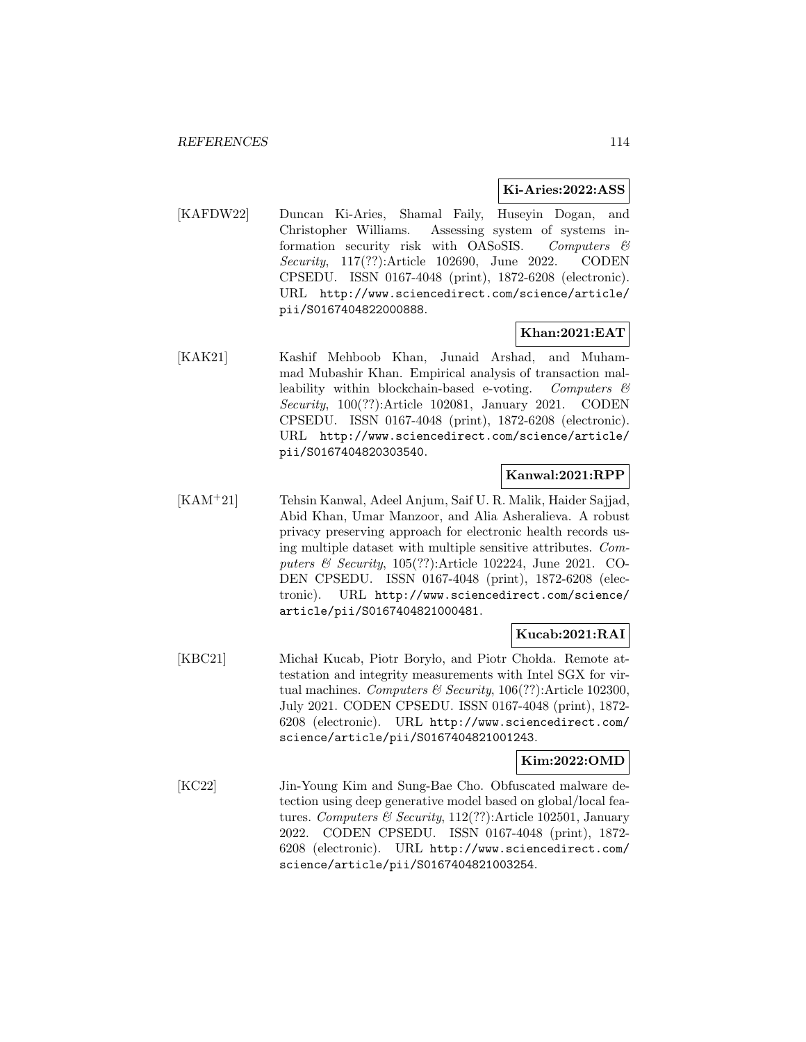**Ki-Aries:2022:ASS**

[KAFDW22] Duncan Ki-Aries, Shamal Faily, Huseyin Dogan, and Christopher Williams. Assessing system of systems information security risk with OASoSIS. *Computers & Security*, 117(??):Article 102690, June 2022. CODEN CPSEDU. ISSN 0167-4048 (print), 1872-6208 (electronic). URL http://www.sciencedirect.com/science/article/pii/S0167404822000888.

**Khan:2021:EAT**

[KAK21] Kashif Mehboob Khan, Junaid Arshad, and Muhammad Mubashir Khan. Empirical analysis of transaction malleability within blockchain-based e-voting. *Computers & Security*, 100(??):Article 102081, January 2021. CODEN CPSEDU. ISSN 0167-4048 (print), 1872-6208 (electronic). URL http://www.sciencedirect.com/science/article/pii/S0167404820303540.

**Kanwal:2021:RPP**

[KAM+21] Tehsin Kanwal, Adeel Anjum, Saif U. R. Malik, Haider Sajjad, Abid Khan, Umar Manzoor, and Alia Asheralieva. A robust privacy preserving approach for electronic health records using multiple dataset with multiple sensitive attributes. *Computers & Security*, 105(??):Article 102224, June 2021. CODEN CPSEDU. ISSN 0167-4048 (print), 1872-6208 (electronic). URL http://www.sciencedirect.com/science/article/pii/S0167404821000481.

**Kucab:2021:RAI**

[KBC21] Michał Kucab, Piotr Boryło, and Piotr Chołda. Remote attestation and integrity measurements with Intel SGX for virtual machines. *Computers & Security*, 106(??):Article 102300, July 2021. CODEN CPSEDU. ISSN 0167-4048 (print), 1872-6208 (electronic). URL http://www.sciencedirect.com/science/article/pii/S0167404821001243.

**Kim:2022:OMD**

[KC22] Jin-Young Kim and Sung-Bae Cho. Obfuscated malware detection using deep generative model based on global/local features. *Computers & Security*, 112(??):Article 102501, January 2022. CODEN CPSEDU. ISSN 0167-4048 (print), 1872-6208 (electronic). URL http://www.sciencedirect.com/science/article/pii/S0167404821003254.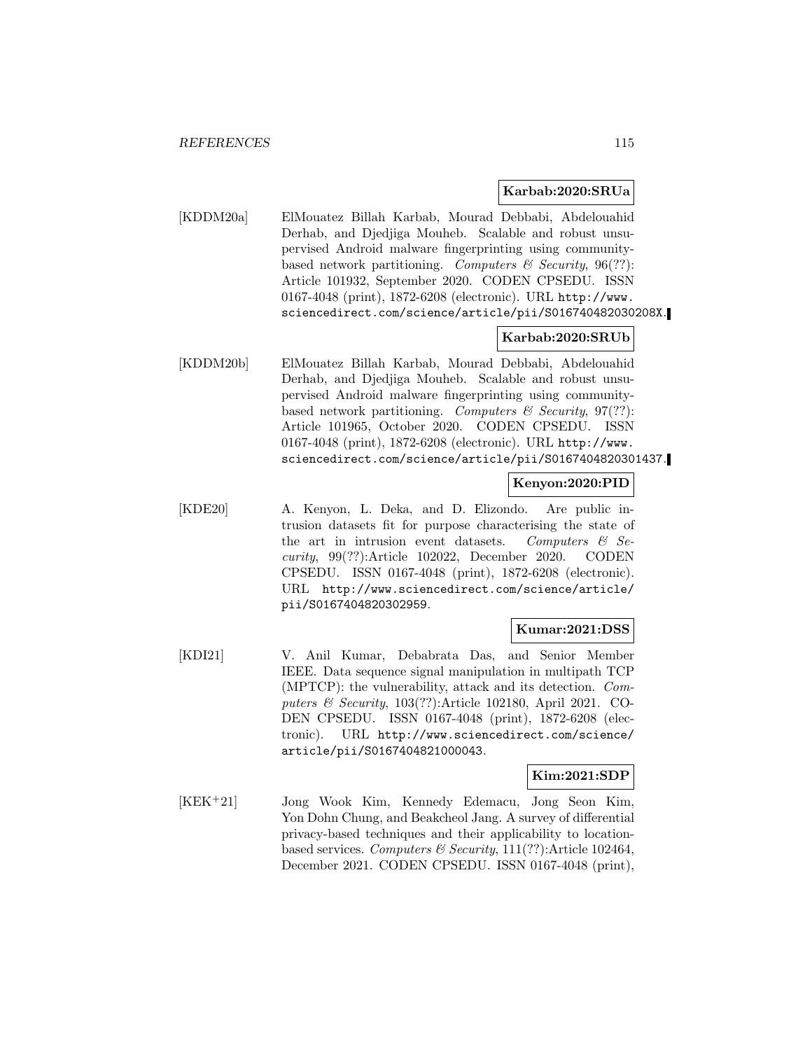**Karbab:2020:SRUa**

[KDDM20a] ElMouatez Billah Karbab, Mourad Debbabi, Abdelouahid Derhab, and Djedjiga Mouheb. Scalable and robust unsupervised Android malware fingerprinting using community-based network partitioning. *Computers & Security*, 96(??): Article 101932, September 2020. CODEN CPSEDU. ISSN 0167-4048 (print), 1872-6208 (electronic). URL http://www.sciencedirect.com/science/article/pii/S016740482030208X.

**Karbab:2020:SRUb**

[KDDM20b] ElMouatez Billah Karbab, Mourad Debbabi, Abdelouahid Derhab, and Djedjiga Mouheb. Scalable and robust unsupervised Android malware fingerprinting using community-based network partitioning. *Computers & Security*, 97(??): Article 101965, October 2020. CODEN CPSEDU. ISSN 0167-4048 (print), 1872-6208 (electronic). URL http://www.sciencedirect.com/science/article/pii/S0167404820301437.

**Kenyon:2020:PID**

[KDE20] A. Kenyon, L. Deka, and D. Elizondo. Are public intrusion datasets fit for purpose characterising the state of the art in intrusion event datasets. *Computers & Security*, 99(??):Article 102022, December 2020. CODEN CPSEDU. ISSN 0167-4048 (print), 1872-6208 (electronic). URL http://www.sciencedirect.com/science/article/pii/S0167404820302959.

**Kumar:2021:DSS**

[KDI21] V. Anil Kumar, Debabrata Das, and Senior Member IEEE. Data sequence signal manipulation in multipath TCP (MPTCP): the vulnerability, attack and its detection. *Computers & Security*, 103(??):Article 102180, April 2021. CODEN CPSEDU. ISSN 0167-4048 (print), 1872-6208 (electronic). URL http://www.sciencedirect.com/science/article/pii/S0167404821000043.

**Kim:2021:SDP**

[KEK+21] Jong Wook Kim, Kennedy Edemacu, Jong Seon Kim, Yon Dohn Chung, and Beakcheol Jang. A survey of differential privacy-based techniques and their applicability to location-based services. *Computers & Security*, 111(??):Article 102464, December 2021. CODEN CPSEDU. ISSN 0167-4048 (print),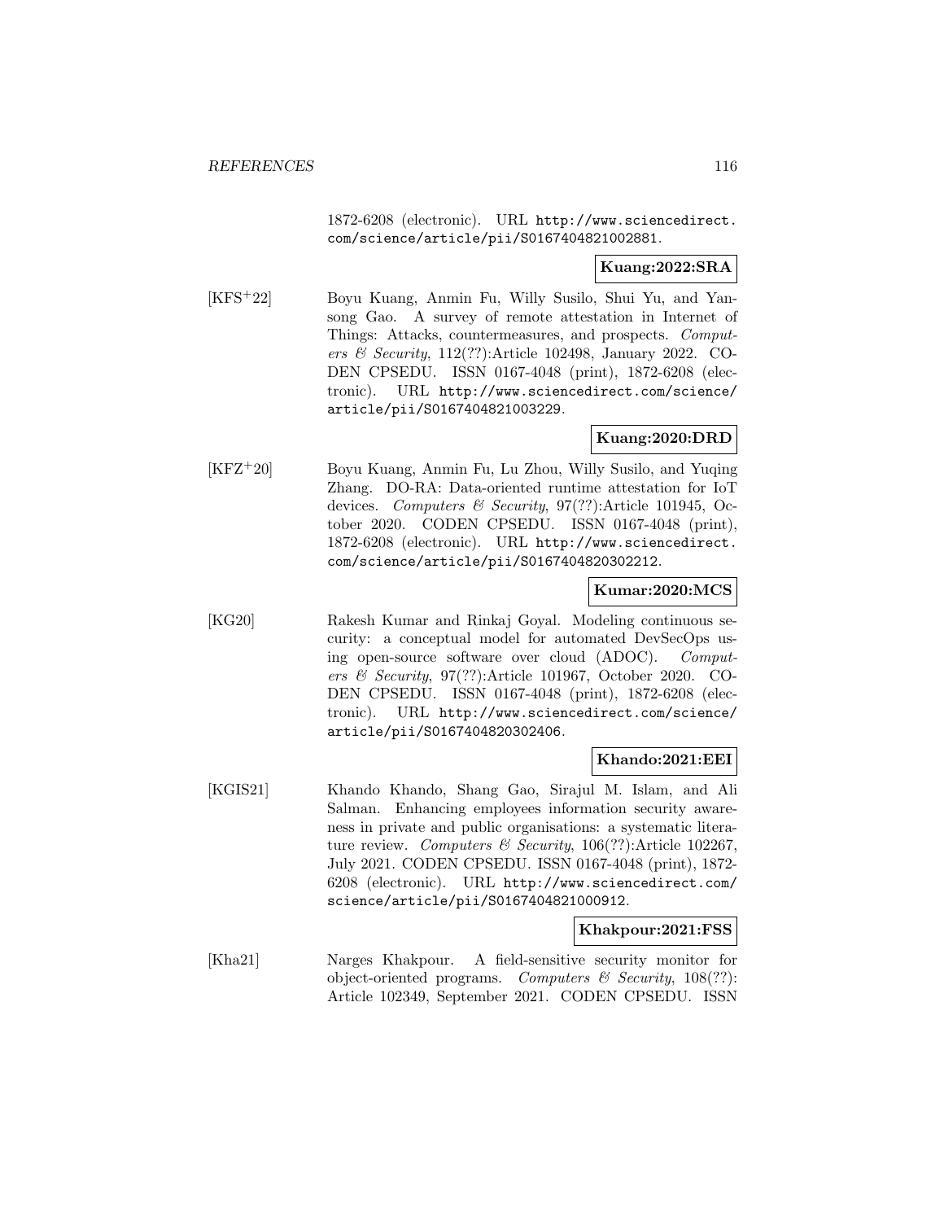1872-6208 (electronic). URL http://www.sciencedirect.com/science/article/pii/S0167404821002881.

**Kuang:2022:SRA**

[KFS+22] Boyu Kuang, Anmin Fu, Willy Susilo, Shui Yu, and Yansong Gao. A survey of remote attestation in Internet of Things: Attacks, countermeasures, and prospects. *Computers & Security*, 112(??):Article 102498, January 2022. CODEN CPSEDU. ISSN 0167-4048 (print), 1872-6208 (electronic). URL http://www.sciencedirect.com/science/article/pii/S0167404821003229.

**Kuang:2020:DRD**

[KFZ+20] Boyu Kuang, Anmin Fu, Lu Zhou, Willy Susilo, and Yuqing Zhang. DO-RA: Data-oriented runtime attestation for IoT devices. *Computers & Security*, 97(??):Article 101945, October 2020. CODEN CPSEDU. ISSN 0167-4048 (print), 1872-6208 (electronic). URL http://www.sciencedirect.com/science/article/pii/S0167404820302212.

**Kumar:2020:MCS**

[KG20] Rakesh Kumar and Rinkaj Goyal. Modeling continuous security: a conceptual model for automated DevSecOps using open-source software over cloud (ADOC). *Computers & Security*, 97(??):Article 101967, October 2020. CODEN CPSEDU. ISSN 0167-4048 (print), 1872-6208 (electronic). URL http://www.sciencedirect.com/science/article/pii/S0167404820302406.

**Khando:2021:EEI**

[KGIS21] Khando Khando, Shang Gao, Sirajul M. Islam, and Ali Salman. Enhancing employees information security awareness in private and public organisations: a systematic literature review. *Computers & Security*, 106(??):Article 102267, July 2021. CODEN CPSEDU. ISSN 0167-4048 (print), 1872-6208 (electronic). URL http://www.sciencedirect.com/science/article/pii/S0167404821000912.

**Khakpour:2021:FSS**

[Kha21] Narges Khakpour. A field-sensitive security monitor for object-oriented programs. *Computers & Security*, 108(??): Article 102349, September 2021. CODEN CPSEDU. ISSN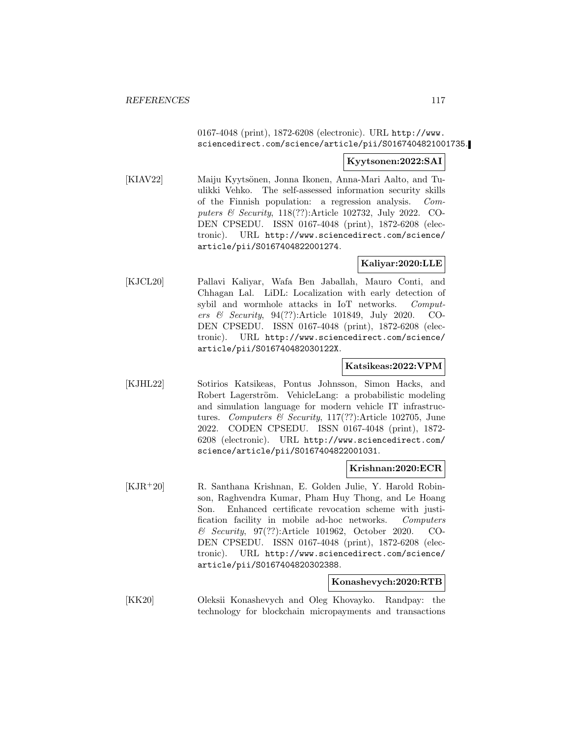0167-4048 (print), 1872-6208 (electronic). URL http://www.sciencedirect.com/science/article/pii/S0167404821001735.

**Kyytsonen:2022:SAI**

[KIAV22] Maiju Kyytsönen, Jonna Ikonen, Anna-Mari Aalto, and Tuulikki Vehko. The self-assessed information security skills of the Finnish population: a regression analysis. *Computers & Security*, 118(??):Article 102732, July 2022. CODEN CPSEDU. ISSN 0167-4048 (print), 1872-6208 (electronic). URL http://www.sciencedirect.com/science/article/pii/S0167404822001274.

**Kaliyar:2020:LLE**

[KJCL20] Pallavi Kaliyar, Wafa Ben Jaballah, Mauro Conti, and Chhagan Lal. LiDL: Localization with early detection of sybil and wormhole attacks in IoT networks. *Computers & Security*, 94(??):Article 101849, July 2020. CODEN CPSEDU. ISSN 0167-4048 (print), 1872-6208 (electronic). URL http://www.sciencedirect.com/science/article/pii/S016740482030122X.

**Katsikeas:2022:VPM**

[KJHL22] Sotirios Katsikeas, Pontus Johnsson, Simon Hacks, and Robert Lagerström. VehicleLang: a probabilistic modeling and simulation language for modern vehicle IT infrastructures. *Computers & Security*, 117(??):Article 102705, June 2022. CODEN CPSEDU. ISSN 0167-4048 (print), 1872-6208 (electronic). URL http://www.sciencedirect.com/science/article/pii/S0167404822001031.

**Krishnan:2020:ECR**

[KJR+20] R. Santhana Krishnan, E. Golden Julie, Y. Harold Robinson, Raghvendra Kumar, Pham Huy Thong, and Le Hoang Son. Enhanced certificate revocation scheme with justification facility in mobile ad-hoc networks. *Computers & Security*, 97(??):Article 101962, October 2020. CODEN CPSEDU. ISSN 0167-4048 (print), 1872-6208 (electronic). URL http://www.sciencedirect.com/science/article/pii/S0167404820302388.

**Konashevych:2020:RTB**

[KK20] Oleksii Konashevych and Oleg Khovayko. Randpay: the technology for blockchain micropayments and transactions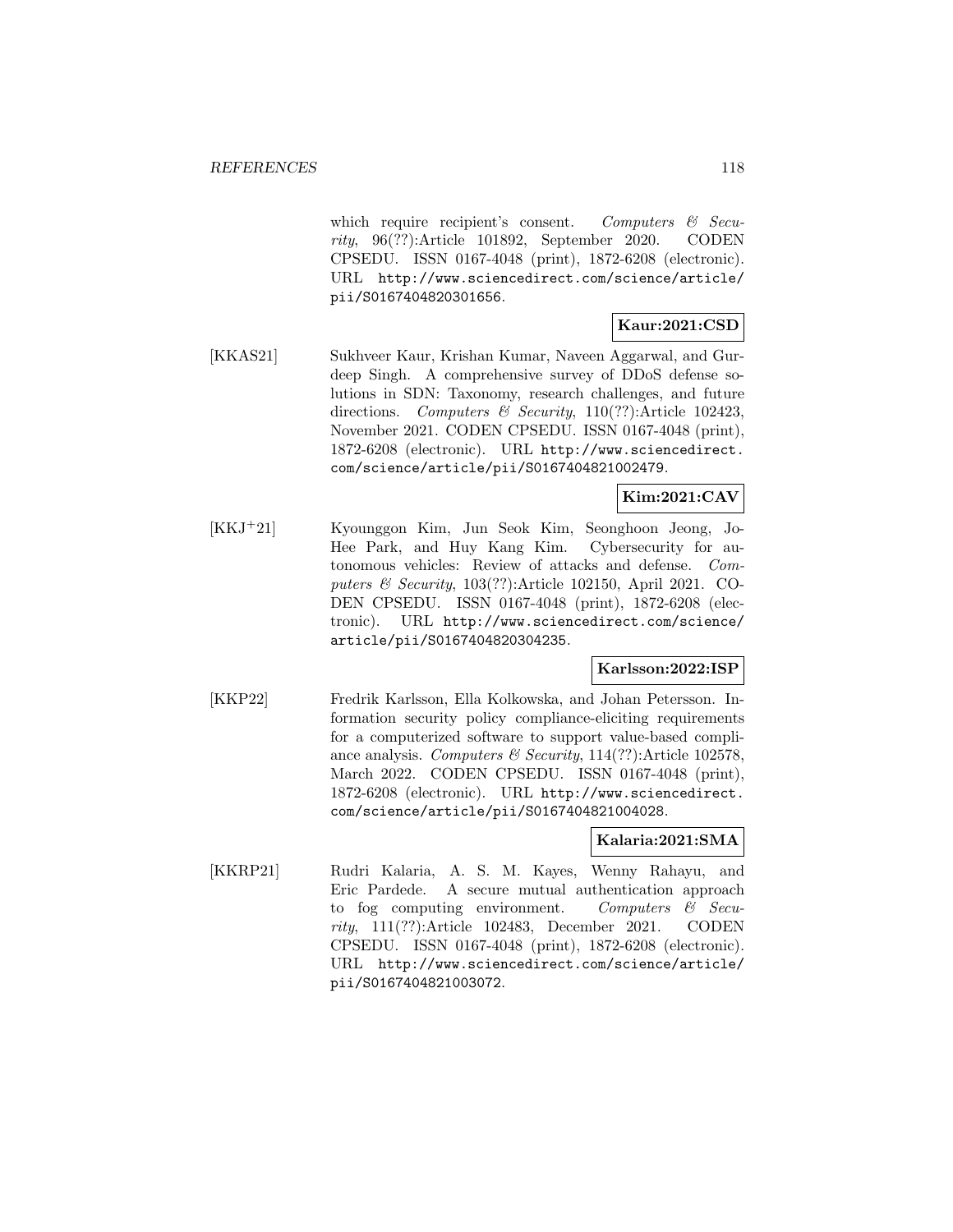which require recipient's consent. *Computers & Security*, 96(??):Article 101892, September 2020. CODEN CPSEDU. ISSN 0167-4048 (print), 1872-6208 (electronic). URL http://www.sciencedirect.com/science/article/pii/S0167404820301656.

**Kaur:2021:CSD**

[KKAS21] Sukhveer Kaur, Krishan Kumar, Naveen Aggarwal, and Gurdeep Singh. A comprehensive survey of DDoS defense solutions in SDN: Taxonomy, research challenges, and future directions. *Computers & Security*, 110(??):Article 102423, November 2021. CODEN CPSEDU. ISSN 0167-4048 (print), 1872-6208 (electronic). URL http://www.sciencedirect.com/science/article/pii/S0167404821002479.

**Kim:2021:CAV**

[KKJ+21] Kyounggon Kim, Jun Seok Kim, Seonghoon Jeong, Jo-Hee Park, and Huy Kang Kim. Cybersecurity for autonomous vehicles: Review of attacks and defense. *Computers & Security*, 103(??):Article 102150, April 2021. CODEN CPSEDU. ISSN 0167-4048 (print), 1872-6208 (electronic). URL http://www.sciencedirect.com/science/article/pii/S0167404820304235.

**Karlsson:2022:ISP**

[KKP22] Fredrik Karlsson, Ella Kolkowska, and Johan Petersson. Information security policy compliance-eliciting requirements for a computerized software to support value-based compliance analysis. *Computers & Security*, 114(??):Article 102578, March 2022. CODEN CPSEDU. ISSN 0167-4048 (print), 1872-6208 (electronic). URL http://www.sciencedirect.com/science/article/pii/S0167404821004028.

**Kalaria:2021:SMA**

[KKRP21] Rudri Kalaria, A. S. M. Kayes, Wenny Rahayu, and Eric Pardede. A secure mutual authentication approach to fog computing environment. *Computers & Security*, 111(??):Article 102483, December 2021. CODEN CPSEDU. ISSN 0167-4048 (print), 1872-6208 (electronic). URL http://www.sciencedirect.com/science/article/pii/S0167404821003072.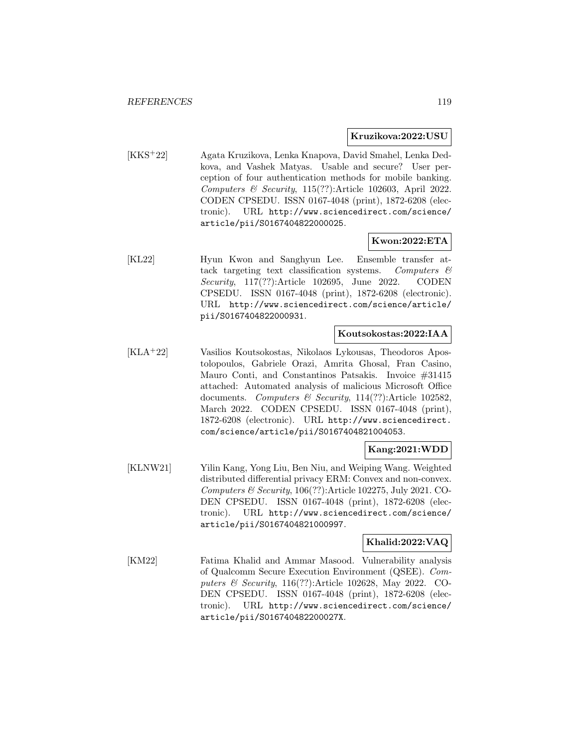**Kruzikova:2022:USU**

[KKS+22] Agata Kruzikova, Lenka Knapova, David Smahel, Lenka Dedkova, and Vashek Matyas. Usable and secure? User perception of four authentication methods for mobile banking. *Computers & Security*, 115(??):Article 102603, April 2022. CODEN CPSEDU. ISSN 0167-4048 (print), 1872-6208 (electronic). URL `http://www.sciencedirect.com/science/article/pii/S0167404822000025`.

**Kwon:2022:ETA**

[KL22] Hyun Kwon and Sanghyun Lee. Ensemble transfer attack targeting text classification systems. *Computers & Security*, 117(??):Article 102695, June 2022. CODEN CPSEDU. ISSN 0167-4048 (print), 1872-6208 (electronic). URL `http://www.sciencedirect.com/science/article/pii/S0167404822000931`.

**Koutsokostas:2022:IAA**

[KLA+22] Vasilios Koutsokostas, Nikolaos Lykousas, Theodoros Apostolopoulos, Gabriele Orazi, Amrita Ghosal, Fran Casino, Mauro Conti, and Constantinos Patsakis. Invoice #31415 attached: Automated analysis of malicious Microsoft Office documents. *Computers & Security*, 114(??):Article 102582, March 2022. CODEN CPSEDU. ISSN 0167-4048 (print), 1872-6208 (electronic). URL `http://www.sciencedirect.com/science/article/pii/S0167404821004053`.

**Kang:2021:WDD**

[KLNW21] Yilin Kang, Yong Liu, Ben Niu, and Weiping Wang. Weighted distributed differential privacy ERM: Convex and non-convex. *Computers & Security*, 106(??):Article 102275, July 2021. CODEN CPSEDU. ISSN 0167-4048 (print), 1872-6208 (electronic). URL `http://www.sciencedirect.com/science/article/pii/S0167404821000997`.

**Khalid:2022:VAQ**

[KM22] Fatima Khalid and Ammar Masood. Vulnerability analysis of Qualcomm Secure Execution Environment (QSEE). *Computers & Security*, 116(??):Article 102628, May 2022. CODEN CPSEDU. ISSN 0167-4048 (print), 1872-6208 (electronic). URL `http://www.sciencedirect.com/science/article/pii/S016740482200027X`.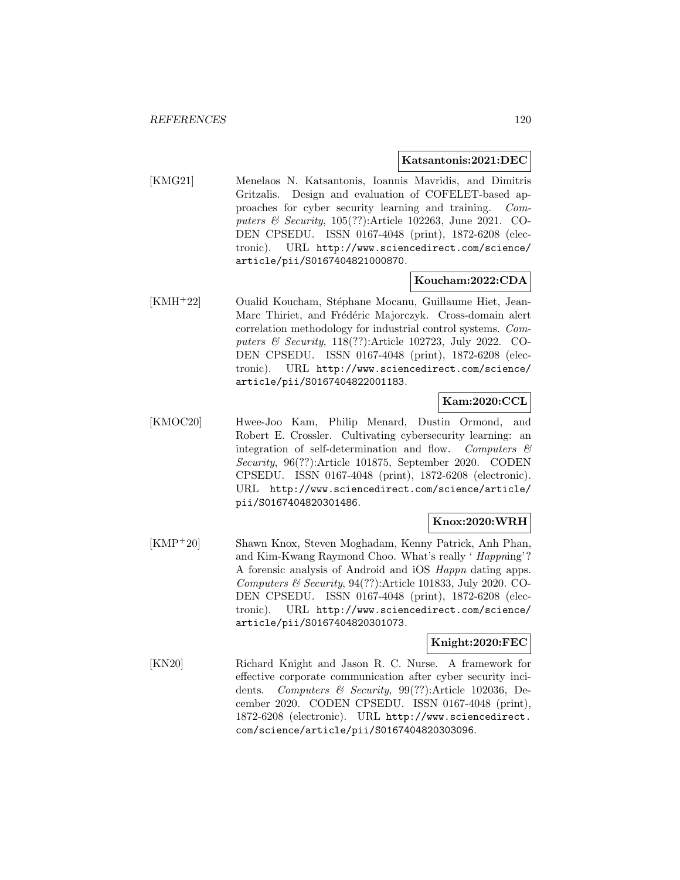**Katsantonis:2021:DEC**

[KMG21] Menelaos N. Katsantonis, Ioannis Mavridis, and Dimitris Gritzalis. Design and evaluation of COFELET-based approaches for cyber security learning and training. *Computers & Security*, 105(??):Article 102263, June 2021. CODEN CPSEDU. ISSN 0167-4048 (print), 1872-6208 (electronic). URL http://www.sciencedirect.com/science/article/pii/S0167404821000870.

**Koucham:2022:CDA**

[KMH+22] Oualid Koucham, Stéphane Mocanu, Guillaume Hiet, Jean-Marc Thiriet, and Frédéric Majorczyk. Cross-domain alert correlation methodology for industrial control systems. *Computers & Security*, 118(??):Article 102723, July 2022. CODEN CPSEDU. ISSN 0167-4048 (print), 1872-6208 (electronic). URL http://www.sciencedirect.com/science/article/pii/S0167404822001183.

**Kam:2020:CCL**

[KMOC20] Hwee-Joo Kam, Philip Menard, Dustin Ormond, and Robert E. Crossler. Cultivating cybersecurity learning: an integration of self-determination and flow. *Computers & Security*, 96(??):Article 101875, September 2020. CODEN CPSEDU. ISSN 0167-4048 (print), 1872-6208 (electronic). URL http://www.sciencedirect.com/science/article/pii/S0167404820301486.

**Knox:2020:WRH**

[KMP+20] Shawn Knox, Steven Moghadam, Kenny Patrick, Anh Phan, and Kim-Kwang Raymond Choo. What's really ' *Happn*ing'? A forensic analysis of Android and iOS *Happn* dating apps. *Computers & Security*, 94(??):Article 101833, July 2020. CODEN CPSEDU. ISSN 0167-4048 (print), 1872-6208 (electronic). URL http://www.sciencedirect.com/science/article/pii/S0167404820301073.

**Knight:2020:FEC**

[KN20] Richard Knight and Jason R. C. Nurse. A framework for effective corporate communication after cyber security incidents. *Computers & Security*, 99(??):Article 102036, December 2020. CODEN CPSEDU. ISSN 0167-4048 (print), 1872-6208 (electronic). URL http://www.sciencedirect.com/science/article/pii/S0167404820303096.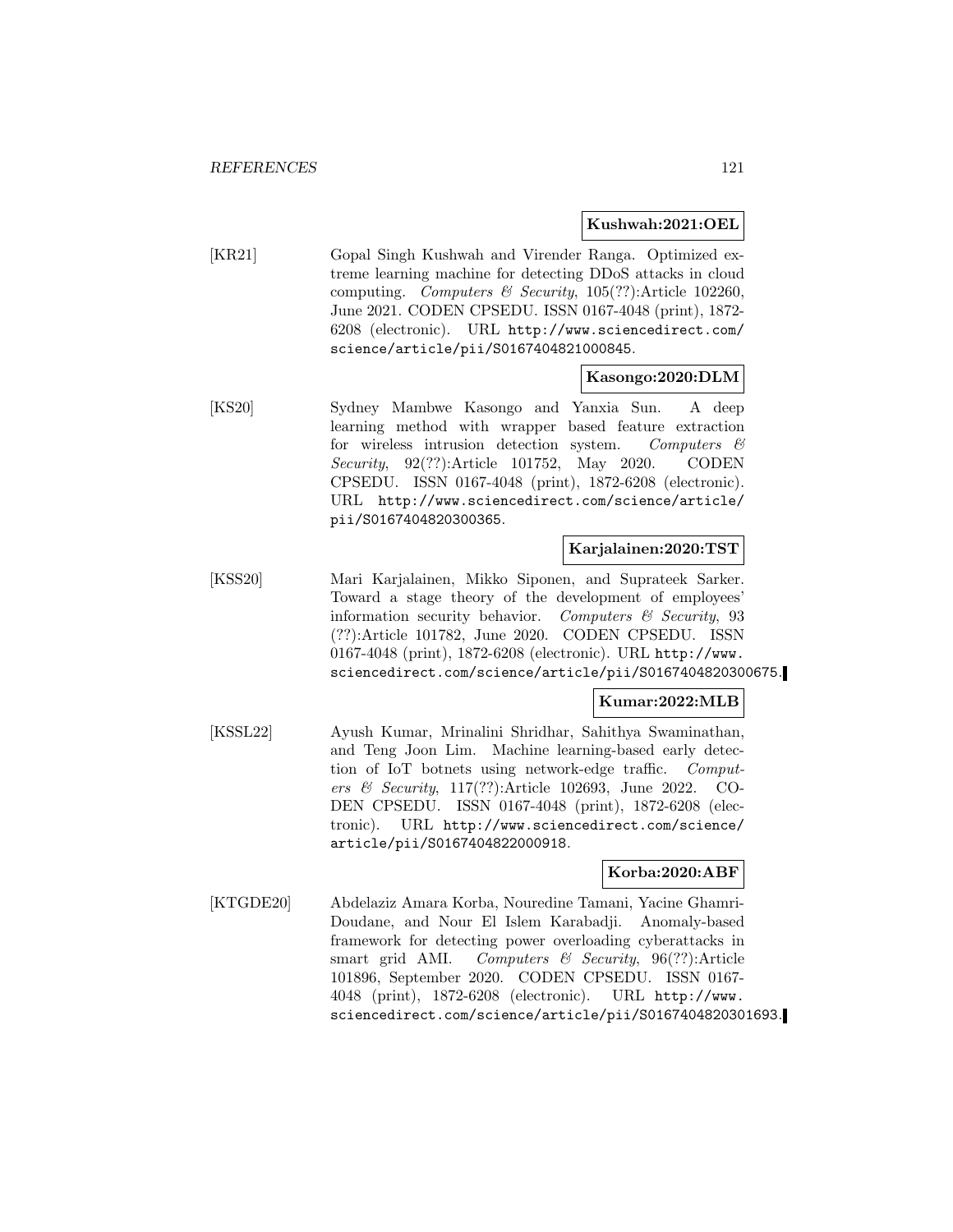**Kushwah:2021:OEL**

[KR21] Gopal Singh Kushwah and Virender Ranga. Optimized extreme learning machine for detecting DDoS attacks in cloud computing. *Computers & Security*, 105(??):Article 102260, June 2021. CODEN CPSEDU. ISSN 0167-4048 (print), 1872-6208 (electronic). URL http://www.sciencedirect.com/science/article/pii/S0167404821000845.

**Kasongo:2020:DLM**

[KS20] Sydney Mambwe Kasongo and Yanxia Sun. A deep learning method with wrapper based feature extraction for wireless intrusion detection system. *Computers & Security*, 92(??):Article 101752, May 2020. CODEN CPSEDU. ISSN 0167-4048 (print), 1872-6208 (electronic). URL http://www.sciencedirect.com/science/article/pii/S0167404820300365.

**Karjalainen:2020:TST**

[KSS20] Mari Karjalainen, Mikko Siponen, and Suprateek Sarker. Toward a stage theory of the development of employees' information security behavior. *Computers & Security*, 93 (??):Article 101782, June 2020. CODEN CPSEDU. ISSN 0167-4048 (print), 1872-6208 (electronic). URL http://www.sciencedirect.com/science/article/pii/S0167404820300675.

**Kumar:2022:MLB**

[KSSL22] Ayush Kumar, Mrinalini Shridhar, Sahithya Swaminathan, and Teng Joon Lim. Machine learning-based early detection of IoT botnets using network-edge traffic. *Computers & Security*, 117(??):Article 102693, June 2022. CODEN CPSEDU. ISSN 0167-4048 (print), 1872-6208 (electronic). URL http://www.sciencedirect.com/science/article/pii/S0167404822000918.

**Korba:2020:ABF**

[KTGDE20] Abdelaziz Amara Korba, Nouredine Tamani, Yacine Ghamri-Doudane, and Nour El Islem Karabadji. Anomaly-based framework for detecting power overloading cyberattacks in smart grid AMI. *Computers & Security*, 96(??):Article 101896, September 2020. CODEN CPSEDU. ISSN 0167-4048 (print), 1872-6208 (electronic). URL http://www.sciencedirect.com/science/article/pii/S0167404820301693.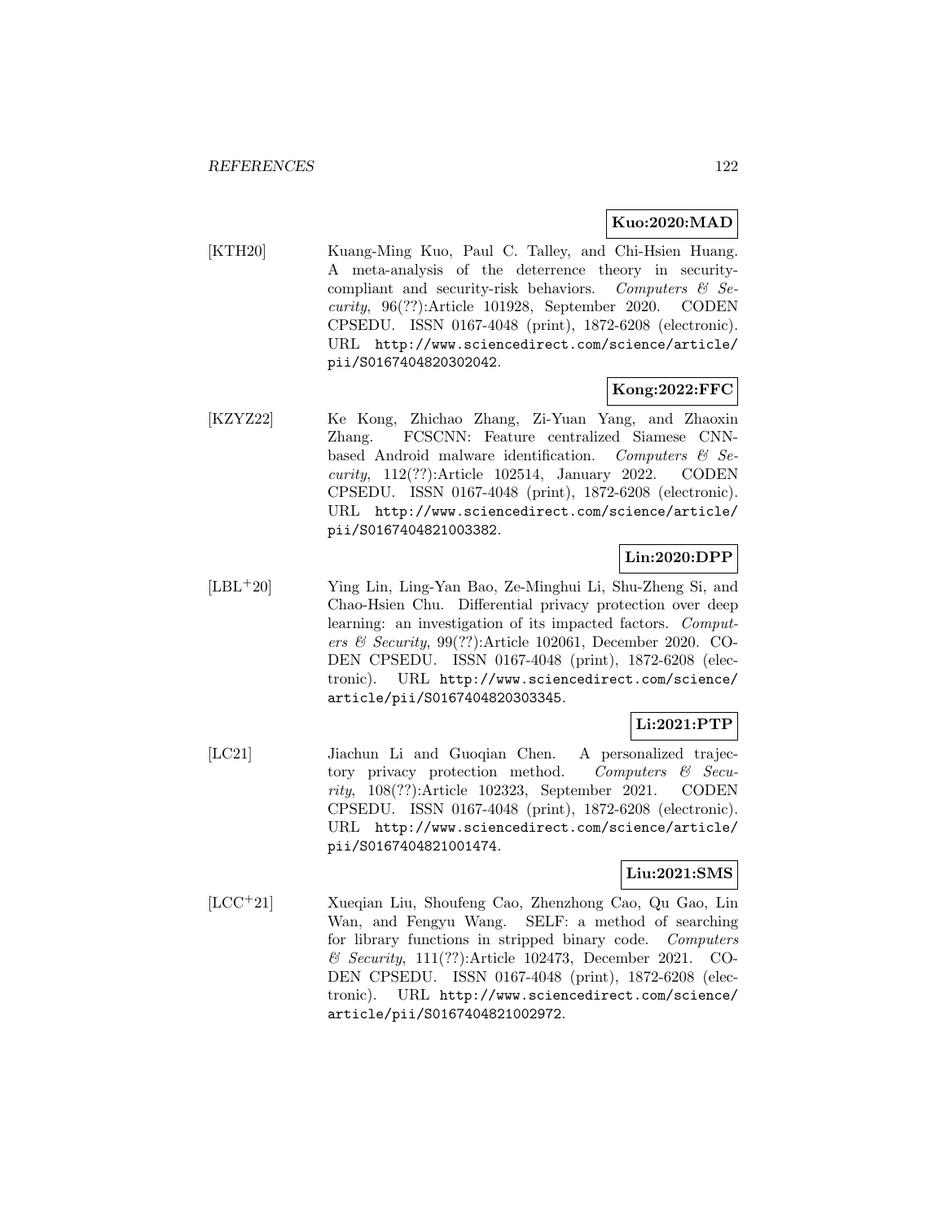**Kuo:2020:MAD**

[KTH20] Kuang-Ming Kuo, Paul C. Talley, and Chi-Hsien Huang. A meta-analysis of the deterrence theory in security-compliant and security-risk behaviors. *Computers & Security*, 96(??):Article 101928, September 2020. CODEN CPSEDU. ISSN 0167-4048 (print), 1872-6208 (electronic). URL http://www.sciencedirect.com/science/article/pii/S0167404820302042.

**Kong:2022:FFC**

[KZYZ22] Ke Kong, Zhichao Zhang, Zi-Yuan Yang, and Zhaoxin Zhang. FCSCNN: Feature centralized Siamese CNN-based Android malware identification. *Computers & Security*, 112(??):Article 102514, January 2022. CODEN CPSEDU. ISSN 0167-4048 (print), 1872-6208 (electronic). URL http://www.sciencedirect.com/science/article/pii/S0167404821003382.

**Lin:2020:DPP**

[LBL+20] Ying Lin, Ling-Yan Bao, Ze-Minghui Li, Shu-Zheng Si, and Chao-Hsien Chu. Differential privacy protection over deep learning: an investigation of its impacted factors. *Computers & Security*, 99(??):Article 102061, December 2020. CODEN CPSEDU. ISSN 0167-4048 (print), 1872-6208 (electronic). URL http://www.sciencedirect.com/science/article/pii/S0167404820303345.

**Li:2021:PTP**

[LC21] Jiachun Li and Guoqian Chen. A personalized trajectory privacy protection method. *Computers & Security*, 108(??):Article 102323, September 2021. CODEN CPSEDU. ISSN 0167-4048 (print), 1872-6208 (electronic). URL http://www.sciencedirect.com/science/article/pii/S0167404821001474.

**Liu:2021:SMS**

[LCC+21] Xueqian Liu, Shoufeng Cao, Zhenzhong Cao, Qu Gao, Lin Wan, and Fengyu Wang. SELF: a method of searching for library functions in stripped binary code. *Computers & Security*, 111(??):Article 102473, December 2021. CODEN CPSEDU. ISSN 0167-4048 (print), 1872-6208 (electronic). URL http://www.sciencedirect.com/science/article/pii/S0167404821002972.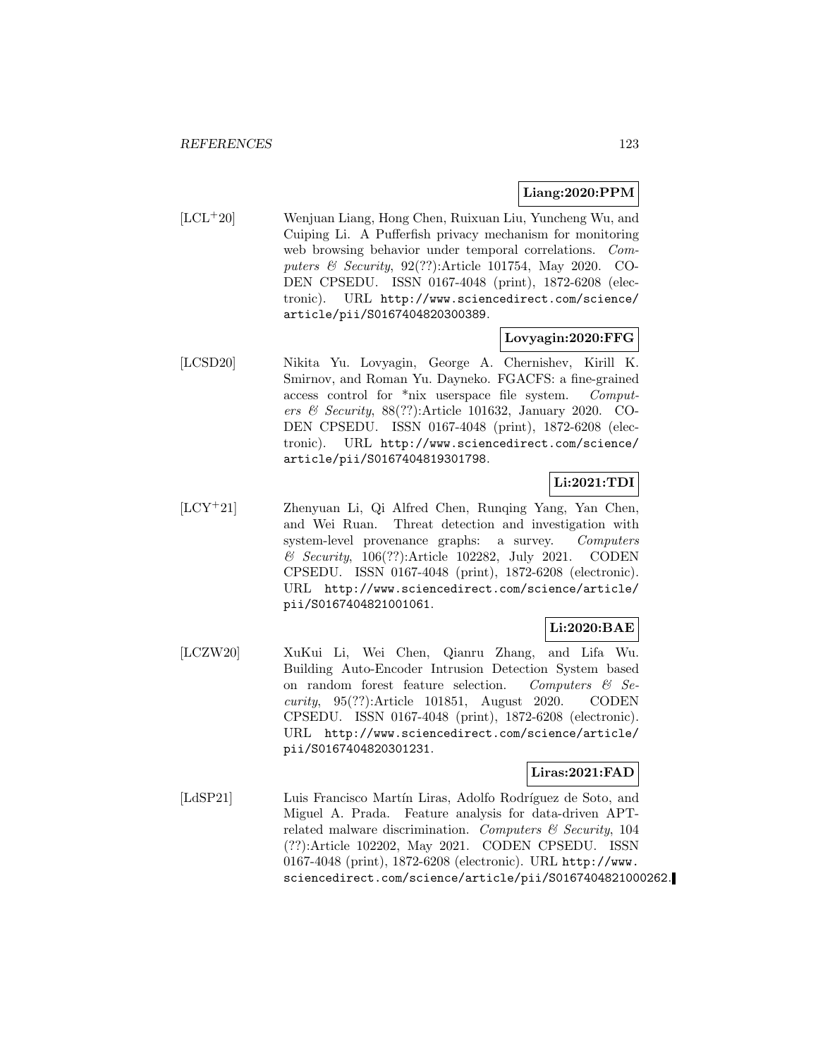**Liang:2020:PPM**

[LCL+20] Wenjuan Liang, Hong Chen, Ruixuan Liu, Yuncheng Wu, and Cuiping Li. A Pufferfish privacy mechanism for monitoring web browsing behavior under temporal correlations. *Computers & Security*, 92(??):Article 101754, May 2020. CODEN CPSEDU. ISSN 0167-4048 (print), 1872-6208 (electronic). URL http://www.sciencedirect.com/science/article/pii/S0167404820300389.

**Lovyagin:2020:FFG**

[LCSD20] Nikita Yu. Lovyagin, George A. Chernishev, Kirill K. Smirnov, and Roman Yu. Dayneko. FGACFS: a fine-grained access control for *nix userspace file system. *Computers & Security*, 88(??):Article 101632, January 2020. CODEN CPSEDU. ISSN 0167-4048 (print), 1872-6208 (electronic). URL http://www.sciencedirect.com/science/article/pii/S0167404819301798.

**Li:2021:TDI**

[LCY+21] Zhenyuan Li, Qi Alfred Chen, Runqing Yang, Yan Chen, and Wei Ruan. Threat detection and investigation with system-level provenance graphs: a survey. *Computers & Security*, 106(??):Article 102282, July 2021. CODEN CPSEDU. ISSN 0167-4048 (print), 1872-6208 (electronic). URL http://www.sciencedirect.com/science/article/pii/S0167404821001061.

**Li:2020:BAE**

[LCZW20] XuKui Li, Wei Chen, Qianru Zhang, and Lifa Wu. Building Auto-Encoder Intrusion Detection System based on random forest feature selection. *Computers & Security*, 95(??):Article 101851, August 2020. CODEN CPSEDU. ISSN 0167-4048 (print), 1872-6208 (electronic). URL http://www.sciencedirect.com/science/article/pii/S0167404820301231.

**Liras:2021:FAD**

[LdSP21] Luis Francisco Martín Liras, Adolfo Rodríguez de Soto, and Miguel A. Prada. Feature analysis for data-driven APT-related malware discrimination. *Computers & Security*, 104 (??):Article 102202, May 2021. CODEN CPSEDU. ISSN 0167-4048 (print), 1872-6208 (electronic). URL http://www.sciencedirect.com/science/article/pii/S0167404821000262.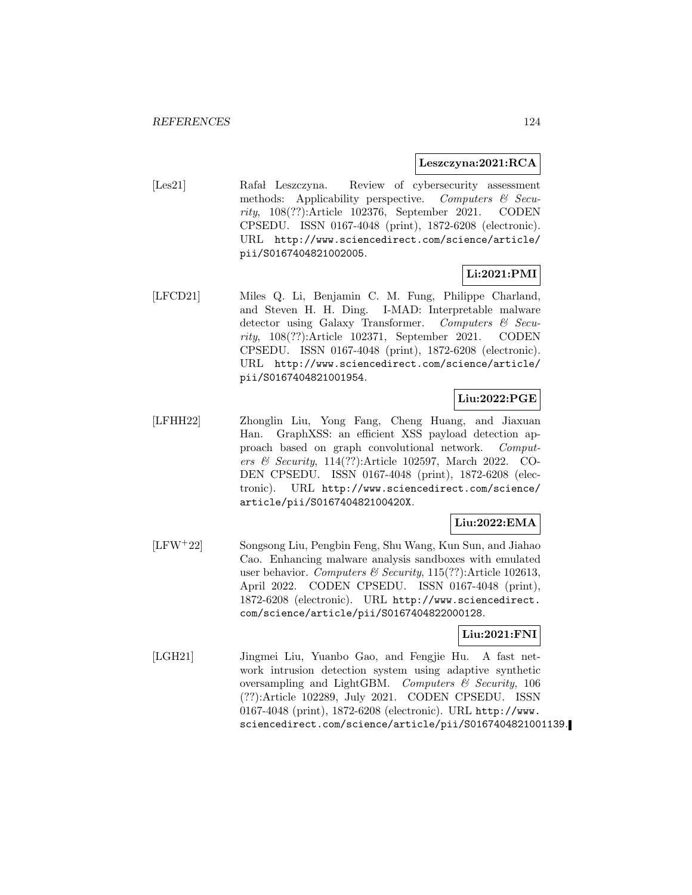**Leszczyna:2021:RCA**

[Les21] Rafał Leszczyna. Review of cybersecurity assessment methods: Applicability perspective. *Computers & Security*, 108(??):Article 102376, September 2021. CODEN CPSEDU. ISSN 0167-4048 (print), 1872-6208 (electronic). URL http://www.sciencedirect.com/science/article/pii/S0167404821002005.

**Li:2021:PMI**

[LFCD21] Miles Q. Li, Benjamin C. M. Fung, Philippe Charland, and Steven H. H. Ding. I-MAD: Interpretable malware detector using Galaxy Transformer. *Computers & Security*, 108(??):Article 102371, September 2021. CODEN CPSEDU. ISSN 0167-4048 (print), 1872-6208 (electronic). URL http://www.sciencedirect.com/science/article/pii/S0167404821001954.

**Liu:2022:PGE**

[LFHH22] Zhonglin Liu, Yong Fang, Cheng Huang, and Jiaxuan Han. GraphXSS: an efficient XSS payload detection approach based on graph convolutional network. *Computers & Security*, 114(??):Article 102597, March 2022. CODEN CPSEDU. ISSN 0167-4048 (print), 1872-6208 (electronic). URL http://www.sciencedirect.com/science/article/pii/S016740482100420X.

**Liu:2022:EMA**

[LFW+22] Songsong Liu, Pengbin Feng, Shu Wang, Kun Sun, and Jiahao Cao. Enhancing malware analysis sandboxes with emulated user behavior. *Computers & Security*, 115(??):Article 102613, April 2022. CODEN CPSEDU. ISSN 0167-4048 (print), 1872-6208 (electronic). URL http://www.sciencedirect.com/science/article/pii/S0167404822000128.

**Liu:2021:FNI**

[LGH21] Jingmei Liu, Yuanbo Gao, and Fengjie Hu. A fast network intrusion detection system using adaptive synthetic oversampling and LightGBM. *Computers & Security*, 106 (??):Article 102289, July 2021. CODEN CPSEDU. ISSN 0167-4048 (print), 1872-6208 (electronic). URL http://www.sciencedirect.com/science/article/pii/S0167404821001139.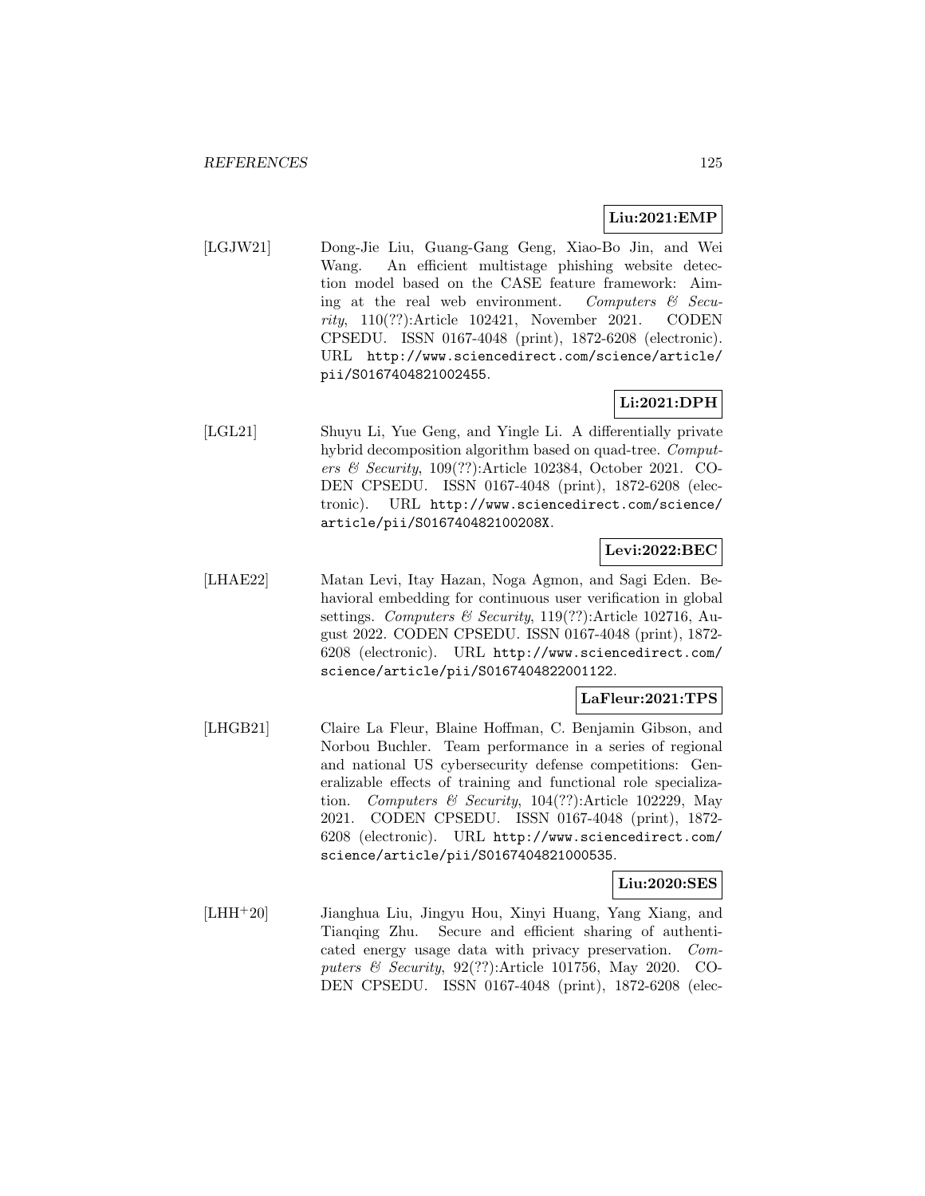**Liu:2021:EMP**

[LGJW21] Dong-Jie Liu, Guang-Gang Geng, Xiao-Bo Jin, and Wei Wang. An efficient multistage phishing website detection model based on the CASE feature framework: Aiming at the real web environment. *Computers & Security*, 110(??):Article 102421, November 2021. CODEN CPSEDU. ISSN 0167-4048 (print), 1872-6208 (electronic). URL http://www.sciencedirect.com/science/article/pii/S0167404821002455.

**Li:2021:DPH**

[LGL21] Shuyu Li, Yue Geng, and Yingle Li. A differentially private hybrid decomposition algorithm based on quad-tree. *Computers & Security*, 109(??):Article 102384, October 2021. CODEN CPSEDU. ISSN 0167-4048 (print), 1872-6208 (electronic). URL http://www.sciencedirect.com/science/article/pii/S016740482100208X.

**Levi:2022:BEC**

[LHAE22] Matan Levi, Itay Hazan, Noga Agmon, and Sagi Eden. Behavioral embedding for continuous user verification in global settings. *Computers & Security*, 119(??):Article 102716, August 2022. CODEN CPSEDU. ISSN 0167-4048 (print), 1872-6208 (electronic). URL http://www.sciencedirect.com/science/article/pii/S0167404822001122.

**LaFleur:2021:TPS**

[LHGB21] Claire La Fleur, Blaine Hoffman, C. Benjamin Gibson, and Norbou Buchler. Team performance in a series of regional and national US cybersecurity defense competitions: Generalizable effects of training and functional role specialization. *Computers & Security*, 104(??):Article 102229, May 2021. CODEN CPSEDU. ISSN 0167-4048 (print), 1872-6208 (electronic). URL http://www.sciencedirect.com/science/article/pii/S0167404821000535.

**Liu:2020:SES**

[LHH+20] Jianghua Liu, Jingyu Hou, Xinyi Huang, Yang Xiang, and Tianqing Zhu. Secure and efficient sharing of authenticated energy usage data with privacy preservation. *Computers & Security*, 92(??):Article 101756, May 2020. CODEN CPSEDU. ISSN 0167-4048 (print), 1872-6208 (elec-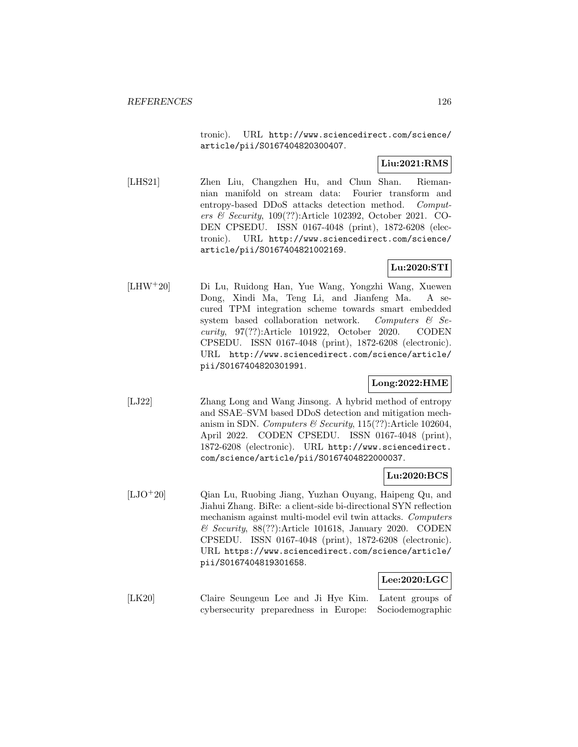tronic). URL http://www.sciencedirect.com/science/article/pii/S0167404820300407.

**Liu:2021:RMS**

[LHS21] Zhen Liu, Changzhen Hu, and Chun Shan. Riemannian manifold on stream data: Fourier transform and entropy-based DDoS attacks detection method. *Computers & Security*, 109(??):Article 102392, October 2021. CODEN CPSEDU. ISSN 0167-4048 (print), 1872-6208 (electronic). URL http://www.sciencedirect.com/science/article/pii/S0167404821002169.

**Lu:2020:STI**

[LHW+20] Di Lu, Ruidong Han, Yue Wang, Yongzhi Wang, Xuewen Dong, Xindi Ma, Teng Li, and Jianfeng Ma. A secured TPM integration scheme towards smart embedded system based collaboration network. *Computers & Security*, 97(??):Article 101922, October 2020. CODEN CPSEDU. ISSN 0167-4048 (print), 1872-6208 (electronic). URL http://www.sciencedirect.com/science/article/pii/S0167404820301991.

**Long:2022:HME**

[LJ22] Zhang Long and Wang Jinsong. A hybrid method of entropy and SSAE–SVM based DDoS detection and mitigation mechanism in SDN. *Computers & Security*, 115(??):Article 102604, April 2022. CODEN CPSEDU. ISSN 0167-4048 (print), 1872-6208 (electronic). URL http://www.sciencedirect.com/science/article/pii/S0167404822000037.

**Lu:2020:BCS**

[LJO+20] Qian Lu, Ruobing Jiang, Yuzhan Ouyang, Haipeng Qu, and Jiahui Zhang. BiRe: a client-side bi-directional SYN reflection mechanism against multi-model evil twin attacks. *Computers & Security*, 88(??):Article 101618, January 2020. CODEN CPSEDU. ISSN 0167-4048 (print), 1872-6208 (electronic). URL https://www.sciencedirect.com/science/article/pii/S0167404819301658.

**Lee:2020:LGC**

[LK20] Claire Seungeun Lee and Ji Hye Kim. Latent groups of cybersecurity preparedness in Europe: Sociodemographic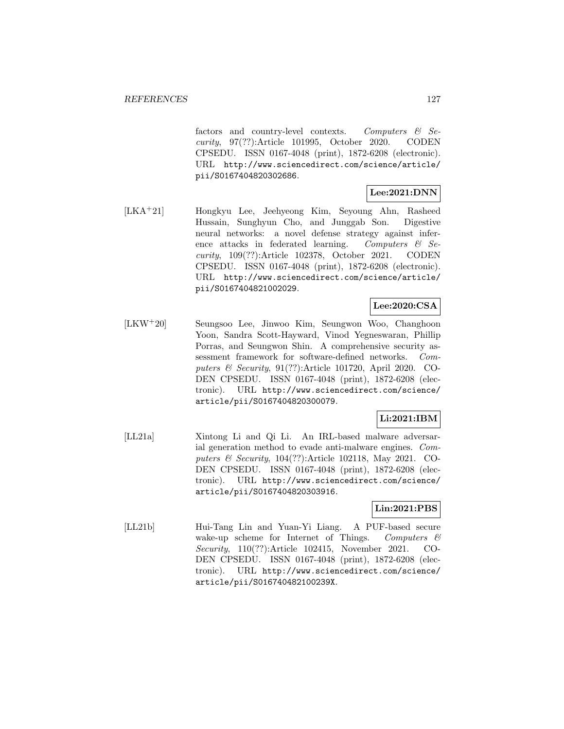factors and country-level contexts. *Computers & Security*, 97(??):Article 101995, October 2020. CODEN CPSEDU. ISSN 0167-4048 (print), 1872-6208 (electronic). URL http://www.sciencedirect.com/science/article/pii/S0167404820302686.

**Lee:2021:DNN**

[LKA+21] Hongkyu Lee, Jeehyeong Kim, Seyoung Ahn, Rasheed Hussain, Sunghyun Cho, and Junggab Son. Digestive neural networks: a novel defense strategy against inference attacks in federated learning. *Computers & Security*, 109(??):Article 102378, October 2021. CODEN CPSEDU. ISSN 0167-4048 (print), 1872-6208 (electronic). URL http://www.sciencedirect.com/science/article/pii/S0167404821002029.

**Lee:2020:CSA**

[LKW+20] Seungsoo Lee, Jinwoo Kim, Seungwon Woo, Changhoon Yoon, Sandra Scott-Hayward, Vinod Yegneswaran, Phillip Porras, and Seungwon Shin. A comprehensive security assessment framework for software-defined networks. *Computers & Security*, 91(??):Article 101720, April 2020. CODEN CPSEDU. ISSN 0167-4048 (print), 1872-6208 (electronic). URL http://www.sciencedirect.com/science/article/pii/S0167404820300079.

**Li:2021:IBM**

[LL21a] Xintong Li and Qi Li. An IRL-based malware adversarial generation method to evade anti-malware engines. *Computers & Security*, 104(??):Article 102118, May 2021. CODEN CPSEDU. ISSN 0167-4048 (print), 1872-6208 (electronic). URL http://www.sciencedirect.com/science/article/pii/S0167404820303916.

**Lin:2021:PBS**

[LL21b] Hui-Tang Lin and Yuan-Yi Liang. A PUF-based secure wake-up scheme for Internet of Things. *Computers & Security*, 110(??):Article 102415, November 2021. CODEN CPSEDU. ISSN 0167-4048 (print), 1872-6208 (electronic). URL http://www.sciencedirect.com/science/article/pii/S016740482100239X.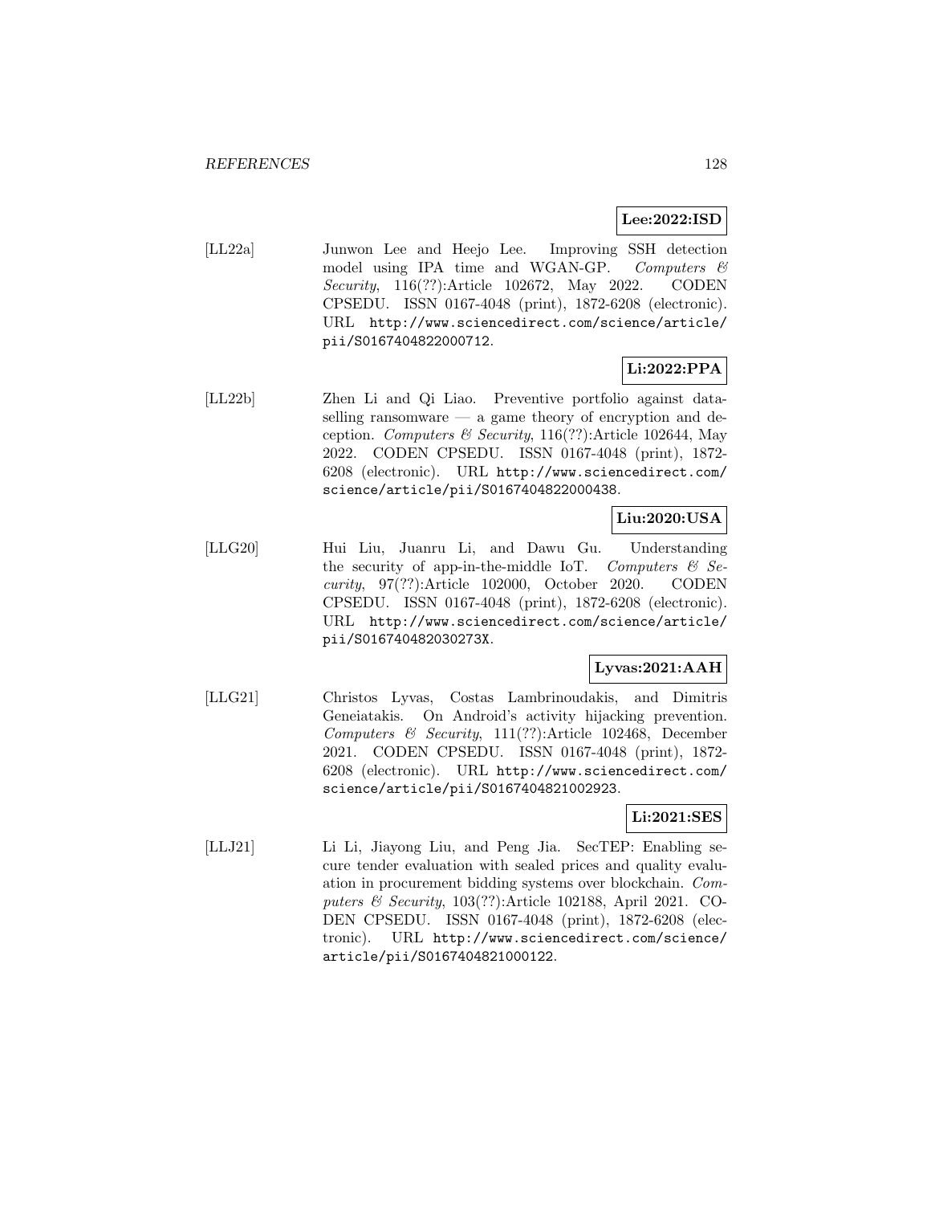**Lee:2022:ISD**

[LL22a] Junwon Lee and Heejo Lee. Improving SSH detection model using IPA time and WGAN-GP. *Computers & Security*, 116(??):Article 102672, May 2022. CODEN CPSEDU. ISSN 0167-4048 (print), 1872-6208 (electronic). URL `http://www.sciencedirect.com/science/article/pii/S0167404822000712`.

**Li:2022:PPA**

[LL22b] Zhen Li and Qi Liao. Preventive portfolio against data-selling ransomware — a game theory of encryption and deception. *Computers & Security*, 116(??):Article 102644, May 2022. CODEN CPSEDU. ISSN 0167-4048 (print), 1872-6208 (electronic). URL `http://www.sciencedirect.com/science/article/pii/S0167404822000438`.

**Liu:2020:USA**

[LLG20] Hui Liu, Juanru Li, and Dawu Gu. Understanding the security of app-in-the-middle IoT. *Computers & Security*, 97(??):Article 102000, October 2020. CODEN CPSEDU. ISSN 0167-4048 (print), 1872-6208 (electronic). URL `http://www.sciencedirect.com/science/article/pii/S016740482030273X`.

**Lyvas:2021:AAH**

[LLG21] Christos Lyvas, Costas Lambrinoudakis, and Dimitris Geneiatakis. On Android's activity hijacking prevention. *Computers & Security*, 111(??):Article 102468, December 2021. CODEN CPSEDU. ISSN 0167-4048 (print), 1872-6208 (electronic). URL `http://www.sciencedirect.com/science/article/pii/S0167404821002923`.

**Li:2021:SES**

[LLJ21] Li Li, Jiayong Liu, and Peng Jia. SecTEP: Enabling secure tender evaluation with sealed prices and quality evaluation in procurement bidding systems over blockchain. *Computers & Security*, 103(??):Article 102188, April 2021. CODEN CPSEDU. ISSN 0167-4048 (print), 1872-6208 (electronic). URL `http://www.sciencedirect.com/science/article/pii/S0167404821000122`.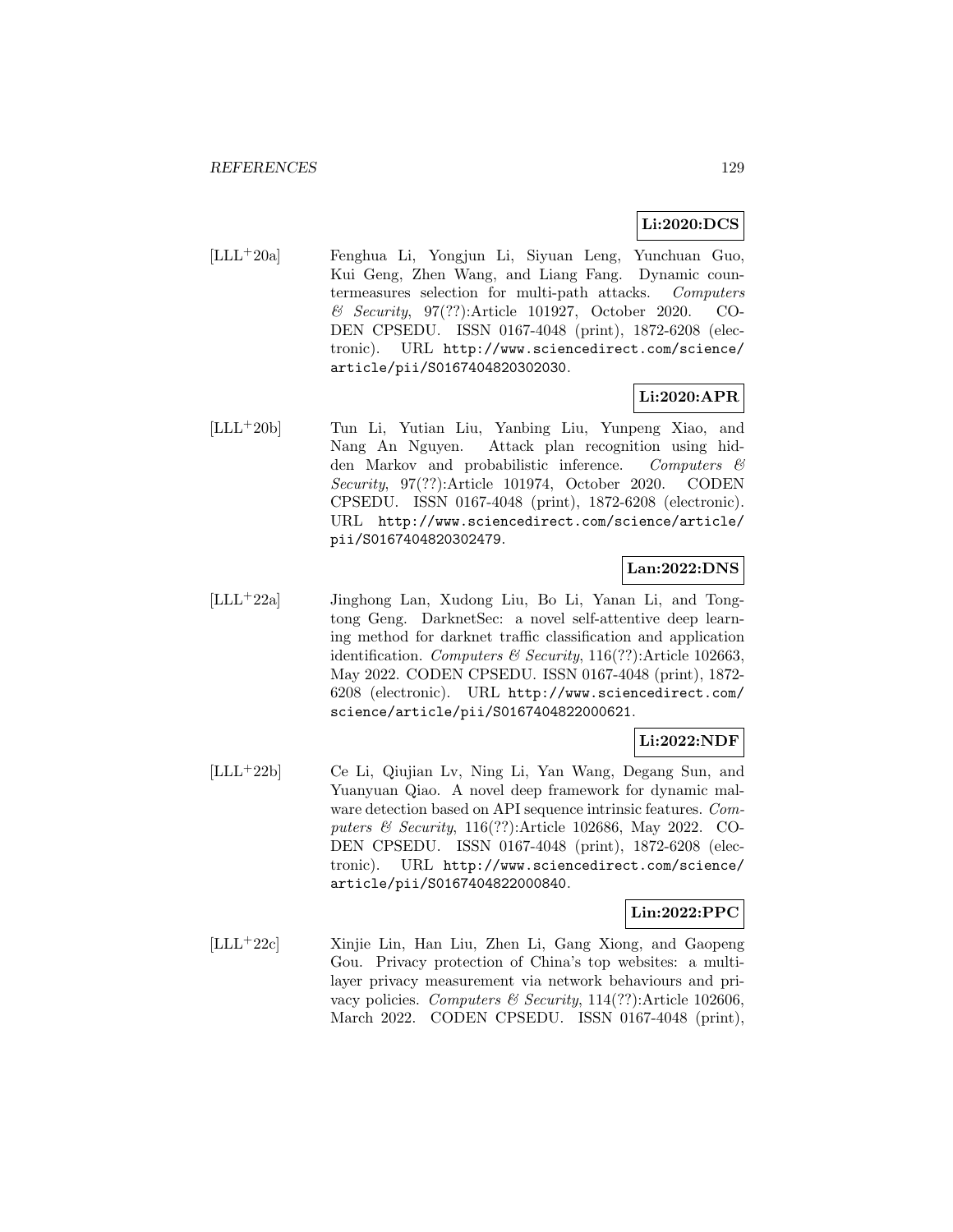**Li:2020:DCS**

[LLL+20a] Fenghua Li, Yongjun Li, Siyuan Leng, Yunchuan Guo, Kui Geng, Zhen Wang, and Liang Fang. Dynamic countermeasures selection for multi-path attacks. *Computers & Security*, 97(??):Article 101927, October 2020. CODEN CPSEDU. ISSN 0167-4048 (print), 1872-6208 (electronic). URL http://www.sciencedirect.com/science/article/pii/S0167404820302030.

**Li:2020:APR**

[LLL+20b] Tun Li, Yutian Liu, Yanbing Liu, Yunpeng Xiao, and Nang An Nguyen. Attack plan recognition using hidden Markov and probabilistic inference. *Computers & Security*, 97(??):Article 101974, October 2020. CODEN CPSEDU. ISSN 0167-4048 (print), 1872-6208 (electronic). URL http://www.sciencedirect.com/science/article/pii/S0167404820302479.

**Lan:2022:DNS**

[LLL+22a] Jinghong Lan, Xudong Liu, Bo Li, Yanan Li, and Tongtong Geng. DarknetSec: a novel self-attentive deep learning method for darknet traffic classification and application identification. *Computers & Security*, 116(??):Article 102663, May 2022. CODEN CPSEDU. ISSN 0167-4048 (print), 1872-6208 (electronic). URL http://www.sciencedirect.com/science/article/pii/S0167404822000621.

**Li:2022:NDF**

[LLL+22b] Ce Li, Qiujian Lv, Ning Li, Yan Wang, Degang Sun, and Yuanyuan Qiao. A novel deep framework for dynamic malware detection based on API sequence intrinsic features. *Computers & Security*, 116(??):Article 102686, May 2022. CODEN CPSEDU. ISSN 0167-4048 (print), 1872-6208 (electronic). URL http://www.sciencedirect.com/science/article/pii/S0167404822000840.

**Lin:2022:PPC**

[LLL+22c] Xinjie Lin, Han Liu, Zhen Li, Gang Xiong, and Gaopeng Gou. Privacy protection of China's top websites: a multi-layer privacy measurement via network behaviours and privacy policies. *Computers & Security*, 114(??):Article 102606, March 2022. CODEN CPSEDU. ISSN 0167-4048 (print),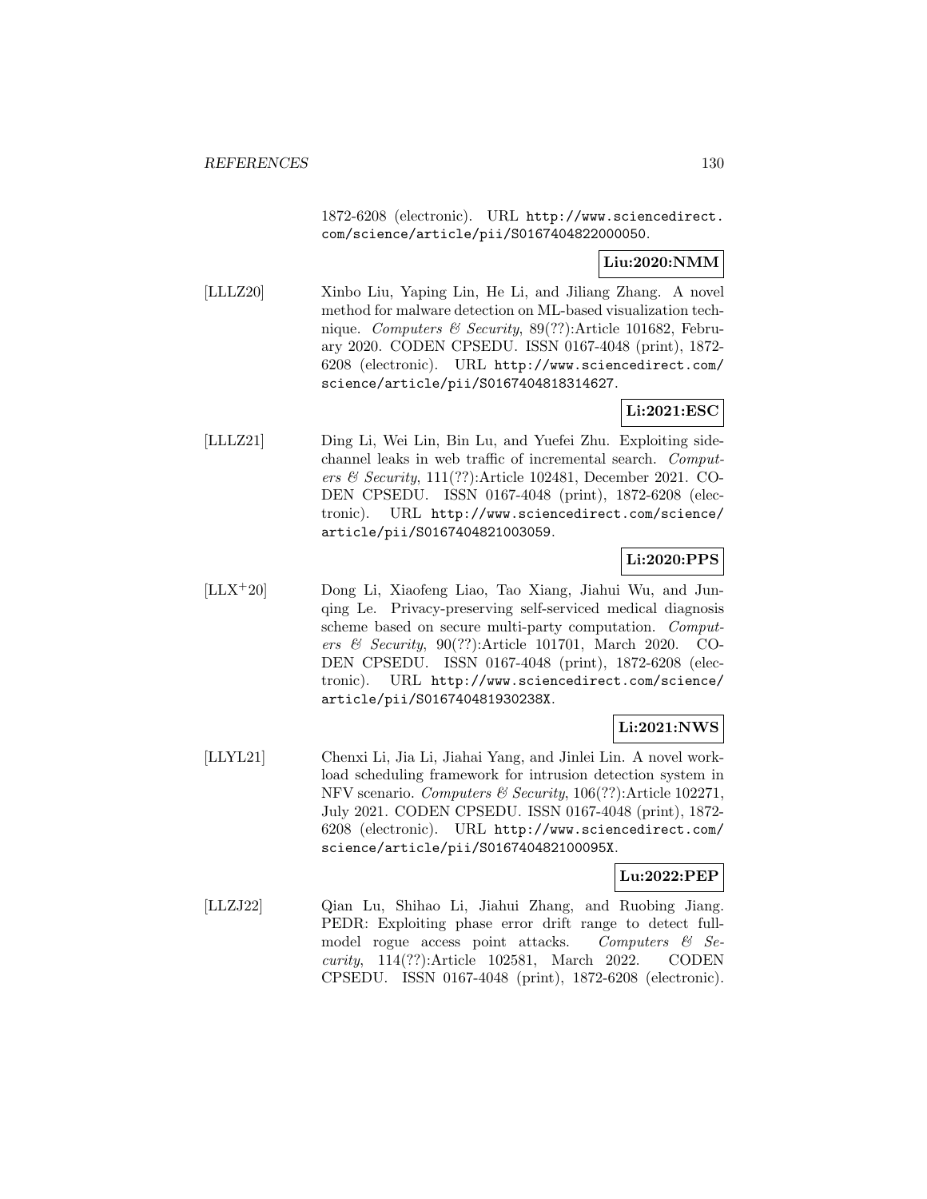1872-6208 (electronic). URL http://www.sciencedirect.com/science/article/pii/S0167404822000050.

**Liu:2020:NMM**

[LLLZ20] Xinbo Liu, Yaping Lin, He Li, and Jiliang Zhang. A novel method for malware detection on ML-based visualization technique. *Computers & Security*, 89(??):Article 101682, February 2020. CODEN CPSEDU. ISSN 0167-4048 (print), 1872-6208 (electronic). URL http://www.sciencedirect.com/science/article/pii/S0167404818314627.

**Li:2021:ESC**

[LLLZ21] Ding Li, Wei Lin, Bin Lu, and Yuefei Zhu. Exploiting side-channel leaks in web traffic of incremental search. *Computers & Security*, 111(??):Article 102481, December 2021. CODEN CPSEDU. ISSN 0167-4048 (print), 1872-6208 (electronic). URL http://www.sciencedirect.com/science/article/pii/S0167404821003059.

**Li:2020:PPS**

[LLX+20] Dong Li, Xiaofeng Liao, Tao Xiang, Jiahui Wu, and Junqing Le. Privacy-preserving self-serviced medical diagnosis scheme based on secure multi-party computation. *Computers & Security*, 90(??):Article 101701, March 2020. CODEN CPSEDU. ISSN 0167-4048 (print), 1872-6208 (electronic). URL http://www.sciencedirect.com/science/article/pii/S016740481930238X.

**Li:2021:NWS**

[LLYL21] Chenxi Li, Jia Li, Jiahai Yang, and Jinlei Lin. A novel workload scheduling framework for intrusion detection system in NFV scenario. *Computers & Security*, 106(??):Article 102271, July 2021. CODEN CPSEDU. ISSN 0167-4048 (print), 1872-6208 (electronic). URL http://www.sciencedirect.com/science/article/pii/S016740482100095X.

**Lu:2022:PEP**

[LLZJ22] Qian Lu, Shihao Li, Jiahui Zhang, and Ruobing Jiang. PEDR: Exploiting phase error drift range to detect full-model rogue access point attacks. *Computers & Security*, 114(??):Article 102581, March 2022. CODEN CPSEDU. ISSN 0167-4048 (print), 1872-6208 (electronic).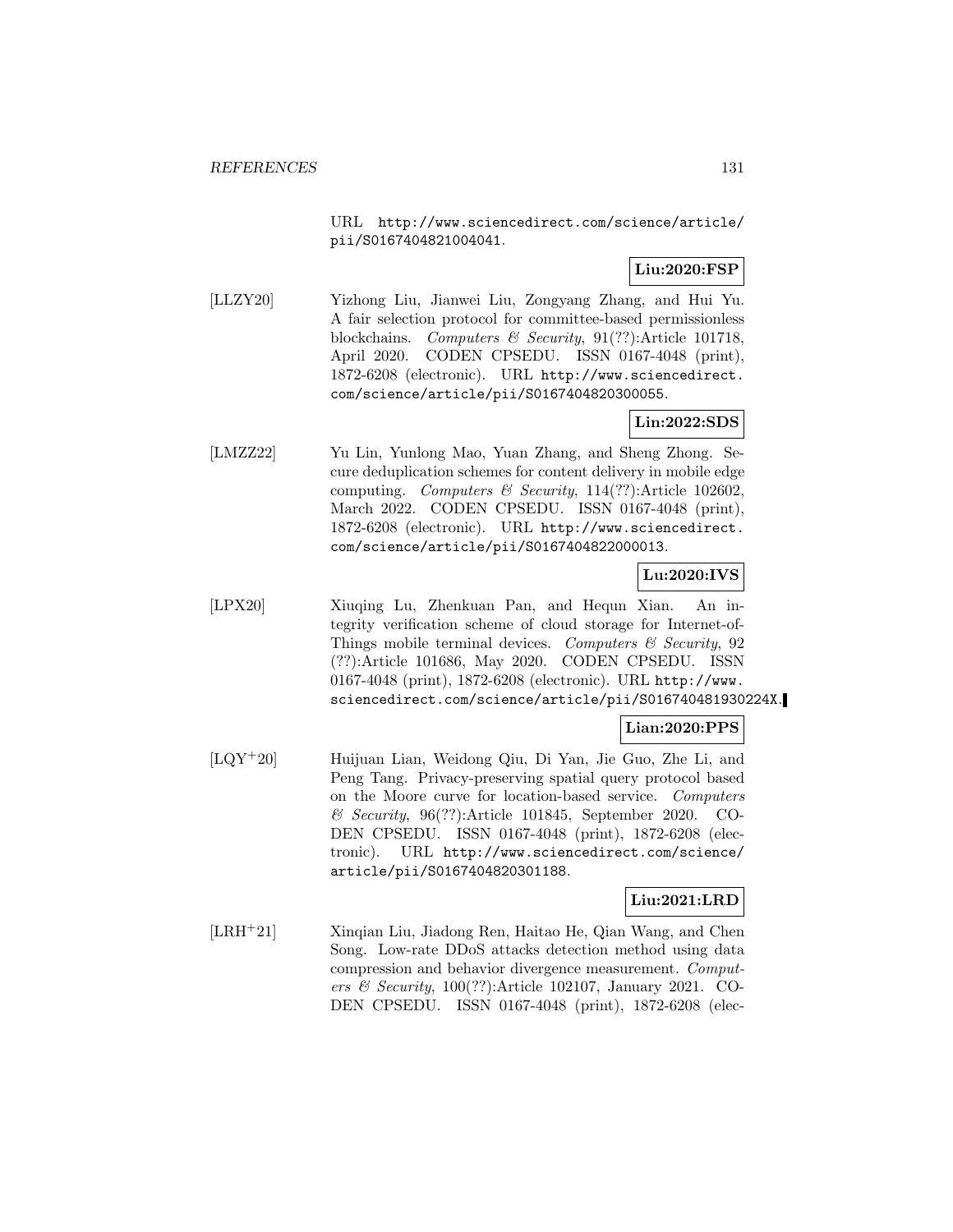URL http://www.sciencedirect.com/science/article/pii/S0167404821004041.

**Liu:2020:FSP**

[LLZY20] Yizhong Liu, Jianwei Liu, Zongyang Zhang, and Hui Yu. A fair selection protocol for committee-based permissionless blockchains. *Computers & Security*, 91(??):Article 101718, April 2020. CODEN CPSEDU. ISSN 0167-4048 (print), 1872-6208 (electronic). URL http://www.sciencedirect.com/science/article/pii/S0167404820300055.

**Lin:2022:SDS**

[LMZZ22] Yu Lin, Yunlong Mao, Yuan Zhang, and Sheng Zhong. Secure deduplication schemes for content delivery in mobile edge computing. *Computers & Security*, 114(??):Article 102602, March 2022. CODEN CPSEDU. ISSN 0167-4048 (print), 1872-6208 (electronic). URL http://www.sciencedirect.com/science/article/pii/S0167404822000013.

**Lu:2020:IVS**

[LPX20] Xiuqing Lu, Zhenkuan Pan, and Hequn Xian. An integrity verification scheme of cloud storage for Internet-of-Things mobile terminal devices. *Computers & Security*, 92 (??):Article 101686, May 2020. CODEN CPSEDU. ISSN 0167-4048 (print), 1872-6208 (electronic). URL http://www.sciencedirect.com/science/article/pii/S016740481930224X.

**Lian:2020:PPS**

[LQY+20] Huijuan Lian, Weidong Qiu, Di Yan, Jie Guo, Zhe Li, and Peng Tang. Privacy-preserving spatial query protocol based on the Moore curve for location-based service. *Computers & Security*, 96(??):Article 101845, September 2020. CODEN CPSEDU. ISSN 0167-4048 (print), 1872-6208 (electronic). URL http://www.sciencedirect.com/science/article/pii/S0167404820301188.

**Liu:2021:LRD**

[LRH+21] Xinqian Liu, Jiadong Ren, Haitao He, Qian Wang, and Chen Song. Low-rate DDoS attacks detection method using data compression and behavior divergence measurement. *Computers & Security*, 100(??):Article 102107, January 2021. CODEN CPSEDU. ISSN 0167-4048 (print), 1872-6208 (elec-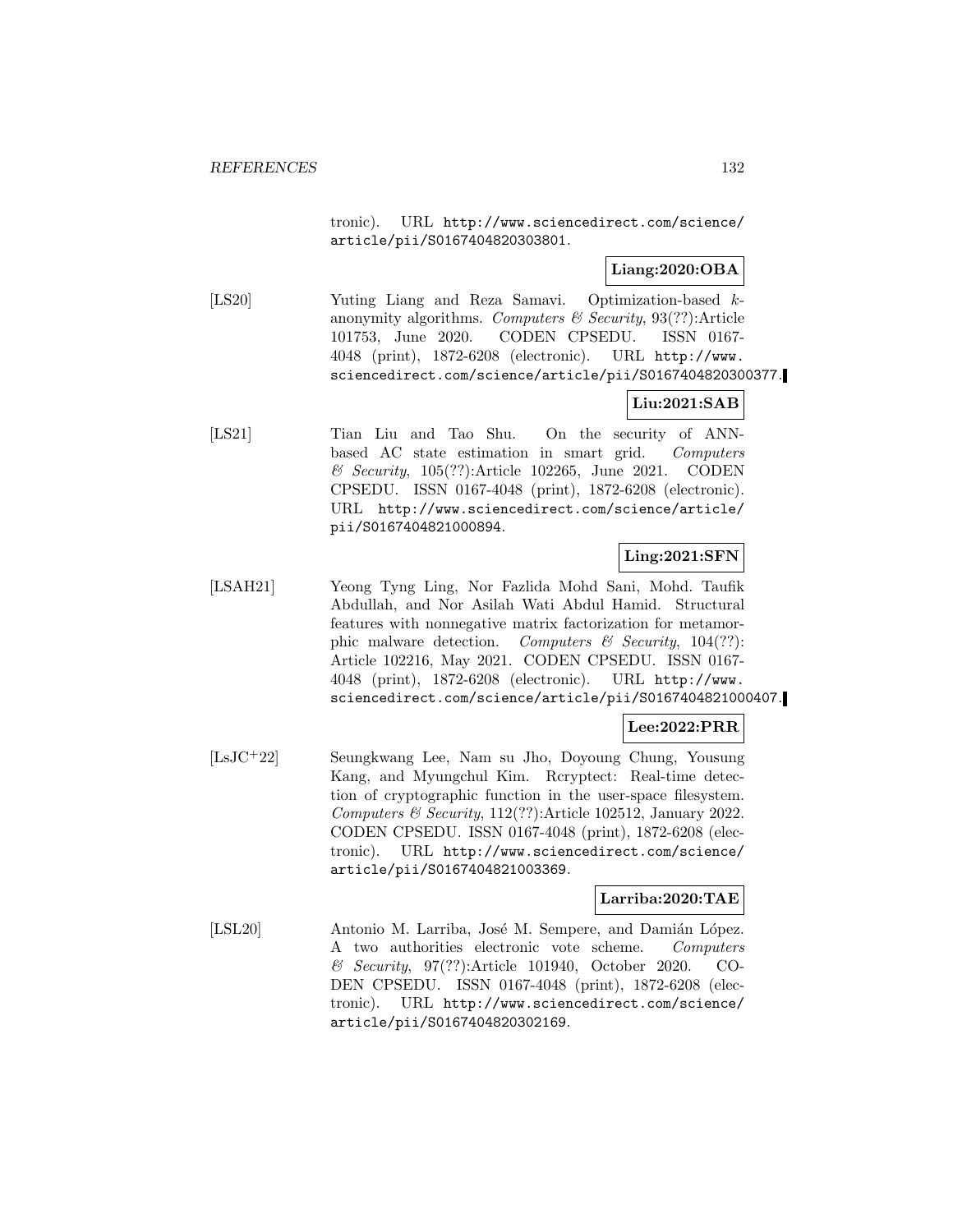tronic). URL http://www.sciencedirect.com/science/article/pii/S0167404820303801.

**Liang:2020:OBA**

[LS20] Yuting Liang and Reza Samavi. Optimization-based $k$-anonymity algorithms. *Computers & Security*, 93(??):Article 101753, June 2020. CODEN CPSEDU. ISSN 0167-4048 (print), 1872-6208 (electronic). URL http://www.sciencedirect.com/science/article/pii/S0167404820300377.

**Liu:2021:SAB**

[LS21] Tian Liu and Tao Shu. On the security of ANN-based AC state estimation in smart grid. *Computers & Security*, 105(??):Article 102265, June 2021. CODEN CPSEDU. ISSN 0167-4048 (print), 1872-6208 (electronic). URL http://www.sciencedirect.com/science/article/pii/S0167404821000894.

**Ling:2021:SFN**

[LSAH21] Yeong Tyng Ling, Nor Fazlida Mohd Sani, Mohd. Taufik Abdullah, and Nor Asilah Wati Abdul Hamid. Structural features with nonnegative matrix factorization for metamorphic malware detection. *Computers & Security*, 104(??):Article 102216, May 2021. CODEN CPSEDU. ISSN 0167-4048 (print), 1872-6208 (electronic). URL http://www.sciencedirect.com/science/article/pii/S0167404821000407.

**Lee:2022:PRR**

[LsJC+22] Seungkwang Lee, Nam su Jho, Doyoung Chung, Yousung Kang, and Myungchul Kim. Rcryptect: Real-time detection of cryptographic function in the user-space filesystem. *Computers & Security*, 112(??):Article 102512, January 2022. CODEN CPSEDU. ISSN 0167-4048 (print), 1872-6208 (electronic). URL http://www.sciencedirect.com/science/article/pii/S0167404821003369.

**Larriba:2020:TAE**

[LSL20] Antonio M. Larriba, José M. Sempere, and Damián López. A two authorities electronic vote scheme. *Computers & Security*, 97(??):Article 101940, October 2020. CODEN CPSEDU. ISSN 0167-4048 (print), 1872-6208 (electronic). URL http://www.sciencedirect.com/science/article/pii/S0167404820302169.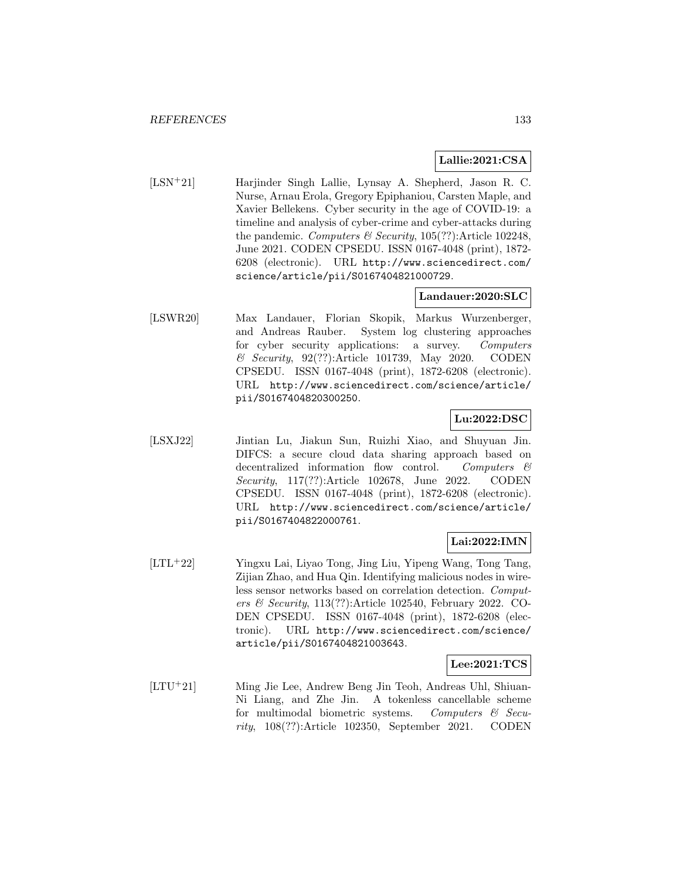**Lallie:2021:CSA**

[LSN+21] Harjinder Singh Lallie, Lynsay A. Shepherd, Jason R. C. Nurse, Arnau Erola, Gregory Epiphaniou, Carsten Maple, and Xavier Bellekens. Cyber security in the age of COVID-19: a timeline and analysis of cyber-crime and cyber-attacks during the pandemic. *Computers & Security*, 105(??):Article 102248, June 2021. CODEN CPSEDU. ISSN 0167-4048 (print), 1872-6208 (electronic). URL http://www.sciencedirect.com/science/article/pii/S0167404821000729.

**Landauer:2020:SLC**

[LSWR20] Max Landauer, Florian Skopik, Markus Wurzenberger, and Andreas Rauber. System log clustering approaches for cyber security applications: a survey. *Computers & Security*, 92(??):Article 101739, May 2020. CODEN CPSEDU. ISSN 0167-4048 (print), 1872-6208 (electronic). URL http://www.sciencedirect.com/science/article/pii/S0167404820300250.

**Lu:2022:DSC**

[LSXJ22] Jintian Lu, Jiakun Sun, Ruizhi Xiao, and Shuyuan Jin. DIFCS: a secure cloud data sharing approach based on decentralized information flow control. *Computers & Security*, 117(??):Article 102678, June 2022. CODEN CPSEDU. ISSN 0167-4048 (print), 1872-6208 (electronic). URL http://www.sciencedirect.com/science/article/pii/S0167404822000761.

**Lai:2022:IMN**

[LTL+22] Yingxu Lai, Liyao Tong, Jing Liu, Yipeng Wang, Tong Tang, Zijian Zhao, and Hua Qin. Identifying malicious nodes in wireless sensor networks based on correlation detection. *Computers & Security*, 113(??):Article 102540, February 2022. CODEN CPSEDU. ISSN 0167-4048 (print), 1872-6208 (electronic). URL http://www.sciencedirect.com/science/article/pii/S0167404821003643.

**Lee:2021:TCS**

[LTU+21] Ming Jie Lee, Andrew Beng Jin Teoh, Andreas Uhl, Shiuan-Ni Liang, and Zhe Jin. A tokenless cancellable scheme for multimodal biometric systems. *Computers & Security*, 108(??):Article 102350, September 2021. CODEN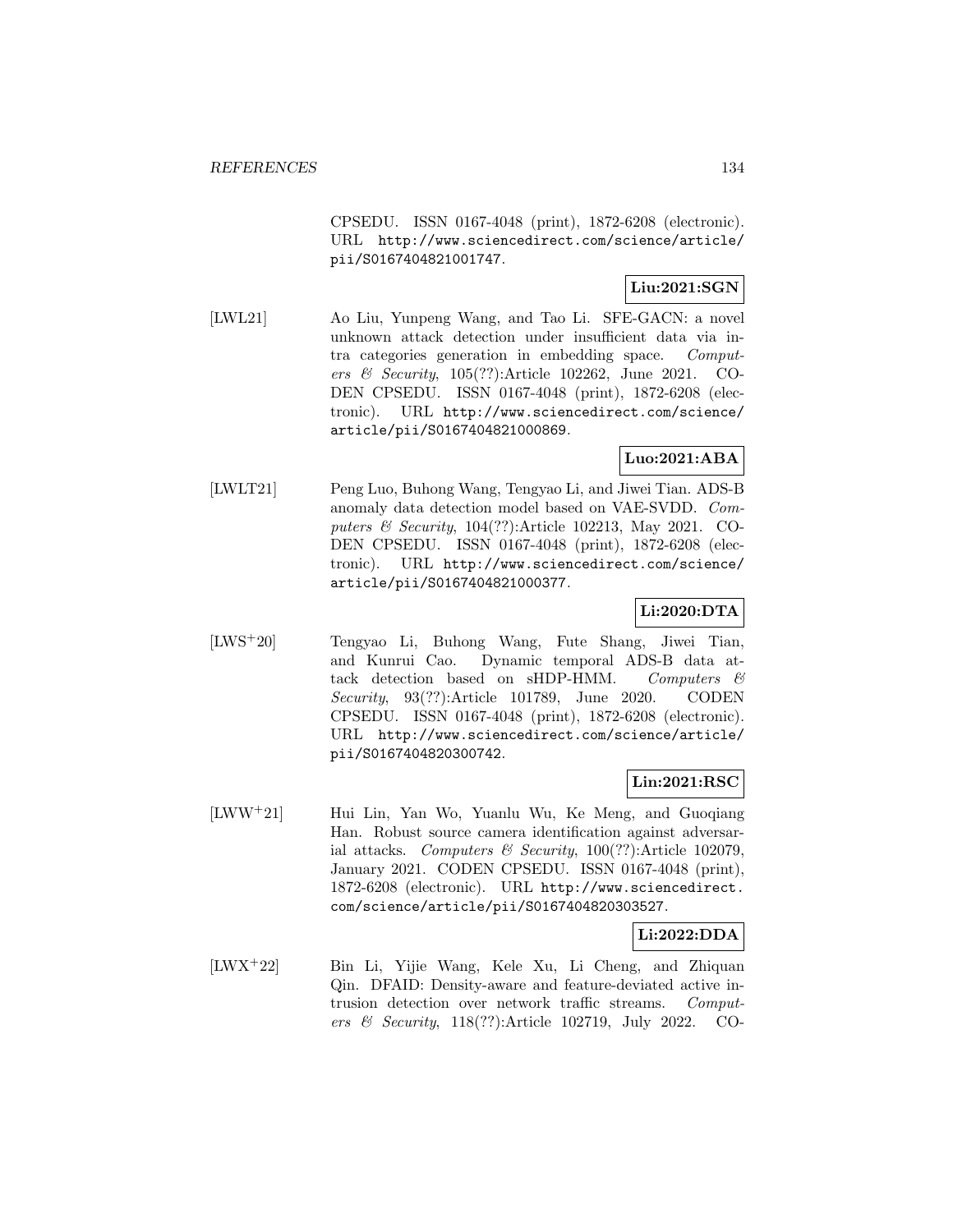CPSEDU. ISSN 0167-4048 (print), 1872-6208 (electronic). URL http://www.sciencedirect.com/science/article/pii/S0167404821001747.

**Liu:2021:SGN**

[LWL21] Ao Liu, Yunpeng Wang, and Tao Li. SFE-GACN: a novel unknown attack detection under insufficient data via intra categories generation in embedding space. *Computers & Security*, 105(??):Article 102262, June 2021. CODEN CPSEDU. ISSN 0167-4048 (print), 1872-6208 (electronic). URL http://www.sciencedirect.com/science/article/pii/S0167404821000869.

**Luo:2021:ABA**

[LWLT21] Peng Luo, Buhong Wang, Tengyao Li, and Jiwei Tian. ADS-B anomaly data detection model based on VAE-SVDD. *Computers & Security*, 104(??):Article 102213, May 2021. CODEN CPSEDU. ISSN 0167-4048 (print), 1872-6208 (electronic). URL http://www.sciencedirect.com/science/article/pii/S0167404821000377.

**Li:2020:DTA**

[LWS+20] Tengyao Li, Buhong Wang, Fute Shang, Jiwei Tian, and Kunrui Cao. Dynamic temporal ADS-B data attack detection based on sHDP-HMM. *Computers & Security*, 93(??):Article 101789, June 2020. CODEN CPSEDU. ISSN 0167-4048 (print), 1872-6208 (electronic). URL http://www.sciencedirect.com/science/article/pii/S0167404820300742.

**Lin:2021:RSC**

[LWW+21] Hui Lin, Yan Wo, Yuanlu Wu, Ke Meng, and Guoqiang Han. Robust source camera identification against adversarial attacks. *Computers & Security*, 100(??):Article 102079, January 2021. CODEN CPSEDU. ISSN 0167-4048 (print), 1872-6208 (electronic). URL http://www.sciencedirect.com/science/article/pii/S0167404820303527.

**Li:2022:DDA**

[LWX+22] Bin Li, Yijie Wang, Kele Xu, Li Cheng, and Zhiquan Qin. DFAID: Density-aware and feature-deviated active intrusion detection over network traffic streams. *Computers & Security*, 118(??):Article 102719, July 2022. CO-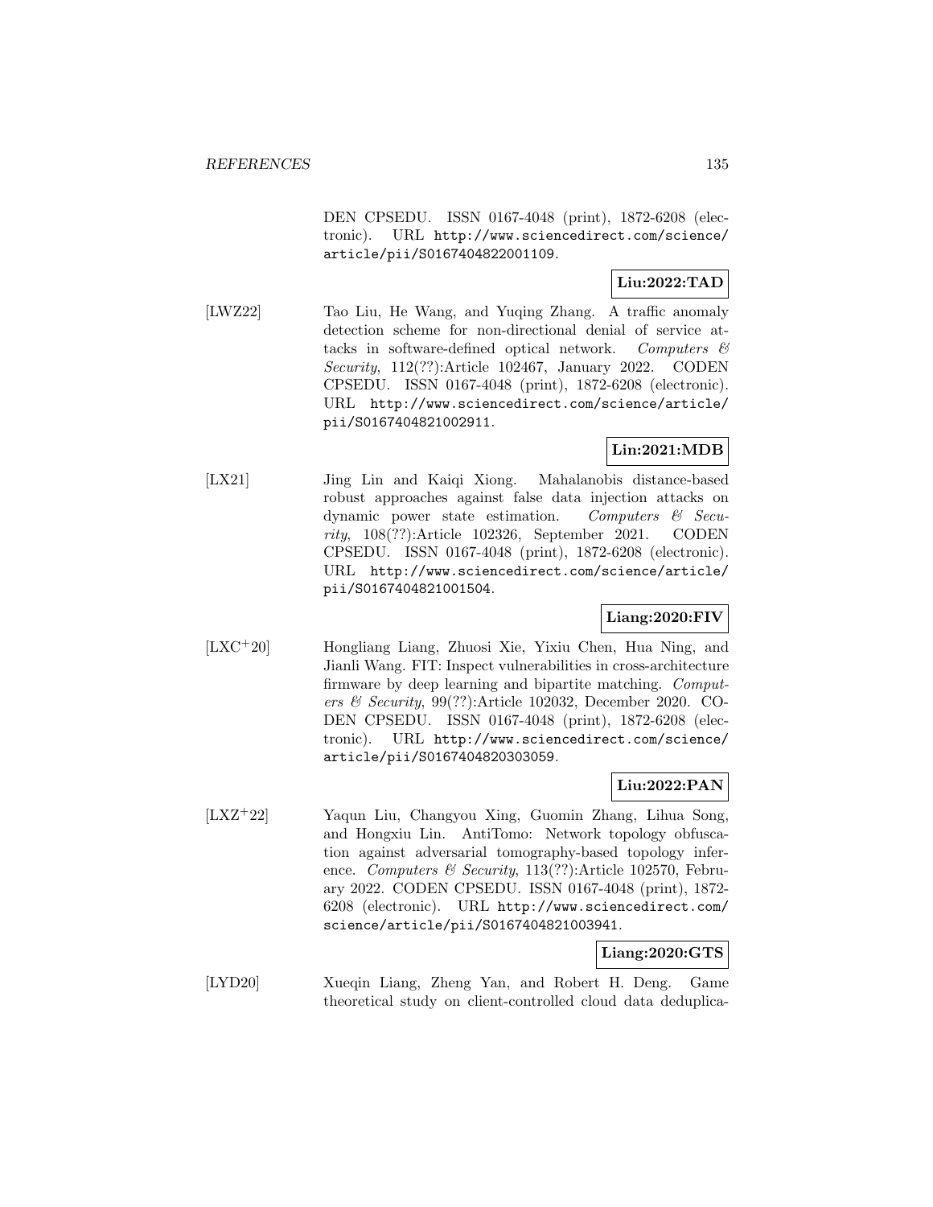DEN CPSEDU. ISSN 0167-4048 (print), 1872-6208 (electronic). URL http://www.sciencedirect.com/science/article/pii/S0167404822001109.

**Liu:2022:TAD**

[LWZ22] Tao Liu, He Wang, and Yuqing Zhang. A traffic anomaly detection scheme for non-directional denial of service attacks in software-defined optical network. *Computers & Security*, 112(??):Article 102467, January 2022. CODEN CPSEDU. ISSN 0167-4048 (print), 1872-6208 (electronic). URL http://www.sciencedirect.com/science/article/pii/S0167404821002911.

**Lin:2021:MDB**

[LX21] Jing Lin and Kaiqi Xiong. Mahalanobis distance-based robust approaches against false data injection attacks on dynamic power state estimation. *Computers & Security*, 108(??):Article 102326, September 2021. CODEN CPSEDU. ISSN 0167-4048 (print), 1872-6208 (electronic). URL http://www.sciencedirect.com/science/article/pii/S0167404821001504.

**Liang:2020:FIV**

[LXC+20] Hongliang Liang, Zhuosi Xie, Yixiu Chen, Hua Ning, and Jianli Wang. FIT: Inspect vulnerabilities in cross-architecture firmware by deep learning and bipartite matching. *Computers & Security*, 99(??):Article 102032, December 2020. CODEN CPSEDU. ISSN 0167-4048 (print), 1872-6208 (electronic). URL http://www.sciencedirect.com/science/article/pii/S0167404820303059.

**Liu:2022:PAN**

[LXZ+22] Yaqun Liu, Changyou Xing, Guomin Zhang, Lihua Song, and Hongxiu Lin. AntiTomo: Network topology obfuscation against adversarial tomography-based topology inference. *Computers & Security*, 113(??):Article 102570, February 2022. CODEN CPSEDU. ISSN 0167-4048 (print), 1872-6208 (electronic). URL http://www.sciencedirect.com/science/article/pii/S0167404821003941.

**Liang:2020:GTS**

[LYD20] Xueqin Liang, Zheng Yan, and Robert H. Deng. Game theoretical study on client-controlled cloud data deduplica-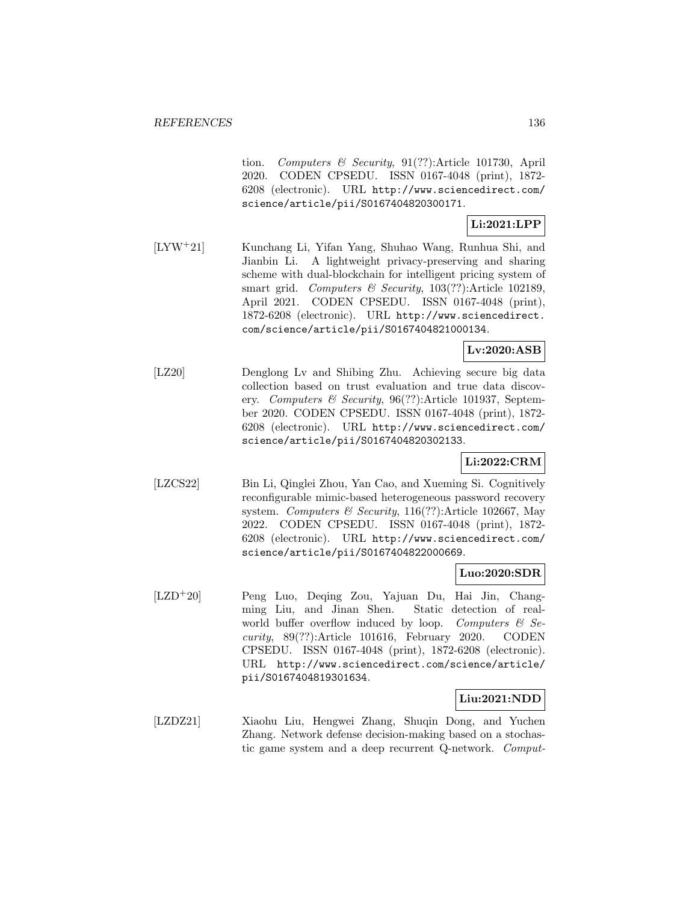tion. *Computers & Security*, 91(??):Article 101730, April 2020. CODEN CPSEDU. ISSN 0167-4048 (print), 1872-6208 (electronic). URL http://www.sciencedirect.com/science/article/pii/S0167404820300171.

**Li:2021:LPP**

[LYW+21] Kunchang Li, Yifan Yang, Shuhao Wang, Runhua Shi, and Jianbin Li. A lightweight privacy-preserving and sharing scheme with dual-blockchain for intelligent pricing system of smart grid. *Computers & Security*, 103(??):Article 102189, April 2021. CODEN CPSEDU. ISSN 0167-4048 (print), 1872-6208 (electronic). URL http://www.sciencedirect.com/science/article/pii/S0167404821000134.

**Lv:2020:ASB**

[LZ20] Denglong Lv and Shibing Zhu. Achieving secure big data collection based on trust evaluation and true data discovery. *Computers & Security*, 96(??):Article 101937, September 2020. CODEN CPSEDU. ISSN 0167-4048 (print), 1872-6208 (electronic). URL http://www.sciencedirect.com/science/article/pii/S0167404820302133.

**Li:2022:CRM**

[LZCS22] Bin Li, Qinglei Zhou, Yan Cao, and Xueming Si. Cognitively reconfigurable mimic-based heterogeneous password recovery system. *Computers & Security*, 116(??):Article 102667, May 2022. CODEN CPSEDU. ISSN 0167-4048 (print), 1872-6208 (electronic). URL http://www.sciencedirect.com/science/article/pii/S0167404822000669.

**Luo:2020:SDR**

[LZD+20] Peng Luo, Deqing Zou, Yajuan Du, Hai Jin, Changming Liu, and Jinan Shen. Static detection of real-world buffer overflow induced by loop. *Computers & Security*, 89(??):Article 101616, February 2020. CODEN CPSEDU. ISSN 0167-4048 (print), 1872-6208 (electronic). URL http://www.sciencedirect.com/science/article/pii/S0167404819301634.

**Liu:2021:NDD**

[LZDZ21] Xiaohu Liu, Hengwei Zhang, Shuqin Dong, and Yuchen Zhang. Network defense decision-making based on a stochastic game system and a deep recurrent Q-network. *Comput-*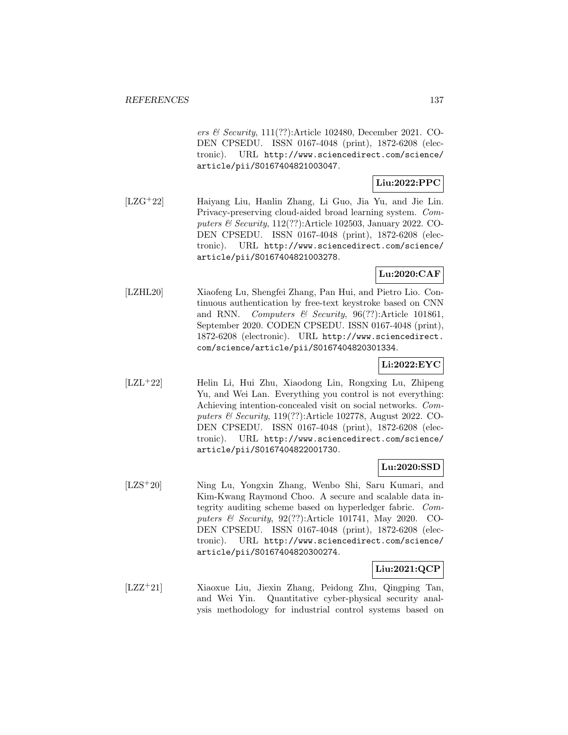*ers & Security*, 111(??):Article 102480, December 2021. CODEN CPSEDU. ISSN 0167-4048 (print), 1872-6208 (electronic). URL http://www.sciencedirect.com/science/article/pii/S0167404821003047.

**Liu:2022:PPC**

[LZG+22] Haiyang Liu, Hanlin Zhang, Li Guo, Jia Yu, and Jie Lin. Privacy-preserving cloud-aided broad learning system. *Computers & Security*, 112(??):Article 102503, January 2022. CODEN CPSEDU. ISSN 0167-4048 (print), 1872-6208 (electronic). URL http://www.sciencedirect.com/science/article/pii/S0167404821003278.

**Lu:2020:CAF**

[LZHL20] Xiaofeng Lu, Shengfei Zhang, Pan Hui, and Pietro Lio. Continuous authentication by free-text keystroke based on CNN and RNN. *Computers & Security*, 96(??):Article 101861, September 2020. CODEN CPSEDU. ISSN 0167-4048 (print), 1872-6208 (electronic). URL http://www.sciencedirect.com/science/article/pii/S0167404820301334.

**Li:2022:EYC**

[LZL+22] Helin Li, Hui Zhu, Xiaodong Lin, Rongxing Lu, Zhipeng Yu, and Wei Lan. Everything you control is not everything: Achieving intention-concealed visit on social networks. *Computers & Security*, 119(??):Article 102778, August 2022. CODEN CPSEDU. ISSN 0167-4048 (print), 1872-6208 (electronic). URL http://www.sciencedirect.com/science/article/pii/S0167404822001730.

**Lu:2020:SSD**

[LZS+20] Ning Lu, Yongxin Zhang, Wenbo Shi, Saru Kumari, and Kim-Kwang Raymond Choo. A secure and scalable data integrity auditing scheme based on hyperledger fabric. *Computers & Security*, 92(??):Article 101741, May 2020. CODEN CPSEDU. ISSN 0167-4048 (print), 1872-6208 (electronic). URL http://www.sciencedirect.com/science/article/pii/S0167404820300274.

**Liu:2021:QCP**

[LZZ+21] Xiaoxue Liu, Jiexin Zhang, Peidong Zhu, Qingping Tan, and Wei Yin. Quantitative cyber-physical security analysis methodology for industrial control systems based on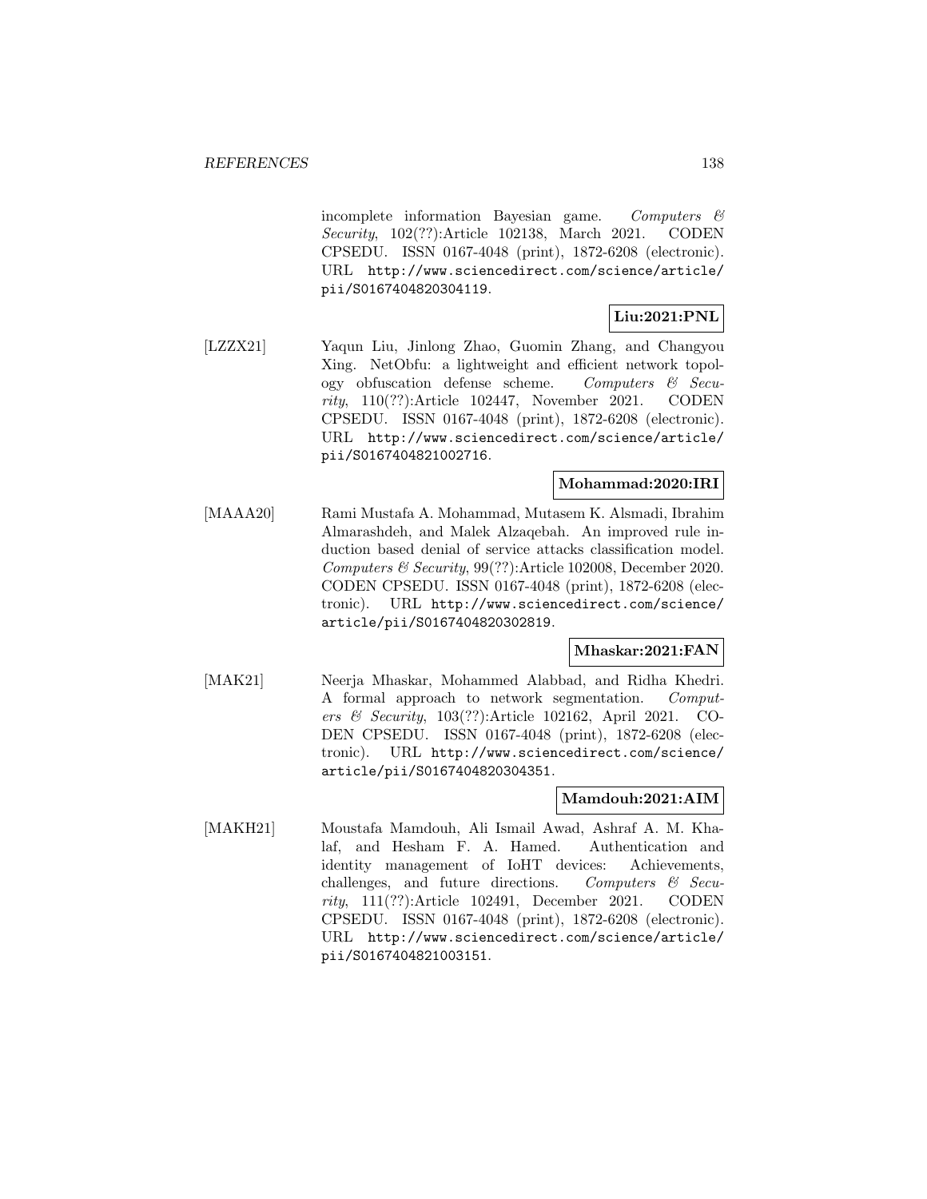incomplete information Bayesian game. *Computers & Security*, 102(??):Article 102138, March 2021. CODEN CPSEDU. ISSN 0167-4048 (print), 1872-6208 (electronic). URL http://www.sciencedirect.com/science/article/pii/S0167404820304119.

**Liu:2021:PNL**

[LZZX21] Yaqun Liu, Jinlong Zhao, Guomin Zhang, and Changyou Xing. NetObfu: a lightweight and efficient network topology obfuscation defense scheme. *Computers & Security*, 110(??):Article 102447, November 2021. CODEN CPSEDU. ISSN 0167-4048 (print), 1872-6208 (electronic). URL http://www.sciencedirect.com/science/article/pii/S0167404821002716.

**Mohammad:2020:IRI**

[MAAA20] Rami Mustafa A. Mohammad, Mutasem K. Alsmadi, Ibrahim Almarashdeh, and Malek Alzaqebah. An improved rule induction based denial of service attacks classification model. *Computers & Security*, 99(??):Article 102008, December 2020. CODEN CPSEDU. ISSN 0167-4048 (print), 1872-6208 (electronic). URL http://www.sciencedirect.com/science/article/pii/S0167404820302819.

**Mhaskar:2021:FAN**

[MAK21] Neerja Mhaskar, Mohammed Alabbad, and Ridha Khedri. A formal approach to network segmentation. *Computers & Security*, 103(??):Article 102162, April 2021. CODEN CPSEDU. ISSN 0167-4048 (print), 1872-6208 (electronic). URL http://www.sciencedirect.com/science/article/pii/S0167404820304351.

**Mamdouh:2021:AIM**

[MAKH21] Moustafa Mamdouh, Ali Ismail Awad, Ashraf A. M. Khalaf, and Hesham F. A. Hamed. Authentication and identity management of IoHT devices: Achievements, challenges, and future directions. *Computers & Security*, 111(??):Article 102491, December 2021. CODEN CPSEDU. ISSN 0167-4048 (print), 1872-6208 (electronic). URL http://www.sciencedirect.com/science/article/pii/S0167404821003151.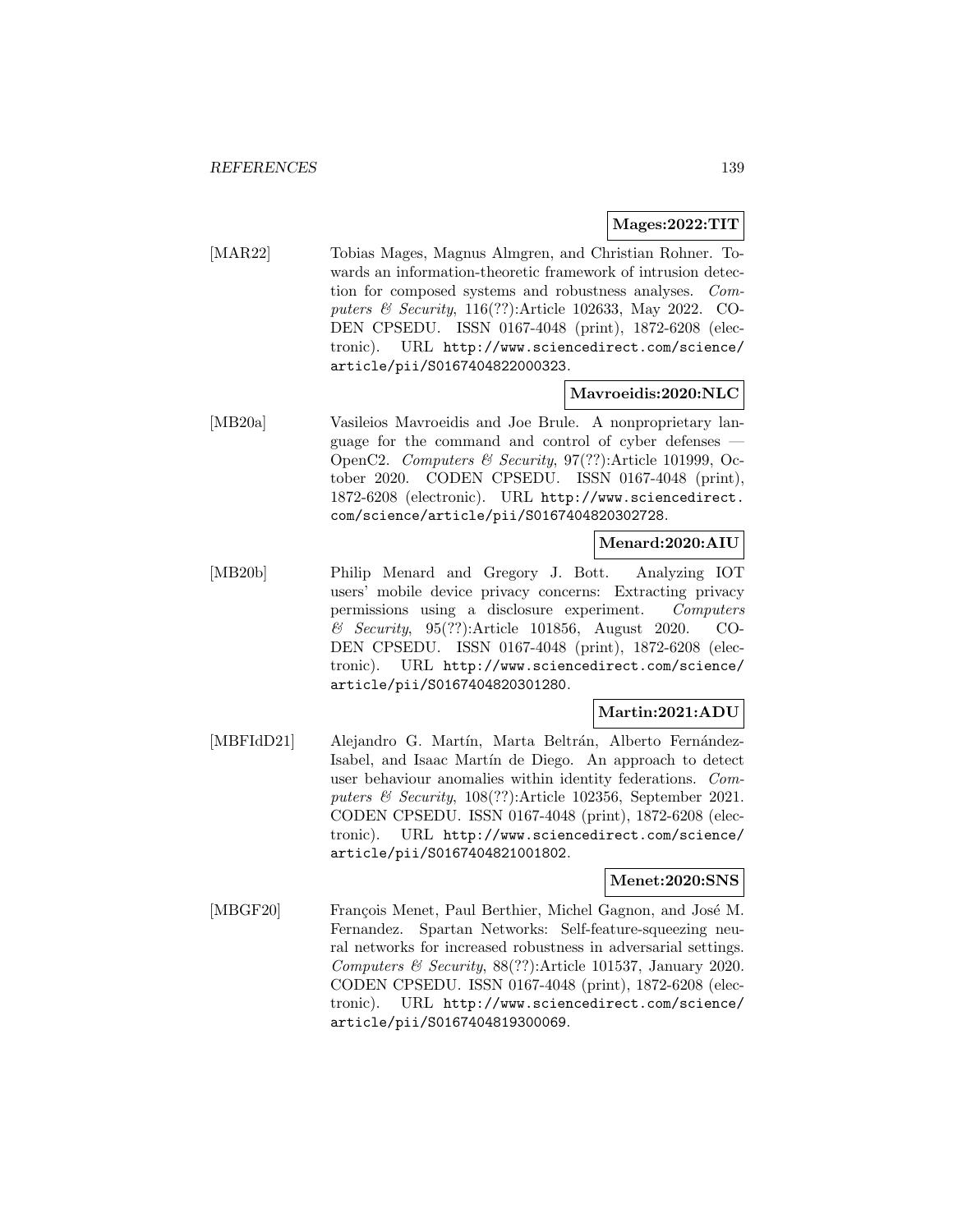**Mages:2022:TIT**

[MAR22] Tobias Mages, Magnus Almgren, and Christian Rohner. Towards an information-theoretic framework of intrusion detection for composed systems and robustness analyses. *Computers & Security*, 116(??):Article 102633, May 2022. CODEN CPSEDU. ISSN 0167-4048 (print), 1872-6208 (electronic). URL http://www.sciencedirect.com/science/article/pii/S0167404822000323.

**Mavroeidis:2020:NLC**

[MB20a] Vasileios Mavroeidis and Joe Brule. A nonproprietary language for the command and control of cyber defenses — OpenC2. *Computers & Security*, 97(??):Article 101999, October 2020. CODEN CPSEDU. ISSN 0167-4048 (print), 1872-6208 (electronic). URL http://www.sciencedirect.com/science/article/pii/S0167404820302728.

**Menard:2020:AIU**

[MB20b] Philip Menard and Gregory J. Bott. Analyzing IOT users' mobile device privacy concerns: Extracting privacy permissions using a disclosure experiment. *Computers & Security*, 95(??):Article 101856, August 2020. CODEN CPSEDU. ISSN 0167-4048 (print), 1872-6208 (electronic). URL http://www.sciencedirect.com/science/article/pii/S0167404820301280.

**Martin:2021:ADU**

[MBFIdD21] Alejandro G. Martín, Marta Beltrán, Alberto Fernández-Isabel, and Isaac Martín de Diego. An approach to detect user behaviour anomalies within identity federations. *Computers & Security*, 108(??):Article 102356, September 2021. CODEN CPSEDU. ISSN 0167-4048 (print), 1872-6208 (electronic). URL http://www.sciencedirect.com/science/article/pii/S0167404821001802.

**Menet:2020:SNS**

[MBGF20] François Menet, Paul Berthier, Michel Gagnon, and José M. Fernandez. Spartan Networks: Self-feature-squeezing neural networks for increased robustness in adversarial settings. *Computers & Security*, 88(??):Article 101537, January 2020. CODEN CPSEDU. ISSN 0167-4048 (print), 1872-6208 (electronic). URL http://www.sciencedirect.com/science/article/pii/S0167404819300069.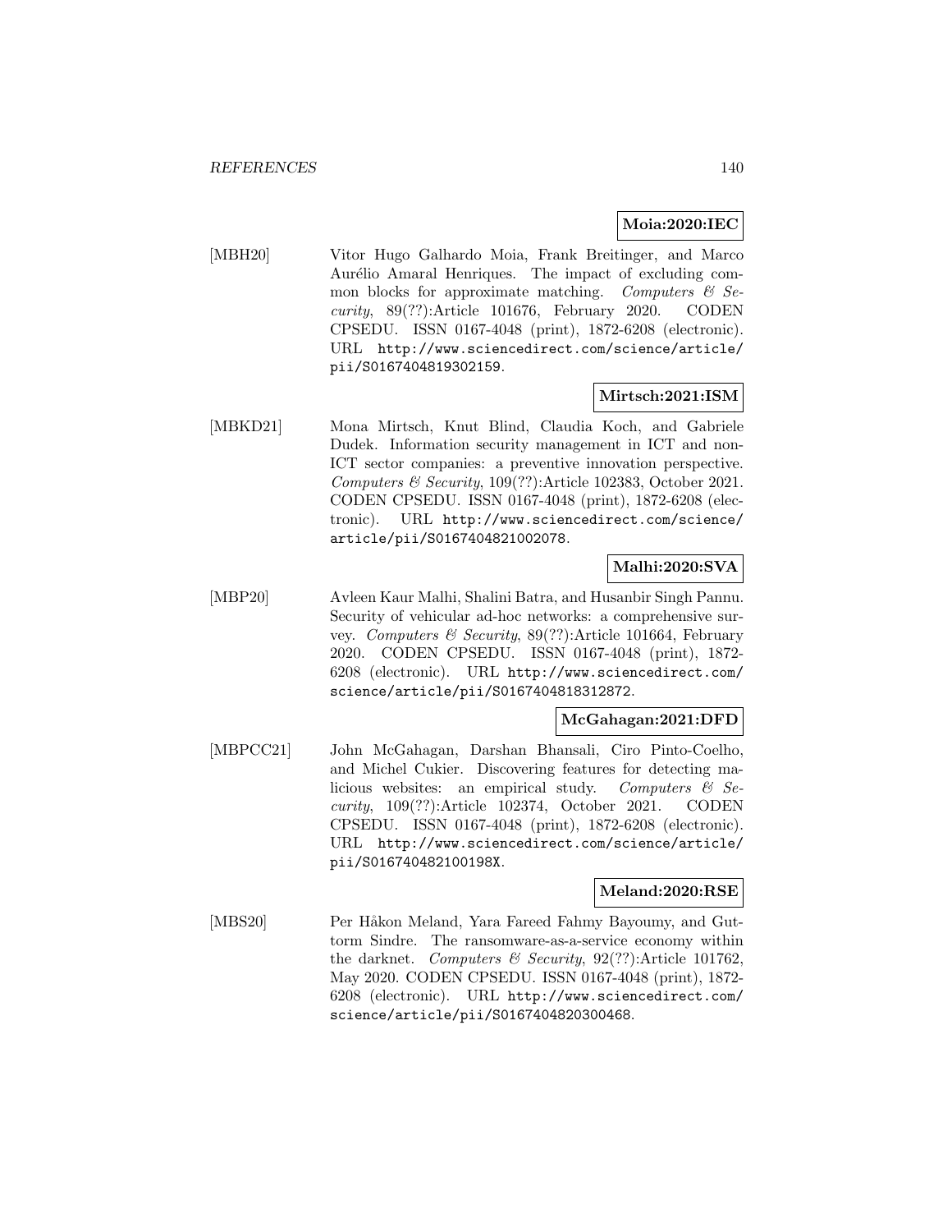**Moia:2020:IEC**

[MBH20] Vitor Hugo Galhardo Moia, Frank Breitinger, and Marco Aurélio Amaral Henriques. The impact of excluding common blocks for approximate matching. *Computers & Security*, 89(??):Article 101676, February 2020. CODEN CPSEDU. ISSN 0167-4048 (print), 1872-6208 (electronic). URL http://www.sciencedirect.com/science/article/pii/S0167404819302159.

**Mirtsch:2021:ISM**

[MBKD21] Mona Mirtsch, Knut Blind, Claudia Koch, and Gabriele Dudek. Information security management in ICT and non-ICT sector companies: a preventive innovation perspective. *Computers & Security*, 109(??):Article 102383, October 2021. CODEN CPSEDU. ISSN 0167-4048 (print), 1872-6208 (electronic). URL http://www.sciencedirect.com/science/article/pii/S0167404821002078.

**Malhi:2020:SVA**

[MBP20] Avleen Kaur Malhi, Shalini Batra, and Husanbir Singh Pannu. Security of vehicular ad-hoc networks: a comprehensive survey. *Computers & Security*, 89(??):Article 101664, February 2020. CODEN CPSEDU. ISSN 0167-4048 (print), 1872-6208 (electronic). URL http://www.sciencedirect.com/science/article/pii/S0167404818312872.

**McGahagan:2021:DFD**

[MBPCC21] John McGahagan, Darshan Bhansali, Ciro Pinto-Coelho, and Michel Cukier. Discovering features for detecting malicious websites: an empirical study. *Computers & Security*, 109(??):Article 102374, October 2021. CODEN CPSEDU. ISSN 0167-4048 (print), 1872-6208 (electronic). URL http://www.sciencedirect.com/science/article/pii/S016740482100198X.

**Meland:2020:RSE**

[MBS20] Per Håkon Meland, Yara Fareed Fahmy Bayoumy, and Guttorm Sindre. The ransomware-as-a-service economy within the darknet. *Computers & Security*, 92(??):Article 101762, May 2020. CODEN CPSEDU. ISSN 0167-4048 (print), 1872-6208 (electronic). URL http://www.sciencedirect.com/science/article/pii/S0167404820300468.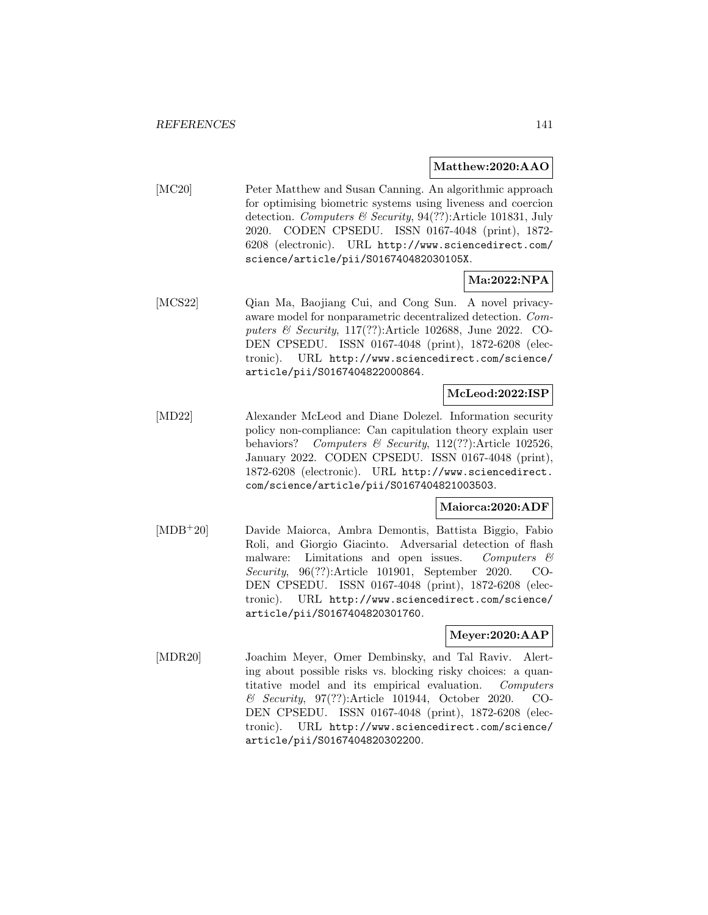**Matthew:2020:AAO**

[MC20] Peter Matthew and Susan Canning. An algorithmic approach for optimising biometric systems using liveness and coercion detection. *Computers & Security*, 94(??):Article 101831, July 2020. CODEN CPSEDU. ISSN 0167-4048 (print), 1872-6208 (electronic). URL http://www.sciencedirect.com/science/article/pii/S016740482030105X.

**Ma:2022:NPA**

[MCS22] Qian Ma, Baojiang Cui, and Cong Sun. A novel privacy-aware model for nonparametric decentralized detection. *Computers & Security*, 117(??):Article 102688, June 2022. CODEN CPSEDU. ISSN 0167-4048 (print), 1872-6208 (electronic). URL http://www.sciencedirect.com/science/article/pii/S0167404822000864.

**McLeod:2022:ISP**

[MD22] Alexander McLeod and Diane Dolezel. Information security policy non-compliance: Can capitulation theory explain user behaviors? *Computers & Security*, 112(??):Article 102526, January 2022. CODEN CPSEDU. ISSN 0167-4048 (print), 1872-6208 (electronic). URL http://www.sciencedirect.com/science/article/pii/S0167404821003503.

**Maiorca:2020:ADF**

[MDB+20] Davide Maiorca, Ambra Demontis, Battista Biggio, Fabio Roli, and Giorgio Giacinto. Adversarial detection of flash malware: Limitations and open issues. *Computers & Security*, 96(??):Article 101901, September 2020. CODEN CPSEDU. ISSN 0167-4048 (print), 1872-6208 (electronic). URL http://www.sciencedirect.com/science/article/pii/S0167404820301760.

**Meyer:2020:AAP**

[MDR20] Joachim Meyer, Omer Dembinsky, and Tal Raviv. Alerting about possible risks vs. blocking risky choices: a quantitative model and its empirical evaluation. *Computers & Security*, 97(??):Article 101944, October 2020. CODEN CPSEDU. ISSN 0167-4048 (print), 1872-6208 (electronic). URL http://www.sciencedirect.com/science/article/pii/S0167404820302200.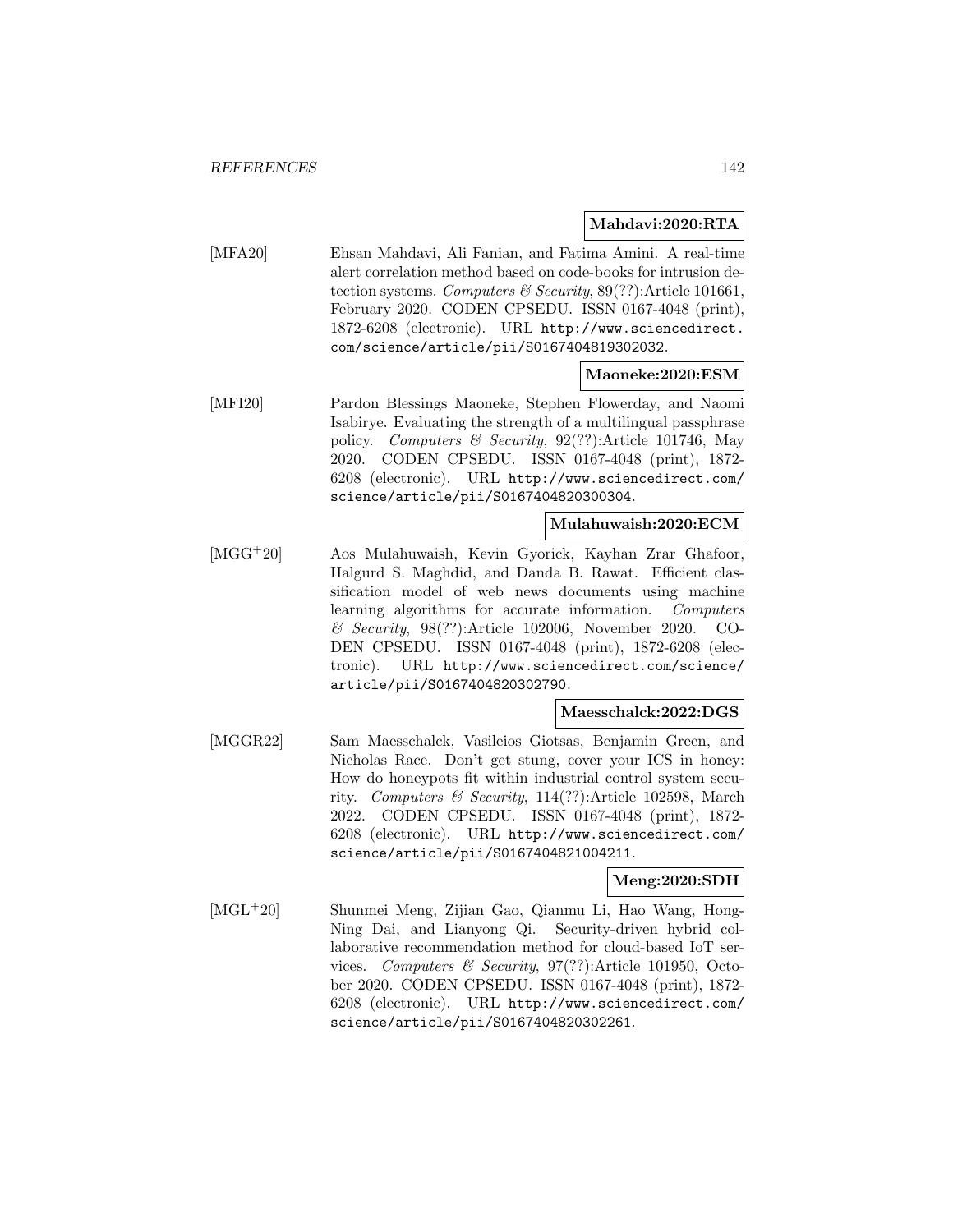**Mahdavi:2020:RTA**

[MFA20] Ehsan Mahdavi, Ali Fanian, and Fatima Amini. A real-time alert correlation method based on code-books for intrusion detection systems. *Computers & Security*, 89(??):Article 101661, February 2020. CODEN CPSEDU. ISSN 0167-4048 (print), 1872-6208 (electronic). URL http://www.sciencedirect.com/science/article/pii/S0167404819302032.

**Maoneke:2020:ESM**

[MFI20] Pardon Blessings Maoneke, Stephen Flowerday, and Naomi Isabirye. Evaluating the strength of a multilingual passphrase policy. *Computers & Security*, 92(??):Article 101746, May 2020. CODEN CPSEDU. ISSN 0167-4048 (print), 1872-6208 (electronic). URL http://www.sciencedirect.com/science/article/pii/S0167404820300304.

**Mulahuwaish:2020:ECM**

[MGG+20] Aos Mulahuwaish, Kevin Gyorick, Kayhan Zrar Ghafoor, Halgurd S. Maghdid, and Danda B. Rawat. Efficient classification model of web news documents using machine learning algorithms for accurate information. *Computers & Security*, 98(??):Article 102006, November 2020. CODEN CPSEDU. ISSN 0167-4048 (print), 1872-6208 (electronic). URL http://www.sciencedirect.com/science/article/pii/S0167404820302790.

**Maesschalck:2022:DGS**

[MGGR22] Sam Maesschalck, Vasileios Giotsas, Benjamin Green, and Nicholas Race. Don't get stung, cover your ICS in honey: How do honeypots fit within industrial control system security. *Computers & Security*, 114(??):Article 102598, March 2022. CODEN CPSEDU. ISSN 0167-4048 (print), 1872-6208 (electronic). URL http://www.sciencedirect.com/science/article/pii/S0167404821004211.

**Meng:2020:SDH**

[MGL+20] Shunmei Meng, Zijian Gao, Qianmu Li, Hao Wang, Hong-Ning Dai, and Lianyong Qi. Security-driven hybrid collaborative recommendation method for cloud-based IoT services. *Computers & Security*, 97(??):Article 101950, October 2020. CODEN CPSEDU. ISSN 0167-4048 (print), 1872-6208 (electronic). URL http://www.sciencedirect.com/science/article/pii/S0167404820302261.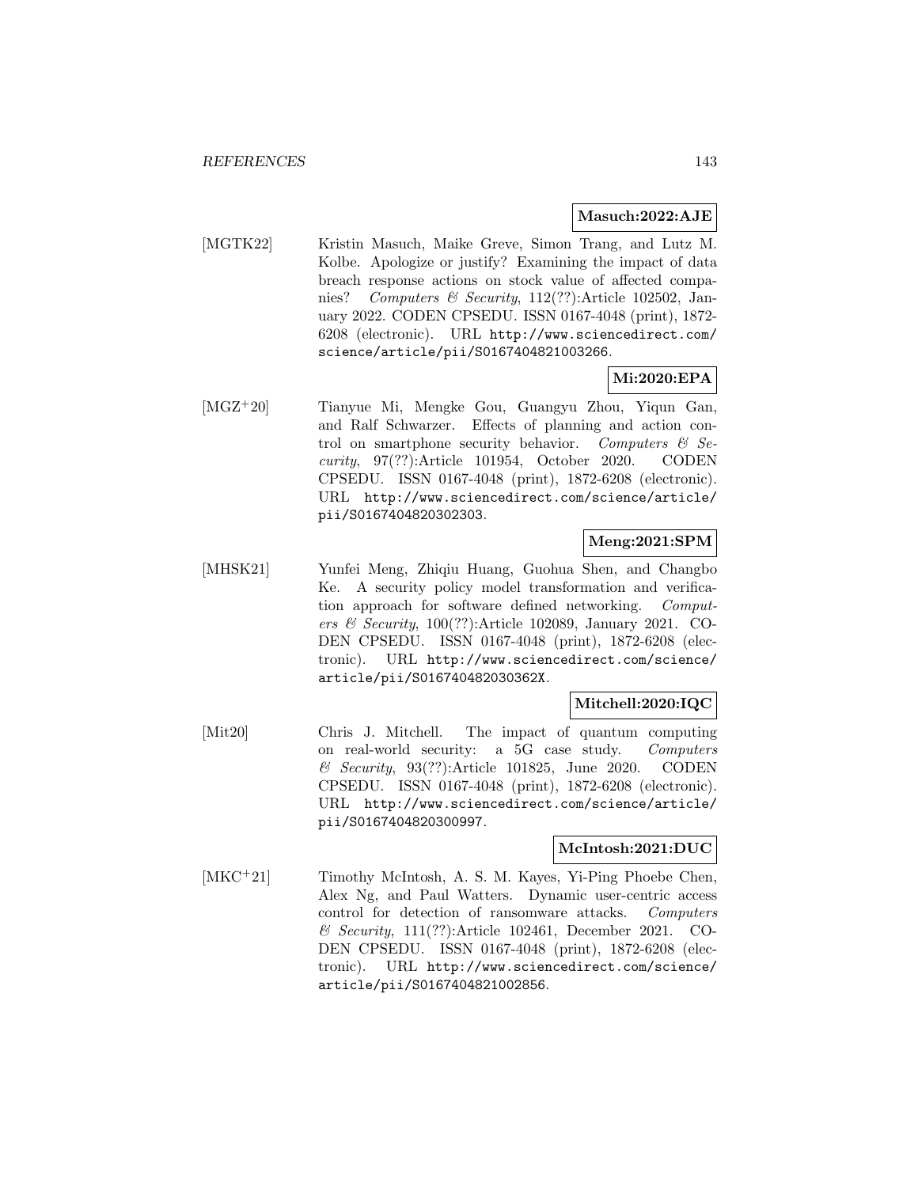**Masuch:2022:AJE**

[MGTK22] Kristin Masuch, Maike Greve, Simon Trang, and Lutz M. Kolbe. Apologize or justify? Examining the impact of data breach response actions on stock value of affected companies? *Computers & Security*, 112(??):Article 102502, January 2022. CODEN CPSEDU. ISSN 0167-4048 (print), 1872-6208 (electronic). URL http://www.sciencedirect.com/science/article/pii/S0167404821003266.

**Mi:2020:EPA**

[MGZ+20] Tianyue Mi, Mengke Gou, Guangyu Zhou, Yiqun Gan, and Ralf Schwarzer. Effects of planning and action control on smartphone security behavior. *Computers & Security*, 97(??):Article 101954, October 2020. CODEN CPSEDU. ISSN 0167-4048 (print), 1872-6208 (electronic). URL http://www.sciencedirect.com/science/article/pii/S0167404820302303.

**Meng:2021:SPM**

[MHSK21] Yunfei Meng, Zhiqiu Huang, Guohua Shen, and Changbo Ke. A security policy model transformation and verification approach for software defined networking. *Computers & Security*, 100(??):Article 102089, January 2021. CODEN CPSEDU. ISSN 0167-4048 (print), 1872-6208 (electronic). URL http://www.sciencedirect.com/science/article/pii/S016740482030362X.

**Mitchell:2020:IQC**

[Mit20] Chris J. Mitchell. The impact of quantum computing on real-world security: a 5G case study. *Computers & Security*, 93(??):Article 101825, June 2020. CODEN CPSEDU. ISSN 0167-4048 (print), 1872-6208 (electronic). URL http://www.sciencedirect.com/science/article/pii/S0167404820300997.

**McIntosh:2021:DUC**

[MKC+21] Timothy McIntosh, A. S. M. Kayes, Yi-Ping Phoebe Chen, Alex Ng, and Paul Watters. Dynamic user-centric access control for detection of ransomware attacks. *Computers & Security*, 111(??):Article 102461, December 2021. CODEN CPSEDU. ISSN 0167-4048 (print), 1872-6208 (electronic). URL http://www.sciencedirect.com/science/article/pii/S0167404821002856.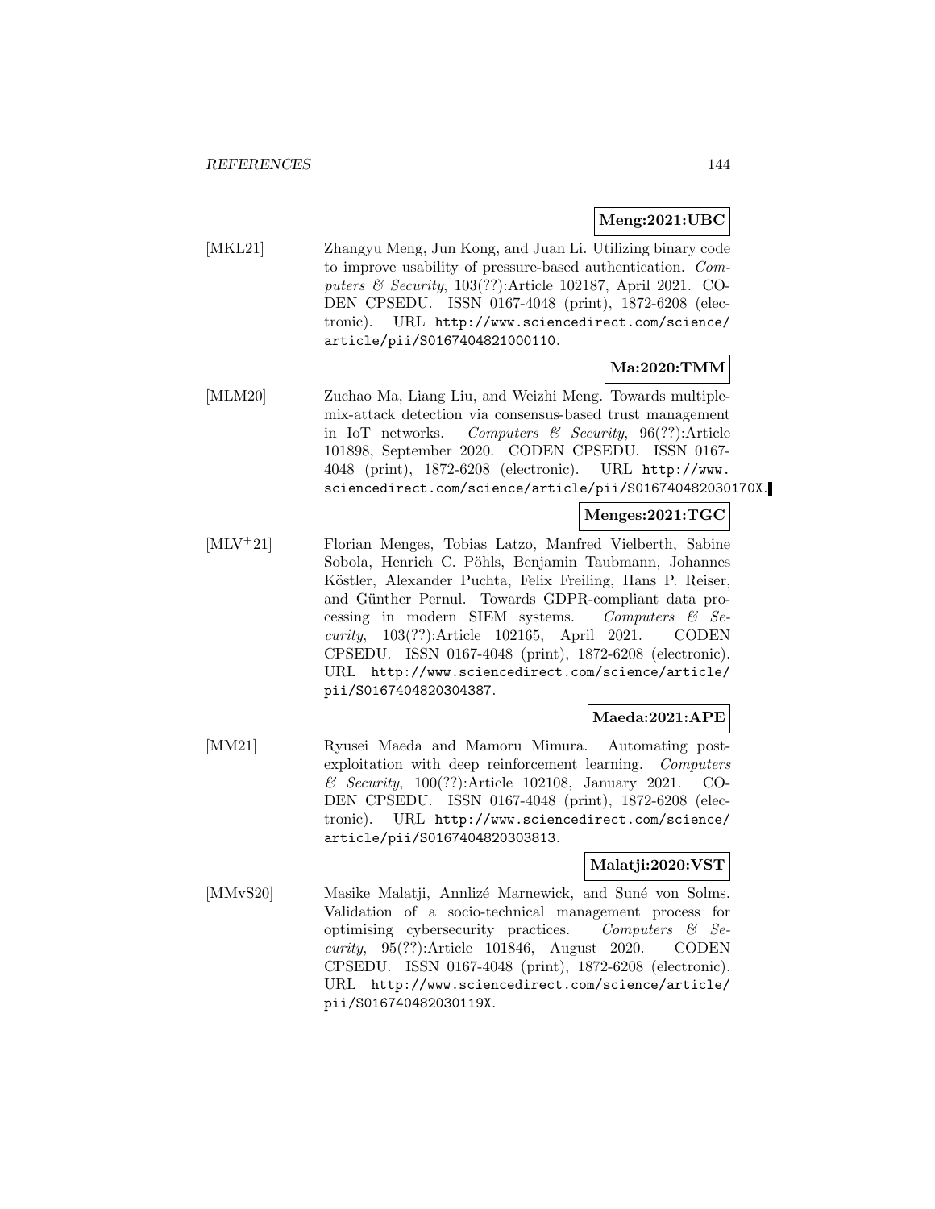**Meng:2021:UBC**

[MKL21] Zhangyu Meng, Jun Kong, and Juan Li. Utilizing binary code to improve usability of pressure-based authentication. *Computers & Security*, 103(??):Article 102187, April 2021. CODEN CPSEDU. ISSN 0167-4048 (print), 1872-6208 (electronic). URL http://www.sciencedirect.com/science/article/pii/S0167404821000110.

**Ma:2020:TMM**

[MLM20] Zuchao Ma, Liang Liu, and Weizhi Meng. Towards multiple-mix-attack detection via consensus-based trust management in IoT networks. *Computers & Security*, 96(??):Article 101898, September 2020. CODEN CPSEDU. ISSN 0167-4048 (print), 1872-6208 (electronic). URL http://www.sciencedirect.com/science/article/pii/S016740482030170X.

**Menges:2021:TGC**

[MLV+21] Florian Menges, Tobias Latzo, Manfred Vielberth, Sabine Sobola, Henrich C. Pöhls, Benjamin Taubmann, Johannes Köstler, Alexander Puchta, Felix Freiling, Hans P. Reiser, and Günther Pernul. Towards GDPR-compliant data processing in modern SIEM systems. *Computers & Security*, 103(??):Article 102165, April 2021. CODEN CPSEDU. ISSN 0167-4048 (print), 1872-6208 (electronic). URL http://www.sciencedirect.com/science/article/pii/S0167404820304387.

**Maeda:2021:APE**

[MM21] Ryusei Maeda and Mamoru Mimura. Automating post-exploitation with deep reinforcement learning. *Computers & Security*, 100(??):Article 102108, January 2021. CODEN CPSEDU. ISSN 0167-4048 (print), 1872-6208 (electronic). URL http://www.sciencedirect.com/science/article/pii/S0167404820303813.

**Malatji:2020:VST**

[MMvS20] Masike Malatji, Annlizé Marnewick, and Suné von Solms. Validation of a socio-technical management process for optimising cybersecurity practices. *Computers & Security*, 95(??):Article 101846, August 2020. CODEN CPSEDU. ISSN 0167-4048 (print), 1872-6208 (electronic). URL http://www.sciencedirect.com/science/article/pii/S016740482030119X.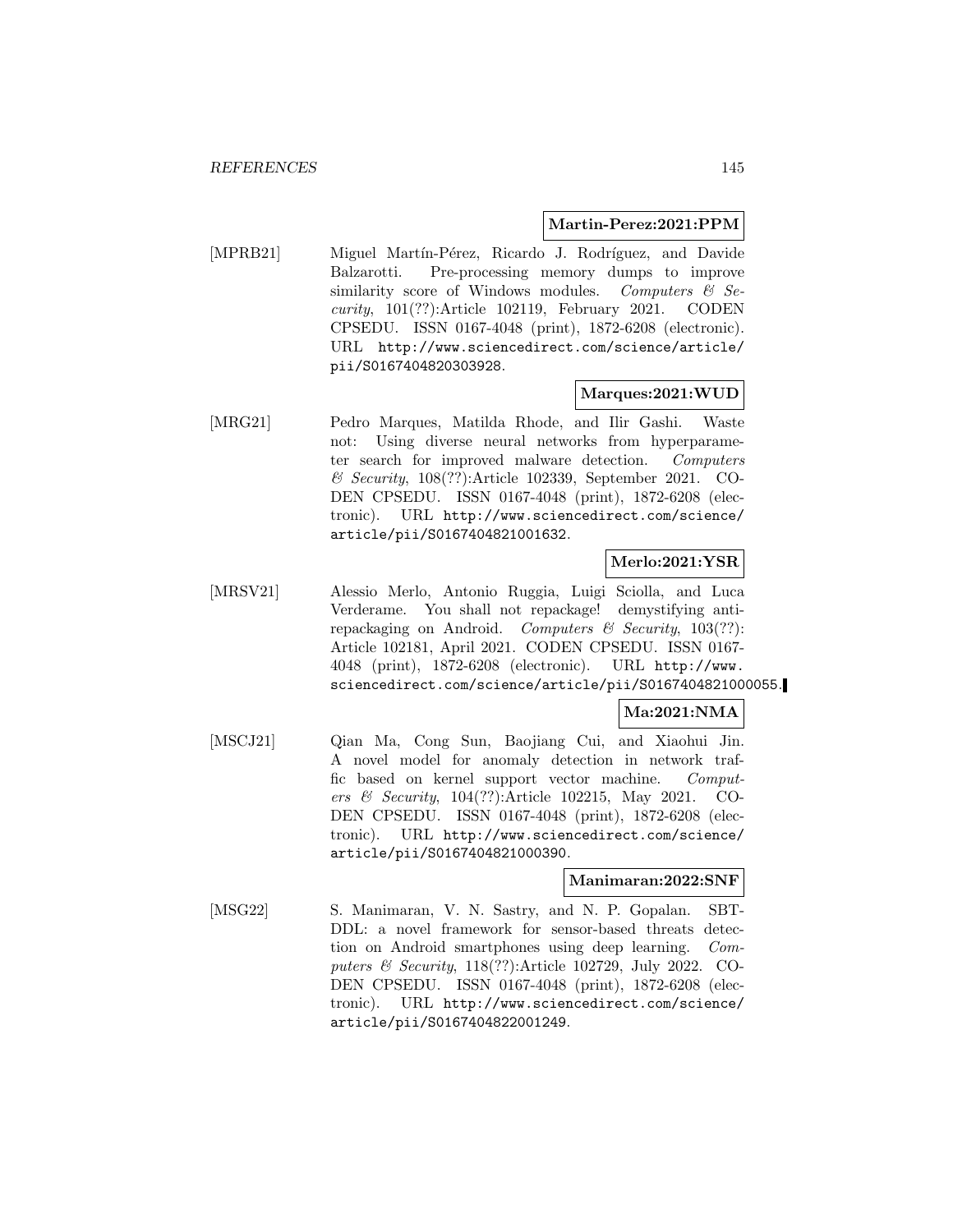**Martin-Perez:2021:PPM**

[MPRB21] Miguel Martín-Pérez, Ricardo J. Rodríguez, and Davide Balzarotti. Pre-processing memory dumps to improve similarity score of Windows modules. *Computers & Security*, 101(??):Article 102119, February 2021. CODEN CPSEDU. ISSN 0167-4048 (print), 1872-6208 (electronic). URL http://www.sciencedirect.com/science/article/pii/S0167404820303928.

**Marques:2021:WUD**

[MRG21] Pedro Marques, Matilda Rhode, and Ilir Gashi. Waste not: Using diverse neural networks from hyperparameter search for improved malware detection. *Computers & Security*, 108(??):Article 102339, September 2021. CODEN CPSEDU. ISSN 0167-4048 (print), 1872-6208 (electronic). URL http://www.sciencedirect.com/science/article/pii/S0167404821001632.

**Merlo:2021:YSR**

[MRSV21] Alessio Merlo, Antonio Ruggia, Luigi Sciolla, and Luca Verderame. You shall not repackage! demystifying anti-repackaging on Android. *Computers & Security*, 103(??):Article 102181, April 2021. CODEN CPSEDU. ISSN 0167-4048 (print), 1872-6208 (electronic). URL http://www.sciencedirect.com/science/article/pii/S0167404821000055.

**Ma:2021:NMA**

[MSCJ21] Qian Ma, Cong Sun, Baojiang Cui, and Xiaohui Jin. A novel model for anomaly detection in network traffic based on kernel support vector machine. *Computers & Security*, 104(??):Article 102215, May 2021. CODEN CPSEDU. ISSN 0167-4048 (print), 1872-6208 (electronic). URL http://www.sciencedirect.com/science/article/pii/S0167404821000390.

**Manimaran:2022:SNF**

[MSG22] S. Manimaran, V. N. Sastry, and N. P. Gopalan. SBTDDL: a novel framework for sensor-based threats detection on Android smartphones using deep learning. *Computers & Security*, 118(??):Article 102729, July 2022. CODEN CPSEDU. ISSN 0167-4048 (print), 1872-6208 (electronic). URL http://www.sciencedirect.com/science/article/pii/S0167404822001249.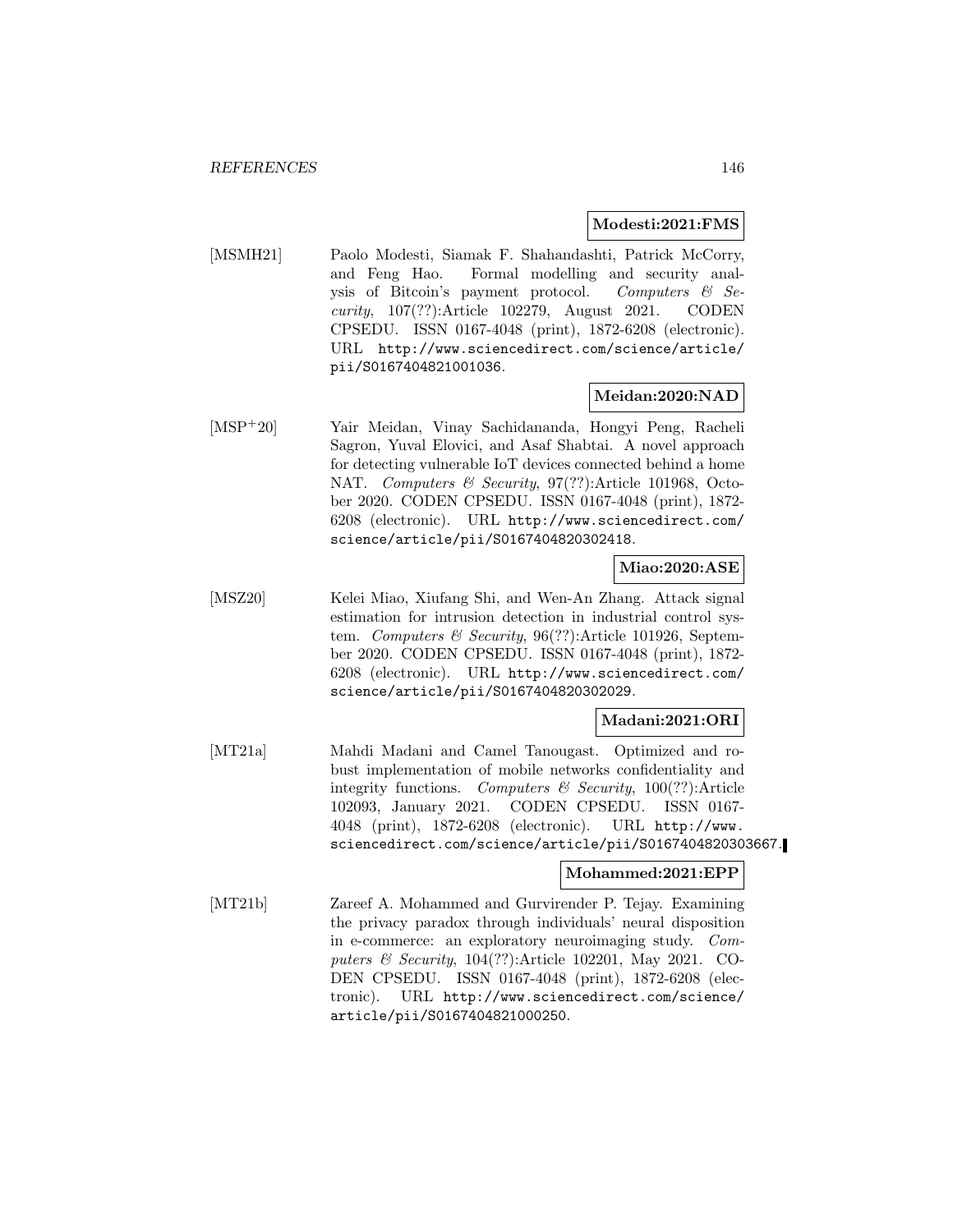**Modesti:2021:FMS**

[MSMH21] Paolo Modesti, Siamak F. Shahandashti, Patrick McCorry, and Feng Hao. Formal modelling and security analysis of Bitcoin's payment protocol. *Computers & Security*, 107(??):Article 102279, August 2021. CODEN CPSEDU. ISSN 0167-4048 (print), 1872-6208 (electronic). URL http://www.sciencedirect.com/science/article/pii/S0167404821001036.

**Meidan:2020:NAD**

[MSP+20] Yair Meidan, Vinay Sachidananda, Hongyi Peng, Racheli Sagron, Yuval Elovici, and Asaf Shabtai. A novel approach for detecting vulnerable IoT devices connected behind a home NAT. *Computers & Security*, 97(??):Article 101968, October 2020. CODEN CPSEDU. ISSN 0167-4048 (print), 1872-6208 (electronic). URL http://www.sciencedirect.com/science/article/pii/S0167404820302418.

**Miao:2020:ASE**

[MSZ20] Kelei Miao, Xiufang Shi, and Wen-An Zhang. Attack signal estimation for intrusion detection in industrial control system. *Computers & Security*, 96(??):Article 101926, September 2020. CODEN CPSEDU. ISSN 0167-4048 (print), 1872-6208 (electronic). URL http://www.sciencedirect.com/science/article/pii/S0167404820302029.

**Madani:2021:ORI**

[MT21a] Mahdi Madani and Camel Tanougast. Optimized and robust implementation of mobile networks confidentiality and integrity functions. *Computers & Security*, 100(??):Article 102093, January 2021. CODEN CPSEDU. ISSN 0167-4048 (print), 1872-6208 (electronic). URL http://www.sciencedirect.com/science/article/pii/S0167404820303667.

**Mohammed:2021:EPP**

[MT21b] Zareef A. Mohammed and Gurvirender P. Tejay. Examining the privacy paradox through individuals' neural disposition in e-commerce: an exploratory neuroimaging study. *Computers & Security*, 104(??):Article 102201, May 2021. CODEN CPSEDU. ISSN 0167-4048 (print), 1872-6208 (electronic). URL http://www.sciencedirect.com/science/article/pii/S0167404821000250.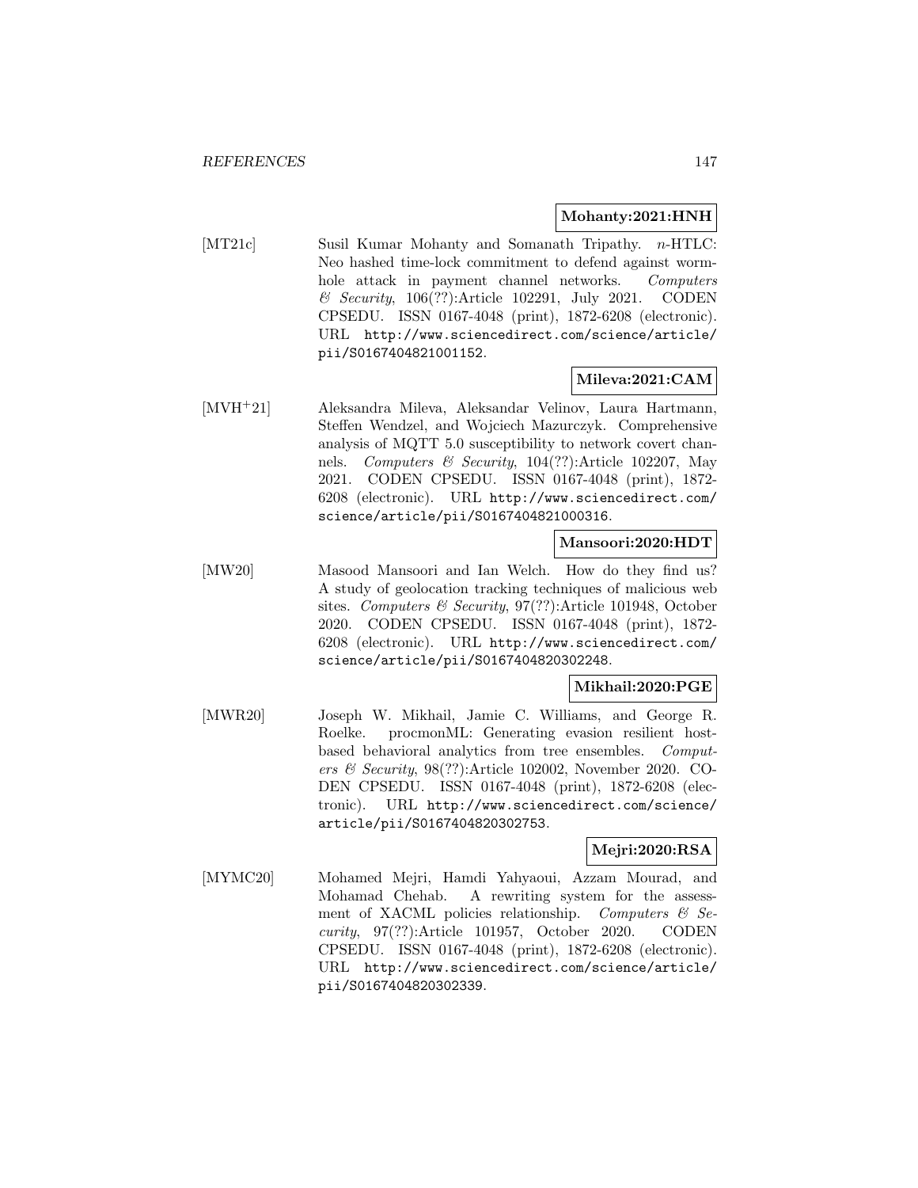**Mohanty:2021:HNH**

[MT21c] Susil Kumar Mohanty and Somanath Tripathy. $n$-HTLC: Neo hashed time-lock commitment to defend against wormhole attack in payment channel networks. *Computers & Security*, 106(??):Article 102291, July 2021. CODEN CPSEDU. ISSN 0167-4048 (print), 1872-6208 (electronic). URL http://www.sciencedirect.com/science/article/pii/S0167404821001152.

**Mileva:2021:CAM**

[MVH+21] Aleksandra Mileva, Aleksandar Velinov, Laura Hartmann, Steffen Wendzel, and Wojciech Mazurczyk. Comprehensive analysis of MQTT 5.0 susceptibility to network covert channels. *Computers & Security*, 104(??):Article 102207, May 2021. CODEN CPSEDU. ISSN 0167-4048 (print), 1872-6208 (electronic). URL http://www.sciencedirect.com/science/article/pii/S0167404821000316.

**Mansoori:2020:HDT**

[MW20] Masood Mansoori and Ian Welch. How do they find us? A study of geolocation tracking techniques of malicious web sites. *Computers & Security*, 97(??):Article 101948, October 2020. CODEN CPSEDU. ISSN 0167-4048 (print), 1872-6208 (electronic). URL http://www.sciencedirect.com/science/article/pii/S0167404820302248.

**Mikhail:2020:PGE**

[MWR20] Joseph W. Mikhail, Jamie C. Williams, and George R. Roelke. procmonML: Generating evasion resilient host-based behavioral analytics from tree ensembles. *Computers & Security*, 98(??):Article 102002, November 2020. CODEN CPSEDU. ISSN 0167-4048 (print), 1872-6208 (electronic). URL http://www.sciencedirect.com/science/article/pii/S0167404820302753.

**Mejri:2020:RSA**

[MYMC20] Mohamed Mejri, Hamdi Yahyaoui, Azzam Mourad, and Mohamad Chehab. A rewriting system for the assessment of XACML policies relationship. *Computers & Security*, 97(??):Article 101957, October 2020. CODEN CPSEDU. ISSN 0167-4048 (print), 1872-6208 (electronic). URL http://www.sciencedirect.com/science/article/pii/S0167404820302339.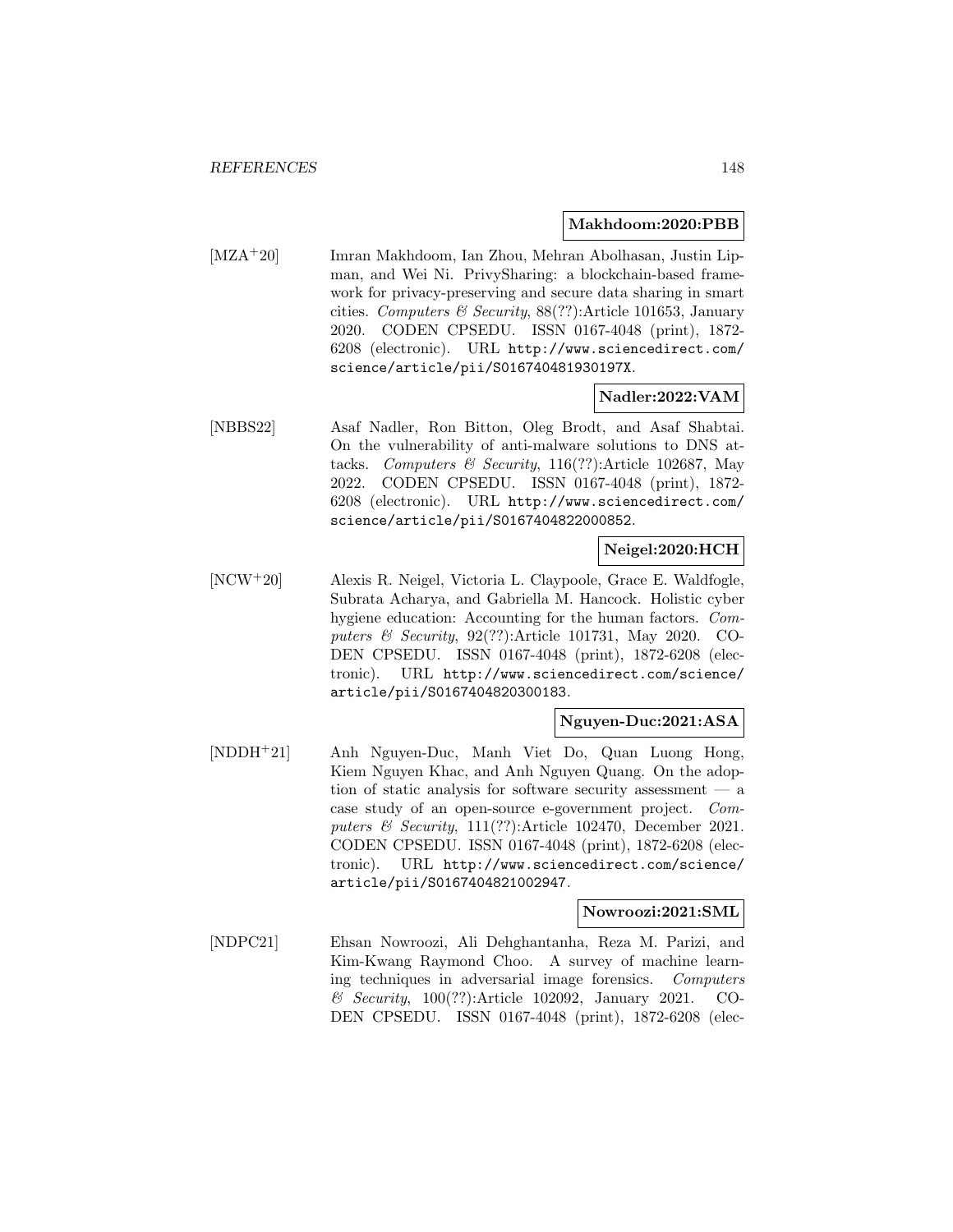**Makhdoom:2020:PBB**

[MZA+20] Imran Makhdoom, Ian Zhou, Mehran Abolhasan, Justin Lipman, and Wei Ni. PrivySharing: a blockchain-based framework for privacy-preserving and secure data sharing in smart cities. *Computers & Security*, 88(??):Article 101653, January 2020. CODEN CPSEDU. ISSN 0167-4048 (print), 1872-6208 (electronic). URL http://www.sciencedirect.com/science/article/pii/S016740481930197X.

**Nadler:2022:VAM**

[NBBS22] Asaf Nadler, Ron Bitton, Oleg Brodt, and Asaf Shabtai. On the vulnerability of anti-malware solutions to DNS attacks. *Computers & Security*, 116(??):Article 102687, May 2022. CODEN CPSEDU. ISSN 0167-4048 (print), 1872-6208 (electronic). URL http://www.sciencedirect.com/science/article/pii/S0167404822000852.

**Neigel:2020:HCH**

[NCW+20] Alexis R. Neigel, Victoria L. Claypoole, Grace E. Waldfogle, Subrata Acharya, and Gabriella M. Hancock. Holistic cyber hygiene education: Accounting for the human factors. *Computers & Security*, 92(??):Article 101731, May 2020. CODEN CPSEDU. ISSN 0167-4048 (print), 1872-6208 (electronic). URL http://www.sciencedirect.com/science/article/pii/S0167404820300183.

**Nguyen-Duc:2021:ASA**

[NDDH+21] Anh Nguyen-Duc, Manh Viet Do, Quan Luong Hong, Kiem Nguyen Khac, and Anh Nguyen Quang. On the adoption of static analysis for software security assessment — a case study of an open-source e-government project. *Computers & Security*, 111(??):Article 102470, December 2021. CODEN CPSEDU. ISSN 0167-4048 (print), 1872-6208 (electronic). URL http://www.sciencedirect.com/science/article/pii/S0167404821002947.

**Nowroozi:2021:SML**

[NDPC21] Ehsan Nowroozi, Ali Dehghantanha, Reza M. Parizi, and Kim-Kwang Raymond Choo. A survey of machine learning techniques in adversarial image forensics. *Computers & Security*, 100(??):Article 102092, January 2021. CODEN CPSEDU. ISSN 0167-4048 (print), 1872-6208 (elec-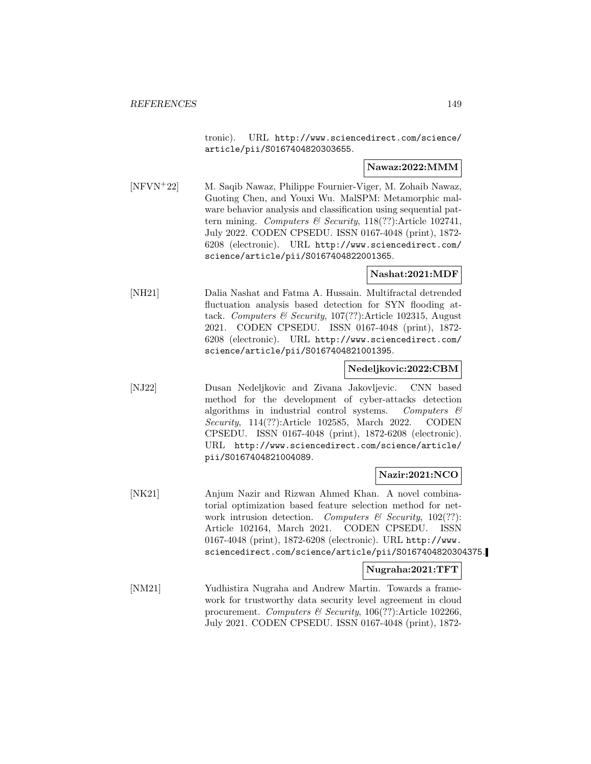tronic). URL http://www.sciencedirect.com/science/article/pii/S0167404820303655.

**Nawaz:2022:MMM**

[NFVN+22] M. Saqib Nawaz, Philippe Fournier-Viger, M. Zohaib Nawaz, Guoting Chen, and Youxi Wu. MalSPM: Metamorphic malware behavior analysis and classification using sequential pattern mining. *Computers & Security*, 118(??):Article 102741, July 2022. CODEN CPSEDU. ISSN 0167-4048 (print), 1872-6208 (electronic). URL http://www.sciencedirect.com/science/article/pii/S0167404822001365.

**Nashat:2021:MDF**

[NH21] Dalia Nashat and Fatma A. Hussain. Multifractal detrended fluctuation analysis based detection for SYN flooding attack. *Computers & Security*, 107(??):Article 102315, August 2021. CODEN CPSEDU. ISSN 0167-4048 (print), 1872-6208 (electronic). URL http://www.sciencedirect.com/science/article/pii/S0167404821001395.

**Nedeljkovic:2022:CBM**

[NJ22] Dusan Nedeljkovic and Zivana Jakovljevic. CNN based method for the development of cyber-attacks detection algorithms in industrial control systems. *Computers & Security*, 114(??):Article 102585, March 2022. CODEN CPSEDU. ISSN 0167-4048 (print), 1872-6208 (electronic). URL http://www.sciencedirect.com/science/article/pii/S0167404821004089.

**Nazir:2021:NCO**

[NK21] Anjum Nazir and Rizwan Ahmed Khan. A novel combinatorial optimization based feature selection method for network intrusion detection. *Computers & Security*, 102(??): Article 102164, March 2021. CODEN CPSEDU. ISSN 0167-4048 (print), 1872-6208 (electronic). URL http://www.sciencedirect.com/science/article/pii/S0167404820304375.

**Nugraha:2021:TFT**

[NM21] Yudhistira Nugraha and Andrew Martin. Towards a framework for trustworthy data security level agreement in cloud procurement. *Computers & Security*, 106(??):Article 102266, July 2021. CODEN CPSEDU. ISSN 0167-4048 (print), 1872-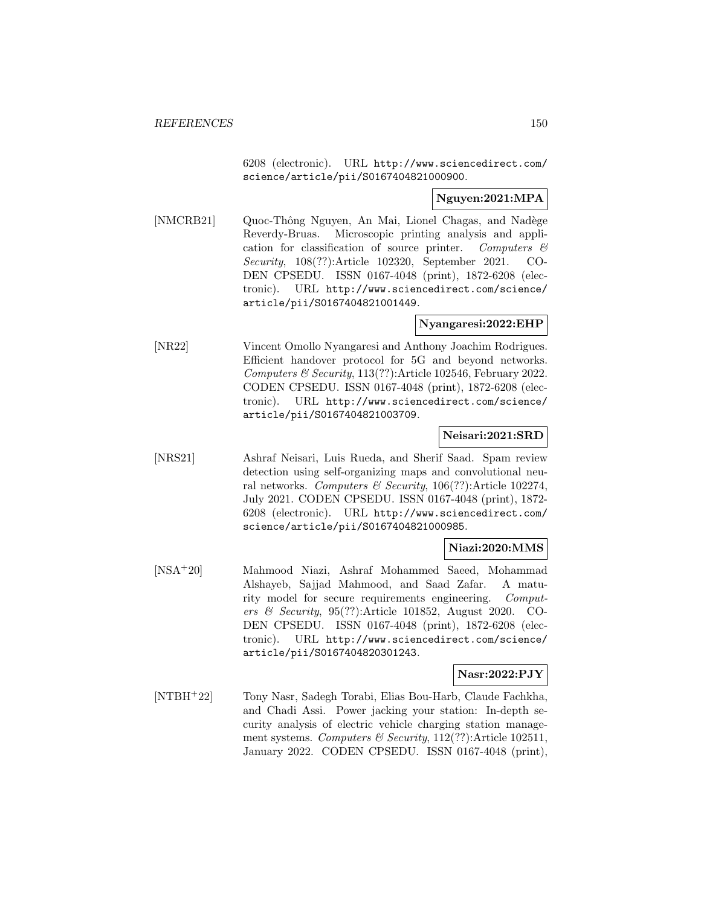6208 (electronic). URL http://www.sciencedirect.com/science/article/pii/S0167404821000900.

**Nguyen:2021:MPA**

[NMCRB21] Quoc-Thông Nguyen, An Mai, Lionel Chagas, and Nadège Reverdy-Bruas. Microscopic printing analysis and application for classification of source printer. *Computers & Security*, 108(??):Article 102320, September 2021. CODEN CPSEDU. ISSN 0167-4048 (print), 1872-6208 (electronic). URL http://www.sciencedirect.com/science/article/pii/S0167404821001449.

**Nyangaresi:2022:EHP**

[NR22] Vincent Omollo Nyangaresi and Anthony Joachim Rodrigues. Efficient handover protocol for 5G and beyond networks. *Computers & Security*, 113(??):Article 102546, February 2022. CODEN CPSEDU. ISSN 0167-4048 (print), 1872-6208 (electronic). URL http://www.sciencedirect.com/science/article/pii/S0167404821003709.

**Neisari:2021:SRD**

[NRS21] Ashraf Neisari, Luis Rueda, and Sherif Saad. Spam review detection using self-organizing maps and convolutional neural networks. *Computers & Security*, 106(??):Article 102274, July 2021. CODEN CPSEDU. ISSN 0167-4048 (print), 1872-6208 (electronic). URL http://www.sciencedirect.com/science/article/pii/S0167404821000985.

**Niazi:2020:MMS**

[NSA+20] Mahmood Niazi, Ashraf Mohammed Saeed, Mohammad Alshayeb, Sajjad Mahmood, and Saad Zafar. A maturity model for secure requirements engineering. *Computers & Security*, 95(??):Article 101852, August 2020. CODEN CPSEDU. ISSN 0167-4048 (print), 1872-6208 (electronic). URL http://www.sciencedirect.com/science/article/pii/S0167404820301243.

**Nasr:2022:PJY**

[NTBH+22] Tony Nasr, Sadegh Torabi, Elias Bou-Harb, Claude Fachkha, and Chadi Assi. Power jacking your station: In-depth security analysis of electric vehicle charging station management systems. *Computers & Security*, 112(??):Article 102511, January 2022. CODEN CPSEDU. ISSN 0167-4048 (print),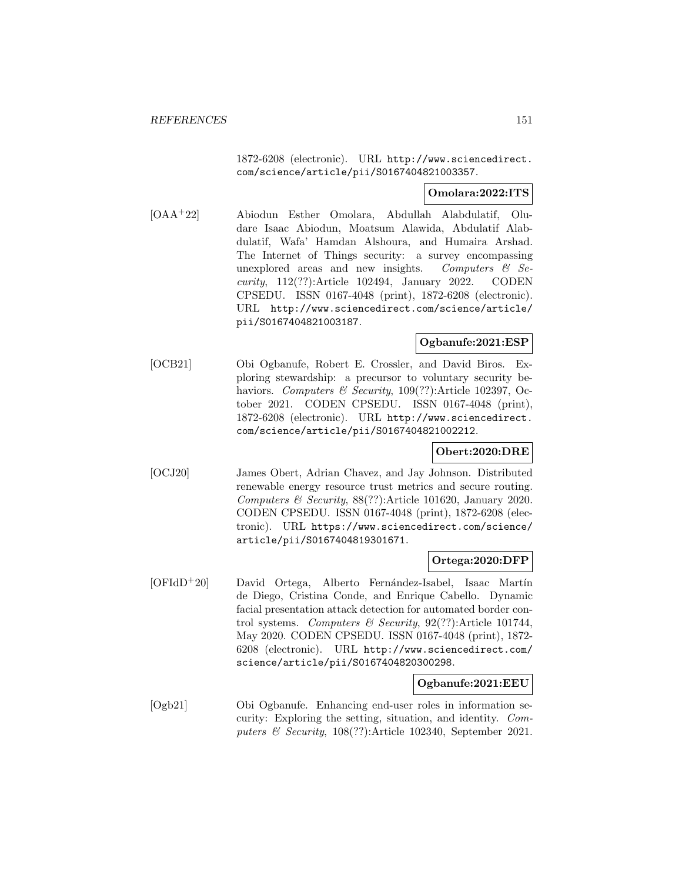1872-6208 (electronic). URL http://www.sciencedirect.com/science/article/pii/S0167404821003357.

**Omolara:2022:ITS**

[OAA+22] Abiodun Esther Omolara, Abdullah Alabdulatif, Oludare Isaac Abiodun, Moatsum Alawida, Abdulatif Alabdulatif, Wafa' Hamdan Alshoura, and Humaira Arshad. The Internet of Things security: a survey encompassing unexplored areas and new insights. *Computers & Security*, 112(??):Article 102494, January 2022. CODEN CPSEDU. ISSN 0167-4048 (print), 1872-6208 (electronic). URL http://www.sciencedirect.com/science/article/pii/S0167404821003187.

**Ogbanufe:2021:ESP**

[OCB21] Obi Ogbanufe, Robert E. Crossler, and David Biros. Exploring stewardship: a precursor to voluntary security behaviors. *Computers & Security*, 109(??):Article 102397, October 2021. CODEN CPSEDU. ISSN 0167-4048 (print), 1872-6208 (electronic). URL http://www.sciencedirect.com/science/article/pii/S0167404821002212.

**Obert:2020:DRE**

[OCJ20] James Obert, Adrian Chavez, and Jay Johnson. Distributed renewable energy resource trust metrics and secure routing. *Computers & Security*, 88(??):Article 101620, January 2020. CODEN CPSEDU. ISSN 0167-4048 (print), 1872-6208 (electronic). URL https://www.sciencedirect.com/science/article/pii/S0167404819301671.

**Ortega:2020:DFP**

[OFIdD+20] David Ortega, Alberto Fernández-Isabel, Isaac Martín de Diego, Cristina Conde, and Enrique Cabello. Dynamic facial presentation attack detection for automated border control systems. *Computers & Security*, 92(??):Article 101744, May 2020. CODEN CPSEDU. ISSN 0167-4048 (print), 1872-6208 (electronic). URL http://www.sciencedirect.com/science/article/pii/S0167404820300298.

**Ogbanufe:2021:EEU**

[Ogb21] Obi Ogbanufe. Enhancing end-user roles in information security: Exploring the setting, situation, and identity. *Computers & Security*, 108(??):Article 102340, September 2021.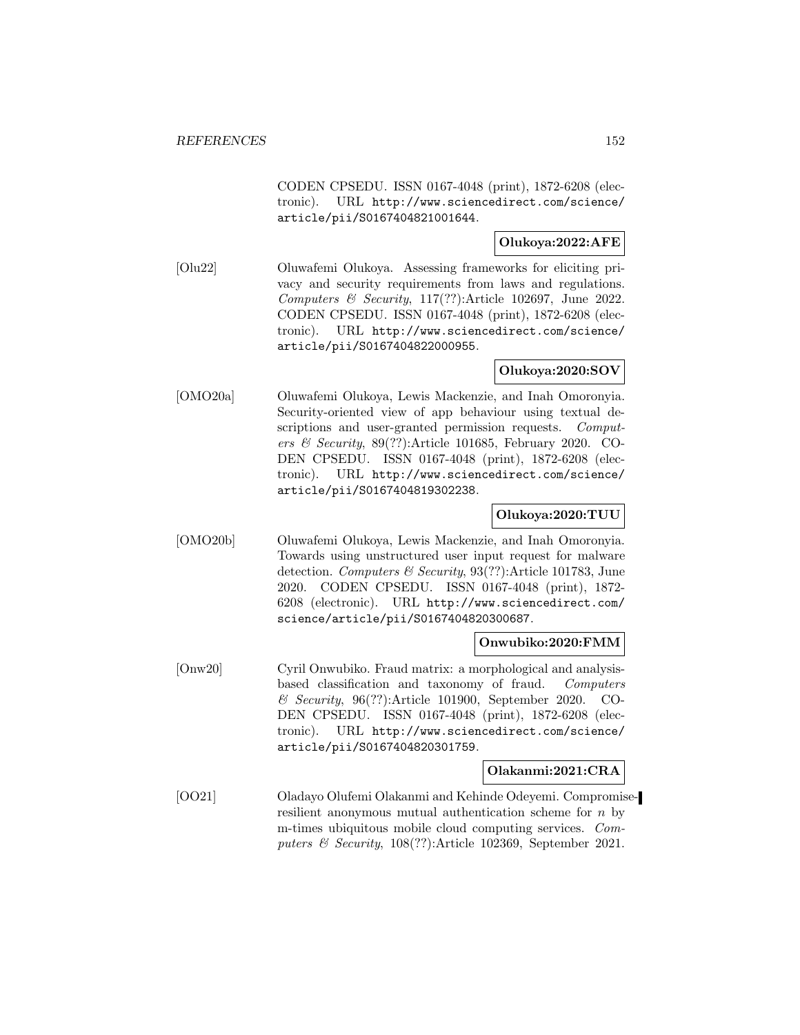CODEN CPSEDU. ISSN 0167-4048 (print), 1872-6208 (electronic). URL http://www.sciencedirect.com/science/article/pii/S0167404821001644.

**Olukoya:2022:AFE**

[Olu22] Oluwafemi Olukoya. Assessing frameworks for eliciting privacy and security requirements from laws and regulations. *Computers & Security*, 117(??):Article 102697, June 2022. CODEN CPSEDU. ISSN 0167-4048 (print), 1872-6208 (electronic). URL http://www.sciencedirect.com/science/article/pii/S0167404822000955.

**Olukoya:2020:SOV**

[OMO20a] Oluwafemi Olukoya, Lewis Mackenzie, and Inah Omoronyia. Security-oriented view of app behaviour using textual descriptions and user-granted permission requests. *Computers & Security*, 89(??):Article 101685, February 2020. CODEN CPSEDU. ISSN 0167-4048 (print), 1872-6208 (electronic). URL http://www.sciencedirect.com/science/article/pii/S0167404819302238.

**Olukoya:2020:TUU**

[OMO20b] Oluwafemi Olukoya, Lewis Mackenzie, and Inah Omoronyia. Towards using unstructured user input request for malware detection. *Computers & Security*, 93(??):Article 101783, June 2020. CODEN CPSEDU. ISSN 0167-4048 (print), 1872-6208 (electronic). URL http://www.sciencedirect.com/science/article/pii/S0167404820300687.

**Onwubiko:2020:FMM**

[Onw20] Cyril Onwubiko. Fraud matrix: a morphological and analysis-based classification and taxonomy of fraud. *Computers & Security*, 96(??):Article 101900, September 2020. CODEN CPSEDU. ISSN 0167-4048 (print), 1872-6208 (electronic). URL http://www.sciencedirect.com/science/article/pii/S0167404820301759.

**Olakanmi:2021:CRA**

[OO21] Oladayo Olufemi Olakanmi and Kehinde Odeyemi. Compromise-resilient anonymous mutual authentication scheme for $n$ by m-times ubiquitous mobile cloud computing services. *Computers & Security*, 108(??):Article 102369, September 2021.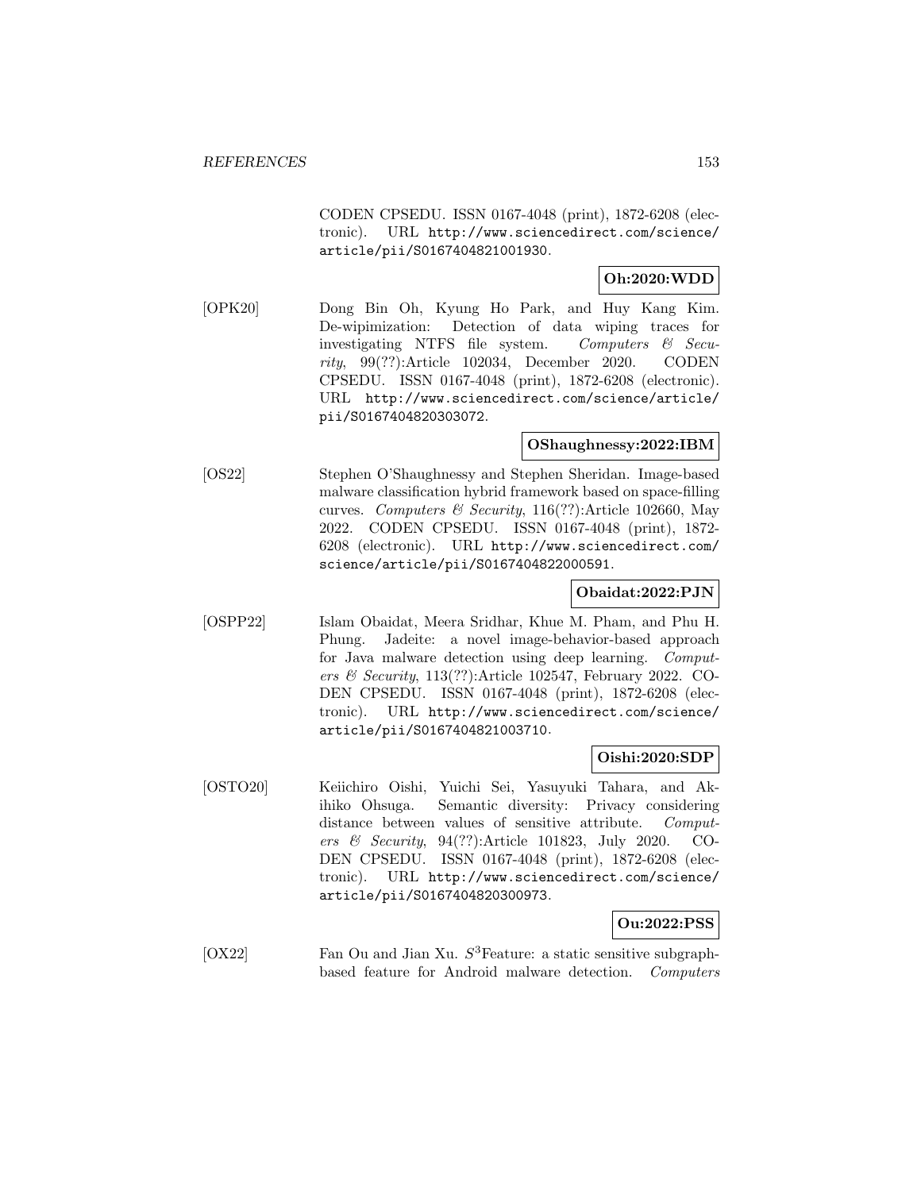CODEN CPSEDU. ISSN 0167-4048 (print), 1872-6208 (electronic). URL http://www.sciencedirect.com/science/article/pii/S0167404821001930.

**Oh:2020:WDD**

[OPK20] Dong Bin Oh, Kyung Ho Park, and Huy Kang Kim. De-wipimization: Detection of data wiping traces for investigating NTFS file system. *Computers & Security*, 99(??):Article 102034, December 2020. CODEN CPSEDU. ISSN 0167-4048 (print), 1872-6208 (electronic). URL http://www.sciencedirect.com/science/article/pii/S0167404820303072.

**OShaughnessy:2022:IBM**

[OS22] Stephen O'Shaughnessy and Stephen Sheridan. Image-based malware classification hybrid framework based on space-filling curves. *Computers & Security*, 116(??):Article 102660, May 2022. CODEN CPSEDU. ISSN 0167-4048 (print), 1872-6208 (electronic). URL http://www.sciencedirect.com/science/article/pii/S0167404822000591.

**Obaidat:2022:PJN**

[OSPP22] Islam Obaidat, Meera Sridhar, Khue M. Pham, and Phu H. Phung. Jadeite: a novel image-behavior-based approach for Java malware detection using deep learning. *Computers & Security*, 113(??):Article 102547, February 2022. CODEN CPSEDU. ISSN 0167-4048 (print), 1872-6208 (electronic). URL http://www.sciencedirect.com/science/article/pii/S0167404821003710.

**Oishi:2020:SDP**

[OSTO20] Keiichiro Oishi, Yuichi Sei, Yasuyuki Tahara, and Akihiko Ohsuga. Semantic diversity: Privacy considering distance between values of sensitive attribute. *Computers & Security*, 94(??):Article 101823, July 2020. CODEN CPSEDU. ISSN 0167-4048 (print), 1872-6208 (electronic). URL http://www.sciencedirect.com/science/article/pii/S0167404820300973.

**Ou:2022:PSS**

[OX22] Fan Ou and Jian Xu. $S^3$Feature: a static sensitive subgraph-based feature for Android malware detection. *Computers*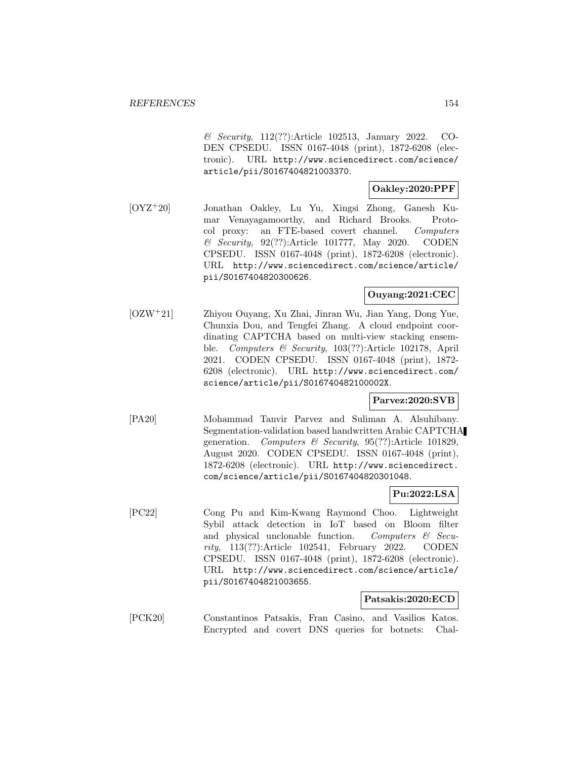*& Security*, 112(??):Article 102513, January 2022. CODEN CPSEDU. ISSN 0167-4048 (print), 1872-6208 (electronic). URL http://www.sciencedirect.com/science/article/pii/S0167404821003370.

**Oakley:2020:PPF**

[OYZ+20] Jonathan Oakley, Lu Yu, Xingsi Zhong, Ganesh Kumar Venayagamoorthy, and Richard Brooks. Protocol proxy: an FTE-based covert channel. *Computers & Security*, 92(??):Article 101777, May 2020. CODEN CPSEDU. ISSN 0167-4048 (print), 1872-6208 (electronic). URL http://www.sciencedirect.com/science/article/pii/S0167404820300626.

**Ouyang:2021:CEC**

[OZW+21] Zhiyou Ouyang, Xu Zhai, Jinran Wu, Jian Yang, Dong Yue, Chunxia Dou, and Tengfei Zhang. A cloud endpoint coordinating CAPTCHA based on multi-view stacking ensemble. *Computers & Security*, 103(??):Article 102178, April 2021. CODEN CPSEDU. ISSN 0167-4048 (print), 1872-6208 (electronic). URL http://www.sciencedirect.com/science/article/pii/S016740482100002X.

**Parvez:2020:SVB**

[PA20] Mohammad Tanvir Parvez and Suliman A. Alsuhibany. Segmentation-validation based handwritten Arabic CAPTCHA generation. *Computers & Security*, 95(??):Article 101829, August 2020. CODEN CPSEDU. ISSN 0167-4048 (print), 1872-6208 (electronic). URL http://www.sciencedirect.com/science/article/pii/S0167404820301048.

**Pu:2022:LSA**

[PC22] Cong Pu and Kim-Kwang Raymond Choo. Lightweight Sybil attack detection in IoT based on Bloom filter and physical unclonable function. *Computers & Security*, 113(??):Article 102541, February 2022. CODEN CPSEDU. ISSN 0167-4048 (print), 1872-6208 (electronic). URL http://www.sciencedirect.com/science/article/pii/S0167404821003655.

**Patsakis:2020:ECD**

[PCK20] Constantinos Patsakis, Fran Casino, and Vasilios Katos. Encrypted and covert DNS queries for botnets: Chal-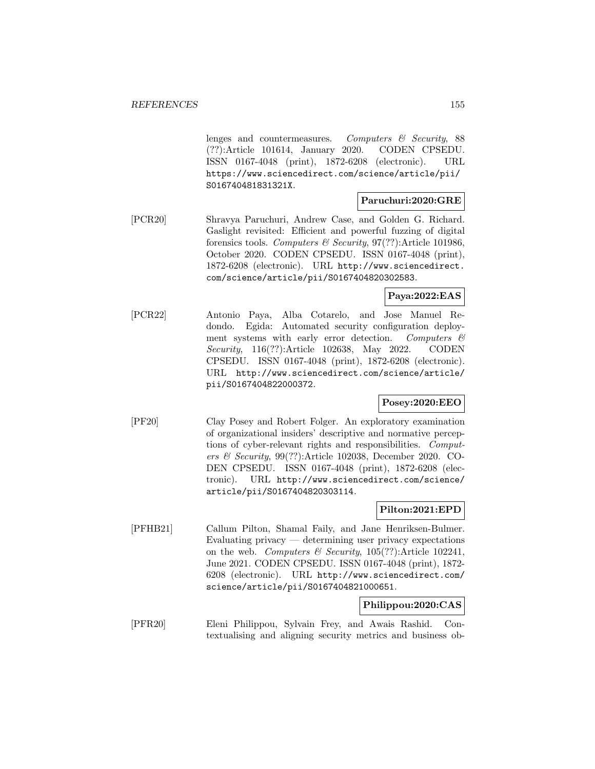lenges and countermeasures. *Computers & Security*, 88 (??):Article 101614, January 2020. CODEN CPSEDU. ISSN 0167-4048 (print), 1872-6208 (electronic). URL https://www.sciencedirect.com/science/article/pii/S016740481831321X.

**Paruchuri:2020:GRE**

[PCR20] Shravya Paruchuri, Andrew Case, and Golden G. Richard. Gaslight revisited: Efficient and powerful fuzzing of digital forensics tools. *Computers & Security*, 97(??):Article 101986, October 2020. CODEN CPSEDU. ISSN 0167-4048 (print), 1872-6208 (electronic). URL http://www.sciencedirect.com/science/article/pii/S0167404820302583.

**Paya:2022:EAS**

[PCR22] Antonio Paya, Alba Cotarelo, and Jose Manuel Redondo. Egida: Automated security configuration deployment systems with early error detection. *Computers & Security*, 116(??):Article 102638, May 2022. CODEN CPSEDU. ISSN 0167-4048 (print), 1872-6208 (electronic). URL http://www.sciencedirect.com/science/article/pii/S0167404822000372.

**Posey:2020:EEO**

[PF20] Clay Posey and Robert Folger. An exploratory examination of organizational insiders' descriptive and normative perceptions of cyber-relevant rights and responsibilities. *Computers & Security*, 99(??):Article 102038, December 2020. CODEN CPSEDU. ISSN 0167-4048 (print), 1872-6208 (electronic). URL http://www.sciencedirect.com/science/article/pii/S0167404820303114.

**Pilton:2021:EPD**

[PFHB21] Callum Pilton, Shamal Faily, and Jane Henriksen-Bulmer. Evaluating privacy — determining user privacy expectations on the web. *Computers & Security*, 105(??):Article 102241, June 2021. CODEN CPSEDU. ISSN 0167-4048 (print), 1872-6208 (electronic). URL http://www.sciencedirect.com/science/article/pii/S0167404821000651.

**Philippou:2020:CAS**

[PFR20] Eleni Philippou, Sylvain Frey, and Awais Rashid. Contextualising and aligning security metrics and business ob-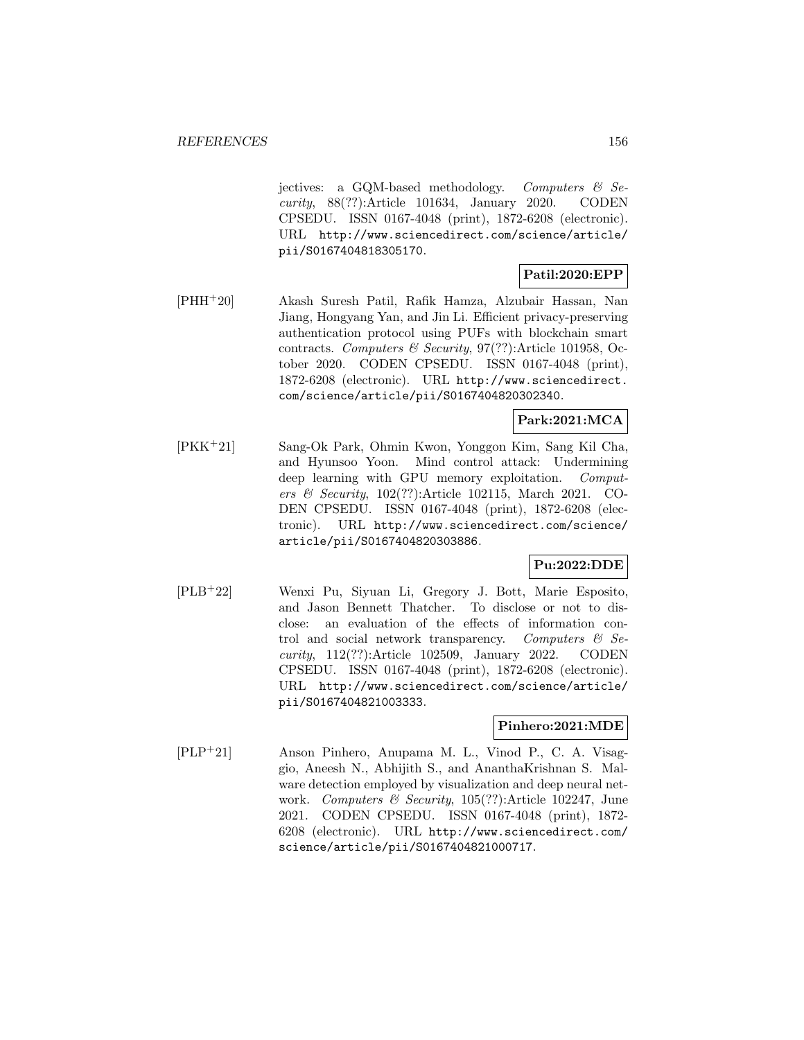jectives: a GQM-based methodology. *Computers & Security*, 88(??):Article 101634, January 2020. CODEN CPSEDU. ISSN 0167-4048 (print), 1872-6208 (electronic). URL http://www.sciencedirect.com/science/article/pii/S0167404818305170.

**Patil:2020:EPP**

[PHH+20] Akash Suresh Patil, Rafik Hamza, Alzubair Hassan, Nan Jiang, Hongyang Yan, and Jin Li. Efficient privacy-preserving authentication protocol using PUFs with blockchain smart contracts. *Computers & Security*, 97(??):Article 101958, October 2020. CODEN CPSEDU. ISSN 0167-4048 (print), 1872-6208 (electronic). URL http://www.sciencedirect.com/science/article/pii/S0167404820302340.

**Park:2021:MCA**

[PKK+21] Sang-Ok Park, Ohmin Kwon, Yonggon Kim, Sang Kil Cha, and Hyunsoo Yoon. Mind control attack: Undermining deep learning with GPU memory exploitation. *Computers & Security*, 102(??):Article 102115, March 2021. CODEN CPSEDU. ISSN 0167-4048 (print), 1872-6208 (electronic). URL http://www.sciencedirect.com/science/article/pii/S0167404820303886.

**Pu:2022:DDE**

[PLB+22] Wenxi Pu, Siyuan Li, Gregory J. Bott, Marie Esposito, and Jason Bennett Thatcher. To disclose or not to disclose: an evaluation of the effects of information control and social network transparency. *Computers & Security*, 112(??):Article 102509, January 2022. CODEN CPSEDU. ISSN 0167-4048 (print), 1872-6208 (electronic). URL http://www.sciencedirect.com/science/article/pii/S0167404821003333.

**Pinhero:2021:MDE**

[PLP+21] Anson Pinhero, Anupama M. L., Vinod P., C. A. Visaggio, Aneesh N., Abhijith S., and AnanthaKrishnan S. Malware detection employed by visualization and deep neural network. *Computers & Security*, 105(??):Article 102247, June 2021. CODEN CPSEDU. ISSN 0167-4048 (print), 1872-6208 (electronic). URL http://www.sciencedirect.com/science/article/pii/S0167404821000717.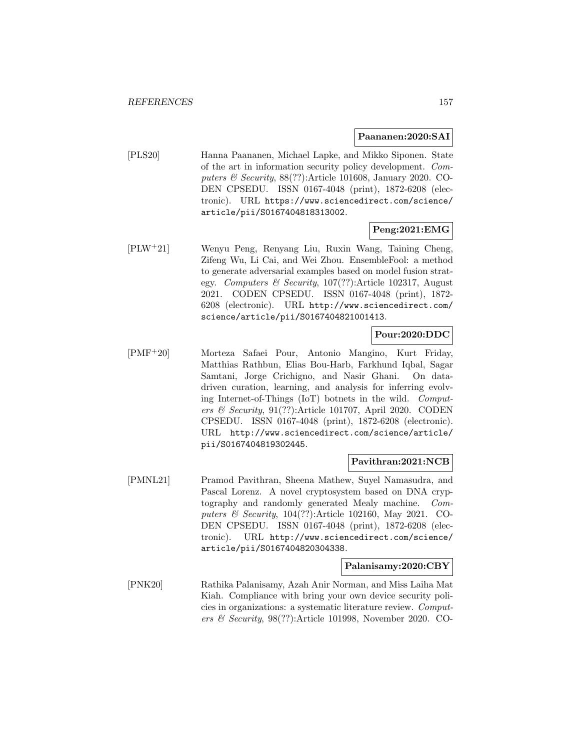**Paananen:2020:SAI**

[PLS20] Hanna Paananen, Michael Lapke, and Mikko Siponen. State of the art in information security policy development. *Computers & Security*, 88(??):Article 101608, January 2020. CODEN CPSEDU. ISSN 0167-4048 (print), 1872-6208 (electronic). URL https://www.sciencedirect.com/science/article/pii/S0167404818313002.

**Peng:2021:EMG**

[PLW+21] Wenyu Peng, Renyang Liu, Ruxin Wang, Taining Cheng, Zifeng Wu, Li Cai, and Wei Zhou. EnsembleFool: a method to generate adversarial examples based on model fusion strategy. *Computers & Security*, 107(??):Article 102317, August 2021. CODEN CPSEDU. ISSN 0167-4048 (print), 1872-6208 (electronic). URL http://www.sciencedirect.com/science/article/pii/S0167404821001413.

**Pour:2020:DDC**

[PMF+20] Morteza Safaei Pour, Antonio Mangino, Kurt Friday, Matthias Rathbun, Elias Bou-Harb, Farkhund Iqbal, Sagar Samtani, Jorge Crichigno, and Nasir Ghani. On data-driven curation, learning, and analysis for inferring evolving Internet-of-Things (IoT) botnets in the wild. *Computers & Security*, 91(??):Article 101707, April 2020. CODEN CPSEDU. ISSN 0167-4048 (print), 1872-6208 (electronic). URL http://www.sciencedirect.com/science/article/pii/S0167404819302445.

**Pavithran:2021:NCB**

[PMNL21] Pramod Pavithran, Sheena Mathew, Suyel Namasudra, and Pascal Lorenz. A novel cryptosystem based on DNA cryptography and randomly generated Mealy machine. *Computers & Security*, 104(??):Article 102160, May 2021. CODEN CPSEDU. ISSN 0167-4048 (print), 1872-6208 (electronic). URL http://www.sciencedirect.com/science/article/pii/S0167404820304338.

**Palanisamy:2020:CBY**

[PNK20] Rathika Palanisamy, Azah Anir Norman, and Miss Laiha Mat Kiah. Compliance with bring your own device security policies in organizations: a systematic literature review. *Computers & Security*, 98(??):Article 101998, November 2020. CO-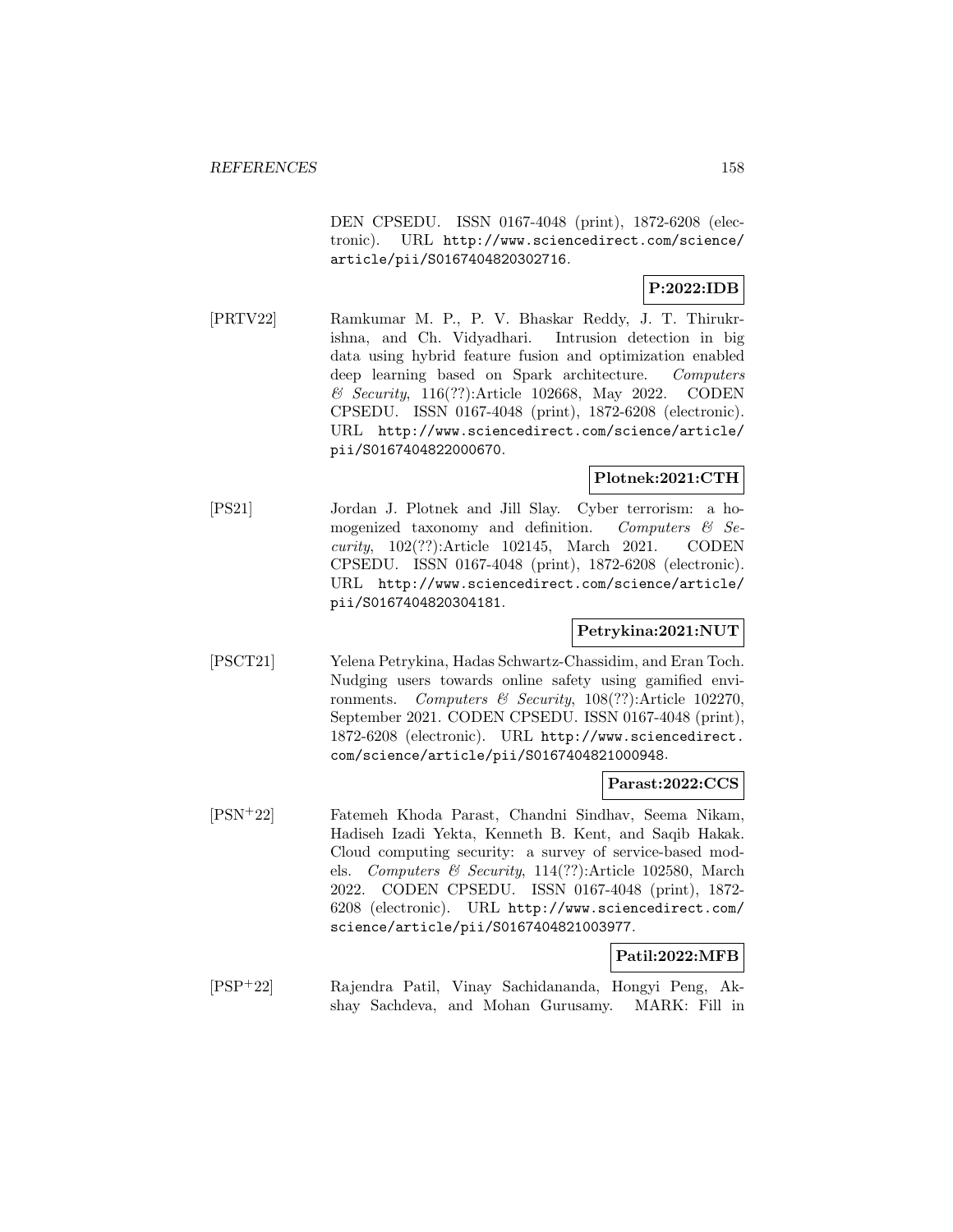DEN CPSEDU. ISSN 0167-4048 (print), 1872-6208 (electronic). URL http://www.sciencedirect.com/science/article/pii/S0167404820302716.

**P:2022:IDB**

[PRTV22] Ramkumar M. P., P. V. Bhaskar Reddy, J. T. Thirukrishna, and Ch. Vidyadhari. Intrusion detection in big data using hybrid feature fusion and optimization enabled deep learning based on Spark architecture. *Computers & Security*, 116(??):Article 102668, May 2022. CODEN CPSEDU. ISSN 0167-4048 (print), 1872-6208 (electronic). URL http://www.sciencedirect.com/science/article/pii/S0167404822000670.

**Plotnek:2021:CTH**

[PS21] Jordan J. Plotnek and Jill Slay. Cyber terrorism: a homogenized taxonomy and definition. *Computers & Security*, 102(??):Article 102145, March 2021. CODEN CPSEDU. ISSN 0167-4048 (print), 1872-6208 (electronic). URL http://www.sciencedirect.com/science/article/pii/S0167404820304181.

**Petrykina:2021:NUT**

[PSCT21] Yelena Petrykina, Hadas Schwartz-Chassidim, and Eran Toch. Nudging users towards online safety using gamified environments. *Computers & Security*, 108(??):Article 102270, September 2021. CODEN CPSEDU. ISSN 0167-4048 (print), 1872-6208 (electronic). URL http://www.sciencedirect.com/science/article/pii/S0167404821000948.

**Parast:2022:CCS**

[PSN+22] Fatemeh Khoda Parast, Chandni Sindhav, Seema Nikam, Hadiseh Izadi Yekta, Kenneth B. Kent, and Saqib Hakak. Cloud computing security: a survey of service-based models. *Computers & Security*, 114(??):Article 102580, March 2022. CODEN CPSEDU. ISSN 0167-4048 (print), 1872-6208 (electronic). URL http://www.sciencedirect.com/science/article/pii/S0167404821003977.

**Patil:2022:MFB**

[PSP+22] Rajendra Patil, Vinay Sachidananda, Hongyi Peng, Akshay Sachdeva, and Mohan Gurusamy. MARK: Fill in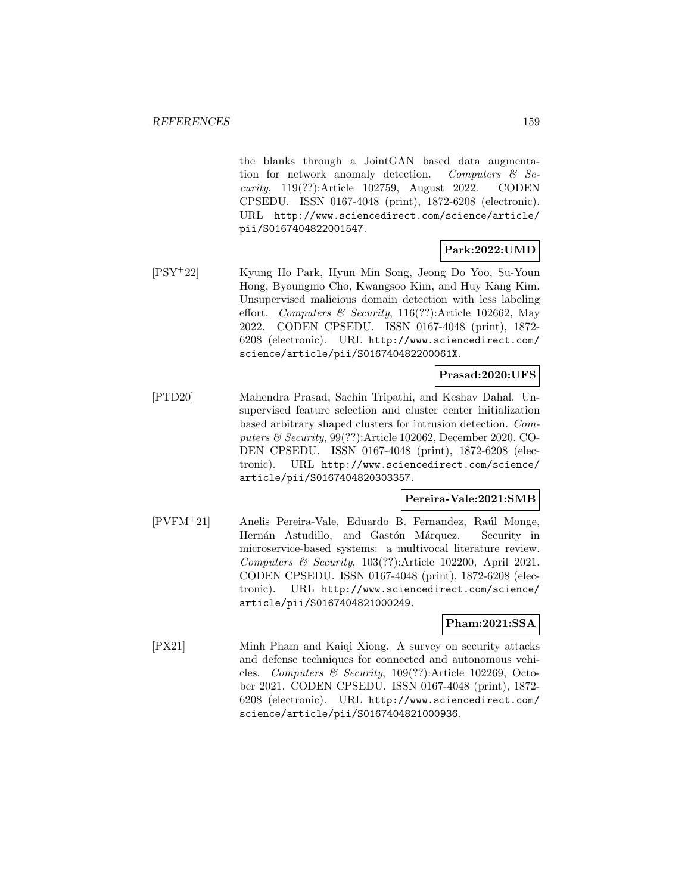the blanks through a JointGAN based data augmentation for network anomaly detection. *Computers & Security*, 119(??):Article 102759, August 2022. CODEN CPSEDU. ISSN 0167-4048 (print), 1872-6208 (electronic). URL http://www.sciencedirect.com/science/article/pii/S0167404822001547.

**Park:2022:UMD**

[PSY+22] Kyung Ho Park, Hyun Min Song, Jeong Do Yoo, Su-Youn Hong, Byoungmo Cho, Kwangsoo Kim, and Huy Kang Kim. Unsupervised malicious domain detection with less labeling effort. *Computers & Security*, 116(??):Article 102662, May 2022. CODEN CPSEDU. ISSN 0167-4048 (print), 1872-6208 (electronic). URL http://www.sciencedirect.com/science/article/pii/S016740482200061X.

**Prasad:2020:UFS**

[PTD20] Mahendra Prasad, Sachin Tripathi, and Keshav Dahal. Unsupervised feature selection and cluster center initialization based arbitrary shaped clusters for intrusion detection. *Computers & Security*, 99(??):Article 102062, December 2020. CODEN CPSEDU. ISSN 0167-4048 (print), 1872-6208 (electronic). URL http://www.sciencedirect.com/science/article/pii/S0167404820303357.

**Pereira-Vale:2021:SMB**

[PVFM+21] Anelis Pereira-Vale, Eduardo B. Fernandez, Raúl Monge, Hernán Astudillo, and Gastón Márquez. Security in microservice-based systems: a multivocal literature review. *Computers & Security*, 103(??):Article 102200, April 2021. CODEN CPSEDU. ISSN 0167-4048 (print), 1872-6208 (electronic). URL http://www.sciencedirect.com/science/article/pii/S0167404821000249.

**Pham:2021:SSA**

[PX21] Minh Pham and Kaiqi Xiong. A survey on security attacks and defense techniques for connected and autonomous vehicles. *Computers & Security*, 109(??):Article 102269, October 2021. CODEN CPSEDU. ISSN 0167-4048 (print), 1872-6208 (electronic). URL http://www.sciencedirect.com/science/article/pii/S0167404821000936.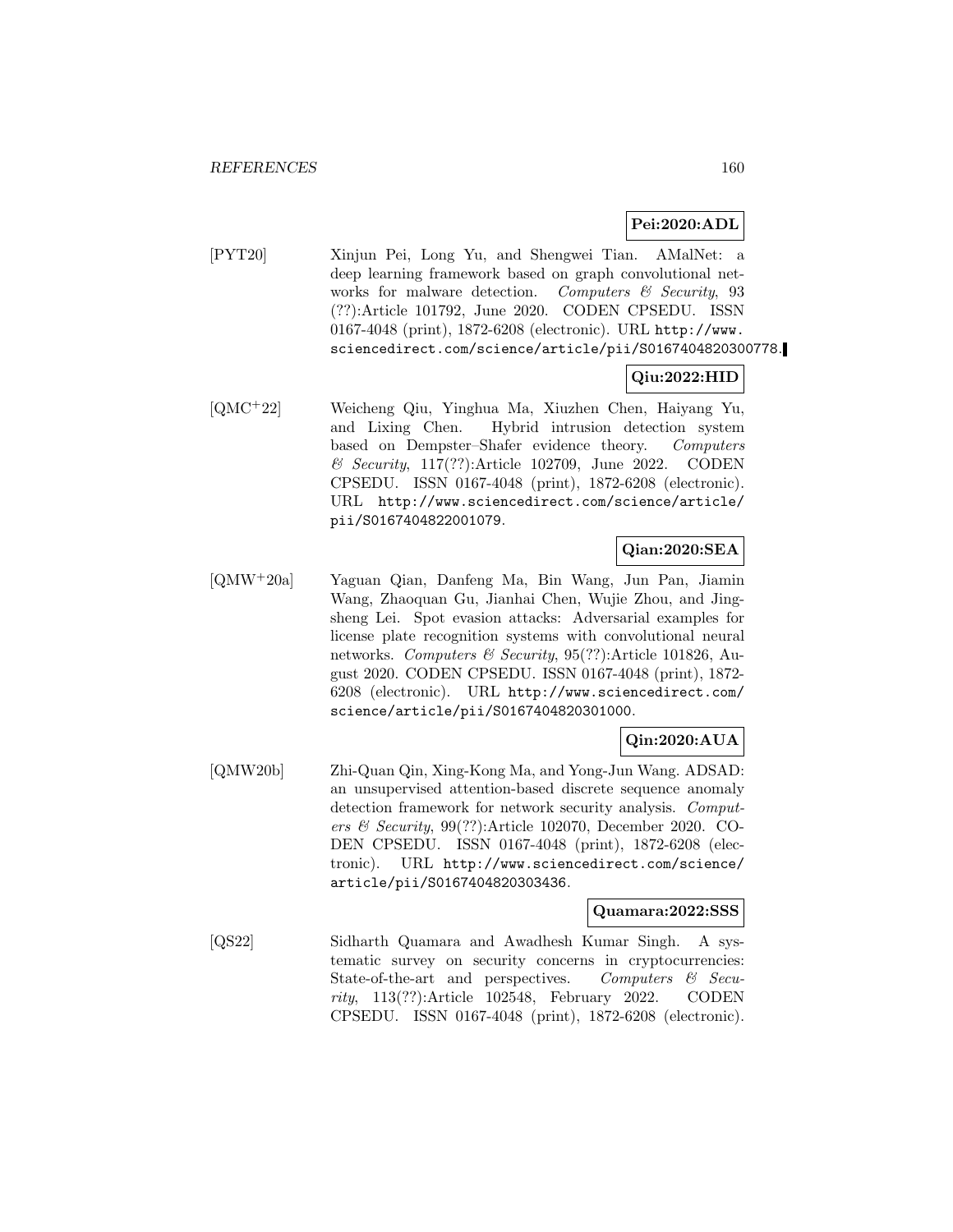**Pei:2020:ADL**

[PYT20] Xinjun Pei, Long Yu, and Shengwei Tian. AMalNet: a deep learning framework based on graph convolutional networks for malware detection. *Computers & Security*, 93 (??):Article 101792, June 2020. CODEN CPSEDU. ISSN 0167-4048 (print), 1872-6208 (electronic). URL http://www.sciencedirect.com/science/article/pii/S0167404820300778.

**Qiu:2022:HID**

[QMC+22] Weicheng Qiu, Yinghua Ma, Xiuzhen Chen, Haiyang Yu, and Lixing Chen. Hybrid intrusion detection system based on Dempster–Shafer evidence theory. *Computers & Security*, 117(??):Article 102709, June 2022. CODEN CPSEDU. ISSN 0167-4048 (print), 1872-6208 (electronic). URL http://www.sciencedirect.com/science/article/pii/S0167404822001079.

**Qian:2020:SEA**

[QMW+20a] Yaguan Qian, Danfeng Ma, Bin Wang, Jun Pan, Jiamin Wang, Zhaoquan Gu, Jianhai Chen, Wujie Zhou, and Jingsheng Lei. Spot evasion attacks: Adversarial examples for license plate recognition systems with convolutional neural networks. *Computers & Security*, 95(??):Article 101826, August 2020. CODEN CPSEDU. ISSN 0167-4048 (print), 1872-6208 (electronic). URL http://www.sciencedirect.com/science/article/pii/S0167404820301000.

**Qin:2020:AUA**

[QMW20b] Zhi-Quan Qin, Xing-Kong Ma, and Yong-Jun Wang. ADSAD: an unsupervised attention-based discrete sequence anomaly detection framework for network security analysis. *Computers & Security*, 99(??):Article 102070, December 2020. CODEN CPSEDU. ISSN 0167-4048 (print), 1872-6208 (electronic). URL http://www.sciencedirect.com/science/article/pii/S0167404820303436.

**Quamara:2022:SSS**

[QS22] Sidharth Quamara and Awadhesh Kumar Singh. A systematic survey on security concerns in cryptocurrencies: State-of-the-art and perspectives. *Computers & Security*, 113(??):Article 102548, February 2022. CODEN CPSEDU. ISSN 0167-4048 (print), 1872-6208 (electronic).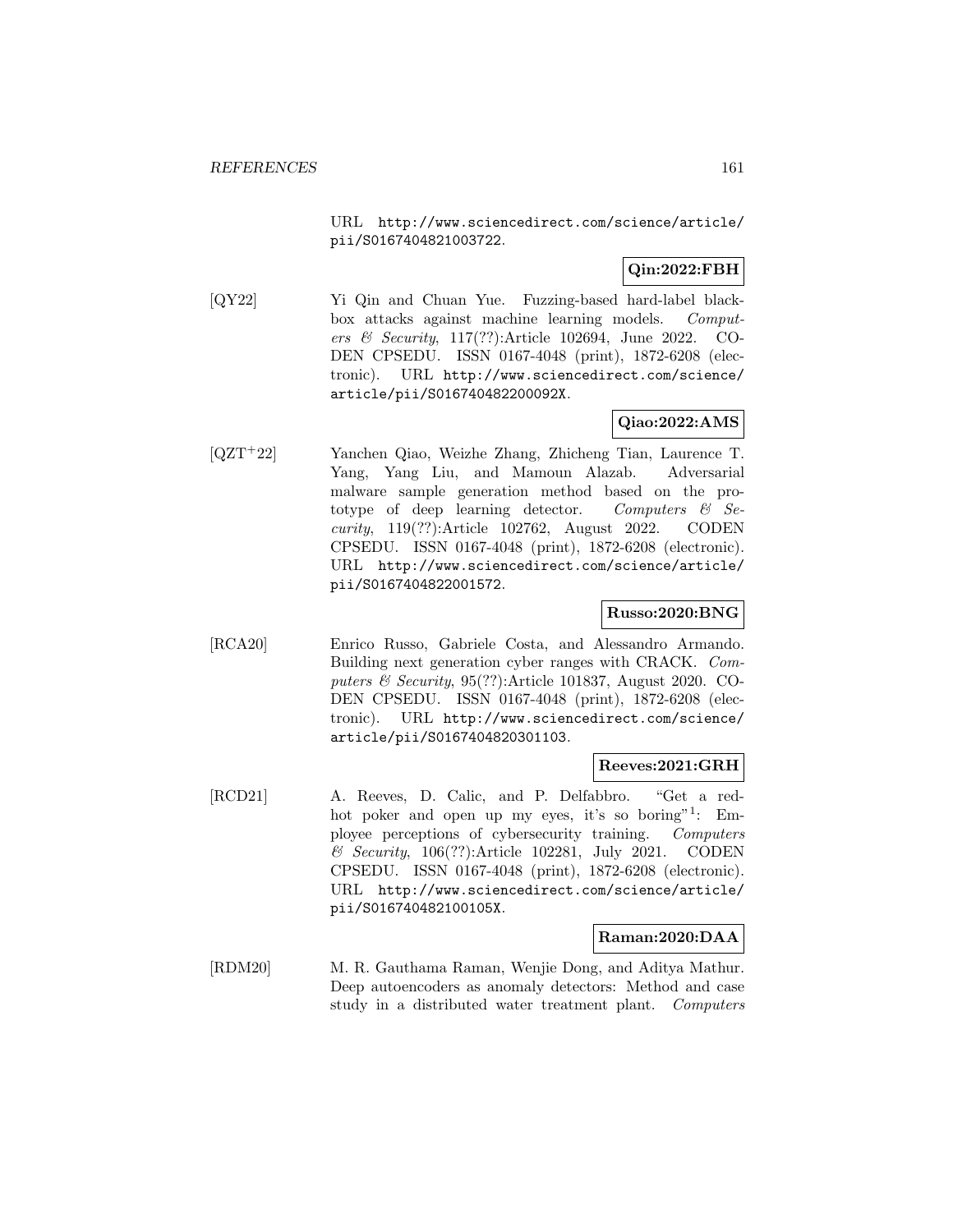URL http://www.sciencedirect.com/science/article/pii/S0167404821003722.

**Qin:2022:FBH**

[QY22] Yi Qin and Chuan Yue. Fuzzing-based hard-label blackbox attacks against machine learning models. *Computers & Security*, 117(??):Article 102694, June 2022. CODEN CPSEDU. ISSN 0167-4048 (print), 1872-6208 (electronic). URL http://www.sciencedirect.com/science/article/pii/S016740482200092X.

**Qiao:2022:AMS**

[QZT+22] Yanchen Qiao, Weizhe Zhang, Zhicheng Tian, Laurence T. Yang, Yang Liu, and Mamoun Alazab. Adversarial malware sample generation method based on the prototype of deep learning detector. *Computers & Security*, 119(??):Article 102762, August 2022. CODEN CPSEDU. ISSN 0167-4048 (print), 1872-6208 (electronic). URL http://www.sciencedirect.com/science/article/pii/S0167404822001572.

**Russo:2020:BNG**

[RCA20] Enrico Russo, Gabriele Costa, and Alessandro Armando. Building next generation cyber ranges with CRACK. *Computers & Security*, 95(??):Article 101837, August 2020. CODEN CPSEDU. ISSN 0167-4048 (print), 1872-6208 (electronic). URL http://www.sciencedirect.com/science/article/pii/S0167404820301103.

**Reeves:2021:GRH**

[RCD21] A. Reeves, D. Calic, and P. Delfabbro. "Get a red-hot poker and open up my eyes, it's so boring"[1]: Employee perceptions of cybersecurity training. *Computers & Security*, 106(??):Article 102281, July 2021. CODEN CPSEDU. ISSN 0167-4048 (print), 1872-6208 (electronic). URL http://www.sciencedirect.com/science/article/pii/S016740482100105X.

**Raman:2020:DAA**

[RDM20] M. R. Gauthama Raman, Wenjie Dong, and Aditya Mathur. Deep autoencoders as anomaly detectors: Method and case study in a distributed water treatment plant. *Computers*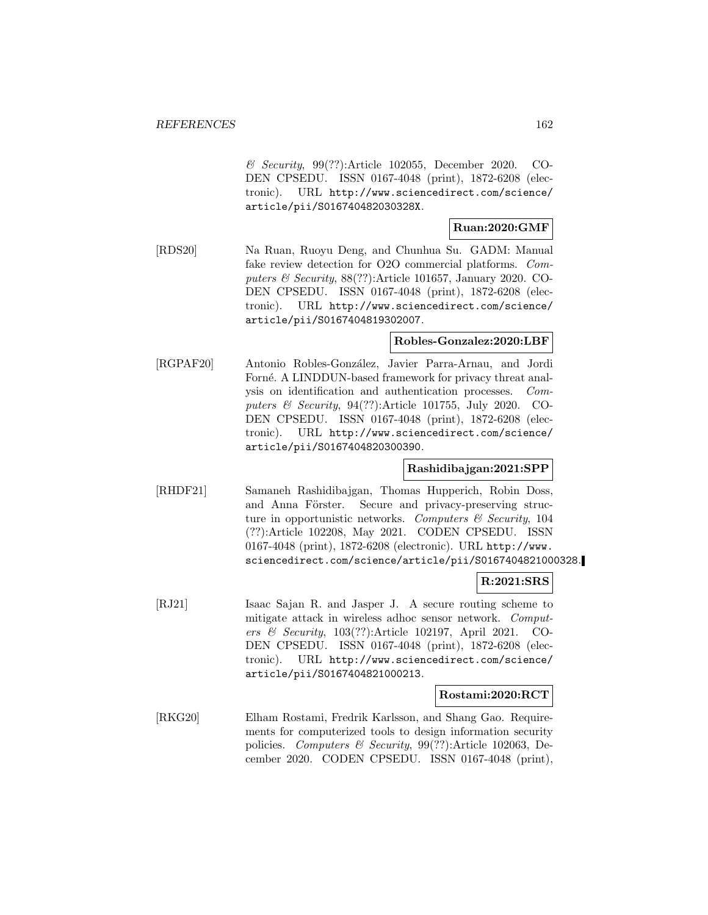*& Security*, 99(??):Article 102055, December 2020. CODEN CPSEDU. ISSN 0167-4048 (print), 1872-6208 (electronic). URL http://www.sciencedirect.com/science/article/pii/S016740482030328X.

**Ruan:2020:GMF**

[RDS20] Na Ruan, Ruoyu Deng, and Chunhua Su. GADM: Manual fake review detection for O2O commercial platforms. *Computers & Security*, 88(??):Article 101657, January 2020. CODEN CPSEDU. ISSN 0167-4048 (print), 1872-6208 (electronic). URL http://www.sciencedirect.com/science/article/pii/S0167404819302007.

**Robles-Gonzalez:2020:LBF**

[RGPAF20] Antonio Robles-González, Javier Parra-Arnau, and Jordi Forné. A LINDDUN-based framework for privacy threat analysis on identification and authentication processes. *Computers & Security*, 94(??):Article 101755, July 2020. CODEN CPSEDU. ISSN 0167-4048 (print), 1872-6208 (electronic). URL http://www.sciencedirect.com/science/article/pii/S0167404820300390.

**Rashidibajgan:2021:SPP**

[RHDF21] Samaneh Rashidibajgan, Thomas Hupperich, Robin Doss, and Anna Förster. Secure and privacy-preserving structure in opportunistic networks. *Computers & Security*, 104 (??):Article 102208, May 2021. CODEN CPSEDU. ISSN 0167-4048 (print), 1872-6208 (electronic). URL http://www.sciencedirect.com/science/article/pii/S0167404821000328.

**R:2021:SRS**

[RJ21] Isaac Sajan R. and Jasper J. A secure routing scheme to mitigate attack in wireless adhoc sensor network. *Computers & Security*, 103(??):Article 102197, April 2021. CODEN CPSEDU. ISSN 0167-4048 (print), 1872-6208 (electronic). URL http://www.sciencedirect.com/science/article/pii/S0167404821000213.

**Rostami:2020:RCT**

[RKG20] Elham Rostami, Fredrik Karlsson, and Shang Gao. Requirements for computerized tools to design information security policies. *Computers & Security*, 99(??):Article 102063, December 2020. CODEN CPSEDU. ISSN 0167-4048 (print),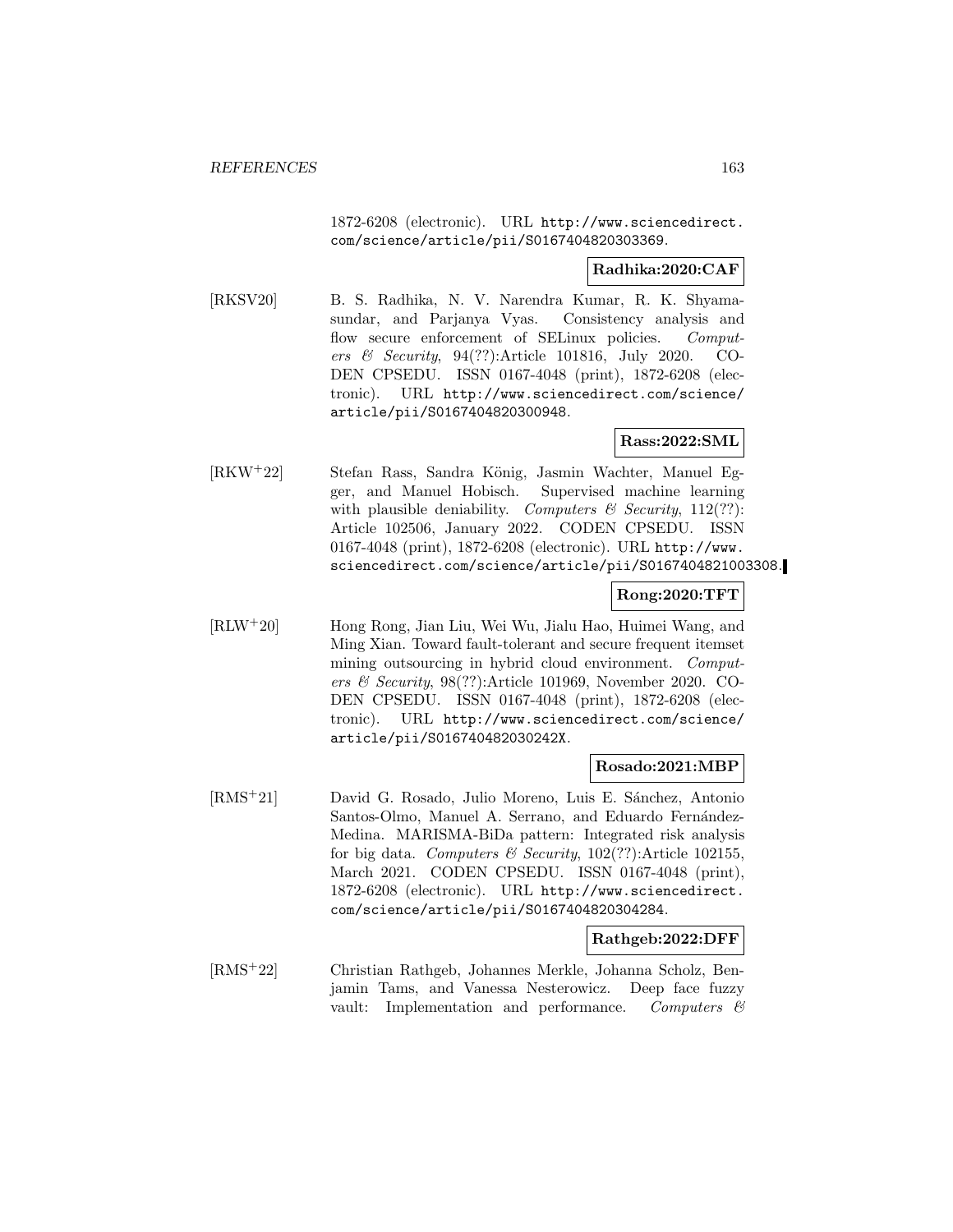1872-6208 (electronic). URL http://www.sciencedirect.com/science/article/pii/S0167404820303369.

**Radhika:2020:CAF**

[RKSV20] B. S. Radhika, N. V. Narendra Kumar, R. K. Shyamasundar, and Parjanya Vyas. Consistency analysis and flow secure enforcement of SELinux policies. *Computers & Security*, 94(??):Article 101816, July 2020. CODEN CPSEDU. ISSN 0167-4048 (print), 1872-6208 (electronic). URL http://www.sciencedirect.com/science/article/pii/S0167404820300948.

**Rass:2022:SML**

[RKW+22] Stefan Rass, Sandra König, Jasmin Wachter, Manuel Egger, and Manuel Hobisch. Supervised machine learning with plausible deniability. *Computers & Security*, 112(??): Article 102506, January 2022. CODEN CPSEDU. ISSN 0167-4048 (print), 1872-6208 (electronic). URL http://www.sciencedirect.com/science/article/pii/S0167404821003308.

**Rong:2020:TFT**

[RLW+20] Hong Rong, Jian Liu, Wei Wu, Jialu Hao, Huimei Wang, and Ming Xian. Toward fault-tolerant and secure frequent itemset mining outsourcing in hybrid cloud environment. *Computers & Security*, 98(??):Article 101969, November 2020. CODEN CPSEDU. ISSN 0167-4048 (print), 1872-6208 (electronic). URL http://www.sciencedirect.com/science/article/pii/S016740482030242X.

**Rosado:2021:MBP**

[RMS+21] David G. Rosado, Julio Moreno, Luis E. Sánchez, Antonio Santos-Olmo, Manuel A. Serrano, and Eduardo Fernández-Medina. MARISMA-BiDa pattern: Integrated risk analysis for big data. *Computers & Security*, 102(??):Article 102155, March 2021. CODEN CPSEDU. ISSN 0167-4048 (print), 1872-6208 (electronic). URL http://www.sciencedirect.com/science/article/pii/S0167404820304284.

**Rathgeb:2022:DFF**

[RMS+22] Christian Rathgeb, Johannes Merkle, Johanna Scholz, Benjamin Tams, and Vanessa Nesterowicz. Deep face fuzzy vault: Implementation and performance. *Computers &*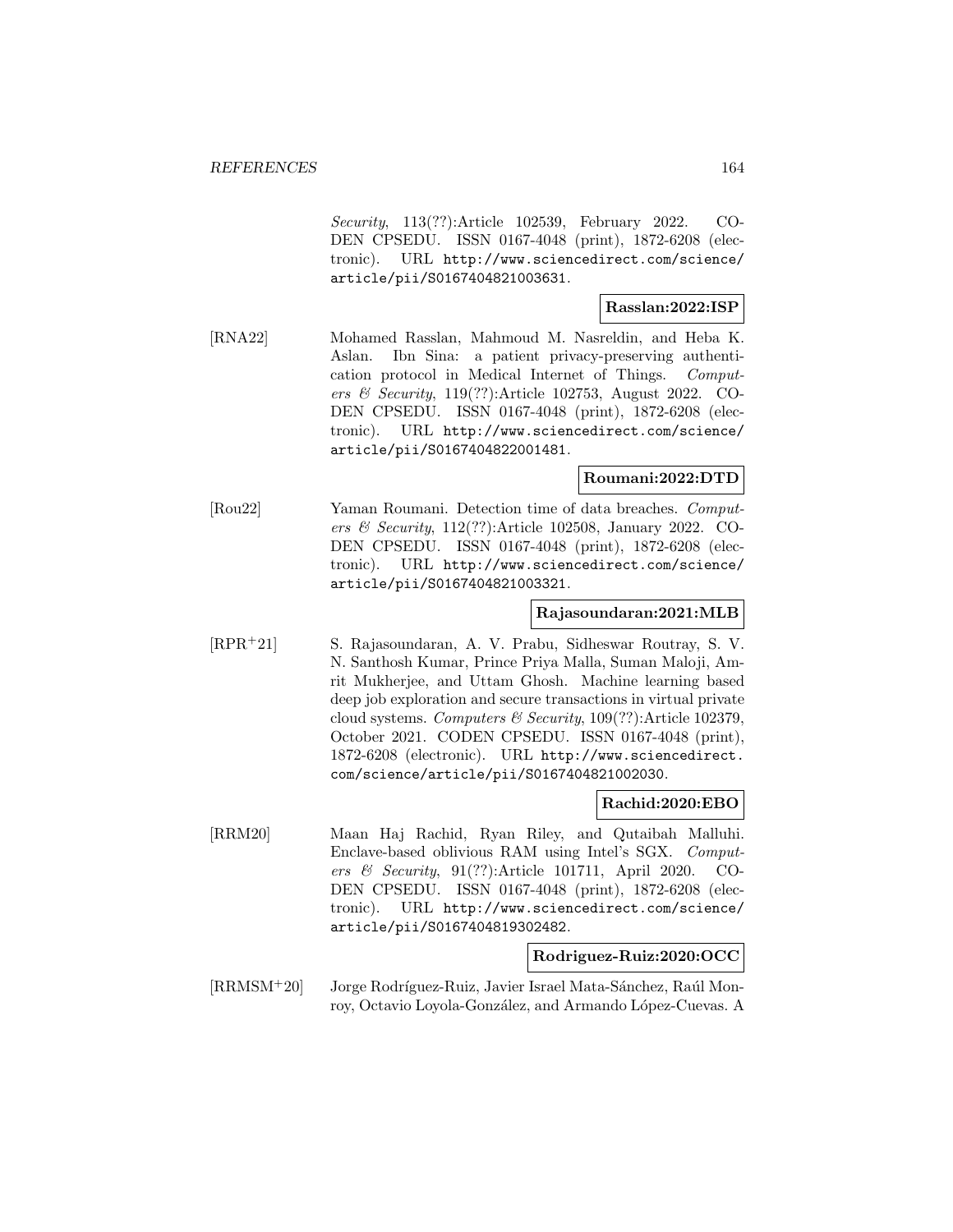*Security*, 113(??):Article 102539, February 2022. CODEN CPSEDU. ISSN 0167-4048 (print), 1872-6208 (electronic). URL http://www.sciencedirect.com/science/article/pii/S0167404821003631.

**Rasslan:2022:ISP**

[RNA22] Mohamed Rasslan, Mahmoud M. Nasreldin, and Heba K. Aslan. Ibn Sina: a patient privacy-preserving authentication protocol in Medical Internet of Things. *Computers & Security*, 119(??):Article 102753, August 2022. CODEN CPSEDU. ISSN 0167-4048 (print), 1872-6208 (electronic). URL http://www.sciencedirect.com/science/article/pii/S0167404822001481.

**Roumani:2022:DTD**

[Rou22] Yaman Roumani. Detection time of data breaches. *Computers & Security*, 112(??):Article 102508, January 2022. CODEN CPSEDU. ISSN 0167-4048 (print), 1872-6208 (electronic). URL http://www.sciencedirect.com/science/article/pii/S0167404821003321.

**Rajasoundaran:2021:MLB**

[RPR+21] S. Rajasoundaran, A. V. Prabu, Sidheswar Routray, S. V. N. Santhosh Kumar, Prince Priya Malla, Suman Maloji, Amrit Mukherjee, and Uttam Ghosh. Machine learning based deep job exploration and secure transactions in virtual private cloud systems. *Computers & Security*, 109(??):Article 102379, October 2021. CODEN CPSEDU. ISSN 0167-4048 (print), 1872-6208 (electronic). URL http://www.sciencedirect.com/science/article/pii/S0167404821002030.

**Rachid:2020:EBO**

[RRM20] Maan Haj Rachid, Ryan Riley, and Qutaibah Malluhi. Enclave-based oblivious RAM using Intel's SGX. *Computers & Security*, 91(??):Article 101711, April 2020. CODEN CPSEDU. ISSN 0167-4048 (print), 1872-6208 (electronic). URL http://www.sciencedirect.com/science/article/pii/S0167404819302482.

**Rodriguez-Ruiz:2020:OCC**

[RRMSM+20] Jorge Rodríguez-Ruiz, Javier Israel Mata-Sánchez, Raúl Monroy, Octavio Loyola-González, and Armando López-Cuevas. A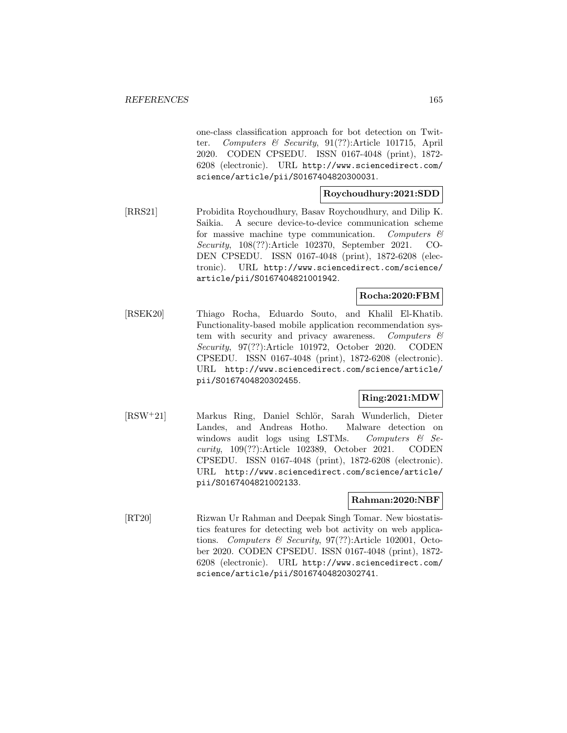one-class classification approach for bot detection on Twitter. *Computers & Security*, 91(??):Article 101715, April 2020. CODEN CPSEDU. ISSN 0167-4048 (print), 1872-6208 (electronic). URL http://www.sciencedirect.com/science/article/pii/S0167404820300031.

**Roychoudhury:2021:SDD**

[RRS21] Probidita Roychoudhury, Basav Roychoudhury, and Dilip K. Saikia. A secure device-to-device communication scheme for massive machine type communication. *Computers & Security*, 108(??):Article 102370, September 2021. CODEN CPSEDU. ISSN 0167-4048 (print), 1872-6208 (electronic). URL http://www.sciencedirect.com/science/article/pii/S0167404821001942.

**Rocha:2020:FBM**

[RSEK20] Thiago Rocha, Eduardo Souto, and Khalil El-Khatib. Functionality-based mobile application recommendation system with security and privacy awareness. *Computers & Security*, 97(??):Article 101972, October 2020. CODEN CPSEDU. ISSN 0167-4048 (print), 1872-6208 (electronic). URL http://www.sciencedirect.com/science/article/pii/S0167404820302455.

**Ring:2021:MDW**

[RSW+21] Markus Ring, Daniel Schlör, Sarah Wunderlich, Dieter Landes, and Andreas Hotho. Malware detection on windows audit logs using LSTMs. *Computers & Security*, 109(??):Article 102389, October 2021. CODEN CPSEDU. ISSN 0167-4048 (print), 1872-6208 (electronic). URL http://www.sciencedirect.com/science/article/pii/S0167404821002133.

**Rahman:2020:NBF**

[RT20] Rizwan Ur Rahman and Deepak Singh Tomar. New biostatistics features for detecting web bot activity on web applications. *Computers & Security*, 97(??):Article 102001, October 2020. CODEN CPSEDU. ISSN 0167-4048 (print), 1872-6208 (electronic). URL http://www.sciencedirect.com/science/article/pii/S0167404820302741.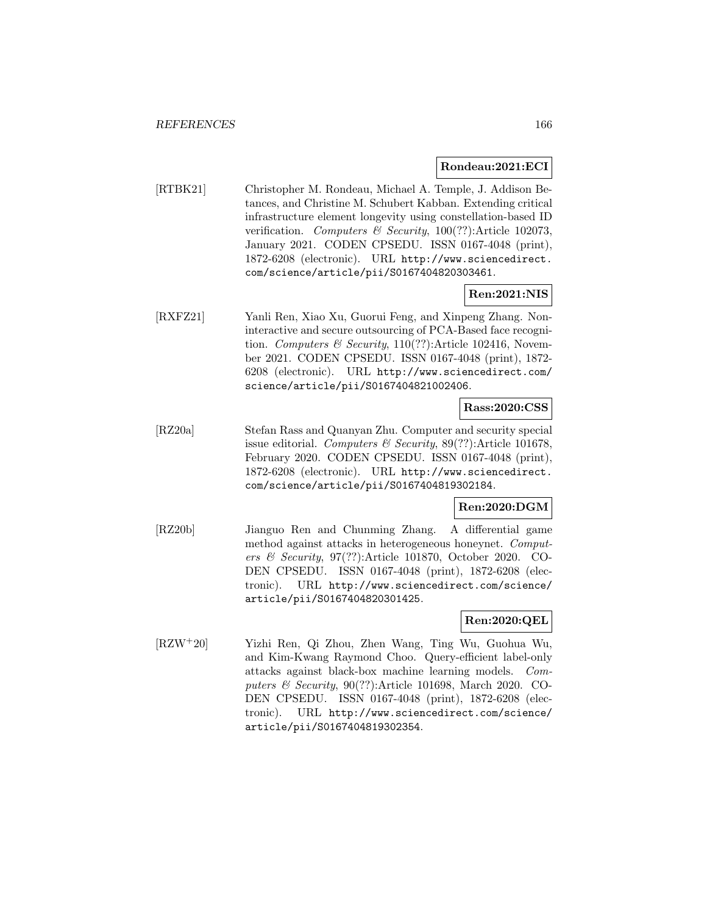**Rondeau:2021:ECI**

[RTBK21] Christopher M. Rondeau, Michael A. Temple, J. Addison Betances, and Christine M. Schubert Kabban. Extending critical infrastructure element longevity using constellation-based ID verification. *Computers & Security*, 100(??):Article 102073, January 2021. CODEN CPSEDU. ISSN 0167-4048 (print), 1872-6208 (electronic). URL http://www.sciencedirect.com/science/article/pii/S0167404820303461.

**Ren:2021:NIS**

[RXFZ21] Yanli Ren, Xiao Xu, Guorui Feng, and Xinpeng Zhang. Noninteractive and secure outsourcing of PCA-Based face recognition. *Computers & Security*, 110(??):Article 102416, November 2021. CODEN CPSEDU. ISSN 0167-4048 (print), 1872-6208 (electronic). URL http://www.sciencedirect.com/science/article/pii/S0167404821002406.

**Rass:2020:CSS**

[RZ20a] Stefan Rass and Quanyan Zhu. Computer and security special issue editorial. *Computers & Security*, 89(??):Article 101678, February 2020. CODEN CPSEDU. ISSN 0167-4048 (print), 1872-6208 (electronic). URL http://www.sciencedirect.com/science/article/pii/S0167404819302184.

**Ren:2020:DGM**

[RZ20b] Jianguo Ren and Chunming Zhang. A differential game method against attacks in heterogeneous honeynet. *Computers & Security*, 97(??):Article 101870, October 2020. CODEN CPSEDU. ISSN 0167-4048 (print), 1872-6208 (electronic). URL http://www.sciencedirect.com/science/article/pii/S0167404820301425.

**Ren:2020:QEL**

[RZW+20] Yizhi Ren, Qi Zhou, Zhen Wang, Ting Wu, Guohua Wu, and Kim-Kwang Raymond Choo. Query-efficient label-only attacks against black-box machine learning models. *Computers & Security*, 90(??):Article 101698, March 2020. CODEN CPSEDU. ISSN 0167-4048 (print), 1872-6208 (electronic). URL http://www.sciencedirect.com/science/article/pii/S0167404819302354.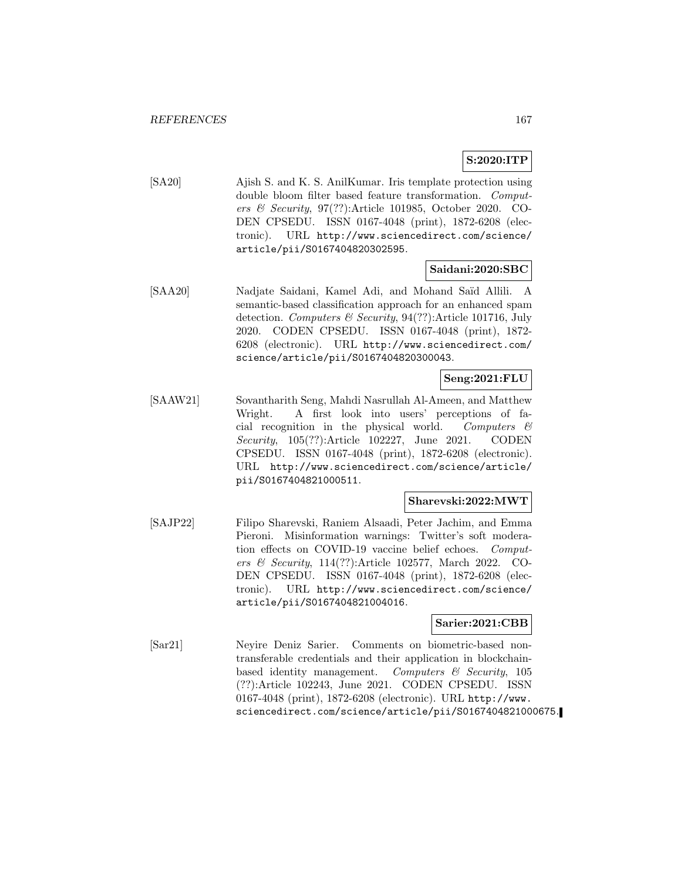**S:2020:ITP**

[SA20] Ajish S. and K. S. AnilKumar. Iris template protection using double bloom filter based feature transformation. *Computers & Security*, 97(??):Article 101985, October 2020. CODEN CPSEDU. ISSN 0167-4048 (print), 1872-6208 (electronic). URL http://www.sciencedirect.com/science/article/pii/S0167404820302595.

**Saidani:2020:SBC**

[SAA20] Nadjate Saidani, Kamel Adi, and Mohand Saïd Allili. A semantic-based classification approach for an enhanced spam detection. *Computers & Security*, 94(??):Article 101716, July 2020. CODEN CPSEDU. ISSN 0167-4048 (print), 1872-6208 (electronic). URL http://www.sciencedirect.com/science/article/pii/S0167404820300043.

**Seng:2021:FLU**

[SAAW21] Sovantharith Seng, Mahdi Nasrullah Al-Ameen, and Matthew Wright. A first look into users' perceptions of facial recognition in the physical world. *Computers & Security*, 105(??):Article 102227, June 2021. CODEN CPSEDU. ISSN 0167-4048 (print), 1872-6208 (electronic). URL http://www.sciencedirect.com/science/article/pii/S0167404821000511.

**Sharevski:2022:MWT**

[SAJP22] Filipo Sharevski, Raniem Alsaadi, Peter Jachim, and Emma Pieroni. Misinformation warnings: Twitter's soft moderation effects on COVID-19 vaccine belief echoes. *Computers & Security*, 114(??):Article 102577, March 2022. CODEN CPSEDU. ISSN 0167-4048 (print), 1872-6208 (electronic). URL http://www.sciencedirect.com/science/article/pii/S0167404821004016.

**Sarier:2021:CBB**

[Sar21] Neyire Deniz Sarier. Comments on biometric-based non-transferable credentials and their application in blockchain-based identity management. *Computers & Security*, 105(??):Article 102243, June 2021. CODEN CPSEDU. ISSN 0167-4048 (print), 1872-6208 (electronic). URL http://www.sciencedirect.com/science/article/pii/S0167404821000675.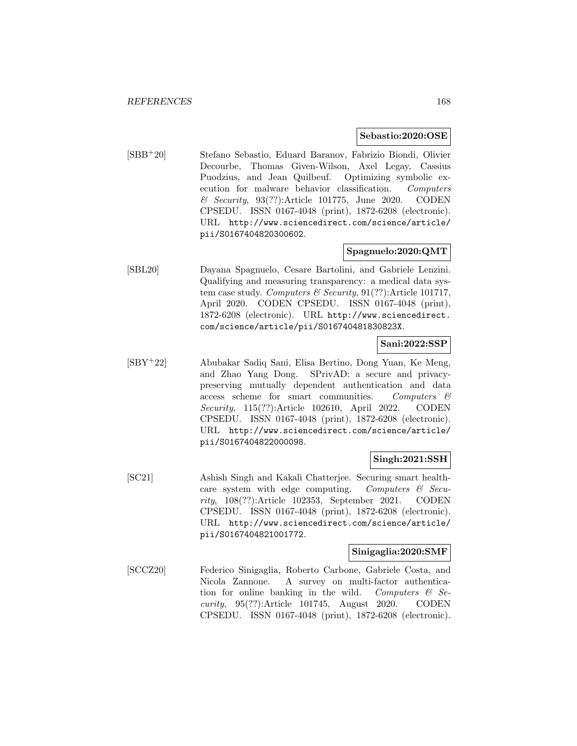**Sebastio:2020:OSE**

[SBB+20] Stefano Sebastio, Eduard Baranov, Fabrizio Biondi, Olivier Decourbe, Thomas Given-Wilson, Axel Legay, Cassius Puodzius, and Jean Quilbeuf. Optimizing symbolic execution for malware behavior classification. *Computers & Security*, 93(??):Article 101775, June 2020. CODEN CPSEDU. ISSN 0167-4048 (print), 1872-6208 (electronic). URL `http://www.sciencedirect.com/science/article/pii/S0167404820300602`.

**Spagnuelo:2020:QMT**

[SBL20] Dayana Spagnuelo, Cesare Bartolini, and Gabriele Lenzini. Qualifying and measuring transparency: a medical data system case study. *Computers & Security*, 91(??):Article 101717, April 2020. CODEN CPSEDU. ISSN 0167-4048 (print), 1872-6208 (electronic). URL `http://www.sciencedirect.com/science/article/pii/S016740481830823X`.

**Sani:2022:SSP**

[SBY+22] Abubakar Sadiq Sani, Elisa Bertino, Dong Yuan, Ke Meng, and Zhao Yang Dong. SPrivAD: a secure and privacy-preserving mutually dependent authentication and data access scheme for smart communities. *Computers & Security*, 115(??):Article 102610, April 2022. CODEN CPSEDU. ISSN 0167-4048 (print), 1872-6208 (electronic). URL `http://www.sciencedirect.com/science/article/pii/S0167404822000098`.

**Singh:2021:SSH**

[SC21] Ashish Singh and Kakali Chatterjee. Securing smart healthcare system with edge computing. *Computers & Security*, 108(??):Article 102353, September 2021. CODEN CPSEDU. ISSN 0167-4048 (print), 1872-6208 (electronic). URL `http://www.sciencedirect.com/science/article/pii/S0167404821001772`.

**Sinigaglia:2020:SMF**

[SCCZ20] Federico Sinigaglia, Roberto Carbone, Gabriele Costa, and Nicola Zannone. A survey on multi-factor authentication for online banking in the wild. *Computers & Security*, 95(??):Article 101745, August 2020. CODEN CPSEDU. ISSN 0167-4048 (print), 1872-6208 (electronic).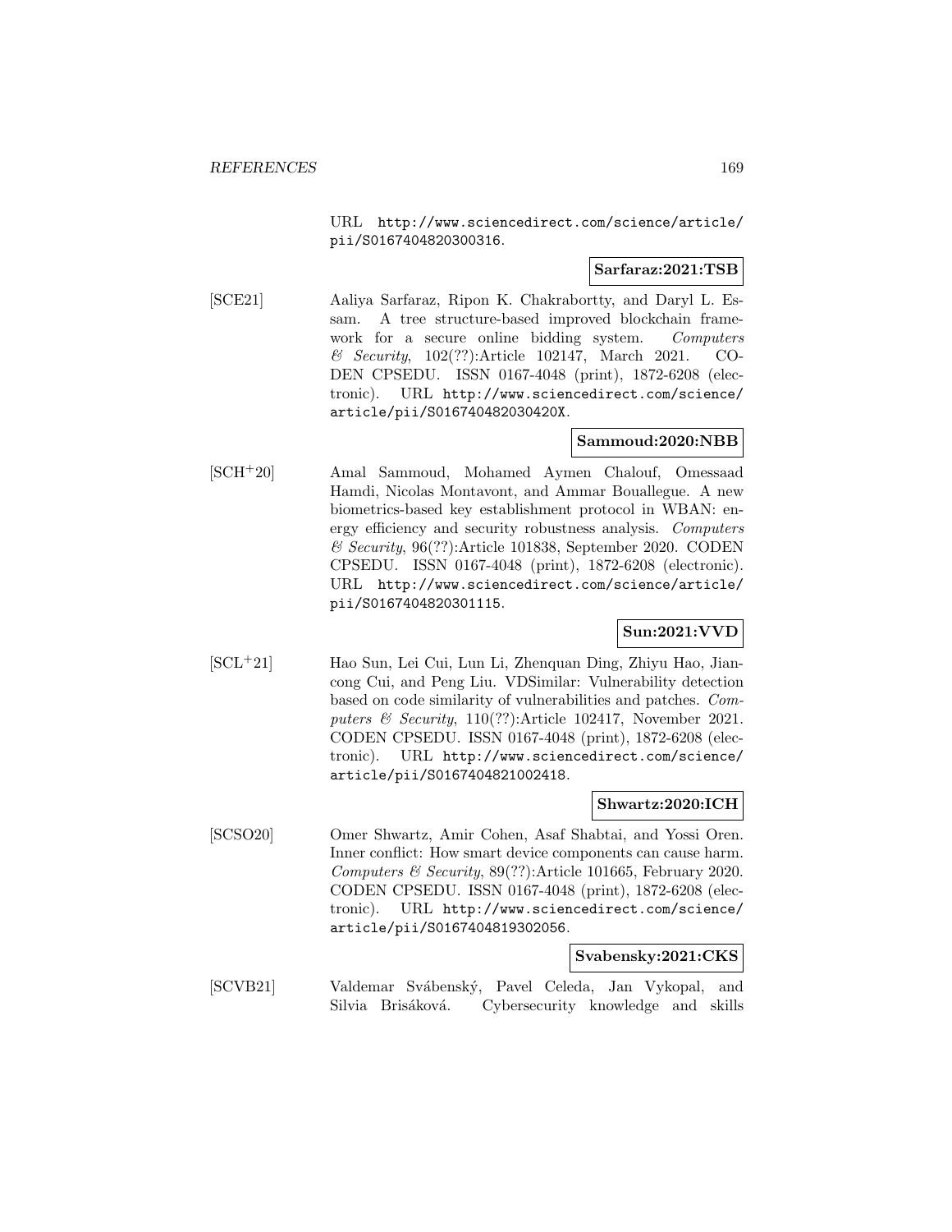URL http://www.sciencedirect.com/science/article/pii/S0167404820300316.

**Sarfaraz:2021:TSB**

[SCE21] Aaliya Sarfaraz, Ripon K. Chakrabortty, and Daryl L. Essam. A tree structure-based improved blockchain framework for a secure online bidding system. *Computers & Security*, 102(??):Article 102147, March 2021. CODEN CPSEDU. ISSN 0167-4048 (print), 1872-6208 (electronic). URL http://www.sciencedirect.com/science/article/pii/S016740482030420X.

**Sammoud:2020:NBB**

[SCH+20] Amal Sammoud, Mohamed Aymen Chalouf, Omessaad Hamdi, Nicolas Montavont, and Ammar Bouallegue. A new biometrics-based key establishment protocol in WBAN: energy efficiency and security robustness analysis. *Computers & Security*, 96(??):Article 101838, September 2020. CODEN CPSEDU. ISSN 0167-4048 (print), 1872-6208 (electronic). URL http://www.sciencedirect.com/science/article/pii/S0167404820301115.

**Sun:2021:VVD**

[SCL+21] Hao Sun, Lei Cui, Lun Li, Zhenquan Ding, Zhiyu Hao, Jiancong Cui, and Peng Liu. VDSimilar: Vulnerability detection based on code similarity of vulnerabilities and patches. *Computers & Security*, 110(??):Article 102417, November 2021. CODEN CPSEDU. ISSN 0167-4048 (print), 1872-6208 (electronic). URL http://www.sciencedirect.com/science/article/pii/S0167404821002418.

**Shwartz:2020:ICH**

[SCSO20] Omer Shwartz, Amir Cohen, Asaf Shabtai, and Yossi Oren. Inner conflict: How smart device components can cause harm. *Computers & Security*, 89(??):Article 101665, February 2020. CODEN CPSEDU. ISSN 0167-4048 (print), 1872-6208 (electronic). URL http://www.sciencedirect.com/science/article/pii/S0167404819302056.

**Svabensky:2021:CKS**

[SCVB21] Valdemar Svábenský, Pavel Celeda, Jan Vykopal, and Silvia Brisáková. Cybersecurity knowledge and skills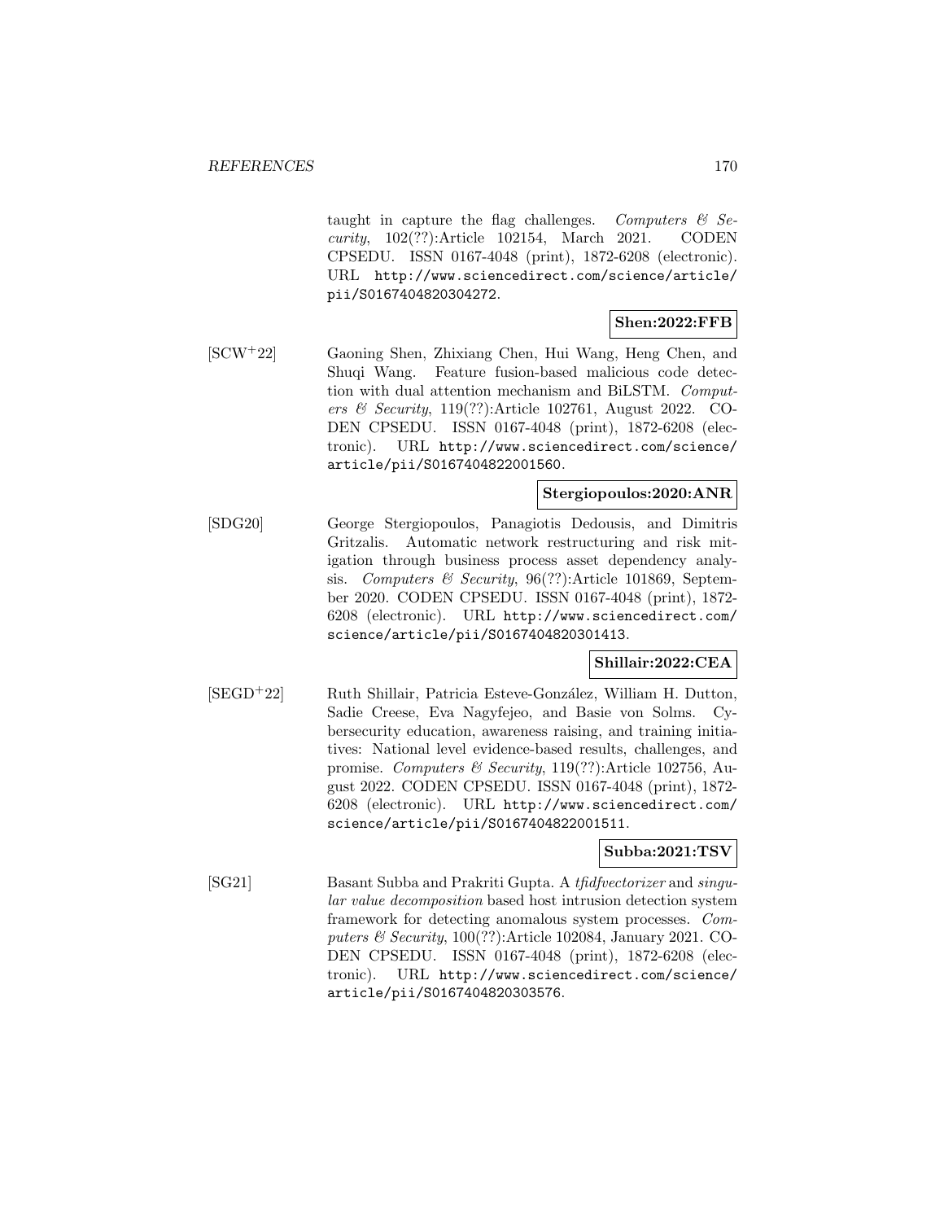taught in capture the flag challenges. *Computers & Security*, 102(??):Article 102154, March 2021. CODEN CPSEDU. ISSN 0167-4048 (print), 1872-6208 (electronic). URL http://www.sciencedirect.com/science/article/pii/S0167404820304272.

**Shen:2022:FFB**

[SCW+22] Gaoning Shen, Zhixiang Chen, Hui Wang, Heng Chen, and Shuqi Wang. Feature fusion-based malicious code detection with dual attention mechanism and BiLSTM. *Computers & Security*, 119(??):Article 102761, August 2022. CODEN CPSEDU. ISSN 0167-4048 (print), 1872-6208 (electronic). URL http://www.sciencedirect.com/science/article/pii/S0167404822001560.

**Stergiopoulos:2020:ANR**

[SDG20] George Stergiopoulos, Panagiotis Dedousis, and Dimitris Gritzalis. Automatic network restructuring and risk mitigation through business process asset dependency analysis. *Computers & Security*, 96(??):Article 101869, September 2020. CODEN CPSEDU. ISSN 0167-4048 (print), 1872-6208 (electronic). URL http://www.sciencedirect.com/science/article/pii/S0167404820301413.

**Shillair:2022:CEA**

[SEGD+22] Ruth Shillair, Patricia Esteve-González, William H. Dutton, Sadie Creese, Eva Nagyfejeo, and Basie von Solms. Cybersecurity education, awareness raising, and training initiatives: National level evidence-based results, challenges, and promise. *Computers & Security*, 119(??):Article 102756, August 2022. CODEN CPSEDU. ISSN 0167-4048 (print), 1872-6208 (electronic). URL http://www.sciencedirect.com/science/article/pii/S0167404822001511.

**Subba:2021:TSV**

[SG21] Basant Subba and Prakriti Gupta. A *tfidfvectorizer* and *singular value decomposition* based host intrusion detection system framework for detecting anomalous system processes. *Computers & Security*, 100(??):Article 102084, January 2021. CODEN CPSEDU. ISSN 0167-4048 (print), 1872-6208 (electronic). URL http://www.sciencedirect.com/science/article/pii/S0167404820303576.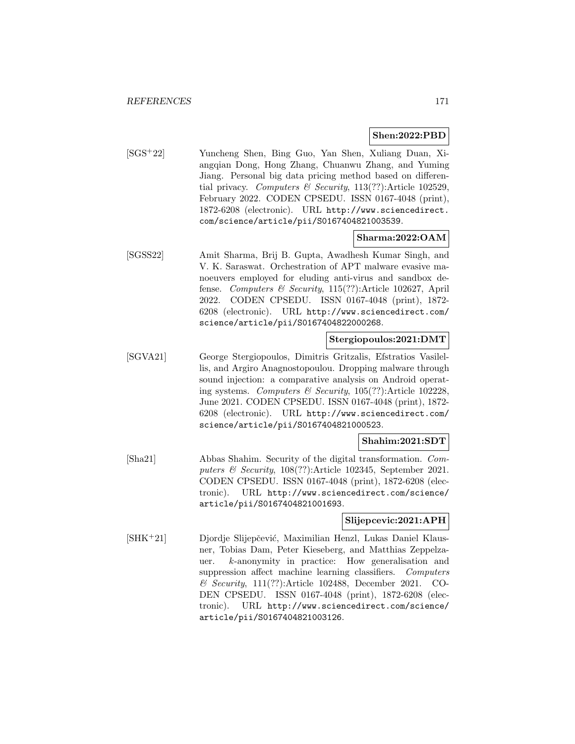**Shen:2022:PBD**

[SGS+22] Yuncheng Shen, Bing Guo, Yan Shen, Xuliang Duan, Xiangqian Dong, Hong Zhang, Chuanwu Zhang, and Yuming Jiang. Personal big data pricing method based on differential privacy. *Computers & Security*, 113(??):Article 102529, February 2022. CODEN CPSEDU. ISSN 0167-4048 (print), 1872-6208 (electronic). URL `http://www.sciencedirect.com/science/article/pii/S0167404821003539`.

**Sharma:2022:OAM**

[SGSS22] Amit Sharma, Brij B. Gupta, Awadhesh Kumar Singh, and V. K. Saraswat. Orchestration of APT malware evasive manoeuvers employed for eluding anti-virus and sandbox defense. *Computers & Security*, 115(??):Article 102627, April 2022. CODEN CPSEDU. ISSN 0167-4048 (print), 1872-6208 (electronic). URL `http://www.sciencedirect.com/science/article/pii/S0167404822000268`.

**Stergiopoulos:2021:DMT**

[SGVA21] George Stergiopoulos, Dimitris Gritzalis, Efstratios Vasilellis, and Argiro Anagnostopoulou. Dropping malware through sound injection: a comparative analysis on Android operating systems. *Computers & Security*, 105(??):Article 102228, June 2021. CODEN CPSEDU. ISSN 0167-4048 (print), 1872-6208 (electronic). URL `http://www.sciencedirect.com/science/article/pii/S0167404821000523`.

**Shahim:2021:SDT**

[Sha21] Abbas Shahim. Security of the digital transformation. *Computers & Security*, 108(??):Article 102345, September 2021. CODEN CPSEDU. ISSN 0167-4048 (print), 1872-6208 (electronic). URL `http://www.sciencedirect.com/science/article/pii/S0167404821001693`.

**Slijepcevic:2021:APH**

[SHK+21] Djordje Slijepčević, Maximilian Henzl, Lukas Daniel Klausner, Tobias Dam, Peter Kieseberg, and Matthias Zeppelzauer. $k$-anonymity in practice: How generalisation and suppression affect machine learning classifiers. *Computers & Security*, 111(??):Article 102488, December 2021. CODEN CPSEDU. ISSN 0167-4048 (print), 1872-6208 (electronic). URL `http://www.sciencedirect.com/science/article/pii/S0167404821003126`.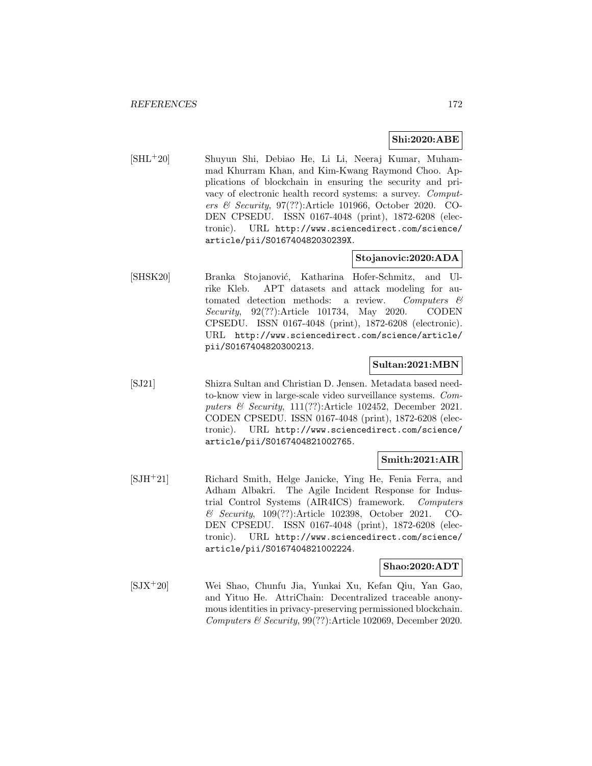**Shi:2020:ABE**

[SHL+20] Shuyun Shi, Debiao He, Li Li, Neeraj Kumar, Muhammad Khurram Khan, and Kim-Kwang Raymond Choo. Applications of blockchain in ensuring the security and privacy of electronic health record systems: a survey. *Computers & Security*, 97(??):Article 101966, October 2020. CODEN CPSEDU. ISSN 0167-4048 (print), 1872-6208 (electronic). URL http://www.sciencedirect.com/science/article/pii/S016740482030239X.

**Stojanovic:2020:ADA**

[SHSK20] Branka Stojanović, Katharina Hofer-Schmitz, and Ulrike Kleb. APT datasets and attack modeling for automated detection methods: a review. *Computers & Security*, 92(??):Article 101734, May 2020. CODEN CPSEDU. ISSN 0167-4048 (print), 1872-6208 (electronic). URL http://www.sciencedirect.com/science/article/pii/S0167404820300213.

**Sultan:2021:MBN**

[SJ21] Shizra Sultan and Christian D. Jensen. Metadata based need-to-know view in large-scale video surveillance systems. *Computers & Security*, 111(??):Article 102452, December 2021. CODEN CPSEDU. ISSN 0167-4048 (print), 1872-6208 (electronic). URL http://www.sciencedirect.com/science/article/pii/S0167404821002765.

**Smith:2021:AIR**

[SJH+21] Richard Smith, Helge Janicke, Ying He, Fenia Ferra, and Adham Albakri. The Agile Incident Response for Industrial Control Systems (AIR4ICS) framework. *Computers & Security*, 109(??):Article 102398, October 2021. CODEN CPSEDU. ISSN 0167-4048 (print), 1872-6208 (electronic). URL http://www.sciencedirect.com/science/article/pii/S0167404821002224.

**Shao:2020:ADT**

[SJX+20] Wei Shao, Chunfu Jia, Yunkai Xu, Kefan Qiu, Yan Gao, and Yituo He. AttriChain: Decentralized traceable anonymous identities in privacy-preserving permissioned blockchain. *Computers & Security*, 99(??):Article 102069, December 2020.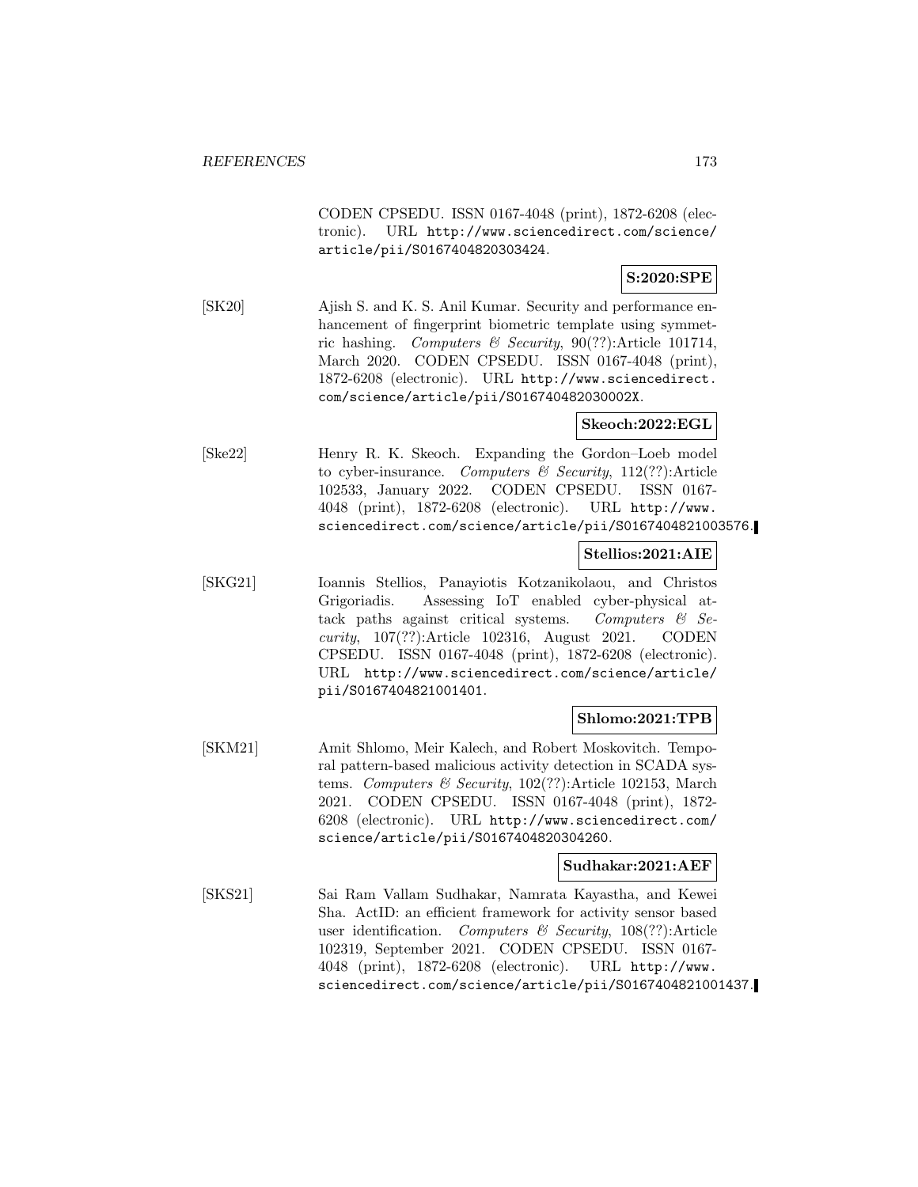CODEN CPSEDU. ISSN 0167-4048 (print), 1872-6208 (electronic). URL http://www.sciencedirect.com/science/article/pii/S0167404820303424.

**S:2020:SPE**

[SK20] Ajish S. and K. S. Anil Kumar. Security and performance enhancement of fingerprint biometric template using symmetric hashing. *Computers & Security*, 90(??):Article 101714, March 2020. CODEN CPSEDU. ISSN 0167-4048 (print), 1872-6208 (electronic). URL http://www.sciencedirect.com/science/article/pii/S016740482030002X.

**Skeoch:2022:EGL**

[Ske22] Henry R. K. Skeoch. Expanding the Gordon–Loeb model to cyber-insurance. *Computers & Security*, 112(??):Article 102533, January 2022. CODEN CPSEDU. ISSN 0167-4048 (print), 1872-6208 (electronic). URL http://www.sciencedirect.com/science/article/pii/S0167404821003576.

**Stellios:2021:AIE**

[SKG21] Ioannis Stellios, Panayiotis Kotzanikolaou, and Christos Grigoriadis. Assessing IoT enabled cyber-physical attack paths against critical systems. *Computers & Security*, 107(??):Article 102316, August 2021. CODEN CPSEDU. ISSN 0167-4048 (print), 1872-6208 (electronic). URL http://www.sciencedirect.com/science/article/pii/S0167404821001401.

**Shlomo:2021:TPB**

[SKM21] Amit Shlomo, Meir Kalech, and Robert Moskovitch. Temporal pattern-based malicious activity detection in SCADA systems. *Computers & Security*, 102(??):Article 102153, March 2021. CODEN CPSEDU. ISSN 0167-4048 (print), 1872-6208 (electronic). URL http://www.sciencedirect.com/science/article/pii/S0167404820304260.

**Sudhakar:2021:AEF**

[SKS21] Sai Ram Vallam Sudhakar, Namrata Kayastha, and Kewei Sha. ActID: an efficient framework for activity sensor based user identification. *Computers & Security*, 108(??):Article 102319, September 2021. CODEN CPSEDU. ISSN 0167-4048 (print), 1872-6208 (electronic). URL http://www.sciencedirect.com/science/article/pii/S0167404821001437.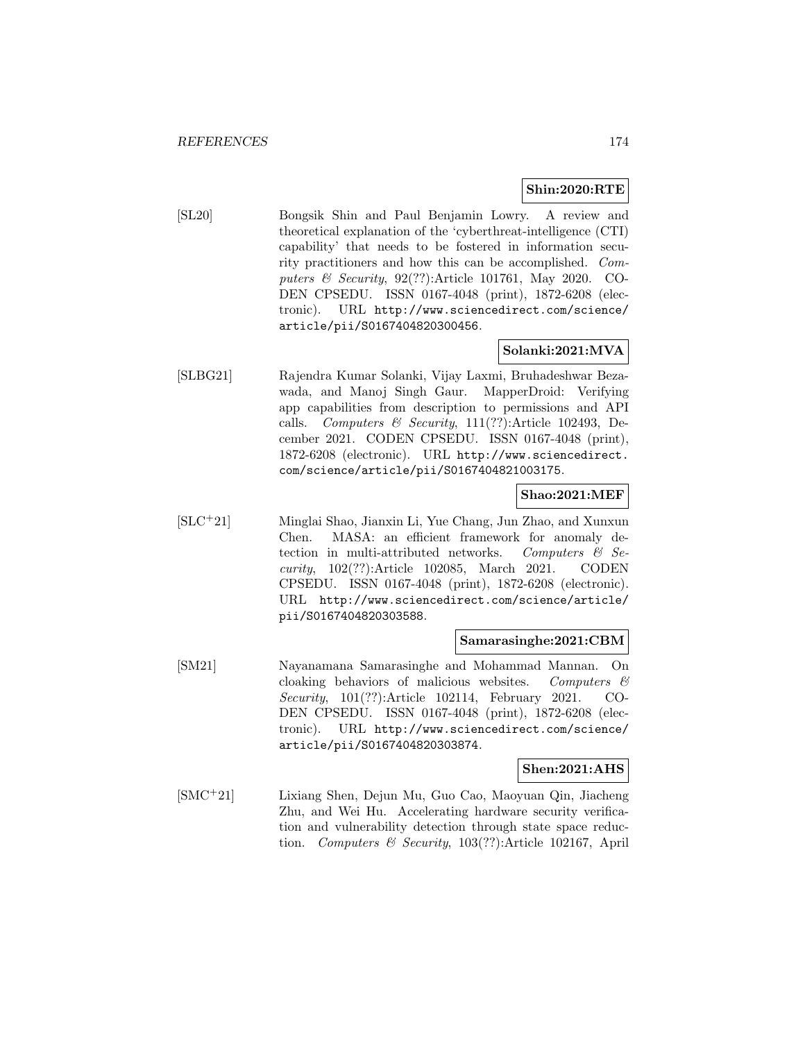**Shin:2020:RTE**

[SL20] Bongsik Shin and Paul Benjamin Lowry. A review and theoretical explanation of the 'cyberthreat-intelligence (CTI) capability' that needs to be fostered in information security practitioners and how this can be accomplished. *Computers & Security*, 92(??):Article 101761, May 2020. CODEN CPSEDU. ISSN 0167-4048 (print), 1872-6208 (electronic). URL http://www.sciencedirect.com/science/article/pii/S0167404820300456.

**Solanki:2021:MVA**

[SLBG21] Rajendra Kumar Solanki, Vijay Laxmi, Bruhadeshwar Bezawada, and Manoj Singh Gaur. MapperDroid: Verifying app capabilities from description to permissions and API calls. *Computers & Security*, 111(??):Article 102493, December 2021. CODEN CPSEDU. ISSN 0167-4048 (print), 1872-6208 (electronic). URL http://www.sciencedirect.com/science/article/pii/S0167404821003175.

**Shao:2021:MEF**

[SLC+21] Minglai Shao, Jianxin Li, Yue Chang, Jun Zhao, and Xunxun Chen. MASA: an efficient framework for anomaly detection in multi-attributed networks. *Computers & Security*, 102(??):Article 102085, March 2021. CODEN CPSEDU. ISSN 0167-4048 (print), 1872-6208 (electronic). URL http://www.sciencedirect.com/science/article/pii/S0167404820303588.

**Samarasinghe:2021:CBM**

[SM21] Nayanamana Samarasinghe and Mohammad Mannan. On cloaking behaviors of malicious websites. *Computers & Security*, 101(??):Article 102114, February 2021. CODEN CPSEDU. ISSN 0167-4048 (print), 1872-6208 (electronic). URL http://www.sciencedirect.com/science/article/pii/S0167404820303874.

**Shen:2021:AHS**

[SMC+21] Lixiang Shen, Dejun Mu, Guo Cao, Maoyuan Qin, Jiacheng Zhu, and Wei Hu. Accelerating hardware security verification and vulnerability detection through state space reduction. *Computers & Security*, 103(??):Article 102167, April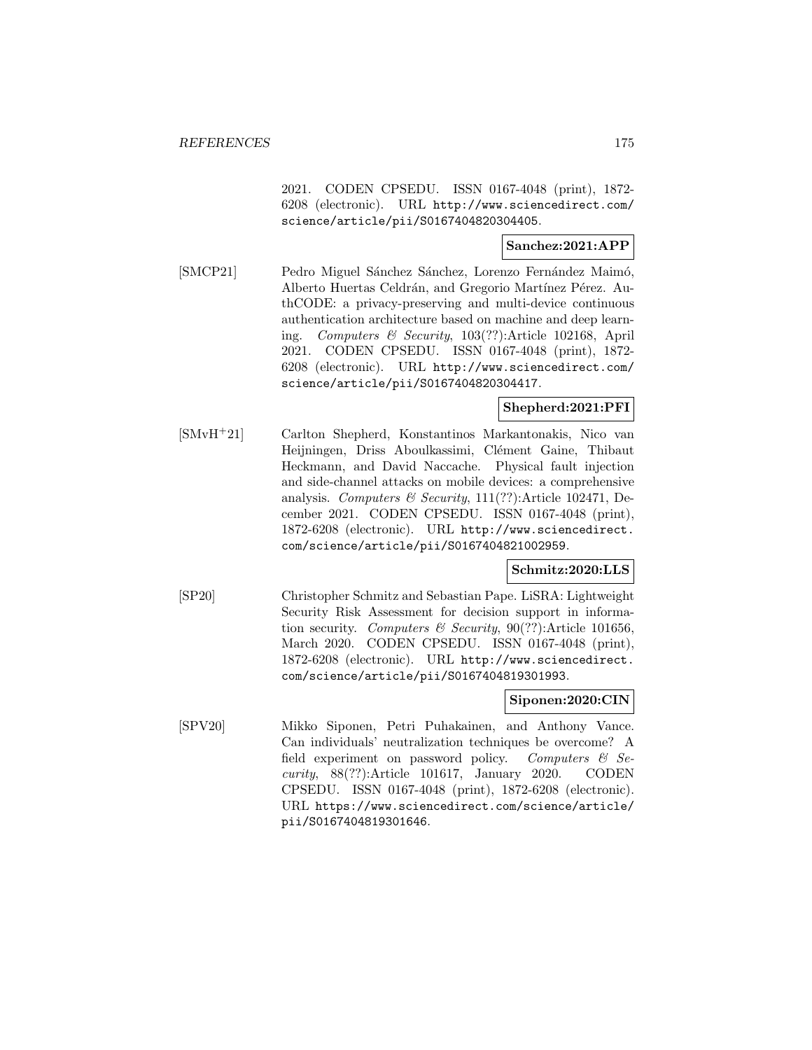2021. CODEN CPSEDU. ISSN 0167-4048 (print), 1872-6208 (electronic). URL http://www.sciencedirect.com/science/article/pii/S0167404820304405.

**Sanchez:2021:APP**

[SMCP21] Pedro Miguel Sánchez Sánchez, Lorenzo Fernández Maimó, Alberto Huertas Celdrán, and Gregorio Martínez Pérez. AuthCODE: a privacy-preserving and multi-device continuous authentication architecture based on machine and deep learning. *Computers & Security*, 103(??):Article 102168, April 2021. CODEN CPSEDU. ISSN 0167-4048 (print), 1872-6208 (electronic). URL http://www.sciencedirect.com/science/article/pii/S0167404820304417.

**Shepherd:2021:PFI**

[SMvH+21] Carlton Shepherd, Konstantinos Markantonakis, Nico van Heijningen, Driss Aboulkassimi, Clément Gaine, Thibaut Heckmann, and David Naccache. Physical fault injection and side-channel attacks on mobile devices: a comprehensive analysis. *Computers & Security*, 111(??):Article 102471, December 2021. CODEN CPSEDU. ISSN 0167-4048 (print), 1872-6208 (electronic). URL http://www.sciencedirect.com/science/article/pii/S0167404821002959.

**Schmitz:2020:LLS**

[SP20] Christopher Schmitz and Sebastian Pape. LiSRA: Lightweight Security Risk Assessment for decision support in information security. *Computers & Security*, 90(??):Article 101656, March 2020. CODEN CPSEDU. ISSN 0167-4048 (print), 1872-6208 (electronic). URL http://www.sciencedirect.com/science/article/pii/S0167404819301993.

**Siponen:2020:CIN**

[SPV20] Mikko Siponen, Petri Puhakainen, and Anthony Vance. Can individuals' neutralization techniques be overcome? A field experiment on password policy. *Computers & Security*, 88(??):Article 101617, January 2020. CODEN CPSEDU. ISSN 0167-4048 (print), 1872-6208 (electronic). URL https://www.sciencedirect.com/science/article/pii/S0167404819301646.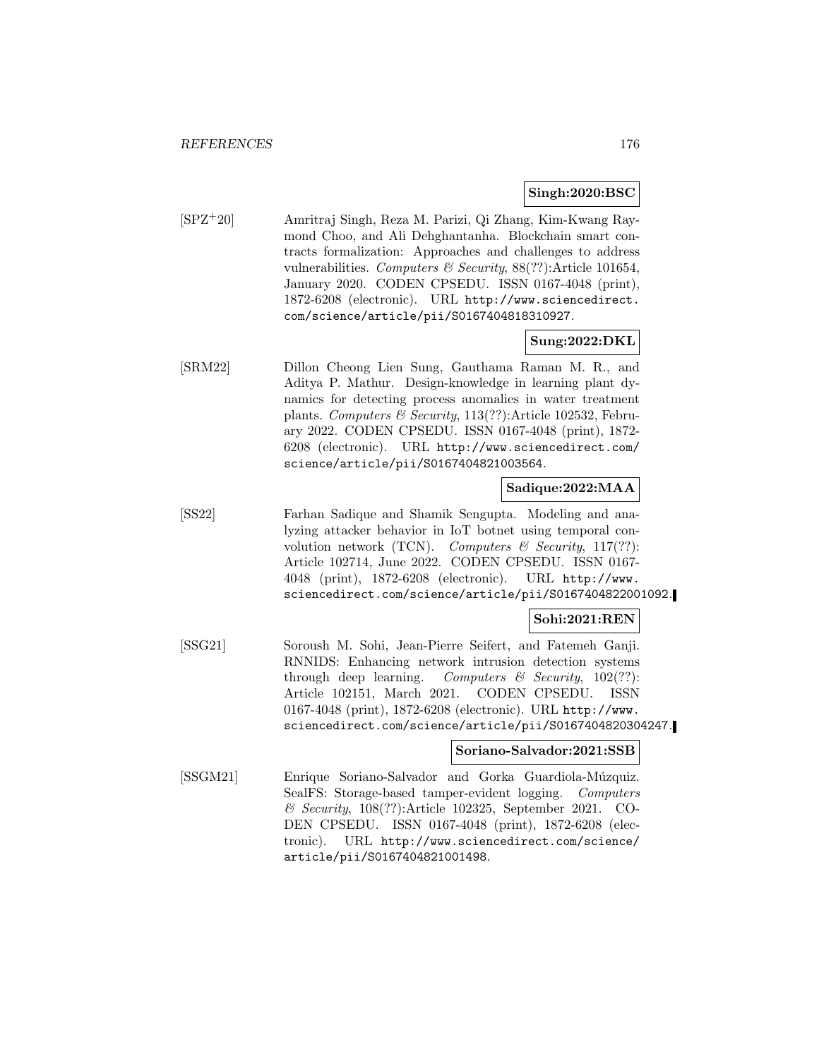**Singh:2020:BSC**

[SPZ+20] Amritraj Singh, Reza M. Parizi, Qi Zhang, Kim-Kwang Raymond Choo, and Ali Dehghantanha. Blockchain smart contracts formalization: Approaches and challenges to address vulnerabilities. *Computers & Security*, 88(??):Article 101654, January 2020. CODEN CPSEDU. ISSN 0167-4048 (print), 1872-6208 (electronic). URL http://www.sciencedirect.com/science/article/pii/S0167404818310927.

**Sung:2022:DKL**

[SRM22] Dillon Cheong Lien Sung, Gauthama Raman M. R., and Aditya P. Mathur. Design-knowledge in learning plant dynamics for detecting process anomalies in water treatment plants. *Computers & Security*, 113(??):Article 102532, February 2022. CODEN CPSEDU. ISSN 0167-4048 (print), 1872-6208 (electronic). URL http://www.sciencedirect.com/science/article/pii/S0167404821003564.

**Sadique:2022:MAA**

[SS22] Farhan Sadique and Shamik Sengupta. Modeling and analyzing attacker behavior in IoT botnet using temporal convolution network (TCN). *Computers & Security*, 117(??):Article 102714, June 2022. CODEN CPSEDU. ISSN 0167-4048 (print), 1872-6208 (electronic). URL http://www.sciencedirect.com/science/article/pii/S0167404822001092.

**Sohi:2021:REN**

[SSG21] Soroush M. Sohi, Jean-Pierre Seifert, and Fatemeh Ganji. RNNIDS: Enhancing network intrusion detection systems through deep learning. *Computers & Security*, 102(??):Article 102151, March 2021. CODEN CPSEDU. ISSN 0167-4048 (print), 1872-6208 (electronic). URL http://www.sciencedirect.com/science/article/pii/S0167404820304247.

**Soriano-Salvador:2021:SSB**

[SSGM21] Enrique Soriano-Salvador and Gorka Guardiola-Múzquiz. SealFS: Storage-based tamper-evident logging. *Computers & Security*, 108(??):Article 102325, September 2021. CODEN CPSEDU. ISSN 0167-4048 (print), 1872-6208 (electronic). URL http://www.sciencedirect.com/science/article/pii/S0167404821001498.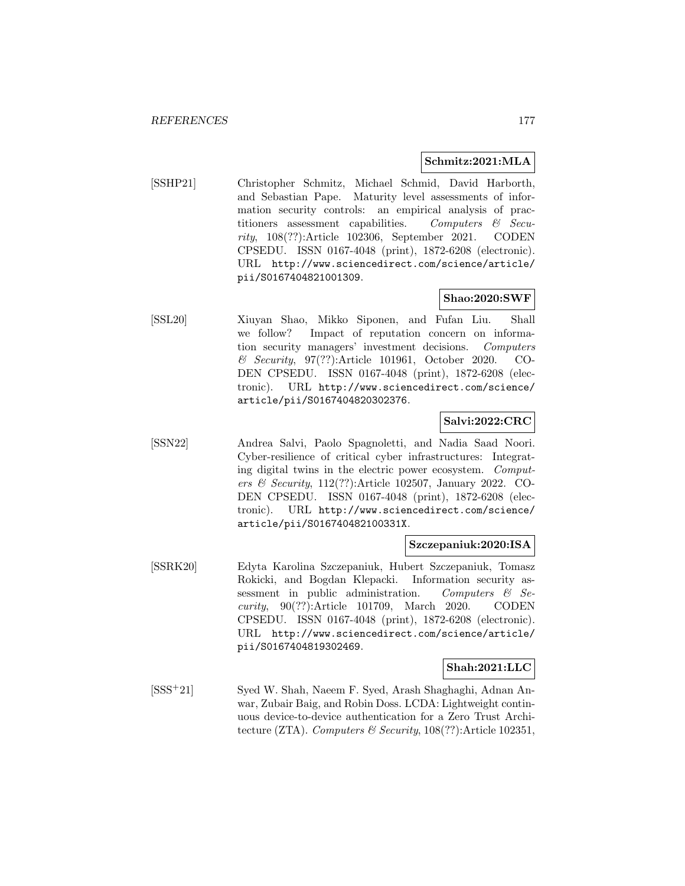**Schmitz:2021:MLA**

[SSHP21] Christopher Schmitz, Michael Schmid, David Harborth, and Sebastian Pape. Maturity level assessments of information security controls: an empirical analysis of practitioners assessment capabilities. *Computers & Security*, 108(??):Article 102306, September 2021. CODEN CPSEDU. ISSN 0167-4048 (print), 1872-6208 (electronic). URL http://www.sciencedirect.com/science/article/pii/S0167404821001309.

**Shao:2020:SWF**

[SSL20] Xiuyan Shao, Mikko Siponen, and Fufan Liu. Shall we follow? Impact of reputation concern on information security managers' investment decisions. *Computers & Security*, 97(??):Article 101961, October 2020. CODEN CPSEDU. ISSN 0167-4048 (print), 1872-6208 (electronic). URL http://www.sciencedirect.com/science/article/pii/S0167404820302376.

**Salvi:2022:CRC**

[SSN22] Andrea Salvi, Paolo Spagnoletti, and Nadia Saad Noori. Cyber-resilience of critical cyber infrastructures: Integrating digital twins in the electric power ecosystem. *Computers & Security*, 112(??):Article 102507, January 2022. CODEN CPSEDU. ISSN 0167-4048 (print), 1872-6208 (electronic). URL http://www.sciencedirect.com/science/article/pii/S016740482100331X.

**Szczepaniuk:2020:ISA**

[SSRK20] Edyta Karolina Szczepaniuk, Hubert Szczepaniuk, Tomasz Rokicki, and Bogdan Klepacki. Information security assessment in public administration. *Computers & Security*, 90(??):Article 101709, March 2020. CODEN CPSEDU. ISSN 0167-4048 (print), 1872-6208 (electronic). URL http://www.sciencedirect.com/science/article/pii/S0167404819302469.

**Shah:2021:LLC**

[SSS+21] Syed W. Shah, Naeem F. Syed, Arash Shaghaghi, Adnan Anwar, Zubair Baig, and Robin Doss. LCDA: Lightweight continuous device-to-device authentication for a Zero Trust Architecture (ZTA). *Computers & Security*, 108(??):Article 102351,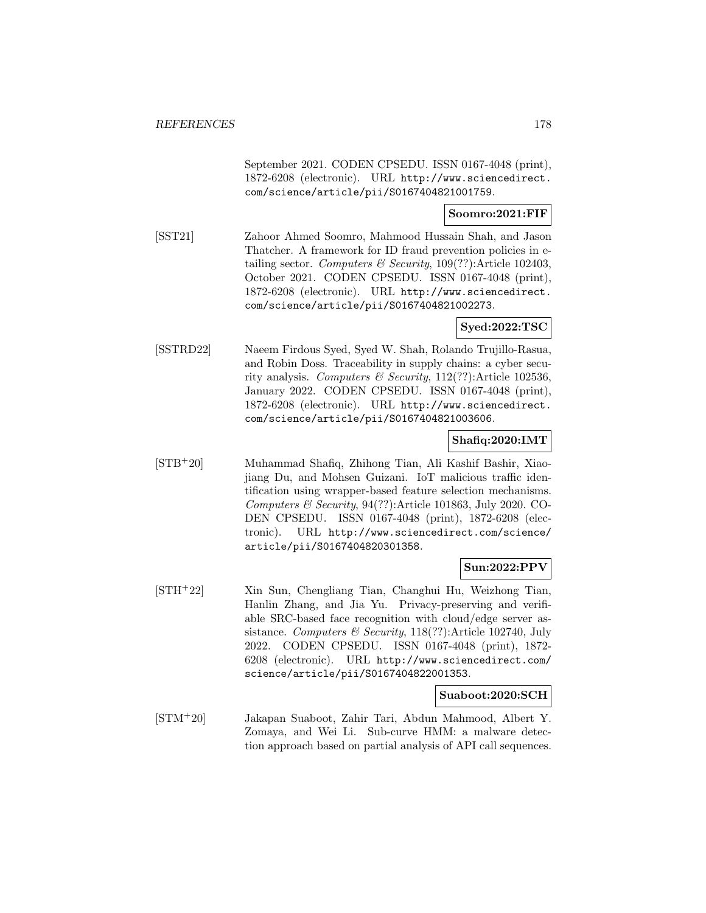September 2021. CODEN CPSEDU. ISSN 0167-4048 (print), 1872-6208 (electronic). URL http://www.sciencedirect.com/science/article/pii/S0167404821001759.

**Soomro:2021:FIF**

[SST21] Zahoor Ahmed Soomro, Mahmood Hussain Shah, and Jason Thatcher. A framework for ID fraud prevention policies in e-tailing sector. *Computers & Security*, 109(??):Article 102403, October 2021. CODEN CPSEDU. ISSN 0167-4048 (print), 1872-6208 (electronic). URL http://www.sciencedirect.com/science/article/pii/S0167404821002273.

**Syed:2022:TSC**

[SSTRD22] Naeem Firdous Syed, Syed W. Shah, Rolando Trujillo-Rasua, and Robin Doss. Traceability in supply chains: a cyber security analysis. *Computers & Security*, 112(??):Article 102536, January 2022. CODEN CPSEDU. ISSN 0167-4048 (print), 1872-6208 (electronic). URL http://www.sciencedirect.com/science/article/pii/S0167404821003606.

**Shafiq:2020:IMT**

[STB+20] Muhammad Shafiq, Zhihong Tian, Ali Kashif Bashir, Xiaojiang Du, and Mohsen Guizani. IoT malicious traffic identification using wrapper-based feature selection mechanisms. *Computers & Security*, 94(??):Article 101863, July 2020. CODEN CPSEDU. ISSN 0167-4048 (print), 1872-6208 (electronic). URL http://www.sciencedirect.com/science/article/pii/S0167404820301358.

**Sun:2022:PPV**

[STH+22] Xin Sun, Chengliang Tian, Changhui Hu, Weizhong Tian, Hanlin Zhang, and Jia Yu. Privacy-preserving and verifiable SRC-based face recognition with cloud/edge server assistance. *Computers & Security*, 118(??):Article 102740, July 2022. CODEN CPSEDU. ISSN 0167-4048 (print), 1872-6208 (electronic). URL http://www.sciencedirect.com/science/article/pii/S0167404822001353.

**Suaboot:2020:SCH**

[STM+20] Jakapan Suaboot, Zahir Tari, Abdun Mahmood, Albert Y. Zomaya, and Wei Li. Sub-curve HMM: a malware detection approach based on partial analysis of API call sequences.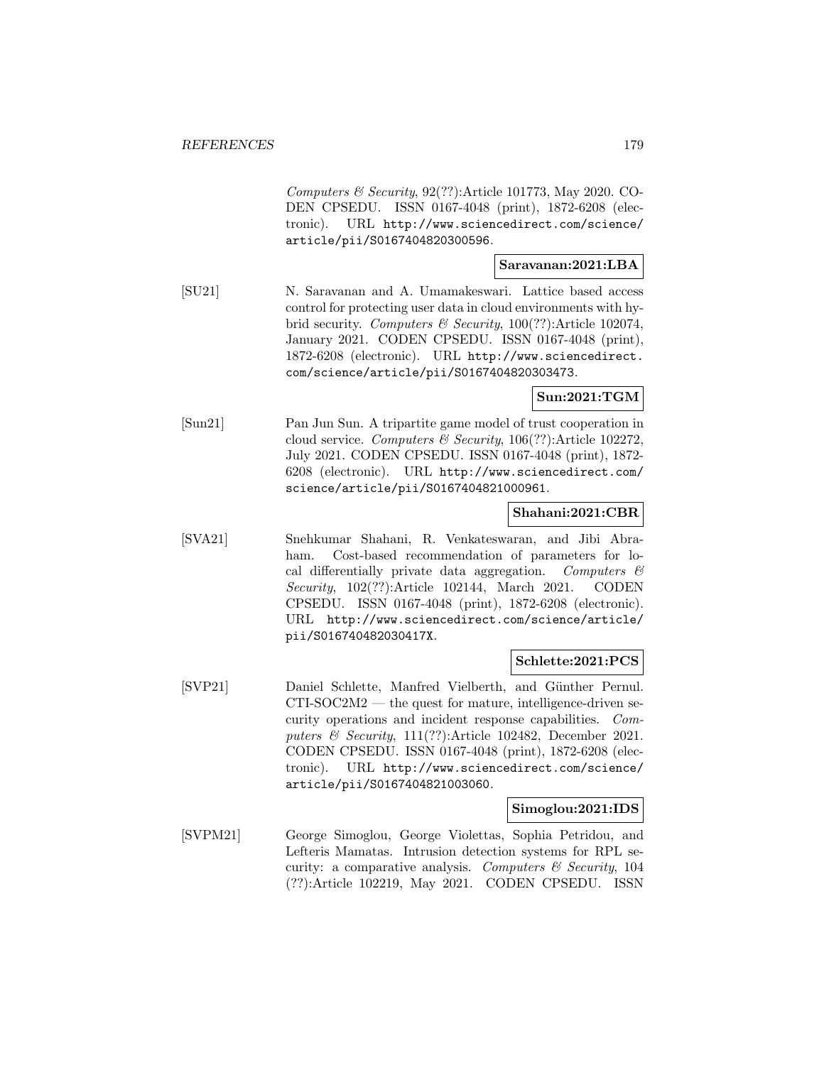*Computers & Security*, 92(??):Article 101773, May 2020. CODEN CPSEDU. ISSN 0167-4048 (print), 1872-6208 (electronic). URL http://www.sciencedirect.com/science/article/pii/S0167404820300596.

**Saravanan:2021:LBA**

[SU21] N. Saravanan and A. Umamakeswari. Lattice based access control for protecting user data in cloud environments with hybrid security. *Computers & Security*, 100(??):Article 102074, January 2021. CODEN CPSEDU. ISSN 0167-4048 (print), 1872-6208 (electronic). URL http://www.sciencedirect.com/science/article/pii/S0167404820303473.

**Sun:2021:TGM**

[Sun21] Pan Jun Sun. A tripartite game model of trust cooperation in cloud service. *Computers & Security*, 106(??):Article 102272, July 2021. CODEN CPSEDU. ISSN 0167-4048 (print), 1872-6208 (electronic). URL http://www.sciencedirect.com/science/article/pii/S0167404821000961.

**Shahani:2021:CBR**

[SVA21] Snehkumar Shahani, R. Venkateswaran, and Jibi Abraham. Cost-based recommendation of parameters for local differentially private data aggregation. *Computers & Security*, 102(??):Article 102144, March 2021. CODEN CPSEDU. ISSN 0167-4048 (print), 1872-6208 (electronic). URL http://www.sciencedirect.com/science/article/pii/S016740482030417X.

**Schlette:2021:PCS**

[SVP21] Daniel Schlette, Manfred Vielberth, and Günther Pernul. CTI-SOC2M2 — the quest for mature, intelligence-driven security operations and incident response capabilities. *Computers & Security*, 111(??):Article 102482, December 2021. CODEN CPSEDU. ISSN 0167-4048 (print), 1872-6208 (electronic). URL http://www.sciencedirect.com/science/article/pii/S0167404821003060.

**Simoglou:2021:IDS**

[SVPM21] George Simoglou, George Violettas, Sophia Petridou, and Lefteris Mamatas. Intrusion detection systems for RPL security: a comparative analysis. *Computers & Security*, 104 (??):Article 102219, May 2021. CODEN CPSEDU. ISSN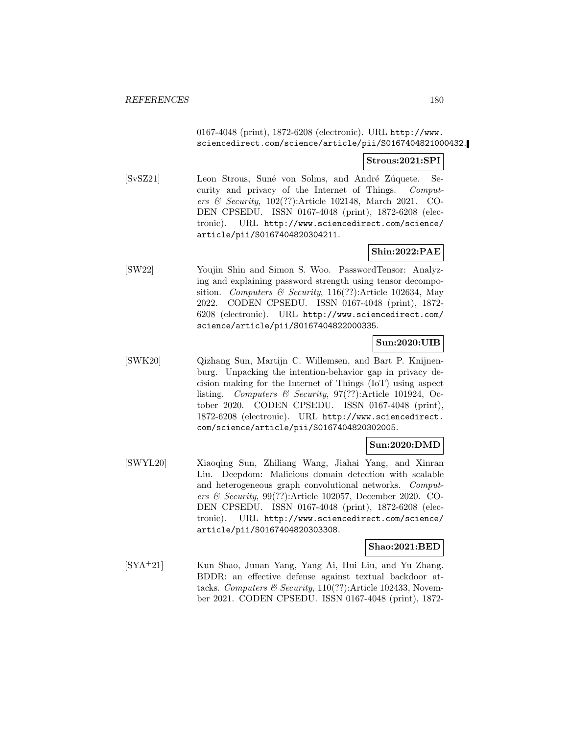0167-4048 (print), 1872-6208 (electronic). URL http://www.sciencedirect.com/science/article/pii/S0167404821000432.

**Strous:2021:SPI**

[SvSZ21] Leon Strous, Suné von Solms, and André Zúquete. Security and privacy of the Internet of Things. *Computers & Security*, 102(??):Article 102148, March 2021. CODEN CPSEDU. ISSN 0167-4048 (print), 1872-6208 (electronic). URL http://www.sciencedirect.com/science/article/pii/S0167404820304211.

**Shin:2022:PAE**

[SW22] Youjin Shin and Simon S. Woo. PasswordTensor: Analyzing and explaining password strength using tensor decomposition. *Computers & Security*, 116(??):Article 102634, May 2022. CODEN CPSEDU. ISSN 0167-4048 (print), 1872-6208 (electronic). URL http://www.sciencedirect.com/science/article/pii/S0167404822000335.

**Sun:2020:UIB**

[SWK20] Qizhang Sun, Martijn C. Willemsen, and Bart P. Knijnenburg. Unpacking the intention-behavior gap in privacy decision making for the Internet of Things (IoT) using aspect listing. *Computers & Security*, 97(??):Article 101924, October 2020. CODEN CPSEDU. ISSN 0167-4048 (print), 1872-6208 (electronic). URL http://www.sciencedirect.com/science/article/pii/S0167404820302005.

**Sun:2020:DMD**

[SWYL20] Xiaoqing Sun, Zhiliang Wang, Jiahai Yang, and Xinran Liu. Deepdom: Malicious domain detection with scalable and heterogeneous graph convolutional networks. *Computers & Security*, 99(??):Article 102057, December 2020. CODEN CPSEDU. ISSN 0167-4048 (print), 1872-6208 (electronic). URL http://www.sciencedirect.com/science/article/pii/S0167404820303308.

**Shao:2021:BED**

[SYA+21] Kun Shao, Junan Yang, Yang Ai, Hui Liu, and Yu Zhang. BDDR: an effective defense against textual backdoor attacks. *Computers & Security*, 110(??):Article 102433, November 2021. CODEN CPSEDU. ISSN 0167-4048 (print), 1872-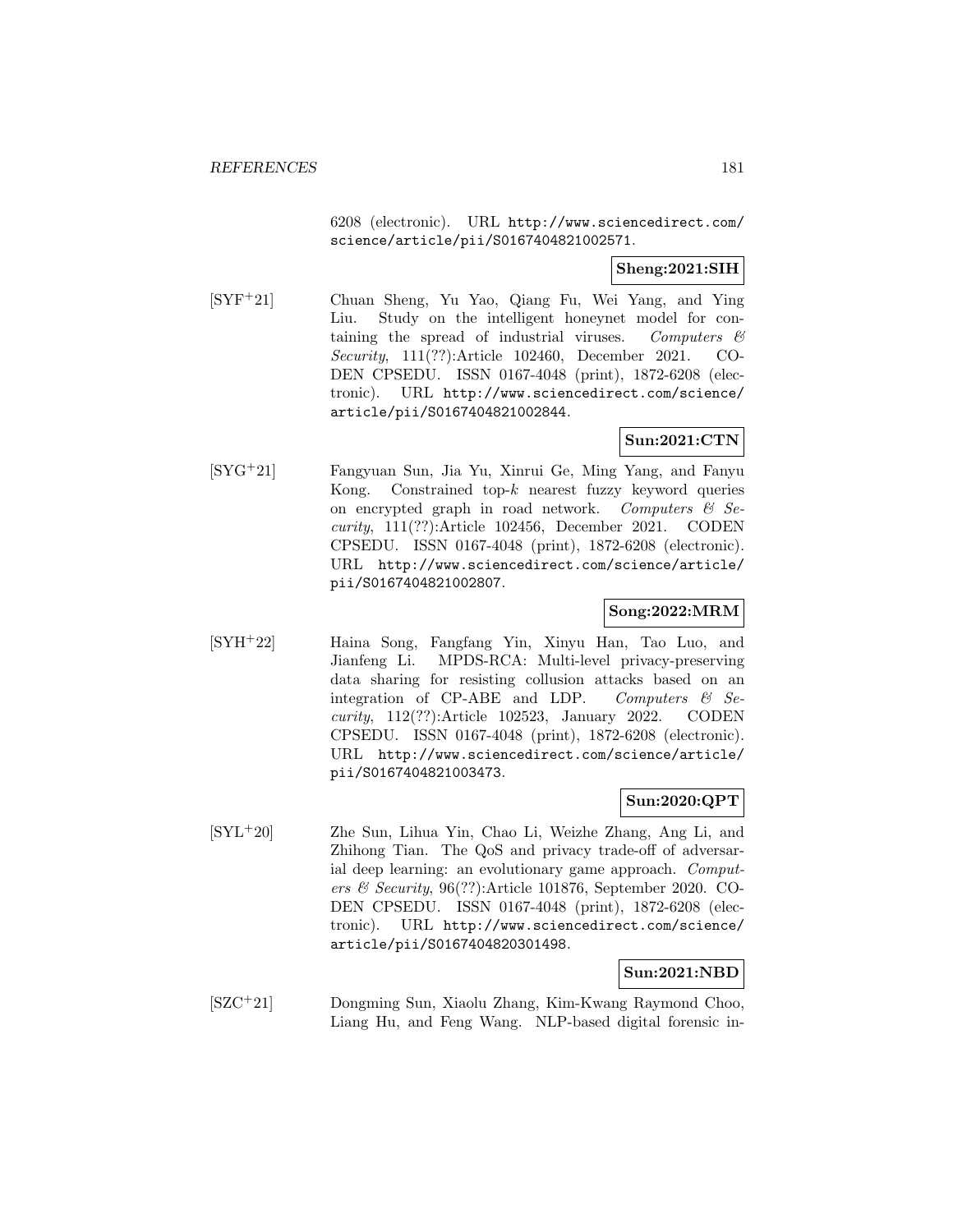6208 (electronic). URL http://www.sciencedirect.com/science/article/pii/S0167404821002571.

**Sheng:2021:SIH**

[SYF+21] Chuan Sheng, Yu Yao, Qiang Fu, Wei Yang, and Ying Liu. Study on the intelligent honeynet model for containing the spread of industrial viruses. *Computers & Security*, 111(??):Article 102460, December 2021. CODEN CPSEDU. ISSN 0167-4048 (print), 1872-6208 (electronic). URL http://www.sciencedirect.com/science/article/pii/S0167404821002844.

**Sun:2021:CTN**

[SYG+21] Fangyuan Sun, Jia Yu, Xinrui Ge, Ming Yang, and Fanyu Kong. Constrained top-$k$ nearest fuzzy keyword queries on encrypted graph in road network. *Computers & Security*, 111(??):Article 102456, December 2021. CODEN CPSEDU. ISSN 0167-4048 (print), 1872-6208 (electronic). URL http://www.sciencedirect.com/science/article/pii/S0167404821002807.

**Song:2022:MRM**

[SYH+22] Haina Song, Fangfang Yin, Xinyu Han, Tao Luo, and Jianfeng Li. MPDS-RCA: Multi-level privacy-preserving data sharing for resisting collusion attacks based on an integration of CP-ABE and LDP. *Computers & Security*, 112(??):Article 102523, January 2022. CODEN CPSEDU. ISSN 0167-4048 (print), 1872-6208 (electronic). URL http://www.sciencedirect.com/science/article/pii/S0167404821003473.

**Sun:2020:QPT**

[SYL+20] Zhe Sun, Lihua Yin, Chao Li, Weizhe Zhang, Ang Li, and Zhihong Tian. The QoS and privacy trade-off of adversarial deep learning: an evolutionary game approach. *Computers & Security*, 96(??):Article 101876, September 2020. CODEN CPSEDU. ISSN 0167-4048 (print), 1872-6208 (electronic). URL http://www.sciencedirect.com/science/article/pii/S0167404820301498.

**Sun:2021:NBD**

[SZC+21] Dongming Sun, Xiaolu Zhang, Kim-Kwang Raymond Choo, Liang Hu, and Feng Wang. NLP-based digital forensic in-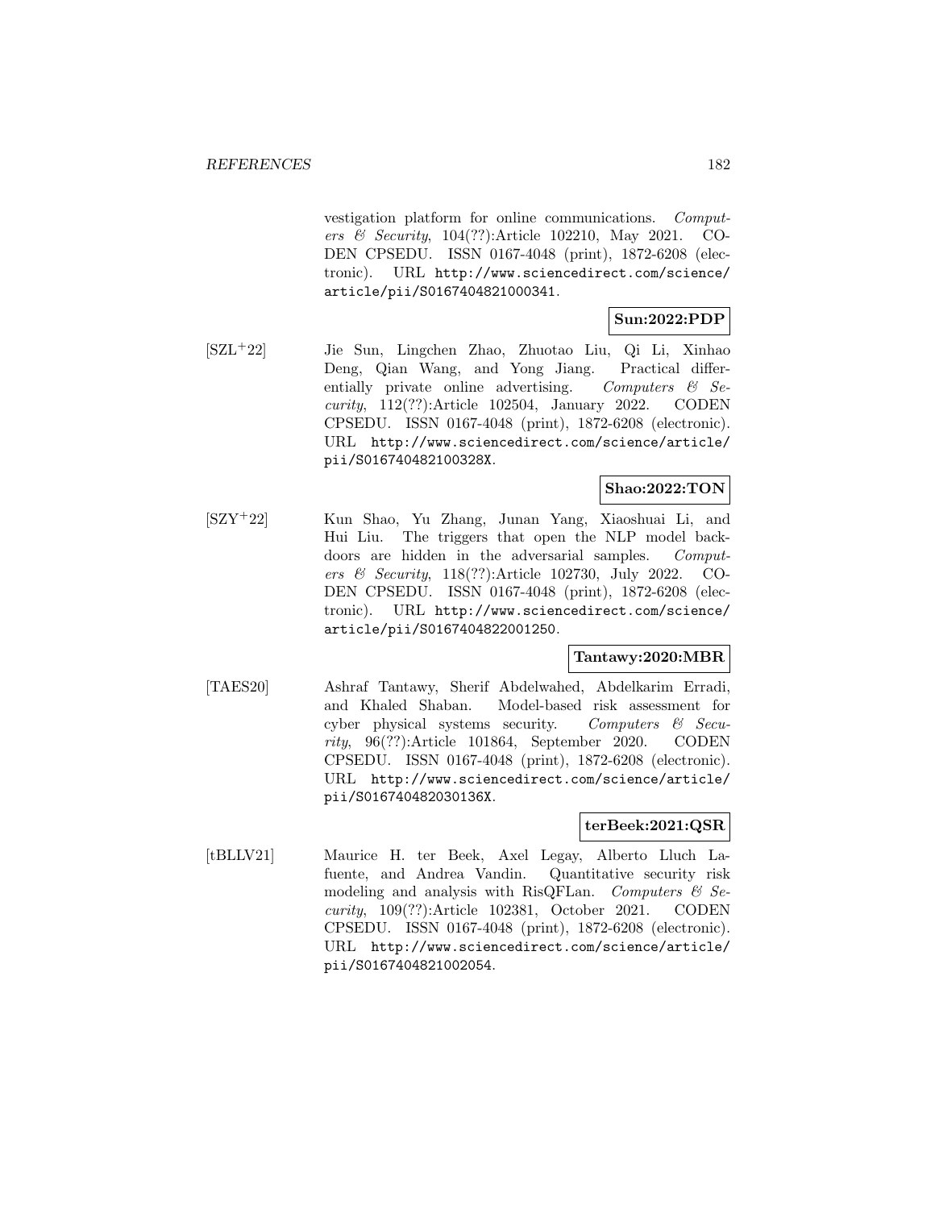vestigation platform for online communications. *Computers & Security*, 104(??):Article 102210, May 2021. CODEN CPSEDU. ISSN 0167-4048 (print), 1872-6208 (electronic). URL http://www.sciencedirect.com/science/article/pii/S0167404821000341.

**Sun:2022:PDP**

[SZL+22] Jie Sun, Lingchen Zhao, Zhuotao Liu, Qi Li, Xinhao Deng, Qian Wang, and Yong Jiang. Practical differentially private online advertising. *Computers & Security*, 112(??):Article 102504, January 2022. CODEN CPSEDU. ISSN 0167-4048 (print), 1872-6208 (electronic). URL http://www.sciencedirect.com/science/article/pii/S016740482100328X.

**Shao:2022:TON**

[SZY+22] Kun Shao, Yu Zhang, Junan Yang, Xiaoshuai Li, and Hui Liu. The triggers that open the NLP model backdoors are hidden in the adversarial samples. *Computers & Security*, 118(??):Article 102730, July 2022. CODEN CPSEDU. ISSN 0167-4048 (print), 1872-6208 (electronic). URL http://www.sciencedirect.com/science/article/pii/S0167404822001250.

**Tantawy:2020:MBR**

[TAES20] Ashraf Tantawy, Sherif Abdelwahed, Abdelkarim Erradi, and Khaled Shaban. Model-based risk assessment for cyber physical systems security. *Computers & Security*, 96(??):Article 101864, September 2020. CODEN CPSEDU. ISSN 0167-4048 (print), 1872-6208 (electronic). URL http://www.sciencedirect.com/science/article/pii/S016740482030136X.

**terBeek:2021:QSR**

[tBLLV21] Maurice H. ter Beek, Axel Legay, Alberto Lluch Lafuente, and Andrea Vandin. Quantitative security risk modeling and analysis with RisQFLan. *Computers & Security*, 109(??):Article 102381, October 2021. CODEN CPSEDU. ISSN 0167-4048 (print), 1872-6208 (electronic). URL http://www.sciencedirect.com/science/article/pii/S0167404821002054.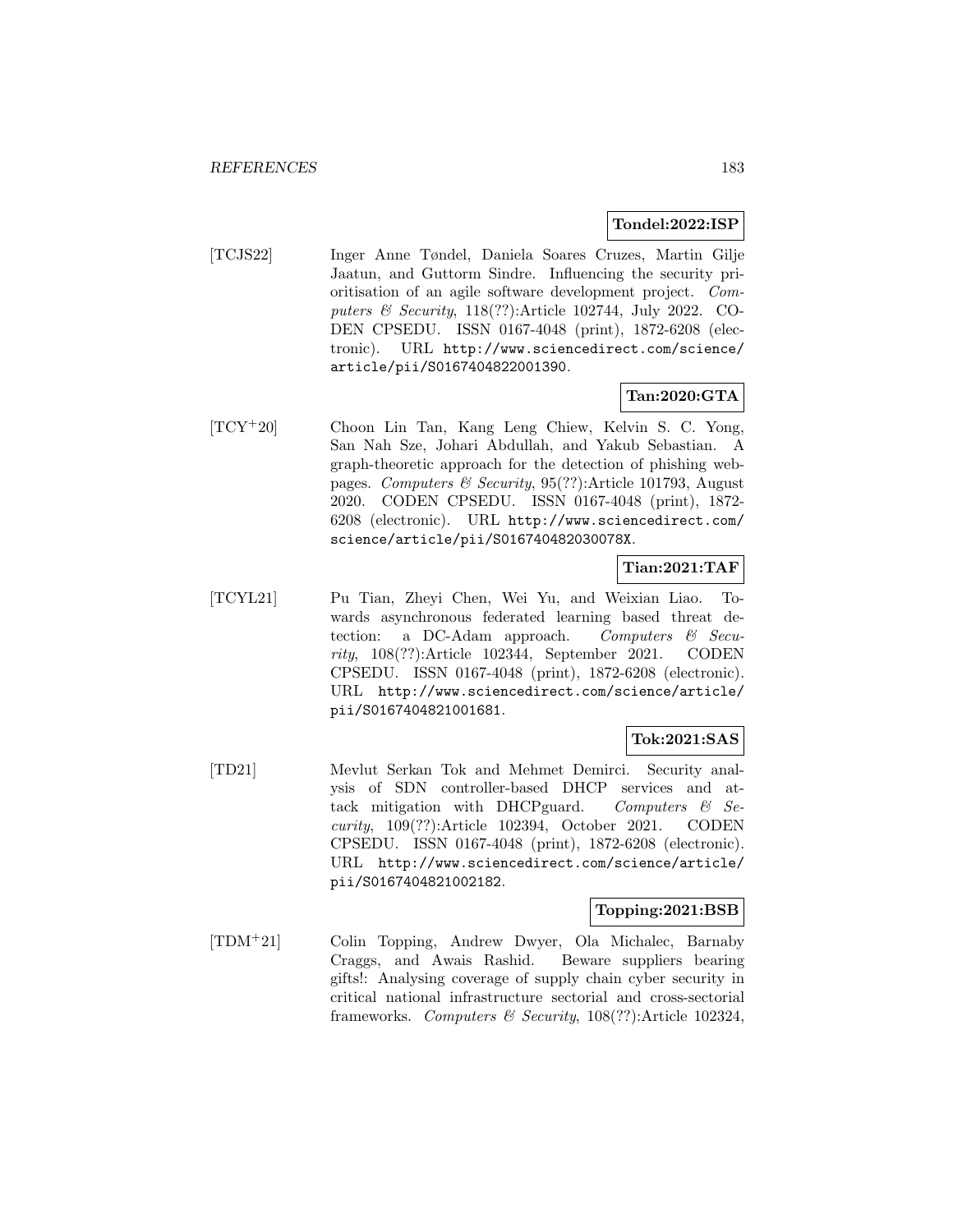**Tondel:2022:ISP**

[TCJS22] Inger Anne Tøndel, Daniela Soares Cruzes, Martin Gilje Jaatun, and Guttorm Sindre. Influencing the security prioritisation of an agile software development project. *Computers & Security*, 118(??):Article 102744, July 2022. CODEN CPSEDU. ISSN 0167-4048 (print), 1872-6208 (electronic). URL http://www.sciencedirect.com/science/article/pii/S0167404822001390.

**Tan:2020:GTA**

[TCY+20] Choon Lin Tan, Kang Leng Chiew, Kelvin S. C. Yong, San Nah Sze, Johari Abdullah, and Yakub Sebastian. A graph-theoretic approach for the detection of phishing webpages. *Computers & Security*, 95(??):Article 101793, August 2020. CODEN CPSEDU. ISSN 0167-4048 (print), 1872-6208 (electronic). URL http://www.sciencedirect.com/science/article/pii/S016740482030078X.

**Tian:2021:TAF**

[TCYL21] Pu Tian, Zheyi Chen, Wei Yu, and Weixian Liao. Towards asynchronous federated learning based threat detection: a DC-Adam approach. *Computers & Security*, 108(??):Article 102344, September 2021. CODEN CPSEDU. ISSN 0167-4048 (print), 1872-6208 (electronic). URL http://www.sciencedirect.com/science/article/pii/S0167404821001681.

**Tok:2021:SAS**

[TD21] Mevlut Serkan Tok and Mehmet Demirci. Security analysis of SDN controller-based DHCP services and attack mitigation with DHCPguard. *Computers & Security*, 109(??):Article 102394, October 2021. CODEN CPSEDU. ISSN 0167-4048 (print), 1872-6208 (electronic). URL http://www.sciencedirect.com/science/article/pii/S0167404821002182.

**Topping:2021:BSB**

[TDM+21] Colin Topping, Andrew Dwyer, Ola Michalec, Barnaby Craggs, and Awais Rashid. Beware suppliers bearing gifts!: Analysing coverage of supply chain cyber security in critical national infrastructure sectorial and cross-sectorial frameworks. *Computers & Security*, 108(??):Article 102324,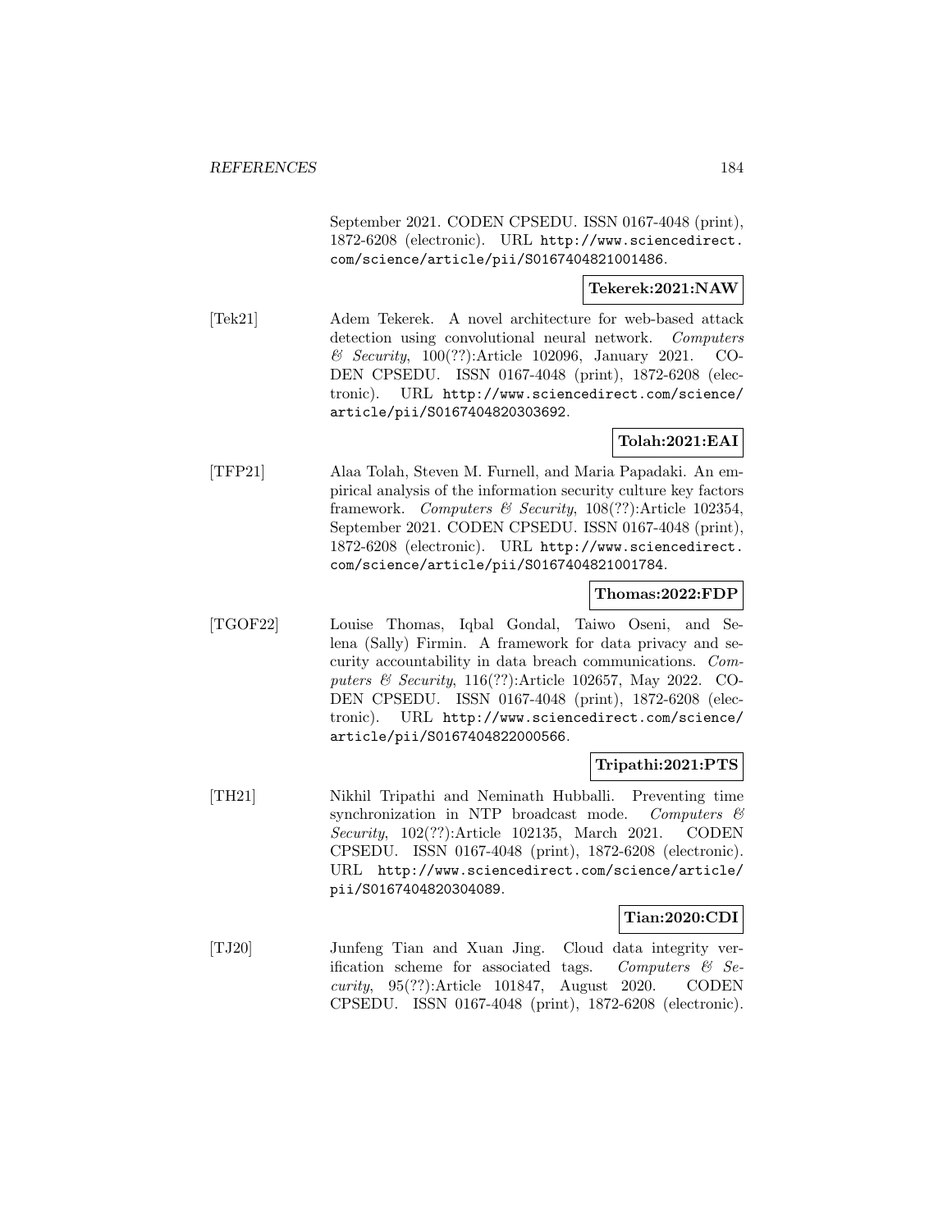September 2021. CODEN CPSEDU. ISSN 0167-4048 (print), 1872-6208 (electronic). URL http://www.sciencedirect.com/science/article/pii/S0167404821001486.

**Tekerek:2021:NAW**

[Tek21] Adem Tekerek. A novel architecture for web-based attack detection using convolutional neural network. *Computers & Security*, 100(??):Article 102096, January 2021. CODEN CPSEDU. ISSN 0167-4048 (print), 1872-6208 (electronic). URL http://www.sciencedirect.com/science/article/pii/S0167404820303692.

**Tolah:2021:EAI**

[TFP21] Alaa Tolah, Steven M. Furnell, and Maria Papadaki. An empirical analysis of the information security culture key factors framework. *Computers & Security*, 108(??):Article 102354, September 2021. CODEN CPSEDU. ISSN 0167-4048 (print), 1872-6208 (electronic). URL http://www.sciencedirect.com/science/article/pii/S0167404821001784.

**Thomas:2022:FDP**

[TGOF22] Louise Thomas, Iqbal Gondal, Taiwo Oseni, and Selena (Sally) Firmin. A framework for data privacy and security accountability in data breach communications. *Computers & Security*, 116(??):Article 102657, May 2022. CODEN CPSEDU. ISSN 0167-4048 (print), 1872-6208 (electronic). URL http://www.sciencedirect.com/science/article/pii/S0167404822000566.

**Tripathi:2021:PTS**

[TH21] Nikhil Tripathi and Neminath Hubballi. Preventing time synchronization in NTP broadcast mode. *Computers & Security*, 102(??):Article 102135, March 2021. CODEN CPSEDU. ISSN 0167-4048 (print), 1872-6208 (electronic). URL http://www.sciencedirect.com/science/article/pii/S0167404820304089.

**Tian:2020:CDI**

[TJ20] Junfeng Tian and Xuan Jing. Cloud data integrity verification scheme for associated tags. *Computers & Security*, 95(??):Article 101847, August 2020. CODEN CPSEDU. ISSN 0167-4048 (print), 1872-6208 (electronic).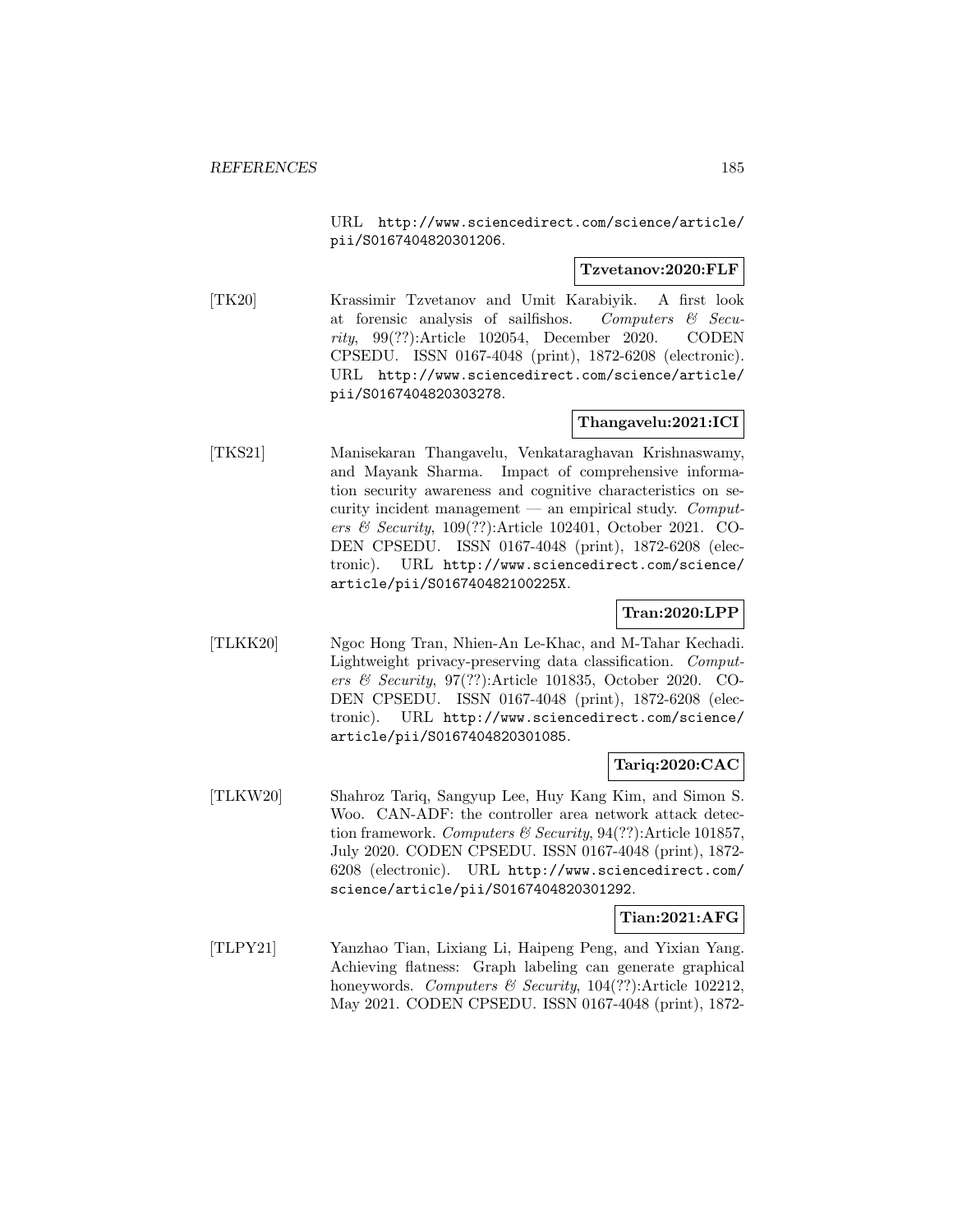URL http://www.sciencedirect.com/science/article/pii/S0167404820301206.

**Tzvetanov:2020:FLF**

[TK20] Krassimir Tzvetanov and Umit Karabiyik. A first look at forensic analysis of sailfishos. *Computers & Security*, 99(??):Article 102054, December 2020. CODEN CPSEDU. ISSN 0167-4048 (print), 1872-6208 (electronic). URL http://www.sciencedirect.com/science/article/pii/S0167404820303278.

**Thangavelu:2021:ICI**

[TKS21] Manisekaran Thangavelu, Venkataraghavan Krishnaswamy, and Mayank Sharma. Impact of comprehensive information security awareness and cognitive characteristics on security incident management — an empirical study. *Computers & Security*, 109(??):Article 102401, October 2021. CODEN CPSEDU. ISSN 0167-4048 (print), 1872-6208 (electronic). URL http://www.sciencedirect.com/science/article/pii/S016740482100225X.

**Tran:2020:LPP**

[TLKK20] Ngoc Hong Tran, Nhien-An Le-Khac, and M-Tahar Kechadi. Lightweight privacy-preserving data classification. *Computers & Security*, 97(??):Article 101835, October 2020. CODEN CPSEDU. ISSN 0167-4048 (print), 1872-6208 (electronic). URL http://www.sciencedirect.com/science/article/pii/S0167404820301085.

**Tariq:2020:CAC**

[TLKW20] Shahroz Tariq, Sangyup Lee, Huy Kang Kim, and Simon S. Woo. CAN-ADF: the controller area network attack detection framework. *Computers & Security*, 94(??):Article 101857, July 2020. CODEN CPSEDU. ISSN 0167-4048 (print), 1872-6208 (electronic). URL http://www.sciencedirect.com/science/article/pii/S0167404820301292.

**Tian:2021:AFG**

[TLPY21] Yanzhao Tian, Lixiang Li, Haipeng Peng, and Yixian Yang. Achieving flatness: Graph labeling can generate graphical honeywords. *Computers & Security*, 104(??):Article 102212, May 2021. CODEN CPSEDU. ISSN 0167-4048 (print), 1872-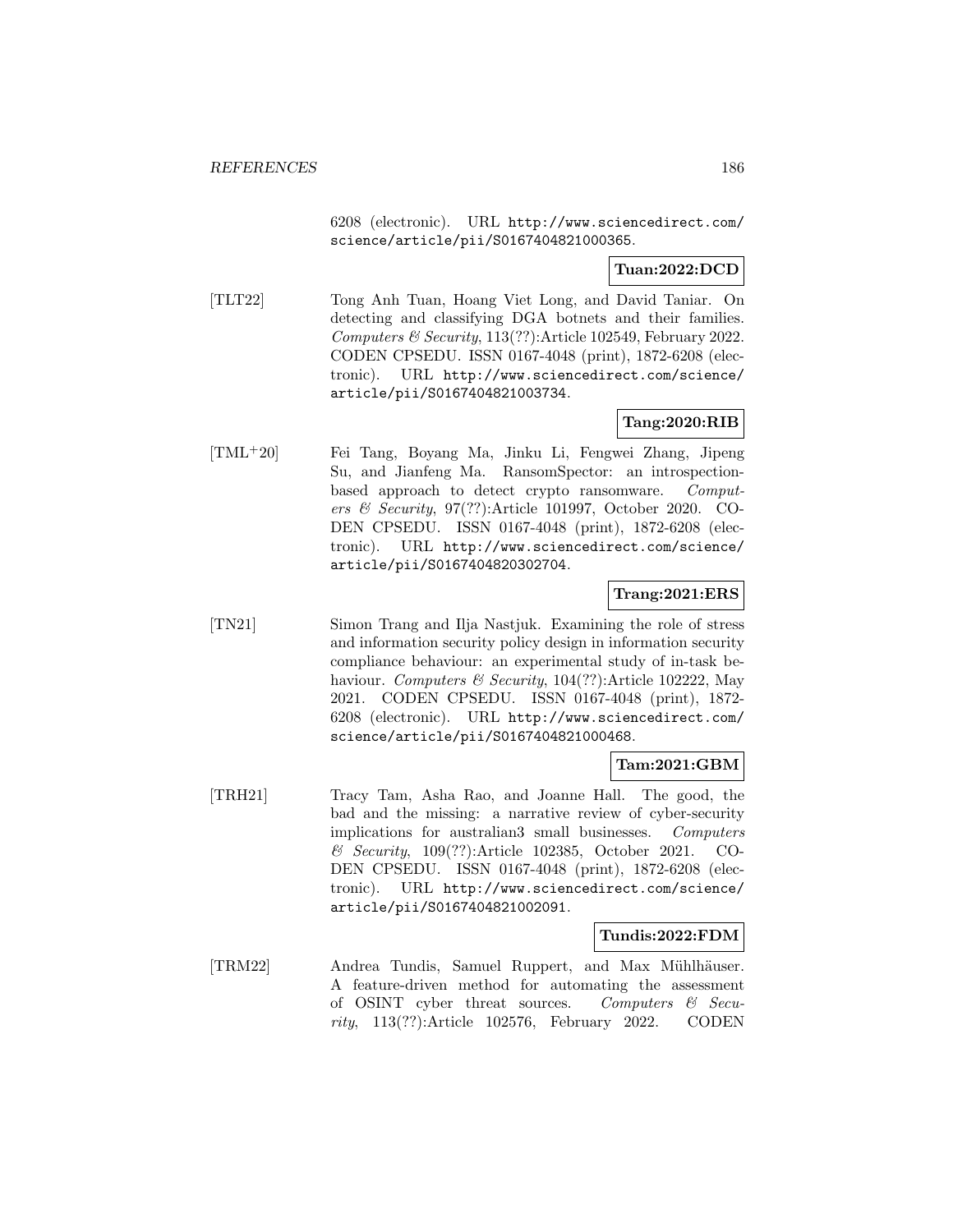6208 (electronic). URL http://www.sciencedirect.com/science/article/pii/S0167404821000365.

**Tuan:2022:DCD**

[TLT22] Tong Anh Tuan, Hoang Viet Long, and David Taniar. On detecting and classifying DGA botnets and their families. *Computers & Security*, 113(??):Article 102549, February 2022. CODEN CPSEDU. ISSN 0167-4048 (print), 1872-6208 (electronic). URL http://www.sciencedirect.com/science/article/pii/S0167404821003734.

**Tang:2020:RIB**

[TML+20] Fei Tang, Boyang Ma, Jinku Li, Fengwei Zhang, Jipeng Su, and Jianfeng Ma. RansomSpector: an introspection-based approach to detect crypto ransomware. *Computers & Security*, 97(??):Article 101997, October 2020. CODEN CPSEDU. ISSN 0167-4048 (print), 1872-6208 (electronic). URL http://www.sciencedirect.com/science/article/pii/S0167404820302704.

**Trang:2021:ERS**

[TN21] Simon Trang and Ilja Nastjuk. Examining the role of stress and information security policy design in information security compliance behaviour: an experimental study of in-task behaviour. *Computers & Security*, 104(??):Article 102222, May 2021. CODEN CPSEDU. ISSN 0167-4048 (print), 1872-6208 (electronic). URL http://www.sciencedirect.com/science/article/pii/S0167404821000468.

**Tam:2021:GBM**

[TRH21] Tracy Tam, Asha Rao, and Joanne Hall. The good, the bad and the missing: a narrative review of cyber-security implications for australian3 small businesses. *Computers & Security*, 109(??):Article 102385, October 2021. CODEN CPSEDU. ISSN 0167-4048 (print), 1872-6208 (electronic). URL http://www.sciencedirect.com/science/article/pii/S0167404821002091.

**Tundis:2022:FDM**

[TRM22] Andrea Tundis, Samuel Ruppert, and Max Mühlhäuser. A feature-driven method for automating the assessment of OSINT cyber threat sources. *Computers & Security*, 113(??):Article 102576, February 2022. CODEN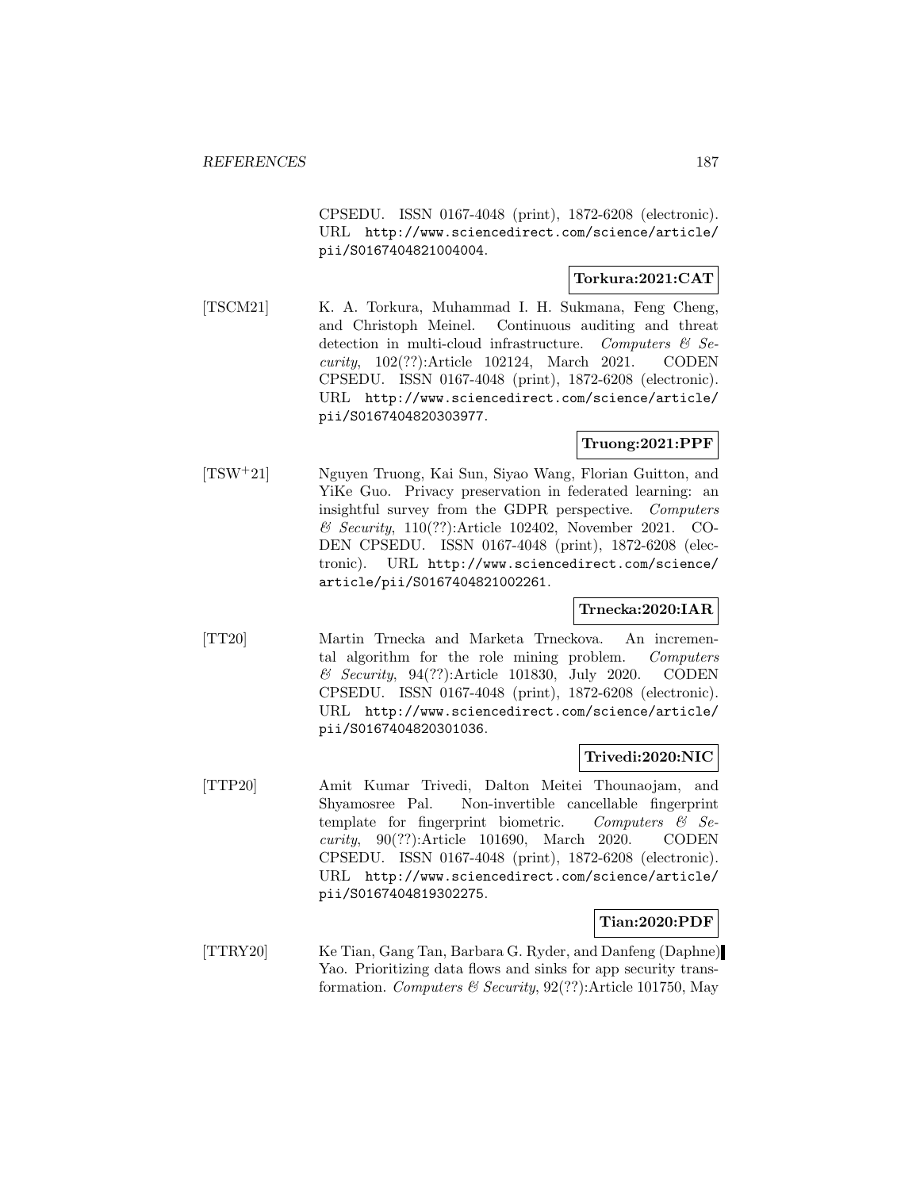CPSEDU. ISSN 0167-4048 (print), 1872-6208 (electronic). URL http://www.sciencedirect.com/science/article/pii/S0167404821004004.

**Torkura:2021:CAT**

[TSCM21] K. A. Torkura, Muhammad I. H. Sukmana, Feng Cheng, and Christoph Meinel. Continuous auditing and threat detection in multi-cloud infrastructure. *Computers & Security*, 102(??):Article 102124, March 2021. CODEN CPSEDU. ISSN 0167-4048 (print), 1872-6208 (electronic). URL http://www.sciencedirect.com/science/article/pii/S0167404820303977.

**Truong:2021:PPF**

[TSW+21] Nguyen Truong, Kai Sun, Siyao Wang, Florian Guitton, and YiKe Guo. Privacy preservation in federated learning: an insightful survey from the GDPR perspective. *Computers & Security*, 110(??):Article 102402, November 2021. CODEN CPSEDU. ISSN 0167-4048 (print), 1872-6208 (electronic). URL http://www.sciencedirect.com/science/article/pii/S0167404821002261.

**Trnecka:2020:IAR**

[TT20] Martin Trnecka and Marketa Trneckova. An incremental algorithm for the role mining problem. *Computers & Security*, 94(??):Article 101830, July 2020. CODEN CPSEDU. ISSN 0167-4048 (print), 1872-6208 (electronic). URL http://www.sciencedirect.com/science/article/pii/S0167404820301036.

**Trivedi:2020:NIC**

[TTP20] Amit Kumar Trivedi, Dalton Meitei Thounaojam, and Shyamosree Pal. Non-invertible cancellable fingerprint template for fingerprint biometric. *Computers & Security*, 90(??):Article 101690, March 2020. CODEN CPSEDU. ISSN 0167-4048 (print), 1872-6208 (electronic). URL http://www.sciencedirect.com/science/article/pii/S0167404819302275.

**Tian:2020:PDF**

[TTRY20] Ke Tian, Gang Tan, Barbara G. Ryder, and Danfeng (Daphne) Yao. Prioritizing data flows and sinks for app security transformation. *Computers & Security*, 92(??):Article 101750, May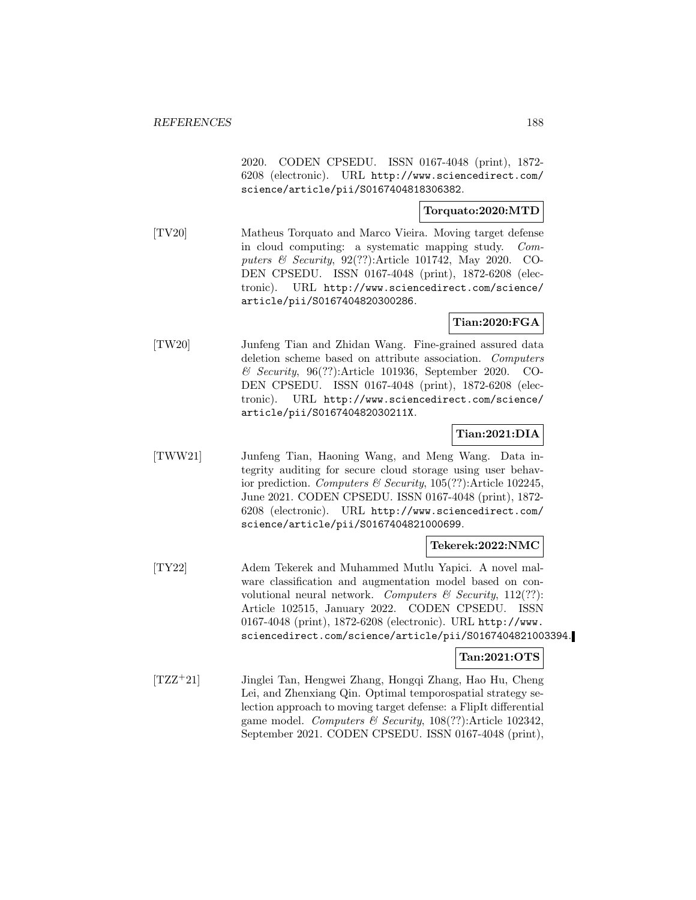2020. CODEN CPSEDU. ISSN 0167-4048 (print), 1872-6208 (electronic). URL http://www.sciencedirect.com/science/article/pii/S0167404818306382.

**Torquato:2020:MTD**

[TV20] Matheus Torquato and Marco Vieira. Moving target defense in cloud computing: a systematic mapping study. *Computers & Security*, 92(??):Article 101742, May 2020. CODEN CPSEDU. ISSN 0167-4048 (print), 1872-6208 (electronic). URL http://www.sciencedirect.com/science/article/pii/S0167404820300286.

**Tian:2020:FGA**

[TW20] Junfeng Tian and Zhidan Wang. Fine-grained assured data deletion scheme based on attribute association. *Computers & Security*, 96(??):Article 101936, September 2020. CODEN CPSEDU. ISSN 0167-4048 (print), 1872-6208 (electronic). URL http://www.sciencedirect.com/science/article/pii/S016740482030211X.

**Tian:2021:DIA**

[TWW21] Junfeng Tian, Haoning Wang, and Meng Wang. Data integrity auditing for secure cloud storage using user behavior prediction. *Computers & Security*, 105(??):Article 102245, June 2021. CODEN CPSEDU. ISSN 0167-4048 (print), 1872-6208 (electronic). URL http://www.sciencedirect.com/science/article/pii/S0167404821000699.

**Tekerek:2022:NMC**

[TY22] Adem Tekerek and Muhammed Mutlu Yapici. A novel malware classification and augmentation model based on convolutional neural network. *Computers & Security*, 112(??): Article 102515, January 2022. CODEN CPSEDU. ISSN 0167-4048 (print), 1872-6208 (electronic). URL http://www.sciencedirect.com/science/article/pii/S0167404821003394.

**Tan:2021:OTS**

[TZZ+21] Jinglei Tan, Hengwei Zhang, Hongqi Zhang, Hao Hu, Cheng Lei, and Zhenxiang Qin. Optimal temporospatial strategy selection approach to moving target defense: a FlipIt differential game model. *Computers & Security*, 108(??):Article 102342, September 2021. CODEN CPSEDU. ISSN 0167-4048 (print),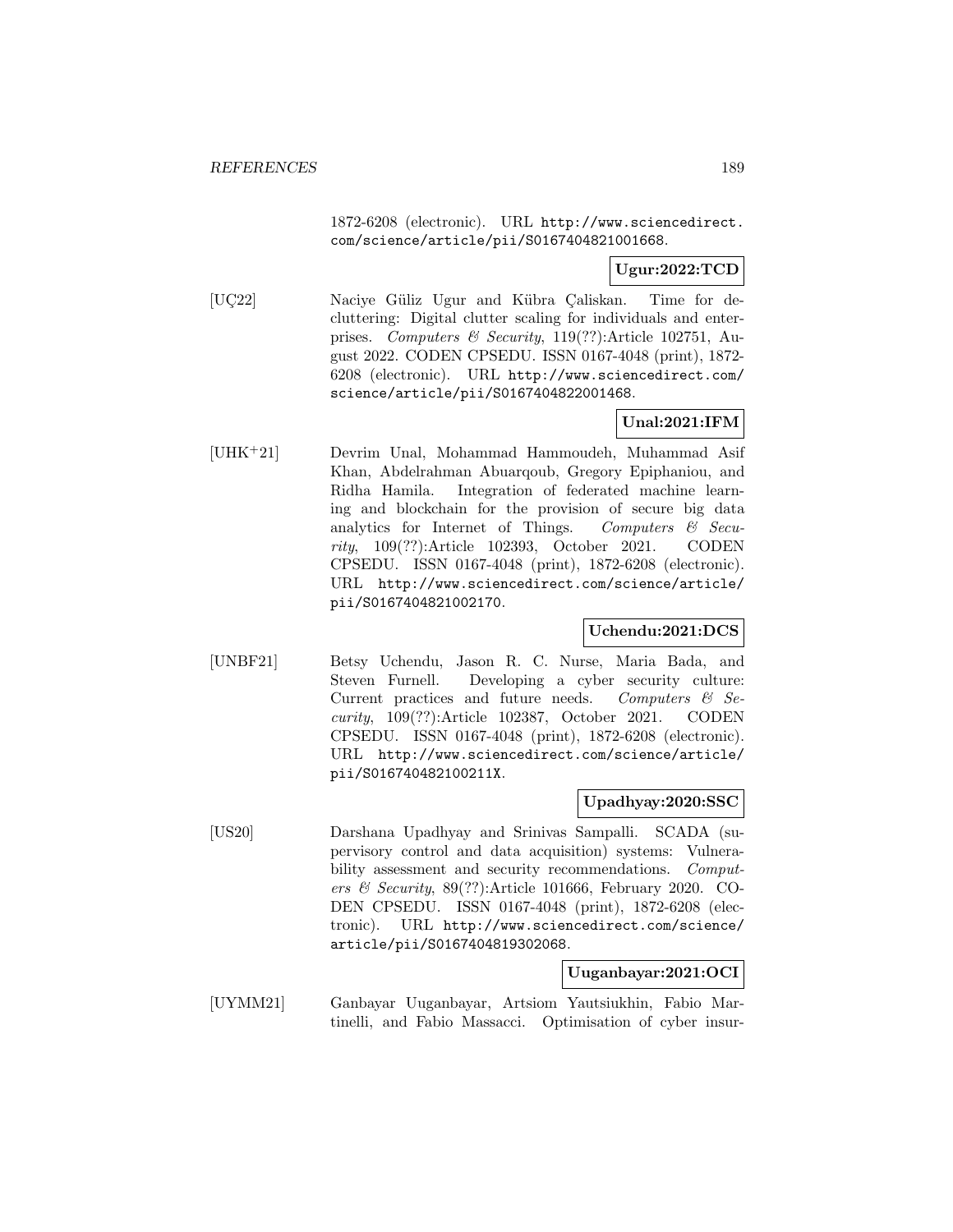1872-6208 (electronic). URL http://www.sciencedirect.com/science/article/pii/S0167404821001668.

**Ugur:2022:TCD**

[UÇ22] Naciye Güliz Ugur and Kübra Çaliskan. Time for decluttering: Digital clutter scaling for individuals and enterprises. *Computers & Security*, 119(??):Article 102751, August 2022. CODEN CPSEDU. ISSN 0167-4048 (print), 1872-6208 (electronic). URL http://www.sciencedirect.com/science/article/pii/S0167404822001468.

**Unal:2021:IFM**

[UHK+21] Devrim Unal, Mohammad Hammoudeh, Muhammad Asif Khan, Abdelrahman Abuarqoub, Gregory Epiphaniou, and Ridha Hamila. Integration of federated machine learning and blockchain for the provision of secure big data analytics for Internet of Things. *Computers & Security*, 109(??):Article 102393, October 2021. CODEN CPSEDU. ISSN 0167-4048 (print), 1872-6208 (electronic). URL http://www.sciencedirect.com/science/article/pii/S0167404821002170.

**Uchendu:2021:DCS**

[UNBF21] Betsy Uchendu, Jason R. C. Nurse, Maria Bada, and Steven Furnell. Developing a cyber security culture: Current practices and future needs. *Computers & Security*, 109(??):Article 102387, October 2021. CODEN CPSEDU. ISSN 0167-4048 (print), 1872-6208 (electronic). URL http://www.sciencedirect.com/science/article/pii/S016740482100211X.

**Upadhyay:2020:SSC**

[US20] Darshana Upadhyay and Srinivas Sampalli. SCADA (supervisory control and data acquisition) systems: Vulnerability assessment and security recommendations. *Computers & Security*, 89(??):Article 101666, February 2020. CODEN CPSEDU. ISSN 0167-4048 (print), 1872-6208 (electronic). URL http://www.sciencedirect.com/science/article/pii/S0167404819302068.

**Uuganbayar:2021:OCI**

[UYMM21] Ganbayar Uuganbayar, Artsiom Yautsiukhin, Fabio Martinelli, and Fabio Massacci. Optimisation of cyber insur-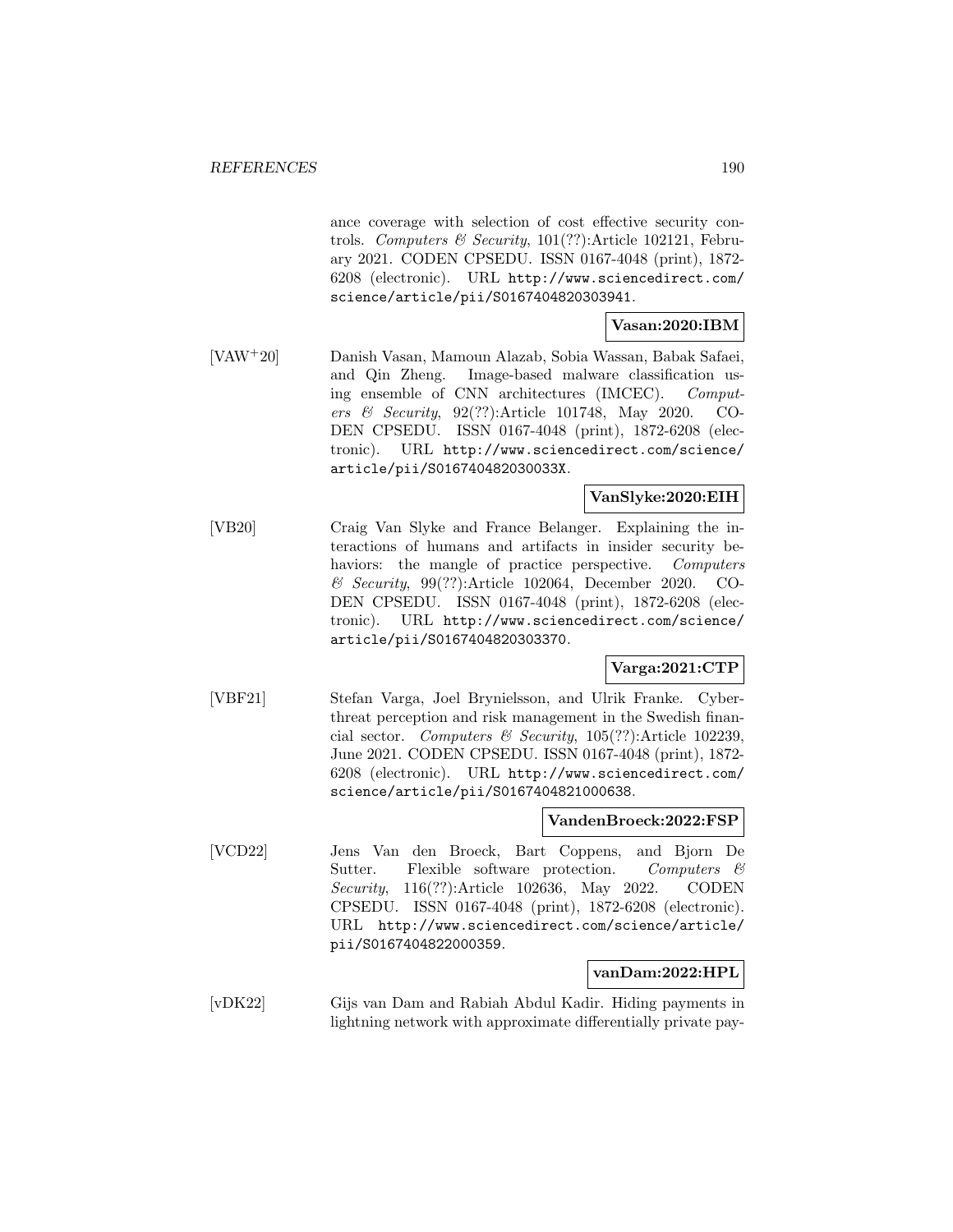ance coverage with selection of cost effective security controls. *Computers & Security*, 101(??):Article 102121, February 2021. CODEN CPSEDU. ISSN 0167-4048 (print), 1872-6208 (electronic). URL http://www.sciencedirect.com/science/article/pii/S0167404820303941.

**Vasan:2020:IBM**

[VAW+20] Danish Vasan, Mamoun Alazab, Sobia Wassan, Babak Safaei, and Qin Zheng. Image-based malware classification using ensemble of CNN architectures (IMCEC). *Computers & Security*, 92(??):Article 101748, May 2020. CODEN CPSEDU. ISSN 0167-4048 (print), 1872-6208 (electronic). URL http://www.sciencedirect.com/science/article/pii/S016740482030033X.

**VanSlyke:2020:EIH**

[VB20] Craig Van Slyke and France Belanger. Explaining the interactions of humans and artifacts in insider security behaviors: the mangle of practice perspective. *Computers & Security*, 99(??):Article 102064, December 2020. CODEN CPSEDU. ISSN 0167-4048 (print), 1872-6208 (electronic). URL http://www.sciencedirect.com/science/article/pii/S0167404820303370.

**Varga:2021:CTP**

[VBF21] Stefan Varga, Joel Brynielsson, and Ulrik Franke. Cyberthreat perception and risk management in the Swedish financial sector. *Computers & Security*, 105(??):Article 102239, June 2021. CODEN CPSEDU. ISSN 0167-4048 (print), 1872-6208 (electronic). URL http://www.sciencedirect.com/science/article/pii/S0167404821000638.

**VandenBroeck:2022:FSP**

[VCD22] Jens Van den Broeck, Bart Coppens, and Bjorn De Sutter. Flexible software protection. *Computers & Security*, 116(??):Article 102636, May 2022. CODEN CPSEDU. ISSN 0167-4048 (print), 1872-6208 (electronic). URL http://www.sciencedirect.com/science/article/pii/S0167404822000359.

**vanDam:2022:HPL**

[vDK22] Gijs van Dam and Rabiah Abdul Kadir. Hiding payments in lightning network with approximate differentially private pay-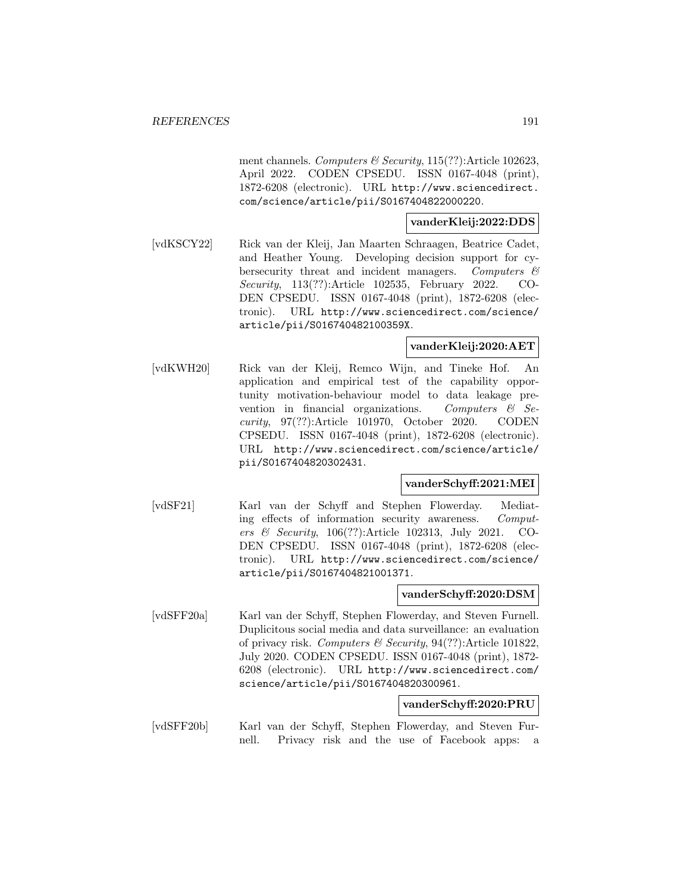ment channels. *Computers & Security*, 115(??):Article 102623, April 2022. CODEN CPSEDU. ISSN 0167-4048 (print), 1872-6208 (electronic). URL http://www.sciencedirect.com/science/article/pii/S0167404822000220.

**vanderKleij:2022:DDS**

[vdKSCY22] Rick van der Kleij, Jan Maarten Schraagen, Beatrice Cadet, and Heather Young. Developing decision support for cybersecurity threat and incident managers. *Computers & Security*, 113(??):Article 102535, February 2022. CODEN CPSEDU. ISSN 0167-4048 (print), 1872-6208 (electronic). URL http://www.sciencedirect.com/science/article/pii/S016740482100359X.

**vanderKleij:2020:AET**

[vdKWH20] Rick van der Kleij, Remco Wijn, and Tineke Hof. An application and empirical test of the capability opportunity motivation-behaviour model to data leakage prevention in financial organizations. *Computers & Security*, 97(??):Article 101970, October 2020. CODEN CPSEDU. ISSN 0167-4048 (print), 1872-6208 (electronic). URL http://www.sciencedirect.com/science/article/pii/S0167404820302431.

**vanderSchyff:2021:MEI**

[vdSF21] Karl van der Schyff and Stephen Flowerday. Mediating effects of information security awareness. *Computers & Security*, 106(??):Article 102313, July 2021. CODEN CPSEDU. ISSN 0167-4048 (print), 1872-6208 (electronic). URL http://www.sciencedirect.com/science/article/pii/S0167404821001371.

**vanderSchyff:2020:DSM**

[vdSFF20a] Karl van der Schyff, Stephen Flowerday, and Steven Furnell. Duplicitous social media and data surveillance: an evaluation of privacy risk. *Computers & Security*, 94(??):Article 101822, July 2020. CODEN CPSEDU. ISSN 0167-4048 (print), 1872-6208 (electronic). URL http://www.sciencedirect.com/science/article/pii/S0167404820300961.

**vanderSchyff:2020:PRU**

[vdSFF20b] Karl van der Schyff, Stephen Flowerday, and Steven Furnell. Privacy risk and the use of Facebook apps: a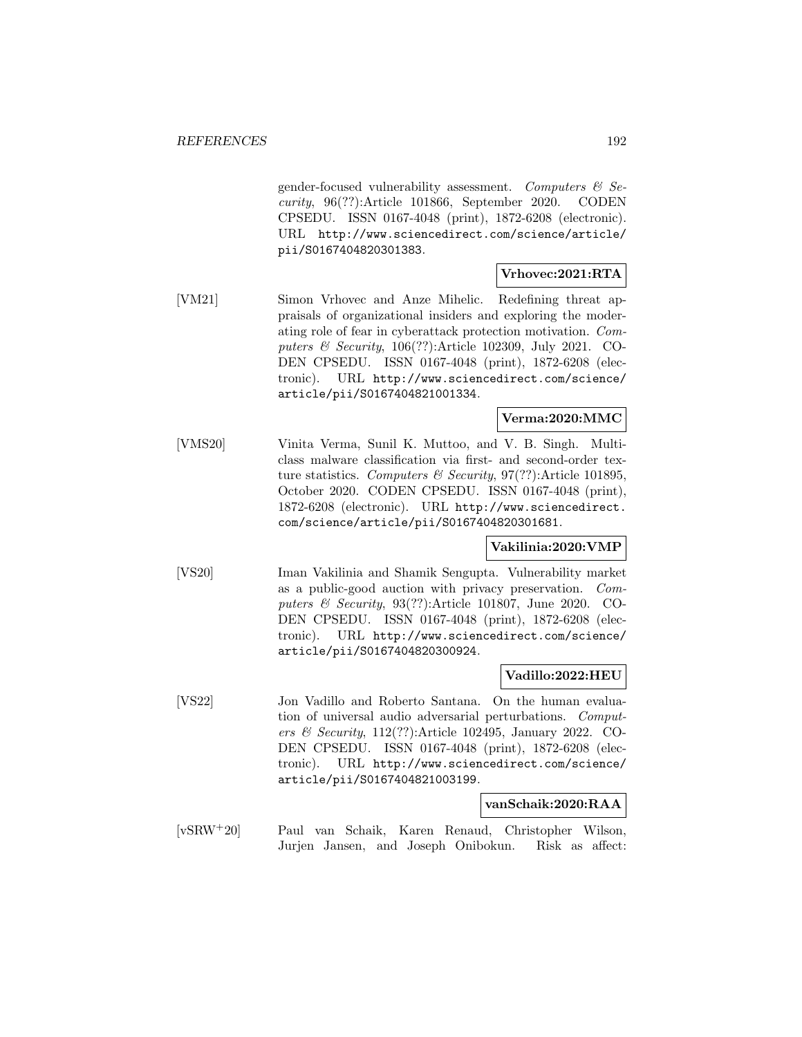gender-focused vulnerability assessment. *Computers & Security*, 96(??):Article 101866, September 2020. CODEN CPSEDU. ISSN 0167-4048 (print), 1872-6208 (electronic). URL http://www.sciencedirect.com/science/article/pii/S0167404820301383.

**Vrhovec:2021:RTA**

[VM21] Simon Vrhovec and Anze Mihelic. Redefining threat appraisals of organizational insiders and exploring the moderating role of fear in cyberattack protection motivation. *Computers & Security*, 106(??):Article 102309, July 2021. CODEN CPSEDU. ISSN 0167-4048 (print), 1872-6208 (electronic). URL http://www.sciencedirect.com/science/article/pii/S0167404821001334.

**Verma:2020:MMC**

[VMS20] Vinita Verma, Sunil K. Muttoo, and V. B. Singh. Multiclass malware classification via first- and second-order texture statistics. *Computers & Security*, 97(??):Article 101895, October 2020. CODEN CPSEDU. ISSN 0167-4048 (print), 1872-6208 (electronic). URL http://www.sciencedirect.com/science/article/pii/S0167404820301681.

**Vakilinia:2020:VMP**

[VS20] Iman Vakilinia and Shamik Sengupta. Vulnerability market as a public-good auction with privacy preservation. *Computers & Security*, 93(??):Article 101807, June 2020. CODEN CPSEDU. ISSN 0167-4048 (print), 1872-6208 (electronic). URL http://www.sciencedirect.com/science/article/pii/S0167404820300924.

**Vadillo:2022:HEU**

[VS22] Jon Vadillo and Roberto Santana. On the human evaluation of universal audio adversarial perturbations. *Computers & Security*, 112(??):Article 102495, January 2022. CODEN CPSEDU. ISSN 0167-4048 (print), 1872-6208 (electronic). URL http://www.sciencedirect.com/science/article/pii/S0167404821003199.

**vanSchaik:2020:RAA**

[vSRW+20] Paul van Schaik, Karen Renaud, Christopher Wilson, Jurjen Jansen, and Joseph Onibokun. Risk as affect: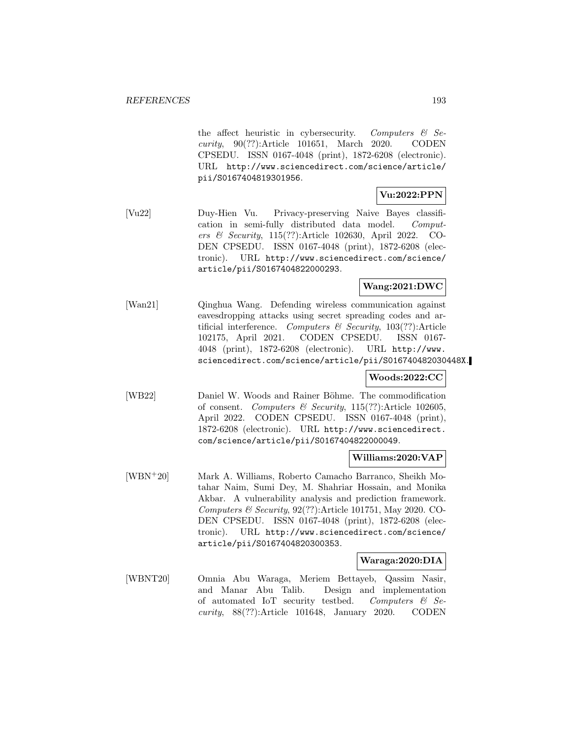the affect heuristic in cybersecurity. *Computers & Security*, 90(??):Article 101651, March 2020. CODEN CPSEDU. ISSN 0167-4048 (print), 1872-6208 (electronic). URL http://www.sciencedirect.com/science/article/pii/S0167404819301956.

**Vu:2022:PPN**

[Vu22] Duy-Hien Vu. Privacy-preserving Naive Bayes classification in semi-fully distributed data model. *Computers & Security*, 115(??):Article 102630, April 2022. CODEN CPSEDU. ISSN 0167-4048 (print), 1872-6208 (electronic). URL http://www.sciencedirect.com/science/article/pii/S0167404822000293.

**Wang:2021:DWC**

[Wan21] Qinghua Wang. Defending wireless communication against eavesdropping attacks using secret spreading codes and artificial interference. *Computers & Security*, 103(??):Article 102175, April 2021. CODEN CPSEDU. ISSN 0167-4048 (print), 1872-6208 (electronic). URL http://www.sciencedirect.com/science/article/pii/S016740482030448X.

**Woods:2022:CC**

[WB22] Daniel W. Woods and Rainer Böhme. The commodification of consent. *Computers & Security*, 115(??):Article 102605, April 2022. CODEN CPSEDU. ISSN 0167-4048 (print), 1872-6208 (electronic). URL http://www.sciencedirect.com/science/article/pii/S0167404822000049.

**Williams:2020:VAP**

[WBN+20] Mark A. Williams, Roberto Camacho Barranco, Sheikh Motahar Naim, Sumi Dey, M. Shahriar Hossain, and Monika Akbar. A vulnerability analysis and prediction framework. *Computers & Security*, 92(??):Article 101751, May 2020. CODEN CPSEDU. ISSN 0167-4048 (print), 1872-6208 (electronic). URL http://www.sciencedirect.com/science/article/pii/S0167404820300353.

**Waraga:2020:DIA**

[WBNT20] Omnia Abu Waraga, Meriem Bettayeb, Qassim Nasir, and Manar Abu Talib. Design and implementation of automated IoT security testbed. *Computers & Security*, 88(??):Article 101648, January 2020. CODEN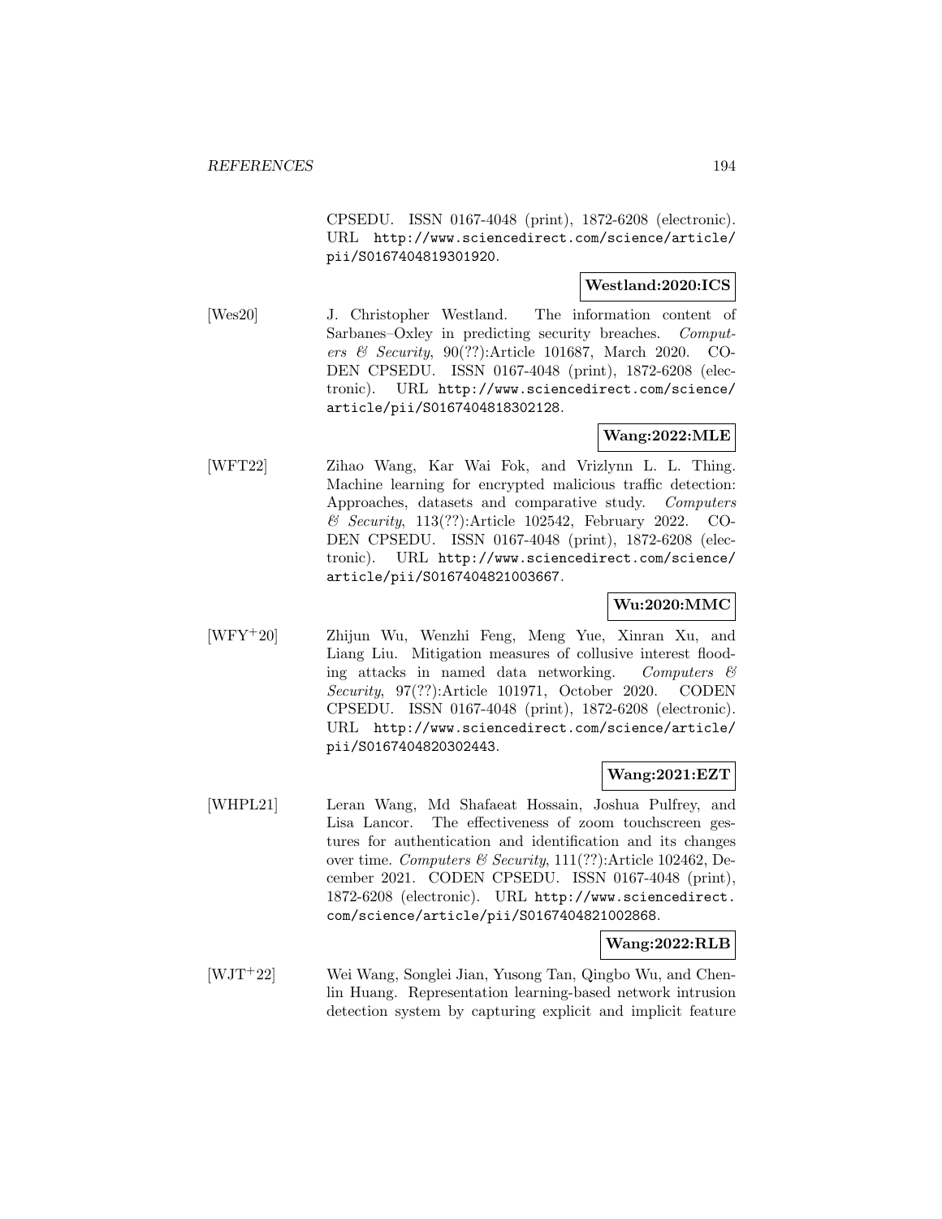CPSEDU. ISSN 0167-4048 (print), 1872-6208 (electronic). URL http://www.sciencedirect.com/science/article/pii/S0167404819301920.

**Westland:2020:ICS**

[Wes20] J. Christopher Westland. The information content of Sarbanes–Oxley in predicting security breaches. *Computers & Security*, 90(??):Article 101687, March 2020. CODEN CPSEDU. ISSN 0167-4048 (print), 1872-6208 (electronic). URL http://www.sciencedirect.com/science/article/pii/S0167404818302128.

**Wang:2022:MLE**

[WFT22] Zihao Wang, Kar Wai Fok, and Vrizlynn L. L. Thing. Machine learning for encrypted malicious traffic detection: Approaches, datasets and comparative study. *Computers & Security*, 113(??):Article 102542, February 2022. CODEN CPSEDU. ISSN 0167-4048 (print), 1872-6208 (electronic). URL http://www.sciencedirect.com/science/article/pii/S0167404821003667.

**Wu:2020:MMC**

[WFY+20] Zhijun Wu, Wenzhi Feng, Meng Yue, Xinran Xu, and Liang Liu. Mitigation measures of collusive interest flooding attacks in named data networking. *Computers & Security*, 97(??):Article 101971, October 2020. CODEN CPSEDU. ISSN 0167-4048 (print), 1872-6208 (electronic). URL http://www.sciencedirect.com/science/article/pii/S0167404820302443.

**Wang:2021:EZT**

[WHPL21] Leran Wang, Md Shafaeat Hossain, Joshua Pulfrey, and Lisa Lancor. The effectiveness of zoom touchscreen gestures for authentication and identification and its changes over time. *Computers & Security*, 111(??):Article 102462, December 2021. CODEN CPSEDU. ISSN 0167-4048 (print), 1872-6208 (electronic). URL http://www.sciencedirect.com/science/article/pii/S0167404821002868.

**Wang:2022:RLB**

[WJT+22] Wei Wang, Songlei Jian, Yusong Tan, Qingbo Wu, and Chenlin Huang. Representation learning-based network intrusion detection system by capturing explicit and implicit feature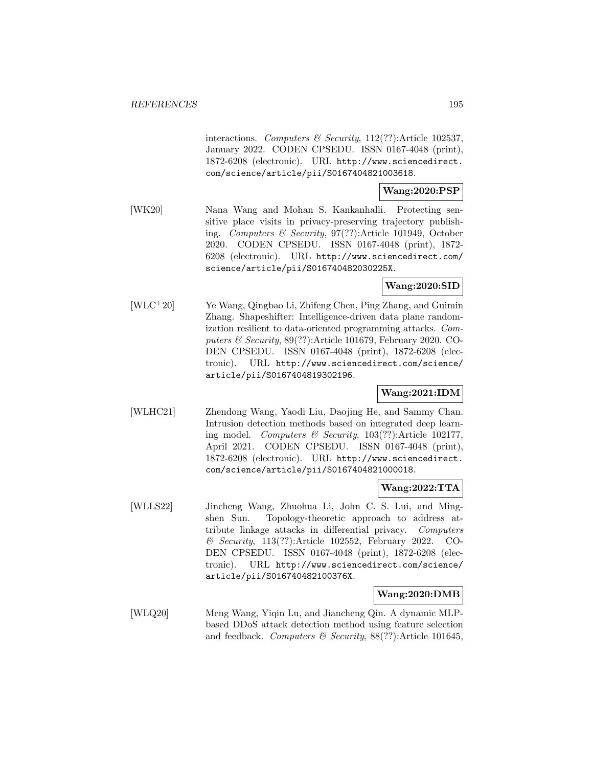interactions. *Computers & Security*, 112(??):Article 102537, January 2022. CODEN CPSEDU. ISSN 0167-4048 (print), 1872-6208 (electronic). URL http://www.sciencedirect.com/science/article/pii/S0167404821003618.

**Wang:2020:PSP**

[WK20] Nana Wang and Mohan S. Kankanhalli. Protecting sensitive place visits in privacy-preserving trajectory publishing. *Computers & Security*, 97(??):Article 101949, October 2020. CODEN CPSEDU. ISSN 0167-4048 (print), 1872-6208 (electronic). URL http://www.sciencedirect.com/science/article/pii/S016740482030225X.

**Wang:2020:SID**

[WLC+20] Ye Wang, Qingbao Li, Zhifeng Chen, Ping Zhang, and Guimin Zhang. Shapeshifter: Intelligence-driven data plane randomization resilient to data-oriented programming attacks. *Computers & Security*, 89(??):Article 101679, February 2020. CODEN CPSEDU. ISSN 0167-4048 (print), 1872-6208 (electronic). URL http://www.sciencedirect.com/science/article/pii/S0167404819302196.

**Wang:2021:IDM**

[WLHC21] Zhendong Wang, Yaodi Liu, Daojing He, and Sammy Chan. Intrusion detection methods based on integrated deep learning model. *Computers & Security*, 103(??):Article 102177, April 2021. CODEN CPSEDU. ISSN 0167-4048 (print), 1872-6208 (electronic). URL http://www.sciencedirect.com/science/article/pii/S0167404821000018.

**Wang:2022:TTA**

[WLLS22] Jincheng Wang, Zhuohua Li, John C. S. Lui, and Mingshen Sun. Topology-theoretic approach to address attribute linkage attacks in differential privacy. *Computers & Security*, 113(??):Article 102552, February 2022. CODEN CPSEDU. ISSN 0167-4048 (print), 1872-6208 (electronic). URL http://www.sciencedirect.com/science/article/pii/S016740482100376X.

**Wang:2020:DMB**

[WLQ20] Meng Wang, Yiqin Lu, and Jiancheng Qin. A dynamic MLP-based DDoS attack detection method using feature selection and feedback. *Computers & Security*, 88(??):Article 101645,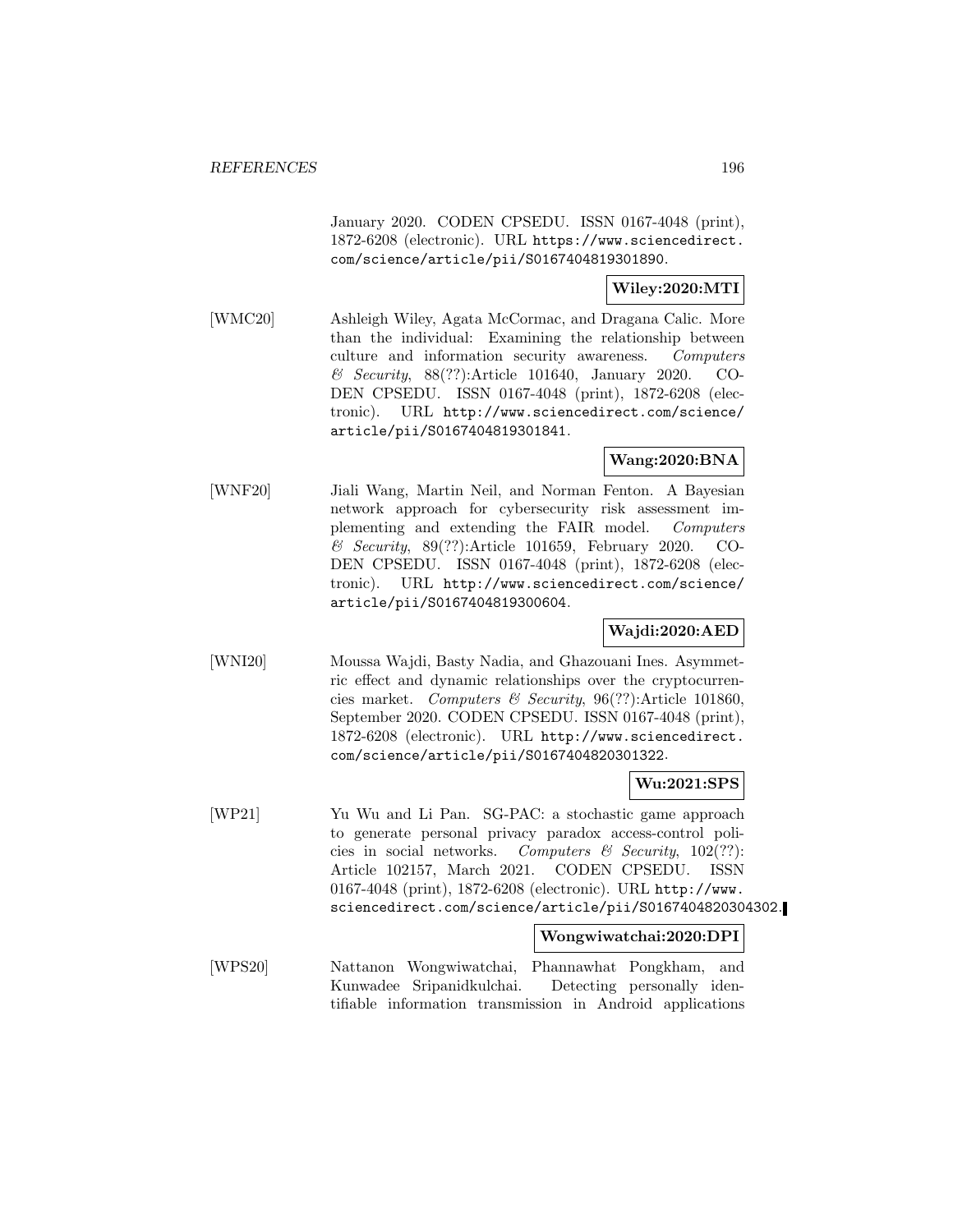January 2020. CODEN CPSEDU. ISSN 0167-4048 (print), 1872-6208 (electronic). URL https://www.sciencedirect.com/science/article/pii/S0167404819301890.

**Wiley:2020:MTI**

[WMC20] Ashleigh Wiley, Agata McCormac, and Dragana Calic. More than the individual: Examining the relationship between culture and information security awareness. *Computers & Security*, 88(??):Article 101640, January 2020. CODEN CPSEDU. ISSN 0167-4048 (print), 1872-6208 (electronic). URL http://www.sciencedirect.com/science/article/pii/S0167404819301841.

**Wang:2020:BNA**

[WNF20] Jiali Wang, Martin Neil, and Norman Fenton. A Bayesian network approach for cybersecurity risk assessment implementing and extending the FAIR model. *Computers & Security*, 89(??):Article 101659, February 2020. CODEN CPSEDU. ISSN 0167-4048 (print), 1872-6208 (electronic). URL http://www.sciencedirect.com/science/article/pii/S0167404819300604.

**Wajdi:2020:AED**

[WNI20] Moussa Wajdi, Basty Nadia, and Ghazouani Ines. Asymmetric effect and dynamic relationships over the cryptocurrencies market. *Computers & Security*, 96(??):Article 101860, September 2020. CODEN CPSEDU. ISSN 0167-4048 (print), 1872-6208 (electronic). URL http://www.sciencedirect.com/science/article/pii/S0167404820301322.

**Wu:2021:SPS**

[WP21] Yu Wu and Li Pan. SG-PAC: a stochastic game approach to generate personal privacy paradox access-control policies in social networks. *Computers & Security*, 102(??): Article 102157, March 2021. CODEN CPSEDU. ISSN 0167-4048 (print), 1872-6208 (electronic). URL http://www.sciencedirect.com/science/article/pii/S0167404820304302.

**Wongwiwatchai:2020:DPI**

[WPS20] Nattanon Wongwiwatchai, Phannawhat Pongkham, and Kunwadee Sripanidkulchai. Detecting personally identifiable information transmission in Android applications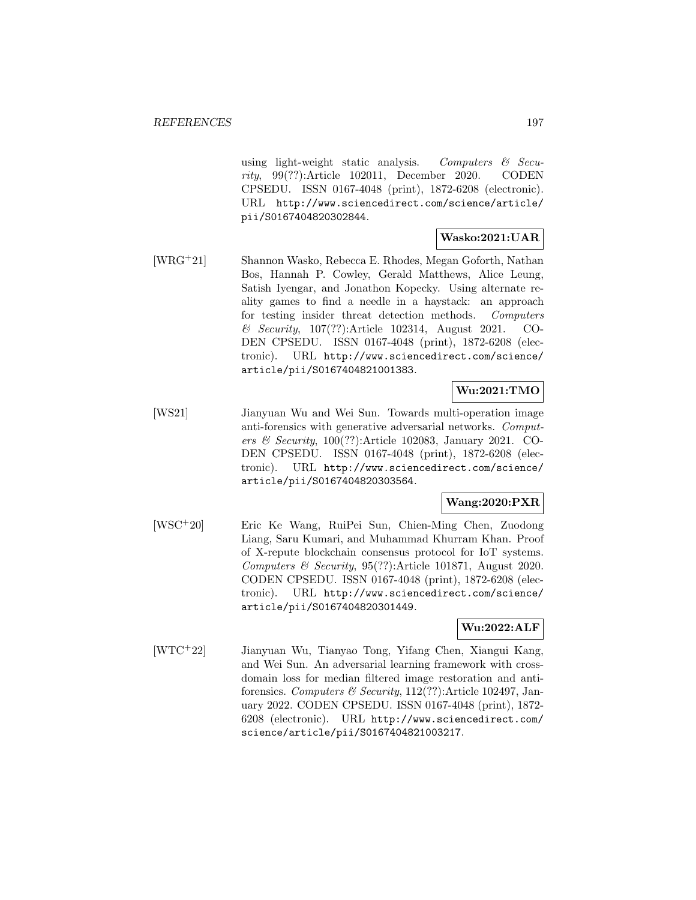using light-weight static analysis. *Computers & Security*, 99(??):Article 102011, December 2020. CODEN CPSEDU. ISSN 0167-4048 (print), 1872-6208 (electronic). URL http://www.sciencedirect.com/science/article/pii/S0167404820302844.

**Wasko:2021:UAR**

[WRG+21] Shannon Wasko, Rebecca E. Rhodes, Megan Goforth, Nathan Bos, Hannah P. Cowley, Gerald Matthews, Alice Leung, Satish Iyengar, and Jonathon Kopecky. Using alternate reality games to find a needle in a haystack: an approach for testing insider threat detection methods. *Computers & Security*, 107(??):Article 102314, August 2021. CODEN CPSEDU. ISSN 0167-4048 (print), 1872-6208 (electronic). URL http://www.sciencedirect.com/science/article/pii/S0167404821001383.

**Wu:2021:TMO**

[WS21] Jianyuan Wu and Wei Sun. Towards multi-operation image anti-forensics with generative adversarial networks. *Computers & Security*, 100(??):Article 102083, January 2021. CODEN CPSEDU. ISSN 0167-4048 (print), 1872-6208 (electronic). URL http://www.sciencedirect.com/science/article/pii/S0167404820303564.

**Wang:2020:PXR**

[WSC+20] Eric Ke Wang, RuiPei Sun, Chien-Ming Chen, Zuodong Liang, Saru Kumari, and Muhammad Khurram Khan. Proof of X-repute blockchain consensus protocol for IoT systems. *Computers & Security*, 95(??):Article 101871, August 2020. CODEN CPSEDU. ISSN 0167-4048 (print), 1872-6208 (electronic). URL http://www.sciencedirect.com/science/article/pii/S0167404820301449.

**Wu:2022:ALF**

[WTC+22] Jianyuan Wu, Tianyao Tong, Yifang Chen, Xiangui Kang, and Wei Sun. An adversarial learning framework with cross-domain loss for median filtered image restoration and anti-forensics. *Computers & Security*, 112(??):Article 102497, January 2022. CODEN CPSEDU. ISSN 0167-4048 (print), 1872-6208 (electronic). URL http://www.sciencedirect.com/science/article/pii/S0167404821003217.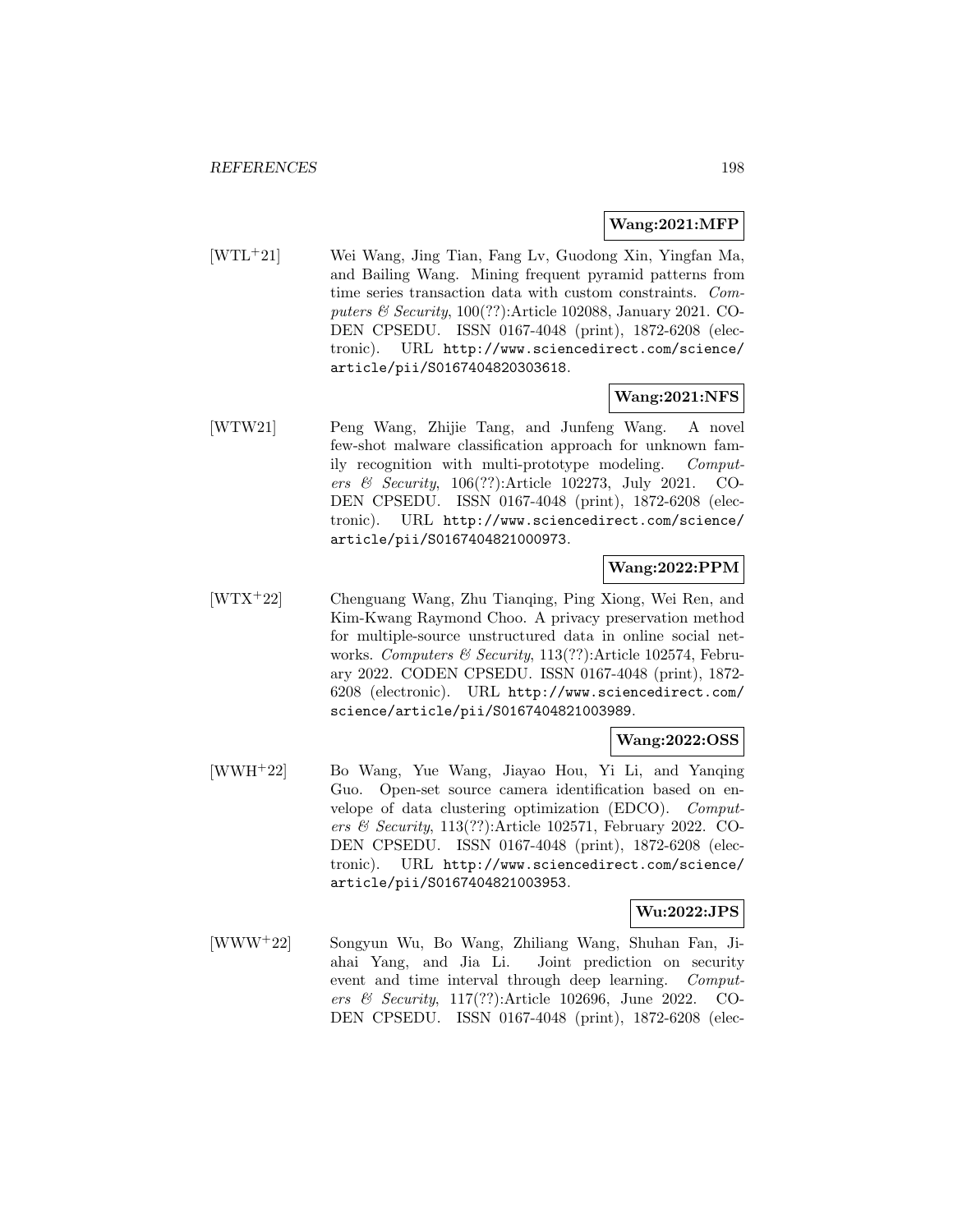**Wang:2021:MFP**

[WTL+21] Wei Wang, Jing Tian, Fang Lv, Guodong Xin, Yingfan Ma, and Bailing Wang. Mining frequent pyramid patterns from time series transaction data with custom constraints. *Computers & Security*, 100(??):Article 102088, January 2021. CODEN CPSEDU. ISSN 0167-4048 (print), 1872-6208 (electronic). URL http://www.sciencedirect.com/science/article/pii/S0167404820303618.

**Wang:2021:NFS**

[WTW21] Peng Wang, Zhijie Tang, and Junfeng Wang. A novel few-shot malware classification approach for unknown family recognition with multi-prototype modeling. *Computers & Security*, 106(??):Article 102273, July 2021. CODEN CPSEDU. ISSN 0167-4048 (print), 1872-6208 (electronic). URL http://www.sciencedirect.com/science/article/pii/S0167404821000973.

**Wang:2022:PPM**

[WTX+22] Chenguang Wang, Zhu Tianqing, Ping Xiong, Wei Ren, and Kim-Kwang Raymond Choo. A privacy preservation method for multiple-source unstructured data in online social networks. *Computers & Security*, 113(??):Article 102574, February 2022. CODEN CPSEDU. ISSN 0167-4048 (print), 1872-6208 (electronic). URL http://www.sciencedirect.com/science/article/pii/S0167404821003989.

**Wang:2022:OSS**

[WWH+22] Bo Wang, Yue Wang, Jiayao Hou, Yi Li, and Yanqing Guo. Open-set source camera identification based on envelope of data clustering optimization (EDCO). *Computers & Security*, 113(??):Article 102571, February 2022. CODEN CPSEDU. ISSN 0167-4048 (print), 1872-6208 (electronic). URL http://www.sciencedirect.com/science/article/pii/S0167404821003953.

**Wu:2022:JPS**

[WWW+22] Songyun Wu, Bo Wang, Zhiliang Wang, Shuhan Fan, Jiahai Yang, and Jia Li. Joint prediction on security event and time interval through deep learning. *Computers & Security*, 117(??):Article 102696, June 2022. CODEN CPSEDU. ISSN 0167-4048 (print), 1872-6208 (elec-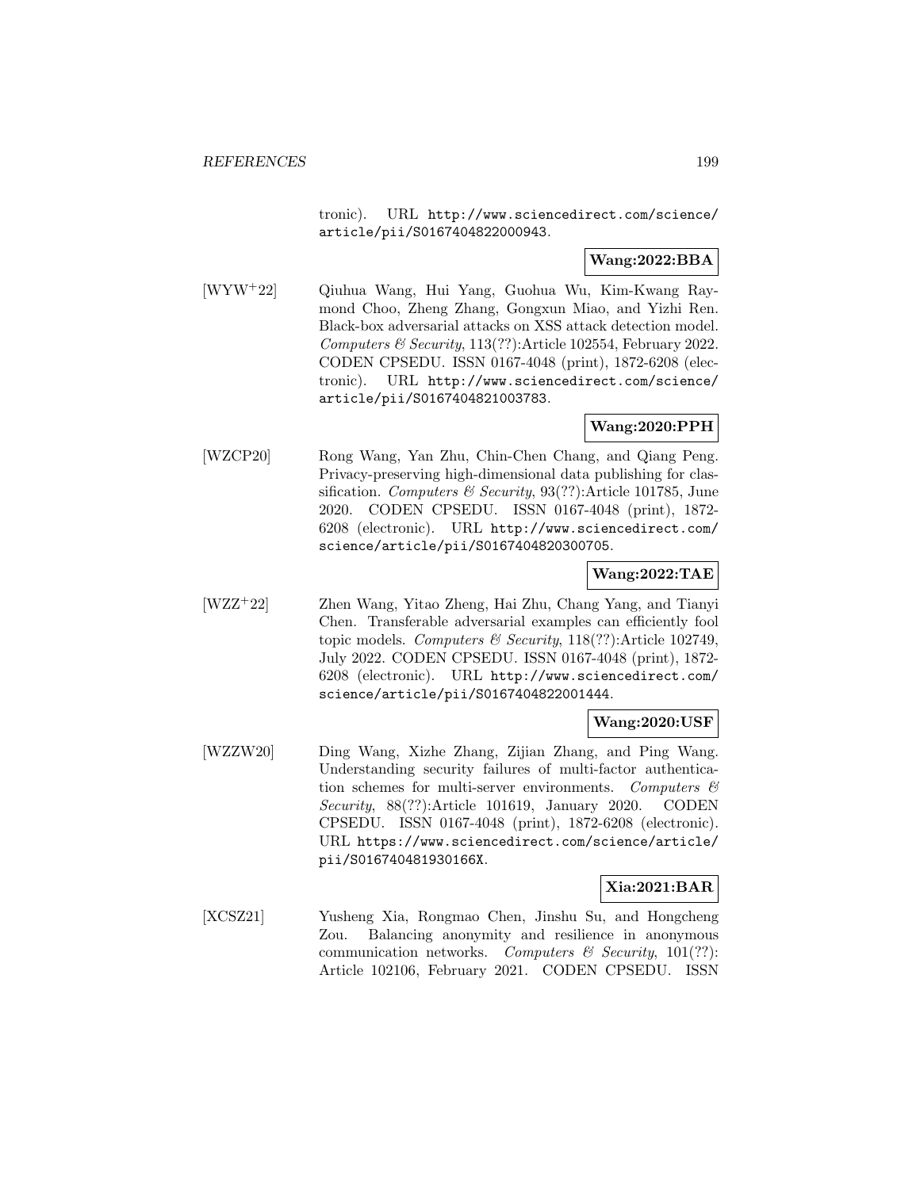tronic). URL http://www.sciencedirect.com/science/article/pii/S0167404822000943.

**Wang:2022:BBA**

[WYW+22] Qiuhua Wang, Hui Yang, Guohua Wu, Kim-Kwang Raymond Choo, Zheng Zhang, Gongxun Miao, and Yizhi Ren. Black-box adversarial attacks on XSS attack detection model. *Computers & Security*, 113(??):Article 102554, February 2022. CODEN CPSEDU. ISSN 0167-4048 (print), 1872-6208 (electronic). URL http://www.sciencedirect.com/science/article/pii/S0167404821003783.

**Wang:2020:PPH**

[WZCP20] Rong Wang, Yan Zhu, Chin-Chen Chang, and Qiang Peng. Privacy-preserving high-dimensional data publishing for classification. *Computers & Security*, 93(??):Article 101785, June 2020. CODEN CPSEDU. ISSN 0167-4048 (print), 1872-6208 (electronic). URL http://www.sciencedirect.com/science/article/pii/S0167404820300705.

**Wang:2022:TAE**

[WZZ+22] Zhen Wang, Yitao Zheng, Hai Zhu, Chang Yang, and Tianyi Chen. Transferable adversarial examples can efficiently fool topic models. *Computers & Security*, 118(??):Article 102749, July 2022. CODEN CPSEDU. ISSN 0167-4048 (print), 1872-6208 (electronic). URL http://www.sciencedirect.com/science/article/pii/S0167404822001444.

**Wang:2020:USF**

[WZZW20] Ding Wang, Xizhe Zhang, Zijian Zhang, and Ping Wang. Understanding security failures of multi-factor authentication schemes for multi-server environments. *Computers & Security*, 88(??):Article 101619, January 2020. CODEN CPSEDU. ISSN 0167-4048 (print), 1872-6208 (electronic). URL https://www.sciencedirect.com/science/article/pii/S016740481930166X.

**Xia:2021:BAR**

[XCSZ21] Yusheng Xia, Rongmao Chen, Jinshu Su, and Hongcheng Zou. Balancing anonymity and resilience in anonymous communication networks. *Computers & Security*, 101(??):Article 102106, February 2021. CODEN CPSEDU. ISSN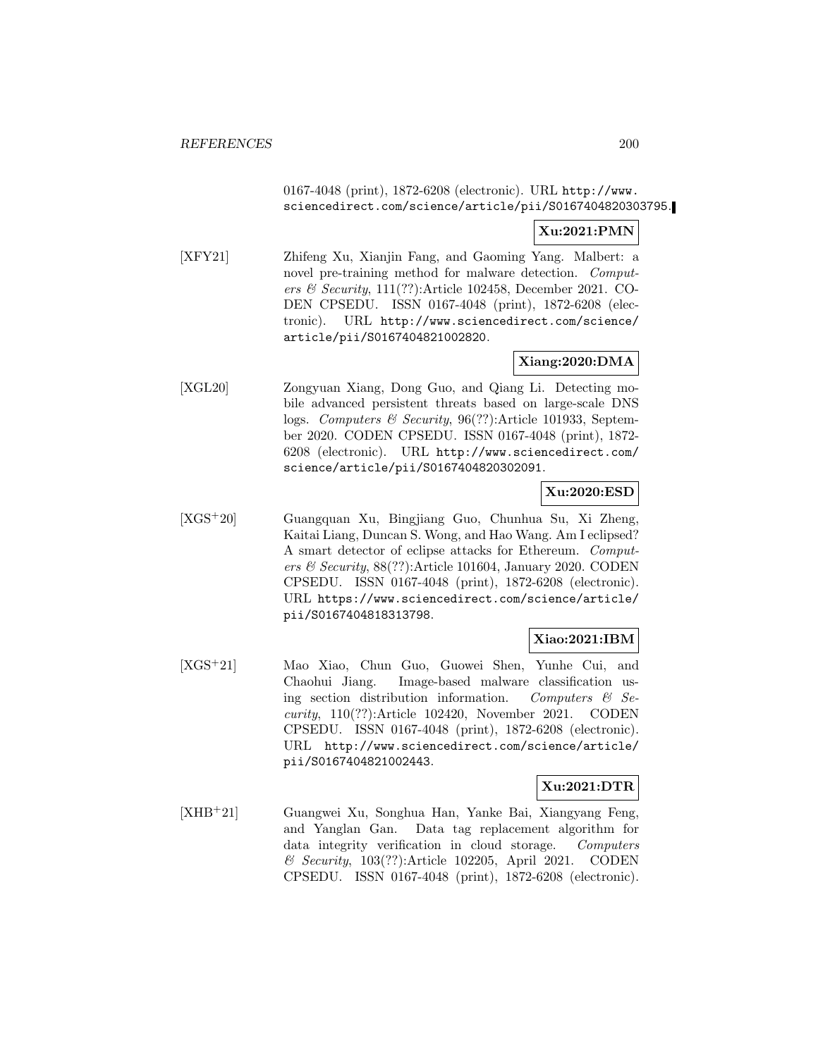0167-4048 (print), 1872-6208 (electronic). URL http://www.sciencedirect.com/science/article/pii/S0167404820303795.

**Xu:2021:PMN**

[XFY21] Zhifeng Xu, Xianjin Fang, and Gaoming Yang. Malbert: a novel pre-training method for malware detection. *Computers & Security*, 111(??):Article 102458, December 2021. CODEN CPSEDU. ISSN 0167-4048 (print), 1872-6208 (electronic). URL http://www.sciencedirect.com/science/article/pii/S0167404821002820.

**Xiang:2020:DMA**

[XGL20] Zongyuan Xiang, Dong Guo, and Qiang Li. Detecting mobile advanced persistent threats based on large-scale DNS logs. *Computers & Security*, 96(??):Article 101933, September 2020. CODEN CPSEDU. ISSN 0167-4048 (print), 1872-6208 (electronic). URL http://www.sciencedirect.com/science/article/pii/S0167404820302091.

**Xu:2020:ESD**

[XGS+20] Guangquan Xu, Bingjiang Guo, Chunhua Su, Xi Zheng, Kaitai Liang, Duncan S. Wong, and Hao Wang. Am I eclipsed? A smart detector of eclipse attacks for Ethereum. *Computers & Security*, 88(??):Article 101604, January 2020. CODEN CPSEDU. ISSN 0167-4048 (print), 1872-6208 (electronic). URL https://www.sciencedirect.com/science/article/pii/S0167404818313798.

**Xiao:2021:IBM**

[XGS+21] Mao Xiao, Chun Guo, Guowei Shen, Yunhe Cui, and Chaohui Jiang. Image-based malware classification using section distribution information. *Computers & Security*, 110(??):Article 102420, November 2021. CODEN CPSEDU. ISSN 0167-4048 (print), 1872-6208 (electronic). URL http://www.sciencedirect.com/science/article/pii/S0167404821002443.

**Xu:2021:DTR**

[XHB+21] Guangwei Xu, Songhua Han, Yanke Bai, Xiangyang Feng, and Yanglan Gan. Data tag replacement algorithm for data integrity verification in cloud storage. *Computers & Security*, 103(??):Article 102205, April 2021. CODEN CPSEDU. ISSN 0167-4048 (print), 1872-6208 (electronic).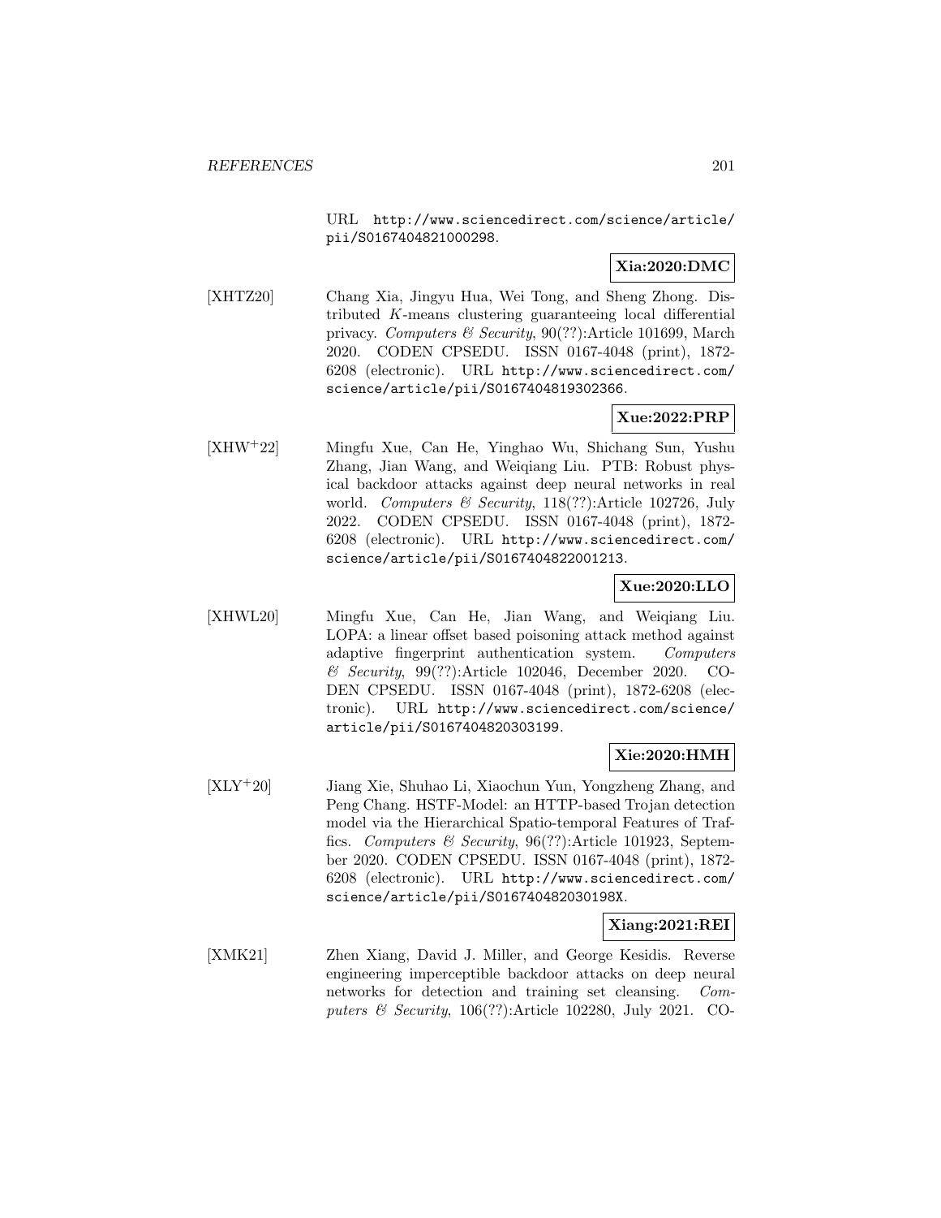URL http://www.sciencedirect.com/science/article/pii/S0167404821000298.

**Xia:2020:DMC**

[XHTZ20] Chang Xia, Jingyu Hua, Wei Tong, and Sheng Zhong. Distributed $K$-means clustering guaranteeing local differential privacy. *Computers & Security*, 90(??):Article 101699, March 2020. CODEN CPSEDU. ISSN 0167-4048 (print), 1872-6208 (electronic). URL http://www.sciencedirect.com/science/article/pii/S0167404819302366.

**Xue:2022:PRP**

[XHW+22] Mingfu Xue, Can He, Yinghao Wu, Shichang Sun, Yushu Zhang, Jian Wang, and Weiqiang Liu. PTB: Robust physical backdoor attacks against deep neural networks in real world. *Computers & Security*, 118(??):Article 102726, July 2022. CODEN CPSEDU. ISSN 0167-4048 (print), 1872-6208 (electronic). URL http://www.sciencedirect.com/science/article/pii/S0167404822001213.

**Xue:2020:LLO**

[XHWL20] Mingfu Xue, Can He, Jian Wang, and Weiqiang Liu. LOPA: a linear offset based poisoning attack method against adaptive fingerprint authentication system. *Computers & Security*, 99(??):Article 102046, December 2020. CODEN CPSEDU. ISSN 0167-4048 (print), 1872-6208 (electronic). URL http://www.sciencedirect.com/science/article/pii/S0167404820303199.

**Xie:2020:HMH**

[XLY+20] Jiang Xie, Shuhao Li, Xiaochun Yun, Yongzheng Zhang, and Peng Chang. HSTF-Model: an HTTP-based Trojan detection model via the Hierarchical Spatio-temporal Features of Traffics. *Computers & Security*, 96(??):Article 101923, September 2020. CODEN CPSEDU. ISSN 0167-4048 (print), 1872-6208 (electronic). URL http://www.sciencedirect.com/science/article/pii/S016740482030198X.

**Xiang:2021:REI**

[XMK21] Zhen Xiang, David J. Miller, and George Kesidis. Reverse engineering imperceptible backdoor attacks on deep neural networks for detection and training set cleansing. *Computers & Security*, 106(??):Article 102280, July 2021. CO-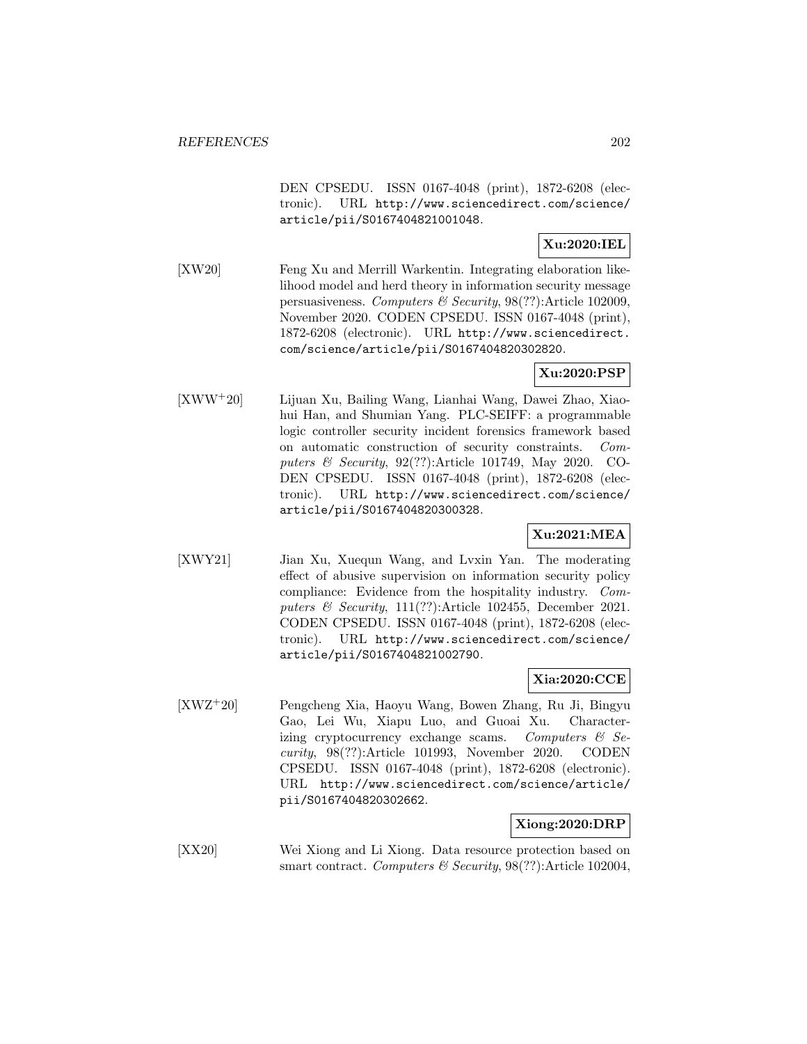DEN CPSEDU. ISSN 0167-4048 (print), 1872-6208 (electronic). URL http://www.sciencedirect.com/science/article/pii/S0167404821001048.

**Xu:2020:IEL**

[XW20] Feng Xu and Merrill Warkentin. Integrating elaboration likelihood model and herd theory in information security message persuasiveness. *Computers & Security*, 98(??):Article 102009, November 2020. CODEN CPSEDU. ISSN 0167-4048 (print), 1872-6208 (electronic). URL http://www.sciencedirect.com/science/article/pii/S0167404820302820.

**Xu:2020:PSP**

[XWW+20] Lijuan Xu, Bailing Wang, Lianhai Wang, Dawei Zhao, Xiaohui Han, and Shumian Yang. PLC-SEIFF: a programmable logic controller security incident forensics framework based on automatic construction of security constraints. *Computers & Security*, 92(??):Article 101749, May 2020. CODEN CPSEDU. ISSN 0167-4048 (print), 1872-6208 (electronic). URL http://www.sciencedirect.com/science/article/pii/S0167404820300328.

**Xu:2021:MEA**

[XWY21] Jian Xu, Xuequn Wang, and Lvxin Yan. The moderating effect of abusive supervision on information security policy compliance: Evidence from the hospitality industry. *Computers & Security*, 111(??):Article 102455, December 2021. CODEN CPSEDU. ISSN 0167-4048 (print), 1872-6208 (electronic). URL http://www.sciencedirect.com/science/article/pii/S0167404821002790.

**Xia:2020:CCE**

[XWZ+20] Pengcheng Xia, Haoyu Wang, Bowen Zhang, Ru Ji, Bingyu Gao, Lei Wu, Xiapu Luo, and Guoai Xu. Characterizing cryptocurrency exchange scams. *Computers & Security*, 98(??):Article 101993, November 2020. CODEN CPSEDU. ISSN 0167-4048 (print), 1872-6208 (electronic). URL http://www.sciencedirect.com/science/article/pii/S0167404820302662.

**Xiong:2020:DRP**

[XX20] Wei Xiong and Li Xiong. Data resource protection based on smart contract. *Computers & Security*, 98(??):Article 102004,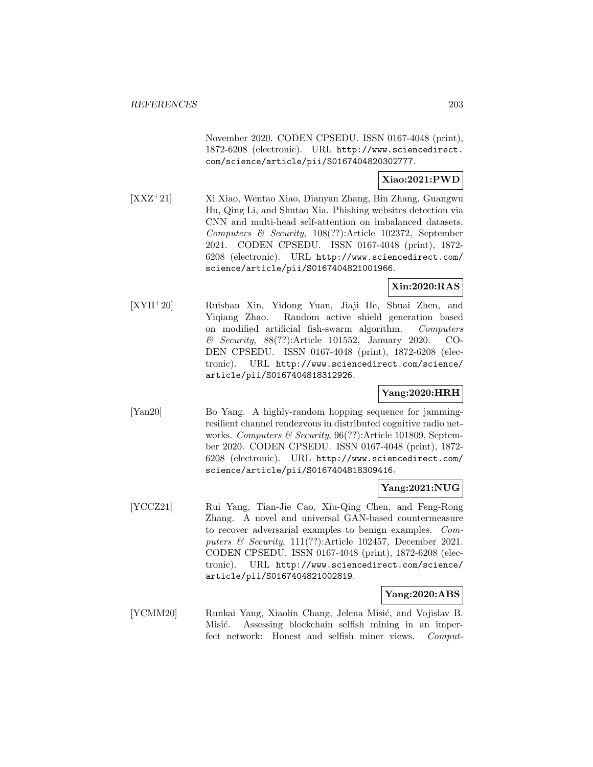November 2020. CODEN CPSEDU. ISSN 0167-4048 (print), 1872-6208 (electronic). URL http://www.sciencedirect.com/science/article/pii/S0167404820302777.

**Xiao:2021:PWD**

[XXZ+21] Xi Xiao, Wentao Xiao, Dianyan Zhang, Bin Zhang, Guangwu Hu, Qing Li, and Shutao Xia. Phishing websites detection via CNN and multi-head self-attention on imbalanced datasets. *Computers & Security*, 108(??):Article 102372, September 2021. CODEN CPSEDU. ISSN 0167-4048 (print), 1872-6208 (electronic). URL http://www.sciencedirect.com/science/article/pii/S0167404821001966.

**Xin:2020:RAS**

[XYH+20] Ruishan Xin, Yidong Yuan, Jiaji He, Shuai Zhen, and Yiqiang Zhao. Random active shield generation based on modified artificial fish-swarm algorithm. *Computers & Security*, 88(??):Article 101552, January 2020. CODEN CPSEDU. ISSN 0167-4048 (print), 1872-6208 (electronic). URL http://www.sciencedirect.com/science/article/pii/S0167404818312926.

**Yang:2020:HRH**

[Yan20] Bo Yang. A highly-random hopping sequence for jamming-resilient channel rendezvous in distributed cognitive radio networks. *Computers & Security*, 96(??):Article 101809, September 2020. CODEN CPSEDU. ISSN 0167-4048 (print), 1872-6208 (electronic). URL http://www.sciencedirect.com/science/article/pii/S0167404818309416.

**Yang:2021:NUG**

[YCCZ21] Rui Yang, Tian-Jie Cao, Xiu-Qing Chen, and Feng-Rong Zhang. A novel and universal GAN-based countermeasure to recover adversarial examples to benign examples. *Computers & Security*, 111(??):Article 102457, December 2021. CODEN CPSEDU. ISSN 0167-4048 (print), 1872-6208 (electronic). URL http://www.sciencedirect.com/science/article/pii/S0167404821002819.

**Yang:2020:ABS**

[YCMM20] Runkai Yang, Xiaolin Chang, Jelena Misić, and Vojislav B. Misić. Assessing blockchain selfish mining in an imperfect network: Honest and selfish miner views. *Comput-*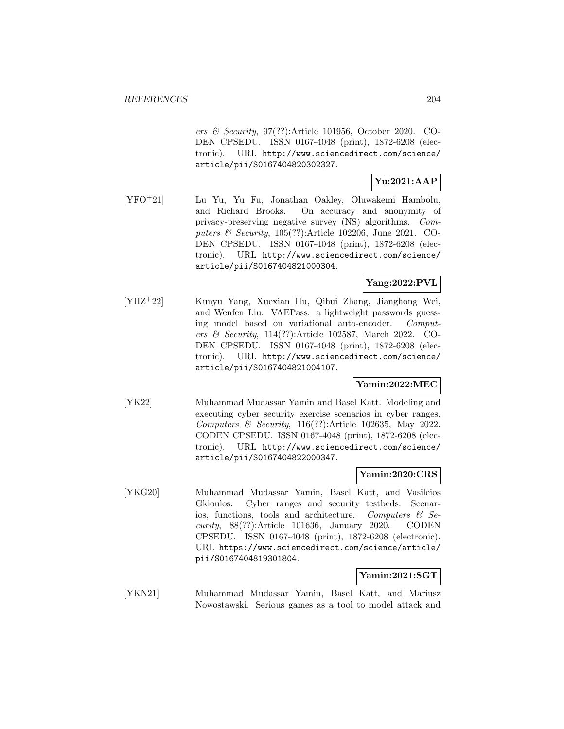*ers & Security*, 97(??):Article 101956, October 2020. CODEN CPSEDU. ISSN 0167-4048 (print), 1872-6208 (electronic). URL http://www.sciencedirect.com/science/article/pii/S0167404820302327.

**Yu:2021:AAP**

[YFO+21] Lu Yu, Yu Fu, Jonathan Oakley, Oluwakemi Hambolu, and Richard Brooks. On accuracy and anonymity of privacy-preserving negative survey (NS) algorithms. *Computers & Security*, 105(??):Article 102206, June 2021. CODEN CPSEDU. ISSN 0167-4048 (print), 1872-6208 (electronic). URL http://www.sciencedirect.com/science/article/pii/S0167404821000304.

**Yang:2022:PVL**

[YHZ+22] Kunyu Yang, Xuexian Hu, Qihui Zhang, Jianghong Wei, and Wenfen Liu. VAEPass: a lightweight passwords guessing model based on variational auto-encoder. *Computers & Security*, 114(??):Article 102587, March 2022. CODEN CPSEDU. ISSN 0167-4048 (print), 1872-6208 (electronic). URL http://www.sciencedirect.com/science/article/pii/S0167404821004107.

**Yamin:2022:MEC**

[YK22] Muhammad Mudassar Yamin and Basel Katt. Modeling and executing cyber security exercise scenarios in cyber ranges. *Computers & Security*, 116(??):Article 102635, May 2022. CODEN CPSEDU. ISSN 0167-4048 (print), 1872-6208 (electronic). URL http://www.sciencedirect.com/science/article/pii/S0167404822000347.

**Yamin:2020:CRS**

[YKG20] Muhammad Mudassar Yamin, Basel Katt, and Vasileios Gkioulos. Cyber ranges and security testbeds: Scenarios, functions, tools and architecture. *Computers & Security*, 88(??):Article 101636, January 2020. CODEN CPSEDU. ISSN 0167-4048 (print), 1872-6208 (electronic). URL https://www.sciencedirect.com/science/article/pii/S0167404819301804.

**Yamin:2021:SGT**

[YKN21] Muhammad Mudassar Yamin, Basel Katt, and Mariusz Nowostawski. Serious games as a tool to model attack and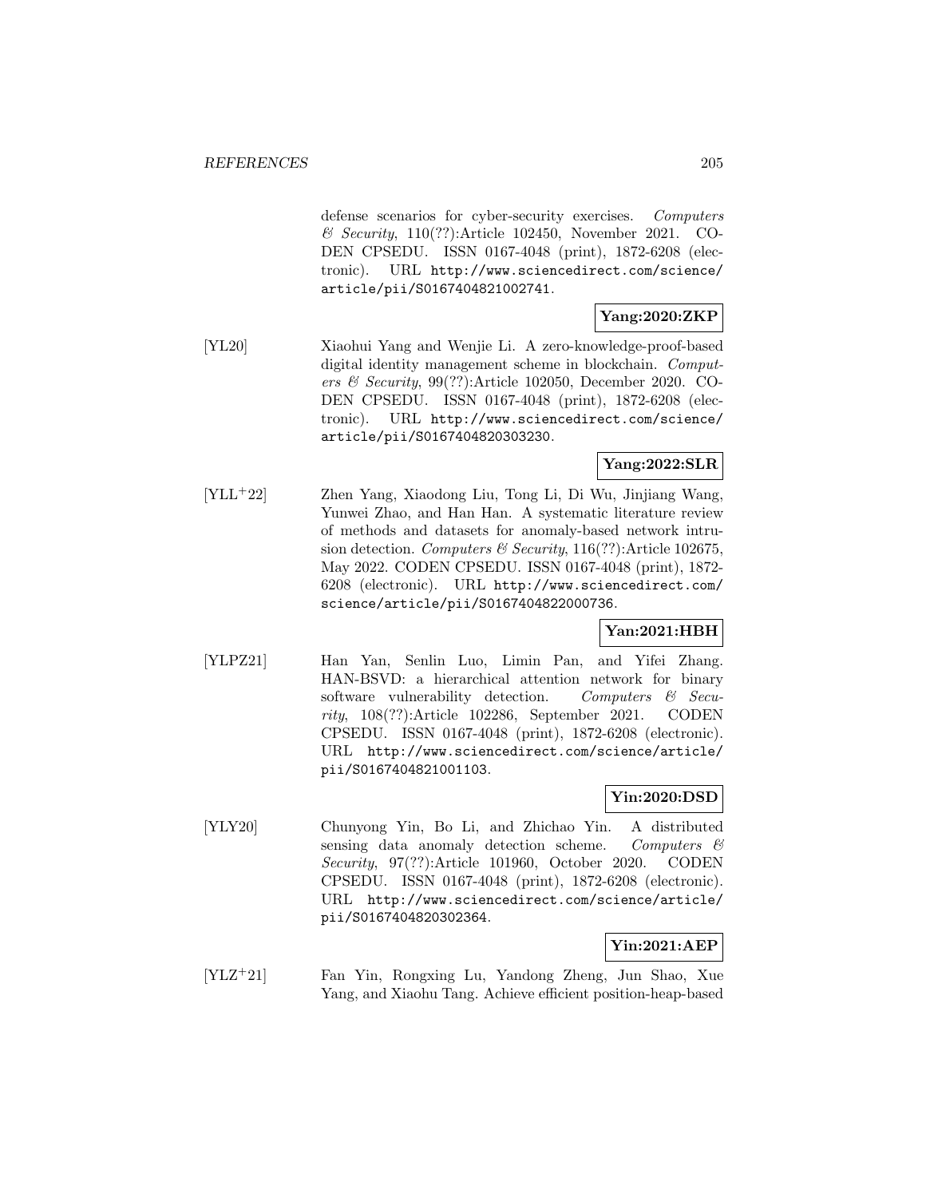defense scenarios for cyber-security exercises. *Computers & Security*, 110(??):Article 102450, November 2021. CODEN CPSEDU. ISSN 0167-4048 (print), 1872-6208 (electronic). URL http://www.sciencedirect.com/science/article/pii/S0167404821002741.

**Yang:2020:ZKP**

[YL20] Xiaohui Yang and Wenjie Li. A zero-knowledge-proof-based digital identity management scheme in blockchain. *Computers & Security*, 99(??):Article 102050, December 2020. CODEN CPSEDU. ISSN 0167-4048 (print), 1872-6208 (electronic). URL http://www.sciencedirect.com/science/article/pii/S0167404820303230.

**Yang:2022:SLR**

[YLL+22] Zhen Yang, Xiaodong Liu, Tong Li, Di Wu, Jinjiang Wang, Yunwei Zhao, and Han Han. A systematic literature review of methods and datasets for anomaly-based network intrusion detection. *Computers & Security*, 116(??):Article 102675, May 2022. CODEN CPSEDU. ISSN 0167-4048 (print), 1872-6208 (electronic). URL http://www.sciencedirect.com/science/article/pii/S0167404822000736.

**Yan:2021:HBH**

[YLPZ21] Han Yan, Senlin Luo, Limin Pan, and Yifei Zhang. HAN-BSVD: a hierarchical attention network for binary software vulnerability detection. *Computers & Security*, 108(??):Article 102286, September 2021. CODEN CPSEDU. ISSN 0167-4048 (print), 1872-6208 (electronic). URL http://www.sciencedirect.com/science/article/pii/S0167404821001103.

**Yin:2020:DSD**

[YLY20] Chunyong Yin, Bo Li, and Zhichao Yin. A distributed sensing data anomaly detection scheme. *Computers & Security*, 97(??):Article 101960, October 2020. CODEN CPSEDU. ISSN 0167-4048 (print), 1872-6208 (electronic). URL http://www.sciencedirect.com/science/article/pii/S0167404820302364.

**Yin:2021:AEP**

[YLZ+21] Fan Yin, Rongxing Lu, Yandong Zheng, Jun Shao, Xue Yang, and Xiaohu Tang. Achieve efficient position-heap-based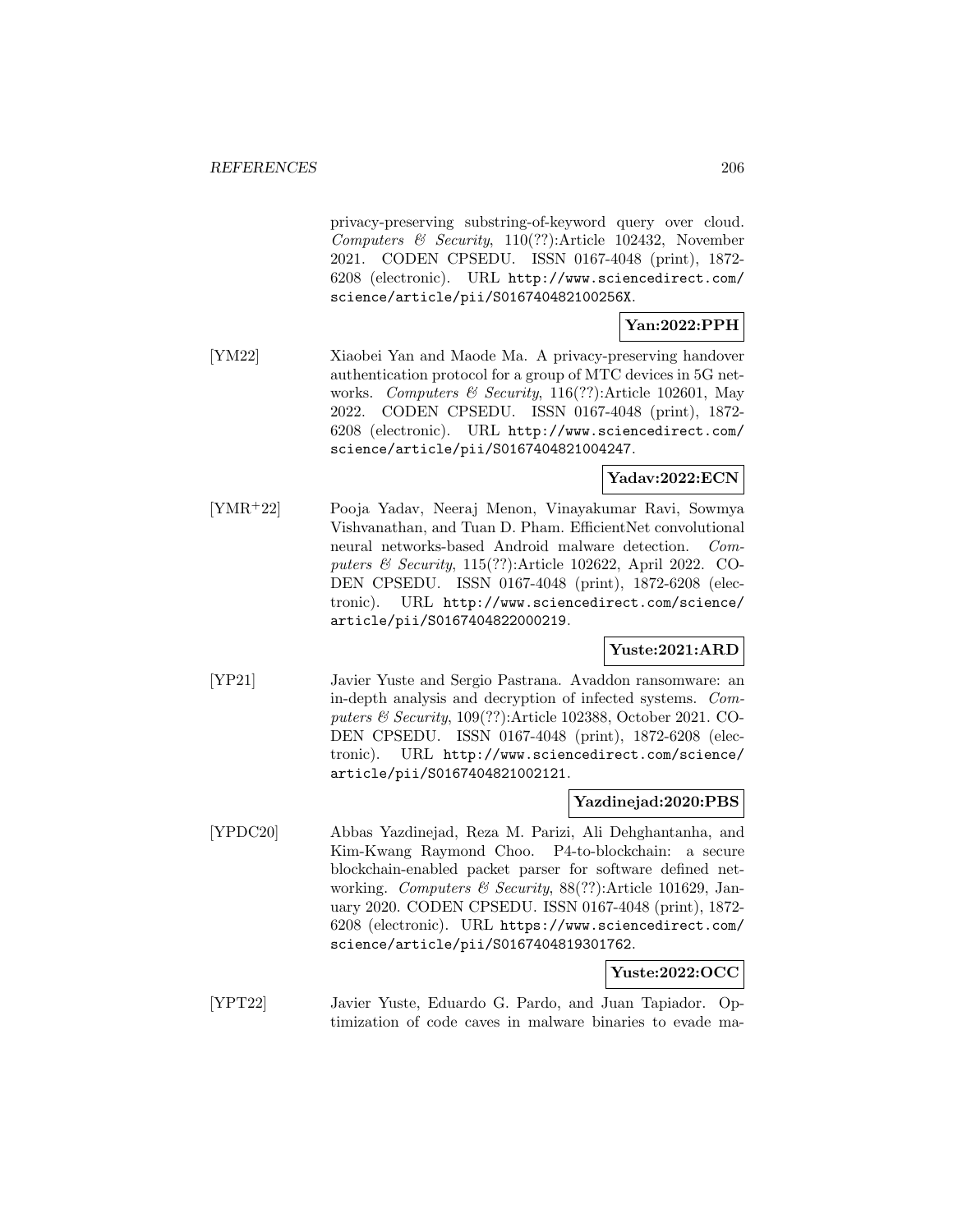privacy-preserving substring-of-keyword query over cloud. *Computers & Security*, 110(??):Article 102432, November 2021. CODEN CPSEDU. ISSN 0167-4048 (print), 1872-6208 (electronic). URL `http://www.sciencedirect.com/science/article/pii/S016740482100256X`.

**Yan:2022:PPH**

[YM22] Xiaobei Yan and Maode Ma. A privacy-preserving handover authentication protocol for a group of MTC devices in 5G networks. *Computers & Security*, 116(??):Article 102601, May 2022. CODEN CPSEDU. ISSN 0167-4048 (print), 1872-6208 (electronic). URL `http://www.sciencedirect.com/science/article/pii/S0167404821004247`.

**Yadav:2022:ECN**

[YMR+22] Pooja Yadav, Neeraj Menon, Vinayakumar Ravi, Sowmya Vishvanathan, and Tuan D. Pham. EfficientNet convolutional neural networks-based Android malware detection. *Computers & Security*, 115(??):Article 102622, April 2022. CODEN CPSEDU. ISSN 0167-4048 (print), 1872-6208 (electronic). URL `http://www.sciencedirect.com/science/article/pii/S0167404822000219`.

**Yuste:2021:ARD**

[YP21] Javier Yuste and Sergio Pastrana. Avaddon ransomware: an in-depth analysis and decryption of infected systems. *Computers & Security*, 109(??):Article 102388, October 2021. CODEN CPSEDU. ISSN 0167-4048 (print), 1872-6208 (electronic). URL `http://www.sciencedirect.com/science/article/pii/S0167404821002121`.

**Yazdinejad:2020:PBS**

[YPDC20] Abbas Yazdinejad, Reza M. Parizi, Ali Dehghantanha, and Kim-Kwang Raymond Choo. P4-to-blockchain: a secure blockchain-enabled packet parser for software defined networking. *Computers & Security*, 88(??):Article 101629, January 2020. CODEN CPSEDU. ISSN 0167-4048 (print), 1872-6208 (electronic). URL `https://www.sciencedirect.com/science/article/pii/S0167404819301762`.

**Yuste:2022:OCC**

[YPT22] Javier Yuste, Eduardo G. Pardo, and Juan Tapiador. Optimization of code caves in malware binaries to evade ma-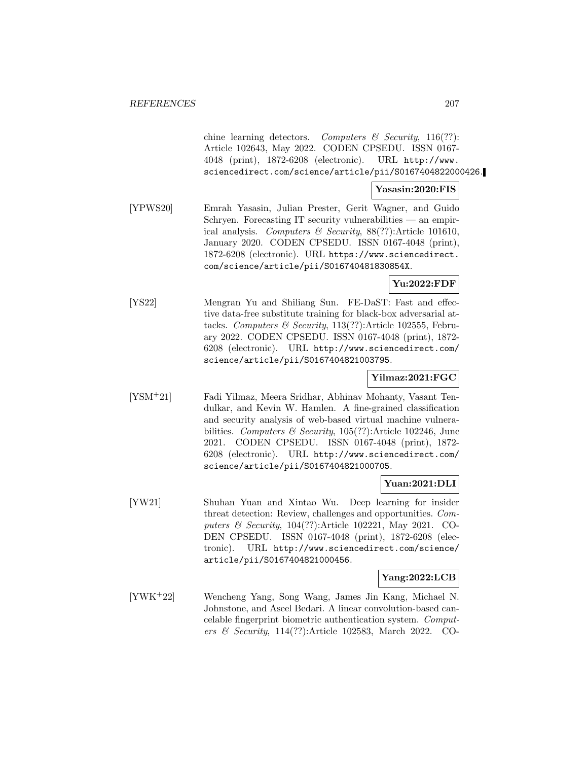chine learning detectors. *Computers & Security*, 116(??): Article 102643, May 2022. CODEN CPSEDU. ISSN 0167-4048 (print), 1872-6208 (electronic). URL http://www.sciencedirect.com/science/article/pii/S0167404822000426.

**Yasasin:2020:FIS**

[YPWS20] Emrah Yasasin, Julian Prester, Gerit Wagner, and Guido Schryen. Forecasting IT security vulnerabilities — an empirical analysis. *Computers & Security*, 88(??):Article 101610, January 2020. CODEN CPSEDU. ISSN 0167-4048 (print), 1872-6208 (electronic). URL https://www.sciencedirect.com/science/article/pii/S016740481830854X.

**Yu:2022:FDF**

[YS22] Mengran Yu and Shiliang Sun. FE-DaST: Fast and effective data-free substitute training for black-box adversarial attacks. *Computers & Security*, 113(??):Article 102555, February 2022. CODEN CPSEDU. ISSN 0167-4048 (print), 1872-6208 (electronic). URL http://www.sciencedirect.com/science/article/pii/S0167404821003795.

**Yilmaz:2021:FGC**

[YSM+21] Fadi Yilmaz, Meera Sridhar, Abhinav Mohanty, Vasant Tendulkar, and Kevin W. Hamlen. A fine-grained classification and security analysis of web-based virtual machine vulnerabilities. *Computers & Security*, 105(??):Article 102246, June 2021. CODEN CPSEDU. ISSN 0167-4048 (print), 1872-6208 (electronic). URL http://www.sciencedirect.com/science/article/pii/S0167404821000705.

**Yuan:2021:DLI**

[YW21] Shuhan Yuan and Xintao Wu. Deep learning for insider threat detection: Review, challenges and opportunities. *Computers & Security*, 104(??):Article 102221, May 2021. CODEN CPSEDU. ISSN 0167-4048 (print), 1872-6208 (electronic). URL http://www.sciencedirect.com/science/article/pii/S0167404821000456.

**Yang:2022:LCB**

[YWK+22] Wencheng Yang, Song Wang, James Jin Kang, Michael N. Johnstone, and Aseel Bedari. A linear convolution-based cancelable fingerprint biometric authentication system. *Computers & Security*, 114(??):Article 102583, March 2022. CO-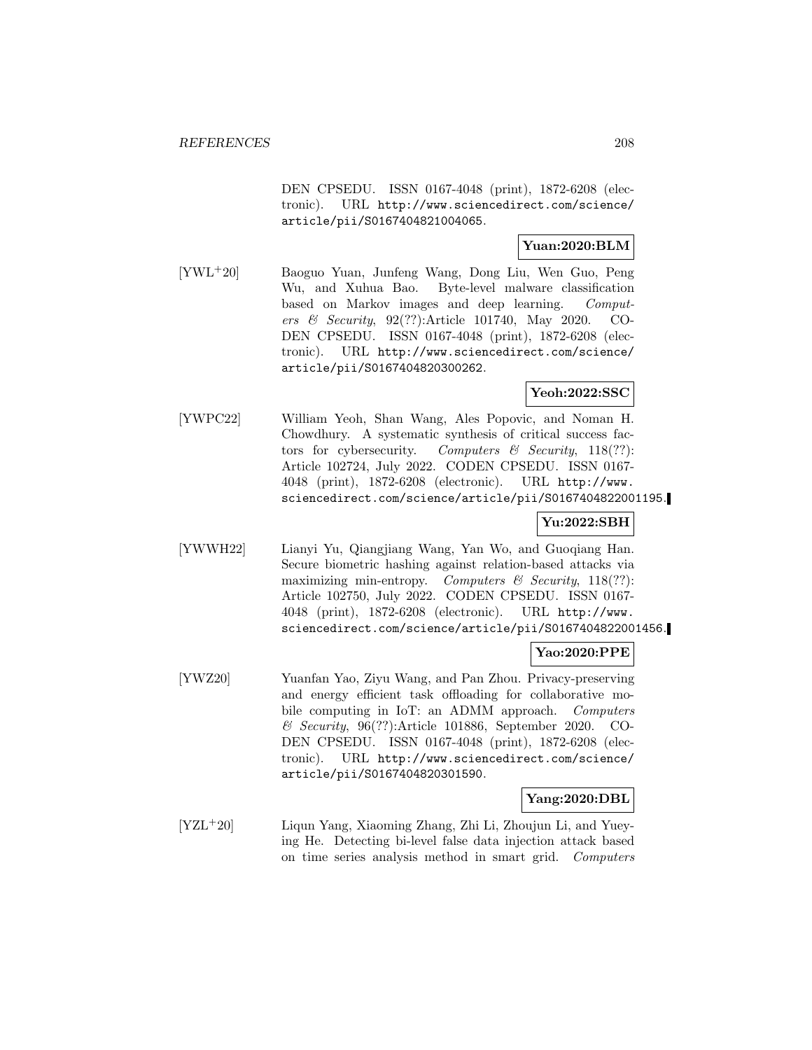DEN CPSEDU. ISSN 0167-4048 (print), 1872-6208 (electronic). URL http://www.sciencedirect.com/science/article/pii/S0167404821004065.

**Yuan:2020:BLM**

[YWL+20] Baoguo Yuan, Junfeng Wang, Dong Liu, Wen Guo, Peng Wu, and Xuhua Bao. Byte-level malware classification based on Markov images and deep learning. *Computers & Security*, 92(??):Article 101740, May 2020. CODEN CPSEDU. ISSN 0167-4048 (print), 1872-6208 (electronic). URL http://www.sciencedirect.com/science/article/pii/S0167404820300262.

**Yeoh:2022:SSC**

[YWPC22] William Yeoh, Shan Wang, Ales Popovic, and Noman H. Chowdhury. A systematic synthesis of critical success factors for cybersecurity. *Computers & Security*, 118(??): Article 102724, July 2022. CODEN CPSEDU. ISSN 0167-4048 (print), 1872-6208 (electronic). URL http://www.sciencedirect.com/science/article/pii/S0167404822001195.

**Yu:2022:SBH**

[YWWH22] Lianyi Yu, Qiangjiang Wang, Yan Wo, and Guoqiang Han. Secure biometric hashing against relation-based attacks via maximizing min-entropy. *Computers & Security*, 118(??): Article 102750, July 2022. CODEN CPSEDU. ISSN 0167-4048 (print), 1872-6208 (electronic). URL http://www.sciencedirect.com/science/article/pii/S0167404822001456.

**Yao:2020:PPE**

[YWZ20] Yuanfan Yao, Ziyu Wang, and Pan Zhou. Privacy-preserving and energy efficient task offloading for collaborative mobile computing in IoT: an ADMM approach. *Computers & Security*, 96(??):Article 101886, September 2020. CODEN CPSEDU. ISSN 0167-4048 (print), 1872-6208 (electronic). URL http://www.sciencedirect.com/science/article/pii/S0167404820301590.

**Yang:2020:DBL**

[YZL+20] Liqun Yang, Xiaoming Zhang, Zhi Li, Zhoujun Li, and Yueying He. Detecting bi-level false data injection attack based on time series analysis method in smart grid. *Computers*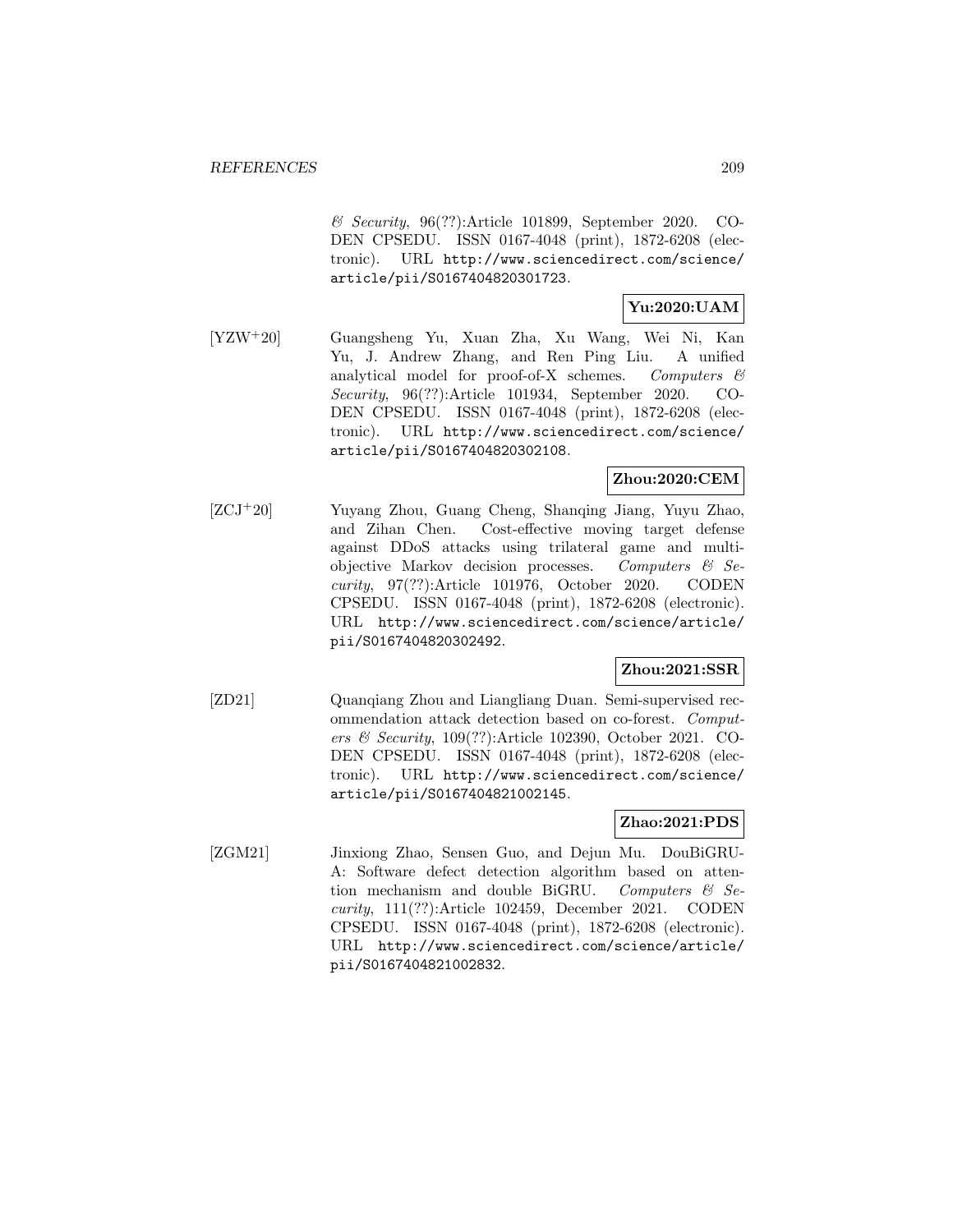*& Security*, 96(??):Article 101899, September 2020. CODEN CPSEDU. ISSN 0167-4048 (print), 1872-6208 (electronic). URL http://www.sciencedirect.com/science/article/pii/S0167404820301723.

**Yu:2020:UAM**

[YZW+20] Guangsheng Yu, Xuan Zha, Xu Wang, Wei Ni, Kan Yu, J. Andrew Zhang, and Ren Ping Liu. A unified analytical model for proof-of-X schemes. *Computers & Security*, 96(??):Article 101934, September 2020. CODEN CPSEDU. ISSN 0167-4048 (print), 1872-6208 (electronic). URL http://www.sciencedirect.com/science/article/pii/S0167404820302108.

**Zhou:2020:CEM**

[ZCJ+20] Yuyang Zhou, Guang Cheng, Shanqing Jiang, Yuyu Zhao, and Zihan Chen. Cost-effective moving target defense against DDoS attacks using trilateral game and multi-objective Markov decision processes. *Computers & Security*, 97(??):Article 101976, October 2020. CODEN CPSEDU. ISSN 0167-4048 (print), 1872-6208 (electronic). URL http://www.sciencedirect.com/science/article/pii/S0167404820302492.

**Zhou:2021:SSR**

[ZD21] Quanqiang Zhou and Liangliang Duan. Semi-supervised recommendation attack detection based on co-forest. *Computers & Security*, 109(??):Article 102390, October 2021. CODEN CPSEDU. ISSN 0167-4048 (print), 1872-6208 (electronic). URL http://www.sciencedirect.com/science/article/pii/S0167404821002145.

**Zhao:2021:PDS**

[ZGM21] Jinxiong Zhao, Sensen Guo, and Dejun Mu. DouBiGRU-A: Software defect detection algorithm based on attention mechanism and double BiGRU. *Computers & Security*, 111(??):Article 102459, December 2021. CODEN CPSEDU. ISSN 0167-4048 (print), 1872-6208 (electronic). URL http://www.sciencedirect.com/science/article/pii/S0167404821002832.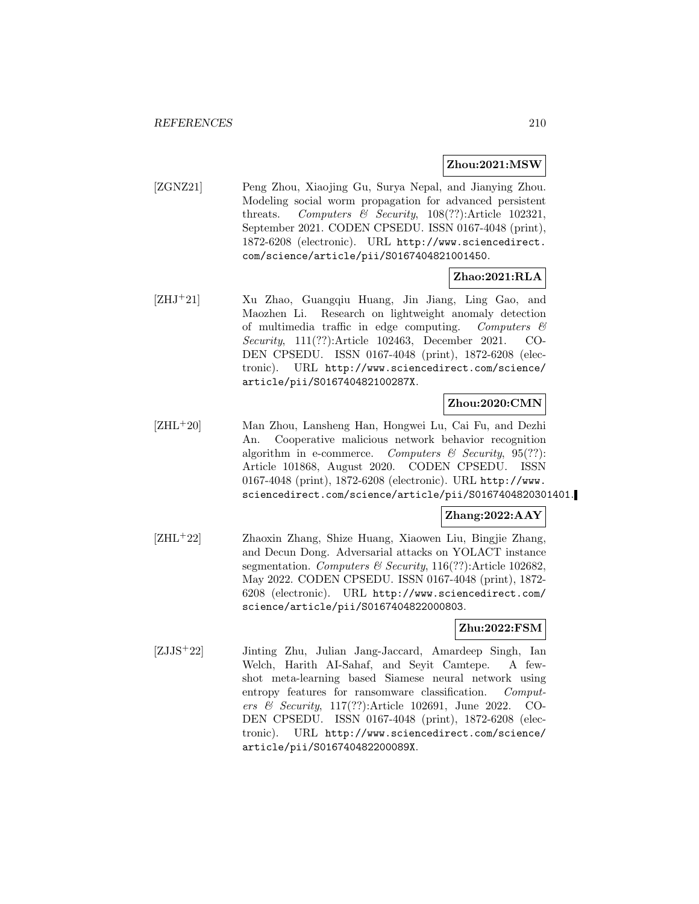**Zhou:2021:MSW**

[ZGNZ21] Peng Zhou, Xiaojing Gu, Surya Nepal, and Jianying Zhou. Modeling social worm propagation for advanced persistent threats. *Computers & Security*, 108(??):Article 102321, September 2021. CODEN CPSEDU. ISSN 0167-4048 (print), 1872-6208 (electronic). URL http://www.sciencedirect.com/science/article/pii/S0167404821001450.

**Zhao:2021:RLA**

[ZHJ+21] Xu Zhao, Guangqiu Huang, Jin Jiang, Ling Gao, and Maozhen Li. Research on lightweight anomaly detection of multimedia traffic in edge computing. *Computers & Security*, 111(??):Article 102463, December 2021. CODEN CPSEDU. ISSN 0167-4048 (print), 1872-6208 (electronic). URL http://www.sciencedirect.com/science/article/pii/S016740482100287X.

**Zhou:2020:CMN**

[ZHL+20] Man Zhou, Lansheng Han, Hongwei Lu, Cai Fu, and Dezhi An. Cooperative malicious network behavior recognition algorithm in e-commerce. *Computers & Security*, 95(??): Article 101868, August 2020. CODEN CPSEDU. ISSN 0167-4048 (print), 1872-6208 (electronic). URL http://www.sciencedirect.com/science/article/pii/S0167404820301401.

**Zhang:2022:AAY**

[ZHL+22] Zhaoxin Zhang, Shize Huang, Xiaowen Liu, Bingjie Zhang, and Decun Dong. Adversarial attacks on YOLACT instance segmentation. *Computers & Security*, 116(??):Article 102682, May 2022. CODEN CPSEDU. ISSN 0167-4048 (print), 1872-6208 (electronic). URL http://www.sciencedirect.com/science/article/pii/S0167404822000803.

**Zhu:2022:FSM**

[ZJJS+22] Jinting Zhu, Julian Jang-Jaccard, Amardeep Singh, Ian Welch, Harith AI-Sahaf, and Seyit Camtepe. A few-shot meta-learning based Siamese neural network using entropy features for ransomware classification. *Computers & Security*, 117(??):Article 102691, June 2022. CODEN CPSEDU. ISSN 0167-4048 (print), 1872-6208 (electronic). URL http://www.sciencedirect.com/science/article/pii/S016740482200089X.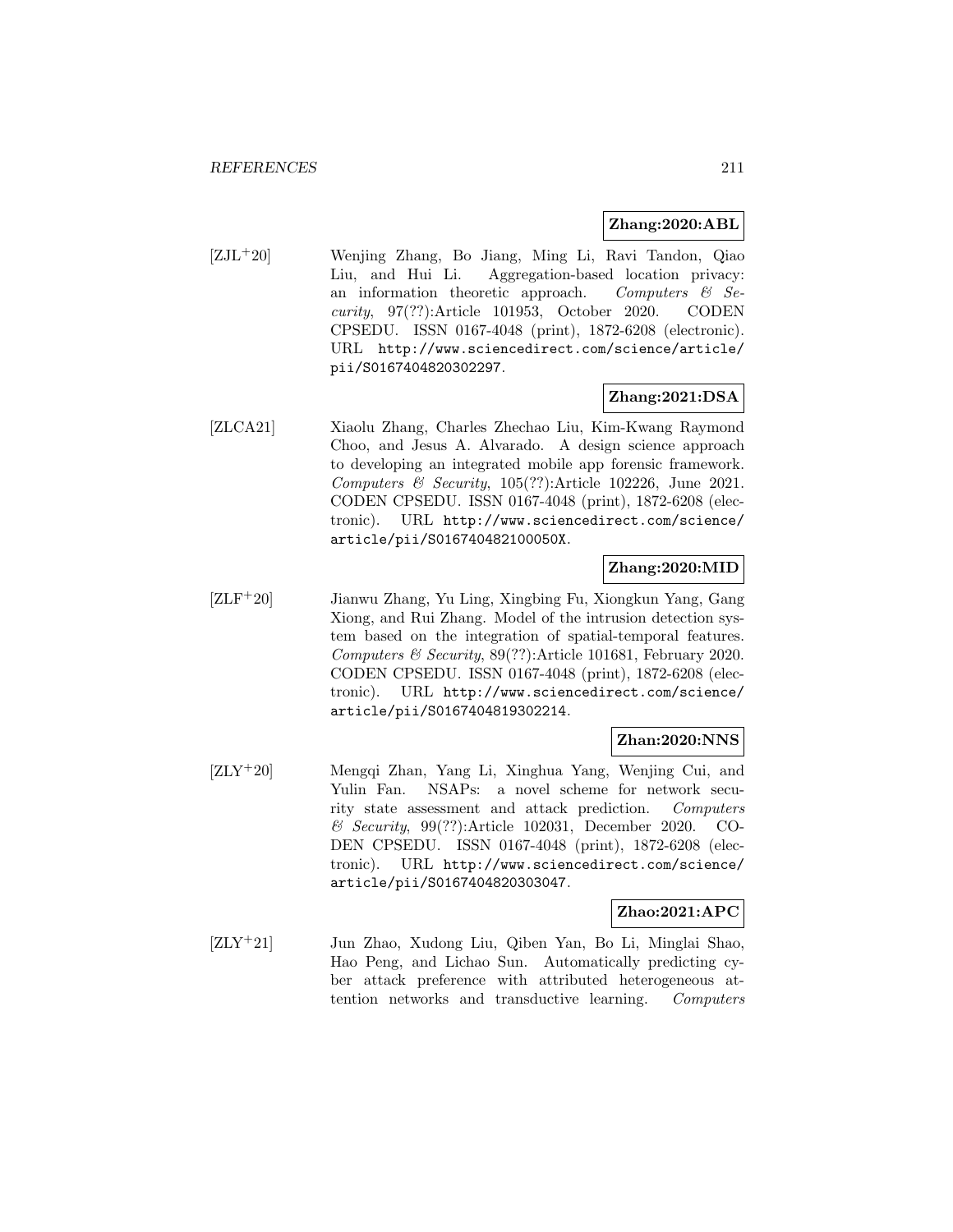**Zhang:2020:ABL**

[ZJL+20] Wenjing Zhang, Bo Jiang, Ming Li, Ravi Tandon, Qiao Liu, and Hui Li. Aggregation-based location privacy: an information theoretic approach. *Computers & Security*, 97(??):Article 101953, October 2020. CODEN CPSEDU. ISSN 0167-4048 (print), 1872-6208 (electronic). URL `http://www.sciencedirect.com/science/article/pii/S0167404820302297`.

**Zhang:2021:DSA**

[ZLCA21] Xiaolu Zhang, Charles Zhechao Liu, Kim-Kwang Raymond Choo, and Jesus A. Alvarado. A design science approach to developing an integrated mobile app forensic framework. *Computers & Security*, 105(??):Article 102226, June 2021. CODEN CPSEDU. ISSN 0167-4048 (print), 1872-6208 (electronic). URL `http://www.sciencedirect.com/science/article/pii/S016740482100050X`.

**Zhang:2020:MID**

[ZLF+20] Jianwu Zhang, Yu Ling, Xingbing Fu, Xiongkun Yang, Gang Xiong, and Rui Zhang. Model of the intrusion detection system based on the integration of spatial-temporal features. *Computers & Security*, 89(??):Article 101681, February 2020. CODEN CPSEDU. ISSN 0167-4048 (print), 1872-6208 (electronic). URL `http://www.sciencedirect.com/science/article/pii/S0167404819302214`.

**Zhan:2020:NNS**

[ZLY+20] Mengqi Zhan, Yang Li, Xinghua Yang, Wenjing Cui, and Yulin Fan. NSAPs: a novel scheme for network security state assessment and attack prediction. *Computers & Security*, 99(??):Article 102031, December 2020. CODEN CPSEDU. ISSN 0167-4048 (print), 1872-6208 (electronic). URL `http://www.sciencedirect.com/science/article/pii/S0167404820303047`.

**Zhao:2021:APC**

[ZLY+21] Jun Zhao, Xudong Liu, Qiben Yan, Bo Li, Minglai Shao, Hao Peng, and Lichao Sun. Automatically predicting cyber attack preference with attributed heterogeneous attention networks and transductive learning. *Computers*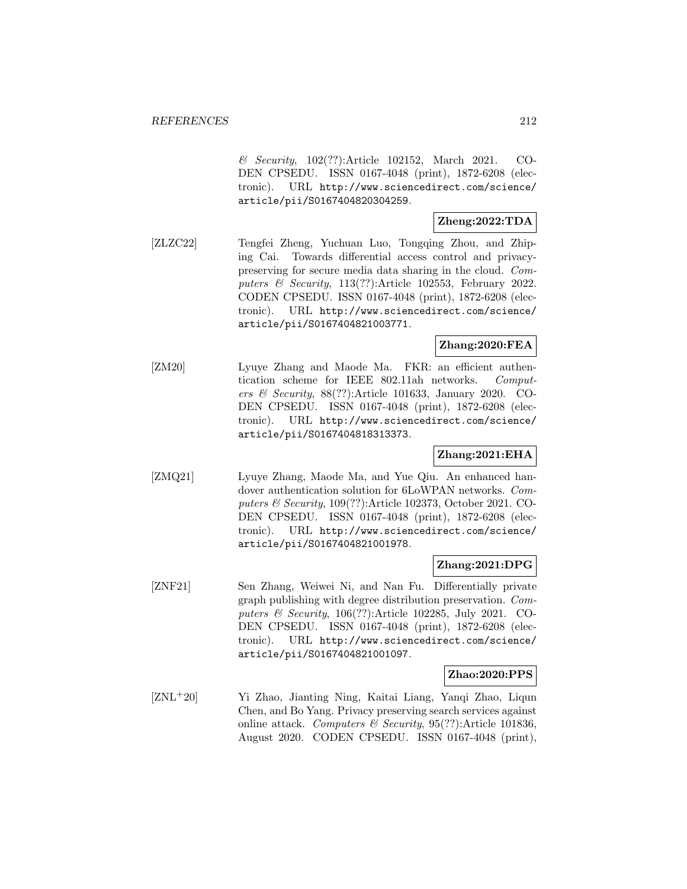*& Security*, 102(??):Article 102152, March 2021. CODEN CPSEDU. ISSN 0167-4048 (print), 1872-6208 (electronic). URL http://www.sciencedirect.com/science/article/pii/S0167404820304259.

**Zheng:2022:TDA**

[ZLZC22] Tengfei Zheng, Yuchuan Luo, Tongqing Zhou, and Zhiping Cai. Towards differential access control and privacy-preserving for secure media data sharing in the cloud. *Computers & Security*, 113(??):Article 102553, February 2022. CODEN CPSEDU. ISSN 0167-4048 (print), 1872-6208 (electronic). URL http://www.sciencedirect.com/science/article/pii/S0167404821003771.

**Zhang:2020:FEA**

[ZM20] Lyuye Zhang and Maode Ma. FKR: an efficient authentication scheme for IEEE 802.11ah networks. *Computers & Security*, 88(??):Article 101633, January 2020. CODEN CPSEDU. ISSN 0167-4048 (print), 1872-6208 (electronic). URL http://www.sciencedirect.com/science/article/pii/S0167404818313373.

**Zhang:2021:EHA**

[ZMQ21] Lyuye Zhang, Maode Ma, and Yue Qiu. An enhanced handover authentication solution for 6LoWPAN networks. *Computers & Security*, 109(??):Article 102373, October 2021. CODEN CPSEDU. ISSN 0167-4048 (print), 1872-6208 (electronic). URL http://www.sciencedirect.com/science/article/pii/S0167404821001978.

**Zhang:2021:DPG**

[ZNF21] Sen Zhang, Weiwei Ni, and Nan Fu. Differentially private graph publishing with degree distribution preservation. *Computers & Security*, 106(??):Article 102285, July 2021. CODEN CPSEDU. ISSN 0167-4048 (print), 1872-6208 (electronic). URL http://www.sciencedirect.com/science/article/pii/S0167404821001097.

**Zhao:2020:PPS**

[ZNL+20] Yi Zhao, Jianting Ning, Kaitai Liang, Yanqi Zhao, Liqun Chen, and Bo Yang. Privacy preserving search services against online attack. *Computers & Security*, 95(??):Article 101836, August 2020. CODEN CPSEDU. ISSN 0167-4048 (print),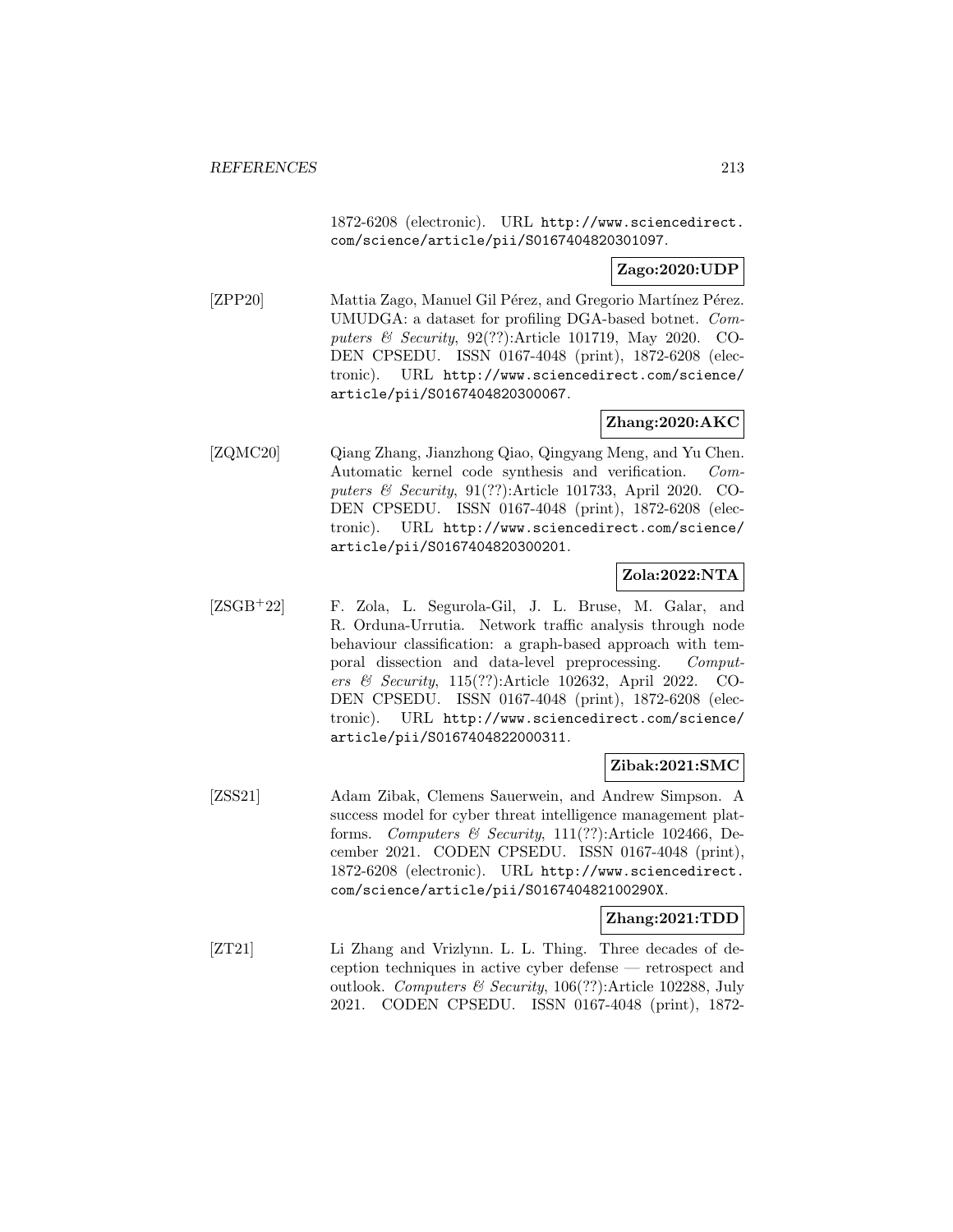1872-6208 (electronic). URL http://www.sciencedirect.com/science/article/pii/S0167404820301097.

**Zago:2020:UDP**

[ZPP20] Mattia Zago, Manuel Gil Pérez, and Gregorio Martínez Pérez. UMUDGA: a dataset for profiling DGA-based botnet. *Computers & Security*, 92(??):Article 101719, May 2020. CODEN CPSEDU. ISSN 0167-4048 (print), 1872-6208 (electronic). URL http://www.sciencedirect.com/science/article/pii/S0167404820300067.

**Zhang:2020:AKC**

[ZQMC20] Qiang Zhang, Jianzhong Qiao, Qingyang Meng, and Yu Chen. Automatic kernel code synthesis and verification. *Computers & Security*, 91(??):Article 101733, April 2020. CODEN CPSEDU. ISSN 0167-4048 (print), 1872-6208 (electronic). URL http://www.sciencedirect.com/science/article/pii/S0167404820300201.

**Zola:2022:NTA**

[ZSGB+22] F. Zola, L. Segurola-Gil, J. L. Bruse, M. Galar, and R. Orduna-Urrutia. Network traffic analysis through node behaviour classification: a graph-based approach with temporal dissection and data-level preprocessing. *Computers & Security*, 115(??):Article 102632, April 2022. CODEN CPSEDU. ISSN 0167-4048 (print), 1872-6208 (electronic). URL http://www.sciencedirect.com/science/article/pii/S0167404822000311.

**Zibak:2021:SMC**

[ZSS21] Adam Zibak, Clemens Sauerwein, and Andrew Simpson. A success model for cyber threat intelligence management platforms. *Computers & Security*, 111(??):Article 102466, December 2021. CODEN CPSEDU. ISSN 0167-4048 (print), 1872-6208 (electronic). URL http://www.sciencedirect.com/science/article/pii/S016740482100290X.

**Zhang:2021:TDD**

[ZT21] Li Zhang and Vrizlynn. L. L. Thing. Three decades of deception techniques in active cyber defense — retrospect and outlook. *Computers & Security*, 106(??):Article 102288, July 2021. CODEN CPSEDU. ISSN 0167-4048 (print), 1872-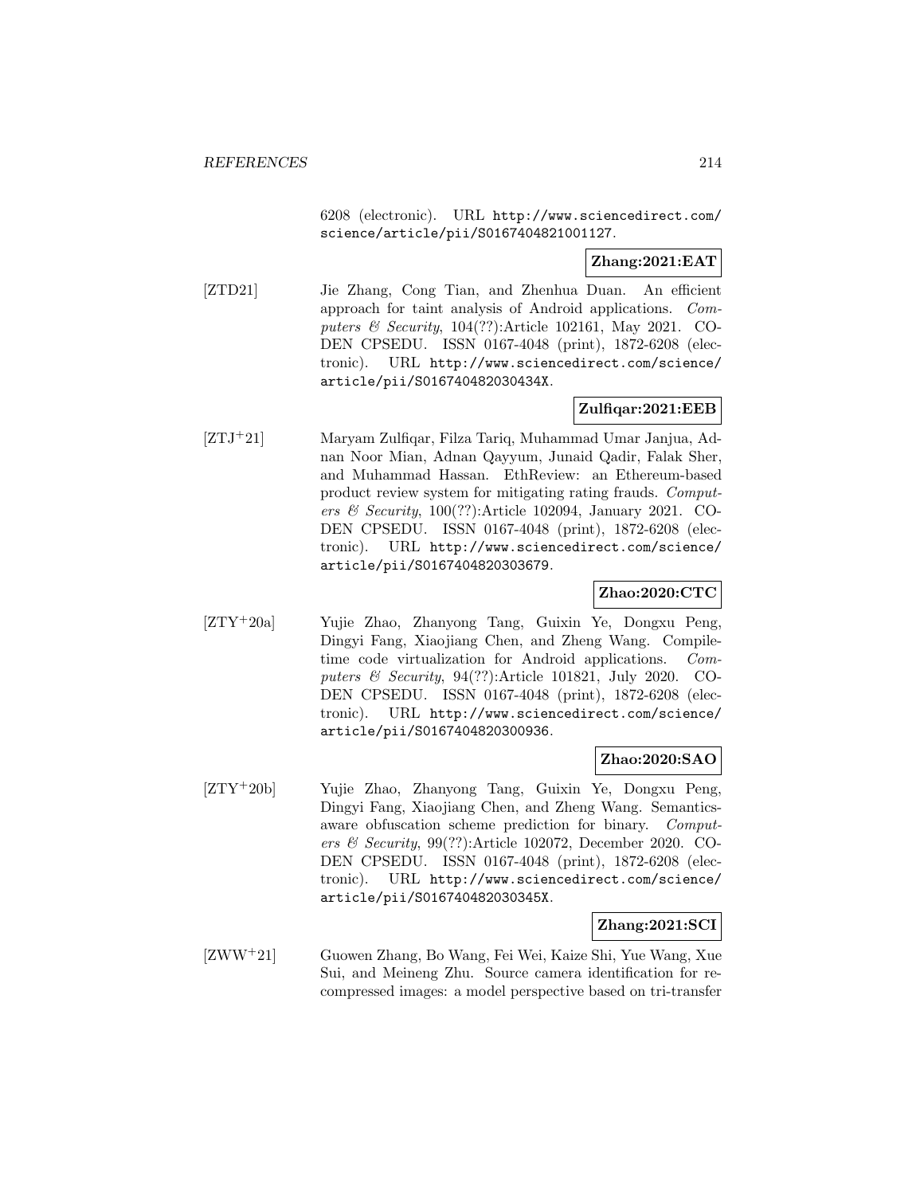6208 (electronic). URL http://www.sciencedirect.com/science/article/pii/S0167404821001127.

**Zhang:2021:EAT**

[ZTD21] Jie Zhang, Cong Tian, and Zhenhua Duan. An efficient approach for taint analysis of Android applications. *Computers & Security*, 104(??):Article 102161, May 2021. CODEN CPSEDU. ISSN 0167-4048 (print), 1872-6208 (electronic). URL http://www.sciencedirect.com/science/article/pii/S016740482030434X.

**Zulfiqar:2021:EEB**

[ZTJ+21] Maryam Zulfiqar, Filza Tariq, Muhammad Umar Janjua, Adnan Noor Mian, Adnan Qayyum, Junaid Qadir, Falak Sher, and Muhammad Hassan. EthReview: an Ethereum-based product review system for mitigating rating frauds. *Computers & Security*, 100(??):Article 102094, January 2021. CODEN CPSEDU. ISSN 0167-4048 (print), 1872-6208 (electronic). URL http://www.sciencedirect.com/science/article/pii/S0167404820303679.

**Zhao:2020:CTC**

[ZTY+20a] Yujie Zhao, Zhanyong Tang, Guixin Ye, Dongxu Peng, Dingyi Fang, Xiaojiang Chen, and Zheng Wang. Compile-time code virtualization for Android applications. *Computers & Security*, 94(??):Article 101821, July 2020. CODEN CPSEDU. ISSN 0167-4048 (print), 1872-6208 (electronic). URL http://www.sciencedirect.com/science/article/pii/S0167404820300936.

**Zhao:2020:SAO**

[ZTY+20b] Yujie Zhao, Zhanyong Tang, Guixin Ye, Dongxu Peng, Dingyi Fang, Xiaojiang Chen, and Zheng Wang. Semantics-aware obfuscation scheme prediction for binary. *Computers & Security*, 99(??):Article 102072, December 2020. CODEN CPSEDU. ISSN 0167-4048 (print), 1872-6208 (electronic). URL http://www.sciencedirect.com/science/article/pii/S016740482030345X.

**Zhang:2021:SCI**

[ZWW+21] Guowen Zhang, Bo Wang, Fei Wei, Kaize Shi, Yue Wang, Xue Sui, and Meineng Zhu. Source camera identification for re-compressed images: a model perspective based on tri-transfer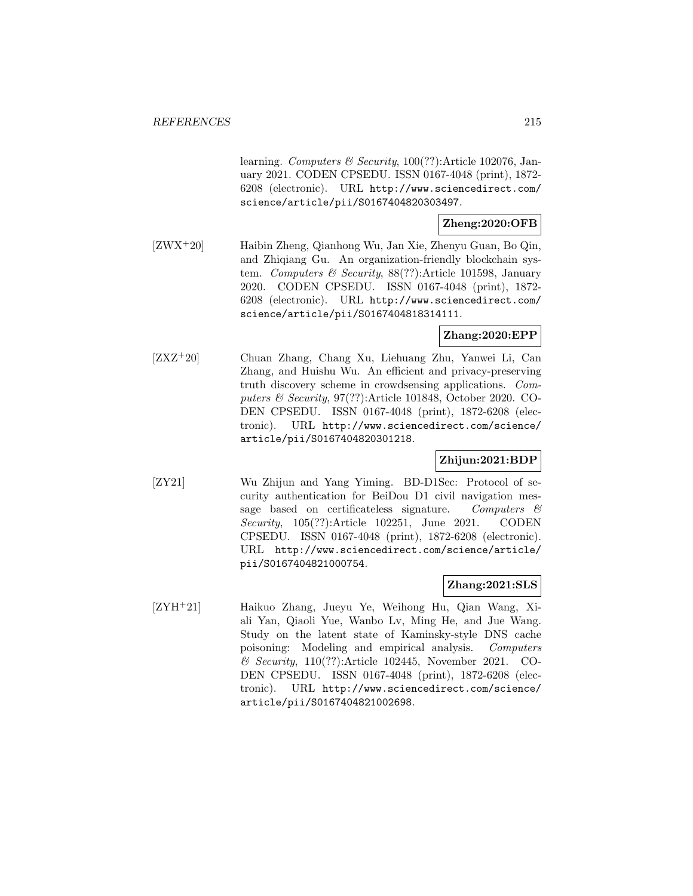learning. *Computers & Security*, 100(??):Article 102076, January 2021. CODEN CPSEDU. ISSN 0167-4048 (print), 1872-6208 (electronic). URL `http://www.sciencedirect.com/science/article/pii/S0167404820303497`.

**Zheng:2020:OFB**

[ZWX+20] Haibin Zheng, Qianhong Wu, Jan Xie, Zhenyu Guan, Bo Qin, and Zhiqiang Gu. An organization-friendly blockchain system. *Computers & Security*, 88(??):Article 101598, January 2020. CODEN CPSEDU. ISSN 0167-4048 (print), 1872-6208 (electronic). URL `http://www.sciencedirect.com/science/article/pii/S0167404818314111`.

**Zhang:2020:EPP**

[ZXZ+20] Chuan Zhang, Chang Xu, Liehuang Zhu, Yanwei Li, Can Zhang, and Huishu Wu. An efficient and privacy-preserving truth discovery scheme in crowdsensing applications. *Computers & Security*, 97(??):Article 101848, October 2020. CODEN CPSEDU. ISSN 0167-4048 (print), 1872-6208 (electronic). URL `http://www.sciencedirect.com/science/article/pii/S0167404820301218`.

**Zhijun:2021:BDP**

[ZY21] Wu Zhijun and Yang Yiming. BD-D1Sec: Protocol of security authentication for BeiDou D1 civil navigation message based on certificateless signature. *Computers & Security*, 105(??):Article 102251, June 2021. CODEN CPSEDU. ISSN 0167-4048 (print), 1872-6208 (electronic). URL `http://www.sciencedirect.com/science/article/pii/S0167404821000754`.

**Zhang:2021:SLS**

[ZYH+21] Haikuo Zhang, Jueyu Ye, Weihong Hu, Qian Wang, Xiali Yan, Qiaoli Yue, Wanbo Lv, Ming He, and Jue Wang. Study on the latent state of Kaminsky-style DNS cache poisoning: Modeling and empirical analysis. *Computers & Security*, 110(??):Article 102445, November 2021. CODEN CPSEDU. ISSN 0167-4048 (print), 1872-6208 (electronic). URL `http://www.sciencedirect.com/science/article/pii/S0167404821002698`.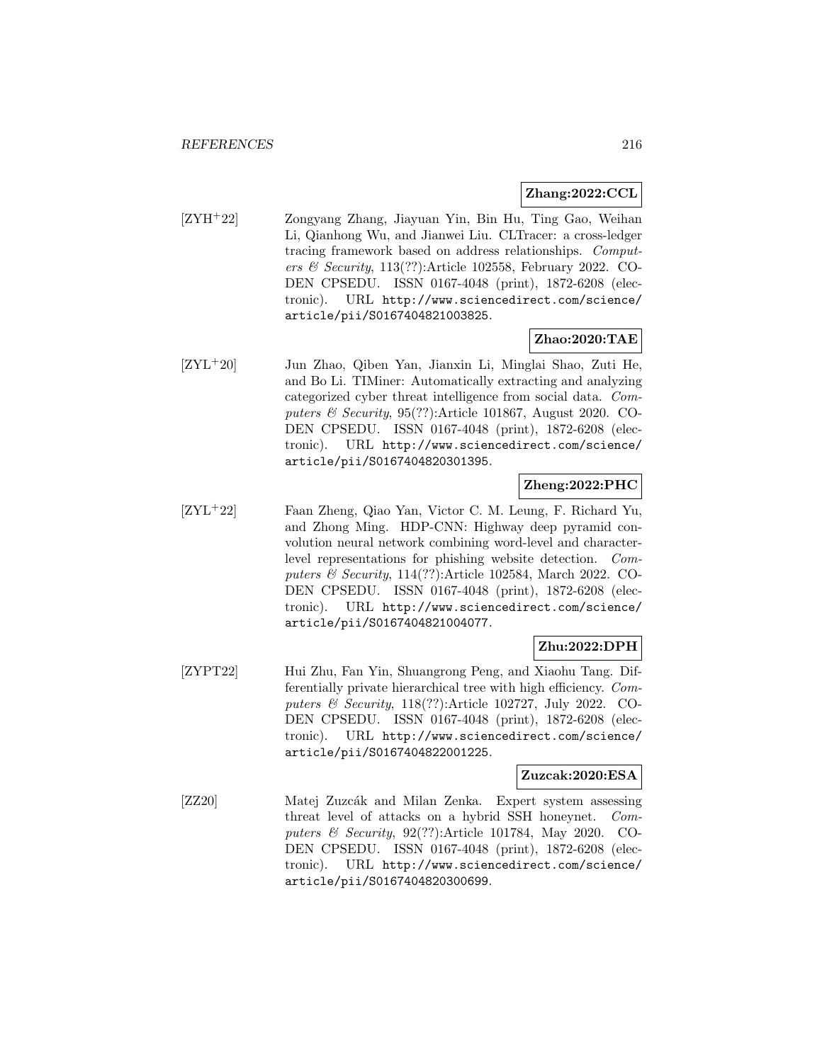**Zhang:2022:CCL**

[ZYH+22] Zongyang Zhang, Jiayuan Yin, Bin Hu, Ting Gao, Weihan Li, Qianhong Wu, and Jianwei Liu. CLTracer: a cross-ledger tracing framework based on address relationships. *Computers & Security*, 113(??):Article 102558, February 2022. CODEN CPSEDU. ISSN 0167-4048 (print), 1872-6208 (electronic). URL `http://www.sciencedirect.com/science/article/pii/S0167404821003825`.

**Zhao:2020:TAE**

[ZYL+20] Jun Zhao, Qiben Yan, Jianxin Li, Minglai Shao, Zuti He, and Bo Li. TIMiner: Automatically extracting and analyzing categorized cyber threat intelligence from social data. *Computers & Security*, 95(??):Article 101867, August 2020. CODEN CPSEDU. ISSN 0167-4048 (print), 1872-6208 (electronic). URL `http://www.sciencedirect.com/science/article/pii/S0167404820301395`.

**Zheng:2022:PHC**

[ZYL+22] Faan Zheng, Qiao Yan, Victor C. M. Leung, F. Richard Yu, and Zhong Ming. HDP-CNN: Highway deep pyramid convolution neural network combining word-level and character-level representations for phishing website detection. *Computers & Security*, 114(??):Article 102584, March 2022. CODEN CPSEDU. ISSN 0167-4048 (print), 1872-6208 (electronic). URL `http://www.sciencedirect.com/science/article/pii/S0167404821004077`.

**Zhu:2022:DPH**

[ZYPT22] Hui Zhu, Fan Yin, Shuangrong Peng, and Xiaohu Tang. Differentially private hierarchical tree with high efficiency. *Computers & Security*, 118(??):Article 102727, July 2022. CODEN CPSEDU. ISSN 0167-4048 (print), 1872-6208 (electronic). URL `http://www.sciencedirect.com/science/article/pii/S0167404822001225`.

**Zuzcak:2020:ESA**

[ZZ20] Matej Zuzcák and Milan Zenka. Expert system assessing threat level of attacks on a hybrid SSH honeynet. *Computers & Security*, 92(??):Article 101784, May 2020. CODEN CPSEDU. ISSN 0167-4048 (print), 1872-6208 (electronic). URL `http://www.sciencedirect.com/science/article/pii/S0167404820300699`.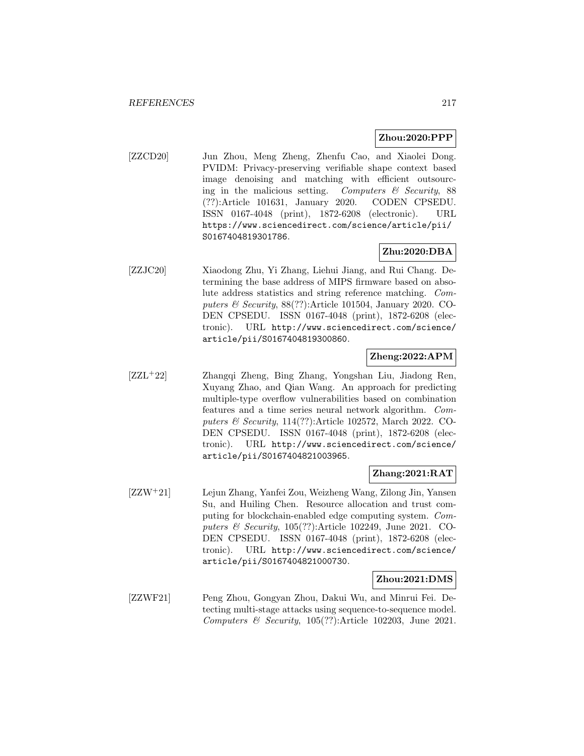**Zhou:2020:PPP**

[ZZCD20] Jun Zhou, Meng Zheng, Zhenfu Cao, and Xiaolei Dong. PVIDM: Privacy-preserving verifiable shape context based image denoising and matching with efficient outsourcing in the malicious setting. *Computers & Security*, 88 (??):Article 101631, January 2020. CODEN CPSEDU. ISSN 0167-4048 (print), 1872-6208 (electronic). URL https://www.sciencedirect.com/science/article/pii/S0167404819301786.

**Zhu:2020:DBA**

[ZZJC20] Xiaodong Zhu, Yi Zhang, Liehui Jiang, and Rui Chang. Determining the base address of MIPS firmware based on absolute address statistics and string reference matching. *Computers & Security*, 88(??):Article 101504, January 2020. CODEN CPSEDU. ISSN 0167-4048 (print), 1872-6208 (electronic). URL http://www.sciencedirect.com/science/article/pii/S0167404819300860.

**Zheng:2022:APM**

[ZZL+22] Zhangqi Zheng, Bing Zhang, Yongshan Liu, Jiadong Ren, Xuyang Zhao, and Qian Wang. An approach for predicting multiple-type overflow vulnerabilities based on combination features and a time series neural network algorithm. *Computers & Security*, 114(??):Article 102572, March 2022. CODEN CPSEDU. ISSN 0167-4048 (print), 1872-6208 (electronic). URL http://www.sciencedirect.com/science/article/pii/S0167404821003965.

**Zhang:2021:RAT**

[ZZW+21] Lejun Zhang, Yanfei Zou, Weizheng Wang, Zilong Jin, Yansen Su, and Huiling Chen. Resource allocation and trust computing for blockchain-enabled edge computing system. *Computers & Security*, 105(??):Article 102249, June 2021. CODEN CPSEDU. ISSN 0167-4048 (print), 1872-6208 (electronic). URL http://www.sciencedirect.com/science/article/pii/S0167404821000730.

**Zhou:2021:DMS**

[ZZWF21] Peng Zhou, Gongyan Zhou, Dakui Wu, and Minrui Fei. Detecting multi-stage attacks using sequence-to-sequence model. *Computers & Security*, 105(??):Article 102203, June 2021.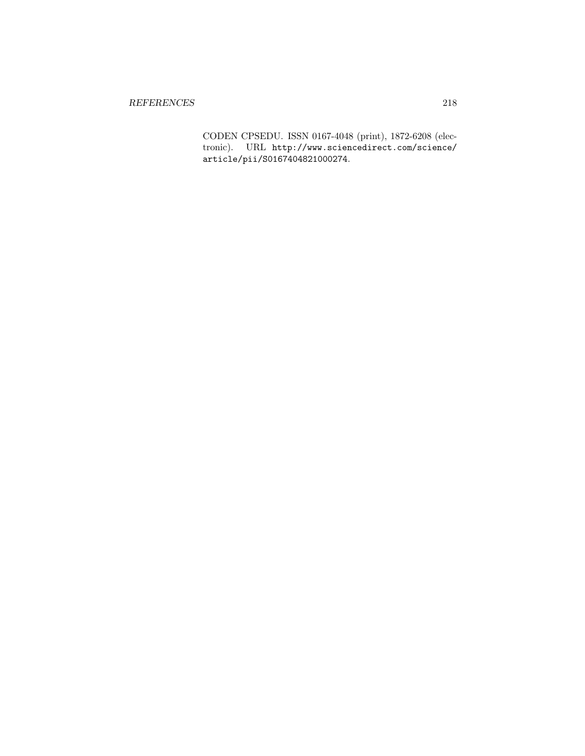CODEN CPSEDU. ISSN 0167-4048 (print), 1872-6208 (electronic). URL http://www.sciencedirect.com/science/article/pii/S0167404821000274.